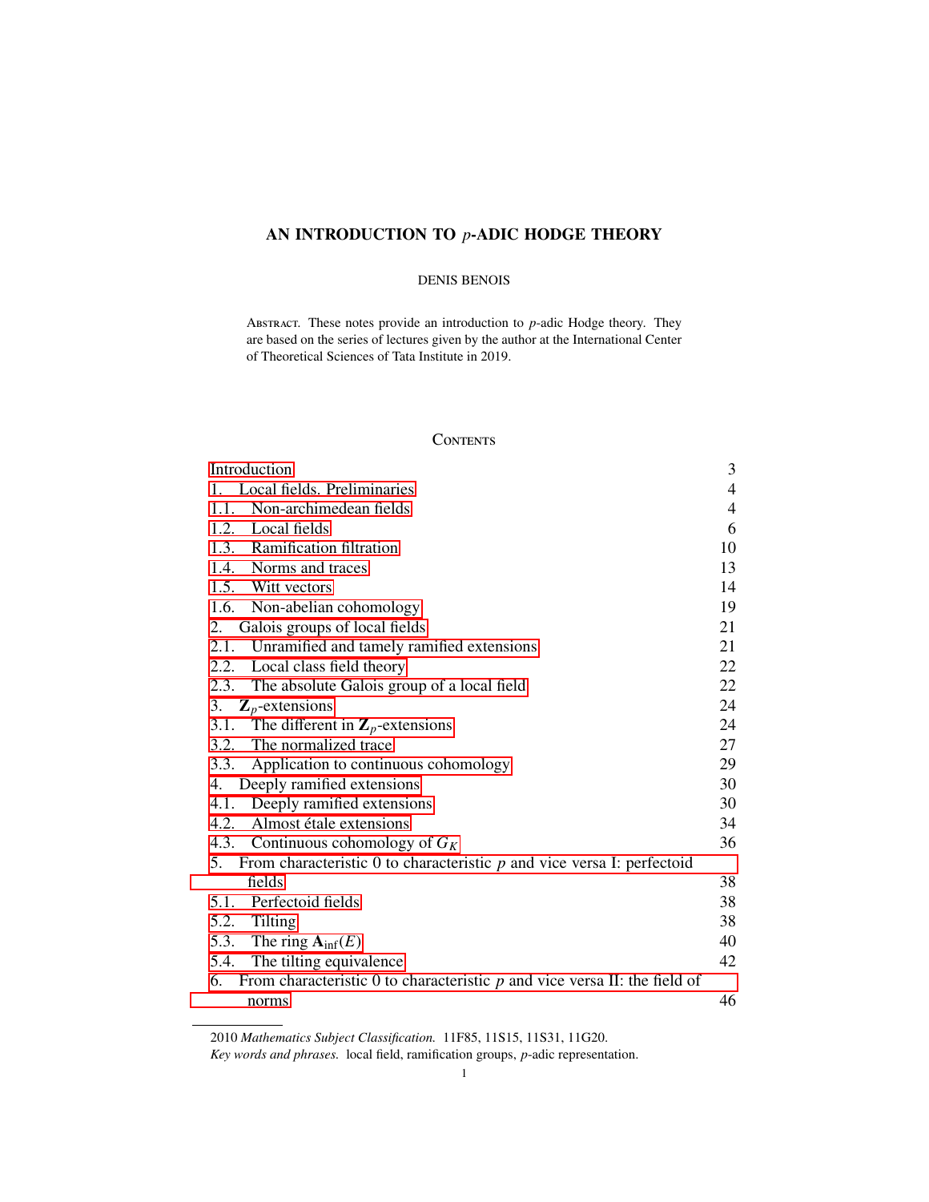# AN INTRODUCTION TO $p$-ADIC HODGE THEORY

DENIS BENOIS

Abstract. These notes provide an introduction to $p$-adic Hodge theory. They are based on the series of lectures given by the author at the International Center of Theoretical Sciences of Tata Institute in 2019.

## Contents

| | |
|---|---|
| Introduction | 3 |
| 1. Local fields. Preliminaries | 4 |
| 1.1. Non-archimedean fields | 4 |
| 1.2. Local fields | 6 |
| 1.3. Ramification filtration | 10 |
| 1.4. Norms and traces | 13 |
| 1.5. Witt vectors | 14 |
| 1.6. Non-abelian cohomology | 19 |
| 2. Galois groups of local fields | 21 |
| 2.1. Unramified and tamely ramified extensions | 21 |
| 2.2. Local class field theory | 22 |
| 2.3. The absolute Galois group of a local field | 22 |
| 3. $\mathbf{Z}_p$-extensions | 24 |
| 3.1. The different in $\mathbf{Z}_p$-extensions | 24 |
| 3.2. The normalized trace | 27 |
| 3.3. Application to continuous cohomology | 29 |
| 4. Deeply ramified extensions | 30 |
| 4.1. Deeply ramified extensions | 30 |
| 4.2. Almost étale extensions | 34 |
| 4.3. Continuous cohomology of $G_K$ | 36 |
| 5. From characteristic 0 to characteristic $p$ and vice versa I: perfectoid fields | 38 |
| 5.1. Perfectoid fields | 38 |
| 5.2. Tilting | 38 |
| 5.3. The ring $\mathbf{A}_{\mathrm{inf}}(E)$ | 40 |
| 5.4. The tilting equivalence | 42 |
| 6. From characteristic 0 to characteristic $p$ and vice versa II: the field of norms | 46 |

2010 *Mathematics Subject Classification.* 11F85, 11S15, 11S31, 11G20.

*Key words and phrases.* local field, ramification groups, $p$-adic representation.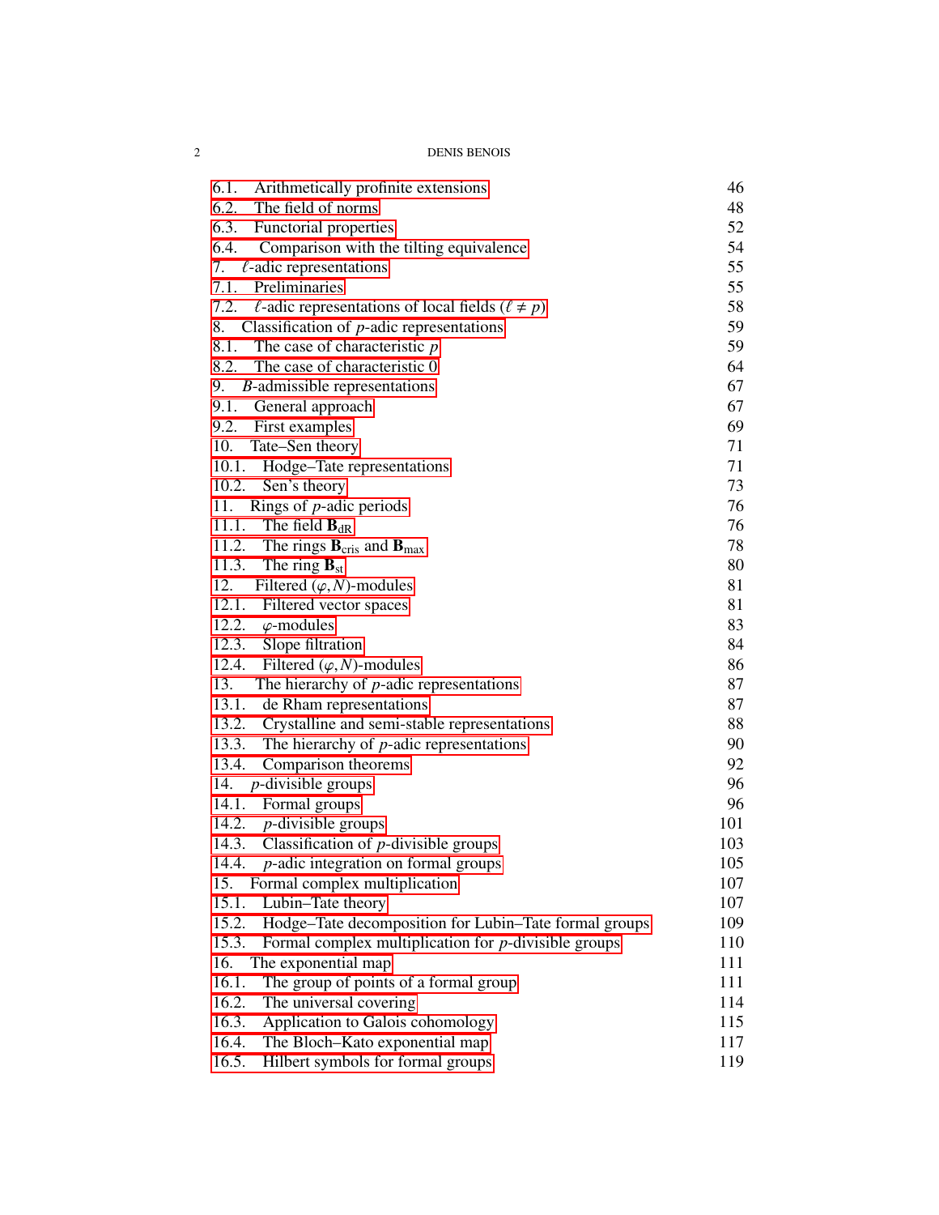6.1. Arithmetically profinite extensions 46
6.2. The field of norms 48
6.3. Functorial properties 52
6.4. Comparison with the tilting equivalence 54
7. $\ell$-adic representations 55
7.1. Preliminaries 55
7.2. $\ell$-adic representations of local fields ($\ell \neq p$) 58
8. Classification of $p$-adic representations 59
8.1. The case of characteristic $p$ 59
8.2. The case of characteristic 0 64
9. $B$-admissible representations 67
9.1. General approach 67
9.2. First examples 69
10. Tate–Sen theory 71
10.1. Hodge–Tate representations 71
10.2. Sen's theory 73
11. Rings of $p$-adic periods 76
11.1. The field $\mathbf{B}_{\mathrm{dR}}$ 76
11.2. The rings $\mathbf{B}_{\mathrm{cris}}$ and $\mathbf{B}_{\mathrm{max}}$ 78
11.3. The ring $\mathbf{B}_{\mathrm{st}}$ 80
12. Filtered $(\varphi, N)$-modules 81
12.1. Filtered vector spaces 81
12.2. $\varphi$-modules 83
12.3. Slope filtration 84
12.4. Filtered $(\varphi, N)$-modules 86
13. The hierarchy of $p$-adic representations 87
13.1. de Rham representations 87
13.2. Crystalline and semi-stable representations 88
13.3. The hierarchy of $p$-adic representations 90
13.4. Comparison theorems 92
14. $p$-divisible groups 96
14.1. Formal groups 96
14.2. $p$-divisible groups 101
14.3. Classification of $p$-divisible groups 103
14.4. $p$-adic integration on formal groups 105
15. Formal complex multiplication 107
15.1. Lubin–Tate theory 107
15.2. Hodge–Tate decomposition for Lubin–Tate formal groups 109
15.3. Formal complex multiplication for $p$-divisible groups 110
16. The exponential map 111
16.1. The group of points of a formal group 111
16.2. The universal covering 114
16.3. Application to Galois cohomology 115
16.4. The Bloch–Kato exponential map 117
16.5. Hilbert symbols for formal groups 119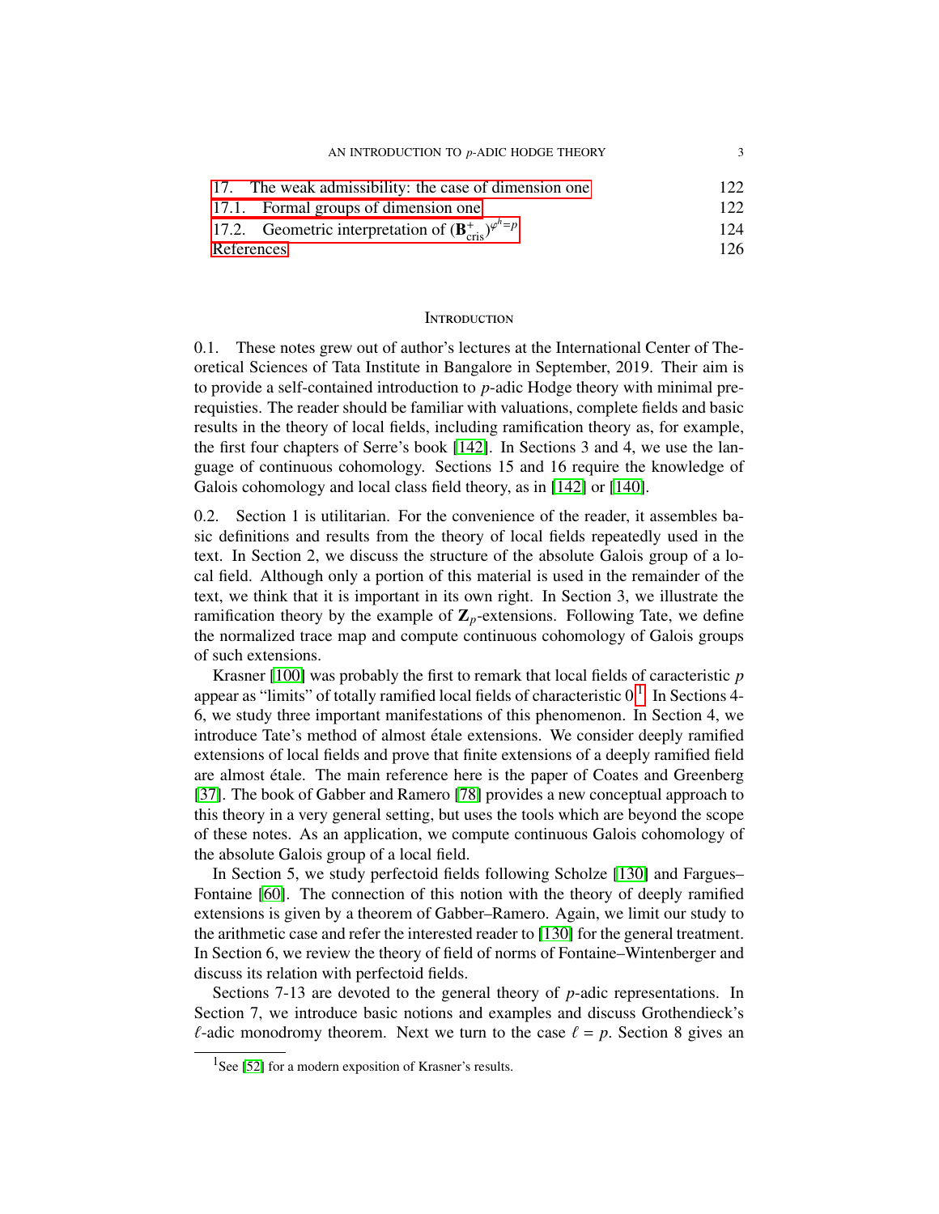| | |
|---|---|
| 17. The weak admissibility: the case of dimension one | 122 |
| 17.1. Formal groups of dimension one | 122 |
| 17.2. Geometric interpretation of $(\mathbf{B}^+_{\mathrm{cris}})^{\varphi^h=p}$ | 124 |
| References | 126 |

## Introduction

0.1. These notes grew out of author's lectures at the International Center of Theoretical Sciences of Tata Institute in Bangalore in September, 2019. Their aim is to provide a self-contained introduction to $p$-adic Hodge theory with minimal prerequisties. The reader should be familiar with valuations, complete fields and basic results in the theory of local fields, including ramification theory as, for example, the first four chapters of Serre's book [142]. In Sections 3 and 4, we use the language of continuous cohomology. Sections 15 and 16 require the knowledge of Galois cohomology and local class field theory, as in [142] or [140].

0.2. Section 1 is utilitarian. For the convenience of the reader, it assembles basic definitions and results from the theory of local fields repeatedly used in the text. In Section 2, we discuss the structure of the absolute Galois group of a local field. Although only a portion of this material is used in the remainder of the text, we think that it is important in its own right. In Section 3, we illustrate the ramification theory by the example of $\mathbf{Z}_p$-extensions. Following Tate, we define the normalized trace map and compute continuous cohomology of Galois groups of such extensions.

Krasner [100] was probably the first to remark that local fields of caracteristic $p$ appear as "limits" of totally ramified local fields of characteristic 0 [1]. In Sections 4-6, we study three important manifestations of this phenomenon. In Section 4, we introduce Tate's method of almost étale extensions. We consider deeply ramified extensions of local fields and prove that finite extensions of a deeply ramified field are almost étale. The main reference here is the paper of Coates and Greenberg [37]. The book of Gabber and Ramero [78] provides a new conceptual approach to this theory in a very general setting, but uses the tools which are beyond the scope of these notes. As an application, we compute continuous Galois cohomology of the absolute Galois group of a local field.

In Section 5, we study perfectoid fields following Scholze [130] and Fargues–Fontaine [60]. The connection of this notion with the theory of deeply ramified extensions is given by a theorem of Gabber–Ramero. Again, we limit our study to the arithmetic case and refer the interested reader to [130] for the general treatment. In Section 6, we review the theory of field of norms of Fontaine–Wintenberger and discuss its relation with perfectoid fields.

Sections 7-13 are devoted to the general theory of $p$-adic representations. In Section 7, we introduce basic notions and examples and discuss Grothendieck's $\ell$-adic monodromy theorem. Next we turn to the case $\ell = p$. Section 8 gives an

[1] See [52] for a modern exposition of Krasner's results.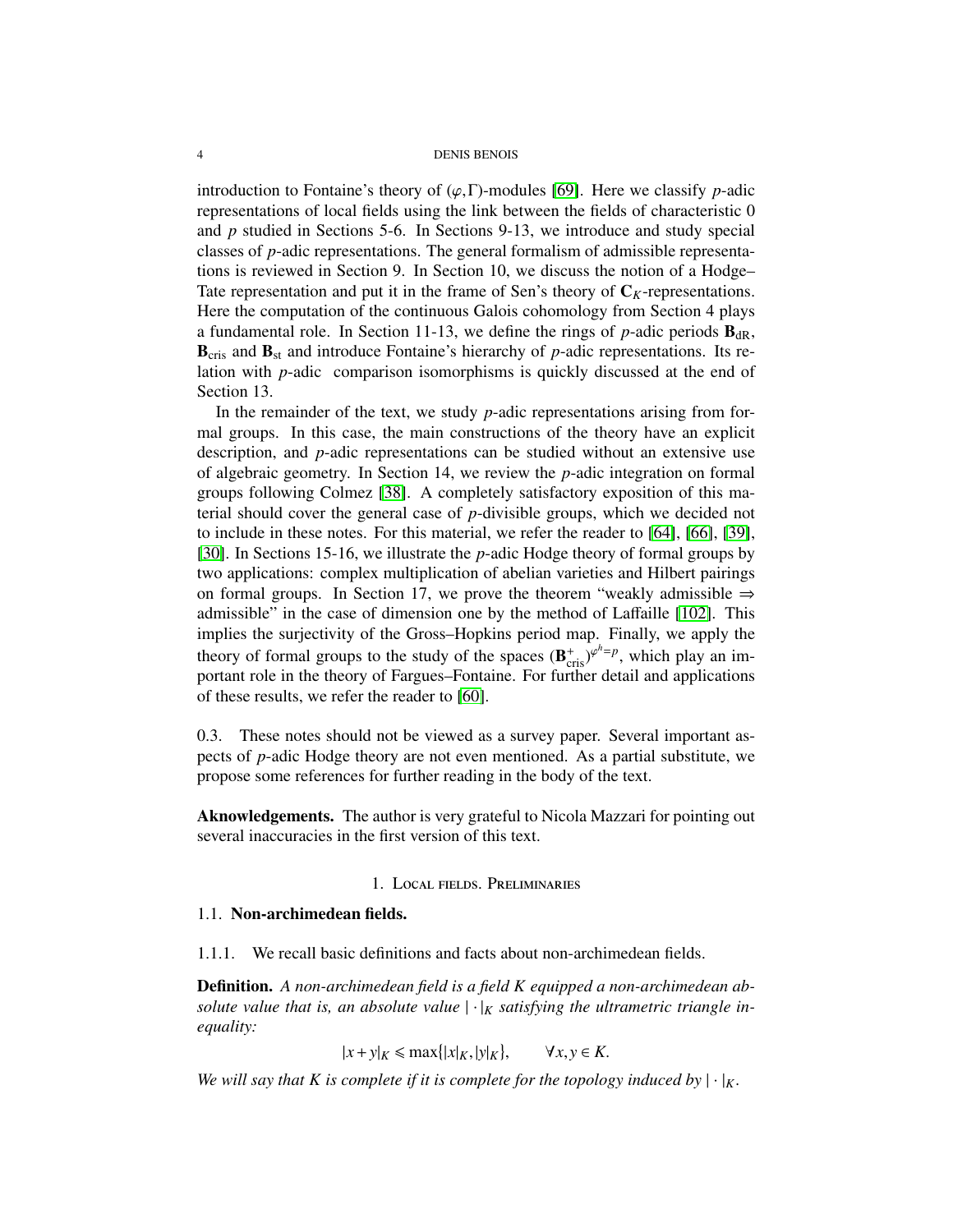introduction to Fontaine's theory of $(\varphi,\Gamma)$-modules [69]. Here we classify $p$-adic representations of local fields using the link between the fields of characteristic 0 and $p$ studied in Sections 5-6. In Sections 9-13, we introduce and study special classes of $p$-adic representations. The general formalism of admissible representations is reviewed in Section 9. In Section 10, we discuss the notion of a Hodge–Tate representation and put it in the frame of Sen's theory of $\mathbf{C}_K$-representations. Here the computation of the continuous Galois cohomology from Section 4 plays a fundamental role. In Section 11-13, we define the rings of $p$-adic periods $\mathbf{B}_{\mathrm{dR}}$, $\mathbf{B}_{\mathrm{cris}}$ and $\mathbf{B}_{\mathrm{st}}$ and introduce Fontaine's hierarchy of $p$-adic representations. Its relation with $p$-adic comparison isomorphisms is quickly discussed at the end of Section 13.

In the remainder of the text, we study $p$-adic representations arising from formal groups. In this case, the main constructions of the theory have an explicit description, and $p$-adic representations can be studied without an extensive use of algebraic geometry. In Section 14, we review the $p$-adic integration on formal groups following Colmez [38]. A completely satisfactory exposition of this material should cover the general case of $p$-divisible groups, which we decided not to include in these notes. For this material, we refer the reader to [64], [66], [39], [30]. In Sections 15-16, we illustrate the $p$-adic Hodge theory of formal groups by two applications: complex multiplication of abelian varieties and Hilbert pairings on formal groups. In Section 17, we prove the theorem "weakly admissible $\Rightarrow$ admissible" in the case of dimension one by the method of Laffaille [102]. This implies the surjectivity of the Gross–Hopkins period map. Finally, we apply the theory of formal groups to the study of the spaces $(\mathbf{B}^+_{\mathrm{cris}})^{\varphi^h=p}$, which play an important role in the theory of Fargues–Fontaine. For further detail and applications of these results, we refer the reader to [60].

0.3. These notes should not be viewed as a survey paper. Several important aspects of $p$-adic Hodge theory are not even mentioned. As a partial substitute, we propose some references for further reading in the body of the text.

**Aknowledgements.** The author is very grateful to Nicola Mazzari for pointing out several inaccuracies in the first version of this text.

## 1. Local fields. Preliminaries

### 1.1. Non-archimedean fields.

1.1.1. We recall basic definitions and facts about non-archimedean fields.

**Definition.** *A non-archimedean field is a field $K$ equipped a non-archimedean absolute value that is, an absolute value $|\cdot|_K$ satisfying the ultrametric triangle inequality:*

$$|x+y|_K \leqslant \max\{|x|_K, |y|_K\}, \qquad \forall x,y \in K.$$

*We will say that $K$ is complete if it is complete for the topology induced by $|\cdot|_K$.*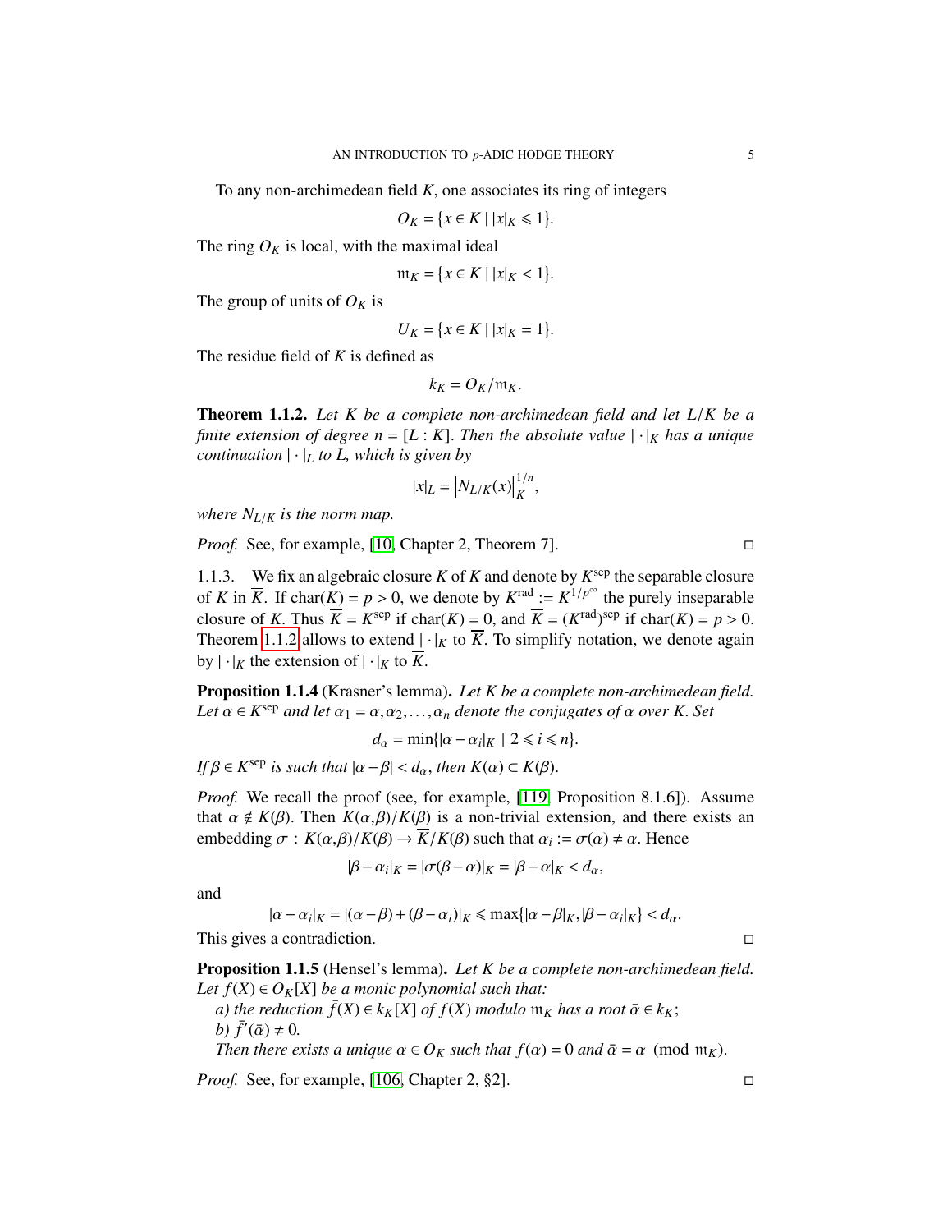To any non-archimedean field $K$, one associates its ring of integers

$$O_K = \{x \in K \mid |x|_K \leqslant 1\}.$$

The ring $O_K$ is local, with the maximal ideal

$$\mathfrak{m}_K = \{x \in K \mid |x|_K < 1\}.$$

The group of units of $O_K$ is

$$U_K = \{x \in K \mid |x|_K = 1\}.$$

The residue field of $K$ is defined as

$$k_K = O_K/\mathfrak{m}_K.$$

**Theorem 1.1.2.** *Let $K$ be a complete non-archimedean field and let $L/K$ be a finite extension of degree $n = [L : K]$. Then the absolute value $|\cdot|_K$ has a unique continuation $|\cdot|_L$ to $L$, which is given by*

$$|x|_L = \left|N_{L/K}(x)\right|_K^{1/n},$$

*where $N_{L/K}$ is the norm map.*

*Proof.* See, for example, [10, Chapter 2, Theorem 7]. □

1.1.3. We fix an algebraic closure $\overline{K}$ of $K$ and denote by $K^{\mathrm{sep}}$ the separable closure of $K$ in $\overline{K}$. If $\mathrm{char}(K) = p > 0$, we denote by $K^{\mathrm{rad}} := K^{1/p^\infty}$ the purely inseparable closure of $K$. Thus $\overline{K} = K^{\mathrm{sep}}$ if $\mathrm{char}(K) = 0$, and $\overline{K} = (K^{\mathrm{rad}})^{\mathrm{sep}}$ if $\mathrm{char}(K) = p > 0$. Theorem 1.1.2 allows to extend $|\cdot|_K$ to $\overline{K}$. To simplify notation, we denote again by $|\cdot|_K$ the extension of $|\cdot|_K$ to $\overline{K}$.

**Proposition 1.1.4** (Krasner's lemma)**.** *Let $K$ be a complete non-archimedean field. Let $\alpha \in K^{\mathrm{sep}}$ and let $\alpha_1 = \alpha, \alpha_2, \dots, \alpha_n$ denote the conjugates of $\alpha$ over $K$. Set*

$$d_\alpha = \min\{|\alpha - \alpha_i|_K \mid 2 \leqslant i \leqslant n\}.$$

*If $\beta \in K^{\mathrm{sep}}$ is such that $|\alpha - \beta| < d_\alpha$, then $K(\alpha) \subset K(\beta)$.*

*Proof.* We recall the proof (see, for example, [119, Proposition 8.1.6]). Assume that $\alpha \notin K(\beta)$. Then $K(\alpha,\beta)/K(\beta)$ is a non-trivial extension, and there exists an embedding $\sigma : K(\alpha,\beta)/K(\beta) \to \overline{K}/K(\beta)$ such that $\alpha_i := \sigma(\alpha) \neq \alpha$. Hence

$$|\beta - \alpha_i|_K = |\sigma(\beta - \alpha)|_K = |\beta - \alpha|_K < d_\alpha,$$

and

$$|\alpha - \alpha_i|_K = |(\alpha - \beta) + (\beta - \alpha_i)|_K \leqslant \max\{|\alpha - \beta|_K, |\beta - \alpha_i|_K\} < d_\alpha.$$

This gives a contradiction. □

**Proposition 1.1.5** (Hensel's lemma)**.** *Let $K$ be a complete non-archimedean field. Let $f(X) \in O_K[X]$ be a monic polynomial such that:*

*a) the reduction $\bar{f}(X) \in k_K[X]$ of $f(X)$ modulo $\mathfrak{m}_K$ has a root $\bar{\alpha} \in k_K$;*

*b) $\bar{f}'(\bar{\alpha}) \neq 0$.*

*Then there exists a unique $\alpha \in O_K$ such that $f(\alpha) = 0$ and $\bar{\alpha} = \alpha \pmod{\mathfrak{m}_K}$.*

*Proof.* See, for example, [106, Chapter 2, §2]. □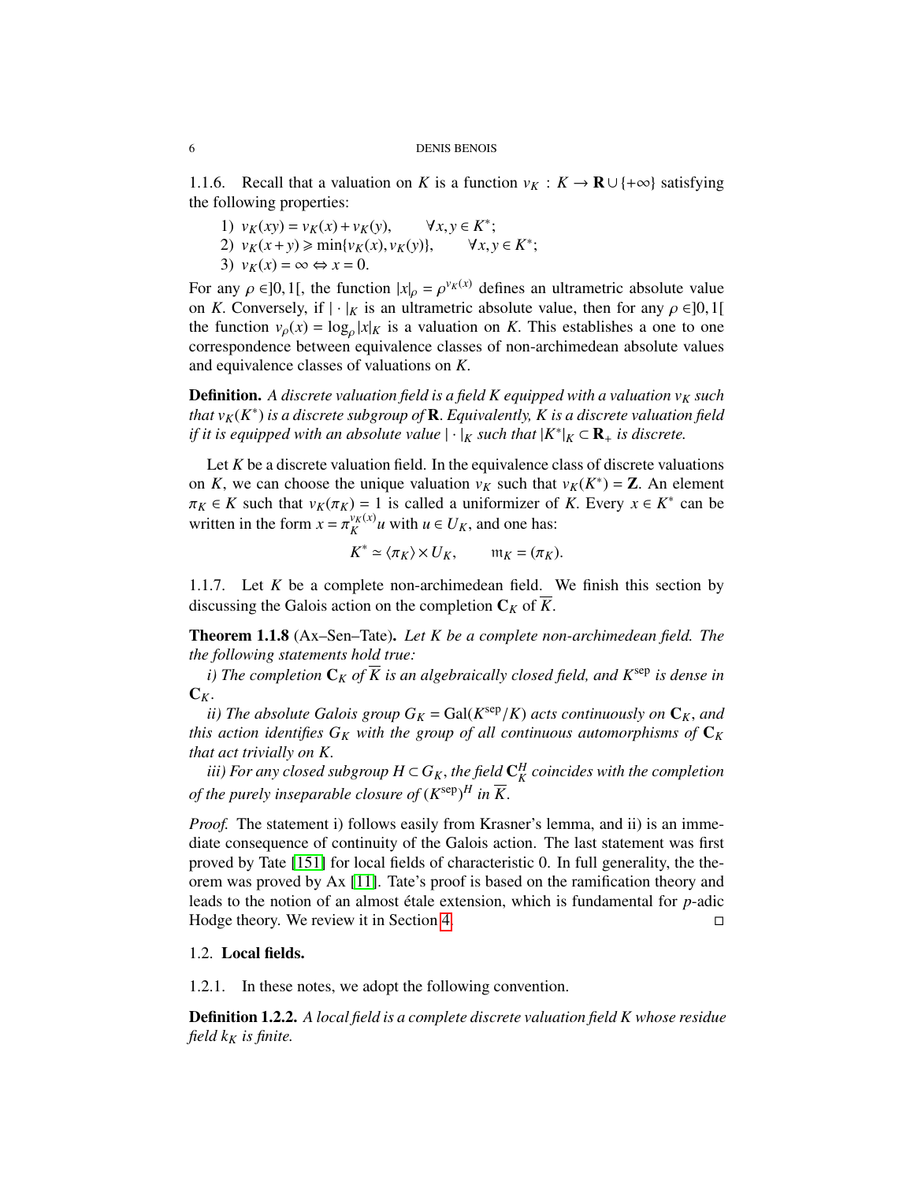1.1.6. Recall that a valuation on $K$ is a function $v_K : K \to \mathbf{R} \cup \{+\infty\}$ satisfying the following properties:

1) $v_K(xy) = v_K(x) + v_K(y), \qquad \forall x, y \in K^*$;
2) $v_K(x+y) \geqslant \min\{v_K(x), v_K(y)\}, \qquad \forall x, y \in K^*$;
3) $v_K(x) = \infty \Leftrightarrow x = 0$.

For any $\rho \in ]0,1[$, the function $|x|_\rho = \rho^{v_K(x)}$ defines an ultrametric absolute value on $K$. Conversely, if $|\cdot|_K$ is an ultrametric absolute value, then for any $\rho \in ]0,1[$ the function $v_\rho(x) = \log_\rho |x|_K$ is a valuation on $K$. This establishes a one to one correspondence between equivalence classes of non-archimedean absolute values and equivalence classes of valuations on $K$.

**Definition.** *A discrete valuation field is a field $K$ equipped with a valuation $v_K$ such that $v_K(K^*)$ is a discrete subgroup of $\mathbf{R}$. Equivalently, $K$ is a discrete valuation field if it is equipped with an absolute value $|\cdot|_K$ such that $|K^*|_K \subset \mathbf{R}_+$ is discrete.*

Let $K$ be a discrete valuation field. In the equivalence class of discrete valuations on $K$, we can choose the unique valuation $v_K$ such that $v_K(K^*) = \mathbf{Z}$. An element $\pi_K \in K$ such that $v_K(\pi_K) = 1$ is called a uniformizer of $K$. Every $x \in K^*$ can be written in the form $x = \pi_K^{v_K(x)} u$ with $u \in U_K$, and one has:

$$K^* \simeq \langle \pi_K \rangle \times U_K, \qquad \mathfrak{m}_K = (\pi_K).$$

1.1.7. Let $K$ be a complete non-archimedean field. We finish this section by discussing the Galois action on the completion $\mathbf{C}_K$ of $\overline{K}$.

**Theorem 1.1.8** (Ax–Sen–Tate). *Let $K$ be a complete non-archimedean field. The the following statements hold true:*

*i) The completion $\mathbf{C}_K$ of $\overline{K}$ is an algebraically closed field, and $K^{\mathrm{sep}}$ is dense in $\mathbf{C}_K$.*

*ii) The absolute Galois group $G_K = \mathrm{Gal}(K^{\mathrm{sep}}/K)$ acts continuously on $\mathbf{C}_K$, and this action identifies $G_K$ with the group of all continuous automorphisms of $\mathbf{C}_K$ that act trivially on $K$.*

*iii) For any closed subgroup $H \subset G_K$, the field $\mathbf{C}_K^H$ coincides with the completion of the purely inseparable closure of $(K^{\mathrm{sep}})^H$ in $\overline{K}$.*

*Proof.* The statement i) follows easily from Krasner's lemma, and ii) is an immediate consequence of continuity of the Galois action. The last statement was first proved by Tate [151] for local fields of characteristic 0. In full generality, the theorem was proved by Ax [11]. Tate's proof is based on the ramification theory and leads to the notion of an almost étale extension, which is fundamental for $p$-adic Hodge theory. We review it in Section 4. $\square$

## 1.2. Local fields.

1.2.1. In these notes, we adopt the following convention.

**Definition 1.2.2.** *A local field is a complete discrete valuation field $K$ whose residue field $k_K$ is finite.*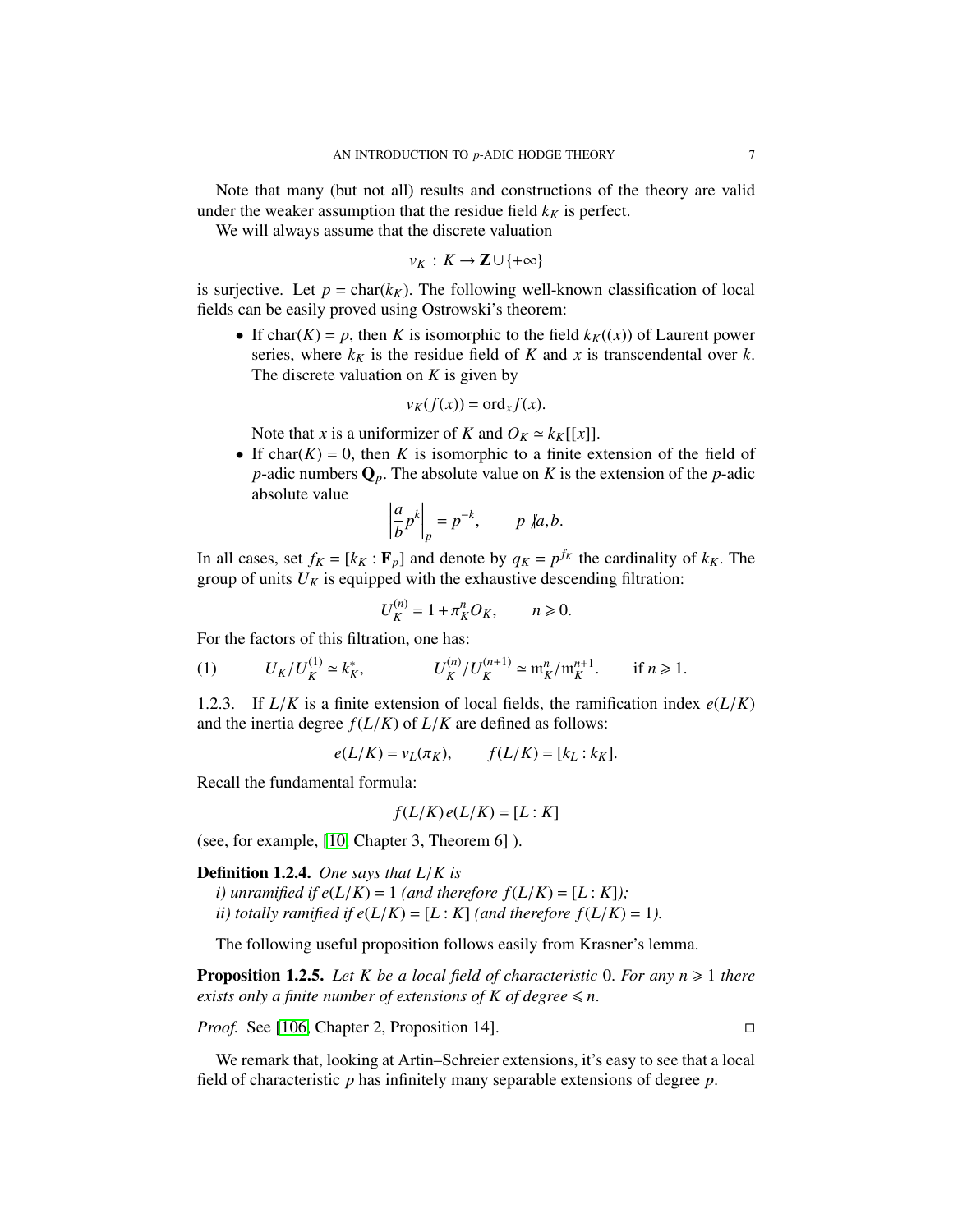Note that many (but not all) results and constructions of the theory are valid under the weaker assumption that the residue field $k_K$ is perfect.

We will always assume that the discrete valuation

$$v_K : K \to \mathbf{Z} \cup \{+\infty\}$$

is surjective. Let $p = \mathrm{char}(k_K)$. The following well-known classification of local fields can be easily proved using Ostrowski's theorem:

- If $\mathrm{char}(K) = p$, then $K$ is isomorphic to the field $k_K((x))$ of Laurent power series, where $k_K$ is the residue field of $K$ and $x$ is transcendental over $k$. The discrete valuation on $K$ is given by

  $$v_K(f(x)) = \mathrm{ord}_x f(x).$$

  Note that $x$ is a uniformizer of $K$ and $O_K \simeq k_K[[x]]$.
- If $\mathrm{char}(K) = 0$, then $K$ is isomorphic to a finite extension of the field of $p$-adic numbers $\mathbf{Q}_p$. The absolute value on $K$ is the extension of the $p$-adic absolute value

  $$\left| \frac{a}{b} p^k \right|_p = p^{-k}, \qquad p \nmid a, b.$$

In all cases, set $f_K = [k_K : \mathbf{F}_p]$ and denote by $q_K = p^{f_K}$ the cardinality of $k_K$. The group of units $U_K$ is equipped with the exhaustive descending filtration:

$$U_K^{(n)} = 1 + \pi_K^n O_K, \qquad n \geqslant 0.$$

For the factors of this filtration, one has:

$$(1) \qquad U_K/U_K^{(1)} \simeq k_K^*, \qquad U_K^{(n)}/U_K^{(n+1)} \simeq \mathfrak{m}_K^n/\mathfrak{m}_K^{n+1}. \qquad \text{if } n \geqslant 1.$$

1.2.3. If $L/K$ is a finite extension of local fields, the ramification index $e(L/K)$ and the inertia degree $f(L/K)$ of $L/K$ are defined as follows:

$$e(L/K) = v_L(\pi_K), \qquad f(L/K) = [k_L : k_K].$$

Recall the fundamental formula:

$$f(L/K)\, e(L/K) = [L : K]$$

(see, for example, [10, Chapter 3, Theorem 6] ).

**Definition 1.2.4.** *One says that $L/K$ is*
*i) unramified if $e(L/K) = 1$ (and therefore $f(L/K) = [L : K]$);*
*ii) totally ramified if $e(L/K) = [L : K]$ (and therefore $f(L/K) = 1$).*

The following useful proposition follows easily from Krasner's lemma.

**Proposition 1.2.5.** *Let $K$ be a local field of characteristic 0. For any $n \geqslant 1$ there exists only a finite number of extensions of $K$ of degree $\leqslant n$.*

*Proof.* See [106, Chapter 2, Proposition 14]. □

We remark that, looking at Artin–Schreier extensions, it's easy to see that a local field of characteristic $p$ has infinitely many separable extensions of degree $p$.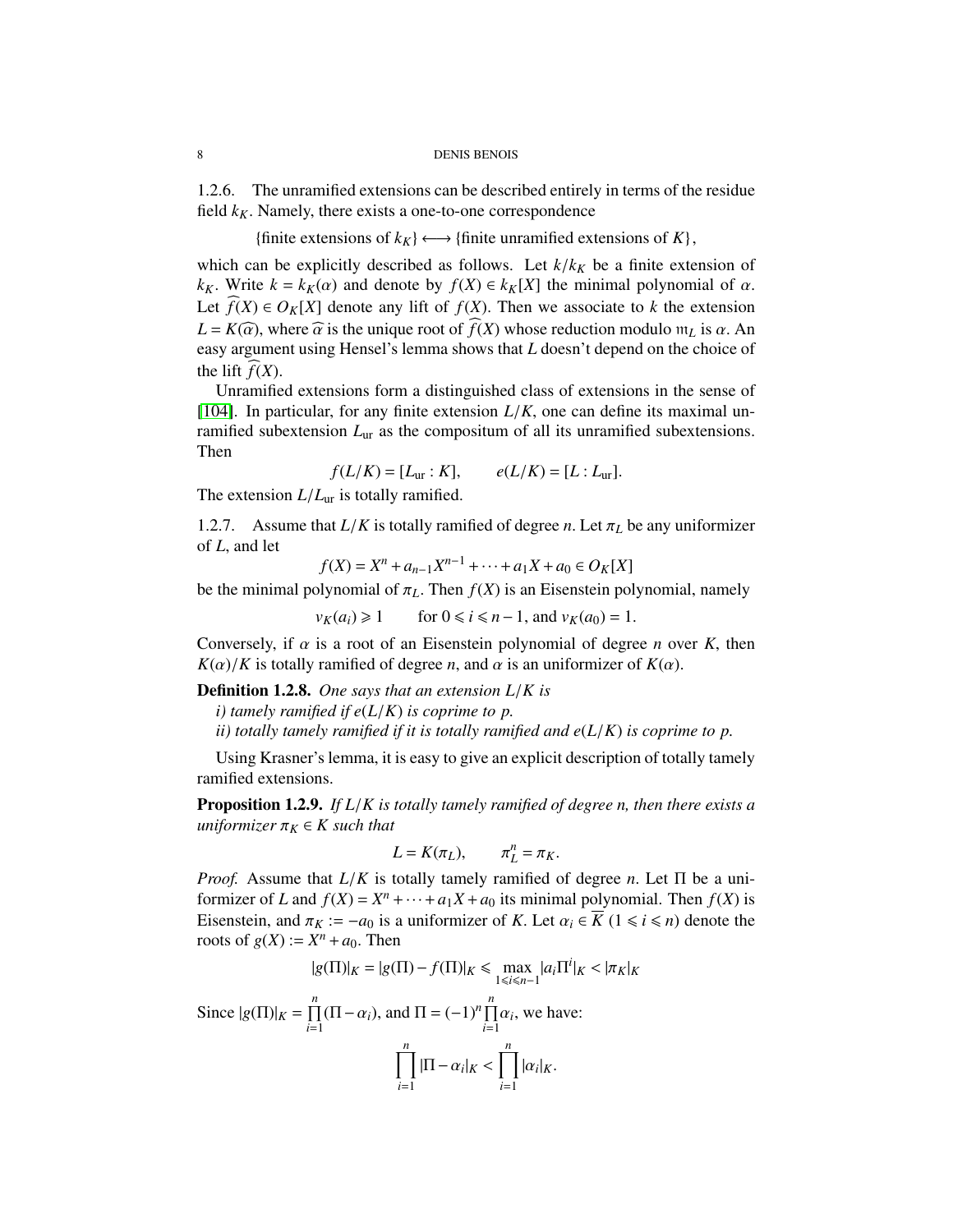1.2.6. The unramified extensions can be described entirely in terms of the residue field $k_K$. Namely, there exists a one-to-one correspondence

$$\{\text{finite extensions of } k_K\} \longleftrightarrow \{\text{finite unramified extensions of } K\},$$

which can be explicitly described as follows. Let $k/k_K$ be a finite extension of $k_K$. Write $k = k_K(\alpha)$ and denote by $f(X) \in k_K[X]$ the minimal polynomial of $\alpha$. Let $\widehat{f}(X) \in O_K[X]$ denote any lift of $f(X)$. Then we associate to $k$ the extension $L = K(\widehat{\alpha})$, where $\widehat{\alpha}$ is the unique root of $\widehat{f}(X)$ whose reduction modulo $\mathfrak{m}_L$ is $\alpha$. An easy argument using Hensel's lemma shows that $L$ doesn't depend on the choice of the lift $\widehat{f}(X)$.

Unramified extensions form a distinguished class of extensions in the sense of [104]. In particular, for any finite extension $L/K$, one can define its maximal unramified subextension $L_{\mathrm{ur}}$ as the compositum of all its unramified subextensions. Then

$$f(L/K) = [L_{\mathrm{ur}} : K], \qquad e(L/K) = [L : L_{\mathrm{ur}}].$$

The extension $L/L_{\mathrm{ur}}$ is totally ramified.

1.2.7. Assume that $L/K$ is totally ramified of degree $n$. Let $\pi_L$ be any uniformizer of $L$, and let

$$f(X) = X^n + a_{n-1}X^{n-1} + \cdots + a_1X + a_0 \in O_K[X]$$

be the minimal polynomial of $\pi_L$. Then $f(X)$ is an Eisenstein polynomial, namely

$$v_K(a_i) \geqslant 1 \qquad \text{for } 0 \leqslant i \leqslant n-1, \text{ and } v_K(a_0) = 1.$$

Conversely, if $\alpha$ is a root of an Eisenstein polynomial of degree $n$ over $K$, then $K(\alpha)/K$ is totally ramified of degree $n$, and $\alpha$ is an uniformizer of $K(\alpha)$.

**Definition 1.2.8.** *One says that an extension $L/K$ is*

*i) tamely ramified if $e(L/K)$ is coprime to $p$.*

*ii) totally tamely ramified if it is totally ramified and $e(L/K)$ is coprime to $p$.*

Using Krasner's lemma, it is easy to give an explicit description of totally tamely ramified extensions.

**Proposition 1.2.9.** *If $L/K$ is totally tamely ramified of degree n, then there exists a uniformizer $\pi_K \in K$ such that*

$$L = K(\pi_L), \qquad \pi_L^n = \pi_K.$$

*Proof.* Assume that $L/K$ is totally tamely ramified of degree $n$. Let $\Pi$ be a uniformizer of $L$ and $f(X) = X^n + \cdots + a_1X + a_0$ its minimal polynomial. Then $f(X)$ is Eisenstein, and $\pi_K := -a_0$ is a uniformizer of $K$. Let $\alpha_i \in \overline{K}$ $(1 \leqslant i \leqslant n)$ denote the roots of $g(X) := X^n + a_0$. Then

$$|g(\Pi)|_K = |g(\Pi) - f(\Pi)|_K \leqslant \max_{1 \leqslant i \leqslant n-1} |a_i \Pi^i|_K < |\pi_K|_K$$

Since $|g(\Pi)|_K = \prod_{i=1}^{n} (\Pi - \alpha_i)$, and $\Pi = (-1)^n \prod_{i=1}^{n} \alpha_i$, we have:

$$\prod_{i=1}^{n} |\Pi - \alpha_i|_K < \prod_{i=1}^{n} |\alpha_i|_K.$$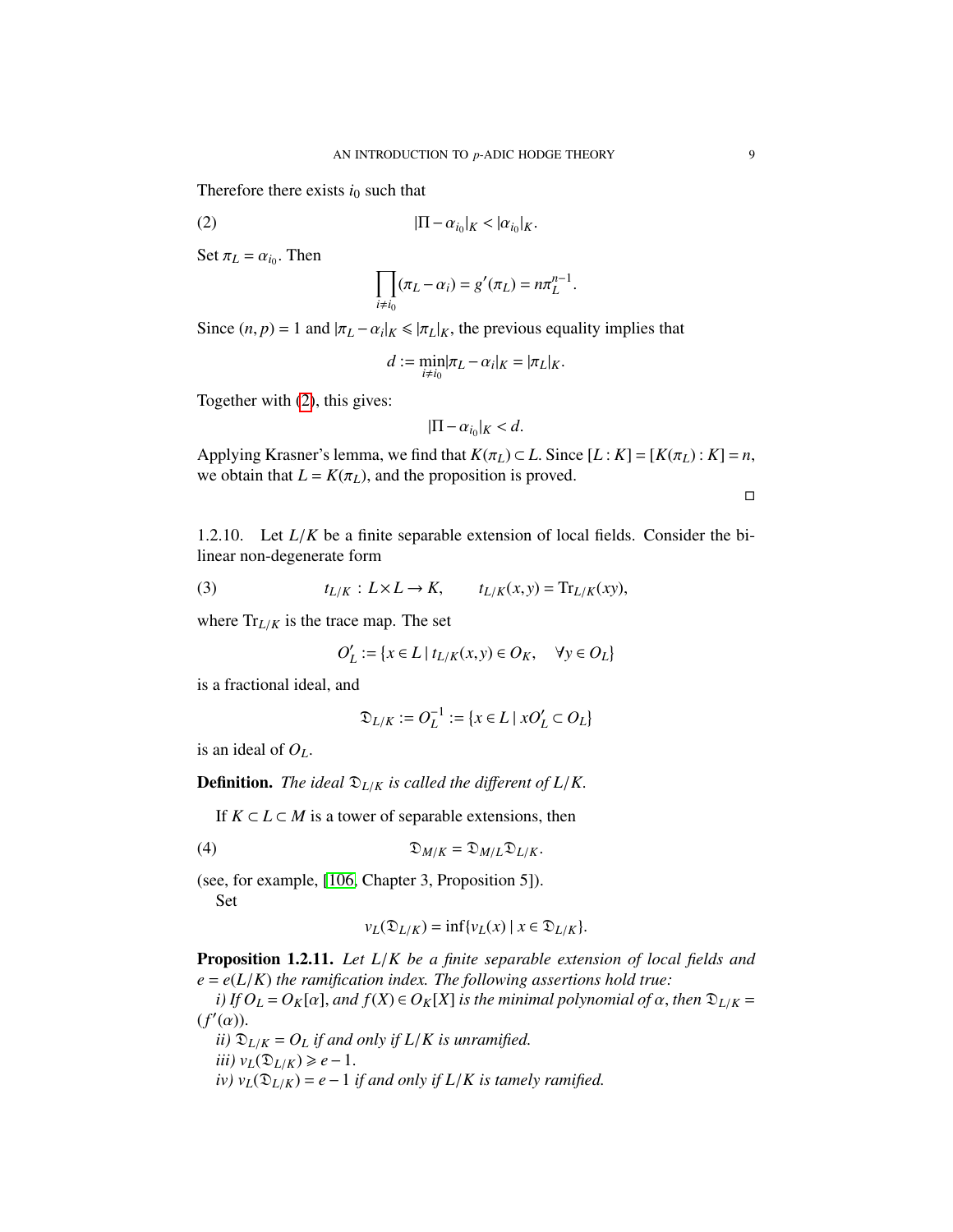Therefore there exists $i_0$ such that

$$|\Pi - \alpha_{i_0}|_K < |\alpha_{i_0}|_K. \tag{2}$$

Set $\pi_L = \alpha_{i_0}$. Then

$$\prod_{i \neq i_0} (\pi_L - \alpha_i) = g'(\pi_L) = n\pi_L^{n-1}.$$

Since $(n,p) = 1$ and $|\pi_L - \alpha_i|_K \leqslant |\pi_L|_K$, the previous equality implies that

$$d := \min_{i \neq i_0} |\pi_L - \alpha_i|_K = |\pi_L|_K.$$

Together with (2), this gives:

$$|\Pi - \alpha_{i_0}|_K < d.$$

Applying Krasner's lemma, we find that $K(\pi_L) \subset L$. Since $[L : K] = [K(\pi_L) : K] = n$, we obtain that $L = K(\pi_L)$, and the proposition is proved.

□

1.2.10. Let $L/K$ be a finite separable extension of local fields. Consider the bilinear non-degenerate form

$$t_{L/K} : L \times L \to K, \qquad t_{L/K}(x,y) = \mathrm{Tr}_{L/K}(xy), \tag{3}$$

where $\mathrm{Tr}_{L/K}$ is the trace map. The set

$$O_L' := \{x \in L \mid t_{L/K}(x,y) \in O_K, \quad \forall y \in O_L\}$$

is a fractional ideal, and

$$\mathfrak{D}_{L/K} := O_L^{-1} := \{x \in L \mid xO_L' \subset O_L\}$$

is an ideal of $O_L$.

**Definition.** *The ideal $\mathfrak{D}_{L/K}$ is called the different of $L/K$.*

If $K \subset L \subset M$ is a tower of separable extensions, then

$$\mathfrak{D}_{M/K} = \mathfrak{D}_{M/L}\mathfrak{D}_{L/K}. \tag{4}$$

(see, for example, [106, Chapter 3, Proposition 5]).

Set

$$v_L(\mathfrak{D}_{L/K}) = \inf\{v_L(x) \mid x \in \mathfrak{D}_{L/K}\}.$$

**Proposition 1.2.11.** *Let $L/K$ be a finite separable extension of local fields and $e = e(L/K)$ the ramification index. The following assertions hold true:*

*i) If $O_L = O_K[\alpha]$, and $f(X) \in O_K[X]$ is the minimal polynomial of $\alpha$, then $\mathfrak{D}_{L/K} = (f'(\alpha))$.*

*ii) $\mathfrak{D}_{L/K} = O_L$ if and only if $L/K$ is unramified.*

*iii) $v_L(\mathfrak{D}_{L/K}) \geqslant e - 1$.*

*iv) $v_L(\mathfrak{D}_{L/K}) = e - 1$ if and only if $L/K$ is tamely ramified.*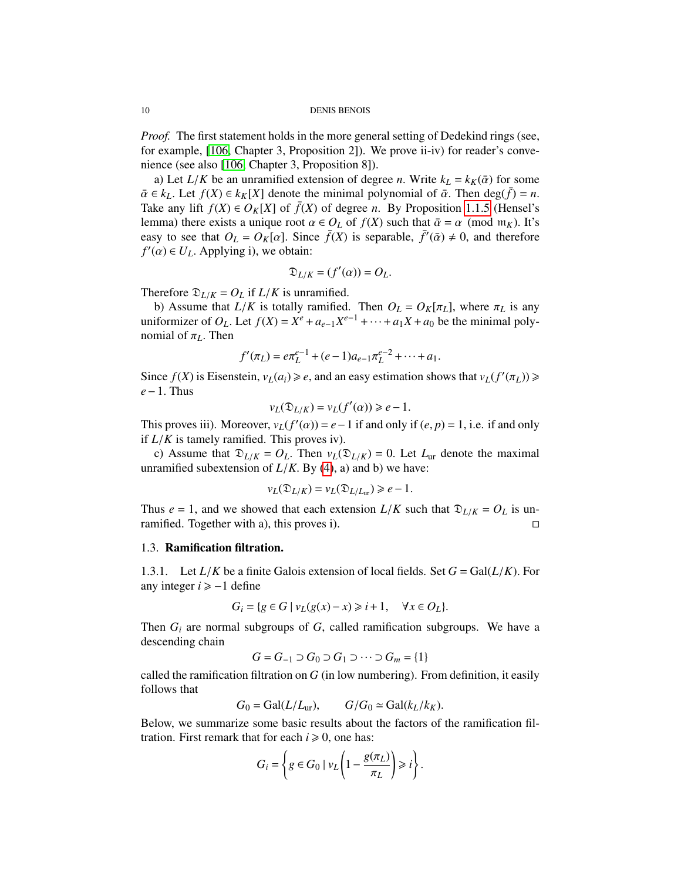*Proof.* The first statement holds in the more general setting of Dedekind rings (see, for example, [106, Chapter 3, Proposition 2]). We prove ii-iv) for reader's convenience (see also [106, Chapter 3, Proposition 8]).

a) Let $L/K$ be an unramified extension of degree $n$. Write $k_L = k_K(\bar{\alpha})$ for some $\bar{\alpha} \in k_L$. Let $f(X) \in k_K[X]$ denote the minimal polynomial of $\bar{\alpha}$. Then $\deg(\bar{f}) = n$. Take any lift $f(X) \in O_K[X]$ of $\bar{f}(X)$ of degree $n$. By Proposition 1.1.5 (Hensel's lemma) there exists a unique root $\alpha \in O_L$ of $f(X)$ such that $\bar{\alpha} = \alpha \pmod{\mathfrak{m}_K}$. It's easy to see that $O_L = O_K[\alpha]$. Since $\bar{f}(X)$ is separable, $\bar{f}'(\bar{\alpha}) \neq 0$, and therefore $f'(\alpha) \in U_L$. Applying i), we obtain:

$$\mathfrak{D}_{L/K} = (f'(\alpha)) = O_L.$$

Therefore $\mathfrak{D}_{L/K} = O_L$ if $L/K$ is unramified.

b) Assume that $L/K$ is totally ramified. Then $O_L = O_K[\pi_L]$, where $\pi_L$ is any uniformizer of $O_L$. Let $f(X) = X^e + a_{e-1}X^{e-1} + \cdots + a_1X + a_0$ be the minimal polynomial of $\pi_L$. Then

$$f'(\pi_L) = e\pi_L^{e-1} + (e-1)a_{e-1}\pi_L^{e-2} + \cdots + a_1.$$

Since $f(X)$ is Eisenstein, $v_L(a_i) \geqslant e$, and an easy estimation shows that $v_L(f'(\pi_L)) \geqslant e-1$. Thus

$$v_L(\mathfrak{D}_{L/K}) = v_L(f'(\alpha)) \geqslant e-1.$$

This proves iii). Moreover, $v_L(f'(\alpha)) = e-1$ if and only if $(e,p) = 1$, i.e. if and only if $L/K$ is tamely ramified. This proves iv).

c) Assume that $\mathfrak{D}_{L/K} = O_L$. Then $v_L(\mathfrak{D}_{L/K}) = 0$. Let $L_{\mathrm{ur}}$ denote the maximal unramified subextension of $L/K$. By (4), a) and b) we have:

$$v_L(\mathfrak{D}_{L/K}) = v_L(\mathfrak{D}_{L/L_{\mathrm{ur}}}) \geqslant e-1.$$

Thus $e = 1$, and we showed that each extension $L/K$ such that $\mathfrak{D}_{L/K} = O_L$ is unramified. Together with a), this proves i). □

### 1.3. **Ramification filtration.**

1.3.1. Let $L/K$ be a finite Galois extension of local fields. Set $G = \mathrm{Gal}(L/K)$. For any integer $i \geqslant -1$ define

$$G_i = \{g \in G \mid v_L(g(x) - x) \geqslant i+1, \quad \forall x \in O_L\}.$$

Then $G_i$ are normal subgroups of $G$, called ramification subgroups. We have a descending chain

$$G = G_{-1} \supset G_0 \supset G_1 \supset \cdots \supset G_m = \{1\}$$

called the ramification filtration on $G$ (in low numbering). From definition, it easily follows that

$$G_0 = \mathrm{Gal}(L/L_{\mathrm{ur}}), \qquad G/G_0 \simeq \mathrm{Gal}(k_L/k_K).$$

Below, we summarize some basic results about the factors of the ramification filtration. First remark that for each $i \geqslant 0$, one has:

$$G_i = \left\{ g \in G_0 \mid v_L\left(1 - \frac{g(\pi_L)}{\pi_L}\right) \geqslant i \right\}.$$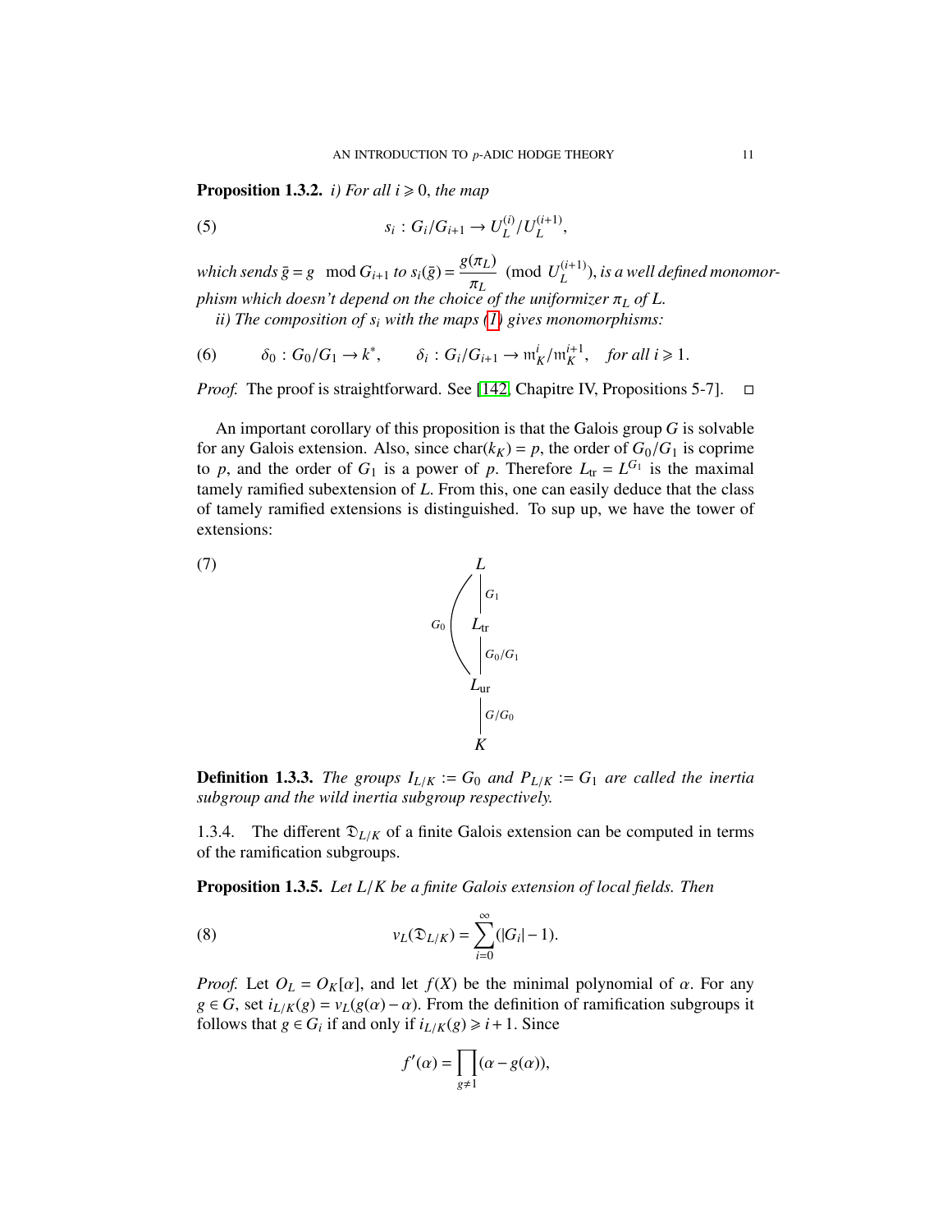**Proposition 1.3.2.** *i) For all $i \geqslant 0$, the map*

$$s_i : G_i/G_{i+1} \to U_L^{(i)}/U_L^{(i+1)}, \tag{5}$$

*which sends $\bar{g} = g \mod G_{i+1}$ to $s_i(\bar{g}) = \dfrac{g(\pi_L)}{\pi_L} \pmod{U_L^{(i+1)}}$, is a well defined monomorphism which doesn't depend on the choice of the uniformizer $\pi_L$ of $L$.*

*ii) The composition of $s_i$ with the maps (1) gives monomorphisms:*

$$\delta_0 : G_0/G_1 \to k^*, \qquad \delta_i : G_i/G_{i+1} \to \mathfrak{m}_K^i/\mathfrak{m}_K^{i+1}, \quad \text{for all } i \geqslant 1. \tag{6}$$

*Proof.* The proof is straightforward. See [142, Chapitre IV, Propositions 5-7]. $\square$

An important corollary of this proposition is that the Galois group $G$ is solvable for any Galois extension. Also, since $\mathrm{char}(k_K) = p$, the order of $G_0/G_1$ is coprime to $p$, and the order of $G_1$ is a power of $p$. Therefore $L_{\mathrm{tr}} = L^{G_1}$ is the maximal tamely ramified subextension of $L$. From this, one can easily deduce that the class of tamely ramified extensions is distinguished. To sup up, we have the tower of extensions:

$$\begin{array}{c} L \\ \big| \; G_1 \\ L_{\mathrm{tr}} \\ \big| \; G_0/G_1 \\ L_{\mathrm{ur}} \\ \big| \; G/G_0 \\ K \end{array} \qquad (G_0 : L/L_{\mathrm{ur}}) \tag{7}$$

**Definition 1.3.3.** *The groups $I_{L/K} := G_0$ and $P_{L/K} := G_1$ are called the inertia subgroup and the wild inertia subgroup respectively.*

1.3.4. The different $\mathfrak{D}_{L/K}$ of a finite Galois extension can be computed in terms of the ramification subgroups.

**Proposition 1.3.5.** *Let $L/K$ be a finite Galois extension of local fields. Then*

$$v_L(\mathfrak{D}_{L/K}) = \sum_{i=0}^{\infty}(|G_i| - 1). \tag{8}$$

*Proof.* Let $O_L = O_K[\alpha]$, and let $f(X)$ be the minimal polynomial of $\alpha$. For any $g \in G$, set $i_{L/K}(g) = v_L(g(\alpha) - \alpha)$. From the definition of ramification subgroups it follows that $g \in G_i$ if and only if $i_{L/K}(g) \geqslant i + 1$. Since

$$f'(\alpha) = \prod_{g \neq 1}(\alpha - g(\alpha)),$$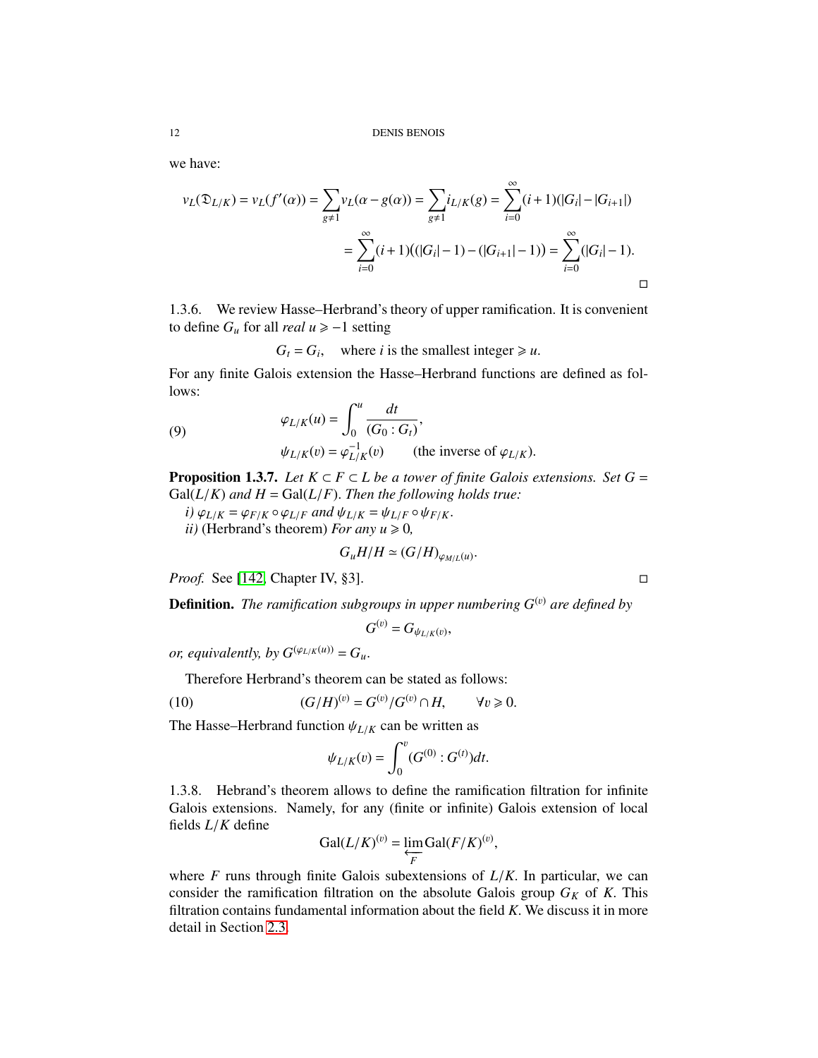we have:

$$v_L(\mathfrak{D}_{L/K}) = v_L(f'(\alpha)) = \sum_{g\neq 1} v_L(\alpha - g(\alpha)) = \sum_{g\neq 1} i_{L/K}(g) = \sum_{i=0}^{\infty}(i+1)(|G_i| - |G_{i+1}|)$$

$$= \sum_{i=0}^{\infty}(i+1)\big((|G_i|-1) - (|G_{i+1}|-1)\big) = \sum_{i=0}^{\infty}(|G_i|-1).$$

□

1.3.6. We review Hasse–Herbrand's theory of upper ramification. It is convenient to define $G_u$ for all *real* $u \geqslant -1$ setting

$$G_t = G_i, \quad \text{where } i \text{ is the smallest integer} \geqslant u.$$

For any finite Galois extension the Hasse–Herbrand functions are defined as follows:

$$\varphi_{L/K}(u) = \int_0^u \frac{dt}{(G_0 : G_t)}, \tag{9}$$

$$\psi_{L/K}(v) = \varphi_{L/K}^{-1}(v) \qquad \text{(the inverse of } \varphi_{L/K}).$$

**Proposition 1.3.7.** *Let $K \subset F \subset L$ be a tower of finite Galois extensions. Set $G = \mathrm{Gal}(L/K)$ and $H = \mathrm{Gal}(L/F)$. Then the following holds true:*

*i) $\varphi_{L/K} = \varphi_{F/K} \circ \varphi_{L/F}$ and $\psi_{L/K} = \psi_{L/F} \circ \psi_{F/K}$.*

*ii)* (Herbrand's theorem) *For any $u \geqslant 0$,*

$$G_u H/H \simeq (G/H)_{\varphi_{M/L}(u)}.$$

*Proof.* See [142, Chapter IV, §3]. □

**Definition.** *The ramification subgroups in upper numbering $G^{(v)}$ are defined by*

$$G^{(v)} = G_{\psi_{L/K}(v)},$$

*or, equivalently, by $G^{(\varphi_{L/K}(u))} = G_u$.*

Therefore Herbrand's theorem can be stated as follows:

$$(G/H)^{(v)} = G^{(v)}/G^{(v)} \cap H, \qquad \forall v \geqslant 0. \tag{10}$$

The Hasse–Herbrand function $\psi_{L/K}$ can be written as

$$\psi_{L/K}(v) = \int_0^v (G^{(0)} : G^{(t)}) dt.$$

1.3.8. Hebrand's theorem allows to define the ramification filtration for infinite Galois extensions. Namely, for any (finite or infinite) Galois extension of local fields $L/K$ define

$$\mathrm{Gal}(L/K)^{(v)} = \varprojlim_F \mathrm{Gal}(F/K)^{(v)},$$

where $F$ runs through finite Galois subextensions of $L/K$. In particular, we can consider the ramification filtration on the absolute Galois group $G_K$ of $K$. This filtration contains fundamental information about the field $K$. We discuss it in more detail in Section 2.3.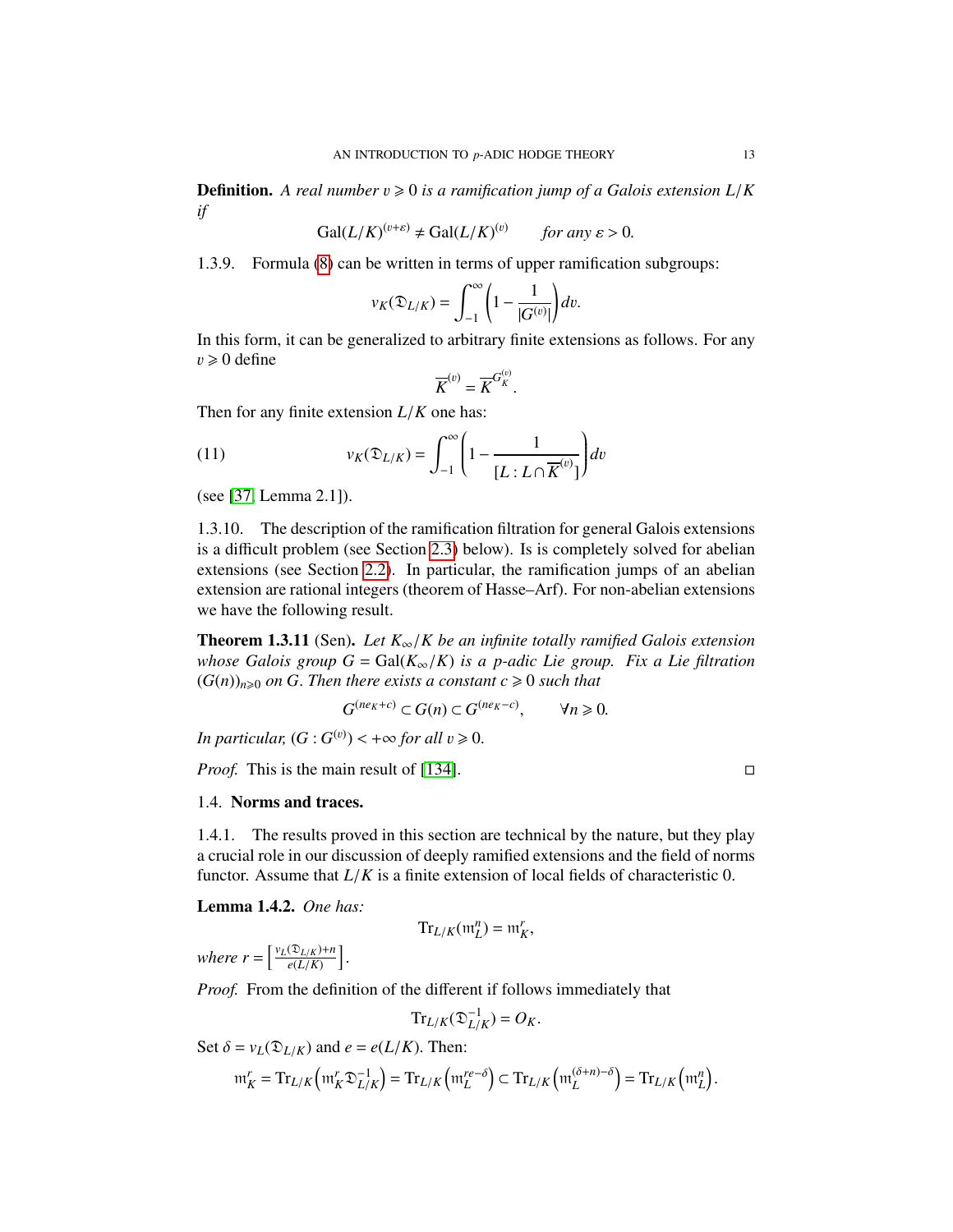**Definition.** *A real number $v \geqslant 0$ is a ramification jump of a Galois extension $L/K$ if*

$$\mathrm{Gal}(L/K)^{(v+\varepsilon)} \neq \mathrm{Gal}(L/K)^{(v)} \qquad \textit{for any } \varepsilon > 0.$$

1.3.9. Formula (8) can be written in terms of upper ramification subgroups:

$$v_K(\mathfrak{D}_{L/K}) = \int_{-1}^{\infty} \left(1 - \frac{1}{|G^{(v)}|}\right) dv.$$

In this form, it can be generalized to arbitrary finite extensions as follows. For any $v \geqslant 0$ define

$$\overline{K}^{(v)} = \overline{K}^{G_K^{(v)}}.$$

Then for any finite extension $L/K$ one has:

$$v_K(\mathfrak{D}_{L/K}) = \int_{-1}^{\infty} \left(1 - \frac{1}{[L : L \cap \overline{K}^{(v)}]}\right) dv \tag{11}$$

(see [37, Lemma 2.1]).

1.3.10. The description of the ramification filtration for general Galois extensions is a difficult problem (see Section 2.3 below). Is is completely solved for abelian extensions (see Section 2.2). In particular, the ramification jumps of an abelian extension are rational integers (theorem of Hasse–Arf). For non-abelian extensions we have the following result.

**Theorem 1.3.11** (Sen). *Let $K_\infty/K$ be an infinite totally ramified Galois extension whose Galois group $G = \mathrm{Gal}(K_\infty/K)$ is a $p$-adic Lie group. Fix a Lie filtration $(G(n))_{n \geqslant 0}$ on $G$. Then there exists a constant $c \geqslant 0$ such that*

$$G^{(ne_K+c)} \subset G(n) \subset G^{(ne_K-c)}, \qquad \forall n \geqslant 0.$$

*In particular, $(G : G^{(v)}) < +\infty$ for all $v \geqslant 0$.*

*Proof.* This is the main result of [134]. □

## 1.4. Norms and traces.

1.4.1. The results proved in this section are technical by the nature, but they play a crucial role in our discussion of deeply ramified extensions and the field of norms functor. Assume that $L/K$ is a finite extension of local fields of characteristic 0.

**Lemma 1.4.2.** *One has:*

$$\mathrm{Tr}_{L/K}(\mathfrak{m}_L^n) = \mathfrak{m}_K^r,$$

*where $r = \left[\frac{v_L(\mathfrak{D}_{L/K})+n}{e(L/K)}\right]$.*

*Proof.* From the definition of the different if follows immediately that

$$\mathrm{Tr}_{L/K}(\mathfrak{D}_{L/K}^{-1}) = O_K.$$

Set $\delta = v_L(\mathfrak{D}_{L/K})$ and $e = e(L/K)$. Then:

$$\mathfrak{m}_K^r = \mathrm{Tr}_{L/K}\left(\mathfrak{m}_K^r \mathfrak{D}_{L/K}^{-1}\right) = \mathrm{Tr}_{L/K}\left(\mathfrak{m}_L^{re-\delta}\right) \subset \mathrm{Tr}_{L/K}\left(\mathfrak{m}_L^{(\delta+n)-\delta}\right) = \mathrm{Tr}_{L/K}\left(\mathfrak{m}_L^n\right).$$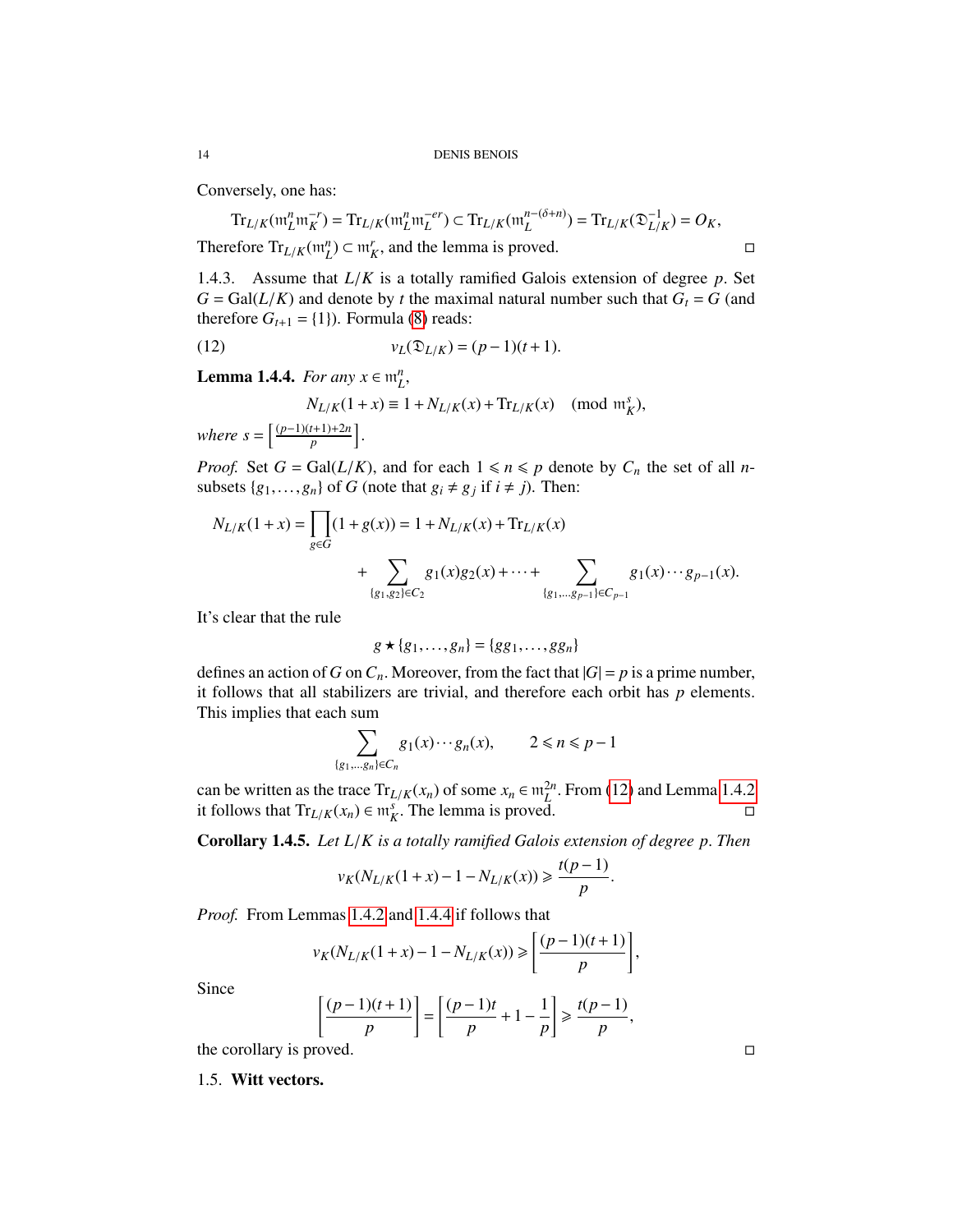Conversely, one has:

$$\mathrm{Tr}_{L/K}(\mathfrak{m}_L^n \mathfrak{m}_K^{-r}) = \mathrm{Tr}_{L/K}(\mathfrak{m}_L^n \mathfrak{m}_L^{-er}) \subset \mathrm{Tr}_{L/K}(\mathfrak{m}_L^{n-(\delta+n)}) = \mathrm{Tr}_{L/K}(\mathfrak{D}_{L/K}^{-1}) = O_K,$$

Therefore $\mathrm{Tr}_{L/K}(\mathfrak{m}_L^n) \subset \mathfrak{m}_K^r$, and the lemma is proved. □

1.4.3. Assume that $L/K$ is a totally ramified Galois extension of degree $p$. Set $G = \mathrm{Gal}(L/K)$ and denote by $t$ the maximal natural number such that $G_t = G$ (and therefore $G_{t+1} = \{1\}$). Formula (8) reads:

$$v_L(\mathfrak{D}_{L/K}) = (p-1)(t+1). \tag{12}$$

**Lemma 1.4.4.** *For any $x \in \mathfrak{m}_L^n$,*

$$N_{L/K}(1+x) \equiv 1 + N_{L/K}(x) + \mathrm{Tr}_{L/K}(x) \pmod{\mathfrak{m}_K^s},$$

*where $s = \left[\frac{(p-1)(t+1)+2n}{p}\right]$.*

*Proof.* Set $G = \mathrm{Gal}(L/K)$, and for each $1 \leqslant n \leqslant p$ denote by $C_n$ the set of all $n$-subsets $\{g_1, \dots, g_n\}$ of $G$ (note that $g_i \neq g_j$ if $i \neq j$). Then:

$$N_{L/K}(1+x) = \prod_{g \in G}(1+g(x)) = 1 + N_{L/K}(x) + \mathrm{Tr}_{L/K}(x) + \sum_{\{g_1,g_2\} \in C_2} g_1(x)g_2(x) + \cdots + \sum_{\{g_1,\dots g_{p-1}\} \in C_{p-1}} g_1(x)\cdots g_{p-1}(x).$$

It's clear that the rule

$$g \star \{g_1, \dots, g_n\} = \{gg_1, \dots, gg_n\}$$

defines an action of $G$ on $C_n$. Moreover, from the fact that $|G| = p$ is a prime number, it follows that all stabilizers are trivial, and therefore each orbit has $p$ elements. This implies that each sum

$$\sum_{\{g_1,\dots g_n\} \in C_n} g_1(x)\cdots g_n(x), \qquad 2 \leqslant n \leqslant p-1$$

can be written as the trace $\mathrm{Tr}_{L/K}(x_n)$ of some $x_n \in \mathfrak{m}_L^{2n}$. From (12) and Lemma 1.4.2 it follows that $\mathrm{Tr}_{L/K}(x_n) \in \mathfrak{m}_K^s$. The lemma is proved. □

**Corollary 1.4.5.** *Let $L/K$ is a totally ramified Galois extension of degree $p$. Then*

$$v_K(N_{L/K}(1+x) - 1 - N_{L/K}(x)) \geqslant \frac{t(p-1)}{p}.$$

*Proof.* From Lemmas 1.4.2 and 1.4.4 if follows that

$$v_K(N_{L/K}(1+x) - 1 - N_{L/K}(x)) \geqslant \left[\frac{(p-1)(t+1)}{p}\right],$$

Since

$$\left[\frac{(p-1)(t+1)}{p}\right] = \left[\frac{(p-1)t}{p} + 1 - \frac{1}{p}\right] \geqslant \frac{t(p-1)}{p},$$

the corollary is proved. □

## 1.5. **Witt vectors.**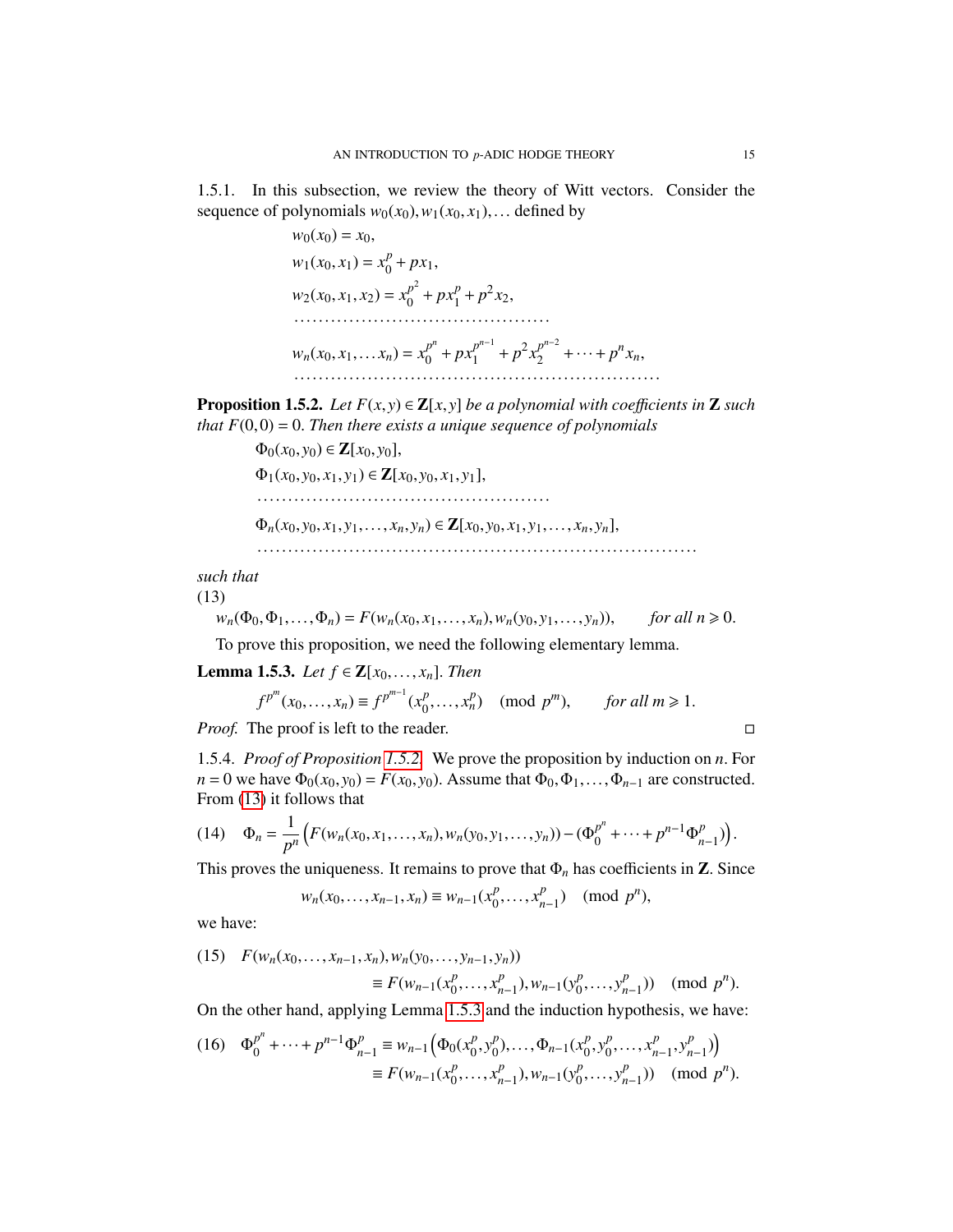1.5.1. In this subsection, we review the theory of Witt vectors. Consider the sequence of polynomials $w_0(x_0), w_1(x_0,x_1), \dots$ defined by

$$
\begin{aligned}
&w_0(x_0) = x_0,\\
&w_1(x_0,x_1) = x_0^p + px_1,\\
&w_2(x_0,x_1,x_2) = x_0^{p^2} + px_1^p + p^2x_2,\\
&\dots\dots\dots\dots\dots\dots\dots\dots\dots\dots\dots\dots\dots\dots\\
&w_n(x_0,x_1,\dots x_n) = x_0^{p^n} + px_1^{p^{n-1}} + p^2x_2^{p^{n-2}} + \cdots + p^nx_n,\\
&\dots\dots\dots\dots\dots\dots\dots\dots\dots\dots\dots\dots\dots\dots\dots\dots\dots\dots
\end{aligned}
$$

**Proposition 1.5.2.** *Let $F(x,y) \in \mathbf{Z}[x,y]$ be a polynomial with coefficients in $\mathbf{Z}$ such that $F(0,0) = 0$. Then there exists a unique sequence of polynomials*

$$
\begin{aligned}
&\Phi_0(x_0,y_0) \in \mathbf{Z}[x_0,y_0],\\
&\Phi_1(x_0,y_0,x_1,y_1) \in \mathbf{Z}[x_0,y_0,x_1,y_1],\\
&\dots\dots\dots\dots\dots\dots\dots\dots\dots\dots\dots\dots\dots\dots\dots\dots\\
&\Phi_n(x_0,y_0,x_1,y_1,\dots,x_n,y_n) \in \mathbf{Z}[x_0,y_0,x_1,y_1,\dots,x_n,y_n],\\
&\dots\dots\dots\dots\dots\dots\dots\dots\dots\dots\dots\dots\dots\dots\dots\dots\dots\dots\dots\dots\dots\dots\dots
\end{aligned}
$$

*such that*

(13)
$$w_n(\Phi_0,\Phi_1,\dots,\Phi_n) = F(w_n(x_0,x_1,\dots,x_n), w_n(y_0,y_1,\dots,y_n)), \qquad \textit{for all } n \geqslant 0.$$

To prove this proposition, we need the following elementary lemma.

**Lemma 1.5.3.** *Let $f \in \mathbf{Z}[x_0,\dots,x_n]$. Then*

$$f^{p^m}(x_0,\dots,x_n) \equiv f^{p^{m-1}}(x_0^p,\dots,x_n^p) \pmod{p^m}, \qquad \textit{for all } m \geqslant 1.$$

*Proof.* The proof is left to the reader. □

1.5.4. *Proof of Proposition 1.5.2.* We prove the proposition by induction on $n$. For $n = 0$ we have $\Phi_0(x_0,y_0) = F(x_0,y_0)$. Assume that $\Phi_0,\Phi_1,\dots,\Phi_{n-1}$ are constructed. From (13) it follows that

$$\text{(14)} \quad \Phi_n = \frac{1}{p^n}\left(F(w_n(x_0,x_1,\dots,x_n), w_n(y_0,y_1,\dots,y_n)) - (\Phi_0^{p^n} + \cdots + p^{n-1}\Phi_{n-1}^p)\right).$$

This proves the uniqueness. It remains to prove that $\Phi_n$ has coefficients in $\mathbf{Z}$. Since

$$w_n(x_0,\dots,x_{n-1},x_n) \equiv w_{n-1}(x_0^p,\dots,x_{n-1}^p) \pmod{p^n},$$

we have:

$$
\begin{aligned}
\text{(15)} \quad &F(w_n(x_0,\dots,x_{n-1},x_n), w_n(y_0,\dots,y_{n-1},y_n))\\
&\qquad\qquad \equiv F(w_{n-1}(x_0^p,\dots,x_{n-1}^p), w_{n-1}(y_0^p,\dots,y_{n-1}^p)) \pmod{p^n}.
\end{aligned}
$$

On the other hand, applying Lemma 1.5.3 and the induction hypothesis, we have:

$$
\begin{aligned}
\text{(16)} \quad \Phi_0^{p^n} + \cdots + p^{n-1}\Phi_{n-1}^p &\equiv w_{n-1}\left(\Phi_0(x_0^p,y_0^p),\dots,\Phi_{n-1}(x_0^p,y_0^p,\dots,x_{n-1}^p,y_{n-1}^p)\right)\\
&\equiv F(w_{n-1}(x_0^p,\dots,x_{n-1}^p), w_{n-1}(y_0^p,\dots,y_{n-1}^p)) \pmod{p^n}.
\end{aligned}
$$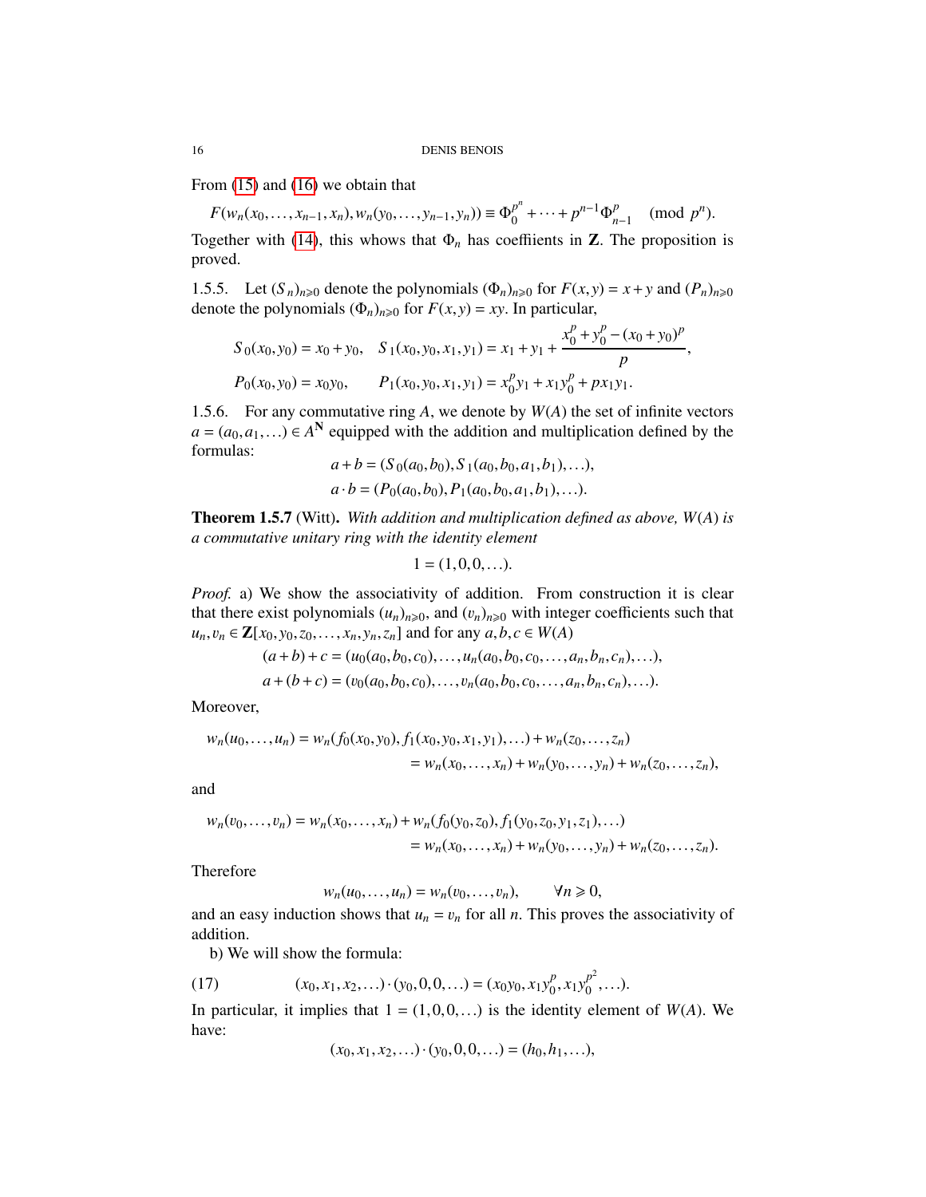From (15) and (16) we obtain that

$$F(w_n(x_0,\dots,x_{n-1},x_n),w_n(y_0,\dots,y_{n-1},y_n))\equiv \Phi_0^{p^n}+\cdots+p^{n-1}\Phi_{n-1}^p \pmod{p^n}.$$

Together with (14), this whows that $\Phi_n$ has coeffiients in $\mathbf{Z}$. The proposition is proved.

1.5.5. Let $(S_n)_{n\geqslant 0}$ denote the polynomials $(\Phi_n)_{n\geqslant 0}$ for $F(x,y)=x+y$ and $(P_n)_{n\geqslant 0}$ denote the polynomials $(\Phi_n)_{n\geqslant 0}$ for $F(x,y)=xy$. In particular,

$$S_0(x_0,y_0)=x_0+y_0,\quad S_1(x_0,y_0,x_1,y_1)=x_1+y_1+\frac{x_0^p+y_0^p-(x_0+y_0)^p}{p},$$
$$P_0(x_0,y_0)=x_0y_0,\qquad P_1(x_0,y_0,x_1,y_1)=x_0^py_1+x_1y_0^p+px_1y_1.$$

1.5.6. For any commutative ring $A$, we denote by $W(A)$ the set of infinite vectors $a=(a_0,a_1,\dots)\in A^{\mathbf{N}}$ equipped with the addition and multiplication defined by the formulas:

$$a+b=(S_0(a_0,b_0),S_1(a_0,b_0,a_1,b_1),\dots),$$
$$a\cdot b=(P_0(a_0,b_0),P_1(a_0,b_0,a_1,b_1),\dots).$$

**Theorem 1.5.7** (Witt). *With addition and multiplication defined as above, $W(A)$ is a commutative unitary ring with the identity element*

$$1=(1,0,0,\dots).$$

*Proof.* a) We show the associativity of addition. From construction it is clear that there exist polynomials $(u_n)_{n\geqslant 0}$, and $(v_n)_{n\geqslant 0}$ with integer coefficients such that $u_n,v_n\in\mathbf{Z}[x_0,y_0,z_0,\dots,x_n,y_n,z_n]$ and for any $a,b,c\in W(A)$

$$(a+b)+c=(u_0(a_0,b_0,c_0),\dots,u_n(a_0,b_0,c_0,\dots,a_n,b_n,c_n),\dots),$$
$$a+(b+c)=(v_0(a_0,b_0,c_0),\dots,v_n(a_0,b_0,c_0,\dots,a_n,b_n,c_n),\dots).$$

Moreover,

$$\begin{aligned}w_n(u_0,\dots,u_n)&=w_n(f_0(x_0,y_0),f_1(x_0,y_0,x_1,y_1),\dots)+w_n(z_0,\dots,z_n)\\&=w_n(x_0,\dots,x_n)+w_n(y_0,\dots,y_n)+w_n(z_0,\dots,z_n),\end{aligned}$$

and

$$\begin{aligned}w_n(v_0,\dots,v_n)&=w_n(x_0,\dots,x_n)+w_n(f_0(y_0,z_0),f_1(y_0,z_0,y_1,z_1),\dots)\\&=w_n(x_0,\dots,x_n)+w_n(y_0,\dots,y_n)+w_n(z_0,\dots,z_n).\end{aligned}$$

Therefore

$$w_n(u_0,\dots,u_n)=w_n(v_0,\dots,v_n),\qquad \forall n\geqslant 0,$$

and an easy induction shows that $u_n=v_n$ for all $n$. This proves the associativity of addition.

b) We will show the formula:

$$(x_0,x_1,x_2,\dots)\cdot(y_0,0,0,\dots)=(x_0y_0,x_1y_0^p,x_1y_0^{p^2},\dots). \tag{17}$$

In particular, it implies that $1=(1,0,0,\dots)$ is the identity element of $W(A)$. We have:

$$(x_0,x_1,x_2,\dots)\cdot(y_0,0,0,\dots)=(h_0,h_1,\dots),$$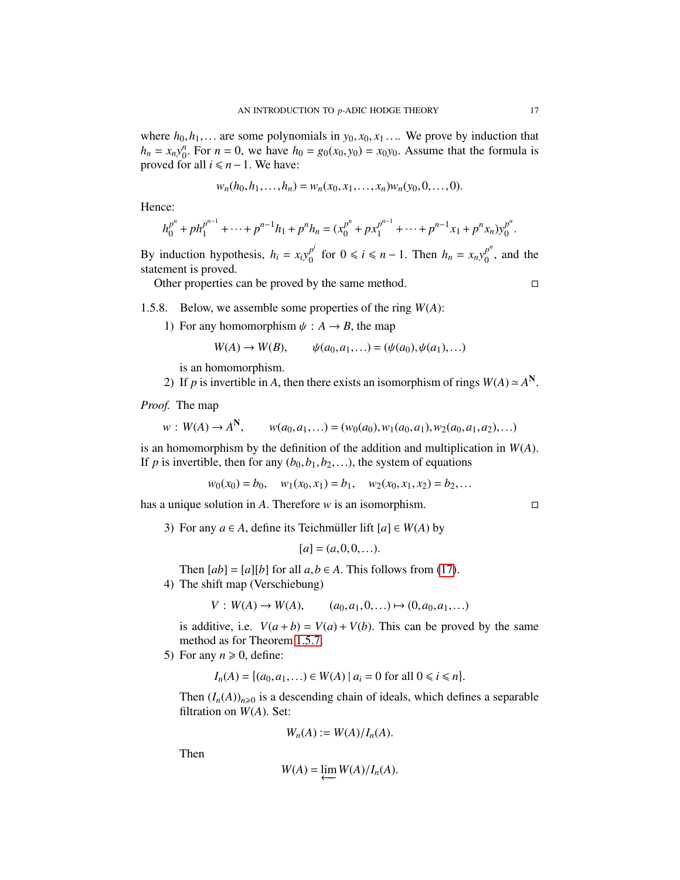where $h_0, h_1, \dots$ are some polynomials in $y_0, x_0, x_1 \dots$. We prove by induction that $h_n = x_n y_0^n$. For $n = 0$, we have $h_0 = g_0(x_0, y_0) = x_0 y_0$. Assume that the formula is proved for all $i \leqslant n-1$. We have:

$$w_n(h_0, h_1, \dots, h_n) = w_n(x_0, x_1, \dots, x_n) w_n(y_0, 0, \dots, 0).$$

Hence:

$$h_0^{p^n} + p h_1^{p^{n-1}} + \cdots + p^{n-1} h_1 + p^n h_n = (x_0^{p^n} + p x_1^{p^{n-1}} + \cdots + p^{n-1} x_1 + p^n x_n) y_0^{p^n}.$$

By induction hypothesis, $h_i = x_i y_0^{p^i}$ for $0 \leqslant i \leqslant n-1$. Then $h_n = x_n y_0^{p^n}$, and the statement is proved.

Other properties can be proved by the same method. $\square$

1.5.8. Below, we assemble some properties of the ring $W(A)$:

1) For any homomorphism $\psi : A \to B$, the map

$$W(A) \to W(B), \qquad \psi(a_0, a_1, \dots) = (\psi(a_0), \psi(a_1), \dots)$$

is an homomorphism.

2) If $p$ is invertible in $A$, then there exists an isomorphism of rings $W(A) \simeq A^{\mathbf{N}}$.

*Proof.* The map

$$w : W(A) \to A^{\mathbf{N}}, \qquad w(a_0, a_1, \dots) = (w_0(a_0), w_1(a_0, a_1), w_2(a_0, a_1, a_2), \dots)$$

is an homomorphism by the definition of the addition and multiplication in $W(A)$. If $p$ is invertible, then for any $(b_0, b_1, b_2, \dots)$, the system of equations

$$w_0(x_0) = b_0, \quad w_1(x_0, x_1) = b_1, \quad w_2(x_0, x_1, x_2) = b_2, \dots$$

has a unique solution in $A$. Therefore $w$ is an isomorphism. $\square$

3) For any $a \in A$, define its Teichmüller lift $[a] \in W(A)$ by

$$[a] = (a, 0, 0, \dots).$$

Then $[ab] = [a][b]$ for all $a, b \in A$. This follows from (17).

4) The shift map (Verschiebung)

$$V : W(A) \to W(A), \qquad (a_0, a_1, 0, \dots) \mapsto (0, a_0, a_1, \dots)$$

is additive, i.e. $V(a+b) = V(a) + V(b)$. This can be proved by the same method as for Theorem 1.5.7.

5) For any $n \geqslant 0$, define:

$$I_n(A) = \{(a_0, a_1, \dots) \in W(A) \mid a_i = 0 \text{ for all } 0 \leqslant i \leqslant n\}.$$

Then $(I_n(A))_{n \geqslant 0}$ is a descending chain of ideals, which defines a separable filtration on $W(A)$. Set:

$$W_n(A) := W(A)/I_n(A).$$

Then

$$W(A) = \varprojlim W(A)/I_n(A).$$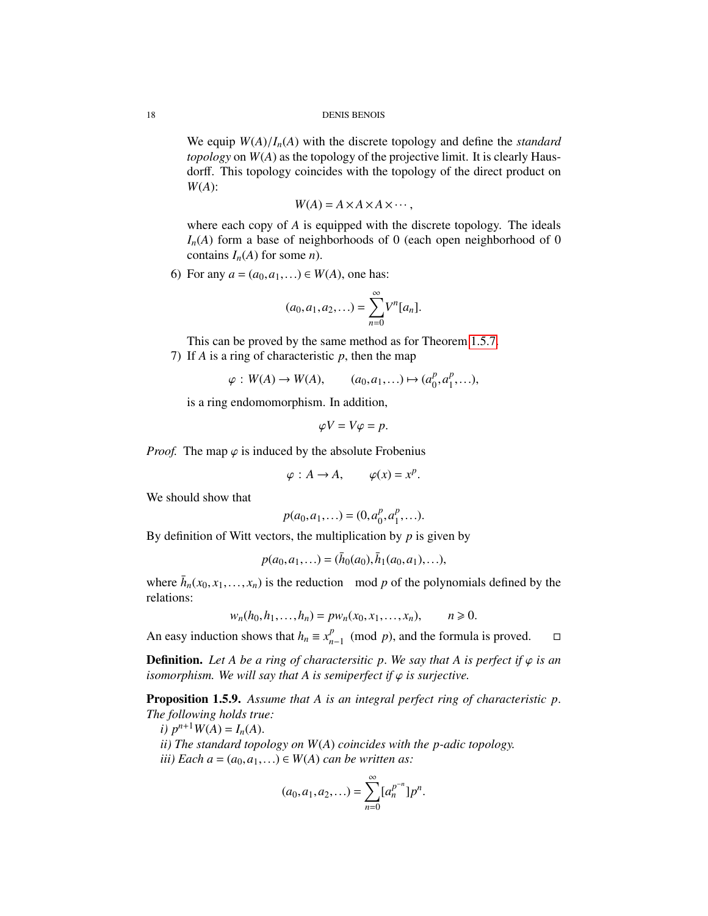We equip $W(A)/I_n(A)$ with the discrete topology and define the *standard topology* on $W(A)$ as the topology of the projective limit. It is clearly Hausdorff. This topology coincides with the topology of the direct product on $W(A)$:

$$W(A) = A \times A \times A \times \cdots,$$

where each copy of $A$ is equipped with the discrete topology. The ideals $I_n(A)$ form a base of neighborhoods of 0 (each open neighborhood of 0 contains $I_n(A)$ for some $n$).

6) For any $a = (a_0, a_1, \dots) \in W(A)$, one has:

$$(a_0, a_1, a_2, \dots) = \sum_{n=0}^{\infty} V^n [a_n].$$

This can be proved by the same method as for Theorem 1.5.7.

7) If $A$ is a ring of characteristic $p$, then the map

$$\varphi : W(A) \to W(A), \qquad (a_0, a_1, \dots) \mapsto (a_0^p, a_1^p, \dots),$$

is a ring endomomorphism. In addition,

$$\varphi V = V \varphi = p.$$

*Proof.* The map $\varphi$ is induced by the absolute Frobenius

$$\varphi : A \to A, \qquad \varphi(x) = x^p.$$

We should show that

$$p(a_0, a_1, \dots) = (0, a_0^p, a_1^p, \dots).$$

By definition of Witt vectors, the multiplication by $p$ is given by

$$p(a_0, a_1, \dots) = (\bar{h}_0(a_0), \bar{h}_1(a_0, a_1), \dots),$$

where $\bar{h}_n(x_0, x_1, \dots, x_n)$ is the reduction $\mod p$ of the polynomials defined by the relations:

$$w_n(h_0, h_1, \dots, h_n) = p w_n(x_0, x_1, \dots, x_n), \qquad n \geqslant 0.$$

An easy induction shows that $h_n \equiv x_{n-1}^p \pmod{p}$, and the formula is proved. □

**Definition.** *Let $A$ be a ring of charactersitic $p$. We say that $A$ is perfect if $\varphi$ is an isomorphism. We will say that $A$ is semiperfect if $\varphi$ is surjective.*

**Proposition 1.5.9.** *Assume that $A$ is an integral perfect ring of characteristic $p$. The following holds true:*

*i) $p^{n+1} W(A) = I_n(A)$.*

*ii) The standard topology on $W(A)$ coincides with the $p$-adic topology.*

*iii) Each $a = (a_0, a_1, \dots) \in W(A)$ can be written as:*

$$(a_0, a_1, a_2, \dots) = \sum_{n=0}^{\infty} [a_n^{p^{-n}}] p^n.$$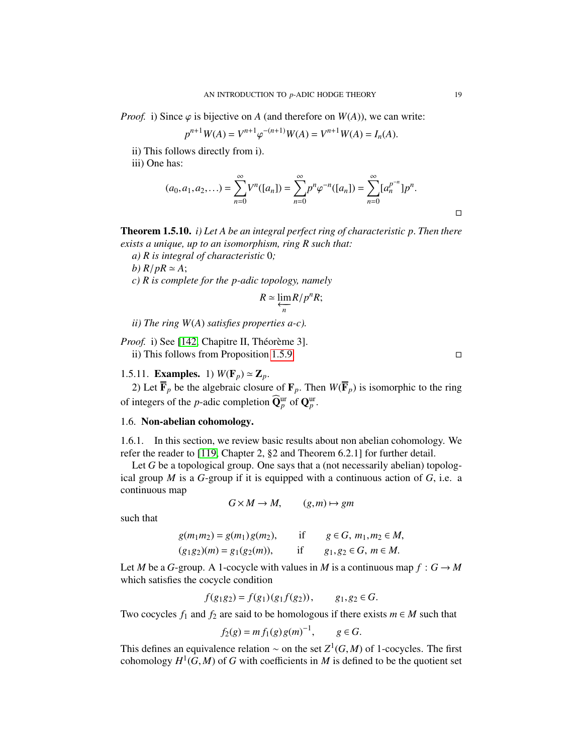*Proof.* i) Since $\varphi$ is bijective on $A$ (and therefore on $W(A)$), we can write:

$$p^{n+1}W(A) = V^{n+1}\varphi^{-(n+1)}W(A) = V^{n+1}W(A) = I_n(A).$$

ii) This follows directly from i).

iii) One has:

$$(a_0, a_1, a_2, \ldots) = \sum_{n=0}^{\infty} V^n([a_n]) = \sum_{n=0}^{\infty} p^n \varphi^{-n}([a_n]) = \sum_{n=0}^{\infty} [a_n^{p^{-n}}]p^n.$$

□

**Theorem 1.5.10.** *i) Let $A$ be an integral perfect ring of characteristic $p$. Then there exists a unique, up to an isomorphism, ring $R$ such that:*

*a) $R$ is integral of characteristic $0$;*

*b) $R/pR \simeq A$;*

*c) $R$ is complete for the $p$-adic topology, namely*

$$R \simeq \varprojlim_n R/p^n R;$$

*ii) The ring $W(A)$ satisfies properties a-c).*

*Proof.* i) See [142, Chapitre II, Théorème 3].

ii) This follows from Proposition 1.5.9. □

1.5.11. **Examples.** 1) $W(\mathbf{F}_p) \simeq \mathbf{Z}_p$.

2) Let $\overline{\mathbf{F}}_p$ be the algebraic closure of $\mathbf{F}_p$. Then $W(\overline{\mathbf{F}}_p)$ is isomorphic to the ring of integers of the $p$-adic completion $\widehat{\mathbf{Q}}_p^{\mathrm{ur}}$ of $\mathbf{Q}_p^{\mathrm{ur}}$.

## 1.6. Non-abelian cohomology.

1.6.1. In this section, we review basic results about non abelian cohomology. We refer the reader to [119, Chapter 2, §2 and Theorem 6.2.1] for further detail.

Let $G$ be a topological group. One says that a (not necessarily abelian) topological group $M$ is a $G$-group if it is equipped with a continuous action of $G$, i.e. a continuous map

$$G \times M \to M, \qquad (g, m) \mapsto gm$$

such that

$$g(m_1 m_2) = g(m_1)\, g(m_2), \qquad \text{if} \qquad g \in G,\ m_1, m_2 \in M,$$
$$(g_1 g_2)(m) = g_1(g_2(m)), \qquad \text{if} \qquad g_1, g_2 \in G,\ m \in M.$$

Let $M$ be a $G$-group. A 1-cocycle with values in $M$ is a continuous map $f : G \to M$ which satisfies the cocycle condition

$$f(g_1 g_2) = f(g_1)\,(g_1 f(g_2)), \qquad g_1, g_2 \in G.$$

Two cocycles $f_1$ and $f_2$ are said to be homologous if there exists $m \in M$ such that

$$f_2(g) = m\, f_1(g)\, g(m)^{-1}, \qquad g \in G.$$

This defines an equivalence relation $\sim$ on the set $Z^1(G, M)$ of 1-cocycles. The first cohomology $H^1(G, M)$ of $G$ with coefficients in $M$ is defined to be the quotient set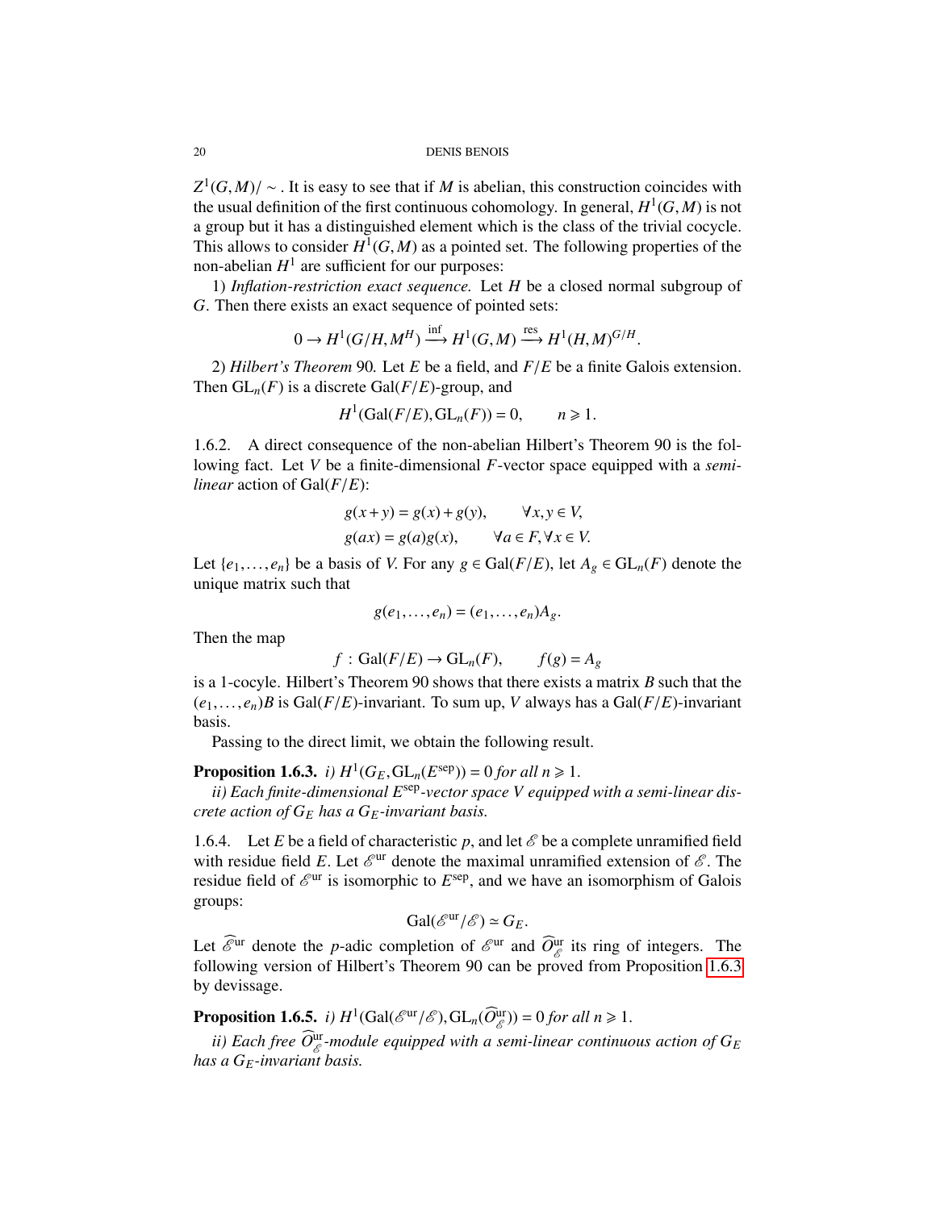$Z^1(G,M)/\sim$. It is easy to see that if $M$ is abelian, this construction coincides with the usual definition of the first continuous cohomology. In general, $H^1(G,M)$ is not a group but it has a distinguished element which is the class of the trivial cocycle. This allows to consider $H^1(G,M)$ as a pointed set. The following properties of the non-abelian $H^1$ are sufficient for our purposes:

1) *Inflation-restriction exact sequence.* Let $H$ be a closed normal subgroup of $G$. Then there exists an exact sequence of pointed sets:

$$0 \to H^1(G/H, M^H) \xrightarrow{\text{inf}} H^1(G,M) \xrightarrow{\text{res}} H^1(H,M)^{G/H}.$$

2) *Hilbert's Theorem* 90*.* Let $E$ be a field, and $F/E$ be a finite Galois extension. Then $\mathrm{GL}_n(F)$ is a discrete $\mathrm{Gal}(F/E)$-group, and

$$H^1(\mathrm{Gal}(F/E), \mathrm{GL}_n(F)) = 0, \qquad n \geqslant 1.$$

1.6.2. A direct consequence of the non-abelian Hilbert's Theorem 90 is the following fact. Let $V$ be a finite-dimensional $F$-vector space equipped with a *semi-linear* action of $\mathrm{Gal}(F/E)$:

$$g(x+y) = g(x) + g(y), \qquad \forall x,y \in V,$$
$$g(ax) = g(a)g(x), \qquad \forall a \in F, \forall x \in V.$$

Let $\{e_1,\dots,e_n\}$ be a basis of $V$. For any $g \in \mathrm{Gal}(F/E)$, let $A_g \in \mathrm{GL}_n(F)$ denote the unique matrix such that

$$g(e_1,\dots,e_n) = (e_1,\dots,e_n)A_g.$$

Then the map

$$f : \mathrm{Gal}(F/E) \to \mathrm{GL}_n(F), \qquad f(g) = A_g$$

is a 1-cocycle. Hilbert's Theorem 90 shows that there exists a matrix $B$ such that the $(e_1,\dots,e_n)B$ is $\mathrm{Gal}(F/E)$-invariant. To sum up, $V$ always has a $\mathrm{Gal}(F/E)$-invariant basis.

Passing to the direct limit, we obtain the following result.

**Proposition 1.6.3.** *i)* $H^1(G_E, \mathrm{GL}_n(E^{\mathrm{sep}})) = 0$ *for all* $n \geqslant 1$.

*ii) Each finite-dimensional* $E^{\mathrm{sep}}$*-vector space* $V$ *equipped with a semi-linear discrete action of* $G_E$ *has a* $G_E$*-invariant basis.*

1.6.4. Let $E$ be a field of characteristic $p$, and let $\mathscr{E}$ be a complete unramified field with residue field $E$. Let $\mathscr{E}^{\mathrm{ur}}$ denote the maximal unramified extension of $\mathscr{E}$. The residue field of $\mathscr{E}^{\mathrm{ur}}$ is isomorphic to $E^{\mathrm{sep}}$, and we have an isomorphism of Galois groups:

$$\mathrm{Gal}(\mathscr{E}^{\mathrm{ur}}/\mathscr{E}) \simeq G_E.$$

Let $\widehat{\mathscr{E}}^{\mathrm{ur}}$ denote the $p$-adic completion of $\mathscr{E}^{\mathrm{ur}}$ and $\widehat{O}^{\mathrm{ur}}_{\mathscr{E}}$ its ring of integers. The following version of Hilbert's Theorem 90 can be proved from Proposition 1.6.3 by devissage.

**Proposition 1.6.5.** *i)* $H^1(\mathrm{Gal}(\mathscr{E}^{\mathrm{ur}}/\mathscr{E}), \mathrm{GL}_n(\widehat{O}^{\mathrm{ur}}_{\mathscr{E}})) = 0$ *for all* $n \geqslant 1$.

*ii) Each free* $\widehat{O}^{\mathrm{ur}}_{\mathscr{E}}$*-module equipped with a semi-linear continuous action of* $G_E$ *has a* $G_E$*-invariant basis.*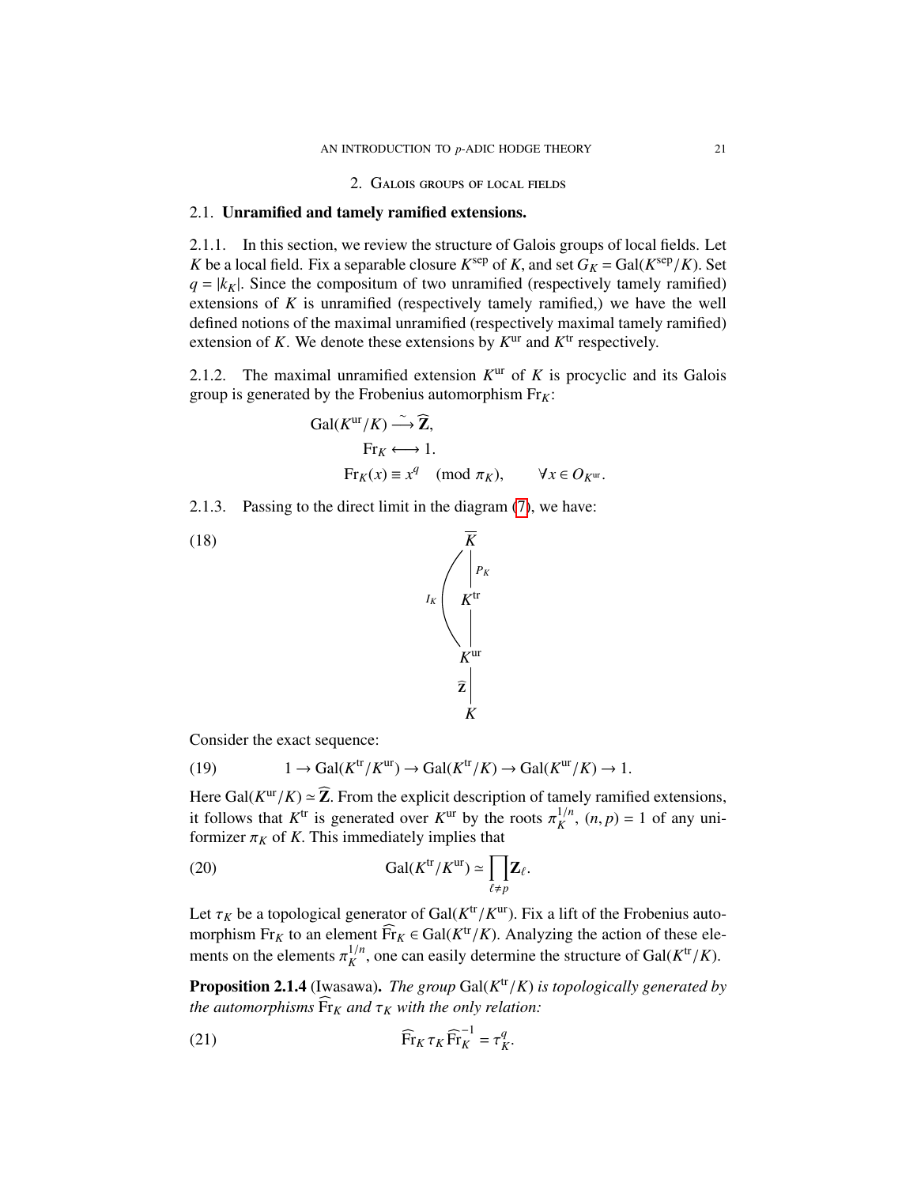## 2. Galois groups of local fields

### 2.1. Unramified and tamely ramified extensions.

2.1.1. In this section, we review the structure of Galois groups of local fields. Let $K$ be a local field. Fix a separable closure $K^{\mathrm{sep}}$ of $K$, and set $G_K = \mathrm{Gal}(K^{\mathrm{sep}}/K)$. Set $q = |k_K|$. Since the compositum of two unramified (respectively tamely ramified) extensions of $K$ is unramified (respectively tamely ramified,) we have the well defined notions of the maximal unramified (respectively maximal tamely ramified) extension of $K$. We denote these extensions by $K^{\mathrm{ur}}$ and $K^{\mathrm{tr}}$ respectively.

2.1.2. The maximal unramified extension $K^{\mathrm{ur}}$ of $K$ is procyclic and its Galois group is generated by the Frobenius automorphism $\mathrm{Fr}_K$:

$$
\begin{aligned}
\mathrm{Gal}(K^{\mathrm{ur}}/K) &\xrightarrow{\sim} \widehat{\mathbf{Z}}, \\
\mathrm{Fr}_K &\longleftrightarrow 1. \\
\mathrm{Fr}_K(x) &\equiv x^q \pmod{\pi_K}, \qquad \forall x \in O_{K^{\mathrm{ur}}}.
\end{aligned}
$$

2.1.3. Passing to the direct limit in the diagram (7), we have:

$$
(18) \qquad
\begin{array}{c}
\overline{K} \\
\big| \; P_K \\
K^{\mathrm{tr}} \\
\big| \\
K^{\mathrm{ur}} \\
\widehat{\mathbf{Z}} \; \big| \\
K
\end{array}
\qquad (I_K = \mathrm{Gal}(\overline{K}/K^{\mathrm{ur}}))
$$

Consider the exact sequence:

$$
(19) \qquad 1 \to \mathrm{Gal}(K^{\mathrm{tr}}/K^{\mathrm{ur}}) \to \mathrm{Gal}(K^{\mathrm{tr}}/K) \to \mathrm{Gal}(K^{\mathrm{ur}}/K) \to 1.
$$

Here $\mathrm{Gal}(K^{\mathrm{ur}}/K) \simeq \widehat{\mathbf{Z}}$. From the explicit description of tamely ramified extensions, it follows that $K^{\mathrm{tr}}$ is generated over $K^{\mathrm{ur}}$ by the roots $\pi_K^{1/n}$, $(n,p)=1$ of any uniformizer $\pi_K$ of $K$. This immediately implies that

$$
(20) \qquad \mathrm{Gal}(K^{\mathrm{tr}}/K^{\mathrm{ur}}) \simeq \prod_{\ell \neq p} \mathbf{Z}_\ell.
$$

Let $\tau_K$ be a topological generator of $\mathrm{Gal}(K^{\mathrm{tr}}/K^{\mathrm{ur}})$. Fix a lift of the Frobenius automorphism $\mathrm{Fr}_K$ to an element $\widehat{\mathrm{Fr}}_K \in \mathrm{Gal}(K^{\mathrm{tr}}/K)$. Analyzing the action of these elements on the elements $\pi_K^{1/n}$, one can easily determine the structure of $\mathrm{Gal}(K^{\mathrm{tr}}/K)$.

**Proposition 2.1.4** (Iwasawa). *The group* $\mathrm{Gal}(K^{\mathrm{tr}}/K)$ *is topologically generated by the automorphisms* $\widehat{\mathrm{Fr}}_K$ *and* $\tau_K$ *with the only relation:*

$$
(21) \qquad \widehat{\mathrm{Fr}}_K \, \tau_K \, \widehat{\mathrm{Fr}}_K^{-1} = \tau_K^q.
$$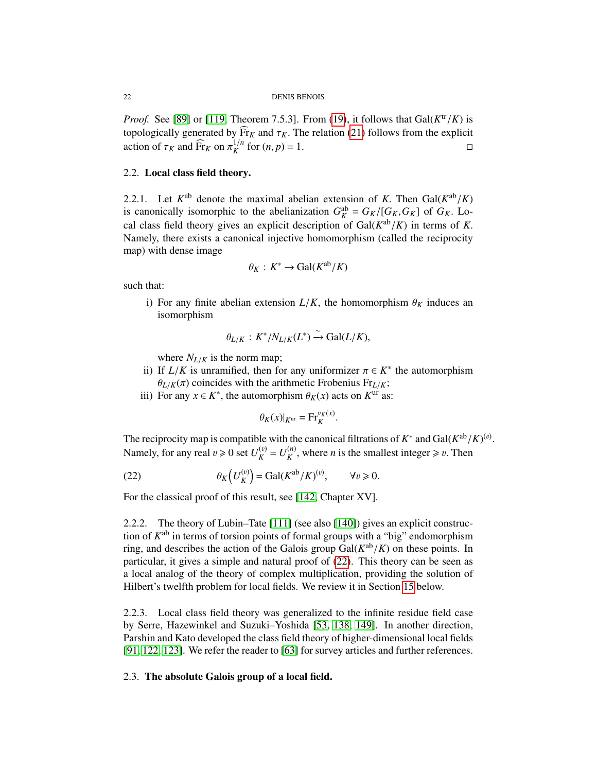*Proof.* See [89] or [119, Theorem 7.5.3]. From (19), it follows that $\mathrm{Gal}(K^{\mathrm{tr}}/K)$ is topologically generated by $\widehat{\mathrm{Fr}}_K$ and $\tau_K$. The relation (21) follows from the explicit action of $\tau_K$ and $\widehat{\mathrm{Fr}}_K$ on $\pi_K^{1/n}$ for $(n,p)=1$. □

### 2.2. **Local class field theory.**

2.2.1. Let $K^{\mathrm{ab}}$ denote the maximal abelian extension of $K$. Then $\mathrm{Gal}(K^{\mathrm{ab}}/K)$ is canonically isomorphic to the abelianization $G_K^{\mathrm{ab}} = G_K/[G_K,G_K]$ of $G_K$. Local class field theory gives an explicit description of $\mathrm{Gal}(K^{\mathrm{ab}}/K)$ in terms of $K$. Namely, there exists a canonical injective homomorphism (called the reciprocity map) with dense image

$$\theta_K \,:\, K^* \to \mathrm{Gal}(K^{\mathrm{ab}}/K)$$

such that:

i) For any finite abelian extension $L/K$, the homomorphism $\theta_K$ induces an isomorphism

$$\theta_{L/K} \,:\, K^*/N_{L/K}(L^*) \xrightarrow{\sim} \mathrm{Gal}(L/K),$$

where $N_{L/K}$ is the norm map;

ii) If $L/K$ is unramified, then for any uniformizer $\pi \in K^*$ the automorphism $\theta_{L/K}(\pi)$ coincides with the arithmetic Frobenius $\mathrm{Fr}_{L/K}$;

iii) For any $x \in K^*$, the automorphism $\theta_K(x)$ acts on $K^{\mathrm{ur}}$ as:

$$\theta_K(x)|_{K^{\mathrm{ur}}} = \mathrm{Fr}_K^{v_K(x)}.$$

The reciprocity map is compatible with the canonical filtrations of $K^*$ and $\mathrm{Gal}(K^{\mathrm{ab}}/K)^{(v)}$. Namely, for any real $v \geqslant 0$ set $U_K^{(v)} = U_K^{(n)}$, where $n$ is the smallest integer $\geqslant v$. Then

$$\theta_K\left(U_K^{(v)}\right) = \mathrm{Gal}(K^{\mathrm{ab}}/K)^{(v)}, \qquad \forall v \geqslant 0. \tag{22}$$

For the classical proof of this result, see [142, Chapter XV].

2.2.2. The theory of Lubin–Tate [111] (see also [140]) gives an explicit construction of $K^{\mathrm{ab}}$ in terms of torsion points of formal groups with a "big" endomorphism ring, and describes the action of the Galois group $\mathrm{Gal}(K^{\mathrm{ab}}/K)$ on these points. In particular, it gives a simple and natural proof of (22). This theory can be seen as a local analog of the theory of complex multiplication, providing the solution of Hilbert's twelfth problem for local fields. We review it in Section 15 below.

2.2.3. Local class field theory was generalized to the infinite residue field case by Serre, Hazewinkel and Suzuki–Yoshida [53, 138, 149]. In another direction, Parshin and Kato developed the class field theory of higher-dimensional local fields [91, 122, 123]. We refer the reader to [63] for survey articles and further references.

### 2.3. **The absolute Galois group of a local field.**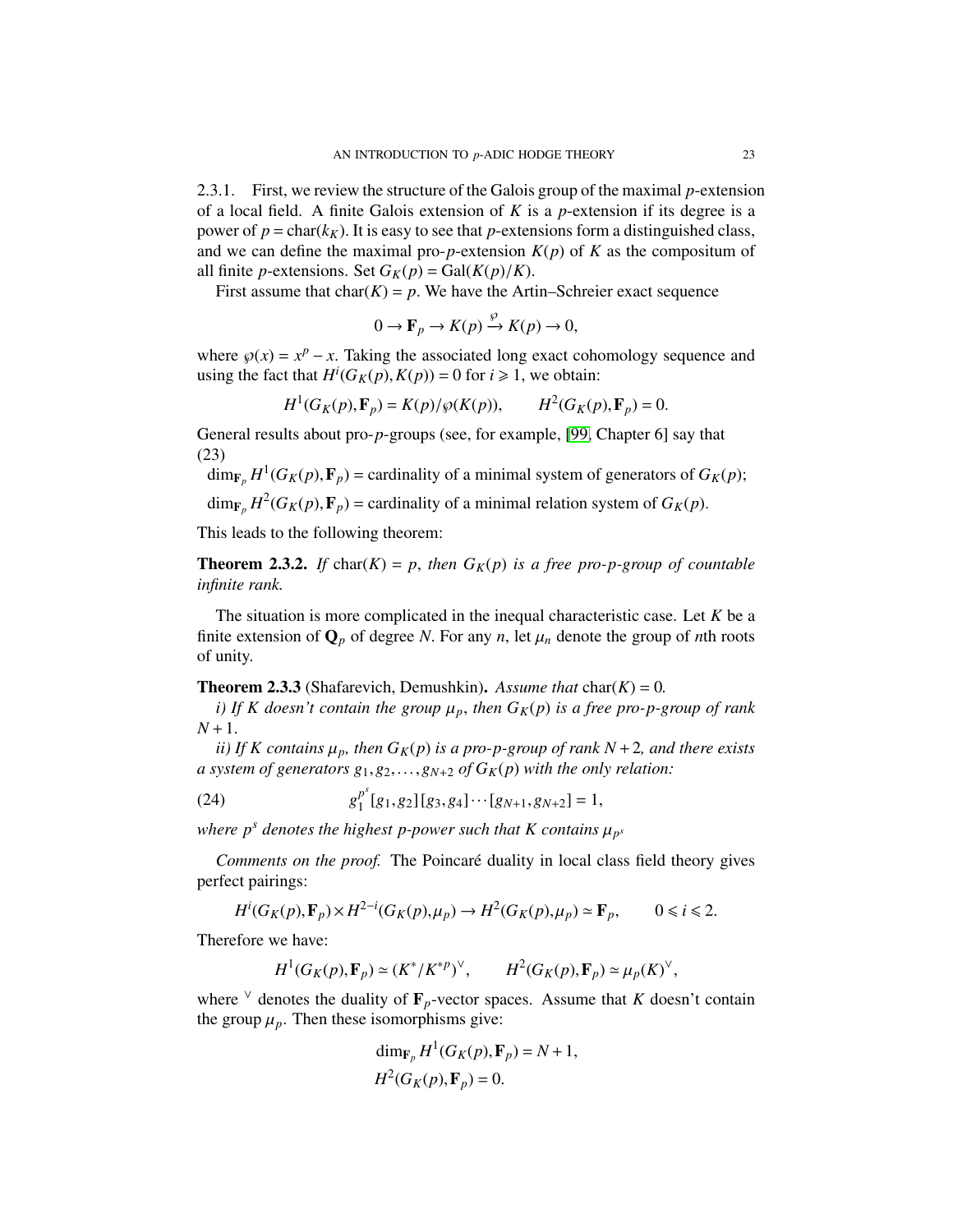2.3.1. First, we review the structure of the Galois group of the maximal $p$-extension of a local field. A finite Galois extension of $K$ is a $p$-extension if its degree is a power of $p = \mathrm{char}(k_K)$. It is easy to see that $p$-extensions form a distinguished class, and we can define the maximal pro-$p$-extension $K(p)$ of $K$ as the compositum of all finite $p$-extensions. Set $G_K(p) = \mathrm{Gal}(K(p)/K)$.

First assume that $\mathrm{char}(K) = p$. We have the Artin–Schreier exact sequence

$$0 \to \mathbf{F}_p \to K(p) \xrightarrow{\wp} K(p) \to 0,$$

where $\wp(x) = x^p - x$. Taking the associated long exact cohomology sequence and using the fact that $H^i(G_K(p), K(p)) = 0$ for $i \geqslant 1$, we obtain:

$$H^1(G_K(p), \mathbf{F}_p) = K(p)/\wp(K(p)), \qquad H^2(G_K(p), \mathbf{F}_p) = 0.$$

General results about pro-$p$-groups (see, for example, [99, Chapter 6] say that (23)

$\dim_{\mathbf{F}_p} H^1(G_K(p), \mathbf{F}_p)$ = cardinality of a minimal system of generators of $G_K(p)$;

$\dim_{\mathbf{F}_p} H^2(G_K(p), \mathbf{F}_p)$ = cardinality of a minimal relation system of $G_K(p)$.

This leads to the following theorem:

**Theorem 2.3.2.** *If* $\mathrm{char}(K) = p$, *then* $G_K(p)$ *is a free pro-$p$-group of countable infinite rank.*

The situation is more complicated in the inequal characteristic case. Let $K$ be a finite extension of $\mathbf{Q}_p$ of degree $N$. For any $n$, let $\mu_n$ denote the group of $n$th roots of unity.

**Theorem 2.3.3** (Shafarevich, Demushkin)**.** *Assume that* $\mathrm{char}(K) = 0$.

*i) If $K$ doesn't contain the group $\mu_p$, then $G_K(p)$ is a free pro-$p$-group of rank $N+1$.*

*ii) If $K$ contains $\mu_p$, then $G_K(p)$ is a pro-$p$-group of rank $N+2$, and there exists a system of generators $g_1, g_2, \dots, g_{N+2}$ of $G_K(p)$ with the only relation:*

$$g_1^{p^s}[g_1, g_2][g_3, g_4] \cdots [g_{N+1}, g_{N+2}] = 1, \tag{24}$$

*where $p^s$ denotes the highest $p$-power such that $K$ contains $\mu_{p^s}$*

*Comments on the proof.* The Poincaré duality in local class field theory gives perfect pairings:

$$H^i(G_K(p), \mathbf{F}_p) \times H^{2-i}(G_K(p), \mu_p) \to H^2(G_K(p), \mu_p) \simeq \mathbf{F}_p, \qquad 0 \leqslant i \leqslant 2.$$

Therefore we have:

$$H^1(G_K(p), \mathbf{F}_p) \simeq (K^*/K^{*p})^\vee, \qquad H^2(G_K(p), \mathbf{F}_p) \simeq \mu_p(K)^\vee,$$

where $^\vee$ denotes the duality of $\mathbf{F}_p$-vector spaces. Assume that $K$ doesn't contain the group $\mu_p$. Then these isomorphisms give:

$$\dim_{\mathbf{F}_p} H^1(G_K(p), \mathbf{F}_p) = N + 1,$$
$$H^2(G_K(p), \mathbf{F}_p) = 0.$$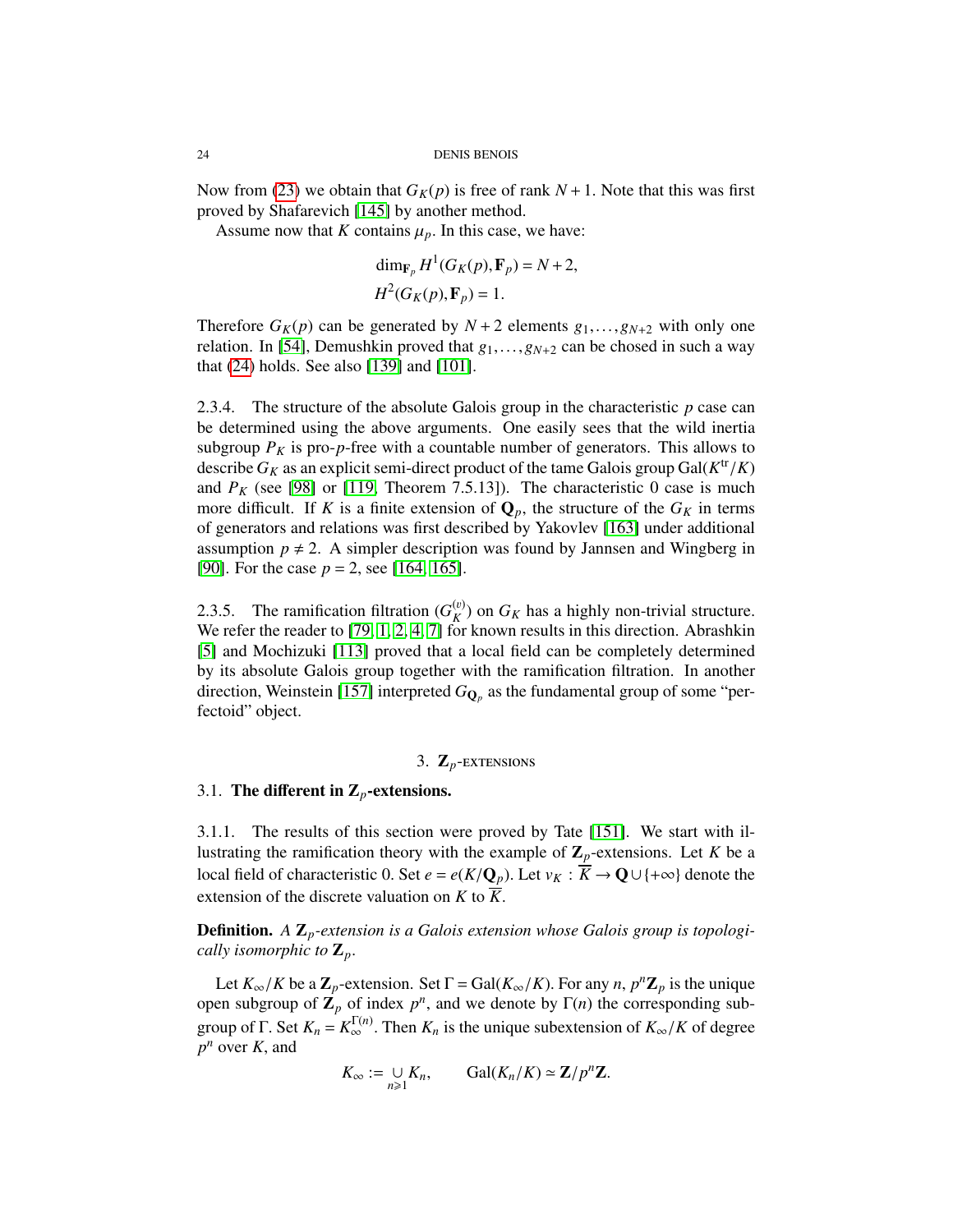Now from (23) we obtain that $G_K(p)$ is free of rank $N+1$. Note that this was first proved by Shafarevich [145] by another method.

Assume now that $K$ contains $\mu_p$. In this case, we have:

$$\dim_{\mathbf{F}_p} H^1(G_K(p), \mathbf{F}_p) = N+2,$$
$$H^2(G_K(p), \mathbf{F}_p) = 1.$$

Therefore $G_K(p)$ can be generated by $N+2$ elements $g_1, \dots, g_{N+2}$ with only one relation. In [54], Demushkin proved that $g_1, \dots, g_{N+2}$ can be chosed in such a way that (24) holds. See also [139] and [101].

2.3.4. The structure of the absolute Galois group in the characteristic $p$ case can be determined using the above arguments. One easily sees that the wild inertia subgroup $P_K$ is pro-$p$-free with a countable number of generators. This allows to describe $G_K$ as an explicit semi-direct product of the tame Galois group $\mathrm{Gal}(K^{\mathrm{tr}}/K)$ and $P_K$ (see [98] or [119, Theorem 7.5.13]). The characteristic 0 case is much more difficult. If $K$ is a finite extension of $\mathbf{Q}_p$, the structure of the $G_K$ in terms of generators and relations was first described by Yakovlev [163] under additional assumption $p \neq 2$. A simpler description was found by Jannsen and Wingberg in [90]. For the case $p = 2$, see [164, 165].

2.3.5. The ramification filtration $(G_K^{(v)})$ on $G_K$ has a highly non-trivial structure. We refer the reader to [79, 1, 2, 4, 7] for known results in this direction. Abrashkin [5] and Mochizuki [113] proved that a local field can be completely determined by its absolute Galois group together with the ramification filtration. In another direction, Weinstein [157] interpreted $G_{\mathbf{Q}_p}$ as the fundamental group of some "perfectoid" object.

# 3. $\mathbf{Z}_p$-EXTENSIONS

## 3.1. The different in $\mathbf{Z}_p$-extensions.

3.1.1. The results of this section were proved by Tate [151]. We start with illustrating the ramification theory with the example of $\mathbf{Z}_p$-extensions. Let $K$ be a local field of characteristic 0. Set $e = e(K/\mathbf{Q}_p)$. Let $v_K : \overline{K} \to \mathbf{Q} \cup \{+\infty\}$ denote the extension of the discrete valuation on $K$ to $\overline{K}$.

**Definition.** *A $\mathbf{Z}_p$-extension is a Galois extension whose Galois group is topologically isomorphic to $\mathbf{Z}_p$.*

Let $K_\infty/K$ be a $\mathbf{Z}_p$-extension. Set $\Gamma = \mathrm{Gal}(K_\infty/K)$. For any $n$, $p^n\mathbf{Z}_p$ is the unique open subgroup of $\mathbf{Z}_p$ of index $p^n$, and we denote by $\Gamma(n)$ the corresponding subgroup of $\Gamma$. Set $K_n = K_\infty^{\Gamma(n)}$. Then $K_n$ is the unique subextension of $K_\infty/K$ of degree $p^n$ over $K$, and

$$K_\infty := \bigcup_{n \geqslant 1} K_n, \qquad \mathrm{Gal}(K_n/K) \simeq \mathbf{Z}/p^n\mathbf{Z}.$$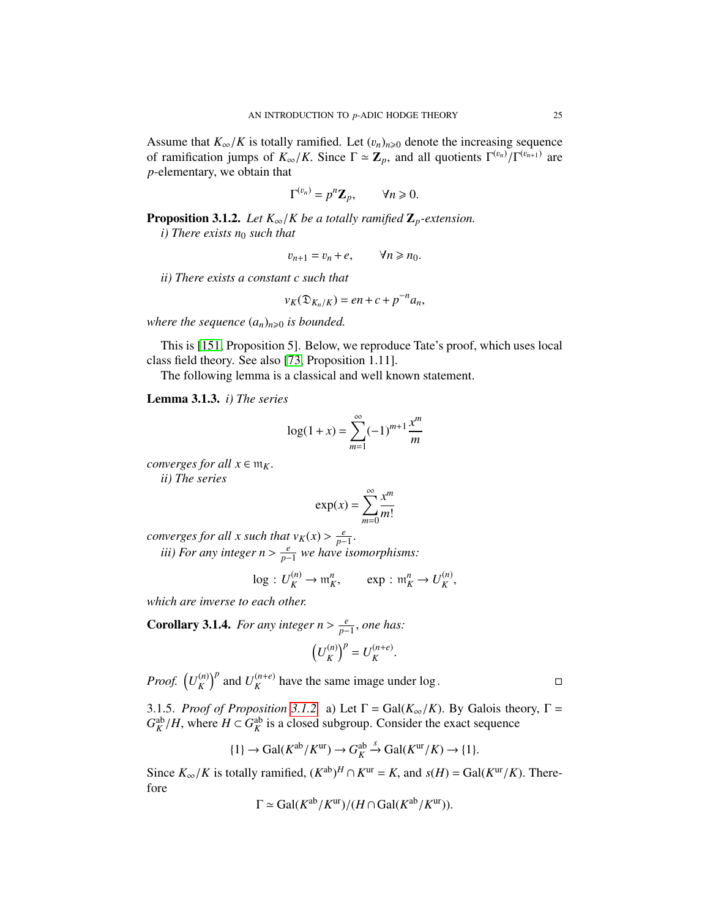Assume that $K_\infty/K$ is totally ramified. Let $(v_n)_{n\geqslant 0}$ denote the increasing sequence of ramification jumps of $K_\infty/K$. Since $\Gamma \simeq \mathbf{Z}_p$, and all quotients $\Gamma^{(v_n)}/\Gamma^{(v_{n+1})}$ are $p$-elementary, we obtain that

$$\Gamma^{(v_n)} = p^n\mathbf{Z}_p, \qquad \forall n \geqslant 0.$$

**Proposition 3.1.2.** *Let $K_\infty/K$ be a totally ramified $\mathbf{Z}_p$-extension.*

*i) There exists $n_0$ such that*

$$v_{n+1} = v_n + e, \qquad \forall n \geqslant n_0.$$

*ii) There exists a constant $c$ such that*

$$v_K(\mathfrak{D}_{K_n/K}) = en + c + p^{-n}a_n,$$

*where the sequence $(a_n)_{n\geqslant 0}$ is bounded.*

This is [151, Proposition 5]. Below, we reproduce Tate's proof, which uses local class field theory. See also [73, Proposition 1.11].

The following lemma is a classical and well known statement.

**Lemma 3.1.3.** *i) The series*

$$\log(1+x) = \sum_{m=1}^{\infty} (-1)^{m+1}\frac{x^m}{m}$$

*converges for all $x \in \mathfrak{m}_K$.*

*ii) The series*

$$\exp(x) = \sum_{m=0}^{\infty} \frac{x^m}{m!}$$

*converges for all $x$ such that $v_K(x) > \frac{e}{p-1}$.*

*iii) For any integer $n > \frac{e}{p-1}$ we have isomorphisms:*

$$\log\,:\, U_K^{(n)} \to \mathfrak{m}_K^n, \qquad \exp\,:\, \mathfrak{m}_K^n \to U_K^{(n)},$$

*which are inverse to each other.*

**Corollary 3.1.4.** *For any integer $n > \frac{e}{p-1}$, one has:*

$$\left(U_K^{(n)}\right)^p = U_K^{(n+e)}.$$

*Proof.* $\left(U_K^{(n)}\right)^p$ and $U_K^{(n+e)}$ have the same image under $\log$. $\square$

3.1.5. *Proof of Proposition 3.1.2.* a) Let $\Gamma = \mathrm{Gal}(K_\infty/K)$. By Galois theory, $\Gamma = G_K^{\mathrm{ab}}/H$, where $H \subset G_K^{\mathrm{ab}}$ is a closed subgroup. Consider the exact sequence

$$\{1\} \to \mathrm{Gal}(K^{\mathrm{ab}}/K^{\mathrm{ur}}) \to G_K^{\mathrm{ab}} \xrightarrow{s} \mathrm{Gal}(K^{\mathrm{ur}}/K) \to \{1\}.$$

Since $K_\infty/K$ is totally ramified, $(K^{\mathrm{ab}})^H \cap K^{\mathrm{ur}} = K$, and $s(H) = \mathrm{Gal}(K^{\mathrm{ur}}/K)$. Therefore

$$\Gamma \simeq \mathrm{Gal}(K^{\mathrm{ab}}/K^{\mathrm{ur}})/(H \cap \mathrm{Gal}(K^{\mathrm{ab}}/K^{\mathrm{ur}})).$$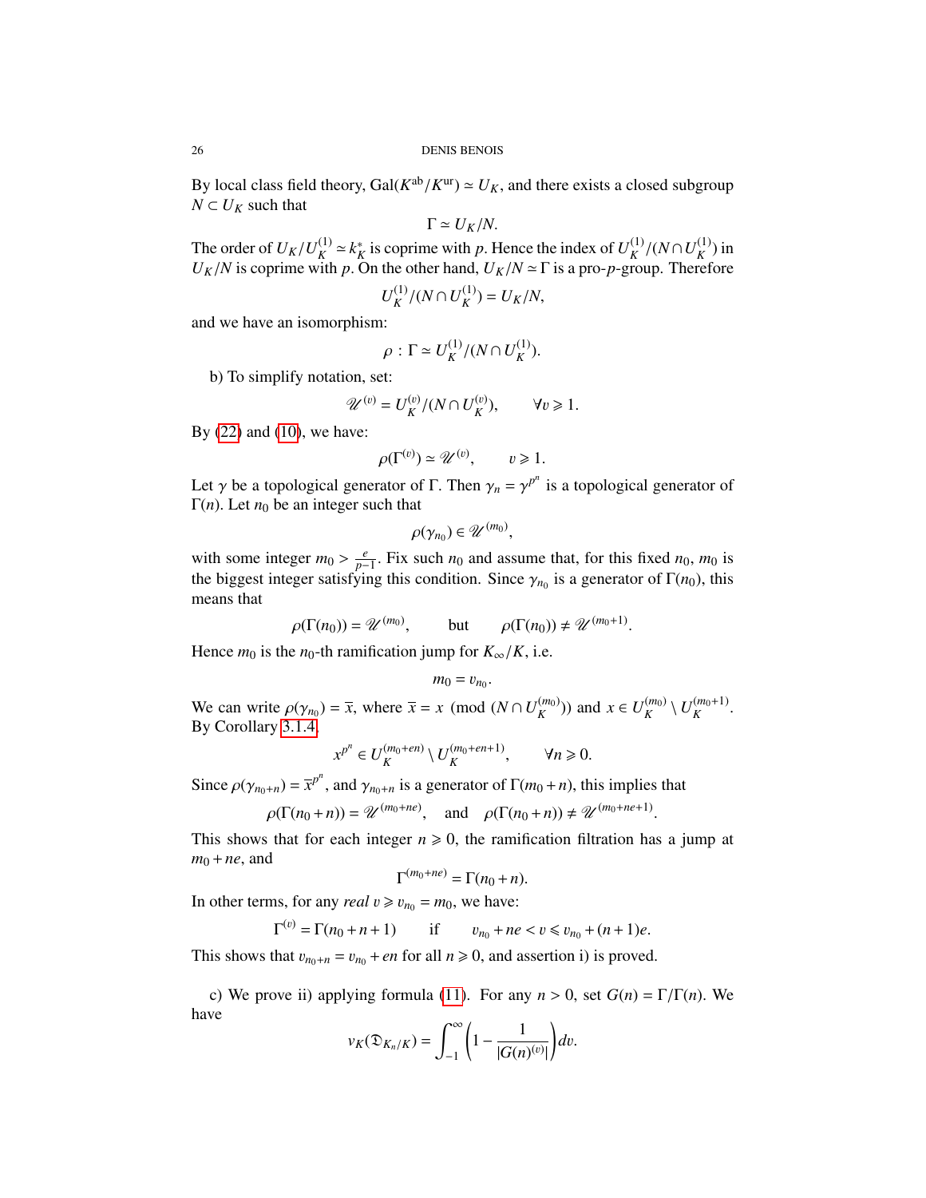By local class field theory, $\mathrm{Gal}(K^{\mathrm{ab}}/K^{\mathrm{ur}}) \simeq U_K$, and there exists a closed subgroup $N \subset U_K$ such that

$$\Gamma \simeq U_K/N.$$

The order of $U_K/U_K^{(1)} \simeq k_K^*$ is coprime with $p$. Hence the index of $U_K^{(1)}/(N \cap U_K^{(1)})$ in $U_K/N$ is coprime with $p$. On the other hand, $U_K/N \simeq \Gamma$ is a pro-$p$-group. Therefore

$$U_K^{(1)}/(N \cap U_K^{(1)}) = U_K/N,$$

and we have an isomorphism:

$$\rho\,:\, \Gamma \simeq U_K^{(1)}/(N \cap U_K^{(1)}).$$

b) To simplify notation, set:

$$\mathscr{U}^{(v)} = U_K^{(v)}/(N \cap U_K^{(v)}), \qquad \forall v \geqslant 1.$$

By (22) and (10), we have:

$$\rho(\Gamma^{(v)}) \simeq \mathscr{U}^{(v)}, \qquad v \geqslant 1.$$

Let $\gamma$ be a topological generator of $\Gamma$. Then $\gamma_n = \gamma^{p^n}$ is a topological generator of $\Gamma(n)$. Let $n_0$ be an integer such that

$$\rho(\gamma_{n_0}) \in \mathscr{U}^{(m_0)},$$

with some integer $m_0 > \frac{e}{p-1}$. Fix such $n_0$ and assume that, for this fixed $n_0$, $m_0$ is the biggest integer satisfying this condition. Since $\gamma_{n_0}$ is a generator of $\Gamma(n_0)$, this means that

$$\rho(\Gamma(n_0)) = \mathscr{U}^{(m_0)}, \qquad \text{but} \qquad \rho(\Gamma(n_0)) \neq \mathscr{U}^{(m_0+1)}.$$

Hence $m_0$ is the $n_0$-th ramification jump for $K_\infty/K$, i.e.

$$m_0 = v_{n_0}.$$

We can write $\rho(\gamma_{n_0}) = \overline{x}$, where $\overline{x} = x \pmod{(N \cap U_K^{(m_0)})}$ and $x \in U_K^{(m_0)} \setminus U_K^{(m_0+1)}$. By Corollary 3.1.4,

$$x^{p^n} \in U_K^{(m_0+en)} \setminus U_K^{(m_0+en+1)}, \qquad \forall n \geqslant 0.$$

Since $\rho(\gamma_{n_0+n}) = \overline{x}^{p^n}$, and $\gamma_{n_0+n}$ is a generator of $\Gamma(m_0+n)$, this implies that

$$\rho(\Gamma(n_0+n)) = \mathscr{U}^{(m_0+ne)}, \quad \text{and} \quad \rho(\Gamma(n_0+n)) \neq \mathscr{U}^{(m_0+ne+1)}.$$

This shows that for each integer $n \geqslant 0$, the ramification filtration has a jump at $m_0 + ne$, and

$$\Gamma^{(m_0+ne)} = \Gamma(n_0+n).$$

In other terms, for any *real* $v \geqslant v_{n_0} = m_0$, we have:

$$\Gamma^{(v)} = \Gamma(n_0+n+1) \qquad \text{if} \qquad v_{n_0} + ne < v \leqslant v_{n_0} + (n+1)e.$$

This shows that $v_{n_0+n} = v_{n_0} + en$ for all $n \geqslant 0$, and assertion i) is proved.

c) We prove ii) applying formula (11). For any $n > 0$, set $G(n) = \Gamma/\Gamma(n)$. We have

$$v_K(\mathfrak{D}_{K_n/K}) = \int_{-1}^{\infty} \left(1 - \frac{1}{|G(n)^{(v)}|}\right) dv.$$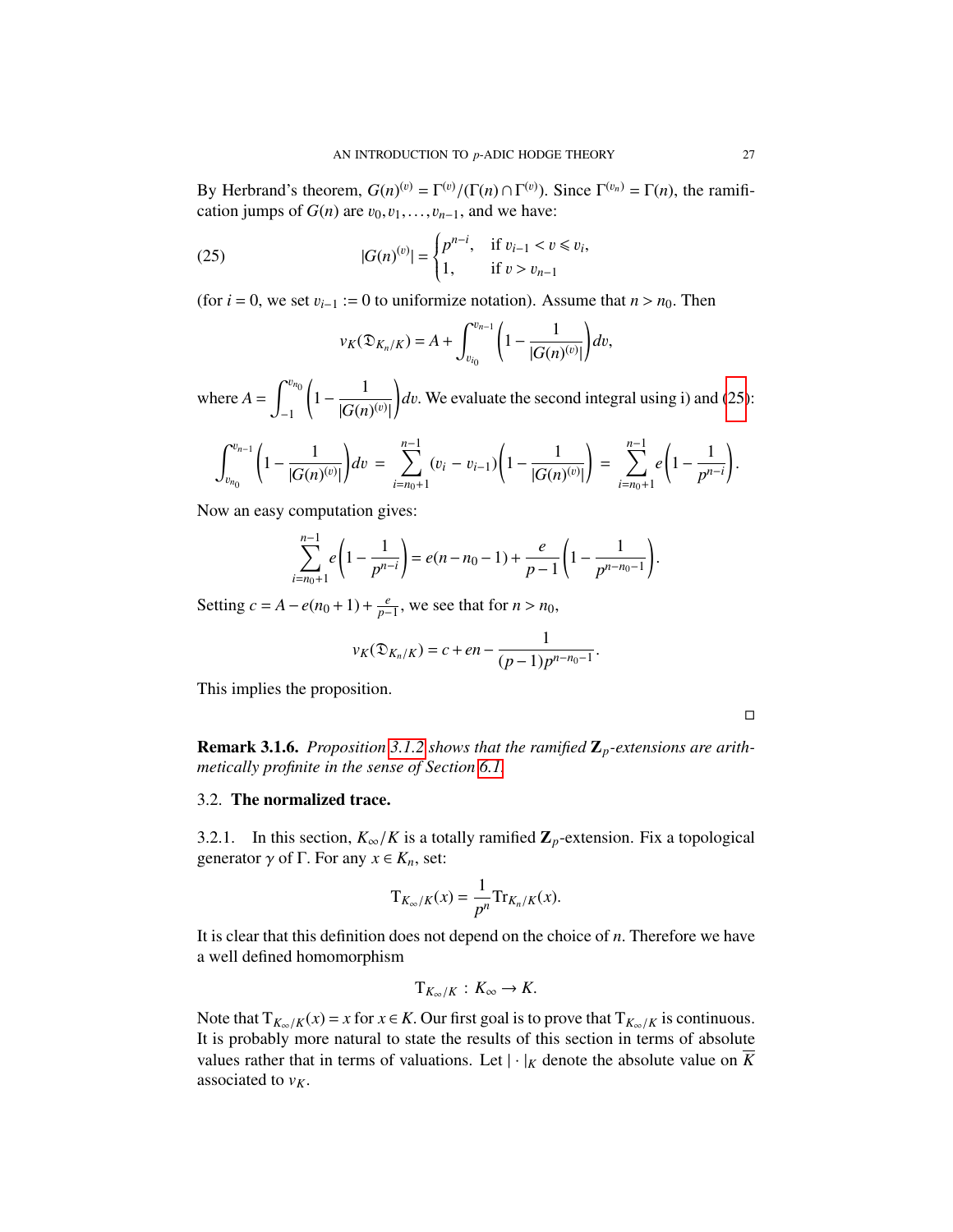By Herbrand's theorem, $G(n)^{(v)} = \Gamma^{(v)}/(\Gamma(n) \cap \Gamma^{(v)})$. Since $\Gamma^{(v_n)} = \Gamma(n)$, the ramification jumps of $G(n)$ are $v_0, v_1, \dots, v_{n-1}$, and we have:

$$|G(n)^{(v)}| = \begin{cases} p^{n-i}, & \text{if } v_{i-1} < v \leqslant v_i, \\ 1, & \text{if } v > v_{n-1} \end{cases} \tag{25}$$

(for $i = 0$, we set $v_{i-1} := 0$ to uniformize notation). Assume that $n > n_0$. Then

$$v_K(\mathfrak{D}_{K_n/K}) = A + \int_{v_{i_0}}^{v_{n-1}} \left(1 - \frac{1}{|G(n)^{(v)}|}\right) dv,$$

where $A = \displaystyle\int_{-1}^{v_{n_0}} \left(1 - \frac{1}{|G(n)^{(v)}|}\right) dv$. We evaluate the second integral using i) and (25):

$$\int_{v_{n_0}}^{v_{n-1}} \left(1 - \frac{1}{|G(n)^{(v)}|}\right) dv = \sum_{i=n_0+1}^{n-1} (v_i - v_{i-1}) \left(1 - \frac{1}{|G(n)^{(v)}|}\right) = \sum_{i=n_0+1}^{n-1} e\left(1 - \frac{1}{p^{n-i}}\right).$$

Now an easy computation gives:

$$\sum_{i=n_0+1}^{n-1} e\left(1 - \frac{1}{p^{n-i}}\right) = e(n - n_0 - 1) + \frac{e}{p-1}\left(1 - \frac{1}{p^{n-n_0-1}}\right).$$

Setting $c = A - e(n_0 + 1) + \frac{e}{p-1}$, we see that for $n > n_0$,

$$v_K(\mathfrak{D}_{K_n/K}) = c + en - \frac{1}{(p-1)p^{n-n_0-1}}.$$

This implies the proposition.

□

**Remark 3.1.6.** *Proposition 3.1.2 shows that the ramified $\mathbf{Z}_p$-extensions are arithmetically profinite in the sense of Section 6.1.*

### 3.2. The normalized trace.

3.2.1. In this section, $K_\infty/K$ is a totally ramified $\mathbf{Z}_p$-extension. Fix a topological generator $\gamma$ of $\Gamma$. For any $x \in K_n$, set:

$$\mathrm{T}_{K_\infty/K}(x) = \frac{1}{p^n} \mathrm{Tr}_{K_n/K}(x).$$

It is clear that this definition does not depend on the choice of $n$. Therefore we have a well defined homomorphism

$$\mathrm{T}_{K_\infty/K} : K_\infty \to K.$$

Note that $\mathrm{T}_{K_\infty/K}(x) = x$ for $x \in K$. Our first goal is to prove that $\mathrm{T}_{K_\infty/K}$ is continuous. It is probably more natural to state the results of this section in terms of absolute values rather that in terms of valuations. Let $|\cdot|_K$ denote the absolute value on $\overline{K}$ associated to $v_K$.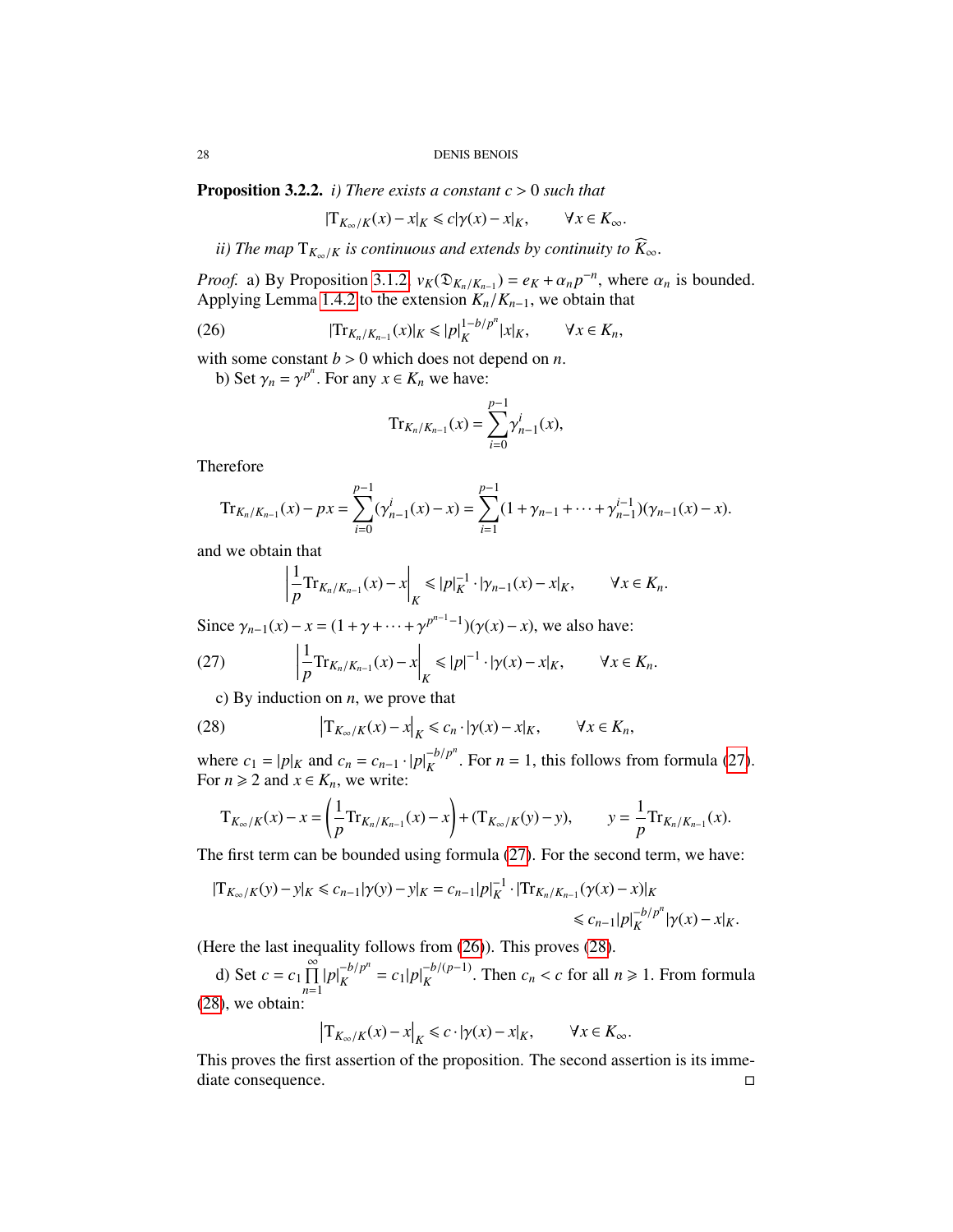**Proposition 3.2.2.** *i) There exists a constant $c > 0$ such that*

$$|\mathrm{T}_{K_\infty/K}(x) - x|_K \leqslant c|\gamma(x) - x|_K, \qquad \forall x \in K_\infty.$$

*ii) The map $\mathrm{T}_{K_\infty/K}$ is continuous and extends by continuity to $\widehat{K}_\infty$.*

*Proof.* a) By Proposition 3.1.2, $v_K(\mathfrak{D}_{K_n/K_{n-1}}) = e_K + \alpha_n p^{-n}$, where $\alpha_n$ is bounded. Applying Lemma 1.4.2 to the extension $K_n/K_{n-1}$, we obtain that

$$|\mathrm{Tr}_{K_n/K_{n-1}}(x)|_K \leqslant |p|_K^{1-b/p^n}|x|_K, \qquad \forall x \in K_n, \tag{26}$$

with some constant $b > 0$ which does not depend on $n$.

b) Set $\gamma_n = \gamma^{p^n}$. For any $x \in K_n$ we have:

$$\mathrm{Tr}_{K_n/K_{n-1}}(x) = \sum_{i=0}^{p-1} \gamma_{n-1}^i(x),$$

Therefore

$$\mathrm{Tr}_{K_n/K_{n-1}}(x) - px = \sum_{i=0}^{p-1}(\gamma_{n-1}^i(x) - x) = \sum_{i=1}^{p-1}(1 + \gamma_{n-1} + \cdots + \gamma_{n-1}^{i-1})(\gamma_{n-1}(x) - x).$$

and we obtain that

$$\left|\frac{1}{p}\mathrm{Tr}_{K_n/K_{n-1}}(x) - x\right|_K \leqslant |p|_K^{-1} \cdot |\gamma_{n-1}(x) - x|_K, \qquad \forall x \in K_n.$$

Since $\gamma_{n-1}(x) - x = (1 + \gamma + \cdots + \gamma^{p^{n-1}-1})(\gamma(x) - x)$, we also have:

$$\left|\frac{1}{p}\mathrm{Tr}_{K_n/K_{n-1}}(x) - x\right|_K \leqslant |p|^{-1} \cdot |\gamma(x) - x|_K, \qquad \forall x \in K_n. \tag{27}$$

c) By induction on $n$, we prove that

$$\left|\mathrm{T}_{K_\infty/K}(x) - x\right|_K \leqslant c_n \cdot |\gamma(x) - x|_K, \qquad \forall x \in K_n, \tag{28}$$

where $c_1 = |p|_K$ and $c_n = c_{n-1} \cdot |p|_K^{-b/p^n}$. For $n = 1$, this follows from formula (27). For $n \geqslant 2$ and $x \in K_n$, we write:

$$\mathrm{T}_{K_\infty/K}(x) - x = \left(\frac{1}{p}\mathrm{Tr}_{K_n/K_{n-1}}(x) - x\right) + (\mathrm{T}_{K_\infty/K}(y) - y), \qquad y = \frac{1}{p}\mathrm{Tr}_{K_n/K_{n-1}}(x).$$

The first term can be bounded using formula (27). For the second term, we have:

$$\begin{aligned}|\mathrm{T}_{K_\infty/K}(y) - y|_K \leqslant c_{n-1}|\gamma(y) - y|_K = c_{n-1}|p|_K^{-1} \cdot |\mathrm{Tr}_{K_n/K_{n-1}}(\gamma(x) - x)|_K \\ \leqslant c_{n-1}|p|_K^{-b/p^n}|\gamma(x) - x|_K.\end{aligned}$$

(Here the last inequality follows from (26)). This proves (28).

d) Set $c = c_1 \prod\limits_{n=1}^{\infty} |p|_K^{-b/p^n} = c_1|p|_K^{-b/(p-1)}$. Then $c_n < c$ for all $n \geqslant 1$. From formula (28), we obtain:

$$\left|\mathrm{T}_{K_\infty/K}(x) - x\right|_K \leqslant c \cdot |\gamma(x) - x|_K, \qquad \forall x \in K_\infty.$$

This proves the first assertion of the proposition. The second assertion is its immediate consequence. $\square$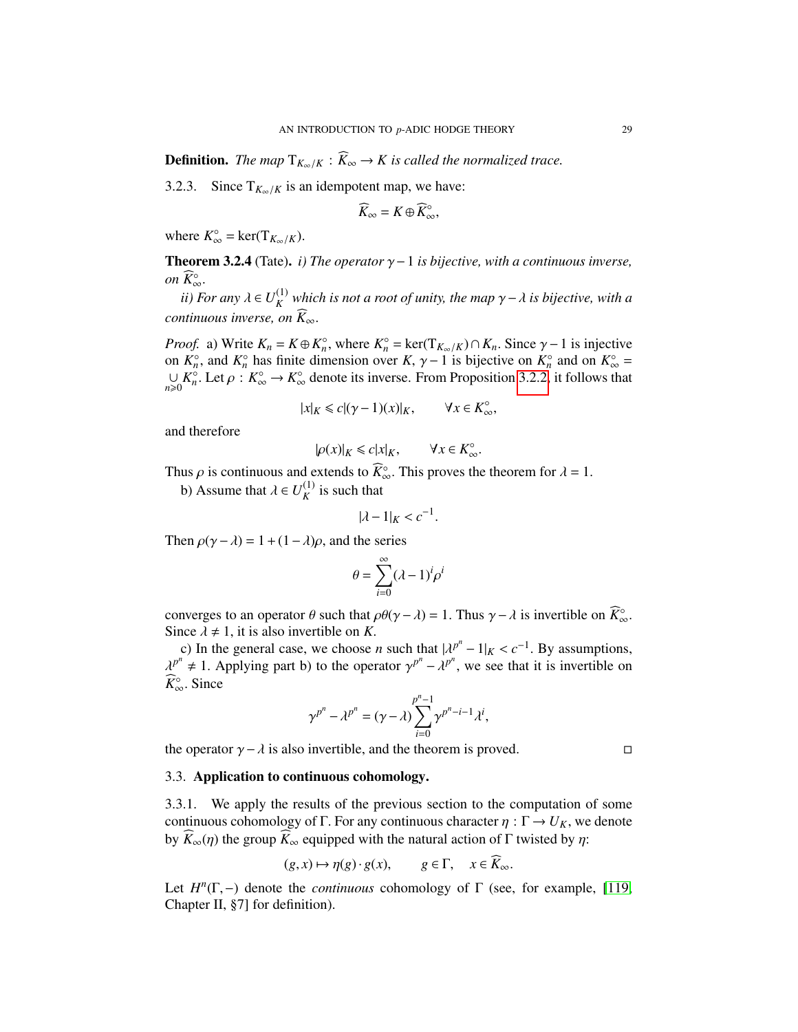**Definition.** *The map* $\mathrm{T}_{K_\infty/K} : \widehat{K}_\infty \to K$ *is called the normalized trace.*

3.2.3. Since $\mathrm{T}_{K_\infty/K}$ is an idempotent map, we have:

$$\widehat{K}_\infty = K \oplus \widehat{K}_\infty^\circ,$$

where $K_\infty^\circ = \ker(\mathrm{T}_{K_\infty/K})$.

**Theorem 3.2.4** (Tate). *i) The operator* $\gamma - 1$ *is bijective, with a continuous inverse, on* $\widehat{K}_\infty^\circ$.

*ii) For any* $\lambda \in U_K^{(1)}$ *which is not a root of unity, the map* $\gamma - \lambda$ *is bijective, with a continuous inverse, on* $\widehat{K}_\infty$.

*Proof.* a) Write $K_n = K \oplus K_n^\circ$, where $K_n^\circ = \ker(\mathrm{T}_{K_\infty/K}) \cap K_n$. Since $\gamma - 1$ is injective on $K_n^\circ$, and $K_n^\circ$ has finite dimension over $K$, $\gamma - 1$ is bijective on $K_n^\circ$ and on $K_\infty^\circ = \underset{n\geqslant 0}{\cup} K_n^\circ$. Let $\rho : K_\infty^\circ \to K_\infty^\circ$ denote its inverse. From Proposition 3.2.2, it follows that

$$|x|_K \leqslant c|(\gamma - 1)(x)|_K, \qquad \forall x \in K_\infty^\circ,$$

and therefore

$$|\rho(x)|_K \leqslant c|x|_K, \qquad \forall x \in K_\infty^\circ.$$

Thus $\rho$ is continuous and extends to $\widehat{K}_\infty^\circ$. This proves the theorem for $\lambda = 1$.

b) Assume that $\lambda \in U_K^{(1)}$ is such that

$$|\lambda - 1|_K < c^{-1}.$$

Then $\rho(\gamma - \lambda) = 1 + (1 - \lambda)\rho$, and the series

$$\theta = \sum_{i=0}^{\infty} (\lambda - 1)^i \rho^i$$

converges to an operator $\theta$ such that $\rho\theta(\gamma - \lambda) = 1$. Thus $\gamma - \lambda$ is invertible on $\widehat{K}_\infty^\circ$. Since $\lambda \neq 1$, it is also invertible on $K$.

c) In the general case, we choose $n$ such that $|\lambda^{p^n} - 1|_K < c^{-1}$. By assumptions, $\lambda^{p^n} \neq 1$. Applying part b) to the operator $\gamma^{p^n} - \lambda^{p^n}$, we see that it is invertible on $\widehat{K}_\infty^\circ$. Since

$$\gamma^{p^n} - \lambda^{p^n} = (\gamma - \lambda) \sum_{i=0}^{p^n - 1} \gamma^{p^n - i - 1} \lambda^i,$$

the operator $\gamma - \lambda$ is also invertible, and the theorem is proved. $\square$

## 3.3. Application to continuous cohomology.

3.3.1. We apply the results of the previous section to the computation of some continuous cohomology of $\Gamma$. For any continuous character $\eta : \Gamma \to U_K$, we denote by $\widehat{K}_\infty(\eta)$ the group $\widehat{K}_\infty$ equipped with the natural action of $\Gamma$ twisted by $\eta$:

$$(g, x) \mapsto \eta(g) \cdot g(x), \qquad g \in \Gamma, \quad x \in \widehat{K}_\infty.$$

Let $H^n(\Gamma, -)$ denote the *continuous* cohomology of $\Gamma$ (see, for example, [119, Chapter II, §7] for definition).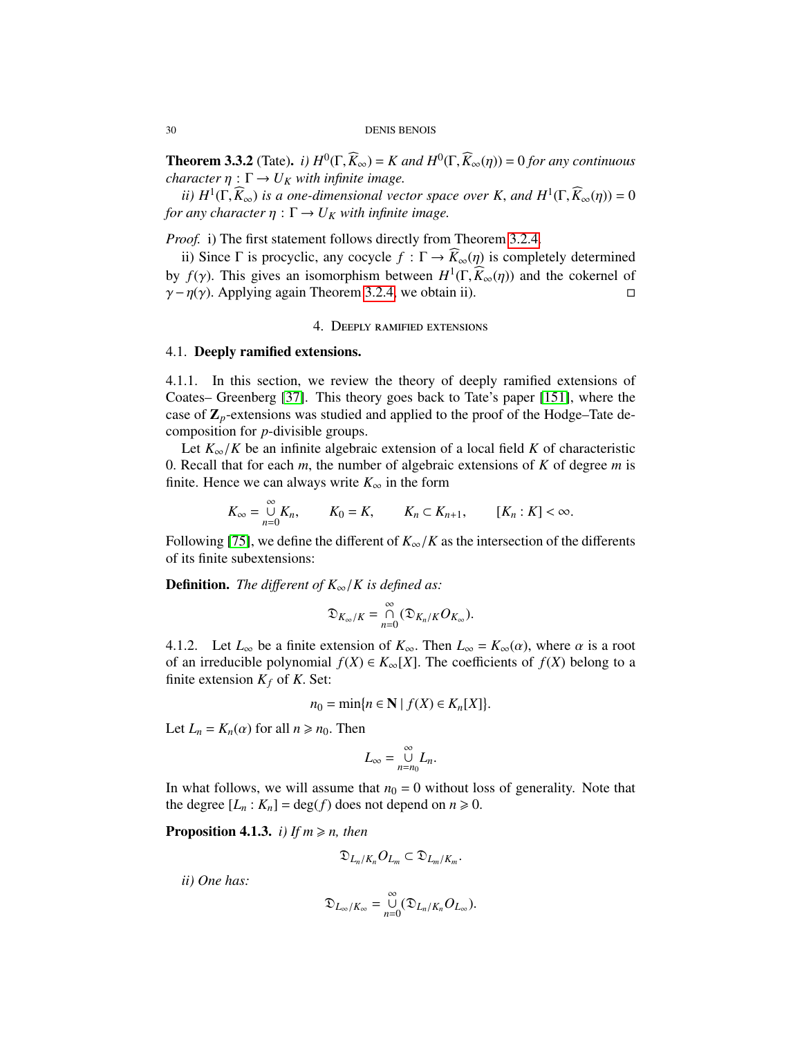**Theorem 3.3.2** (Tate). *i) $H^0(\Gamma, \widehat{K}_\infty) = K$ and $H^0(\Gamma, \widehat{K}_\infty(\eta)) = 0$ for any continuous character $\eta : \Gamma \to U_K$ with infinite image.*

*ii) $H^1(\Gamma, \widehat{K}_\infty)$ is a one-dimensional vector space over $K$, and $H^1(\Gamma, \widehat{K}_\infty(\eta)) = 0$ for any character $\eta : \Gamma \to U_K$ with infinite image.*

*Proof.* i) The first statement follows directly from Theorem 3.2.4.

ii) Since $\Gamma$ is procyclic, any cocycle $f : \Gamma \to \widehat{K}_\infty(\eta)$ is completely determined by $f(\gamma)$. This gives an isomorphism between $H^1(\Gamma, \widehat{K}_\infty(\eta))$ and the cokernel of $\gamma - \eta(\gamma)$. Applying again Theorem 3.2.4, we obtain ii). □

## 4. Deeply ramified extensions

### 4.1. Deeply ramified extensions.

4.1.1. In this section, we review the theory of deeply ramified extensions of Coates– Greenberg [37]. This theory goes back to Tate's paper [151], where the case of $\mathbf{Z}_p$-extensions was studied and applied to the proof of the Hodge–Tate decomposition for $p$-divisible groups.

Let $K_\infty/K$ be an infinite algebraic extension of a local field $K$ of characteristic 0. Recall that for each $m$, the number of algebraic extensions of $K$ of degree $m$ is finite. Hence we can always write $K_\infty$ in the form

$$K_\infty = \bigcup_{n=0}^{\infty} K_n, \qquad K_0 = K, \qquad K_n \subset K_{n+1}, \qquad [K_n : K] < \infty.$$

Following [75], we define the different of $K_\infty/K$ as the intersection of the differents of its finite subextensions:

**Definition.** *The different of $K_\infty/K$ is defined as:*

$$\mathfrak{D}_{K_\infty/K} = \bigcap_{n=0}^{\infty} (\mathfrak{D}_{K_n/K} O_{K_\infty}).$$

4.1.2. Let $L_\infty$ be a finite extension of $K_\infty$. Then $L_\infty = K_\infty(\alpha)$, where $\alpha$ is a root of an irreducible polynomial $f(X) \in K_\infty[X]$. The coefficients of $f(X)$ belong to a finite extension $K_f$ of $K$. Set:

$$n_0 = \min\{n \in \mathbf{N} \mid f(X) \in K_n[X]\}.$$

Let $L_n = K_n(\alpha)$ for all $n \geqslant n_0$. Then

$$L_\infty = \bigcup_{n=n_0}^{\infty} L_n.$$

In what follows, we will assume that $n_0 = 0$ without loss of generality. Note that the degree $[L_n : K_n] = \deg(f)$ does not depend on $n \geqslant 0$.

**Proposition 4.1.3.** *i) If $m \geqslant n$, then*

$$\mathfrak{D}_{L_n/K_n} O_{L_m} \subset \mathfrak{D}_{L_m/K_m}.$$

*ii) One has:*

$$\mathfrak{D}_{L_\infty/K_\infty} = \bigcup_{n=0}^{\infty} (\mathfrak{D}_{L_n/K_n} O_{L_\infty}).$$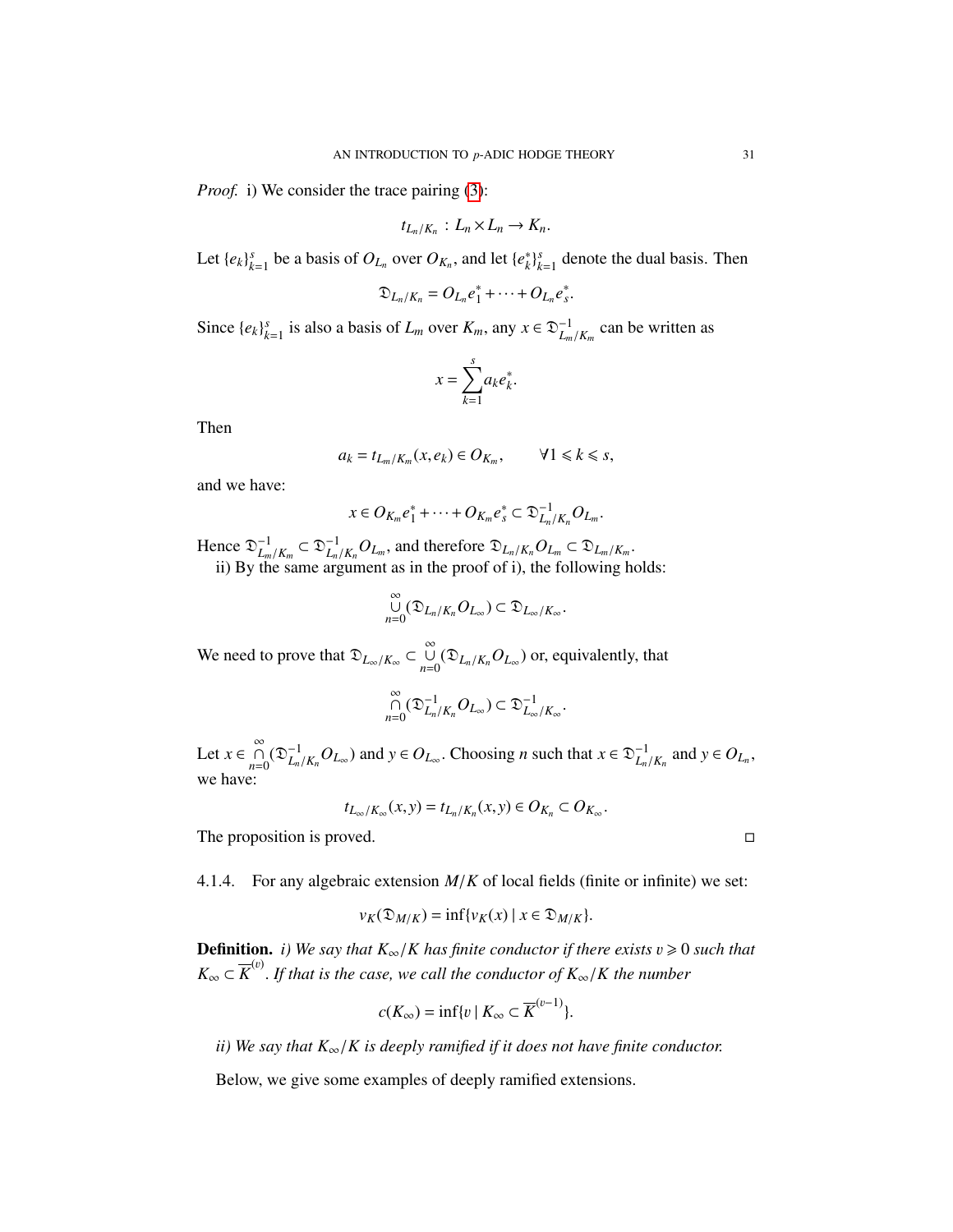*Proof.* i) We consider the trace pairing (3):

$$t_{L_n/K_n} : L_n \times L_n \to K_n.$$

Let $\{e_k\}_{k=1}^s$ be a basis of $O_{L_n}$ over $O_{K_n}$, and let $\{e_k^*\}_{k=1}^s$ denote the dual basis. Then

$$\mathfrak{D}_{L_n/K_n} = O_{L_n} e_1^* + \cdots + O_{L_n} e_s^*.$$

Since $\{e_k\}_{k=1}^s$ is also a basis of $L_m$ over $K_m$, any $x \in \mathfrak{D}_{L_m/K_m}^{-1}$ can be written as

$$x = \sum_{k=1}^{s} a_k e_k^*.$$

Then

$$a_k = t_{L_m/K_m}(x, e_k) \in O_{K_m}, \qquad \forall 1 \leqslant k \leqslant s,$$

and we have:

$$x \in O_{K_m} e_1^* + \cdots + O_{K_m} e_s^* \subset \mathfrak{D}_{L_n/K_n}^{-1} O_{L_m}.$$

Hence $\mathfrak{D}_{L_m/K_m}^{-1} \subset \mathfrak{D}_{L_n/K_n}^{-1} O_{L_m}$, and therefore $\mathfrak{D}_{L_n/K_n} O_{L_m} \subset \mathfrak{D}_{L_m/K_m}$.

ii) By the same argument as in the proof of i), the following holds:

$$\bigcup_{n=0}^{\infty} (\mathfrak{D}_{L_n/K_n} O_{L_\infty}) \subset \mathfrak{D}_{L_\infty/K_\infty}.$$

We need to prove that $\mathfrak{D}_{L_\infty/K_\infty} \subset \bigcup\limits_{n=0}^{\infty} (\mathfrak{D}_{L_n/K_n} O_{L_\infty})$ or, equivalently, that

$$\bigcap_{n=0}^{\infty} (\mathfrak{D}_{L_n/K_n}^{-1} O_{L_\infty}) \subset \mathfrak{D}_{L_\infty/K_\infty}^{-1}.$$

Let $x \in \bigcap\limits_{n=0}^{\infty} (\mathfrak{D}_{L_n/K_n}^{-1} O_{L_\infty})$ and $y \in O_{L_\infty}$. Choosing $n$ such that $x \in \mathfrak{D}_{L_n/K_n}^{-1}$ and $y \in O_{L_n}$, we have:

$$t_{L_\infty/K_\infty}(x, y) = t_{L_n/K_n}(x, y) \in O_{K_n} \subset O_{K_\infty}.$$

The proposition is proved. $\square$

4.1.4. For any algebraic extension $M/K$ of local fields (finite or infinite) we set:

$$v_K(\mathfrak{D}_{M/K}) = \inf\{v_K(x) \mid x \in \mathfrak{D}_{M/K}\}.$$

**Definition.** *i) We say that $K_\infty/K$ has finite conductor if there exists $v \geqslant 0$ such that $K_\infty \subset \overline{K}^{(v)}$. If that is the case, we call the conductor of $K_\infty/K$ the number*

$$c(K_\infty) = \inf\{v \mid K_\infty \subset \overline{K}^{(v-1)}\}.$$

*ii) We say that $K_\infty/K$ is deeply ramified if it does not have finite conductor.*

Below, we give some examples of deeply ramified extensions.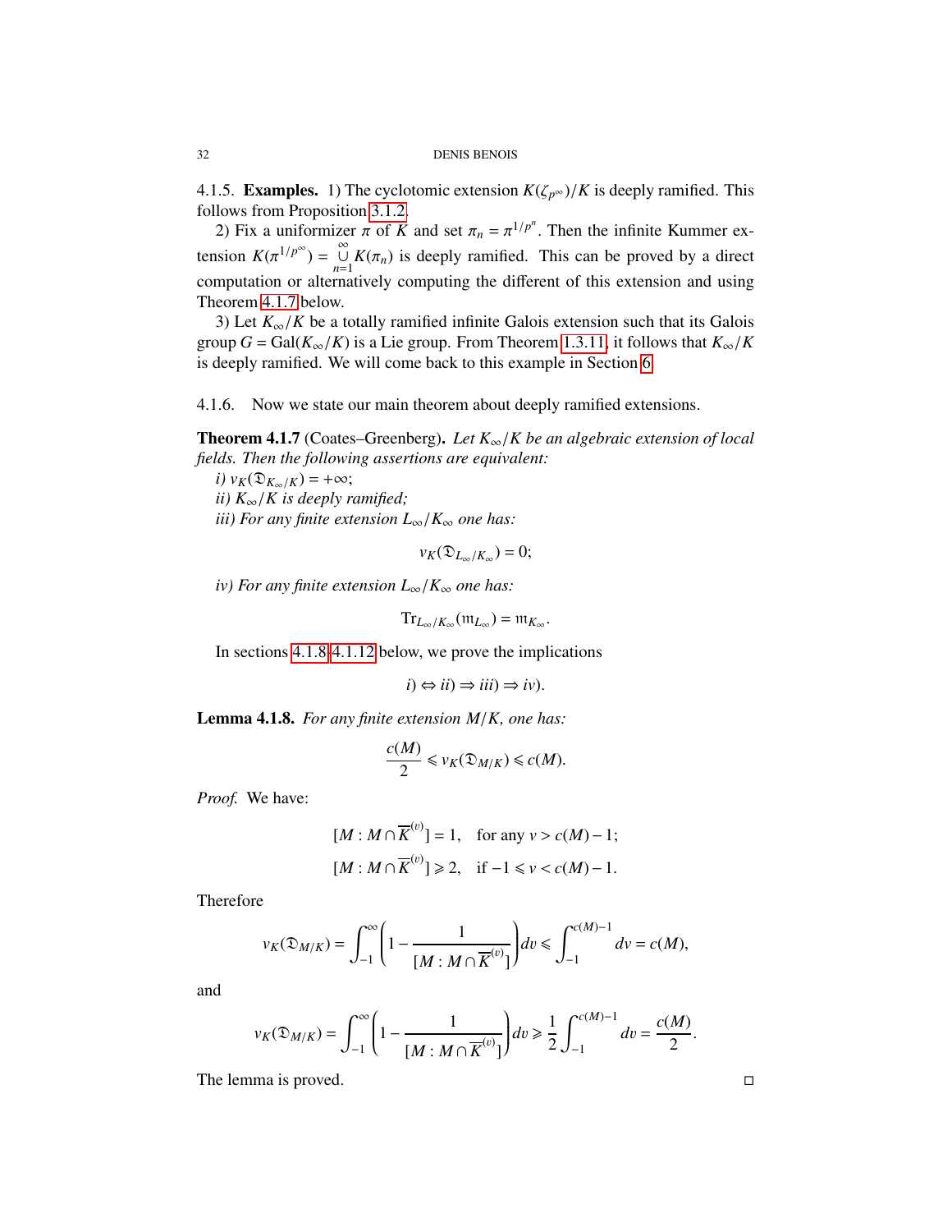4.1.5. **Examples.** 1) The cyclotomic extension $K(\zeta_{p^\infty})/K$ is deeply ramified. This follows from Proposition 3.1.2.

2) Fix a uniformizer $\pi$ of $K$ and set $\pi_n = \pi^{1/p^n}$. Then the infinite Kummer extension $K(\pi^{1/p^\infty}) = \bigcup_{n=1}^{\infty} K(\pi_n)$ is deeply ramified. This can be proved by a direct computation or alternatively computing the different of this extension and using Theorem 4.1.7 below.

3) Let $K_\infty/K$ be a totally ramified infinite Galois extension such that its Galois group $G = \mathrm{Gal}(K_\infty/K)$ is a Lie group. From Theorem 1.3.11, it follows that $K_\infty/K$ is deeply ramified. We will come back to this example in Section 6.

4.1.6. Now we state our main theorem about deeply ramified extensions.

**Theorem 4.1.7** (Coates–Greenberg)**.** *Let $K_\infty/K$ be an algebraic extension of local fields. Then the following assertions are equivalent:*

*i) $v_K(\mathfrak{D}_{K_\infty/K}) = +\infty$;*

*ii) $K_\infty/K$ is deeply ramified;*

*iii) For any finite extension $L_\infty/K_\infty$ one has:*

$$v_K(\mathfrak{D}_{L_\infty/K_\infty}) = 0;$$

*iv) For any finite extension $L_\infty/K_\infty$ one has:*

$$\mathrm{Tr}_{L_\infty/K_\infty}(\mathfrak{m}_{L_\infty}) = \mathfrak{m}_{K_\infty}.$$

In sections 4.1.8-4.1.12 below, we prove the implications

$$i) \Leftrightarrow ii) \Rightarrow iii) \Rightarrow iv).$$

**Lemma 4.1.8.** *For any finite extension $M/K$, one has:*

$$\frac{c(M)}{2} \leqslant v_K(\mathfrak{D}_{M/K}) \leqslant c(M).$$

*Proof.* We have:

$$[M : M \cap \overline{K}^{(v)}] = 1, \quad \text{for any } v > c(M) - 1;$$

$$[M : M \cap \overline{K}^{(v)}] \geqslant 2, \quad \text{if } -1 \leqslant v < c(M) - 1.$$

Therefore

$$v_K(\mathfrak{D}_{M/K}) = \int_{-1}^{\infty} \left( 1 - \frac{1}{[M : M \cap \overline{K}^{(v)}]} \right) dv \leqslant \int_{-1}^{c(M)-1} dv = c(M),$$

and

$$v_K(\mathfrak{D}_{M/K}) = \int_{-1}^{\infty} \left( 1 - \frac{1}{[M : M \cap \overline{K}^{(v)}]} \right) dv \geqslant \frac{1}{2} \int_{-1}^{c(M)-1} dv = \frac{c(M)}{2}.$$

The lemma is proved. □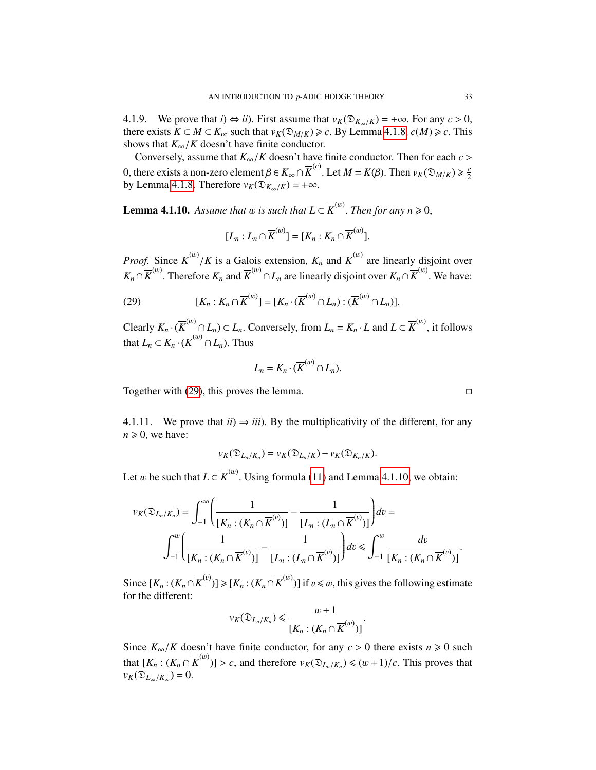4.1.9. We prove that *i*) ⇔ *ii*). First assume that $v_K(\mathfrak{D}_{K_\infty/K}) = +\infty$. For any $c > 0$, there exists $K \subset M \subset K_\infty$ such that $v_K(\mathfrak{D}_{M/K}) \geqslant c$. By Lemma 4.1.8, $c(M) \geqslant c$. This shows that $K_\infty/K$ doesn't have finite conductor.

Conversely, assume that $K_\infty/K$ doesn't have finite conductor. Then for each $c > 0$, there exists a non-zero element $\beta \in K_\infty \cap \overline{K}^{(c)}$. Let $M = K(\beta)$. Then $v_K(\mathfrak{D}_{M/K}) \geqslant \frac{c}{2}$ by Lemma 4.1.8. Therefore $v_K(\mathfrak{D}_{K_\infty/K}) = +\infty$.

**Lemma 4.1.10.** *Assume that $w$ is such that $L \subset \overline{K}^{(w)}$. Then for any $n \geqslant 0$,*

$$[L_n : L_n \cap \overline{K}^{(w)}] = [K_n : K_n \cap \overline{K}^{(w)}].$$

*Proof.* Since $\overline{K}^{(w)}/K$ is a Galois extension, $K_n$ and $\overline{K}^{(w)}$ are linearly disjoint over $K_n \cap \overline{K}^{(w)}$. Therefore $K_n$ and $\overline{K}^{(w)} \cap L_n$ are linearly disjoint over $K_n \cap \overline{K}^{(w)}$. We have:

$$[K_n : K_n \cap \overline{K}^{(w)}] = [K_n \cdot (\overline{K}^{(w)} \cap L_n) : (\overline{K}^{(w)} \cap L_n)]. \tag{29}$$

Clearly $K_n \cdot (\overline{K}^{(w)} \cap L_n) \subset L_n$. Conversely, from $L_n = K_n \cdot L$ and $L \subset \overline{K}^{(w)}$, it follows that $L_n \subset K_n \cdot (\overline{K}^{(w)} \cap L_n)$. Thus

$$L_n = K_n \cdot (\overline{K}^{(w)} \cap L_n).$$

Together with (29), this proves the lemma. □

4.1.11. We prove that *ii*) ⇒ *iii*). By the multiplicativity of the different, for any $n \geqslant 0$, we have:

$$v_K(\mathfrak{D}_{L_n/K_n}) = v_K(\mathfrak{D}_{L_n/K}) - v_K(\mathfrak{D}_{K_n/K}).$$

Let $w$ be such that $L \subset \overline{K}^{(w)}$. Using formula (11) and Lemma 4.1.10, we obtain:

$$v_K(\mathfrak{D}_{L_n/K_n}) = \int_{-1}^{\infty} \left( \frac{1}{[K_n : (K_n \cap \overline{K}^{(v)})]} - \frac{1}{[L_n : (L_n \cap \overline{K}^{(v)})]} \right) dv =$$

$$\int_{-1}^{w} \left( \frac{1}{[K_n : (K_n \cap \overline{K}^{(v)})]} - \frac{1}{[L_n : (L_n \cap \overline{K}^{(v)})]} \right) dv \leqslant \int_{-1}^{w} \frac{dv}{[K_n : (K_n \cap \overline{K}^{(v)})]}.$$

Since $[K_n : (K_n \cap \overline{K}^{(v)})] \geqslant [K_n : (K_n \cap \overline{K}^{(w)})]$ if $v \leqslant w$, this gives the following estimate for the different:

$$v_K(\mathfrak{D}_{L_n/K_n}) \leqslant \frac{w+1}{[K_n : (K_n \cap \overline{K}^{(w)})]}.$$

Since $K_\infty/K$ doesn't have finite conductor, for any $c > 0$ there exists $n \geqslant 0$ such that $[K_n : (K_n \cap \overline{K}^{(w)})] > c$, and therefore $v_K(\mathfrak{D}_{L_n/K_n}) \leqslant (w+1)/c$. This proves that $v_K(\mathfrak{D}_{L_\infty/K_\infty}) = 0$.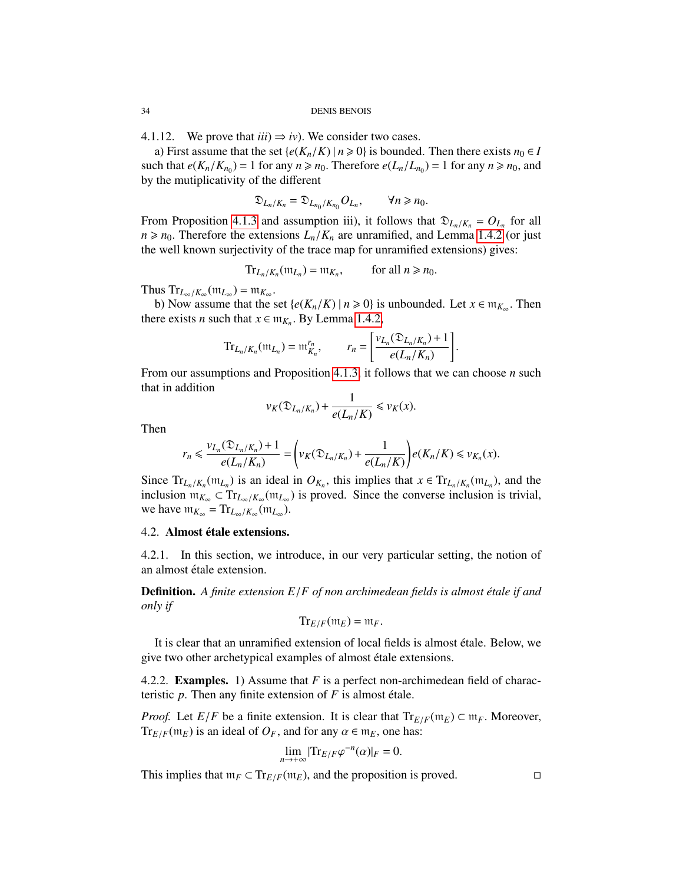4.1.12. We prove that *iii)* $\Rightarrow$ *iv)*. We consider two cases.

a) First assume that the set $\{e(K_n/K) \mid n \geqslant 0\}$ is bounded. Then there exists $n_0 \in I$ such that $e(K_n/K_{n_0}) = 1$ for any $n \geqslant n_0$. Therefore $e(L_n/L_{n_0}) = 1$ for any $n \geqslant n_0$, and by the mutiplicativity of the different

$$\mathfrak{D}_{L_n/K_n} = \mathfrak{D}_{L_{n_0}/K_{n_0}} O_{L_n}, \qquad \forall n \geqslant n_0.$$

From Proposition 4.1.3 and assumption iii), it follows that $\mathfrak{D}_{L_n/K_n} = O_{L_n}$ for all $n \geqslant n_0$. Therefore the extensions $L_n/K_n$ are unramified, and Lemma 1.4.2 (or just the well known surjectivity of the trace map for unramified extensions) gives:

$$\mathrm{Tr}_{L_n/K_n}(\mathfrak{m}_{L_n}) = \mathfrak{m}_{K_n}, \qquad \text{for all } n \geqslant n_0.$$

Thus $\mathrm{Tr}_{L_\infty/K_\infty}(\mathfrak{m}_{L_\infty}) = \mathfrak{m}_{K_\infty}$.

b) Now assume that the set $\{e(K_n/K) \mid n \geqslant 0\}$ is unbounded. Let $x \in \mathfrak{m}_{K_\infty}$. Then there exists $n$ such that $x \in \mathfrak{m}_{K_n}$. By Lemma 1.4.2,

$$\mathrm{Tr}_{L_n/K_n}(\mathfrak{m}_{L_n}) = \mathfrak{m}_{K_n}^{r_n}, \qquad r_n = \left[\frac{v_{L_n}(\mathfrak{D}_{L_n/K_n}) + 1}{e(L_n/K_n)}\right].$$

From our assumptions and Proposition 4.1.3, it follows that we can choose $n$ such that in addition

$$v_K(\mathfrak{D}_{L_n/K_n}) + \frac{1}{e(L_n/K)} \leqslant v_K(x).$$

Then

$$r_n \leqslant \frac{v_{L_n}(\mathfrak{D}_{L_n/K_n}) + 1}{e(L_n/K_n)} = \left(v_K(\mathfrak{D}_{L_n/K_n}) + \frac{1}{e(L_n/K)}\right) e(K_n/K) \leqslant v_{K_n}(x).$$

Since $\mathrm{Tr}_{L_n/K_n}(\mathfrak{m}_{L_n})$ is an ideal in $O_{K_n}$, this implies that $x \in \mathrm{Tr}_{L_n/K_n}(\mathfrak{m}_{L_n})$, and the inclusion $\mathfrak{m}_{K_\infty} \subset \mathrm{Tr}_{L_\infty/K_\infty}(\mathfrak{m}_{L_\infty})$ is proved. Since the converse inclusion is trivial, we have $\mathfrak{m}_{K_\infty} = \mathrm{Tr}_{L_\infty/K_\infty}(\mathfrak{m}_{L_\infty})$.

## 4.2. Almost étale extensions.

4.2.1. In this section, we introduce, in our very particular setting, the notion of an almost étale extension.

**Definition.** *A finite extension $E/F$ of non archimedean fields is almost étale if and only if*

$$\mathrm{Tr}_{E/F}(\mathfrak{m}_E) = \mathfrak{m}_F.$$

It is clear that an unramified extension of local fields is almost étale. Below, we give two other archetypical examples of almost étale extensions.

4.2.2. **Examples.** 1) Assume that $F$ is a perfect non-archimedean field of characteristic $p$. Then any finite extension of $F$ is almost étale.

*Proof.* Let $E/F$ be a finite extension. It is clear that $\mathrm{Tr}_{E/F}(\mathfrak{m}_E) \subset \mathfrak{m}_F$. Moreover, $\mathrm{Tr}_{E/F}(\mathfrak{m}_E)$ is an ideal of $O_F$, and for any $\alpha \in \mathfrak{m}_E$, one has:

$$\lim_{n \to +\infty} |\mathrm{Tr}_{E/F} \varphi^{-n}(\alpha)|_F = 0.$$

This implies that $\mathfrak{m}_F \subset \mathrm{Tr}_{E/F}(\mathfrak{m}_E)$, and the proposition is proved. $\square$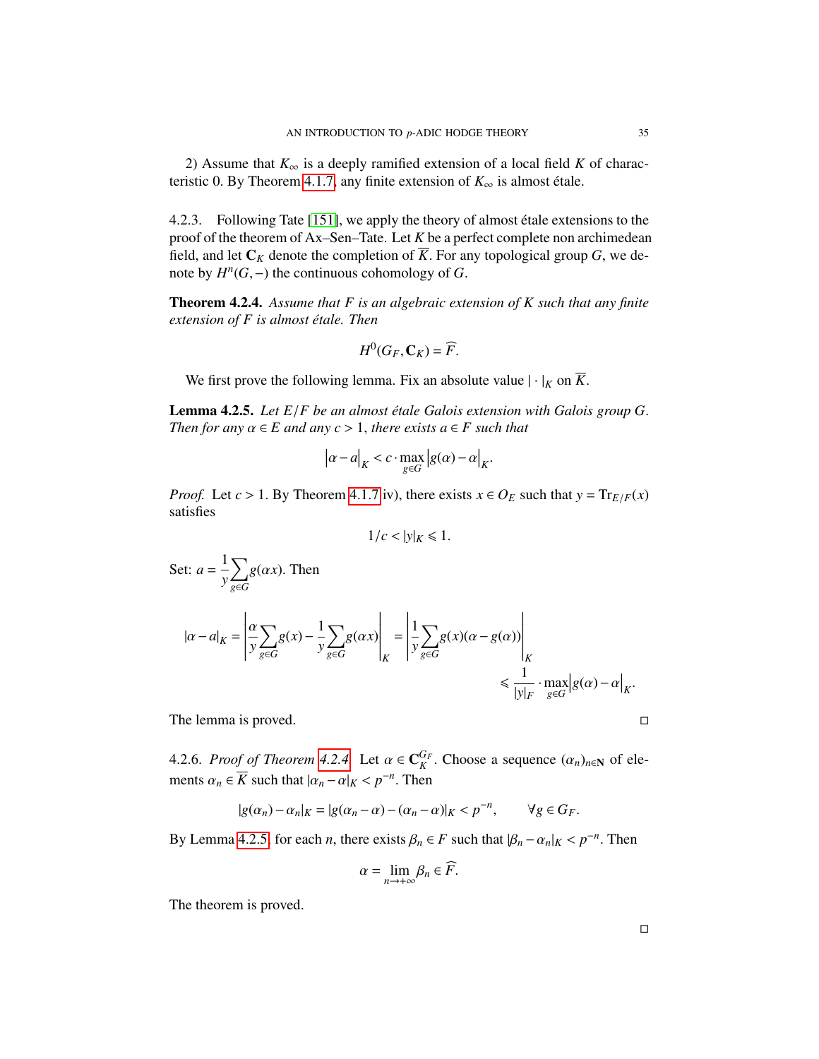2) Assume that $K_\infty$ is a deeply ramified extension of a local field $K$ of characteristic 0. By Theorem 4.1.7, any finite extension of $K_\infty$ is almost étale.

4.2.3. Following Tate [151], we apply the theory of almost étale extensions to the proof of the theorem of Ax–Sen–Tate. Let $K$ be a perfect complete non archimedean field, and let $\mathbf{C}_K$ denote the completion of $\overline{K}$. For any topological group $G$, we denote by $H^n(G,-)$ the continuous cohomology of $G$.

**Theorem 4.2.4.** *Assume that $F$ is an algebraic extension of $K$ such that any finite extension of $F$ is almost étale. Then*

$$H^0(G_F, \mathbf{C}_K) = \widehat{F}.$$

We first prove the following lemma. Fix an absolute value $|\cdot|_K$ on $\overline{K}$.

**Lemma 4.2.5.** *Let $E/F$ be an almost étale Galois extension with Galois group $G$. Then for any $\alpha \in E$ and any $c > 1$, there exists $a \in F$ such that*

$$\left|\alpha - a\right|_K < c \cdot \max_{g \in G} \left|g(\alpha) - \alpha\right|_K.$$

*Proof.* Let $c > 1$. By Theorem 4.1.7 iv), there exists $x \in O_E$ such that $y = \mathrm{Tr}_{E/F}(x)$ satisfies

$$1/c < |y|_K \leqslant 1.$$

Set: $a = \dfrac{1}{y}\displaystyle\sum_{g \in G} g(\alpha x)$. Then

$$|\alpha - a|_K = \left|\frac{\alpha}{y}\sum_{g\in G} g(x) - \frac{1}{y}\sum_{g \in G} g(\alpha x)\right|_K = \left|\frac{1}{y}\sum_{g \in G} g(x)(\alpha - g(\alpha))\right|_K$$
$$\leqslant \frac{1}{|y|_F} \cdot \max_{g \in G} \left|g(\alpha) - \alpha\right|_K.$$

The lemma is proved. □

4.2.6. *Proof of Theorem 4.2.4.* Let $\alpha \in \mathbf{C}_K^{G_F}$. Choose a sequence $(\alpha_n)_{n \in \mathbf{N}}$ of elements $\alpha_n \in \overline{K}$ such that $|\alpha_n - \alpha|_K < p^{-n}$. Then

$$|g(\alpha_n) - \alpha_n|_K = |g(\alpha_n - \alpha) - (\alpha_n - \alpha)|_K < p^{-n}, \qquad \forall g \in G_F.$$

By Lemma 4.2.5, for each $n$, there exists $\beta_n \in F$ such that $|\beta_n - \alpha_n|_K < p^{-n}$. Then

$$\alpha = \lim_{n \to +\infty} \beta_n \in \widehat{F}.$$

The theorem is proved. □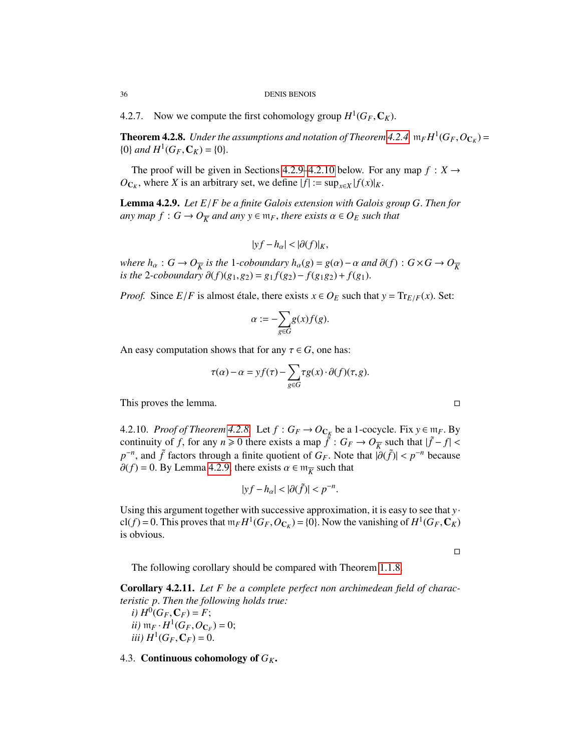4.2.7. Now we compute the first cohomology group $H^1(G_F, \mathbf{C}_K)$.

**Theorem 4.2.8.** *Under the assumptions and notation of Theorem 4.2.4 $\mathfrak{m}_F H^1(G_F, O_{\mathbf{C}_K}) = \{0\}$ and $H^1(G_F, \mathbf{C}_K) = \{0\}$.*

The proof will be given in Sections 4.2.9–4.2.10 below. For any map $f : X \to O_{\mathbf{C}_K}$, where $X$ is an arbitrary set, we define $|f| := \sup_{x \in X} |f(x)|_K$.

**Lemma 4.2.9.** *Let $E/F$ be a finite Galois extension with Galois group $G$. Then for any map $f : G \to O_{\overline{K}}$ and any $y \in \mathfrak{m}_F$, there exists $\alpha \in O_E$ such that*

$$|yf - h_\alpha| < |\partial(f)|_K,$$

*where $h_\alpha : G \to O_{\overline{K}}$ is the 1-coboundary $h_\alpha(g) = g(\alpha) - \alpha$ and $\partial(f) : G \times G \to O_{\overline{K}}$ is the 2-coboundary $\partial(f)(g_1, g_2) = g_1 f(g_2) - f(g_1 g_2) + f(g_1)$.*

*Proof.* Since $E/F$ is almost étale, there exists $x \in O_E$ such that $y = \mathrm{Tr}_{E/F}(x)$. Set:

$$\alpha := -\sum_{g \in G} g(x) f(g).$$

An easy computation shows that for any $\tau \in G$, one has:

$$\tau(\alpha) - \alpha = y f(\tau) - \sum_{g \in G} \tau g(x) \cdot \partial(f)(\tau, g).$$

This proves the lemma. □

4.2.10. *Proof of Theorem 4.2.8.* Let $f : G_F \to O_{\mathbf{C}_K}$ be a 1-cocycle. Fix $y \in \mathfrak{m}_F$. By continuity of $f$, for any $n \geqslant 0$ there exists a map $\tilde{f} : G_F \to O_{\overline{K}}$ such that $|\tilde{f} - f| < p^{-n}$, and $\tilde{f}$ factors through a finite quotient of $G_F$. Note that $|\partial(\tilde{f})| < p^{-n}$ because $\partial(f) = 0$. By Lemma 4.2.9, there exists $\alpha \in \mathfrak{m}_{\overline{K}}$ such that

$$|yf - h_\alpha| < |\partial(\tilde{f})| < p^{-n}.$$

Using this argument together with successive approximation, it is easy to see that $y \cdot \mathrm{cl}(f) = 0$. This proves that $\mathfrak{m}_F H^1(G_F, O_{\mathbf{C}_K}) = \{0\}$. Now the vanishing of $H^1(G_F, \mathbf{C}_K)$ is obvious.

□

The following corollary should be compared with Theorem 1.1.8.

**Corollary 4.2.11.** *Let $F$ be a complete perfect non archimedean field of characteristic $p$. Then the following holds true:*

*i)* $H^0(G_F, \mathbf{C}_F) = F$;

*ii)* $\mathfrak{m}_F \cdot H^1(G_F, O_{\mathbf{C}_F}) = 0$;

*iii)* $H^1(G_F, \mathbf{C}_F) = 0$.

### 4.3. Continuous cohomology of $G_K$.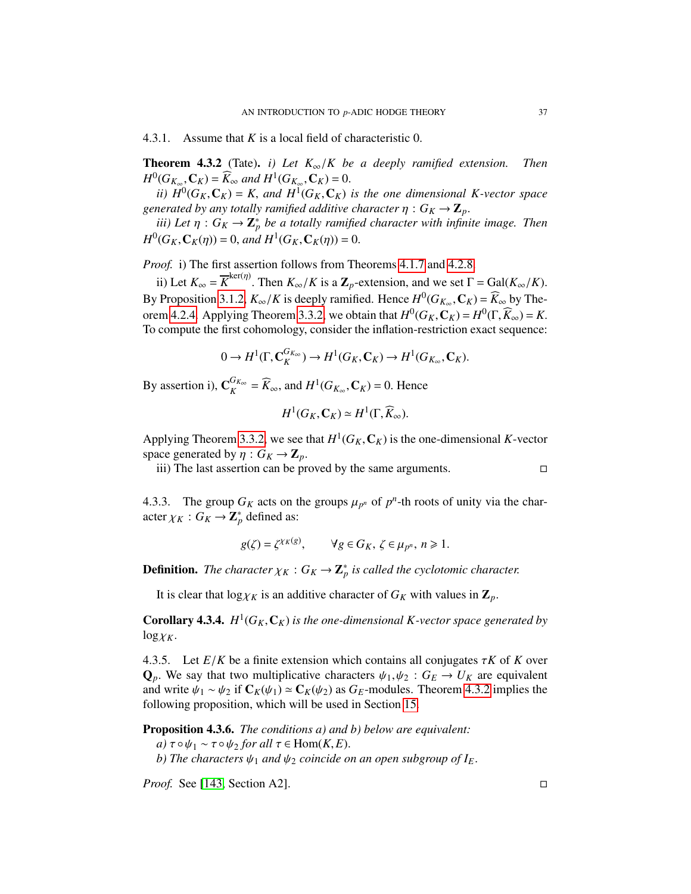4.3.1. Assume that $K$ is a local field of characteristic 0.

**Theorem 4.3.2** (Tate). *i) Let $K_\infty/K$ be a deeply ramified extension. Then $H^0(G_{K_\infty}, \mathbf{C}_K) = \widehat{K}_\infty$ and $H^1(G_{K_\infty}, \mathbf{C}_K) = 0$.*

*ii) $H^0(G_K, \mathbf{C}_K) = K$, and $H^1(G_K, \mathbf{C}_K)$ is the one dimensional $K$-vector space generated by any totally ramified additive character $\eta : G_K \to \mathbf{Z}_p$.*

*iii) Let $\eta : G_K \to \mathbf{Z}_p^*$ be a totally ramified character with infinite image. Then $H^0(G_K, \mathbf{C}_K(\eta)) = 0$, and $H^1(G_K, \mathbf{C}_K(\eta)) = 0$.*

*Proof.* i) The first assertion follows from Theorems 4.1.7 and 4.2.8.

ii) Let $K_\infty = \overline{K}^{\ker(\eta)}$. Then $K_\infty/K$ is a $\mathbf{Z}_p$-extension, and we set $\Gamma = \mathrm{Gal}(K_\infty/K)$. By Proposition 3.1.2, $K_\infty/K$ is deeply ramified. Hence $H^0(G_{K_\infty}, \mathbf{C}_K) = \widehat{K}_\infty$ by Theorem 4.2.4. Applying Theorem 3.3.2, we obtain that $H^0(G_K, \mathbf{C}_K) = H^0(\Gamma, \widehat{K}_\infty) = K$. To compute the first cohomology, consider the inflation-restriction exact sequence:

$$0 \to H^1(\Gamma, \mathbf{C}_K^{G_{K_\infty}}) \to H^1(G_K, \mathbf{C}_K) \to H^1(G_{K_\infty}, \mathbf{C}_K).$$

By assertion i), $\mathbf{C}_K^{G_{K_\infty}} = \widehat{K}_\infty$, and $H^1(G_{K_\infty}, \mathbf{C}_K) = 0$. Hence

$$H^1(G_K, \mathbf{C}_K) \simeq H^1(\Gamma, \widehat{K}_\infty).$$

Applying Theorem 3.3.2, we see that $H^1(G_K, \mathbf{C}_K)$ is the one-dimensional $K$-vector space generated by $\eta : G_K \to \mathbf{Z}_p$.

iii) The last assertion can be proved by the same arguments. □

4.3.3. The group $G_K$ acts on the groups $\mu_{p^n}$ of $p^n$-th roots of unity via the character $\chi_K : G_K \to \mathbf{Z}_p^*$ defined as:

$$g(\zeta) = \zeta^{\chi_K(g)}, \qquad \forall g \in G_K,\ \zeta \in \mu_{p^n},\ n \geqslant 1.$$

**Definition.** *The character $\chi_K : G_K \to \mathbf{Z}_p^*$ is called the cyclotomic character.*

It is clear that $\log \chi_K$ is an additive character of $G_K$ with values in $\mathbf{Z}_p$.

**Corollary 4.3.4.** *$H^1(G_K, \mathbf{C}_K)$ is the one-dimensional $K$-vector space generated by $\log \chi_K$.*

4.3.5. Let $E/K$ be a finite extension which contains all conjugates $\tau K$ of $K$ over $\mathbf{Q}_p$. We say that two multiplicative characters $\psi_1, \psi_2 : G_E \to U_K$ are equivalent and write $\psi_1 \sim \psi_2$ if $\mathbf{C}_K(\psi_1) \simeq \mathbf{C}_K(\psi_2)$ as $G_E$-modules. Theorem 4.3.2 implies the following proposition, which will be used in Section 15.

**Proposition 4.3.6.** *The conditions a) and b) below are equivalent:*

*a) $\tau \circ \psi_1 \sim \tau \circ \psi_2$ for all $\tau \in \mathrm{Hom}(K, E)$.*

*b) The characters $\psi_1$ and $\psi_2$ coincide on an open subgroup of $I_E$.*

*Proof.* See [143, Section A2]. □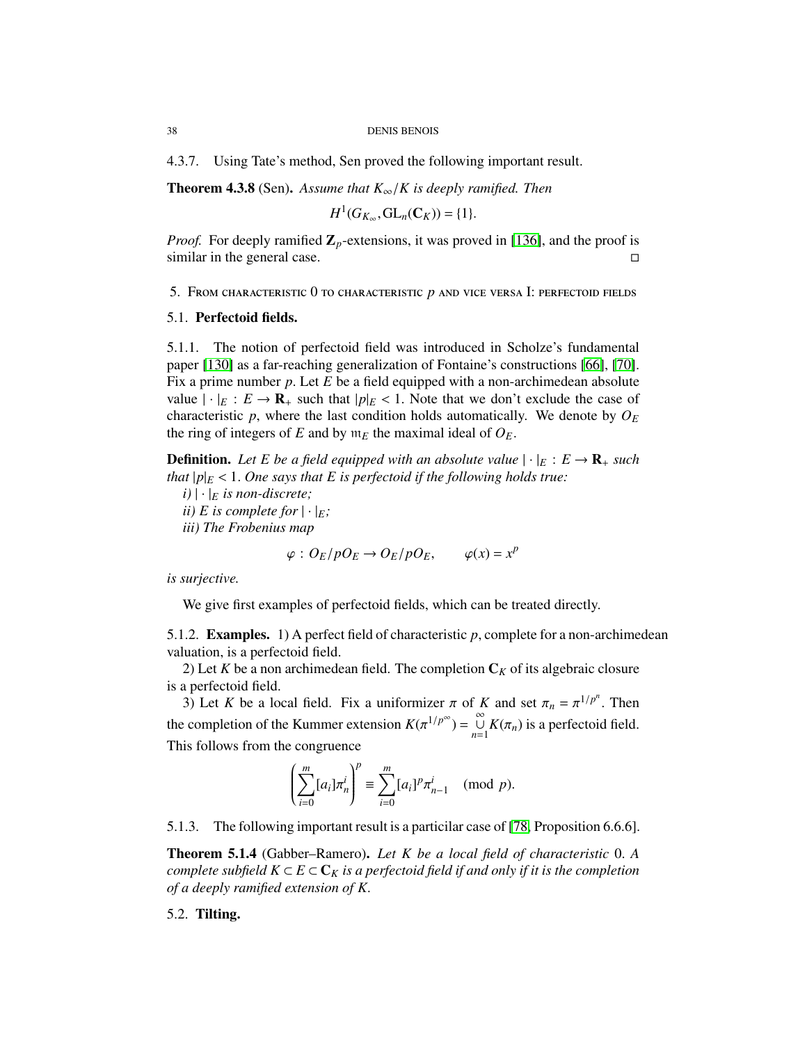4.3.7. Using Tate's method, Sen proved the following important result.

**Theorem 4.3.8** (Sen). *Assume that $K_\infty/K$ is deeply ramified. Then*

$$H^1(G_{K_\infty}, \mathrm{GL}_n(\mathbf{C}_K)) = \{1\}.$$

*Proof.* For deeply ramified $\mathbf{Z}_p$-extensions, it was proved in [136], and the proof is similar in the general case. □

## 5. From characteristic 0 to characteristic $p$ and vice versa I: perfectoid fields

### 5.1. Perfectoid fields.

5.1.1. The notion of perfectoid field was introduced in Scholze's fundamental paper [130] as a far-reaching generalization of Fontaine's constructions [66], [70]. Fix a prime number $p$. Let $E$ be a field equipped with a non-archimedean absolute value $|\cdot|_E : E \to \mathbf{R}_+$ such that $|p|_E < 1$. Note that we don't exclude the case of characteristic $p$, where the last condition holds automatically. We denote by $O_E$ the ring of integers of $E$ and by $\mathfrak{m}_E$ the maximal ideal of $O_E$.

**Definition.** *Let $E$ be a field equipped with an absolute value $|\cdot|_E : E \to \mathbf{R}_+$ such that $|p|_E < 1$. One says that $E$ is perfectoid if the following holds true:*

*i) $|\cdot|_E$ is non-discrete;*

*ii) $E$ is complete for $|\cdot|_E$;*

*iii) The Frobenius map*

$$\varphi : O_E/pO_E \to O_E/pO_E, \qquad \varphi(x) = x^p$$

*is surjective.*

We give first examples of perfectoid fields, which can be treated directly.

5.1.2. **Examples.** 1) A perfect field of characteristic $p$, complete for a non-archimedean valuation, is a perfectoid field.

2) Let $K$ be a non archimedean field. The completion $\mathbf{C}_K$ of its algebraic closure is a perfectoid field.

3) Let $K$ be a local field. Fix a uniformizer $\pi$ of $K$ and set $\pi_n = \pi^{1/p^n}$. Then the completion of the Kummer extension $K(\pi^{1/p^\infty}) = \bigcup_{n=1}^{\infty} K(\pi_n)$ is a perfectoid field. This follows from the congruence

$$\left(\sum_{i=0}^{m} [a_i]\pi_n^i\right)^p \equiv \sum_{i=0}^{m} [a_i]^p \pi_{n-1}^i \pmod{p}.$$

5.1.3. The following important result is a particilar case of [78, Proposition 6.6.6].

**Theorem 5.1.4** (Gabber–Ramero). *Let $K$ be a local field of characteristic 0. A complete subfield $K \subset E \subset \mathbf{C}_K$ is a perfectoid field if and only if it is the completion of a deeply ramified extension of $K$.*

### 5.2. Tilting.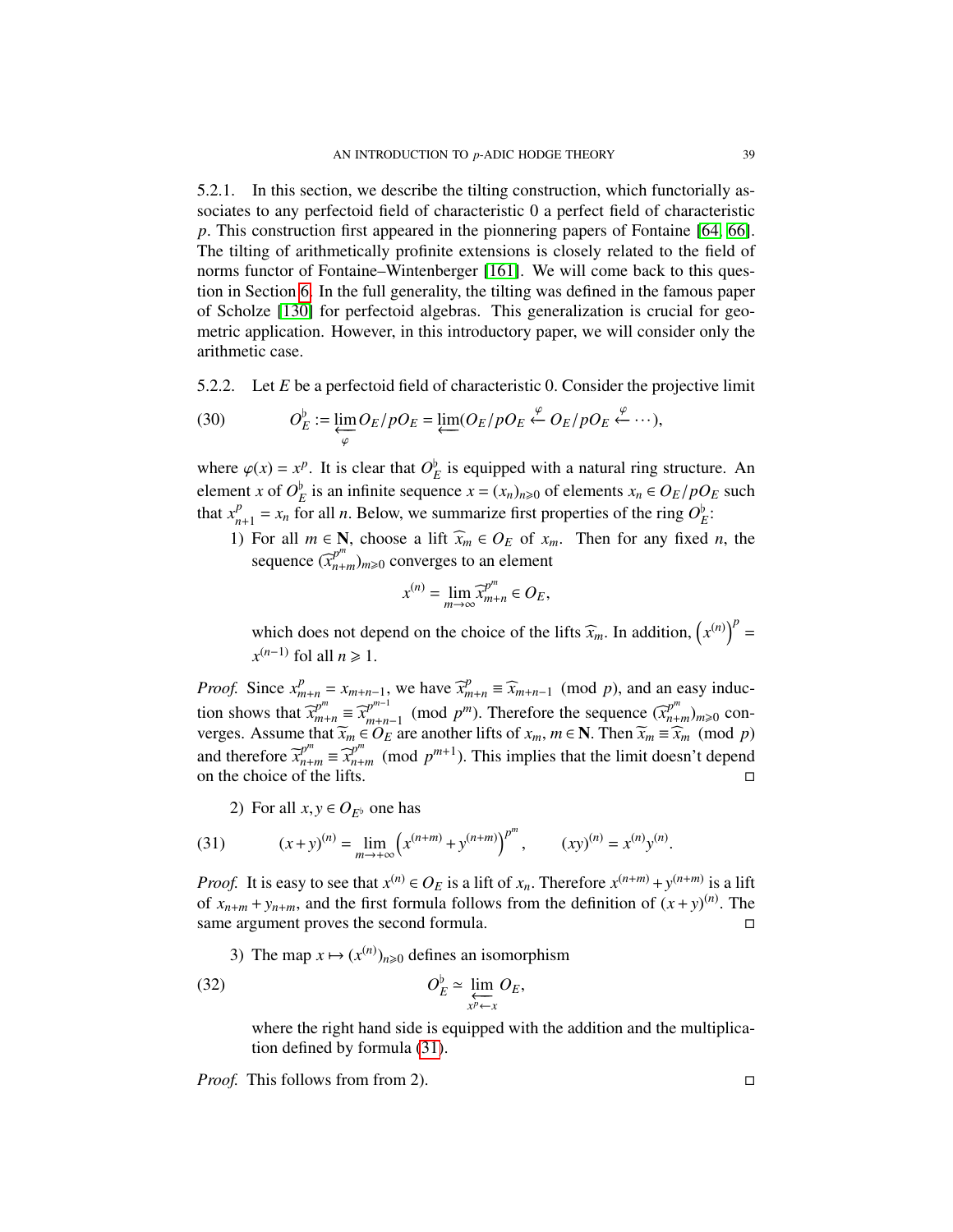5.2.1. In this section, we describe the tilting construction, which functorially associates to any perfectoid field of characteristic 0 a perfect field of characteristic $p$. This construction first appeared in the pionnering papers of Fontaine [64, 66]. The tilting of arithmetically profinite extensions is closely related to the field of norms functor of Fontaine–Wintenberger [161]. We will come back to this question in Section 6. In the full generality, the tilting was defined in the famous paper of Scholze [130] for perfectoid algebras. This generalization is crucial for geometric application. However, in this introductory paper, we will consider only the arithmetic case.

5.2.2. Let $E$ be a perfectoid field of characteristic 0. Consider the projective limit

$$O_E^\flat := \varprojlim_{\varphi} O_E/pO_E = \varprojlim (O_E/pO_E \xleftarrow{\varphi} O_E/pO_E \xleftarrow{\varphi} \cdots), \tag{30}$$

where $\varphi(x) = x^p$. It is clear that $O_E^\flat$ is equipped with a natural ring structure. An element $x$ of $O_E^\flat$ is an infinite sequence $x = (x_n)_{n\geqslant 0}$ of elements $x_n \in O_E/pO_E$ such that $x_{n+1}^p = x_n$ for all $n$. Below, we summarize first properties of the ring $O_E^\flat$:

1) For all $m \in \mathbf{N}$, choose a lift $\widehat{x}_m \in O_E$ of $x_m$. Then for any fixed $n$, the sequence $(\widehat{x}_{n+m}^{p^m})_{m\geqslant 0}$ converges to an element

$$x^{(n)} = \lim_{m\to\infty} \widehat{x}_{m+n}^{p^m} \in O_E,$$

which does not depend on the choice of the lifts $\widehat{x}_m$. In addition, $\left(x^{(n)}\right)^p = x^{(n-1)}$ fol all $n \geqslant 1$.

*Proof.* Since $x_{m+n}^p = x_{m+n-1}$, we have $\widehat{x}_{m+n}^p \equiv \widehat{x}_{m+n-1} \pmod p$, and an easy induction shows that $\widehat{x}_{m+n}^{p^m} \equiv \widehat{x}_{m+n-1}^{p^{m-1}} \pmod{p^m}$. Therefore the sequence $(\widehat{x}_{n+m}^{p^m})_{m\geqslant 0}$ converges. Assume that $\widetilde{x}_m \in O_E$ are another lifts of $x_m$, $m \in \mathbf{N}$. Then $\widetilde{x}_m \equiv \widehat{x}_m \pmod p$ and therefore $\widetilde{x}_{n+m}^{p^m} \equiv \widehat{x}_{n+m}^{p^m} \pmod{p^{m+1}}$. This implies that the limit doesn't depend on the choice of the lifts. $\square$

2) For all $x, y \in O_{E^\flat}$ one has

$$(x+y)^{(n)} = \lim_{m\to+\infty} \left(x^{(n+m)} + y^{(n+m)}\right)^{p^m}, \qquad (xy)^{(n)} = x^{(n)}y^{(n)}. \tag{31}$$

*Proof.* It is easy to see that $x^{(n)} \in O_E$ is a lift of $x_n$. Therefore $x^{(n+m)} + y^{(n+m)}$ is a lift of $x_{n+m} + y_{n+m}$, and the first formula follows from the definition of $(x+y)^{(n)}$. The same argument proves the second formula. $\square$

3) The map $x \mapsto (x^{(n)})_{n\geqslant 0}$ defines an isomorphism

$$O_E^\flat \simeq \varprojlim_{x^p \leftarrow x} O_E, \tag{32}$$

where the right hand side is equipped with the addition and the multiplication defined by formula (31).

*Proof.* This follows from from 2). $\square$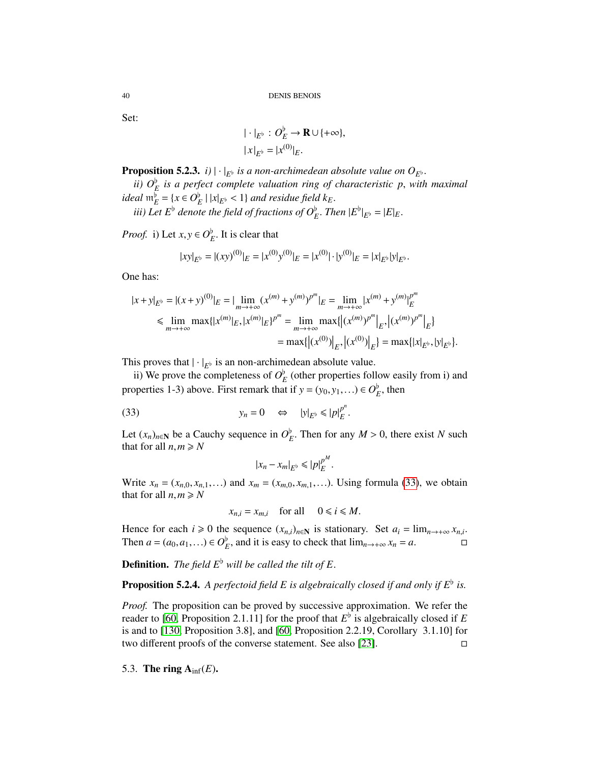Set:

$$
\begin{aligned}
&|\cdot|_{E^\flat}\,:\, O_E^\flat \to \mathbf{R}\cup\{+\infty\},\\
&|x|_{E^\flat} = |x^{(0)}|_E.
\end{aligned}
$$

**Proposition 5.2.3.** *i) $|\cdot|_{E^\flat}$ is a non-archimedean absolute value on $O_{E^\flat}$.*

*ii) $O_E^\flat$ is a perfect complete valuation ring of characteristic $p$, with maximal ideal $\mathfrak{m}_E^\flat = \{x \in O_E^\flat \mid |x|_{E^\flat} < 1\}$ and residue field $k_E$.*

*iii) Let $E^\flat$ denote the field of fractions of $O_E^\flat$. Then $|E^\flat|_{E^\flat} = |E|_E$.*

*Proof.* i) Let $x, y \in O_E^\flat$. It is clear that

$$
|xy|_{E^\flat} = |(xy)^{(0)}|_E = |x^{(0)}y^{(0)}|_E = |x^{(0)}|\cdot|y^{(0)}|_E = |x|_{E^\flat}|y|_{E^\flat}.
$$

One has:

$$
\begin{aligned}
|x+y|_{E^\flat} = |(x+y)^{(0)}|_E &= |\lim_{m\to+\infty}(x^{(m)}+y^{(m)})^{p^m}|_E = \lim_{m\to+\infty}|x^{(m)}+y^{(m)}|_E^{p^m}\\
&\leqslant \lim_{m\to+\infty}\max\{|x^{(m)}|_E, |x^{(m)}|_E\}^{p^m} = \lim_{m\to+\infty}\max\{\left|(x^{(m)})^{p^m}\right|_E, \left|(x^{(m)})^{p^m}\right|_E\}\\
&= \max\{\left|(x^{(0)})\right|_E, \left|(x^{(0)})\right|_E\} = \max\{|x|_{E^\flat}, |y|_{E^\flat}\}.
\end{aligned}
$$

This proves that $|\cdot|_{E^\flat}$ is an non-archimedean absolute value.

ii) We prove the completeness of $O_E^\flat$ (other properties follow easily from i) and properties 1-3) above. First remark that if $y = (y_0, y_1, \dots) \in O_E^\flat$, then

$$
y_n = 0 \quad \Leftrightarrow \quad |y|_{E^\flat} \leqslant |p|_E^{p^n}. \tag{33}
$$

Let $(x_n)_{n\in\mathbf{N}}$ be a Cauchy sequence in $O_E^\flat$. Then for any $M > 0$, there exist $N$ such that for all $n, m \geqslant N$

$$
|x_n - x_m|_{E^\flat} \leqslant |p|_E^{p^M}.
$$

Write $x_n = (x_{n,0}, x_{n,1}, \dots)$ and $x_m = (x_{m,0}, x_{m,1}, \dots)$. Using formula (33), we obtain that for all $n, m \geqslant N$

$$
x_{n,i} = x_{m,i} \quad \text{for all} \quad 0 \leqslant i \leqslant M.
$$

Hence for each $i \geqslant 0$ the sequence $(x_{n,i})_{n\in\mathbf{N}}$ is stationary. Set $a_i = \lim_{n\to+\infty} x_{n,i}$. Then $a = (a_0, a_1, \dots) \in O_E^\flat$, and it is easy to check that $\lim_{n\to+\infty} x_n = a$. □

**Definition.** *The field $E^\flat$ will be called the tilt of $E$.*

**Proposition 5.2.4.** *A perfectoid field $E$ is algebraically closed if and only if $E^\flat$ is.*

*Proof.* The proposition can be proved by successive approximation. We refer the reader to [60, Proposition 2.1.11] for the proof that $E^\flat$ is algebraically closed if $E$ is and to [130, Proposition 3.8], and [60, Proposition 2.2.19, Corollary 3.1.10] for two different proofs of the converse statement. See also [23]. □

## 5.3. The ring $\mathbf{A}_{\inf}(E)$.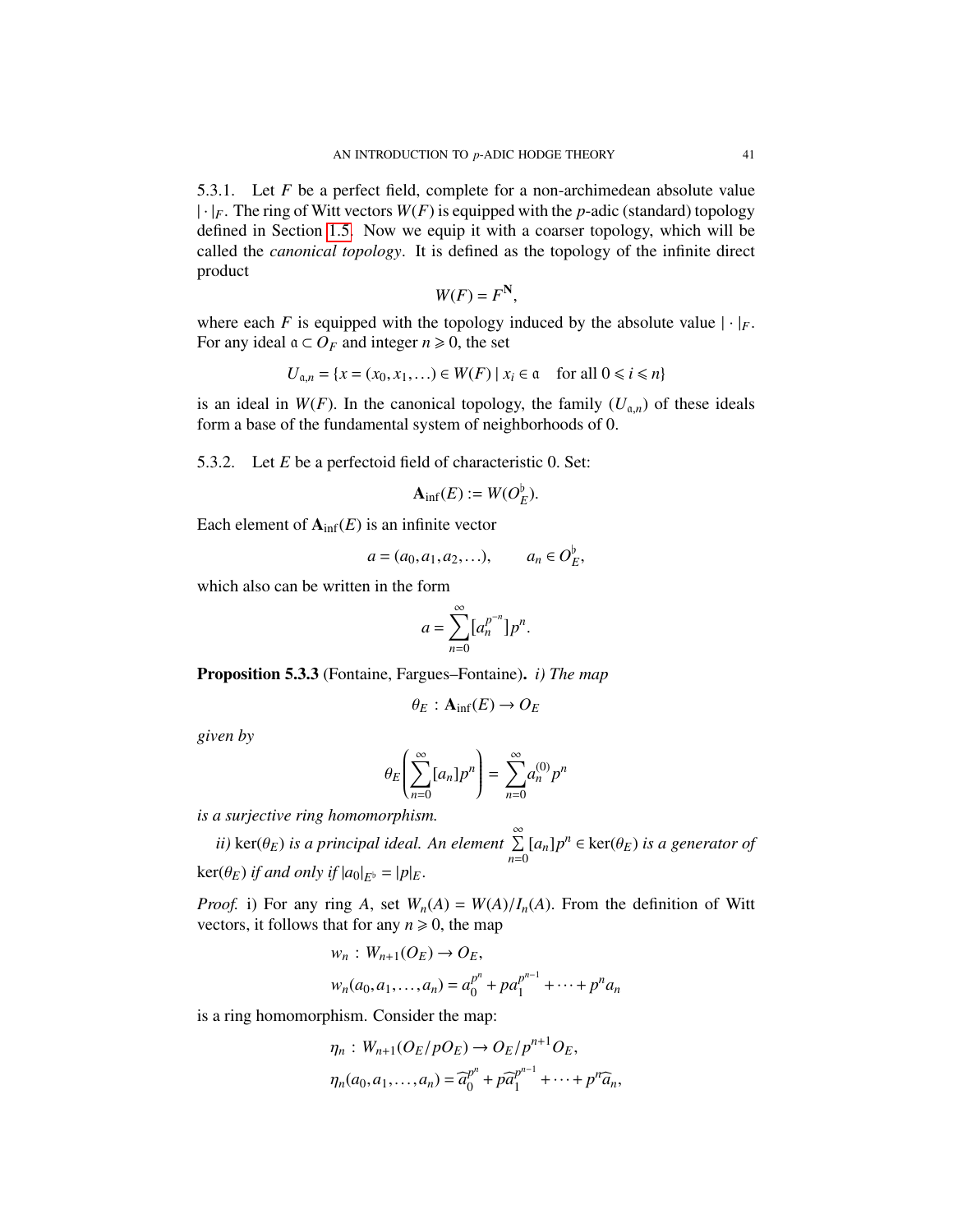5.3.1. Let $F$ be a perfect field, complete for a non-archimedean absolute value $|\cdot|_F$. The ring of Witt vectors $W(F)$ is equipped with the $p$-adic (standard) topology defined in Section 1.5. Now we equip it with a coarser topology, which will be called the *canonical topology*. It is defined as the topology of the infinite direct product

$$W(F) = F^{\mathbf{N}},$$

where each $F$ is equipped with the topology induced by the absolute value $|\cdot|_F$. For any ideal $\mathfrak{a} \subset O_F$ and integer $n \geqslant 0$, the set

$$U_{\mathfrak{a},n} = \{x = (x_0, x_1, \dots) \in W(F) \mid x_i \in \mathfrak{a} \quad \text{for all } 0 \leqslant i \leqslant n\}$$

is an ideal in $W(F)$. In the canonical topology, the family $(U_{\mathfrak{a},n})$ of these ideals form a base of the fundamental system of neighborhoods of 0.

5.3.2. Let $E$ be a perfectoid field of characteristic 0. Set:

$$\mathbf{A}_{\mathrm{inf}}(E) := W(O_E^\flat).$$

Each element of $\mathbf{A}_{\mathrm{inf}}(E)$ is an infinite vector

$$a = (a_0, a_1, a_2, \dots), \qquad a_n \in O_E^\flat,$$

which also can be written in the form

$$a = \sum_{n=0}^{\infty} [a_n^{p^{-n}}] p^n.$$

**Proposition 5.3.3** (Fontaine, Fargues–Fontaine)**.** *i) The map*

$$\theta_E : \mathbf{A}_{\mathrm{inf}}(E) \to O_E$$

*given by*

$$\theta_E\left(\sum_{n=0}^{\infty} [a_n] p^n\right) = \sum_{n=0}^{\infty} a_n^{(0)} p^n$$

*is a surjective ring homomorphism.*

*ii)* $\ker(\theta_E)$ *is a principal ideal. An element* $\sum\limits_{n=0}^{\infty} [a_n] p^n \in \ker(\theta_E)$ *is a generator of* $\ker(\theta_E)$ *if and only if* $|a_0|_{E^\flat} = |p|_E$.

*Proof.* i) For any ring $A$, set $W_n(A) = W(A)/I_n(A)$. From the definition of Witt vectors, it follows that for any $n \geqslant 0$, the map

$$w_n : W_{n+1}(O_E) \to O_E,$$
$$w_n(a_0, a_1, \dots, a_n) = a_0^{p^n} + p a_1^{p^{n-1}} + \dots + p^n a_n$$

is a ring homomorphism. Consider the map:

$$\eta_n : W_{n+1}(O_E/pO_E) \to O_E/p^{n+1}O_E,$$
$$\eta_n(a_0, a_1, \dots, a_n) = \widehat{a}_0^{p^n} + p\widehat{a}_1^{p^{n-1}} + \dots + p^n \widehat{a}_n,$$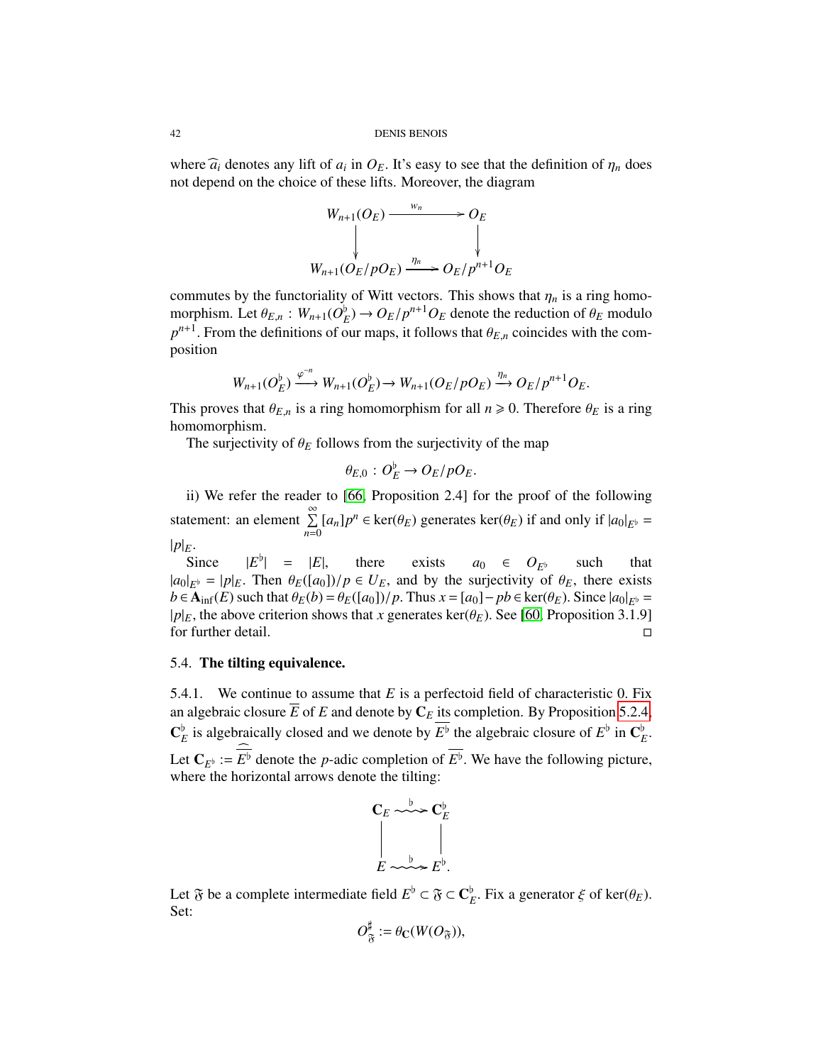where $\widehat{a}_i$ denotes any lift of $a_i$ in $O_E$. It's easy to see that the definition of $\eta_n$ does not depend on the choice of these lifts. Moreover, the diagram

$$\begin{array}{ccc} W_{n+1}(O_E) & \xrightarrow{w_n} & O_E \\ \downarrow & & \downarrow \\ W_{n+1}(O_E/pO_E) & \xrightarrow{\eta_n} & O_E/p^{n+1}O_E \end{array}$$

commutes by the functoriality of Witt vectors. This shows that $\eta_n$ is a ring homomorphism. Let $\theta_{E,n} : W_{n+1}(O_E^\flat) \to O_E/p^{n+1}O_E$ denote the reduction of $\theta_E$ modulo $p^{n+1}$. From the definitions of our maps, it follows that $\theta_{E,n}$ coincides with the composition

$$W_{n+1}(O_E^\flat) \xrightarrow{\varphi^{-n}} W_{n+1}(O_E^\flat) \to W_{n+1}(O_E/pO_E) \xrightarrow{\eta_n} O_E/p^{n+1}O_E.$$

This proves that $\theta_{E,n}$ is a ring homomorphism for all $n \geqslant 0$. Therefore $\theta_E$ is a ring homomorphism.

The surjectivity of $\theta_E$ follows from the surjectivity of the map

$$\theta_{E,0} : O_E^\flat \to O_E/pO_E.$$

ii) We refer the reader to [66, Proposition 2.4] for the proof of the following statement: an element $\sum\limits_{n=0}^{\infty} [a_n]p^n \in \ker(\theta_E)$ generates $\ker(\theta_E)$ if and only if $|a_0|_{E^\flat} = |p|_E$.

Since $|E^\flat| = |E|$, there exists $a_0 \in O_{E^\flat}$ such that $|a_0|_{E^\flat} = |p|_E$. Then $\theta_E([a_0])/p \in U_E$, and by the surjectivity of $\theta_E$, there exists $b \in \mathbf{A}_{\mathrm{inf}}(E)$ such that $\theta_E(b) = \theta_E([a_0])/p$. Thus $x = [a_0] - pb \in \ker(\theta_E)$. Since $|a_0|_{E^\flat} = |p|_E$, the above criterion shows that $x$ generates $\ker(\theta_E)$. See [60, Proposition 3.1.9] for further detail. $\square$

### 5.4. **The tilting equivalence.**

5.4.1. We continue to assume that $E$ is a perfectoid field of characteristic 0. Fix an algebraic closure $\overline{E}$ of $E$ and denote by $\mathbf{C}_E$ its completion. By Proposition 5.2.4, $\mathbf{C}_E^\flat$ is algebraically closed and we denote by $\overline{E^\flat}$ the algebraic closure of $E^\flat$ in $\mathbf{C}_E^\flat$. Let $\mathbf{C}_{E^\flat} := \widehat{\overline{E^\flat}}$ denote the $p$-adic completion of $\overline{E^\flat}$. We have the following picture, where the horizontal arrows denote the tilting:

$$\begin{array}{ccc} \mathbf{C}_E & \overset{\flat}{\rightsquigarrow} & \mathbf{C}_E^\flat \\ | & & | \\ E & \overset{\flat}{\rightsquigarrow} & E^\flat. \end{array}$$

Let $\mathfrak{F}$ be a complete intermediate field $E^\flat \subset \mathfrak{F} \subset \mathbf{C}_E^\flat$. Fix a generator $\xi$ of $\ker(\theta_E)$. Set:

$$O_{\mathfrak{F}}^\sharp := \theta_{\mathbf{C}}(W(O_{\mathfrak{F}})),$$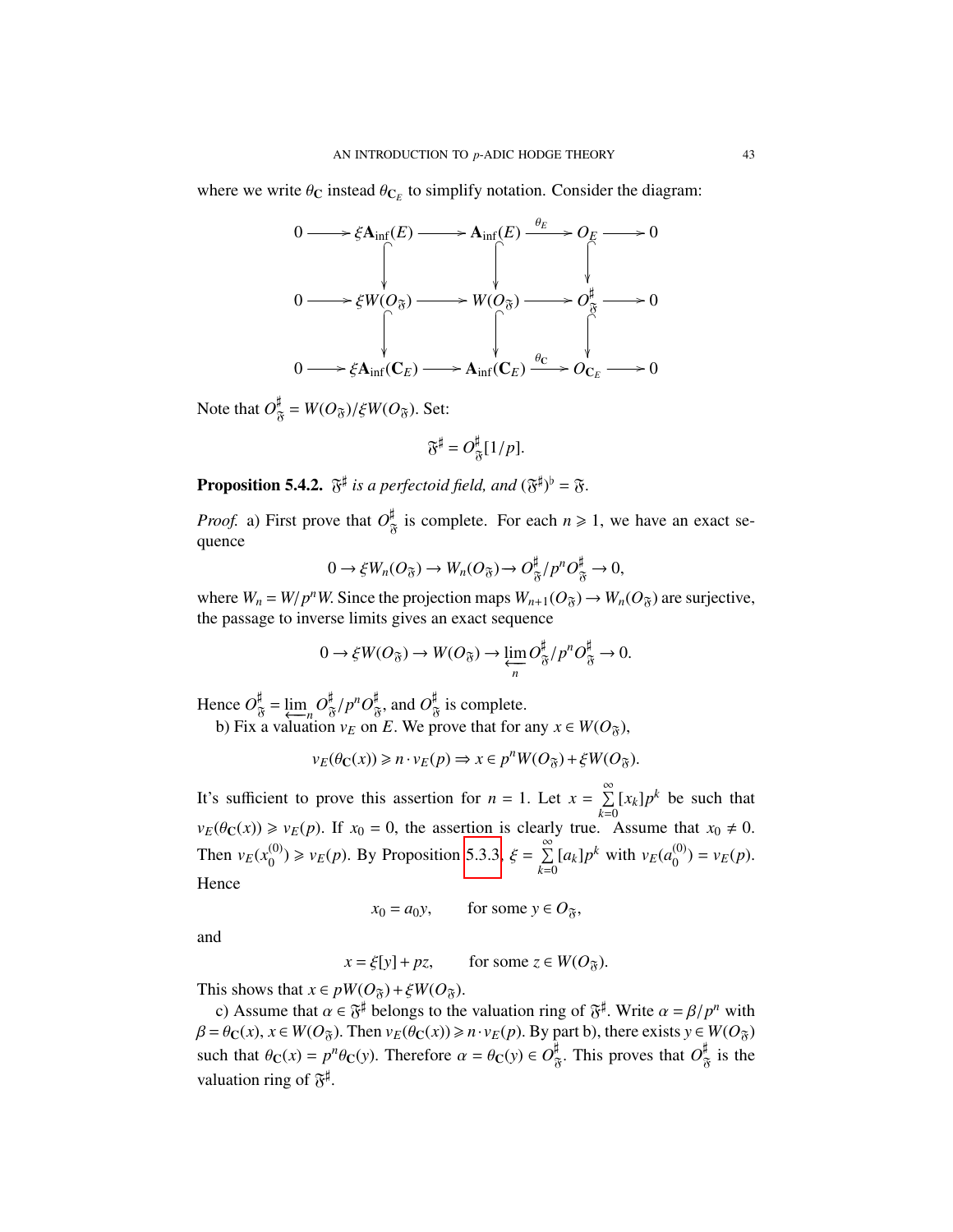where we write $\theta_{\mathbf{C}}$ instead $\theta_{\mathbf{C}_E}$ to simplify notation. Consider the diagram:

$$\begin{array}{ccccccccc}
0 & \longrightarrow & \xi \mathbf{A}_{\mathrm{inf}}(E) & \longrightarrow & \mathbf{A}_{\mathrm{inf}}(E) & \xrightarrow{\theta_E} & O_E & \longrightarrow & 0 \\
 & & \downarrow & & \downarrow & & \downarrow & & \\
0 & \longrightarrow & \xi W(O_{\mathfrak{F}}) & \longrightarrow & W(O_{\mathfrak{F}}) & \longrightarrow & O_{\mathfrak{F}}^{\sharp} & \longrightarrow & 0 \\
 & & \downarrow & & \downarrow & & \downarrow & & \\
0 & \longrightarrow & \xi \mathbf{A}_{\mathrm{inf}}(\mathbf{C}_E) & \longrightarrow & \mathbf{A}_{\mathrm{inf}}(\mathbf{C}_E) & \xrightarrow{\theta_{\mathbf{C}}} & O_{\mathbf{C}_E} & \longrightarrow & 0
\end{array}$$

Note that $O_{\mathfrak{F}}^{\sharp} = W(O_{\mathfrak{F}})/\xi W(O_{\mathfrak{F}})$. Set:

$$\mathfrak{F}^{\sharp} = O_{\mathfrak{F}}^{\sharp}[1/p].$$

**Proposition 5.4.2.** *$\mathfrak{F}^{\sharp}$ is a perfectoid field, and $(\mathfrak{F}^{\sharp})^{\flat} = \mathfrak{F}$.*

*Proof.* a) First prove that $O_{\mathfrak{F}}^{\sharp}$ is complete. For each $n \geqslant 1$, we have an exact sequence

$$0 \to \xi W_n(O_{\mathfrak{F}}) \to W_n(O_{\mathfrak{F}}) \to O_{\mathfrak{F}}^{\sharp}/p^n O_{\mathfrak{F}}^{\sharp} \to 0,$$

where $W_n = W/p^n W$. Since the projection maps $W_{n+1}(O_{\mathfrak{F}}) \to W_n(O_{\mathfrak{F}})$ are surjective, the passage to inverse limits gives an exact sequence

$$0 \to \xi W(O_{\mathfrak{F}}) \to W(O_{\mathfrak{F}}) \to \varprojlim_n O_{\mathfrak{F}}^{\sharp}/p^n O_{\mathfrak{F}}^{\sharp} \to 0.$$

Hence $O_{\mathfrak{F}}^{\sharp} = \varprojlim_n O_{\mathfrak{F}}^{\sharp}/p^n O_{\mathfrak{F}}^{\sharp}$, and $O_{\mathfrak{F}}^{\sharp}$ is complete.

b) Fix a valuation $v_E$ on $E$. We prove that for any $x \in W(O_{\mathfrak{F}})$,

$$v_E(\theta_{\mathbf{C}}(x)) \geqslant n \cdot v_E(p) \Rightarrow x \in p^n W(O_{\mathfrak{F}}) + \xi W(O_{\mathfrak{F}}).$$

It's sufficient to prove this assertion for $n = 1$. Let $x = \sum_{k=0}^{\infty} [x_k] p^k$ be such that $v_E(\theta_{\mathbf{C}}(x)) \geqslant v_E(p)$. If $x_0 = 0$, the assertion is clearly true. Assume that $x_0 \neq 0$. Then $v_E(x_0^{(0)}) \geqslant v_E(p)$. By Proposition 5.3.3, $\xi = \sum_{k=0}^{\infty} [a_k] p^k$ with $v_E(a_0^{(0)}) = v_E(p)$. Hence

$$x_0 = a_0 y, \qquad \text{for some } y \in O_{\mathfrak{F}},$$

and

$$x = \xi[y] + pz, \qquad \text{for some } z \in W(O_{\mathfrak{F}}).$$

This shows that $x \in pW(O_{\mathfrak{F}}) + \xi W(O_{\mathfrak{F}})$.

c) Assume that $\alpha \in \mathfrak{F}^{\sharp}$ belongs to the valuation ring of $\mathfrak{F}^{\sharp}$. Write $\alpha = \beta/p^n$ with $\beta = \theta_{\mathbf{C}}(x)$, $x \in W(O_{\mathfrak{F}})$. Then $v_E(\theta_{\mathbf{C}}(x)) \geqslant n \cdot v_E(p)$. By part b), there exists $y \in W(O_{\mathfrak{F}})$ such that $\theta_{\mathbf{C}}(x) = p^n \theta_{\mathbf{C}}(y)$. Therefore $\alpha = \theta_{\mathbf{C}}(y) \in O_{\mathfrak{F}}^{\sharp}$. This proves that $O_{\mathfrak{F}}^{\sharp}$ is the valuation ring of $\mathfrak{F}^{\sharp}$.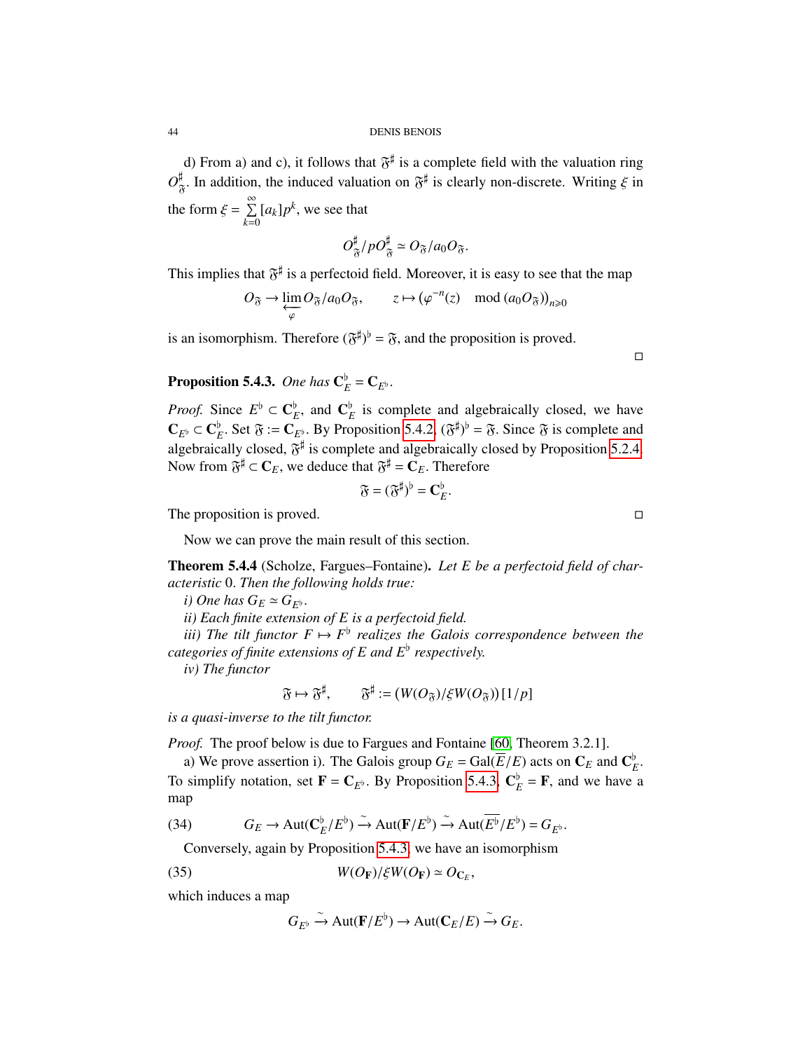d) From a) and c), it follows that $\mathfrak{F}^\sharp$ is a complete field with the valuation ring $O^\sharp_{\mathfrak{F}}$. In addition, the induced valuation on $\mathfrak{F}^\sharp$ is clearly non-discrete. Writing $\xi$ in the form $\xi = \sum\limits_{k=0}^{\infty} [a_k]p^k$, we see that

$$O^\sharp_{\mathfrak{F}}/pO^\sharp_{\mathfrak{F}} \simeq O_{\mathfrak{F}}/a_0 O_{\mathfrak{F}}.$$

This implies that $\mathfrak{F}^\sharp$ is a perfectoid field. Moreover, it is easy to see that the map

$$O_{\mathfrak{F}} \to \varprojlim_{\varphi} O_{\mathfrak{F}}/a_0 O_{\mathfrak{F}}, \qquad z \mapsto (\varphi^{-n}(z) \mod (a_0 O_{\mathfrak{F}}))_{n\geqslant 0}$$

is an isomorphism. Therefore $(\mathfrak{F}^\sharp)^\flat = \mathfrak{F}$, and the proposition is proved.

□

**Proposition 5.4.3.** *One has* $\mathbf{C}_E^\flat = \mathbf{C}_{E^\flat}$.

*Proof.* Since $E^\flat \subset \mathbf{C}_E^\flat$, and $\mathbf{C}_E^\flat$ is complete and algebraically closed, we have $\mathbf{C}_{E^\flat} \subset \mathbf{C}_E^\flat$. Set $\mathfrak{F} := \mathbf{C}_{E^\flat}$. By Proposition 5.4.2, $(\mathfrak{F}^\sharp)^\flat = \mathfrak{F}$. Since $\mathfrak{F}$ is complete and algebraically closed, $\mathfrak{F}^\sharp$ is complete and algebraically closed by Proposition 5.2.4. Now from $\mathfrak{F}^\sharp \subset \mathbf{C}_E$, we deduce that $\mathfrak{F}^\sharp = \mathbf{C}_E$. Therefore

$$\mathfrak{F} = (\mathfrak{F}^\sharp)^\flat = \mathbf{C}_E^\flat.$$

The proposition is proved. □

Now we can prove the main result of this section.

**Theorem 5.4.4** (Scholze, Fargues–Fontaine)**.** *Let $E$ be a perfectoid field of characteristic* 0*. Then the following holds true:*

*i) One has $G_E \simeq G_{E^\flat}$.*

*ii) Each finite extension of $E$ is a perfectoid field.*

*iii) The tilt functor $F \mapsto F^\flat$ realizes the Galois correspondence between the categories of finite extensions of $E$ and $E^\flat$ respectively.*

*iv) The functor*

$$\mathfrak{F} \mapsto \mathfrak{F}^\sharp, \qquad \mathfrak{F}^\sharp := (W(O_{\mathfrak{F}})/\xi W(O_{\mathfrak{F}}))\,[1/p]$$

*is a quasi-inverse to the tilt functor.*

*Proof.* The proof below is due to Fargues and Fontaine [60, Theorem 3.2.1].

a) We prove assertion i). The Galois group $G_E = \mathrm{Gal}(\overline{E}/E)$ acts on $\mathbf{C}_E$ and $\mathbf{C}_E^\flat$. To simplify notation, set $\mathbf{F} = \mathbf{C}_{E^\flat}$. By Proposition 5.4.3, $\mathbf{C}_E^\flat = \mathbf{F}$, and we have a map

$$G_E \to \mathrm{Aut}(\mathbf{C}_E^\flat/E^\flat) \xrightarrow{\sim} \mathrm{Aut}(\mathbf{F}/E^\flat) \xrightarrow{\sim} \mathrm{Aut}(\overline{E^\flat}/E^\flat) = G_{E^\flat}. \tag{34}$$

Conversely, again by Proposition 5.4.3, we have an isomorphism

$$W(O_{\mathbf{F}})/\xi W(O_{\mathbf{F}}) \simeq O_{\mathbf{C}_E}, \tag{35}$$

which induces a map

$$G_{E^\flat} \xrightarrow{\sim} \mathrm{Aut}(\mathbf{F}/E^\flat) \to \mathrm{Aut}(\mathbf{C}_E/E) \xrightarrow{\sim} G_E.$$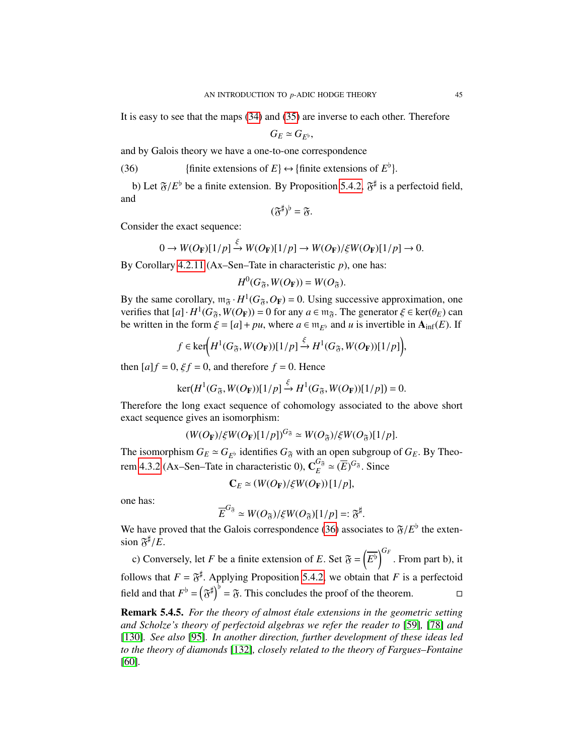It is easy to see that the maps (34) and (35) are inverse to each other. Therefore

$$G_E \simeq G_{E^\flat},$$

and by Galois theory we have a one-to-one correspondence

$$\{\text{finite extensions of } E\} \leftrightarrow \{\text{finite extensions of } E^\flat\}. \tag{36}$$

b) Let $\mathfrak{F}/E^\flat$ be a finite extension. By Proposition 5.4.2, $\mathfrak{F}^\sharp$ is a perfectoid field, and

$$(\mathfrak{F}^\sharp)^\flat = \mathfrak{F}.$$

Consider the exact sequence:

$$0 \to W(O_{\mathbf{F}})[1/p] \xrightarrow{\xi} W(O_{\mathbf{F}})[1/p] \to W(O_{\mathbf{F}})/\xi W(O_{\mathbf{F}})[1/p] \to 0.$$

By Corollary 4.2.11 (Ax–Sen–Tate in characteristic $p$), one has:

$$H^0(G_{\mathfrak{F}}, W(O_{\mathbf{F}})) = W(O_{\mathfrak{F}}).$$

By the same corollary, $\mathfrak{m}_{\mathfrak{F}} \cdot H^1(G_{\mathfrak{F}}, O_{\mathbf{F}}) = 0$. Using successive approximation, one verifies that $[a] \cdot H^1(G_{\mathfrak{F}}, W(O_{\mathbf{F}})) = 0$ for any $a \in \mathfrak{m}_{\mathfrak{F}}$. The generator $\xi \in \ker(\theta_E)$ can be written in the form $\xi = [a] + pu$, where $a \in \mathfrak{m}_{E^\flat}$ and $u$ is invertible in $\mathbf{A}_{\mathrm{inf}}(E)$. If

$$f \in \ker\Big(H^1(G_{\mathfrak{F}}, W(O_{\mathbf{F}}))[1/p] \xrightarrow{\xi} H^1(G_{\mathfrak{F}}, W(O_{\mathbf{F}}))[1/p]\Big),$$

then $[a]f = 0$, $\xi f = 0$, and therefore $f = 0$. Hence

$$\ker(H^1(G_{\mathfrak{F}}, W(O_{\mathbf{F}}))[1/p] \xrightarrow{\xi} H^1(G_{\mathfrak{F}}, W(O_{\mathbf{F}}))[1/p]) = 0.$$

Therefore the long exact sequence of cohomology associated to the above short exact sequence gives an isomorphism:

$$(W(O_{\mathbf{F}})/\xi W(O_{\mathbf{F}})[1/p])^{G_{\mathfrak{F}}} \simeq W(O_{\mathfrak{F}})/\xi W(O_{\mathfrak{F}})[1/p].$$

The isomorphism $G_E \simeq G_{E^\flat}$ identifies $G_{\mathfrak{F}}$ with an open subgroup of $G_E$. By Theorem 4.3.2 (Ax–Sen–Tate in characteristic 0), $\mathbf{C}_E^{G_{\mathfrak{F}}} \simeq (\overline{E})^{G_{\mathfrak{F}}}$. Since

$$\mathbf{C}_E \simeq (W(O_{\mathbf{F}})/\xi W(O_{\mathbf{F}}))[1/p],$$

one has:

$$\overline{E}^{G_{\mathfrak{F}}} \simeq W(O_{\mathfrak{F}})/\xi W(O_{\mathfrak{F}})[1/p] =: \mathfrak{F}^\sharp.$$

We have proved that the Galois correspondence (36) associates to $\mathfrak{F}/E^\flat$ the extension $\mathfrak{F}^\sharp/E$.

c) Conversely, let $F$ be a finite extension of $E$. Set $\mathfrak{F} = \left(\overline{E^\flat}\right)^{G_F}$. From part b), it follows that $F = \mathfrak{F}^\sharp$. Applying Proposition 5.4.2, we obtain that $F$ is a perfectoid field and that $F^\flat = \left(\mathfrak{F}^\sharp\right)^\flat = \mathfrak{F}$. This concludes the proof of the theorem. $\square$

**Remark 5.4.5.** *For the theory of almost étale extensions in the geometric setting and Scholze's theory of perfectoid algebras we refer the reader to* [59], [78] *and* [130]. *See also* [95]. *In another direction, further development of these ideas led to the theory of diamonds* [132], *closely related to the theory of Fargues–Fontaine* [60].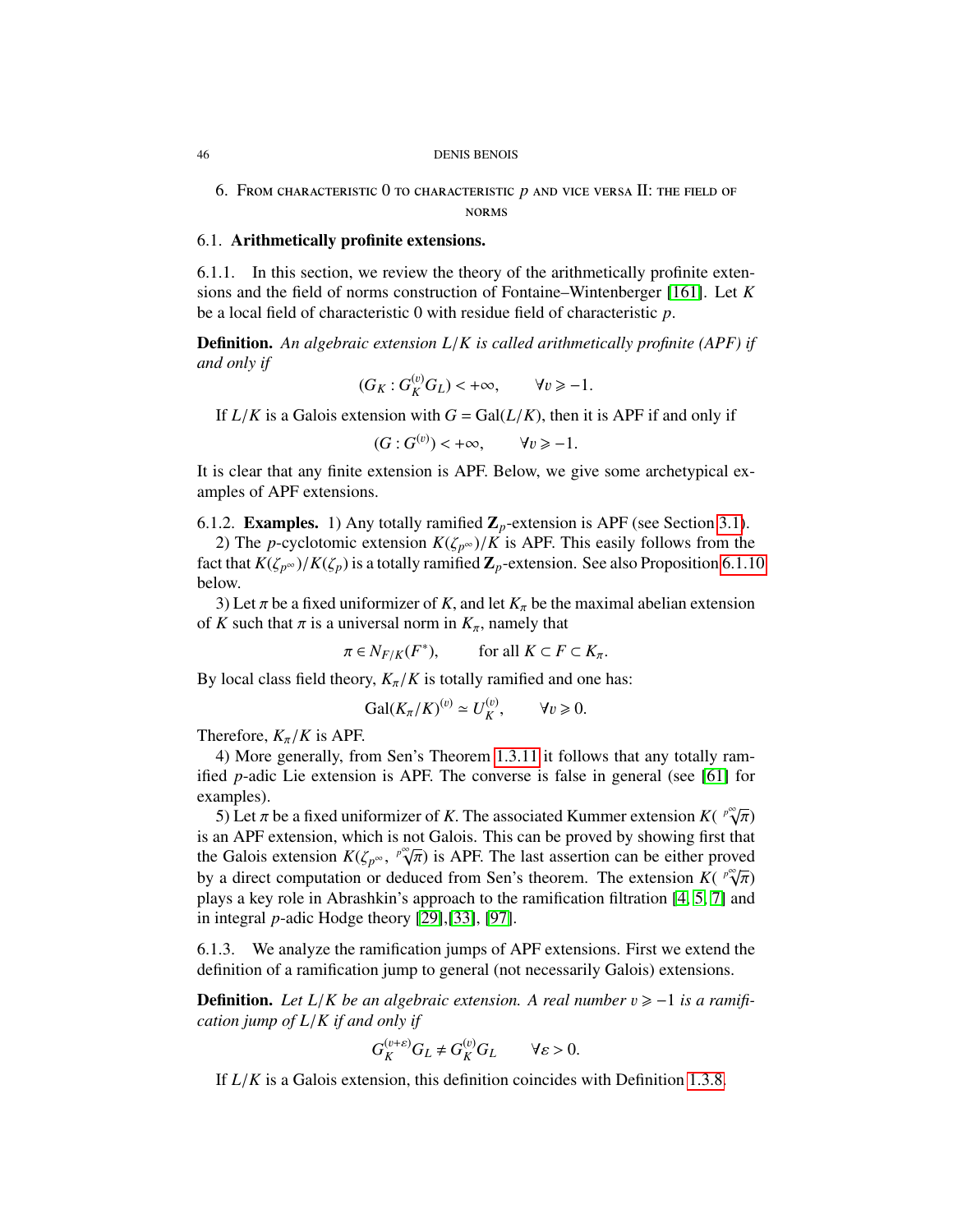## 6. From characteristic 0 to characteristic $p$ and vice versa II: the field of norms

### 6.1. Arithmetically profinite extensions.

6.1.1. In this section, we review the theory of the arithmetically profinite extensions and the field of norms construction of Fontaine–Wintenberger [161]. Let $K$ be a local field of characteristic 0 with residue field of characteristic $p$.

**Definition.** *An algebraic extension $L/K$ is called arithmetically profinite (APF) if and only if*

$$(G_K : G_K^{(v)} G_L) < +\infty, \qquad \forall v \geqslant -1.$$

If $L/K$ is a Galois extension with $G = \mathrm{Gal}(L/K)$, then it is APF if and only if

$$(G : G^{(v)}) < +\infty, \qquad \forall v \geqslant -1.$$

It is clear that any finite extension is APF. Below, we give some archetypical examples of APF extensions.

6.1.2. **Examples.** 1) Any totally ramified $\mathbf{Z}_p$-extension is APF (see Section 3.1).

2) The $p$-cyclotomic extension $K(\zeta_{p^\infty})/K$ is APF. This easily follows from the fact that $K(\zeta_{p^\infty})/K(\zeta_p)$ is a totally ramified $\mathbf{Z}_p$-extension. See also Proposition 6.1.10 below.

3) Let $\pi$ be a fixed uniformizer of $K$, and let $K_\pi$ be the maximal abelian extension of $K$ such that $\pi$ is a universal norm in $K_\pi$, namely that

$$\pi \in N_{F/K}(F^*), \qquad \text{for all } K \subset F \subset K_\pi.$$

By local class field theory, $K_\pi/K$ is totally ramified and one has:

$$\mathrm{Gal}(K_\pi/K)^{(v)} \simeq U_K^{(v)}, \qquad \forall v \geqslant 0.$$

Therefore, $K_\pi/K$ is APF.

4) More generally, from Sen's Theorem 1.3.11 it follows that any totally ramified $p$-adic Lie extension is APF. The converse is false in general (see [61] for examples).

5) Let $\pi$ be a fixed uniformizer of $K$. The associated Kummer extension $K(\sqrt[p^\infty]{\pi})$ is an APF extension, which is not Galois. This can be proved by showing first that the Galois extension $K(\zeta_{p^\infty}, \sqrt[p^\infty]{\pi})$ is APF. The last assertion can be either proved by a direct computation or deduced from Sen's theorem. The extension $K(\sqrt[p^\infty]{\pi})$ plays a key role in Abrashkin's approach to the ramification filtration [4, 5, 7] and in integral $p$-adic Hodge theory [29],[33], [97].

6.1.3. We analyze the ramification jumps of APF extensions. First we extend the definition of a ramification jump to general (not necessarily Galois) extensions.

**Definition.** *Let $L/K$ be an algebraic extension. A real number $v \geqslant -1$ is a ramification jump of $L/K$ if and only if*

$$G_K^{(v+\varepsilon)} G_L \neq G_K^{(v)} G_L \qquad \forall \varepsilon > 0.$$

If $L/K$ is a Galois extension, this definition coincides with Definition 1.3.8.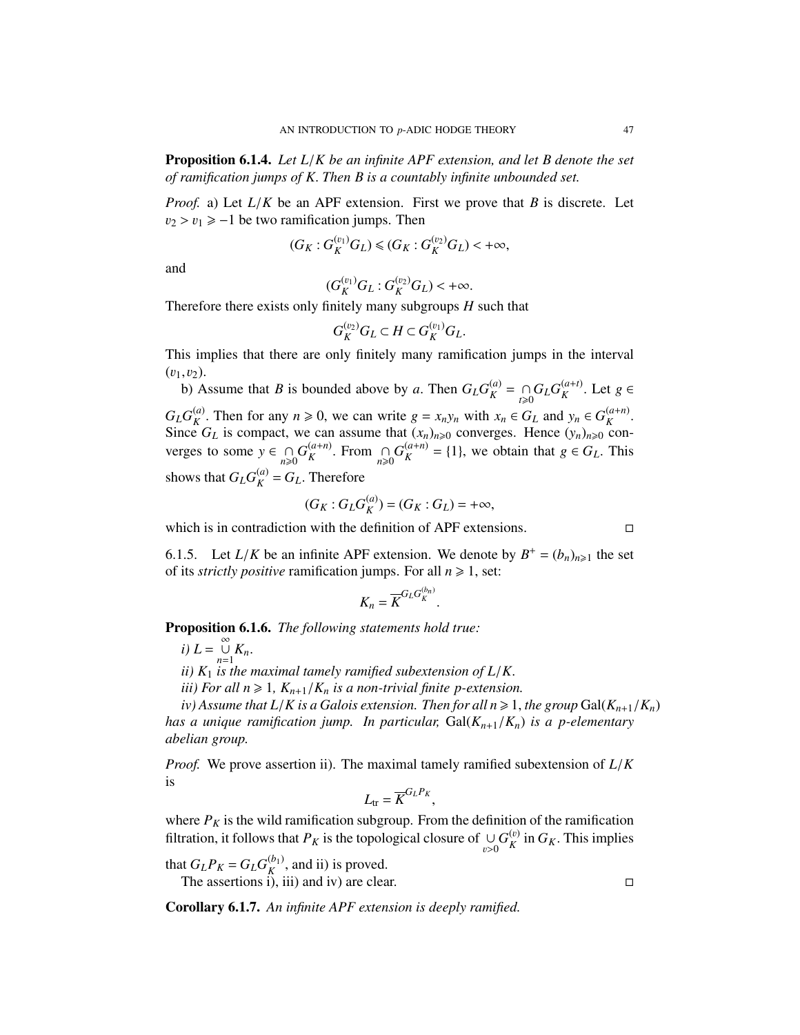**Proposition 6.1.4.** *Let $L/K$ be an infinite APF extension, and let $B$ denote the set of ramification jumps of $K$. Then $B$ is a countably infinite unbounded set.*

*Proof.* a) Let $L/K$ be an APF extension. First we prove that $B$ is discrete. Let $v_2 > v_1 \geqslant -1$ be two ramification jumps. Then

$$(G_K : G_K^{(v_1)} G_L) \leqslant (G_K : G_K^{(v_2)} G_L) < +\infty,$$

and

$$(G_K^{(v_1)} G_L : G_K^{(v_2)} G_L) < +\infty.$$

Therefore there exists only finitely many subgroups $H$ such that

$$G_K^{(v_2)} G_L \subset H \subset G_K^{(v_1)} G_L.$$

This implies that there are only finitely many ramification jumps in the interval $(v_1, v_2)$.

b) Assume that $B$ is bounded above by $a$. Then $G_L G_K^{(a)} = \underset{t \geqslant 0}{\cap} G_L G_K^{(a+t)}$. Let $g \in G_L G_K^{(a)}$. Then for any $n \geqslant 0$, we can write $g = x_n y_n$ with $x_n \in G_L$ and $y_n \in G_K^{(a+n)}$. Since $G_L$ is compact, we can assume that $(x_n)_{n \geqslant 0}$ converges. Hence $(y_n)_{n \geqslant 0}$ converges to some $y \in \underset{n \geqslant 0}{\cap} G_K^{(a+n)}$. From $\underset{n \geqslant 0}{\cap} G_K^{(a+n)} = \{1\}$, we obtain that $g \in G_L$. This shows that $G_L G_K^{(a)} = G_L$. Therefore

$$(G_K : G_L G_K^{(a)}) = (G_K : G_L) = +\infty,$$

which is in contradiction with the definition of APF extensions. □

6.1.5. Let $L/K$ be an infinite APF extension. We denote by $B^+ = (b_n)_{n \geqslant 1}$ the set of its *strictly positive* ramification jumps. For all $n \geqslant 1$, set:

$$K_n = \overline{K}^{G_L G_K^{(b_n)}}.$$

**Proposition 6.1.6.** *The following statements hold true:*

*i) $L = \overset{\infty}{\underset{n=1}{\cup}} K_n$.*

*ii) $K_1$ is the maximal tamely ramified subextension of $L/K$.*

*iii) For all $n \geqslant 1$, $K_{n+1}/K_n$ is a non-trivial finite $p$-extension.*

*iv) Assume that $L/K$ is a Galois extension. Then for all $n \geqslant 1$, the group $\mathrm{Gal}(K_{n+1}/K_n)$ has a unique ramification jump. In particular, $\mathrm{Gal}(K_{n+1}/K_n)$ is a $p$-elementary abelian group.*

*Proof.* We prove assertion ii). The maximal tamely ramified subextension of $L/K$ is

$$L_{\mathrm{tr}} = \overline{K}^{G_L P_K},$$

where $P_K$ is the wild ramification subgroup. From the definition of the ramification filtration, it follows that $P_K$ is the topological closure of $\underset{v>0}{\cup} G_K^{(v)}$ in $G_K$. This implies that $G_L P_K = G_L G_K^{(b_1)}$, and ii) is proved.

The assertions i), iii) and iv) are clear. □

**Corollary 6.1.7.** *An infinite APF extension is deeply ramified.*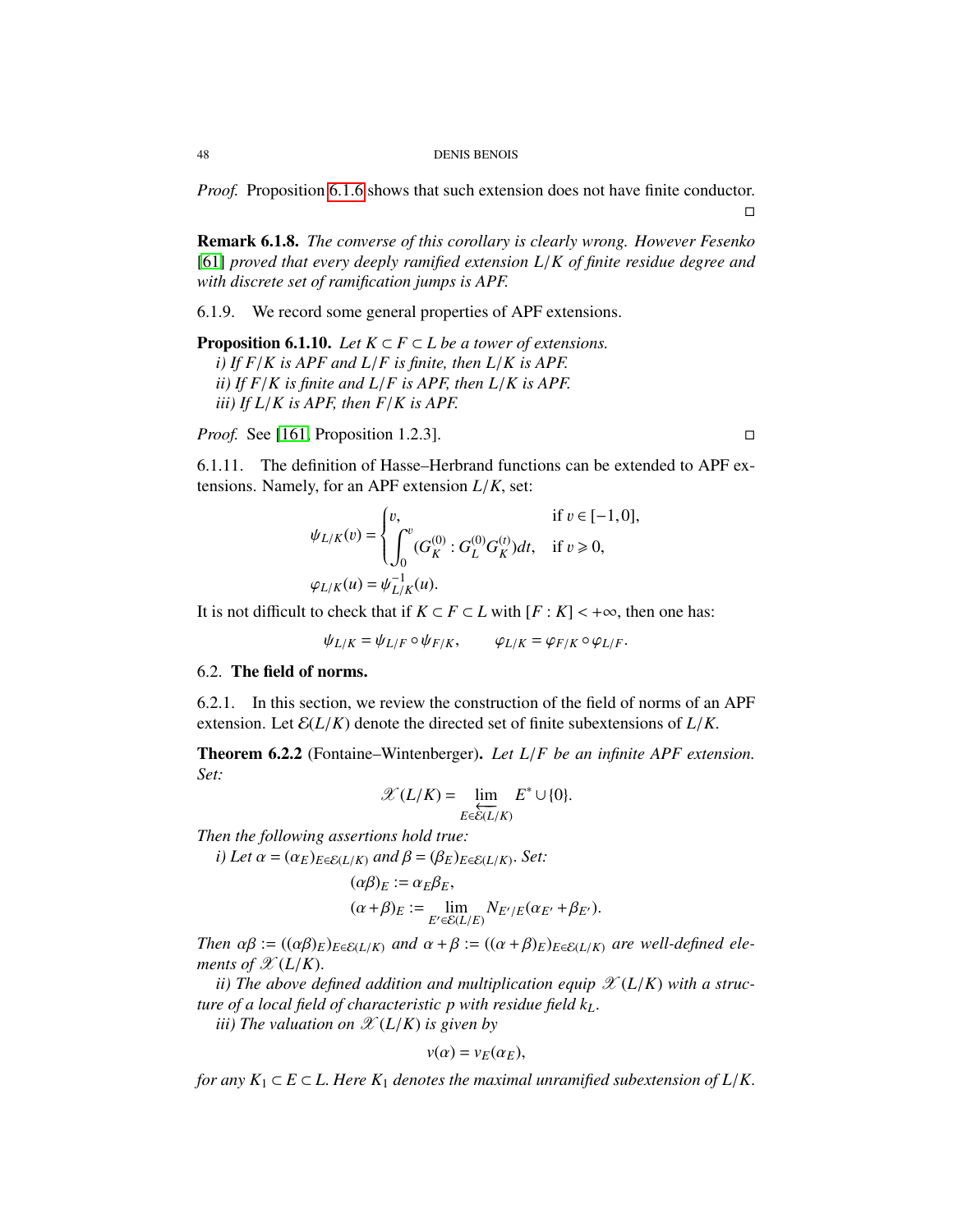*Proof.* Proposition 6.1.6 shows that such extension does not have finite conductor. □

**Remark 6.1.8.** *The converse of this corollary is clearly wrong. However Fesenko [61] proved that every deeply ramified extension $L/K$ of finite residue degree and with discrete set of ramification jumps is APF.*

6.1.9. We record some general properties of APF extensions.

**Proposition 6.1.10.** *Let $K \subset F \subset L$ be a tower of extensions.*
*i) If $F/K$ is APF and $L/F$ is finite, then $L/K$ is APF.*
*ii) If $F/K$ is finite and $L/F$ is APF, then $L/K$ is APF.*
*iii) If $L/K$ is APF, then $F/K$ is APF.*

*Proof.* See [161, Proposition 1.2.3]. □

6.1.11. The definition of Hasse–Herbrand functions can be extended to APF extensions. Namely, for an APF extension $L/K$, set:

$$
\psi_{L/K}(v) = \begin{cases} v, & \text{if } v \in [-1,0], \\ \displaystyle\int_0^v (G_K^{(0)} : G_L^{(0)} G_K^{(t)})dt, & \text{if } v \geqslant 0, \end{cases}
$$
$$
\varphi_{L/K}(u) = \psi_{L/K}^{-1}(u).
$$

It is not difficult to check that if $K \subset F \subset L$ with $[F:K] < +\infty$, then one has:

$$
\psi_{L/K} = \psi_{L/F} \circ \psi_{F/K}, \qquad \varphi_{L/K} = \varphi_{F/K} \circ \varphi_{L/F}.
$$

## 6.2. The field of norms.

6.2.1. In this section, we review the construction of the field of norms of an APF extension. Let $\mathcal{E}(L/K)$ denote the directed set of finite subextensions of $L/K$.

**Theorem 6.2.2** (Fontaine–Wintenberger)**.** *Let $L/F$ be an infinite APF extension. Set:*

$$
\mathscr{X}(L/K) = \varprojlim_{E \in \mathcal{E}(L/K)} E^* \cup \{0\}.
$$

*Then the following assertions hold true:*

*i) Let $\alpha = (\alpha_E)_{E \in \mathcal{E}(L/K)}$ and $\beta = (\beta_E)_{E \in \mathcal{E}(L/K)}$. Set:*

$$
(\alpha\beta)_E := \alpha_E \beta_E,
$$
$$
(\alpha + \beta)_E := \lim_{E' \in \mathcal{E}(L/E)} N_{E'/E}(\alpha_{E'} + \beta_{E'}).
$$

*Then $\alpha\beta := ((\alpha\beta)_E)_{E \in \mathcal{E}(L/K)}$ and $\alpha + \beta := ((\alpha + \beta)_E)_{E \in \mathcal{E}(L/K)}$ are well-defined elements of $\mathscr{X}(L/K)$.*

*ii) The above defined addition and multiplication equip $\mathscr{X}(L/K)$ with a structure of a local field of characteristic $p$ with residue field $k_L$.*

*iii) The valuation on $\mathscr{X}(L/K)$ is given by*

$$
v(\alpha) = v_E(\alpha_E),
$$

*for any $K_1 \subset E \subset L$. Here $K_1$ denotes the maximal unramified subextension of $L/K$.*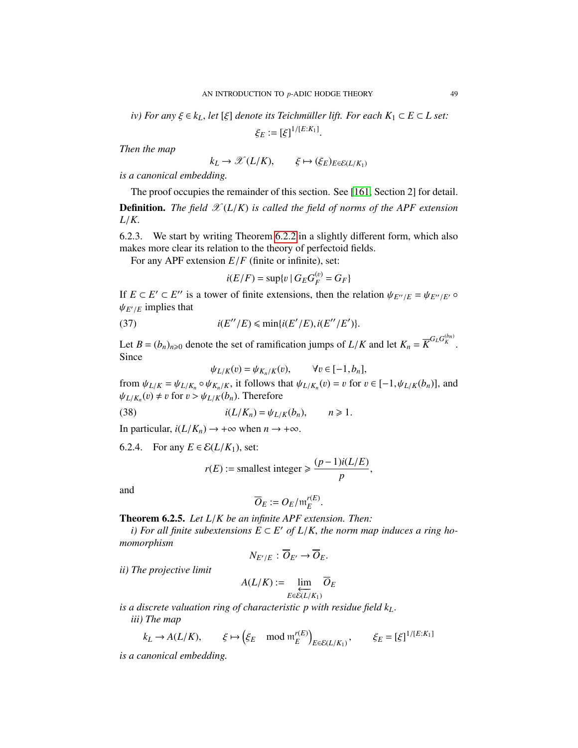*iv) For any $\xi \in k_L$, let $[\xi]$ denote its Teichmüller lift. For each $K_1 \subset E \subset L$ set:*

$$\xi_E := [\xi]^{1/[E:K_1]}.$$

*Then the map*

$$k_L \to \mathscr{X}(L/K), \qquad \xi \mapsto (\xi_E)_{E \in \mathcal{E}(L/K_1)}$$

*is a canonical embedding.*

The proof occupies the remainder of this section. See [161, Section 2] for detail.

**Definition.** *The field $\mathscr{X}(L/K)$ is called the field of norms of the APF extension $L/K$.*

6.2.3. We start by writing Theorem 6.2.2 in a slightly different form, which also makes more clear its relation to the theory of perfectoid fields.

For any APF extension $E/F$ (finite or infinite), set:

$$i(E/F) = \sup\{v \mid G_E G_F^{(v)} = G_F\}$$

If $E \subset E' \subset E''$ is a tower of finite extensions, then the relation $\psi_{E''/E} = \psi_{E''/E'} \circ \psi_{E'/E}$ implies that

$$i(E''/E) \leqslant \min\{i(E'/E), i(E''/E')\}. \tag{37}$$

Let $B = (b_n)_{n \geqslant 0}$ denote the set of ramification jumps of $L/K$ and let $K_n = \overline{K}^{G_L G_K^{(b_n)}}$. Since

$$\psi_{L/K}(v) = \psi_{K_n/K}(v), \qquad \forall v \in [-1, b_n],$$

from $\psi_{L/K} = \psi_{L/K_n} \circ \psi_{K_n/K}$, it follows that $\psi_{L/K_n}(v) = v$ for $v \in [-1, \psi_{L/K}(b_n)]$, and $\psi_{L/K_n}(v) \neq v$ for $v > \psi_{L/K}(b_n)$. Therefore

$$i(L/K_n) = \psi_{L/K}(b_n), \qquad n \geqslant 1. \tag{38}$$

In particular, $i(L/K_n) \to +\infty$ when $n \to +\infty$.

6.2.4. For any $E \in \mathcal{E}(L/K_1)$, set:

$$r(E) := \text{smallest integer} \geqslant \frac{(p-1)i(L/E)}{p},$$

and

$$\overline{O}_E := O_E / \mathfrak{m}_E^{r(E)}.$$

**Theorem 6.2.5.** *Let $L/K$ be an infinite APF extension. Then:*

*i) For all finite subextensions $E \subset E'$ of $L/K$, the norm map induces a ring homomorphism*

$$N_{E'/E} : \overline{O}_{E'} \to \overline{O}_E.$$

*ii) The projective limit*

$$A(L/K) := \varprojlim_{E \in \mathcal{E}(L/K_1)} \overline{O}_E$$

*is a discrete valuation ring of characteristic $p$ with residue field $k_L$.*

*iii) The map*

$$k_L \to A(L/K), \qquad \xi \mapsto \left(\xi_E \mod \mathfrak{m}_E^{r(E)}\right)_{E \in \mathcal{E}(L/K_1)}, \qquad \xi_E = [\xi]^{1/[E:K_1]}$$

*is a canonical embedding.*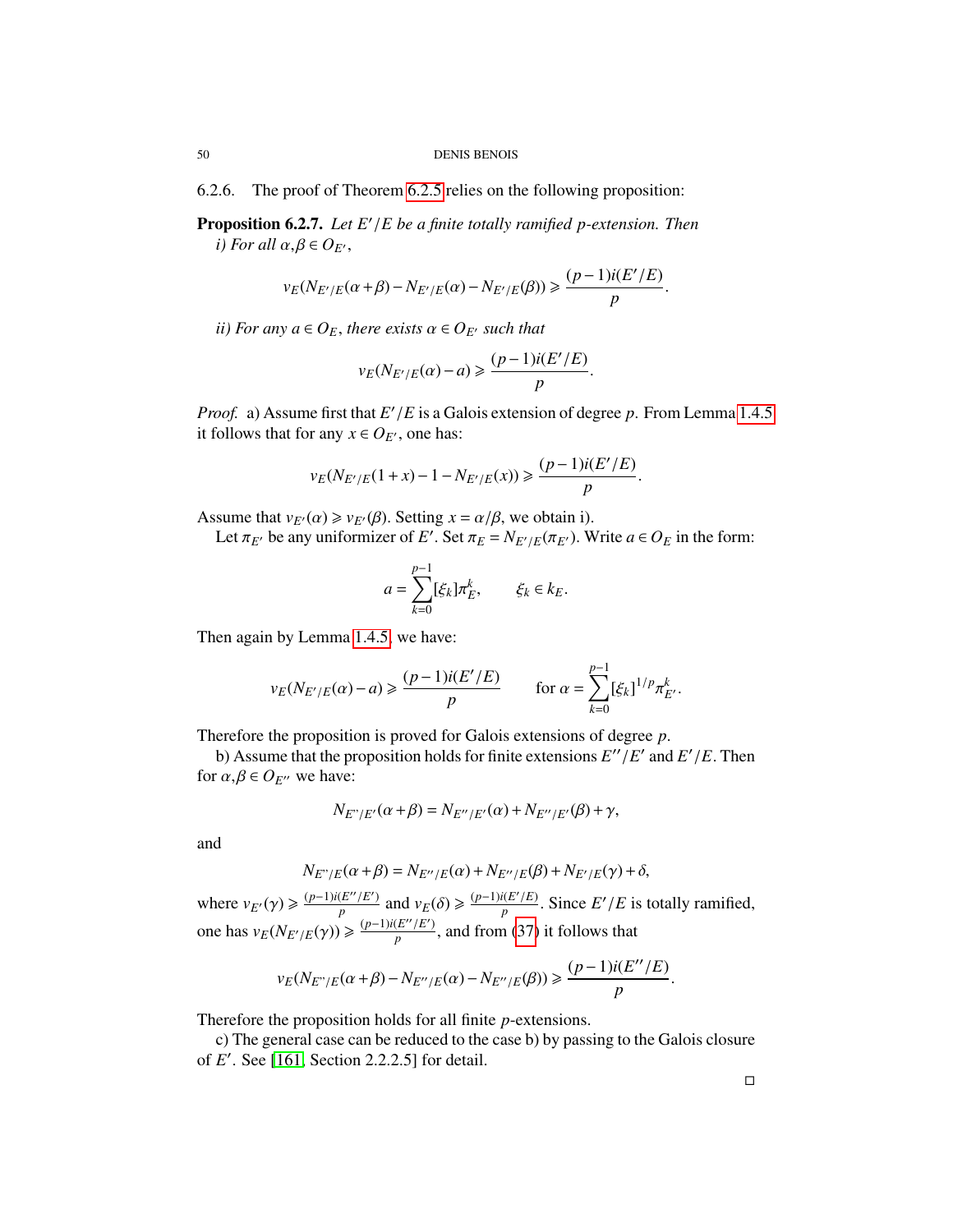6.2.6. The proof of Theorem 6.2.5 relies on the following proposition:

**Proposition 6.2.7.** *Let $E'/E$ be a finite totally ramified $p$-extension. Then*

*i) For all $\alpha, \beta \in O_{E'}$,*

$$v_E(N_{E'/E}(\alpha+\beta)-N_{E'/E}(\alpha)-N_{E'/E}(\beta)) \geqslant \frac{(p-1)i(E'/E)}{p}.$$

*ii) For any $a \in O_E$, there exists $\alpha \in O_{E'}$ such that*

$$v_E(N_{E'/E}(\alpha)-a) \geqslant \frac{(p-1)i(E'/E)}{p}.$$

*Proof.* a) Assume first that $E'/E$ is a Galois extension of degree $p$. From Lemma 1.4.5 it follows that for any $x \in O_{E'}$, one has:

$$v_E(N_{E'/E}(1+x)-1-N_{E'/E}(x)) \geqslant \frac{(p-1)i(E'/E)}{p}.$$

Assume that $v_{E'}(\alpha) \geqslant v_{E'}(\beta)$. Setting $x=\alpha/\beta$, we obtain i).

Let $\pi_{E'}$ be any uniformizer of $E'$. Set $\pi_E = N_{E'/E}(\pi_{E'})$. Write $a \in O_E$ in the form:

$$a = \sum_{k=0}^{p-1} [\xi_k]\pi_E^k, \qquad \xi_k \in k_E.$$

Then again by Lemma 1.4.5, we have:

$$v_E(N_{E'/E}(\alpha)-a) \geqslant \frac{(p-1)i(E'/E)}{p} \qquad \text{for } \alpha = \sum_{k=0}^{p-1} [\xi_k]^{1/p}\pi_{E'}^k.$$

Therefore the proposition is proved for Galois extensions of degree $p$.

b) Assume that the proposition holds for finite extensions $E''/E'$ and $E'/E$. Then for $\alpha, \beta \in O_{E''}$ we have:

$$N_{E''/E'}(\alpha+\beta) = N_{E''/E'}(\alpha)+N_{E''/E'}(\beta)+\gamma,$$

and

$$N_{E''/E}(\alpha+\beta) = N_{E''/E}(\alpha)+N_{E''/E}(\beta)+N_{E'/E}(\gamma)+\delta,$$

where $v_{E'}(\gamma) \geqslant \frac{(p-1)i(E''/E')}{p}$ and $v_E(\delta) \geqslant \frac{(p-1)i(E'/E)}{p}$. Since $E'/E$ is totally ramified, one has $v_E(N_{E'/E}(\gamma)) \geqslant \frac{(p-1)i(E''/E')}{p}$, and from (37) it follows that

$$v_E(N_{E''/E}(\alpha+\beta)-N_{E''/E}(\alpha)-N_{E''/E}(\beta)) \geqslant \frac{(p-1)i(E''/E)}{p}.$$

Therefore the proposition holds for all finite $p$-extensions.

c) The general case can be reduced to the case b) by passing to the Galois closure of $E'$. See [161, Section 2.2.2.5] for detail. □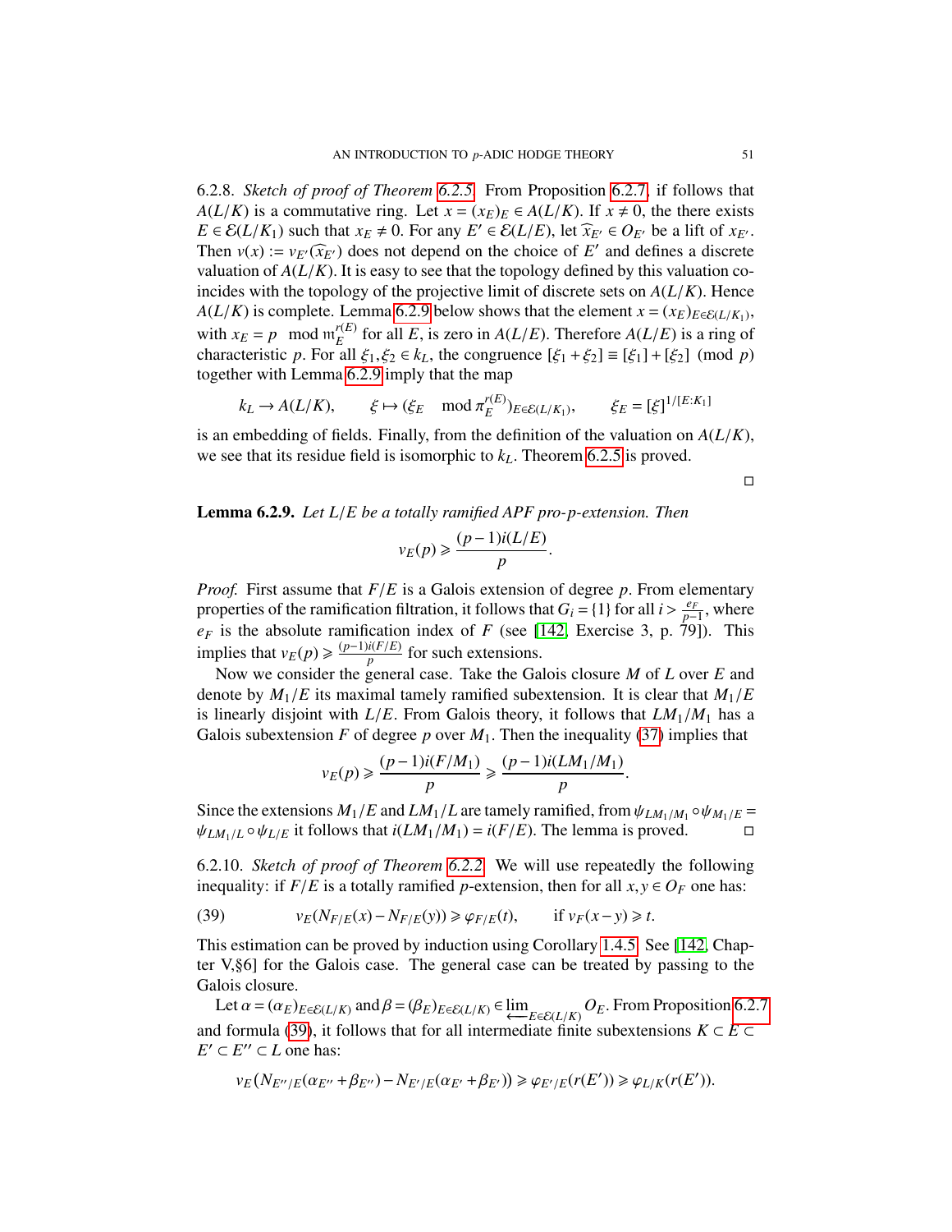6.2.8. *Sketch of proof of Theorem 6.2.5.* From Proposition 6.2.7, if follows that $A(L/K)$ is a commutative ring. Let $x = (x_E)_E \in A(L/K)$. If $x \neq 0$, the there exists $E \in \mathcal{E}(L/K_1)$ such that $x_E \neq 0$. For any $E' \in \mathcal{E}(L/E)$, let $\widehat{x}_{E'} \in O_{E'}$ be a lift of $x_{E'}$. Then $v(x) := v_{E'}(\widehat{x}_{E'})$ does not depend on the choice of $E'$ and defines a discrete valuation of $A(L/K)$. It is easy to see that the topology defined by this valuation coincides with the topology of the projective limit of discrete sets on $A(L/K)$. Hence $A(L/K)$ is complete. Lemma 6.2.9 below shows that the element $x = (x_E)_{E \in \mathcal{E}(L/K_1)}$, with $x_E = p \mod \mathfrak{m}_E^{r(E)}$ for all $E$, is zero in $A(L/E)$. Therefore $A(L/E)$ is a ring of characteristic $p$. For all $\xi_1, \xi_2 \in k_L$, the congruence $[\xi_1 + \xi_2] \equiv [\xi_1] + [\xi_2] \pmod p$ together with Lemma 6.2.9 imply that the map

$$k_L \to A(L/K), \qquad \xi \mapsto (\xi_E \mod \pi_E^{r(E)})_{E \in \mathcal{E}(L/K_1)}, \qquad \xi_E = [\xi]^{1/[E:K_1]}$$

is an embedding of fields. Finally, from the definition of the valuation on $A(L/K)$, we see that its residue field is isomorphic to $k_L$. Theorem 6.2.5 is proved.

□

**Lemma 6.2.9.** *Let $L/E$ be a totally ramified APF pro-$p$-extension. Then*

$$v_E(p) \geqslant \frac{(p-1)i(L/E)}{p}.$$

*Proof.* First assume that $F/E$ is a Galois extension of degree $p$. From elementary properties of the ramification filtration, it follows that $G_i = \{1\}$ for all $i > \frac{e_F}{p-1}$, where $e_F$ is the absolute ramification index of $F$ (see [142, Exercise 3, p. 79]). This implies that $v_E(p) \geqslant \frac{(p-1)i(F/E)}{p}$ for such extensions.

Now we consider the general case. Take the Galois closure $M$ of $L$ over $E$ and denote by $M_1/E$ its maximal tamely ramified subextension. It is clear that $M_1/E$ is linearly disjoint with $L/E$. From Galois theory, it follows that $LM_1/M_1$ has a Galois subextension $F$ of degree $p$ over $M_1$. Then the inequality (37) implies that

$$v_E(p) \geqslant \frac{(p-1)i(F/M_1)}{p} \geqslant \frac{(p-1)i(LM_1/M_1)}{p}.$$

Since the extensions $M_1/E$ and $LM_1/L$ are tamely ramified, from $\psi_{LM_1/M_1} \circ \psi_{M_1/E} = \psi_{LM_1/L} \circ \psi_{L/E}$ it follows that $i(LM_1/M_1) = i(F/E)$. The lemma is proved. □

6.2.10. *Sketch of proof of Theorem 6.2.2.* We will use repeatedly the following inequality: if $F/E$ is a totally ramified $p$-extension, then for all $x, y \in O_F$ one has:

$$v_E(N_{F/E}(x) - N_{F/E}(y)) \geqslant \varphi_{F/E}(t), \qquad \text{if } v_F(x-y) \geqslant t. \tag{39}$$

This estimation can be proved by induction using Corollary 1.4.5. See [142, Chapter V,§6] for the Galois case. The general case can be treated by passing to the Galois closure.

Let $\alpha = (\alpha_E)_{E \in \mathcal{E}(L/K)}$ and $\beta = (\beta_E)_{E \in \mathcal{E}(L/K)} \in \varprojlim_{E \in \mathcal{E}(L/K)} O_E$. From Proposition 6.2.7 and formula (39), it follows that for all intermediate finite subextensions $K \subset E \subset E' \subset E'' \subset L$ one has:

$$v_E\big(N_{E''/E}(\alpha_{E''} + \beta_{E''}) - N_{E'/E}(\alpha_{E'} + \beta_{E'})\big) \geqslant \varphi_{E'/E}(r(E')) \geqslant \varphi_{L/K}(r(E')).$$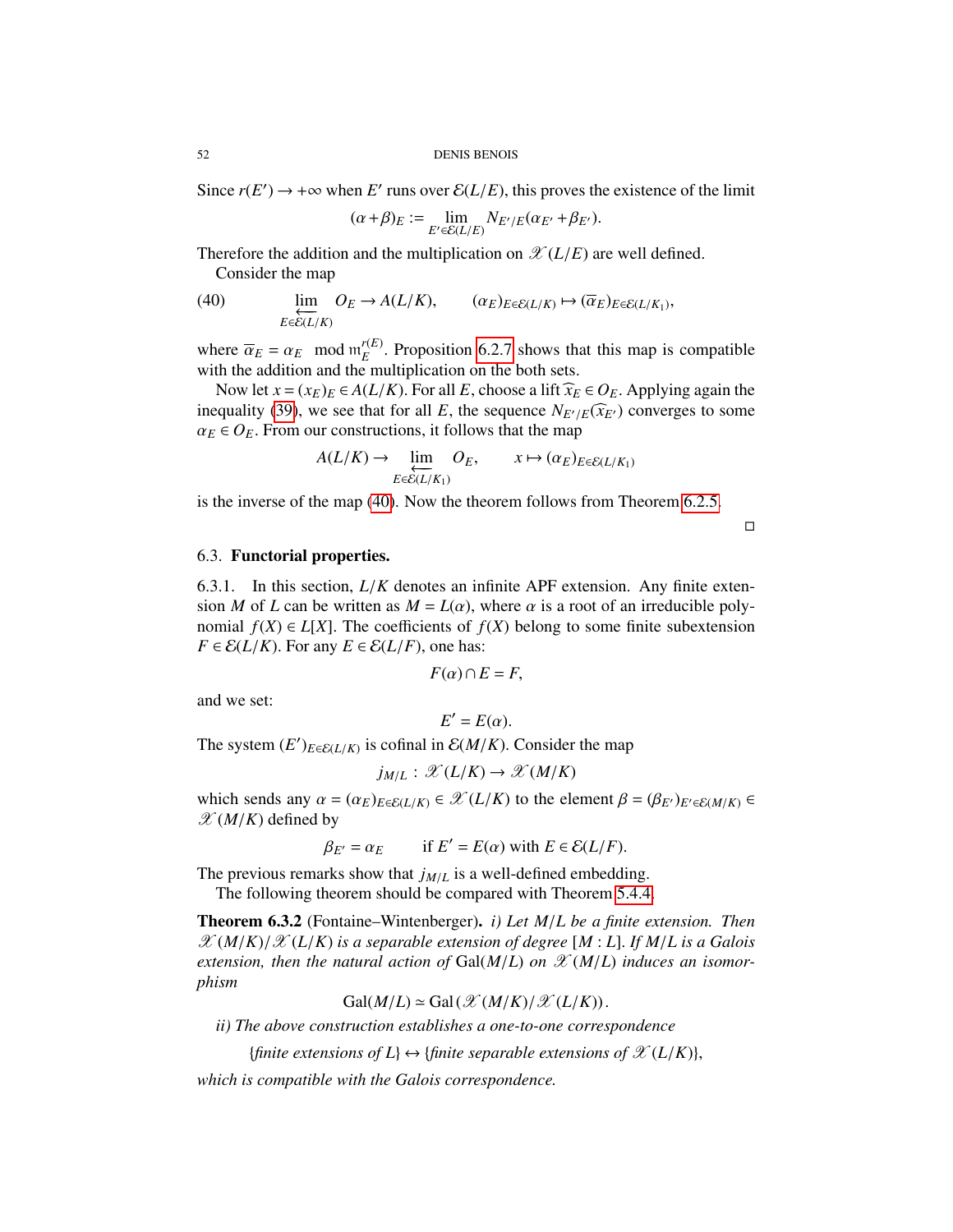Since $r(E') \to +\infty$ when $E'$ runs over $\mathcal{E}(L/E)$, this proves the existence of the limit

$$(\alpha+\beta)_E := \lim_{E' \in \mathcal{E}(L/E)} N_{E'/E}(\alpha_{E'} + \beta_{E'}).$$

Therefore the addition and the multiplication on $\mathscr{X}(L/E)$ are well defined.

Consider the map

$$\varprojlim_{E\in\mathcal{E}(L/K)} O_E \to A(L/K), \qquad (\alpha_E)_{E\in\mathcal{E}(L/K)} \mapsto (\overline{\alpha}_E)_{E\in\mathcal{E}(L/K_1)}, \tag{40}$$

where $\overline{\alpha}_E = \alpha_E \mod \mathfrak{m}_E^{r(E)}$. Proposition 6.2.7 shows that this map is compatible with the addition and the multiplication on the both sets.

Now let $x = (x_E)_E \in A(L/K)$. For all $E$, choose a lift $\widehat{x}_E \in O_E$. Applying again the inequality (39), we see that for all $E$, the sequence $N_{E'/E}(\widehat{x}_{E'})$ converges to some $\alpha_E \in O_E$. From our constructions, it follows that the map

$$A(L/K) \to \varprojlim_{E\in\mathcal{E}(L/K_1)} O_E, \qquad x \mapsto (\alpha_E)_{E\in\mathcal{E}(L/K_1)}$$

is the inverse of the map (40). Now the theorem follows from Theorem 6.2.5.

□

### 6.3. Functorial properties.

6.3.1. In this section, $L/K$ denotes an infinite APF extension. Any finite extension $M$ of $L$ can be written as $M = L(\alpha)$, where $\alpha$ is a root of an irreducible polynomial $f(X) \in L[X]$. The coefficients of $f(X)$ belong to some finite subextension $F \in \mathcal{E}(L/K)$. For any $E \in \mathcal{E}(L/F)$, one has:

$$F(\alpha) \cap E = F,$$

and we set:

$$E' = E(\alpha).$$

The system $(E')_{E\in\mathcal{E}(L/K)}$ is cofinal in $\mathcal{E}(M/K)$. Consider the map

$$j_{M/L} : \mathscr{X}(L/K) \to \mathscr{X}(M/K)$$

which sends any $\alpha = (\alpha_E)_{E\in\mathcal{E}(L/K)} \in \mathscr{X}(L/K)$ to the element $\beta = (\beta_{E'})_{E'\in\mathcal{E}(M/K)} \in \mathscr{X}(M/K)$ defined by

$$\beta_{E'} = \alpha_E \qquad \text{if } E' = E(\alpha) \text{ with } E \in \mathcal{E}(L/F).$$

The previous remarks show that $j_{M/L}$ is a well-defined embedding.

The following theorem should be compared with Theorem 5.4.4.

**Theorem 6.3.2** (Fontaine–Wintenberger). *i) Let $M/L$ be a finite extension. Then $\mathscr{X}(M/K)/\mathscr{X}(L/K)$ is a separable extension of degree $[M:L]$. If $M/L$ is a Galois extension, then the natural action of* $\mathrm{Gal}(M/L)$ *on $\mathscr{X}(M/L)$ induces an isomorphism*

$$\mathrm{Gal}(M/L) \simeq \mathrm{Gal}\left(\mathscr{X}(M/K)/\mathscr{X}(L/K)\right).$$

*ii) The above construction establishes a one-to-one correspondence*

$$\{\text{finite extensions of } L\} \leftrightarrow \{\text{finite separable extensions of } \mathscr{X}(L/K)\},$$

*which is compatible with the Galois correspondence.*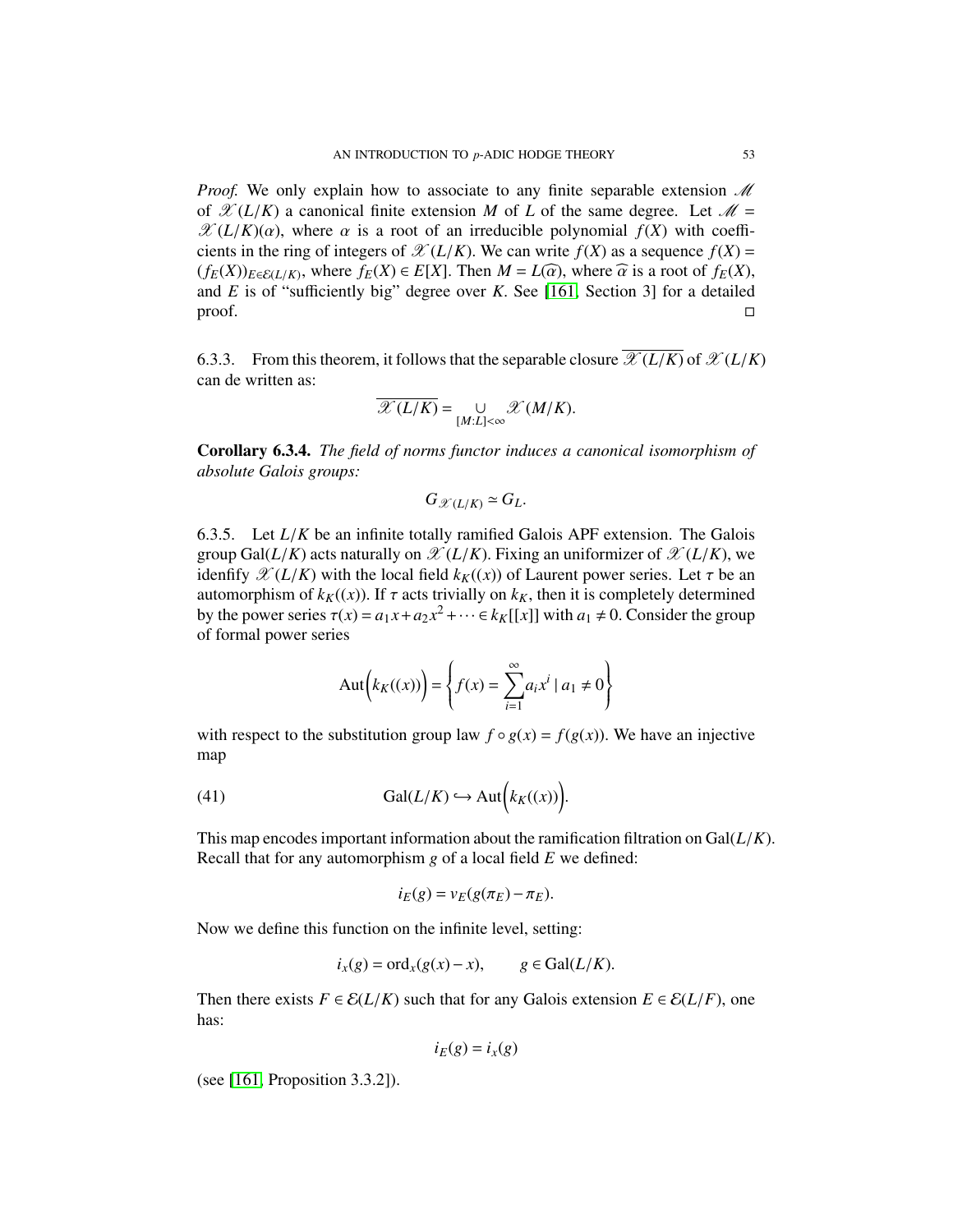*Proof.* We only explain how to associate to any finite separable extension $\mathscr{M}$ of $\mathscr{X}(L/K)$ a canonical finite extension $M$ of $L$ of the same degree. Let $\mathscr{M} = \mathscr{X}(L/K)(\alpha)$, where $\alpha$ is a root of an irreducible polynomial $f(X)$ with coefficients in the ring of integers of $\mathscr{X}(L/K)$. We can write $f(X)$ as a sequence $f(X) = (f_E(X))_{E\in\mathcal{E}(L/K)}$, where $f_E(X) \in E[X]$. Then $M = L(\widehat{\alpha})$, where $\widehat{\alpha}$ is a root of $f_E(X)$, and $E$ is of "sufficiently big" degree over $K$. See [161, Section 3] for a detailed proof. □

6.3.3. From this theorem, it follows that the separable closure $\overline{\mathscr{X}(L/K)}$ of $\mathscr{X}(L/K)$ can de written as:

$$\overline{\mathscr{X}(L/K)} = \underset{[M:L]<\infty}{\cup} \mathscr{X}(M/K).$$

**Corollary 6.3.4.** *The field of norms functor induces a canonical isomorphism of absolute Galois groups:*

$$G_{\mathscr{X}(L/K)} \simeq G_L.$$

6.3.5. Let $L/K$ be an infinite totally ramified Galois APF extension. The Galois group $\mathrm{Gal}(L/K)$ acts naturally on $\mathscr{X}(L/K)$. Fixing an uniformizer of $\mathscr{X}(L/K)$, we idenfify $\mathscr{X}(L/K)$ with the local field $k_K((x))$ of Laurent power series. Let $\tau$ be an automorphism of $k_K((x))$. If $\tau$ acts trivially on $k_K$, then it is completely determined by the power series $\tau(x) = a_1x + a_2x^2 + \cdots \in k_K[[x]]$ with $a_1 \neq 0$. Consider the group of formal power series

$$\mathrm{Aut}\Big(k_K((x))\Big) = \left\{ f(x) = \sum_{i=1}^{\infty} a_i x^i \mid a_1 \neq 0 \right\}$$

with respect to the substitution group law $f \circ g(x) = f(g(x))$. We have an injective map

$$\mathrm{Gal}(L/K) \hookrightarrow \mathrm{Aut}\Big(k_K((x))\Big). \tag{41}$$

This map encodes important information about the ramification filtration on $\mathrm{Gal}(L/K)$. Recall that for any automorphism $g$ of a local field $E$ we defined:

$$i_E(g) = v_E(g(\pi_E) - \pi_E).$$

Now we define this function on the infinite level, setting:

$$i_x(g) = \mathrm{ord}_x(g(x) - x), \qquad g \in \mathrm{Gal}(L/K).$$

Then there exists $F \in \mathcal{E}(L/K)$ such that for any Galois extension $E \in \mathcal{E}(L/F)$, one has:

$$i_E(g) = i_x(g)$$

(see [161, Proposition 3.3.2]).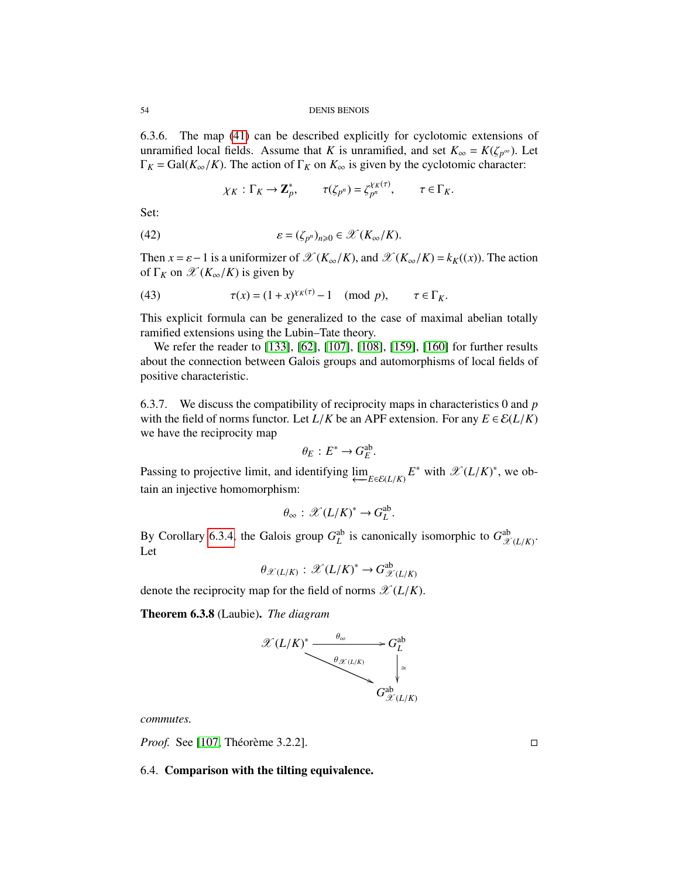6.3.6. The map (41) can be described explicitly for cyclotomic extensions of unramified local fields. Assume that $K$ is unramified, and set $K_\infty = K(\zeta_{p^\infty})$. Let $\Gamma_K = \mathrm{Gal}(K_\infty/K)$. The action of $\Gamma_K$ on $K_\infty$ is given by the cyclotomic character:

$$\chi_K : \Gamma_K \to \mathbf{Z}_p^*, \qquad \tau(\zeta_{p^n}) = \zeta_{p^n}^{\chi_K(\tau)}, \qquad \tau \in \Gamma_K.$$

Set:

$$\varepsilon = (\zeta_{p^n})_{n\geqslant 0} \in \mathscr{X}(K_\infty/K). \tag{42}$$

Then $x = \varepsilon - 1$ is a uniformizer of $\mathscr{X}(K_\infty/K)$, and $\mathscr{X}(K_\infty/K) = k_K((x))$. The action of $\Gamma_K$ on $\mathscr{X}(K_\infty/K)$ is given by

$$\tau(x) = (1+x)^{\chi_K(\tau)} - 1 \pmod{p}, \qquad \tau \in \Gamma_K. \tag{43}$$

This explicit formula can be generalized to the case of maximal abelian totally ramified extensions using the Lubin–Tate theory.

We refer the reader to [133], [62], [107], [108], [159], [160] for further results about the connection between Galois groups and automorphisms of local fields of positive characteristic.

6.3.7. We discuss the compatibility of reciprocity maps in characteristics 0 and $p$ with the field of norms functor. Let $L/K$ be an APF extension. For any $E \in \mathcal{E}(L/K)$ we have the reciprocity map

$$\theta_E : E^* \to G_E^{\mathrm{ab}}.$$

Passing to projective limit, and identifying $\varprojlim_{E\in\mathcal{E}(L/K)} E^*$ with $\mathscr{X}(L/K)^*$, we obtain an injective homomorphism:

$$\theta_\infty : \mathscr{X}(L/K)^* \to G_L^{\mathrm{ab}}.$$

By Corollary 6.3.4, the Galois group $G_L^{\mathrm{ab}}$ is canonically isomorphic to $G_{\mathscr{X}(L/K)}^{\mathrm{ab}}$. Let

$$\theta_{\mathscr{X}(L/K)} : \mathscr{X}(L/K)^* \to G_{\mathscr{X}(L/K)}^{\mathrm{ab}}$$

denote the reciprocity map for the field of norms $\mathscr{X}(L/K)$.

**Theorem 6.3.8** (Laubie). *The diagram*

$$\begin{array}{ccc}
\mathscr{X}(L/K)^* & \xrightarrow{\ \theta_\infty\ } & G_L^{\mathrm{ab}} \\
& \searrow^{\theta_{\mathscr{X}(L/K)}} & \downarrow \simeq \\
& & G_{\mathscr{X}(L/K)}^{\mathrm{ab}}
\end{array}$$

*commutes.*

*Proof.* See [107, Théorème 3.2.2]. □

## 6.4. Comparison with the tilting equivalence.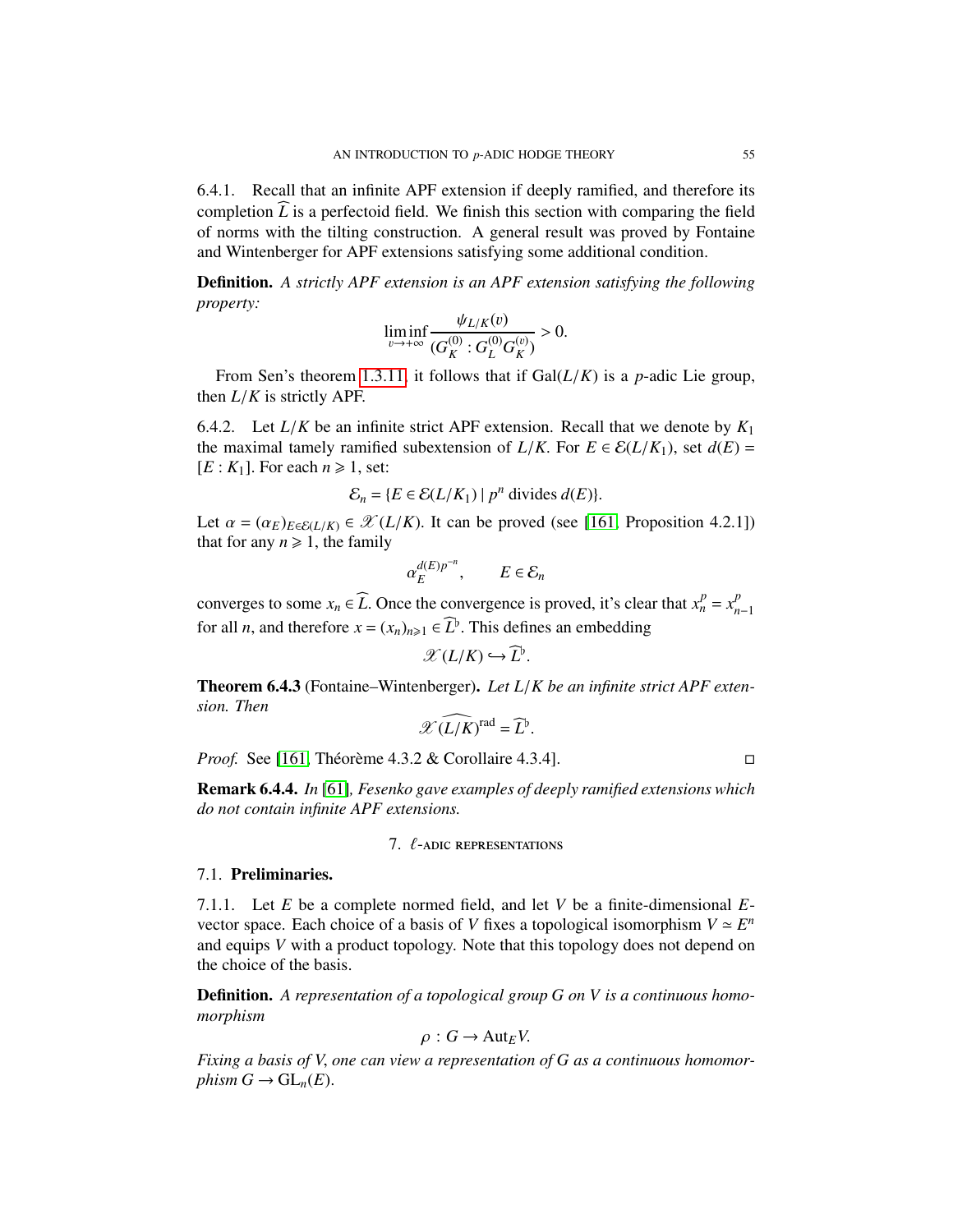6.4.1. Recall that an infinite APF extension if deeply ramified, and therefore its completion $\widehat{L}$ is a perfectoid field. We finish this section with comparing the field of norms with the tilting construction. A general result was proved by Fontaine and Wintenberger for APF extensions satisfying some additional condition.

**Definition.** *A strictly APF extension is an APF extension satisfying the following property:*

$$\liminf_{v\to+\infty} \frac{\psi_{L/K}(v)}{(G_K^{(0)} : G_L^{(0)} G_K^{(v)})} > 0.$$

From Sen's theorem 1.3.11, it follows that if $\mathrm{Gal}(L/K)$ is a $p$-adic Lie group, then $L/K$ is strictly APF.

6.4.2. Let $L/K$ be an infinite strict APF extension. Recall that we denote by $K_1$ the maximal tamely ramified subextension of $L/K$. For $E \in \mathcal{E}(L/K_1)$, set $d(E) = [E : K_1]$. For each $n \geqslant 1$, set:

$$\mathcal{E}_n = \{E \in \mathcal{E}(L/K_1) \mid p^n \text{ divides } d(E)\}.$$

Let $\alpha = (\alpha_E)_{E\in\mathcal{E}(L/K)} \in \mathscr{X}(L/K)$. It can be proved (see [161, Proposition 4.2.1]) that for any $n \geqslant 1$, the family

$$\alpha_E^{d(E)p^{-n}}, \qquad E \in \mathcal{E}_n$$

converges to some $x_n \in \widehat{L}$. Once the convergence is proved, it's clear that $x_n^p = x_{n-1}^p$ for all $n$, and therefore $x = (x_n)_{n\geqslant 1} \in \widehat{L}^\flat$. This defines an embedding

$$\mathscr{X}(L/K) \hookrightarrow \widehat{L}^\flat.$$

**Theorem 6.4.3** (Fontaine–Wintenberger)**.** *Let $L/K$ be an infinite strict APF extension. Then*

$$\widehat{\mathscr{X}(L/K)}^{\mathrm{rad}} = \widehat{L}^\flat.$$

*Proof.* See [161, Théorème 4.3.2 & Corollaire 4.3.4]. □

**Remark 6.4.4.** *In [61], Fesenko gave examples of deeply ramified extensions which do not contain infinite APF extensions.*

## 7. $\ell$-adic representations

### 7.1. Preliminaries.

7.1.1. Let $E$ be a complete normed field, and let $V$ be a finite-dimensional $E$-vector space. Each choice of a basis of $V$ fixes a topological isomorphism $V \simeq E^n$ and equips $V$ with a product topology. Note that this topology does not depend on the choice of the basis.

**Definition.** *A representation of a topological group $G$ on $V$ is a continuous homomorphism*

$$\rho : G \to \mathrm{Aut}_E V.$$

*Fixing a basis of $V$, one can view a representation of $G$ as a continuous homomorphism $G \to \mathrm{GL}_n(E)$.*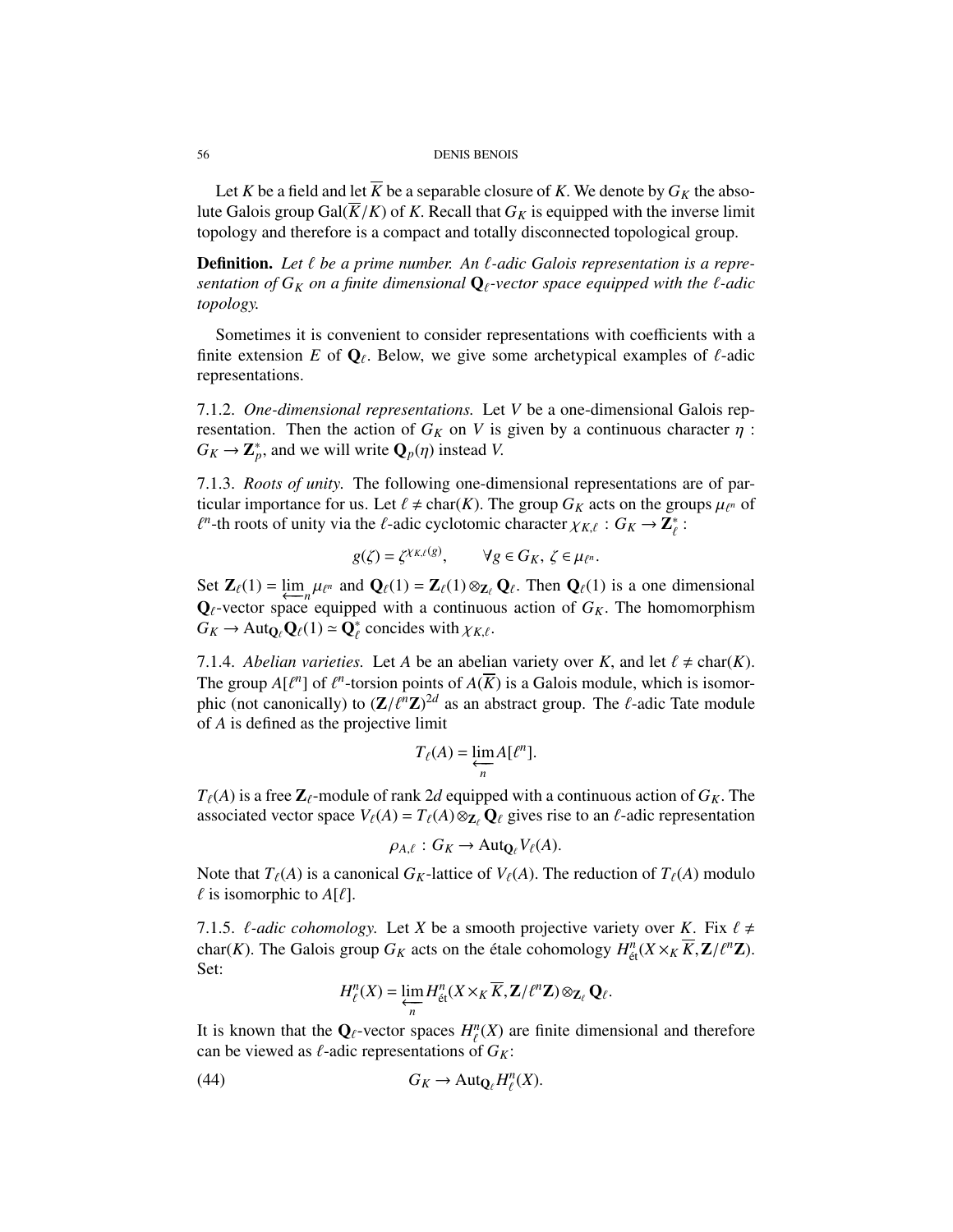Let $K$ be a field and let $\overline{K}$ be a separable closure of $K$. We denote by $G_K$ the absolute Galois group $\mathrm{Gal}(\overline{K}/K)$ of $K$. Recall that $G_K$ is equipped with the inverse limit topology and therefore is a compact and totally disconnected topological group.

**Definition.** *Let $\ell$ be a prime number. An $\ell$-adic Galois representation is a representation of $G_K$ on a finite dimensional $\mathbf{Q}_\ell$-vector space equipped with the $\ell$-adic topology.*

Sometimes it is convenient to consider representations with coefficients with a finite extension $E$ of $\mathbf{Q}_\ell$. Below, we give some archetypical examples of $\ell$-adic representations.

7.1.2. *One-dimensional representations.* Let $V$ be a one-dimensional Galois representation. Then the action of $G_K$ on $V$ is given by a continuous character $\eta : G_K \to \mathbf{Z}_p^*$, and we will write $\mathbf{Q}_p(\eta)$ instead $V$.

7.1.3. *Roots of unity.* The following one-dimensional representations are of particular importance for us. Let $\ell \neq \mathrm{char}(K)$. The group $G_K$ acts on the groups $\mu_{\ell^n}$ of $\ell^n$-th roots of unity via the $\ell$-adic cyclotomic character $\chi_{K,\ell} : G_K \to \mathbf{Z}_\ell^*$ :

$$g(\zeta) = \zeta^{\chi_{K,\ell}(g)}, \qquad \forall g \in G_K,\ \zeta \in \mu_{\ell^n}.$$

Set $\mathbf{Z}_\ell(1) = \varprojlim_n \mu_{\ell^n}$ and $\mathbf{Q}_\ell(1) = \mathbf{Z}_\ell(1) \otimes_{\mathbf{Z}_\ell} \mathbf{Q}_\ell$. Then $\mathbf{Q}_\ell(1)$ is a one dimensional $\mathbf{Q}_\ell$-vector space equipped with a continuous action of $G_K$. The homomorphism $G_K \to \mathrm{Aut}_{\mathbf{Q}_\ell} \mathbf{Q}_\ell(1) \simeq \mathbf{Q}_\ell^*$ concides with $\chi_{K,\ell}$.

7.1.4. *Abelian varieties.* Let $A$ be an abelian variety over $K$, and let $\ell \neq \mathrm{char}(K)$. The group $A[\ell^n]$ of $\ell^n$-torsion points of $A(\overline{K})$ is a Galois module, which is isomorphic (not canonically) to $(\mathbf{Z}/\ell^n\mathbf{Z})^{2d}$ as an abstract group. The $\ell$-adic Tate module of $A$ is defined as the projective limit

$$T_\ell(A) = \varprojlim_n A[\ell^n].$$

$T_\ell(A)$ is a free $\mathbf{Z}_\ell$-module of rank $2d$ equipped with a continuous action of $G_K$. The associated vector space $V_\ell(A) = T_\ell(A) \otimes_{\mathbf{Z}_\ell} \mathbf{Q}_\ell$ gives rise to an $\ell$-adic representation

$$\rho_{A,\ell} : G_K \to \mathrm{Aut}_{\mathbf{Q}_\ell} V_\ell(A).$$

Note that $T_\ell(A)$ is a canonical $G_K$-lattice of $V_\ell(A)$. The reduction of $T_\ell(A)$ modulo $\ell$ is isomorphic to $A[\ell]$.

7.1.5. *$\ell$-adic cohomology.* Let $X$ be a smooth projective variety over $K$. Fix $\ell \neq \mathrm{char}(K)$. The Galois group $G_K$ acts on the étale cohomology $H^n_{\text{ét}}(X \times_K \overline{K}, \mathbf{Z}/\ell^n\mathbf{Z})$. Set:

$$H^n_\ell(X) = \varprojlim_n H^n_{\text{ét}}(X \times_K \overline{K}, \mathbf{Z}/\ell^n\mathbf{Z}) \otimes_{\mathbf{Z}_\ell} \mathbf{Q}_\ell.$$

It is known that the $\mathbf{Q}_\ell$-vector spaces $H^n_\ell(X)$ are finite dimensional and therefore can be viewed as $\ell$-adic representations of $G_K$:

$$G_K \to \mathrm{Aut}_{\mathbf{Q}_\ell} H^n_\ell(X). \tag{44}$$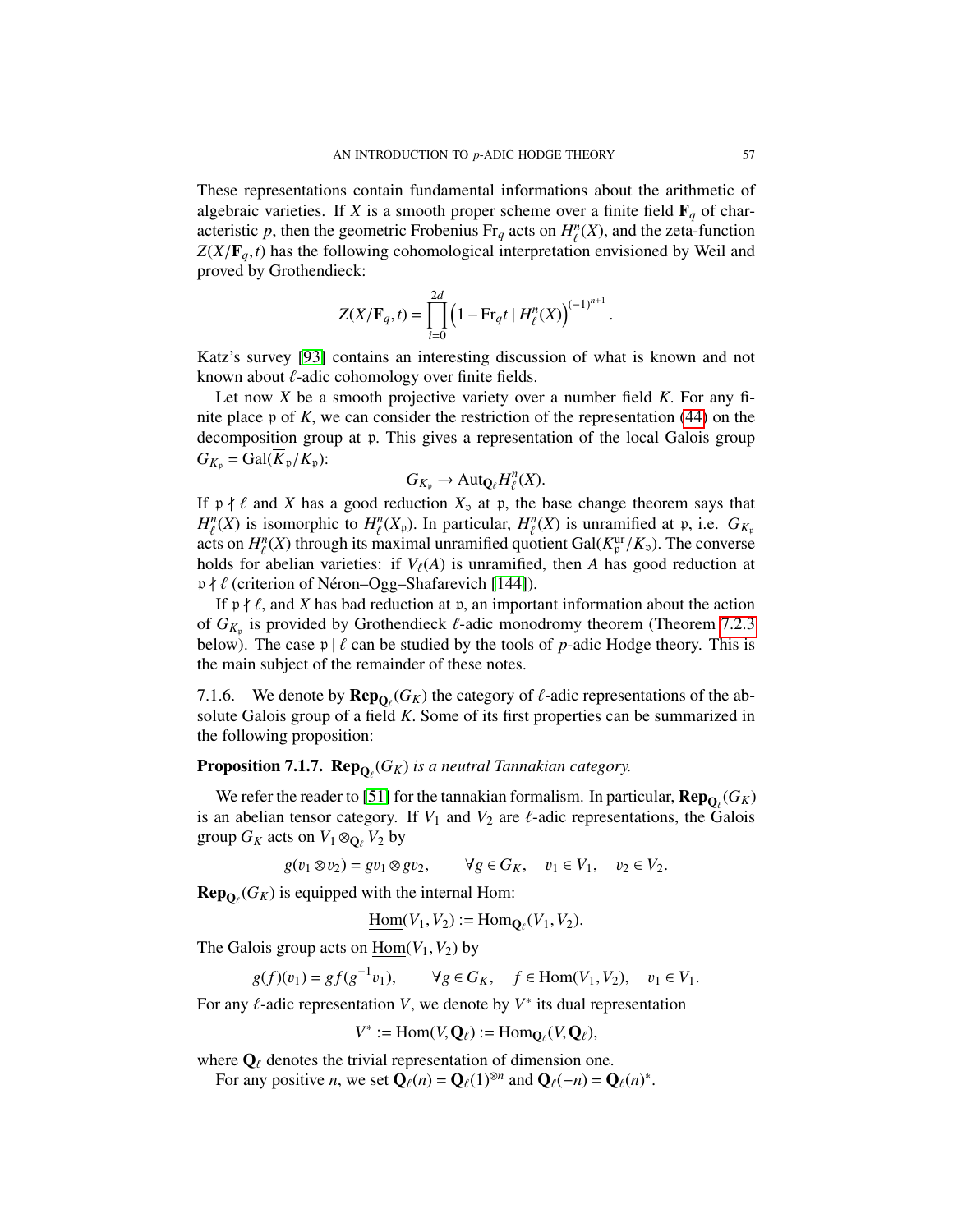These representations contain fundamental informations about the arithmetic of algebraic varieties. If $X$ is a smooth proper scheme over a finite field $\mathbf{F}_q$ of characteristic $p$, then the geometric Frobenius $\mathrm{Fr}_q$ acts on $H^n_\ell(X)$, and the zeta-function $Z(X/\mathbf{F}_q, t)$ has the following cohomological interpretation envisioned by Weil and proved by Grothendieck:

$$Z(X/\mathbf{F}_q, t) = \prod_{i=0}^{2d} \left(1 - \mathrm{Fr}_q t \mid H^n_\ell(X)\right)^{(-1)^{n+1}}.$$

Katz's survey [93] contains an interesting discussion of what is known and not known about $\ell$-adic cohomology over finite fields.

Let now $X$ be a smooth projective variety over a number field $K$. For any finite place $\mathfrak{p}$ of $K$, we can consider the restriction of the representation (44) on the decomposition group at $\mathfrak{p}$. This gives a representation of the local Galois group $G_{K_\mathfrak{p}} = \mathrm{Gal}(\overline{K}_\mathfrak{p}/K_\mathfrak{p})$:

$$G_{K_\mathfrak{p}} \to \mathrm{Aut}_{\mathbf{Q}_\ell} H^n_\ell(X).$$

If $\mathfrak{p} \nmid \ell$ and $X$ has a good reduction $X_\mathfrak{p}$ at $\mathfrak{p}$, the base change theorem says that $H^n_\ell(X)$ is isomorphic to $H^n_\ell(X_\mathfrak{p})$. In particular, $H^n_\ell(X)$ is unramified at $\mathfrak{p}$, i.e. $G_{K_\mathfrak{p}}$ acts on $H^n_\ell(X)$ through its maximal unramified quotient $\mathrm{Gal}(K^{\mathrm{ur}}_\mathfrak{p}/K_\mathfrak{p})$. The converse holds for abelian varieties: if $V_\ell(A)$ is unramified, then $A$ has good reduction at $\mathfrak{p} \nmid \ell$ (criterion of Néron–Ogg–Shafarevich [144]).

If $\mathfrak{p} \nmid \ell$, and $X$ has bad reduction at $\mathfrak{p}$, an important information about the action of $G_{K_\mathfrak{p}}$ is provided by Grothendieck $\ell$-adic monodromy theorem (Theorem 7.2.3 below). The case $\mathfrak{p} \mid \ell$ can be studied by the tools of $p$-adic Hodge theory. This is the main subject of the remainder of these notes.

7.1.6. We denote by $\mathbf{Rep}_{\mathbf{Q}_\ell}(G_K)$ the category of $\ell$-adic representations of the absolute Galois group of a field $K$. Some of its first properties can be summarized in the following proposition:

**Proposition 7.1.7.** *$\mathbf{Rep}_{\mathbf{Q}_\ell}(G_K)$ is a neutral Tannakian category.*

We refer the reader to [51] for the tannakian formalism. In particular, $\mathbf{Rep}_{\mathbf{Q}_\ell}(G_K)$ is an abelian tensor category. If $V_1$ and $V_2$ are $\ell$-adic representations, the Galois group $G_K$ acts on $V_1 \otimes_{\mathbf{Q}_\ell} V_2$ by

$$g(v_1 \otimes v_2) = gv_1 \otimes gv_2, \qquad \forall g \in G_K, \quad v_1 \in V_1, \quad v_2 \in V_2.$$

$\mathbf{Rep}_{\mathbf{Q}_\ell}(G_K)$ is equipped with the internal Hom:

$$\underline{\mathrm{Hom}}(V_1, V_2) := \mathrm{Hom}_{\mathbf{Q}_\ell}(V_1, V_2).$$

The Galois group acts on $\underline{\mathrm{Hom}}(V_1, V_2)$ by

$$g(f)(v_1) = gf(g^{-1}v_1), \qquad \forall g \in G_K, \quad f \in \underline{\mathrm{Hom}}(V_1, V_2), \quad v_1 \in V_1.$$

For any $\ell$-adic representation $V$, we denote by $V^*$ its dual representation

$$V^* := \underline{\mathrm{Hom}}(V, \mathbf{Q}_\ell) := \mathrm{Hom}_{\mathbf{Q}_\ell}(V, \mathbf{Q}_\ell),$$

where $\mathbf{Q}_\ell$ denotes the trivial representation of dimension one.

For any positive $n$, we set $\mathbf{Q}_\ell(n) = \mathbf{Q}_\ell(1)^{\otimes n}$ and $\mathbf{Q}_\ell(-n) = \mathbf{Q}_\ell(n)^*$.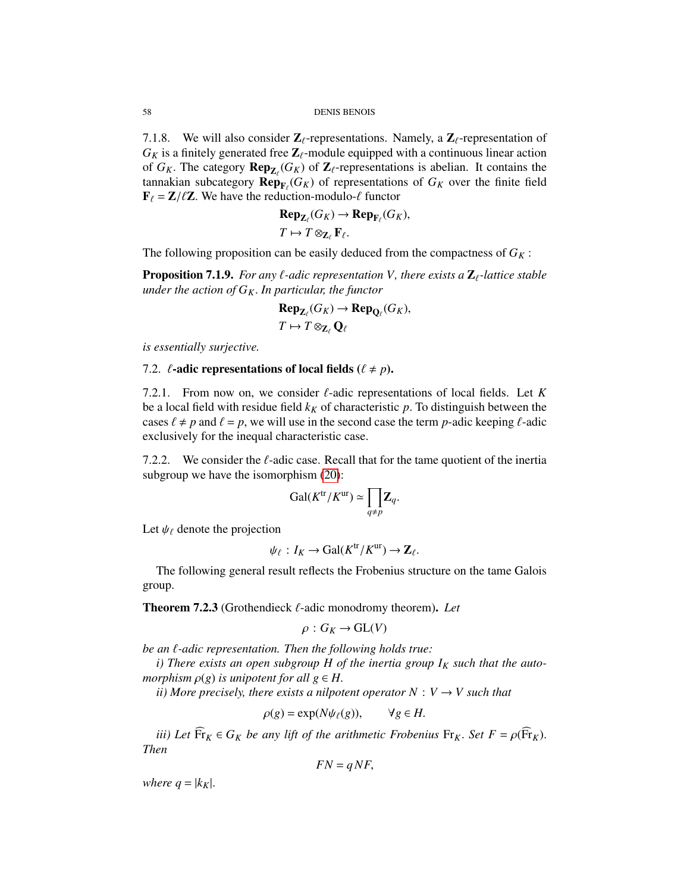7.1.8. We will also consider $\mathbf{Z}_\ell$-representations. Namely, a $\mathbf{Z}_\ell$-representation of $G_K$ is a finitely generated free $\mathbf{Z}_\ell$-module equipped with a continuous linear action of $G_K$. The category $\mathbf{Rep}_{\mathbf{Z}_\ell}(G_K)$ of $\mathbf{Z}_\ell$-representations is abelian. It contains the tannakian subcategory $\mathbf{Rep}_{\mathbf{F}_\ell}(G_K)$ of representations of $G_K$ over the finite field $\mathbf{F}_\ell = \mathbf{Z}/\ell\mathbf{Z}$. We have the reduction-modulo-$\ell$ functor

$$\begin{aligned} &\mathbf{Rep}_{\mathbf{Z}_\ell}(G_K) \to \mathbf{Rep}_{\mathbf{F}_\ell}(G_K), \\ &T \mapsto T \otimes_{\mathbf{Z}_\ell} \mathbf{F}_\ell. \end{aligned}$$

The following proposition can be easily deduced from the compactness of $G_K$ :

**Proposition 7.1.9.** *For any $\ell$-adic representation $V$, there exists a $\mathbf{Z}_\ell$-lattice stable under the action of $G_K$. In particular, the functor*

$$\begin{aligned} &\mathbf{Rep}_{\mathbf{Z}_\ell}(G_K) \to \mathbf{Rep}_{\mathbf{Q}_\ell}(G_K), \\ &T \mapsto T \otimes_{\mathbf{Z}_\ell} \mathbf{Q}_\ell \end{aligned}$$

*is essentially surjective.*

## 7.2. $\ell$-adic representations of local fields ($\ell \neq p$).

7.2.1. From now on, we consider $\ell$-adic representations of local fields. Let $K$ be a local field with residue field $k_K$ of characteristic $p$. To distinguish between the cases $\ell \neq p$ and $\ell = p$, we will use in the second case the term $p$-adic keeping $\ell$-adic exclusively for the inequal characteristic case.

7.2.2. We consider the $\ell$-adic case. Recall that for the tame quotient of the inertia subgroup we have the isomorphism (20):

$$\mathrm{Gal}(K^{\mathrm{tr}}/K^{\mathrm{ur}}) \simeq \prod_{q \neq p} \mathbf{Z}_q.$$

Let $\psi_\ell$ denote the projection

$$\psi_\ell \,:\, I_K \to \mathrm{Gal}(K^{\mathrm{tr}}/K^{\mathrm{ur}}) \to \mathbf{Z}_\ell.$$

The following general result reflects the Frobenius structure on the tame Galois group.

**Theorem 7.2.3** (Grothendieck $\ell$-adic monodromy theorem)**.** *Let*

$$\rho \,:\, G_K \to \mathrm{GL}(V)$$

*be an $\ell$-adic representation. Then the following holds true:*

*i) There exists an open subgroup $H$ of the inertia group $I_K$ such that the automorphism $\rho(g)$ is unipotent for all $g \in H$.*

*ii) More precisely, there exists a nilpotent operator $N \,:\, V \to V$ such that*

$$\rho(g) = \exp(N\psi_\ell(g)), \qquad \forall g \in H.$$

*iii) Let $\widehat{\mathrm{Fr}}_K \in G_K$ be any lift of the arithmetic Frobenius $\mathrm{Fr}_K$. Set $F = \rho(\widehat{\mathrm{Fr}}_K)$. Then*

$$FN = qNF,$$

*where $q = |k_K|$.*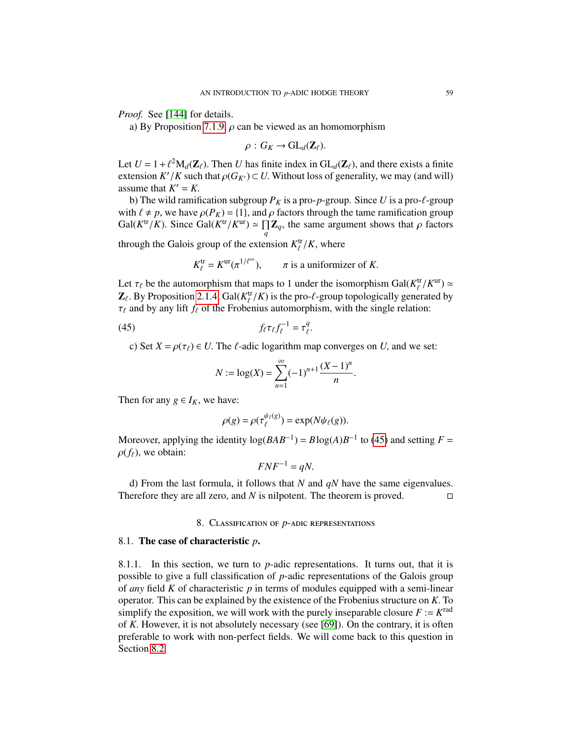*Proof.* See [144] for details.

a) By Proposition 7.1.9, $\rho$ can be viewed as an homomorphism

$$\rho : G_K \to \mathrm{GL}_d(\mathbf{Z}_\ell).$$

Let $U = 1 + \ell^2 \mathrm{M}_d(\mathbf{Z}_\ell)$. Then $U$ has finite index in $\mathrm{GL}_d(\mathbf{Z}_\ell)$, and there exists a finite extension $K'/K$ such that $\rho(G_{K'}) \subset U$. Without loss of generality, we may (and will) assume that $K' = K$.

b) The wild ramification subgroup $P_K$ is a pro-$p$-group. Since $U$ is a pro-$\ell$-group with $\ell \neq p$, we have $\rho(P_K) = \{1\}$, and $\rho$ factors through the tame ramification group $\mathrm{Gal}(K^{\mathrm{tr}}/K)$. Since $\mathrm{Gal}(K^{\mathrm{tr}}/K^{\mathrm{ur}}) \simeq \prod_q \mathbf{Z}_q$, the same argument shows that $\rho$ factors through the Galois group of the extension $K_\ell^{\mathrm{tr}}/K$, where

$$K_\ell^{\mathrm{tr}} = K^{\mathrm{ur}}(\pi^{1/\ell^\infty}), \qquad \pi \text{ is a uniformizer of } K.$$

Let $\tau_\ell$ be the automorphism that maps to 1 under the isomorphism $\mathrm{Gal}(K_\ell^{\mathrm{tr}}/K^{\mathrm{ur}}) \simeq \mathbf{Z}_\ell$. By Proposition 2.1.4, $\mathrm{Gal}(K_\ell^{\mathrm{tr}}/K)$ is the pro-$\ell$-group topologically generated by $\tau_\ell$ and by any lift $f_\ell$ of the Frobenius automorphism, with the single relation:

$$f_\ell \tau_\ell f_\ell^{-1} = \tau_\ell^q. \tag{45}$$

c) Set $X = \rho(\tau_\ell) \in U$. The $\ell$-adic logarithm map converges on $U$, and we set:

$$N := \log(X) = \sum_{n=1}^{\infty} (-1)^{n+1} \frac{(X-1)^n}{n}.$$

Then for any $g \in I_K$, we have:

$$\rho(g) = \rho(\tau_\ell^{\psi_\ell(g)}) = \exp(N\psi_\ell(g)).$$

Moreover, applying the identity $\log(BAB^{-1}) = B\log(A)B^{-1}$ to (45) and setting $F = \rho(f_\ell)$, we obtain:

$$FNF^{-1} = qN.$$

d) From the last formula, it follows that $N$ and $qN$ have the same eigenvalues. Therefore they are all zero, and $N$ is nilpotent. The theorem is proved. □

## 8. Classification of $p$-adic representations

### 8.1. The case of characteristic $p$.

8.1.1. In this section, we turn to $p$-adic representations. It turns out, that it is possible to give a full classification of $p$-adic representations of the Galois group of *any* field $K$ of characteristic $p$ in terms of modules equipped with a semi-linear operator. This can be explained by the existence of the Frobenius structure on $K$. To simplify the exposition, we will work with the purely inseparable closure $F := K^{\mathrm{rad}}$ of $K$. However, it is not absolutely necessary (see [69]). On the contrary, it is often preferable to work with non-perfect fields. We will come back to this question in Section 8.2.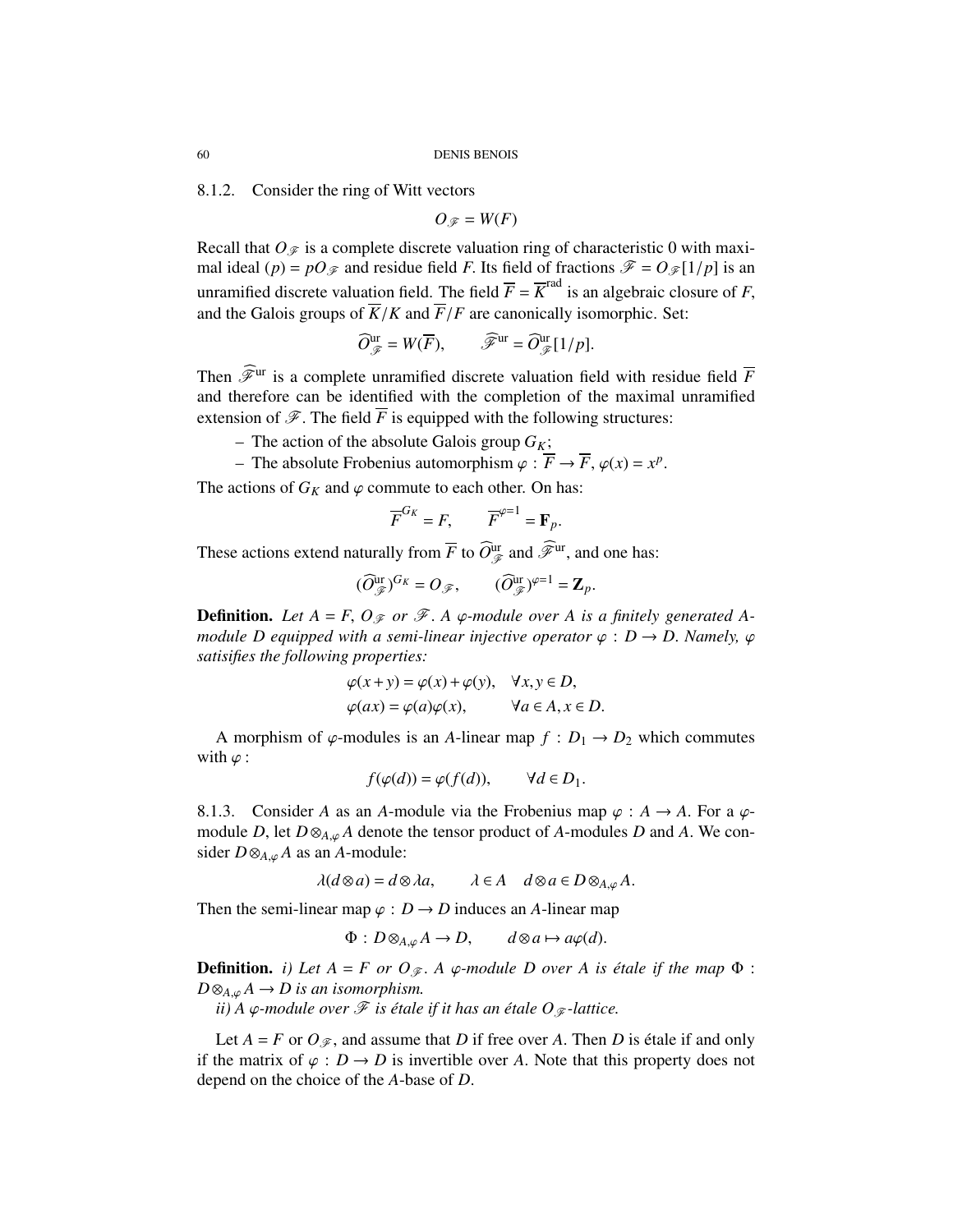8.1.2. Consider the ring of Witt vectors

$$O_{\mathscr{F}} = W(F)$$

Recall that $O_{\mathscr{F}}$ is a complete discrete valuation ring of characteristic 0 with maximal ideal $(p) = pO_{\mathscr{F}}$ and residue field $F$. Its field of fractions $\mathscr{F} = O_{\mathscr{F}}[1/p]$ is an unramified discrete valuation field. The field $\overline{F} = \overline{K}^{\mathrm{rad}}$ is an algebraic closure of $F$, and the Galois groups of $\overline{K}/K$ and $\overline{F}/F$ are canonically isomorphic. Set:

$$\widehat{O}_{\mathscr{F}}^{\mathrm{ur}} = W(\overline{F}), \qquad \widehat{\mathscr{F}}^{\mathrm{ur}} = \widehat{O}_{\mathscr{F}}^{\mathrm{ur}}[1/p].$$

Then $\widehat{\mathscr{F}}^{\mathrm{ur}}$ is a complete unramified discrete valuation field with residue field $\overline{F}$ and therefore can be identified with the completion of the maximal unramified extension of $\mathscr{F}$. The field $\overline{F}$ is equipped with the following structures:

- The action of the absolute Galois group $G_K$;
- The absolute Frobenius automorphism $\varphi : \overline{F} \to \overline{F}$, $\varphi(x) = x^p$.

The actions of $G_K$ and $\varphi$ commute to each other. On has:

$$\overline{F}^{G_K} = F, \qquad \overline{F}^{\varphi=1} = \mathbf{F}_p.$$

These actions extend naturally from $\overline{F}$ to $\widehat{O}_{\mathscr{F}}^{\mathrm{ur}}$ and $\widehat{\mathscr{F}}^{\mathrm{ur}}$, and one has:

$$(\widehat{O}_{\mathscr{F}}^{\mathrm{ur}})^{G_K} = O_{\mathscr{F}}, \qquad (\widehat{O}_{\mathscr{F}}^{\mathrm{ur}})^{\varphi=1} = \mathbf{Z}_p.$$

**Definition.** *Let $A = F$, $O_{\mathscr{F}}$ or $\mathscr{F}$. A $\varphi$-module over $A$ is a finitely generated $A$-module $D$ equipped with a semi-linear injective operator $\varphi : D \to D$. Namely, $\varphi$ satisifies the following properties:*

$$\varphi(x+y) = \varphi(x) + \varphi(y), \quad \forall x, y \in D,$$
$$\varphi(ax) = \varphi(a)\varphi(x), \qquad \forall a \in A, x \in D.$$

A morphism of $\varphi$-modules is an $A$-linear map $f : D_1 \to D_2$ which commutes with $\varphi$ :

$$f(\varphi(d)) = \varphi(f(d)), \qquad \forall d \in D_1.$$

8.1.3. Consider $A$ as an $A$-module via the Frobenius map $\varphi : A \to A$. For a $\varphi$-module $D$, let $D \otimes_{A,\varphi} A$ denote the tensor product of $A$-modules $D$ and $A$. We consider $D \otimes_{A,\varphi} A$ as an $A$-module:

$$\lambda(d \otimes a) = d \otimes \lambda a, \qquad \lambda \in A \quad d \otimes a \in D \otimes_{A,\varphi} A.$$

Then the semi-linear map $\varphi : D \to D$ induces an $A$-linear map

$$\Phi : D \otimes_{A,\varphi} A \to D, \qquad d \otimes a \mapsto a\varphi(d).$$

**Definition.** *i) Let $A = F$ or $O_{\mathscr{F}}$. A $\varphi$-module $D$ over $A$ is étale if the map $\Phi : D \otimes_{A,\varphi} A \to D$ is an isomorphism.*

*ii) A $\varphi$-module over $\mathscr{F}$ is étale if it has an étale $O_{\mathscr{F}}$-lattice.*

Let $A = F$ or $O_{\mathscr{F}}$, and assume that $D$ if free over $A$. Then $D$ is étale if and only if the matrix of $\varphi : D \to D$ is invertible over $A$. Note that this property does not depend on the choice of the $A$-base of $D$.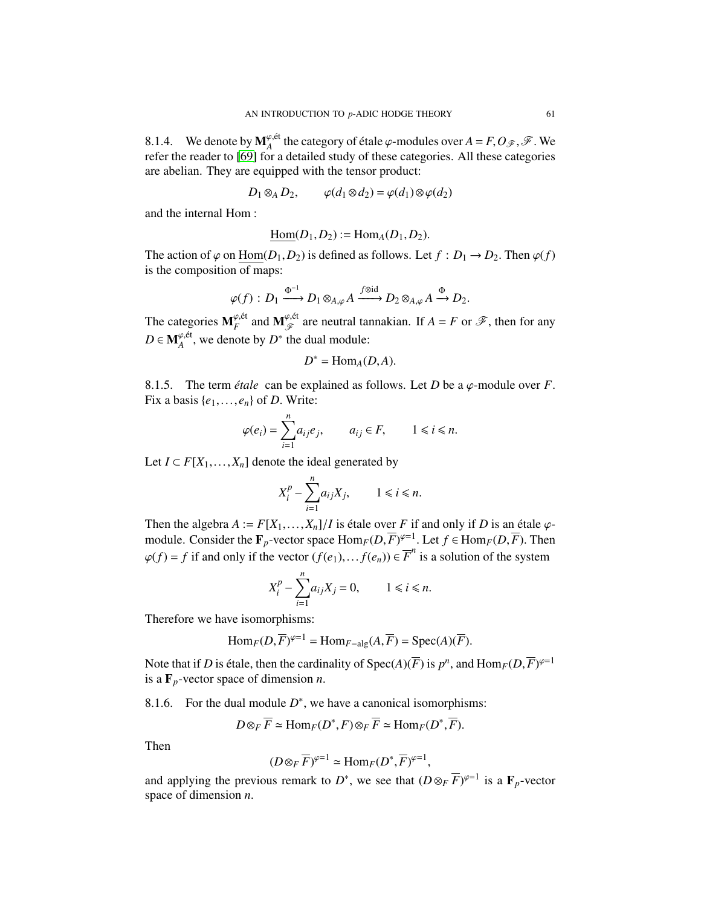8.1.4. We denote by $\mathbf{M}_A^{\varphi,\text{ét}}$ the category of étale $\varphi$-modules over $A = F, O_{\mathscr{F}}, \mathscr{F}$. We refer the reader to [69] for a detailed study of these categories. All these categories are abelian. They are equipped with the tensor product:

$$D_1 \otimes_A D_2, \qquad \varphi(d_1 \otimes d_2) = \varphi(d_1) \otimes \varphi(d_2)$$

and the internal Hom :

$$\underline{\mathrm{Hom}}(D_1, D_2) := \mathrm{Hom}_A(D_1, D_2).$$

The action of $\varphi$ on $\underline{\mathrm{Hom}}(D_1, D_2)$ is defined as follows. Let $f : D_1 \to D_2$. Then $\varphi(f)$ is the composition of maps:

$$\varphi(f) : D_1 \xrightarrow{\Phi^{-1}} D_1 \otimes_{A,\varphi} A \xrightarrow{f \otimes \mathrm{id}} D_2 \otimes_{A,\varphi} A \xrightarrow{\Phi} D_2.$$

The categories $\mathbf{M}_F^{\varphi,\text{ét}}$ and $\mathbf{M}_{\mathscr{F}}^{\varphi,\text{ét}}$ are neutral tannakian. If $A = F$ or $\mathscr{F}$, then for any $D \in \mathbf{M}_A^{\varphi,\text{ét}}$, we denote by $D^*$ the dual module:

$$D^* = \mathrm{Hom}_A(D, A).$$

8.1.5. The term *étale* can be explained as follows. Let $D$ be a $\varphi$-module over $F$. Fix a basis $\{e_1, \ldots, e_n\}$ of $D$. Write:

$$\varphi(e_i) = \sum_{i=1}^{n} a_{ij} e_j, \qquad a_{ij} \in F, \qquad 1 \leqslant i \leqslant n.$$

Let $I \subset F[X_1, \ldots, X_n]$ denote the ideal generated by

$$X_i^p - \sum_{i=1}^{n} a_{ij} X_j, \qquad 1 \leqslant i \leqslant n.$$

Then the algebra $A := F[X_1, \ldots, X_n]/I$ is étale over $F$ if and only if $D$ is an étale $\varphi$-module. Consider the $\mathbf{F}_p$-vector space $\mathrm{Hom}_F(D, \overline{F})^{\varphi=1}$. Let $f \in \mathrm{Hom}_F(D, \overline{F})$. Then $\varphi(f) = f$ if and only if the vector $(f(e_1), \ldots f(e_n)) \in \overline{F}^n$ is a solution of the system

$$X_i^p - \sum_{i=1}^{n} a_{ij} X_j = 0, \qquad 1 \leqslant i \leqslant n.$$

Therefore we have isomorphisms:

$$\mathrm{Hom}_F(D, \overline{F})^{\varphi=1} = \mathrm{Hom}_{F-\mathrm{alg}}(A, \overline{F}) = \mathrm{Spec}(A)(\overline{F}).$$

Note that if $D$ is étale, then the cardinality of $\mathrm{Spec}(A)(\overline{F})$ is $p^n$, and $\mathrm{Hom}_F(D, \overline{F})^{\varphi=1}$ is a $\mathbf{F}_p$-vector space of dimension $n$.

8.1.6. For the dual module $D^*$, we have a canonical isomorphisms:

$$D \otimes_F \overline{F} \simeq \mathrm{Hom}_F(D^*, F) \otimes_F \overline{F} \simeq \mathrm{Hom}_F(D^*, \overline{F}).$$

Then

$$(D \otimes_F \overline{F})^{\varphi=1} \simeq \mathrm{Hom}_F(D^*, \overline{F})^{\varphi=1},$$

and applying the previous remark to $D^*$, we see that $(D \otimes_F \overline{F})^{\varphi=1}$ is a $\mathbf{F}_p$-vector space of dimension $n$.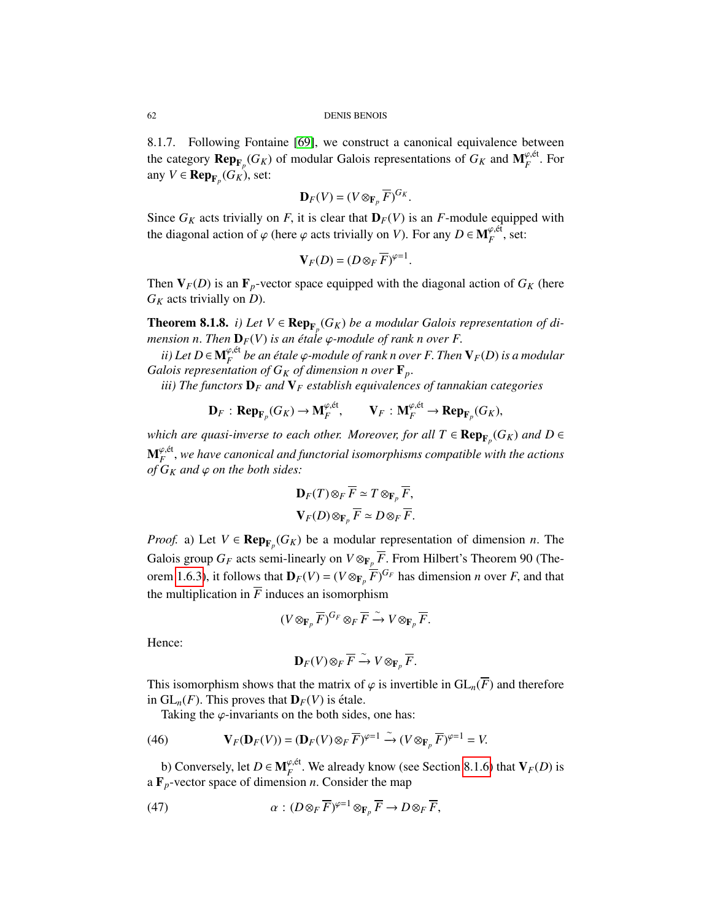8.1.7. Following Fontaine [69], we construct a canonical equivalence between the category $\mathbf{Rep}_{\mathbf{F}_p}(G_K)$ of modular Galois representations of $G_K$ and $\mathbf{M}_F^{\varphi,\text{ét}}$. For any $V \in \mathbf{Rep}_{\mathbf{F}_p}(G_K)$, set:

$$\mathbf{D}_F(V) = (V \otimes_{\mathbf{F}_p} \overline{F})^{G_K}.$$

Since $G_K$ acts trivially on $F$, it is clear that $\mathbf{D}_F(V)$ is an $F$-module equipped with the diagonal action of $\varphi$ (here $\varphi$ acts trivially on $V$). For any $D \in \mathbf{M}_F^{\varphi,\text{ét}}$, set:

$$\mathbf{V}_F(D) = (D \otimes_F \overline{F})^{\varphi=1}.$$

Then $\mathbf{V}_F(D)$ is an $\mathbf{F}_p$-vector space equipped with the diagonal action of $G_K$ (here $G_K$ acts trivially on $D$).

**Theorem 8.1.8.** *i) Let $V \in \mathbf{Rep}_{\mathbf{F}_p}(G_K)$ be a modular Galois representation of dimension $n$. Then $\mathbf{D}_F(V)$ is an étale $\varphi$-module of rank $n$ over $F$.*

*ii) Let $D \in \mathbf{M}_F^{\varphi,\text{ét}}$ be an étale $\varphi$-module of rank $n$ over $F$. Then $\mathbf{V}_F(D)$ is a modular Galois representation of $G_K$ of dimension $n$ over $\mathbf{F}_p$.*

*iii) The functors $\mathbf{D}_F$ and $\mathbf{V}_F$ establish equivalences of tannakian categories*

$$\mathbf{D}_F : \mathbf{Rep}_{\mathbf{F}_p}(G_K) \to \mathbf{M}_F^{\varphi,\text{ét}}, \qquad \mathbf{V}_F : \mathbf{M}_F^{\varphi,\text{ét}} \to \mathbf{Rep}_{\mathbf{F}_p}(G_K),$$

*which are quasi-inverse to each other. Moreover, for all $T \in \mathbf{Rep}_{\mathbf{F}_p}(G_K)$ and $D \in \mathbf{M}_F^{\varphi,\text{ét}}$, we have canonical and functorial isomorphisms compatible with the actions of $G_K$ and $\varphi$ on the both sides:*

$$\mathbf{D}_F(T) \otimes_F \overline{F} \simeq T \otimes_{\mathbf{F}_p} \overline{F},$$
$$\mathbf{V}_F(D) \otimes_{\mathbf{F}_p} \overline{F} \simeq D \otimes_F \overline{F}.$$

*Proof.* a) Let $V \in \mathbf{Rep}_{\mathbf{F}_p}(G_K)$ be a modular representation of dimension $n$. The Galois group $G_F$ acts semi-linearly on $V \otimes_{\mathbf{F}_p} \overline{F}$. From Hilbert's Theorem 90 (Theorem 1.6.3), it follows that $\mathbf{D}_F(V) = (V \otimes_{\mathbf{F}_p} \overline{F})^{G_F}$ has dimension $n$ over $F$, and that the multiplication in $\overline{F}$ induces an isomorphism

$$(V \otimes_{\mathbf{F}_p} \overline{F})^{G_F} \otimes_F \overline{F} \xrightarrow{\sim} V \otimes_{\mathbf{F}_p} \overline{F}.$$

Hence:

$$\mathbf{D}_F(V) \otimes_F \overline{F} \xrightarrow{\sim} V \otimes_{\mathbf{F}_p} \overline{F}.$$

This isomorphism shows that the matrix of $\varphi$ is invertible in $\mathrm{GL}_n(\overline{F})$ and therefore in $\mathrm{GL}_n(F)$. This proves that $\mathbf{D}_F(V)$ is étale.

Taking the $\varphi$-invariants on the both sides, one has:

$$\mathbf{V}_F(\mathbf{D}_F(V)) = (\mathbf{D}_F(V) \otimes_F \overline{F})^{\varphi=1} \xrightarrow{\sim} (V \otimes_{\mathbf{F}_p} \overline{F})^{\varphi=1} = V. \tag{46}$$

b) Conversely, let $D \in \mathbf{M}_F^{\varphi,\text{ét}}$. We already know (see Section 8.1.6) that $\mathbf{V}_F(D)$ is a $\mathbf{F}_p$-vector space of dimension $n$. Consider the map

$$\alpha : (D \otimes_F \overline{F})^{\varphi=1} \otimes_{\mathbf{F}_p} \overline{F} \to D \otimes_F \overline{F}, \tag{47}$$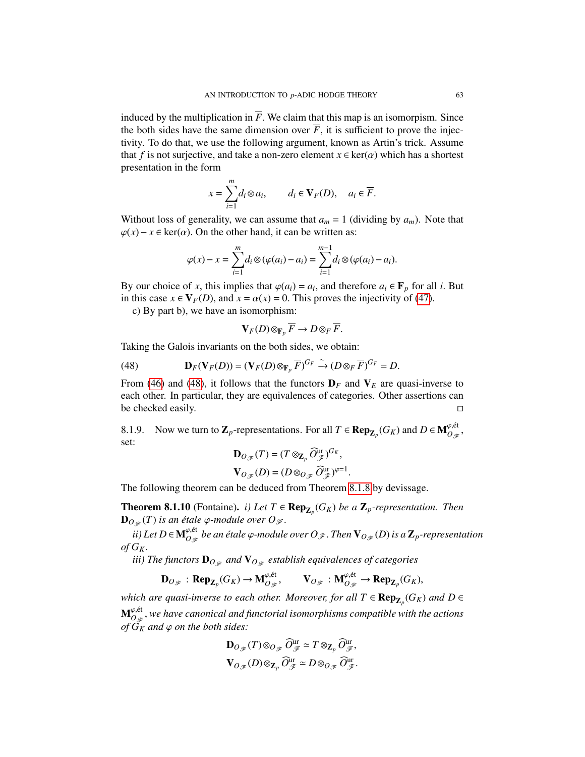induced by the multiplication in $\overline{F}$. We claim that this map is an isomorpism. Since the both sides have the same dimension over $\overline{F}$, it is sufficient to prove the injectivity. To do that, we use the following argument, known as Artin's trick. Assume that $f$ is not surjective, and take a non-zero element $x \in \ker(\alpha)$ which has a shortest presentation in the form

$$x = \sum_{i=1}^{m} d_i \otimes a_i, \qquad d_i \in \mathbf{V}_F(D), \quad a_i \in \overline{F}.$$

Without loss of generality, we can assume that $a_m = 1$ (dividing by $a_m$). Note that $\varphi(x) - x \in \ker(\alpha)$. On the other hand, it can be written as:

$$\varphi(x) - x = \sum_{i=1}^{m} d_i \otimes (\varphi(a_i) - a_i) = \sum_{i=1}^{m-1} d_i \otimes (\varphi(a_i) - a_i).$$

By our choice of $x$, this implies that $\varphi(a_i) = a_i$, and therefore $a_i \in \mathbf{F}_p$ for all $i$. But in this case $x \in \mathbf{V}_F(D)$, and $x = \alpha(x) = 0$. This proves the injectivity of (47).

c) By part b), we have an isomorphism:

$$\mathbf{V}_F(D) \otimes_{\mathbf{F}_p} \overline{F} \to D \otimes_F \overline{F}.$$

Taking the Galois invariants on the both sides, we obtain:

$$\mathbf{D}_F(\mathbf{V}_F(D)) = (\mathbf{V}_F(D) \otimes_{\mathbf{F}_p} \overline{F})^{G_F} \xrightarrow{\sim} (D \otimes_F \overline{F})^{G_F} = D. \tag{48}$$

From (46) and (48), it follows that the functors $\mathbf{D}_F$ and $\mathbf{V}_E$ are quasi-inverse to each other. In particular, they are equivalences of categories. Other assertions can be checked easily. $\square$

8.1.9. Now we turn to $\mathbf{Z}_p$-representations. For all $T \in \mathbf{Rep}_{\mathbf{Z}_p}(G_K)$ and $D \in \mathbf{M}^{\varphi,\text{ét}}_{O_{\mathscr{F}}}$, set:

$$\mathbf{D}_{O_{\mathscr{F}}}(T) = (T \otimes_{\mathbf{Z}_p} \widehat{O}^{\text{ur}}_{\mathscr{F}})^{G_K},$$
$$\mathbf{V}_{O_{\mathscr{F}}}(D) = (D \otimes_{O_{\mathscr{F}}} \widehat{O}^{\text{ur}}_{\mathscr{F}})^{\varphi=1}.$$

The following theorem can be deduced from Theorem 8.1.8 by devissage.

**Theorem 8.1.10** (Fontaine). *i) Let $T \in \mathbf{Rep}_{\mathbf{Z}_p}(G_K)$ be a $\mathbf{Z}_p$-representation. Then $\mathbf{D}_{O_{\mathscr{F}}}(T)$ is an étale $\varphi$-module over $O_{\mathscr{F}}$.*

*ii) Let $D \in \mathbf{M}^{\varphi,\text{ét}}_{O_{\mathscr{F}}}$ be an étale $\varphi$-module over $O_{\mathscr{F}}$. Then $\mathbf{V}_{O_{\mathscr{F}}}(D)$ is a $\mathbf{Z}_p$-representation of $G_K$.*

*iii) The functors $\mathbf{D}_{O_{\mathscr{F}}}$ and $\mathbf{V}_{O_{\mathscr{F}}}$ establish equivalences of categories*

$$\mathbf{D}_{O_{\mathscr{F}}} : \mathbf{Rep}_{\mathbf{Z}_p}(G_K) \to \mathbf{M}^{\varphi,\text{ét}}_{O_{\mathscr{F}}}, \qquad \mathbf{V}_{O_{\mathscr{F}}} : \mathbf{M}^{\varphi,\text{ét}}_{O_{\mathscr{F}}} \to \mathbf{Rep}_{\mathbf{Z}_p}(G_K),$$

*which are quasi-inverse to each other. Moreover, for all $T \in \mathbf{Rep}_{\mathbf{Z}_p}(G_K)$ and $D \in \mathbf{M}^{\varphi,\text{ét}}_{O_{\mathscr{F}}}$, we have canonical and functorial isomorphisms compatible with the actions of $G_K$ and $\varphi$ on the both sides:*

$$\mathbf{D}_{O_{\mathscr{F}}}(T) \otimes_{O_{\mathscr{F}}} \widehat{O}^{\text{ur}}_{\mathscr{F}} \simeq T \otimes_{\mathbf{Z}_p} \widehat{O}^{\text{ur}}_{\mathscr{F}},$$
$$\mathbf{V}_{O_{\mathscr{F}}}(D) \otimes_{\mathbf{Z}_p} \widehat{O}^{\text{ur}}_{\mathscr{F}} \simeq D \otimes_{O_{\mathscr{F}}} \widehat{O}^{\text{ur}}_{\mathscr{F}}.$$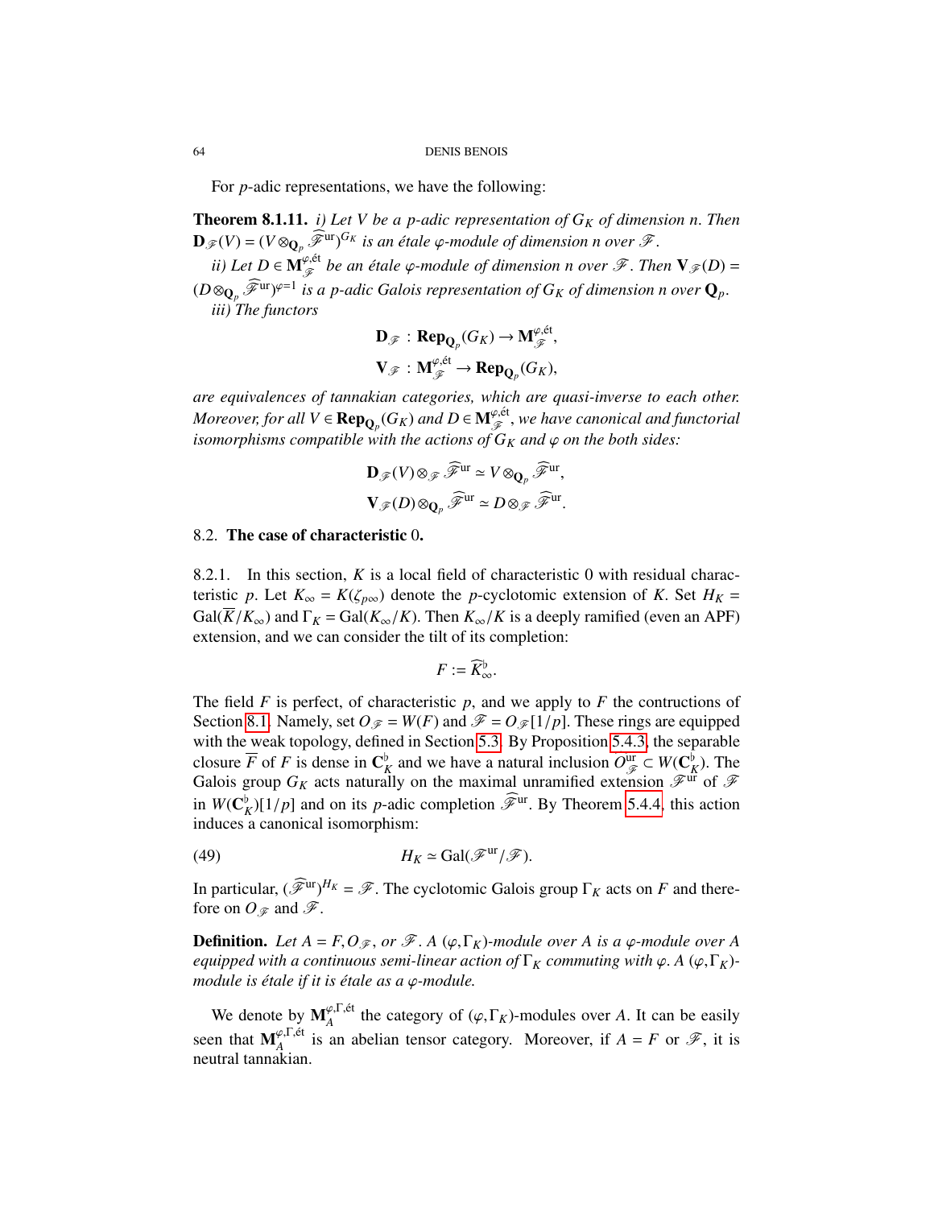For $p$-adic representations, we have the following:

**Theorem 8.1.11.** *i) Let $V$ be a $p$-adic representation of $G_K$ of dimension $n$. Then $\mathbf{D}_{\mathscr{F}}(V) = (V \otimes_{\mathbf{Q}_p} \widehat{\mathscr{F}}^{\mathrm{ur}})^{G_K}$ is an étale $\varphi$-module of dimension $n$ over $\mathscr{F}$.*

*ii) Let $D \in \mathbf{M}_{\mathscr{F}}^{\varphi,\text{ét}}$ be an étale $\varphi$-module of dimension $n$ over $\mathscr{F}$. Then $\mathbf{V}_{\mathscr{F}}(D) = (D \otimes_{\mathbf{Q}_p} \widehat{\mathscr{F}}^{\mathrm{ur}})^{\varphi=1}$ is a $p$-adic Galois representation of $G_K$ of dimension $n$ over $\mathbf{Q}_p$.*

*iii) The functors*

$$\mathbf{D}_{\mathscr{F}} : \mathbf{Rep}_{\mathbf{Q}_p}(G_K) \to \mathbf{M}_{\mathscr{F}}^{\varphi,\text{ét}},$$
$$\mathbf{V}_{\mathscr{F}} : \mathbf{M}_{\mathscr{F}}^{\varphi,\text{ét}} \to \mathbf{Rep}_{\mathbf{Q}_p}(G_K),$$

*are equivalences of tannakian categories, which are quasi-inverse to each other. Moreover, for all $V \in \mathbf{Rep}_{\mathbf{Q}_p}(G_K)$ and $D \in \mathbf{M}_{\mathscr{F}}^{\varphi,\text{ét}}$, we have canonical and functorial isomorphisms compatible with the actions of $G_K$ and $\varphi$ on the both sides:*

$$\mathbf{D}_{\mathscr{F}}(V) \otimes_{\mathscr{F}} \widehat{\mathscr{F}}^{\mathrm{ur}} \simeq V \otimes_{\mathbf{Q}_p} \widehat{\mathscr{F}}^{\mathrm{ur}},$$
$$\mathbf{V}_{\mathscr{F}}(D) \otimes_{\mathbf{Q}_p} \widehat{\mathscr{F}}^{\mathrm{ur}} \simeq D \otimes_{\mathscr{F}} \widehat{\mathscr{F}}^{\mathrm{ur}}.$$

## 8.2. The case of characteristic 0.

8.2.1. In this section, $K$ is a local field of characteristic 0 with residual characteristic $p$. Let $K_\infty = K(\zeta_{p^\infty})$ denote the $p$-cyclotomic extension of $K$. Set $H_K = \mathrm{Gal}(\overline{K}/K_\infty)$ and $\Gamma_K = \mathrm{Gal}(K_\infty/K)$. Then $K_\infty/K$ is a deeply ramified (even an APF) extension, and we can consider the tilt of its completion:

$$F := \widehat{K}_\infty^\flat.$$

The field $F$ is perfect, of characteristic $p$, and we apply to $F$ the contructions of Section 8.1. Namely, set $O_{\mathscr{F}} = W(F)$ and $\mathscr{F} = O_{\mathscr{F}}[1/p]$. These rings are equipped with the weak topology, defined in Section 5.3. By Proposition 5.4.3, the separable closure $\overline{F}$ of $F$ is dense in $\mathbf{C}_K^\flat$ and we have a natural inclusion $O_{\mathscr{F}}^{\mathrm{ur}} \subset W(\mathbf{C}_K^\flat)$. The Galois group $G_K$ acts naturally on the maximal unramified extension $\mathscr{F}^{\mathrm{ur}}$ of $\mathscr{F}$ in $W(\mathbf{C}_K^\flat)[1/p]$ and on its $p$-adic completion $\widehat{\mathscr{F}}^{\mathrm{ur}}$. By Theorem 5.4.4, this action induces a canonical isomorphism:

$$H_K \simeq \mathrm{Gal}(\mathscr{F}^{\mathrm{ur}}/\mathscr{F}). \tag{49}$$

In particular, $(\widehat{\mathscr{F}}^{\mathrm{ur}})^{H_K} = \mathscr{F}$. The cyclotomic Galois group $\Gamma_K$ acts on $F$ and therefore on $O_{\mathscr{F}}$ and $\mathscr{F}$.

**Definition.** *Let $A = F, O_{\mathscr{F}}$, or $\mathscr{F}$. A $(\varphi,\Gamma_K)$-module over $A$ is a $\varphi$-module over $A$ equipped with a continuous semi-linear action of $\Gamma_K$ commuting with $\varphi$. A $(\varphi,\Gamma_K)$-module is étale if it is étale as a $\varphi$-module.*

We denote by $\mathbf{M}_A^{\varphi,\Gamma,\text{ét}}$ the category of $(\varphi,\Gamma_K)$-modules over $A$. It can be easily seen that $\mathbf{M}_A^{\varphi,\Gamma,\text{ét}}$ is an abelian tensor category. Moreover, if $A = F$ or $\mathscr{F}$, it is neutral tannakian.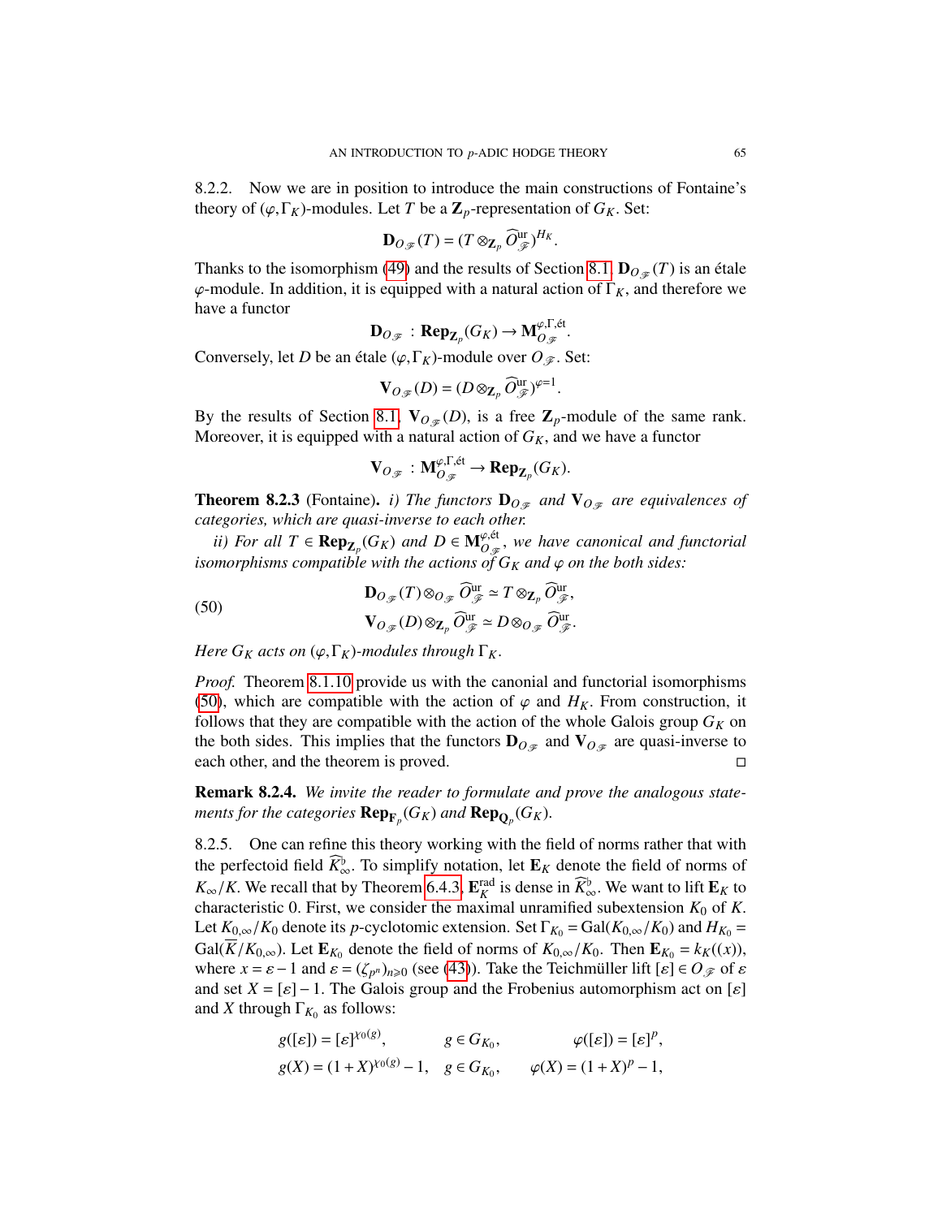8.2.2. Now we are in position to introduce the main constructions of Fontaine's theory of $(\varphi,\Gamma_K)$-modules. Let $T$ be a $\mathbf{Z}_p$-representation of $G_K$. Set:

$$\mathbf{D}_{O_{\mathscr{F}}}(T)=(T\otimes_{\mathbf{Z}_p}\widehat{O}^{\mathrm{ur}}_{\mathscr{F}})^{H_K}.$$

Thanks to the isomorphism (49) and the results of Section 8.1, $\mathbf{D}_{O_{\mathscr{F}}}(T)$ is an étale $\varphi$-module. In addition, it is equipped with a natural action of $\Gamma_K$, and therefore we have a functor

$$\mathbf{D}_{O_{\mathscr{F}}}\,:\,\mathbf{Rep}_{\mathbf{Z}_p}(G_K)\to \mathbf{M}^{\varphi,\Gamma,\text{ét}}_{O_{\mathscr{F}}}.$$

Conversely, let $D$ be an étale $(\varphi,\Gamma_K)$-module over $O_{\mathscr{F}}$. Set:

$$\mathbf{V}_{O_{\mathscr{F}}}(D)=(D\otimes_{\mathbf{Z}_p}\widehat{O}^{\mathrm{ur}}_{\mathscr{F}})^{\varphi=1}.$$

By the results of Section 8.1, $\mathbf{V}_{O_{\mathscr{F}}}(D)$, is a free $\mathbf{Z}_p$-module of the same rank. Moreover, it is equipped with a natural action of $G_K$, and we have a functor

$$\mathbf{V}_{O_{\mathscr{F}}}\,:\,\mathbf{M}^{\varphi,\Gamma,\text{ét}}_{O_{\mathscr{F}}}\to \mathbf{Rep}_{\mathbf{Z}_p}(G_K).$$

**Theorem 8.2.3** (Fontaine)**.** *i) The functors $\mathbf{D}_{O_{\mathscr{F}}}$ and $\mathbf{V}_{O_{\mathscr{F}}}$ are equivalences of categories, which are quasi-inverse to each other.*

*ii) For all $T\in \mathbf{Rep}_{\mathbf{Z}_p}(G_K)$ and $D\in \mathbf{M}^{\varphi,\text{ét}}_{O_{\mathscr{F}}}$, we have canonical and functorial isomorphisms compatible with the actions of $G_K$ and $\varphi$ on the both sides:*

$$\begin{aligned}\mathbf{D}_{O_{\mathscr{F}}}(T)\otimes_{O_{\mathscr{F}}}\widehat{O}^{\mathrm{ur}}_{\mathscr{F}}&\simeq T\otimes_{\mathbf{Z}_p}\widehat{O}^{\mathrm{ur}}_{\mathscr{F}},\\ \mathbf{V}_{O_{\mathscr{F}}}(D)\otimes_{\mathbf{Z}_p}\widehat{O}^{\mathrm{ur}}_{\mathscr{F}}&\simeq D\otimes_{O_{\mathscr{F}}}\widehat{O}^{\mathrm{ur}}_{\mathscr{F}}.\end{aligned}\tag{50}$$

*Here $G_K$ acts on $(\varphi,\Gamma_K)$-modules through $\Gamma_K$.*

*Proof.* Theorem 8.1.10 provide us with the canonial and functorial isomorphisms (50), which are compatible with the action of $\varphi$ and $H_K$. From construction, it follows that they are compatible with the action of the whole Galois group $G_K$ on the both sides. This implies that the functors $\mathbf{D}_{O_{\mathscr{F}}}$ and $\mathbf{V}_{O_{\mathscr{F}}}$ are quasi-inverse to each other, and the theorem is proved. □

**Remark 8.2.4.** *We invite the reader to formulate and prove the analogous statements for the categories $\mathbf{Rep}_{\mathbf{F}_p}(G_K)$ and $\mathbf{Rep}_{\mathbf{Q}_p}(G_K)$.*

8.2.5. One can refine this theory working with the field of norms rather that with the perfectoid field $\widehat{K}^\flat_\infty$. To simplify notation, let $\mathbf{E}_K$ denote the field of norms of $K_\infty/K$. We recall that by Theorem 6.4.3, $\mathbf{E}^{\mathrm{rad}}_K$ is dense in $\widehat{K}^\flat_\infty$. We want to lift $\mathbf{E}_K$ to characteristic 0. First, we consider the maximal unramified subextension $K_0$ of $K$. Let $K_{0,\infty}/K_0$ denote its $p$-cyclotomic extension. Set $\Gamma_{K_0}=\mathrm{Gal}(K_{0,\infty}/K_0)$ and $H_{K_0}=\mathrm{Gal}(\overline{K}/K_{0,\infty})$. Let $\mathbf{E}_{K_0}$ denote the field of norms of $K_{0,\infty}/K_0$. Then $\mathbf{E}_{K_0}=k_K((x))$, where $x=\varepsilon-1$ and $\varepsilon=(\zeta_{p^n})_{n\geqslant 0}$ (see (43)). Take the Teichmüller lift $[\varepsilon]\in O_{\mathscr{F}}$ of $\varepsilon$ and set $X=[\varepsilon]-1$. The Galois group and the Frobenius automorphism act on $[\varepsilon]$ and $X$ through $\Gamma_{K_0}$ as follows:

$$\begin{aligned}&g([\varepsilon])=[\varepsilon]^{\chi_0(g)}, && g\in G_{K_0}, && \varphi([\varepsilon])=[\varepsilon]^p,\\ &g(X)=(1+X)^{\chi_0(g)}-1, && g\in G_{K_0}, && \varphi(X)=(1+X)^p-1,\end{aligned}$$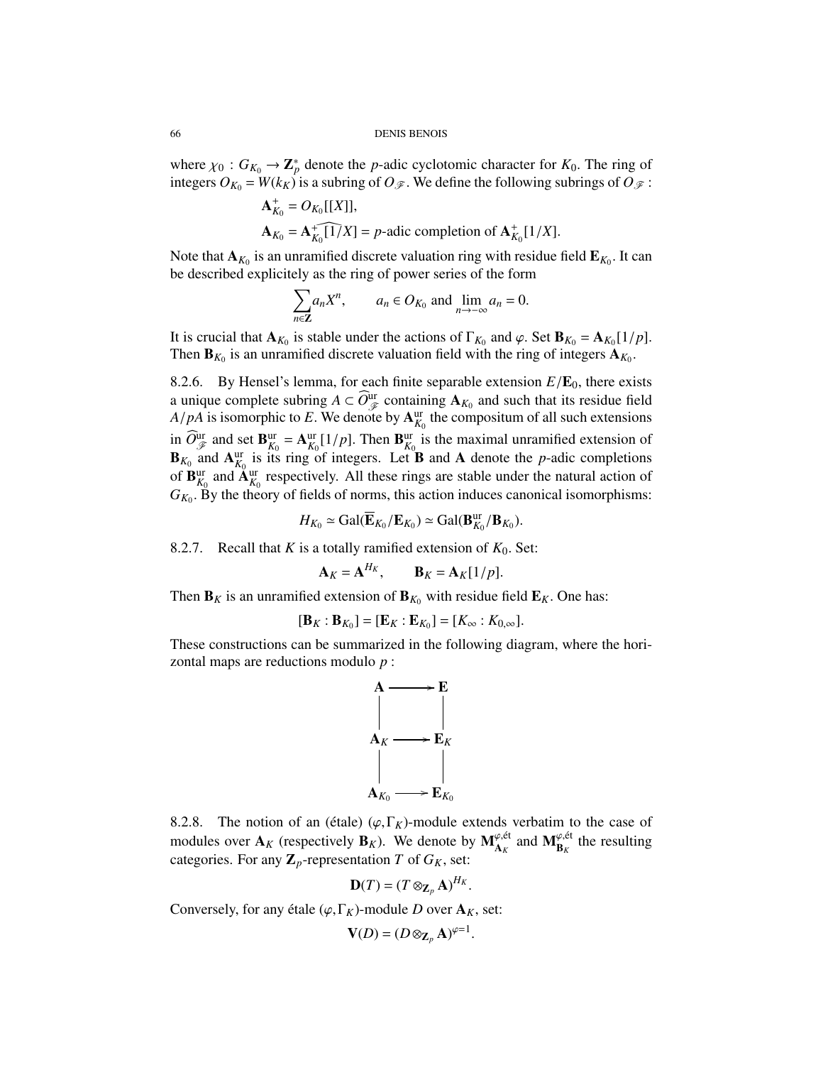where $\chi_0 : G_{K_0} \to \mathbf{Z}_p^*$ denote the $p$-adic cyclotomic character for $K_0$. The ring of integers $O_{K_0} = W(k_K)$ is a subring of $O_{\mathscr{F}}$. We define the following subrings of $O_{\mathscr{F}}$ :

$$\mathbf{A}_{K_0}^+ = O_{K_0}[[X]],$$

$$\mathbf{A}_{K_0} = \widehat{\mathbf{A}_{K_0}^+[1/X]} = p\text{-adic completion of } \mathbf{A}_{K_0}^+[1/X].$$

Note that $\mathbf{A}_{K_0}$ is an unramified discrete valuation ring with residue field $\mathbf{E}_{K_0}$. It can be described explicitely as the ring of power series of the form

$$\sum_{n\in\mathbf{Z}} a_n X^n, \qquad a_n \in O_{K_0} \text{ and } \lim_{n\to-\infty} a_n = 0.$$

It is crucial that $\mathbf{A}_{K_0}$ is stable under the actions of $\Gamma_{K_0}$ and $\varphi$. Set $\mathbf{B}_{K_0} = \mathbf{A}_{K_0}[1/p]$. Then $\mathbf{B}_{K_0}$ is an unramified discrete valuation field with the ring of integers $\mathbf{A}_{K_0}$.

8.2.6. By Hensel's lemma, for each finite separable extension $E/\mathbf{E}_0$, there exists a unique complete subring $A \subset \widehat{O}_{\mathscr{F}}^{\mathrm{ur}}$ containing $\mathbf{A}_{K_0}$ and such that its residue field $A/pA$ is isomorphic to $E$. We denote by $\mathbf{A}_{K_0}^{\mathrm{ur}}$ the compositum of all such extensions in $\widehat{O}_{\mathscr{F}}^{\mathrm{ur}}$ and set $\mathbf{B}_{K_0}^{\mathrm{ur}} = \mathbf{A}_{K_0}^{\mathrm{ur}}[1/p]$. Then $\mathbf{B}_{K_0}^{\mathrm{ur}}$ is the maximal unramified extension of $\mathbf{B}_{K_0}$ and $\mathbf{A}_{K_0}^{\mathrm{ur}}$ is its ring of integers. Let $\mathbf{B}$ and $\mathbf{A}$ denote the $p$-adic completions of $\mathbf{B}_{K_0}^{\mathrm{ur}}$ and $\mathbf{A}_{K_0}^{\mathrm{ur}}$ respectively. All these rings are stable under the natural action of $G_{K_0}$. By the theory of fields of norms, this action induces canonical isomorphisms:

$$H_{K_0} \simeq \mathrm{Gal}(\overline{\mathbf{E}}_{K_0}/\mathbf{E}_{K_0}) \simeq \mathrm{Gal}(\mathbf{B}_{K_0}^{\mathrm{ur}}/\mathbf{B}_{K_0}).$$

8.2.7. Recall that $K$ is a totally ramified extension of $K_0$. Set:

$$\mathbf{A}_K = \mathbf{A}^{H_K}, \qquad \mathbf{B}_K = \mathbf{A}_K[1/p].$$

Then $\mathbf{B}_K$ is an unramified extension of $\mathbf{B}_{K_0}$ with residue field $\mathbf{E}_K$. One has:

$$[\mathbf{B}_K : \mathbf{B}_{K_0}] = [\mathbf{E}_K : \mathbf{E}_{K_0}] = [K_\infty : K_{0,\infty}].$$

These constructions can be summarized in the following diagram, where the horizontal maps are reductions modulo $p$ :

$$\begin{array}{ccc}
\mathbf{A} & \longrightarrow & \mathbf{E} \\
| & & | \\
\mathbf{A}_K & \longrightarrow & \mathbf{E}_K \\
| & & | \\
\mathbf{A}_{K_0} & \longrightarrow & \mathbf{E}_{K_0}
\end{array}$$

8.2.8. The notion of an (étale) $(\varphi, \Gamma_K)$-module extends verbatim to the case of modules over $\mathbf{A}_K$ (respectively $\mathbf{B}_K$). We denote by $\mathbf{M}_{\mathbf{A}_K}^{\varphi,\text{ét}}$ and $\mathbf{M}_{\mathbf{B}_K}^{\varphi,\text{ét}}$ the resulting categories. For any $\mathbf{Z}_p$-representation $T$ of $G_K$, set:

$$\mathbf{D}(T) = (T \otimes_{\mathbf{Z}_p} \mathbf{A})^{H_K}.$$

Conversely, for any étale $(\varphi, \Gamma_K)$-module $D$ over $\mathbf{A}_K$, set:

$$\mathbf{V}(D) = (D \otimes_{\mathbf{Z}_p} \mathbf{A})^{\varphi=1}.$$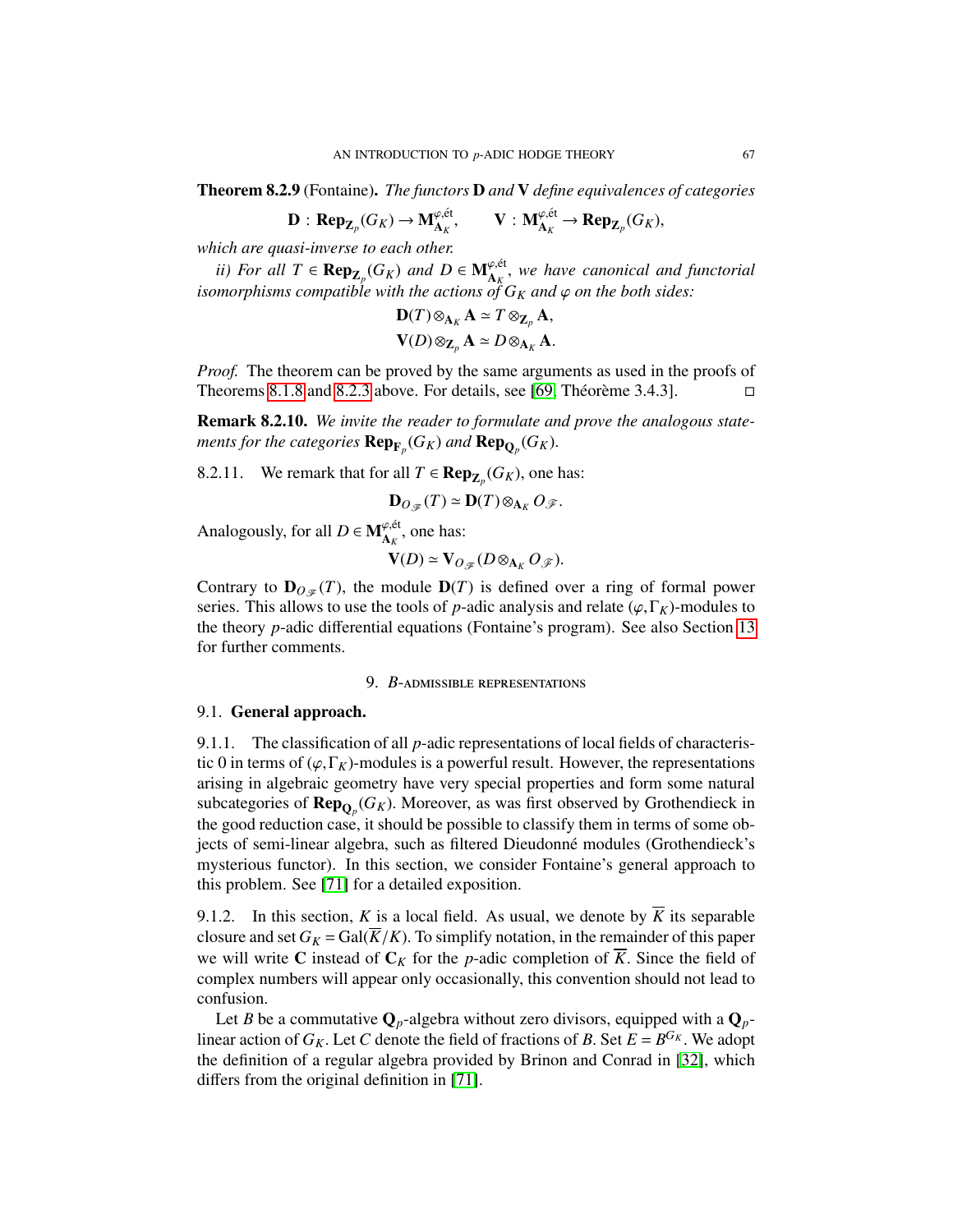**Theorem 8.2.9** (Fontaine)**.** *The functors* $\mathbf{D}$ *and* $\mathbf{V}$ *define equivalences of categories*

$$\mathbf{D} : \mathbf{Rep}_{\mathbf{Z}_p}(G_K) \to \mathbf{M}^{\varphi,\text{ét}}_{\mathbf{A}_K}, \qquad \mathbf{V} : \mathbf{M}^{\varphi,\text{ét}}_{\mathbf{A}_K} \to \mathbf{Rep}_{\mathbf{Z}_p}(G_K),$$

*which are quasi-inverse to each other.*

*ii) For all* $T \in \mathbf{Rep}_{\mathbf{Z}_p}(G_K)$ *and* $D \in \mathbf{M}^{\varphi,\text{ét}}_{\mathbf{A}_K}$*, we have canonical and functorial isomorphisms compatible with the actions of* $G_K$ *and* $\varphi$ *on the both sides:*

$$\mathbf{D}(T) \otimes_{\mathbf{A}_K} \mathbf{A} \simeq T \otimes_{\mathbf{Z}_p} \mathbf{A},$$
$$\mathbf{V}(D) \otimes_{\mathbf{Z}_p} \mathbf{A} \simeq D \otimes_{\mathbf{A}_K} \mathbf{A}.$$

*Proof.* The theorem can be proved by the same arguments as used in the proofs of Theorems 8.1.8 and 8.2.3 above. For details, see [69, Théorème 3.4.3]. □

**Remark 8.2.10.** *We invite the reader to formulate and prove the analogous statements for the categories* $\mathbf{Rep}_{\mathbf{F}_p}(G_K)$ *and* $\mathbf{Rep}_{\mathbf{Q}_p}(G_K)$*.*

8.2.11. We remark that for all $T \in \mathbf{Rep}_{\mathbf{Z}_p}(G_K)$, one has:

$$\mathbf{D}_{O_{\mathscr{F}}}(T) \simeq \mathbf{D}(T) \otimes_{\mathbf{A}_K} O_{\mathscr{F}}.$$

Analogously, for all $D \in \mathbf{M}^{\varphi,\text{ét}}_{\mathbf{A}_K}$, one has:

$$\mathbf{V}(D) \simeq \mathbf{V}_{O_{\mathscr{F}}}(D \otimes_{\mathbf{A}_K} O_{\mathscr{F}}).$$

Contrary to $\mathbf{D}_{O_{\mathscr{F}}}(T)$, the module $\mathbf{D}(T)$ is defined over a ring of formal power series. This allows to use the tools of $p$-adic analysis and relate $(\varphi, \Gamma_K)$-modules to the theory $p$-adic differential equations (Fontaine's program). See also Section 13 for further comments.

## 9. $B$-admissible representations

### 9.1. General approach.

9.1.1. The classification of all $p$-adic representations of local fields of characteristic 0 in terms of $(\varphi, \Gamma_K)$-modules is a powerful result. However, the representations arising in algebraic geometry have very special properties and form some natural subcategories of $\mathbf{Rep}_{\mathbf{Q}_p}(G_K)$. Moreover, as was first observed by Grothendieck in the good reduction case, it should be possible to classify them in terms of some objects of semi-linear algebra, such as filtered Dieudonné modules (Grothendieck's mysterious functor). In this section, we consider Fontaine's general approach to this problem. See [71] for a detailed exposition.

9.1.2. In this section, $K$ is a local field. As usual, we denote by $\overline{K}$ its separable closure and set $G_K = \mathrm{Gal}(\overline{K}/K)$. To simplify notation, in the remainder of this paper we will write $\mathbf{C}$ instead of $\mathbf{C}_K$ for the $p$-adic completion of $\overline{K}$. Since the field of complex numbers will appear only occasionally, this convention should not lead to confusion.

Let $B$ be a commutative $\mathbf{Q}_p$-algebra without zero divisors, equipped with a $\mathbf{Q}_p$-linear action of $G_K$. Let $C$ denote the field of fractions of $B$. Set $E = B^{G_K}$. We adopt the definition of a regular algebra provided by Brinon and Conrad in [32], which differs from the original definition in [71].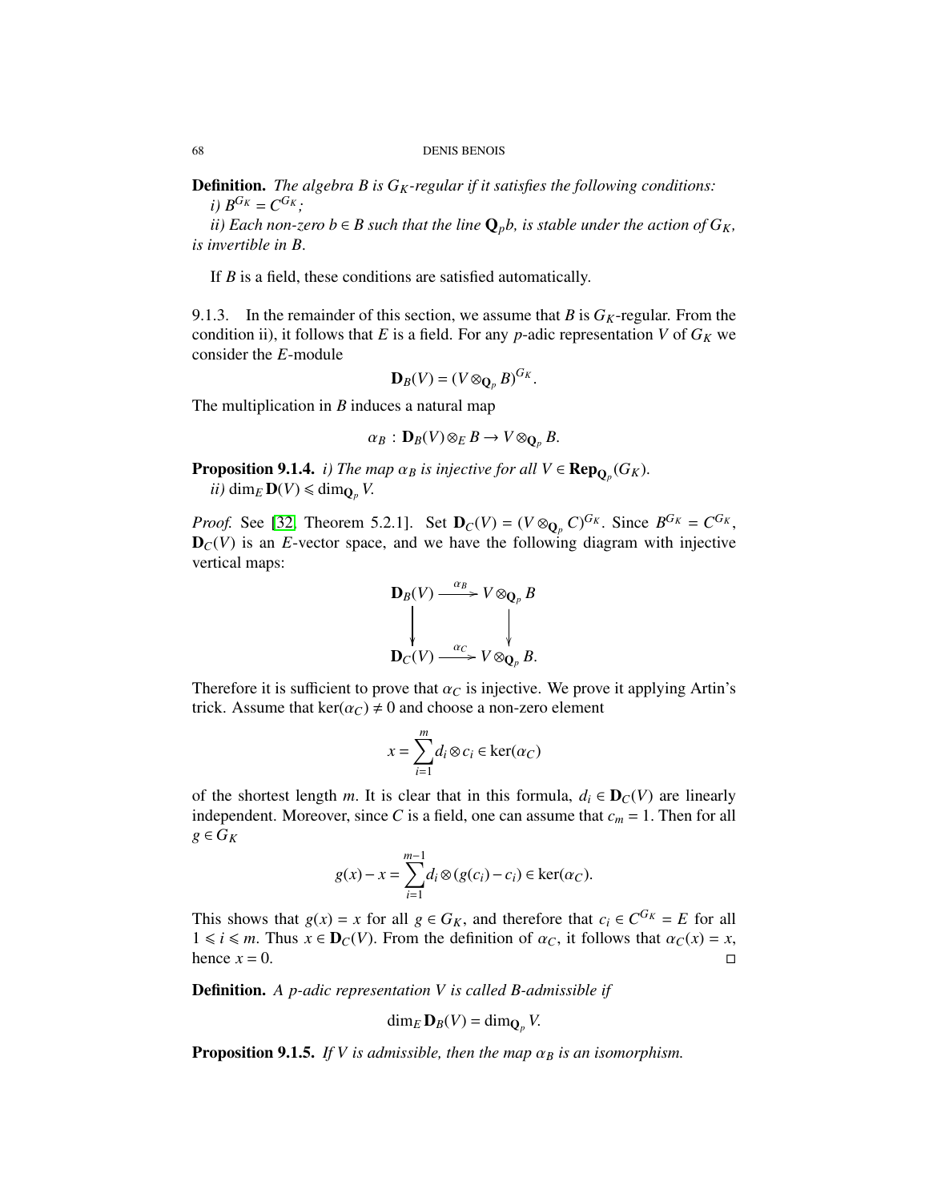**Definition.** *The algebra $B$ is $G_K$-regular if it satisfies the following conditions:*

*i) $B^{G_K} = C^{G_K}$;*

*ii) Each non-zero $b \in B$ such that the line $\mathbf{Q}_p b$, is stable under the action of $G_K$, is invertible in $B$.*

If $B$ is a field, these conditions are satisfied automatically.

9.1.3. In the remainder of this section, we assume that $B$ is $G_K$-regular. From the condition ii), it follows that $E$ is a field. For any $p$-adic representation $V$ of $G_K$ we consider the $E$-module

$$\mathbf{D}_B(V) = (V \otimes_{\mathbf{Q}_p} B)^{G_K}.$$

The multiplication in $B$ induces a natural map

$$\alpha_B : \mathbf{D}_B(V) \otimes_E B \to V \otimes_{\mathbf{Q}_p} B.$$

**Proposition 9.1.4.** *i) The map $\alpha_B$ is injective for all $V \in \mathbf{Rep}_{\mathbf{Q}_p}(G_K)$.*

*ii) $\dim_E \mathbf{D}(V) \leqslant \dim_{\mathbf{Q}_p} V$.*

*Proof.* See [32, Theorem 5.2.1]. Set $\mathbf{D}_C(V) = (V \otimes_{\mathbf{Q}_p} C)^{G_K}$. Since $B^{G_K} = C^{G_K}$, $\mathbf{D}_C(V)$ is an $E$-vector space, and we have the following diagram with injective vertical maps:

$$\begin{array}{ccc} \mathbf{D}_B(V) & \xrightarrow{\alpha_B} & V \otimes_{\mathbf{Q}_p} B \\ \downarrow & & \downarrow \\ \mathbf{D}_C(V) & \xrightarrow{\alpha_C} & V \otimes_{\mathbf{Q}_p} B. \end{array}$$

Therefore it is sufficient to prove that $\alpha_C$ is injective. We prove it applying Artin's trick. Assume that $\ker(\alpha_C) \neq 0$ and choose a non-zero element

$$x = \sum_{i=1}^{m} d_i \otimes c_i \in \ker(\alpha_C)$$

of the shortest length $m$. It is clear that in this formula, $d_i \in \mathbf{D}_C(V)$ are linearly independent. Moreover, since $C$ is a field, one can assume that $c_m = 1$. Then for all $g \in G_K$

$$g(x) - x = \sum_{i=1}^{m-1} d_i \otimes (g(c_i) - c_i) \in \ker(\alpha_C).$$

This shows that $g(x) = x$ for all $g \in G_K$, and therefore that $c_i \in C^{G_K} = E$ for all $1 \leqslant i \leqslant m$. Thus $x \in \mathbf{D}_C(V)$. From the definition of $\alpha_C$, it follows that $\alpha_C(x) = x$, hence $x = 0$. $\square$

**Definition.** *A $p$-adic representation $V$ is called $B$-admissible if*

$$\dim_E \mathbf{D}_B(V) = \dim_{\mathbf{Q}_p} V.$$

**Proposition 9.1.5.** *If $V$ is admissible, then the map $\alpha_B$ is an isomorphism.*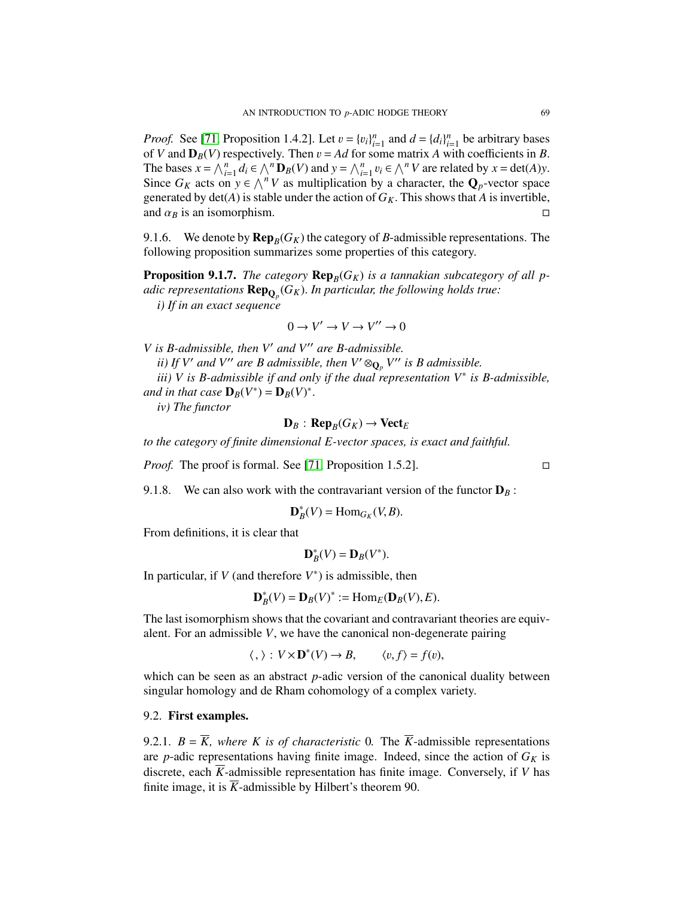*Proof.* See [71, Proposition 1.4.2]. Let $v = \{v_i\}_{i=1}^n$ and $d = \{d_i\}_{i=1}^n$ be arbitrary bases of $V$ and $\mathbf{D}_B(V)$ respectively. Then $v = Ad$ for some matrix $A$ with coefficients in $B$. The bases $x = \bigwedge_{i=1}^n d_i \in \bigwedge^n \mathbf{D}_B(V)$ and $y = \bigwedge_{i=1}^n v_i \in \bigwedge^n V$ are related by $x = \det(A)y$. Since $G_K$ acts on $y \in \bigwedge^n V$ as multiplication by a character, the $\mathbf{Q}_p$-vector space generated by $\det(A)$ is stable under the action of $G_K$. This shows that $A$ is invertible, and $\alpha_B$ is an isomorphism. □

9.1.6. We denote by $\mathbf{Rep}_B(G_K)$ the category of $B$-admissible representations. The following proposition summarizes some properties of this category.

**Proposition 9.1.7.** *The category $\mathbf{Rep}_B(G_K)$ is a tannakian subcategory of all $p$-adic representations $\mathbf{Rep}_{\mathbf{Q}_p}(G_K)$. In particular, the following holds true:*

*i) If in an exact sequence*

$$0 \to V' \to V \to V'' \to 0$$

*$V$ is $B$-admissible, then $V'$ and $V''$ are $B$-admissible.*

*ii) If $V'$ and $V''$ are $B$ admissible, then $V' \otimes_{\mathbf{Q}_p} V''$ is $B$ admissible.*

*iii) $V$ is $B$-admissible if and only if the dual representation $V^*$ is $B$-admissible, and in that case $\mathbf{D}_B(V^*) = \mathbf{D}_B(V)^*$.*

*iv) The functor*

$$\mathbf{D}_B : \mathbf{Rep}_B(G_K) \to \mathbf{Vect}_E$$

*to the category of finite dimensional $E$-vector spaces, is exact and faithful.*

*Proof.* The proof is formal. See [71, Proposition 1.5.2]. □

9.1.8. We can also work with the contravariant version of the functor $\mathbf{D}_B$ :

$$\mathbf{D}_B^*(V) = \mathrm{Hom}_{G_K}(V, B).$$

From definitions, it is clear that

$$\mathbf{D}_B^*(V) = \mathbf{D}_B(V^*).$$

In particular, if $V$ (and therefore $V^*$) is admissible, then

$$\mathbf{D}_B^*(V) = \mathbf{D}_B(V)^* := \mathrm{Hom}_E(\mathbf{D}_B(V), E).$$

The last isomorphism shows that the covariant and contravariant theories are equivalent. For an admissible $V$, we have the canonical non-degenerate pairing

$$\langle\, , \rangle : V \times \mathbf{D}^*(V) \to B, \qquad \langle v, f \rangle = f(v),$$

which can be seen as an abstract $p$-adic version of the canonical duality between singular homology and de Rham cohomology of a complex variety.

## 9.2. First examples.

9.2.1. *$B = \overline{K}$, where $K$ is of characteristic* 0*.* The $\overline{K}$-admissible representations are $p$-adic representations having finite image. Indeed, since the action of $G_K$ is discrete, each $\overline{K}$-admissible representation has finite image. Conversely, if $V$ has finite image, it is $\overline{K}$-admissible by Hilbert's theorem 90.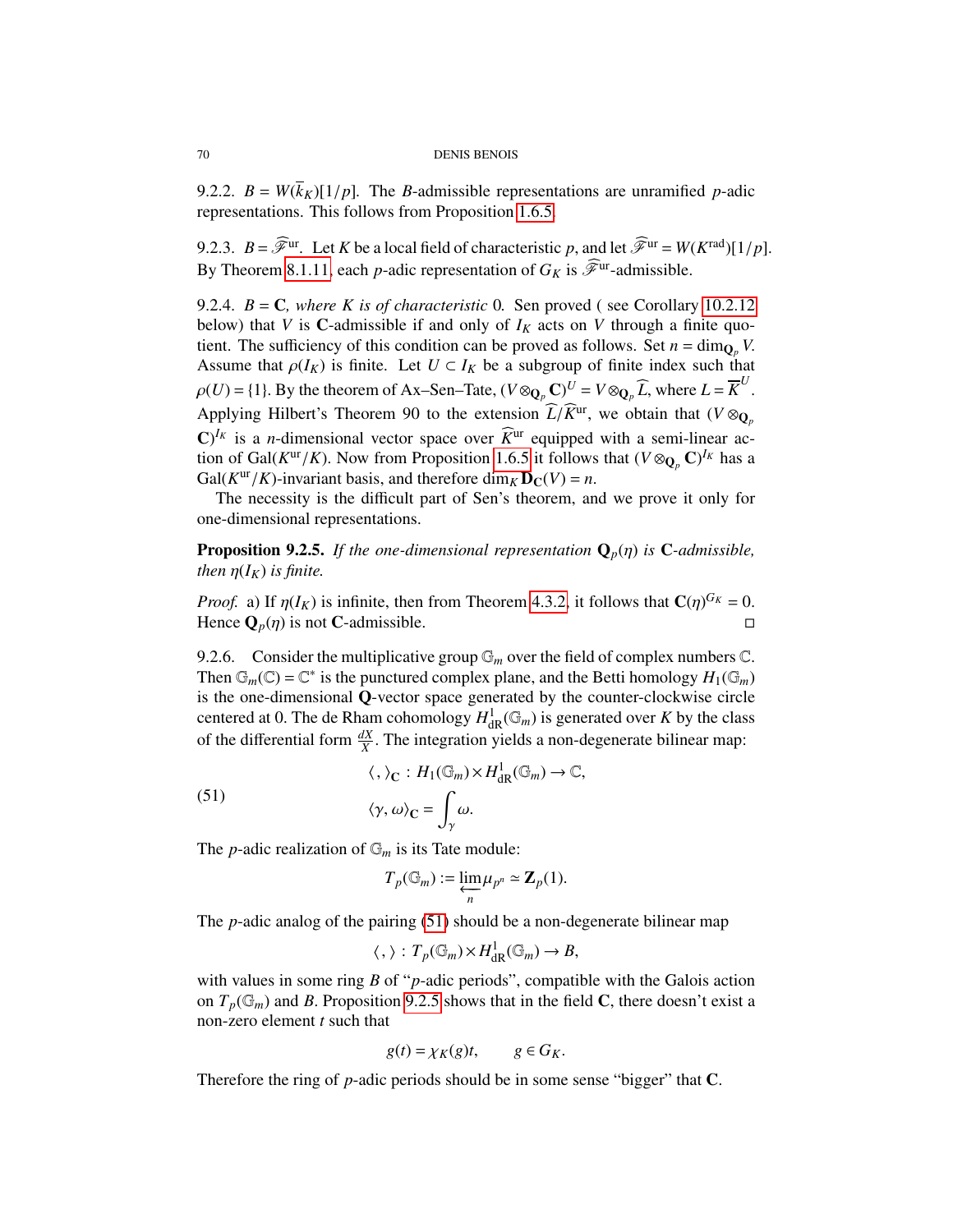9.2.2. $B = W(\overline{k}_K)[1/p]$. The $B$-admissible representations are unramified $p$-adic representations. This follows from Proposition 1.6.5.

9.2.3. $B = \widehat{\mathscr{F}}^{\mathrm{ur}}$. Let $K$ be a local field of characteristic $p$, and let $\widehat{\mathscr{F}}^{\mathrm{ur}} = W(K^{\mathrm{rad}})[1/p]$. By Theorem 8.1.11, each $p$-adic representation of $G_K$ is $\widehat{\mathscr{F}}^{\mathrm{ur}}$-admissible.

9.2.4. $B = \mathbf{C}$, *where $K$ is of characteristic* 0*.* Sen proved ( see Corollary 10.2.12 below) that $V$ is $\mathbf{C}$-admissible if and only of $I_K$ acts on $V$ through a finite quotient. The sufficiency of this condition can be proved as follows. Set $n = \dim_{\mathbf{Q}_p} V$. Assume that $\rho(I_K)$ is finite. Let $U \subset I_K$ be a subgroup of finite index such that $\rho(U) = \{1\}$. By the theorem of Ax–Sen–Tate, $(V \otimes_{\mathbf{Q}_p} \mathbf{C})^U = V \otimes_{\mathbf{Q}_p} \widehat{L}$, where $L = \overline{K}^U$. Applying Hilbert's Theorem 90 to the extension $\widehat{L}/\widehat{K}^{\mathrm{ur}}$, we obtain that $(V \otimes_{\mathbf{Q}_p} \mathbf{C})^{I_K}$ is a $n$-dimensional vector space over $\widehat{K}^{\mathrm{ur}}$ equipped with a semi-linear action of $\mathrm{Gal}(K^{\mathrm{ur}}/K)$. Now from Proposition 1.6.5 it follows that $(V \otimes_{\mathbf{Q}_p} \mathbf{C})^{I_K}$ has a $\mathrm{Gal}(K^{\mathrm{ur}}/K)$-invariant basis, and therefore $\dim_K \mathbf{D}_{\mathbf{C}}(V) = n$.

The necessity is the difficult part of Sen's theorem, and we prove it only for one-dimensional representations.

**Proposition 9.2.5.** *If the one-dimensional representation $\mathbf{Q}_p(\eta)$ is $\mathbf{C}$-admissible, then $\eta(I_K)$ is finite.*

*Proof.* a) If $\eta(I_K)$ is infinite, then from Theorem 4.3.2, it follows that $\mathbf{C}(\eta)^{G_K} = 0$. Hence $\mathbf{Q}_p(\eta)$ is not $\mathbf{C}$-admissible. □

9.2.6. Consider the multiplicative group $\mathbb{G}_m$ over the field of complex numbers $\mathbb{C}$. Then $\mathbb{G}_m(\mathbb{C}) = \mathbb{C}^*$ is the punctured complex plane, and the Betti homology $H_1(\mathbb{G}_m)$ is the one-dimensional $\mathbf{Q}$-vector space generated by the counter-clockwise circle centered at 0. The de Rham cohomology $H^1_{\mathrm{dR}}(\mathbb{G}_m)$ is generated over $K$ by the class of the differential form $\frac{dX}{X}$. The integration yields a non-degenerate bilinear map:

$$
\begin{aligned}
&\langle\, ,\rangle_{\mathbf{C}} : H_1(\mathbb{G}_m) \times H^1_{\mathrm{dR}}(\mathbb{G}_m) \to \mathbb{C}, \\
&\langle \gamma, \omega\rangle_{\mathbf{C}} = \int_\gamma \omega.
\end{aligned}
\tag{51}
$$

The $p$-adic realization of $\mathbb{G}_m$ is its Tate module:

$$T_p(\mathbb{G}_m) := \varprojlim_n \mu_{p^n} \simeq \mathbf{Z}_p(1).$$

The $p$-adic analog of the pairing (51) should be a non-degenerate bilinear map

$$\langle\, ,\rangle : T_p(\mathbb{G}_m) \times H^1_{\mathrm{dR}}(\mathbb{G}_m) \to B,$$

with values in some ring $B$ of "$p$-adic periods", compatible with the Galois action on $T_p(\mathbb{G}_m)$ and $B$. Proposition 9.2.5 shows that in the field $\mathbf{C}$, there doesn't exist a non-zero element $t$ such that

$$g(t) = \chi_K(g)t, \qquad g \in G_K.$$

Therefore the ring of $p$-adic periods should be in some sense "bigger" that $\mathbf{C}$.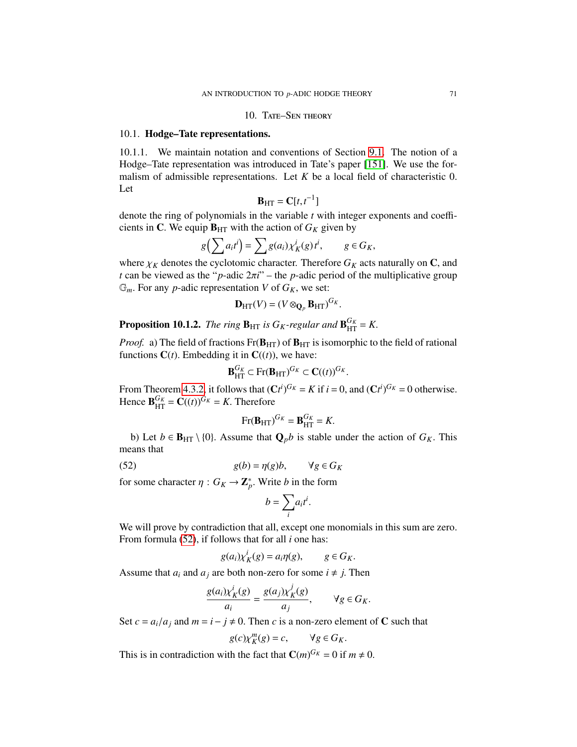# 10. Tate–Sen theory

## 10.1. Hodge–Tate representations.

10.1.1. We maintain notation and conventions of Section 9.1. The notion of a Hodge–Tate representation was introduced in Tate's paper [151]. We use the formalism of admissible representations. Let $K$ be a local field of characteristic 0. Let

$$\mathbf{B}_{\mathrm{HT}} = \mathbf{C}[t, t^{-1}]$$

denote the ring of polynomials in the variable $t$ with integer exponents and coefficients in $\mathbf{C}$. We equip $\mathbf{B}_{\mathrm{HT}}$ with the action of $G_K$ given by

$$g\left(\sum a_i t^i\right) = \sum g(a_i)\chi_K^i(g)\, t^i, \qquad g \in G_K,$$

where $\chi_K$ denotes the cyclotomic character. Therefore $G_K$ acts naturally on $\mathbf{C}$, and $t$ can be viewed as the "$p$-adic $2\pi i$" – the $p$-adic period of the multiplicative group $\mathbb{G}_m$. For any $p$-adic representation $V$ of $G_K$, we set:

$$\mathbf{D}_{\mathrm{HT}}(V) = (V \otimes_{\mathbf{Q}_p} \mathbf{B}_{\mathrm{HT}})^{G_K}.$$

**Proposition 10.1.2.** *The ring $\mathbf{B}_{\mathrm{HT}}$ is $G_K$-regular and $\mathbf{B}_{\mathrm{HT}}^{G_K} = K$.*

*Proof.* a) The field of fractions $\mathrm{Fr}(\mathbf{B}_{\mathrm{HT}})$ of $\mathbf{B}_{\mathrm{HT}}$ is isomorphic to the field of rational functions $\mathbf{C}(t)$. Embedding it in $\mathbf{C}((t))$, we have:

$$\mathbf{B}_{\mathrm{HT}}^{G_K} \subset \mathrm{Fr}(\mathbf{B}_{\mathrm{HT}})^{G_K} \subset \mathbf{C}((t))^{G_K}.$$

From Theorem 4.3.2, it follows that $(\mathbf{C}t^i)^{G_K} = K$ if $i = 0$, and $(\mathbf{C}t^i)^{G_K} = 0$ otherwise. Hence $\mathbf{B}_{\mathrm{HT}}^{G_K} = \mathbf{C}((t))^{G_K} = K$. Therefore

$$\mathrm{Fr}(\mathbf{B}_{\mathrm{HT}})^{G_K} = \mathbf{B}_{\mathrm{HT}}^{G_K} = K.$$

b) Let $b \in \mathbf{B}_{\mathrm{HT}} \setminus \{0\}$. Assume that $\mathbf{Q}_p b$ is stable under the action of $G_K$. This means that

$$g(b) = \eta(g)b, \qquad \forall g \in G_K \tag{52}$$

for some character $\eta : G_K \to \mathbf{Z}_p^*$. Write $b$ in the form

$$b = \sum_i a_i t^i.$$

We will prove by contradiction that all, except one monomials in this sum are zero. From formula (52), if follows that for all $i$ one has:

$$g(a_i)\chi_K^i(g) = a_i \eta(g), \qquad g \in G_K.$$

Assume that $a_i$ and $a_j$ are both non-zero for some $i \neq j$. Then

$$\frac{g(a_i)\chi_K^i(g)}{a_i} = \frac{g(a_j)\chi_K^j(g)}{a_j}, \qquad \forall g \in G_K.$$

Set $c = a_i/a_j$ and $m = i - j \neq 0$. Then $c$ is a non-zero element of $\mathbf{C}$ such that

$$g(c)\chi_K^m(g) = c, \qquad \forall g \in G_K.$$

This is in contradiction with the fact that $\mathbf{C}(m)^{G_K} = 0$ if $m \neq 0$.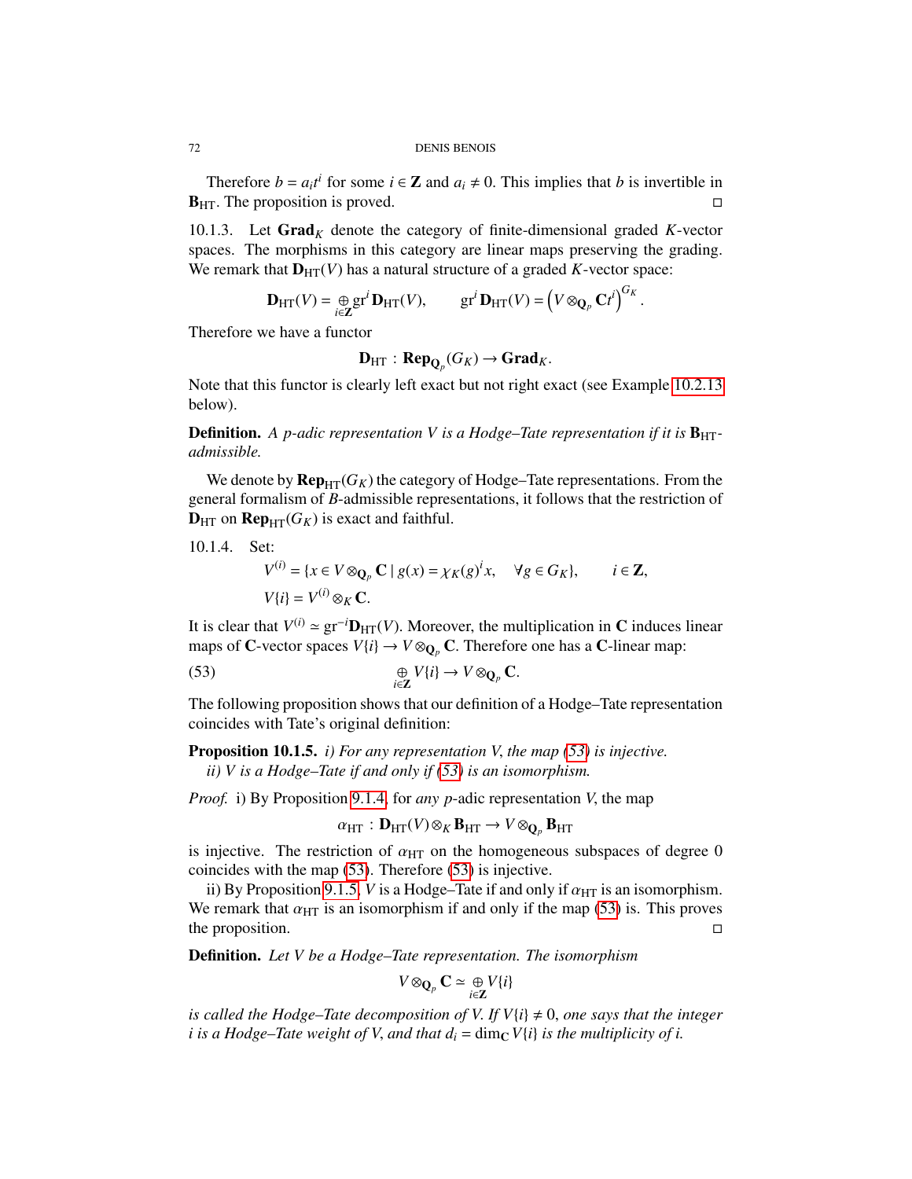Therefore $b = a_i t^i$ for some $i \in \mathbf{Z}$ and $a_i \neq 0$. This implies that $b$ is invertible in $\mathbf{B}_{\mathrm{HT}}$. The proposition is proved. □

10.1.3. Let $\mathbf{Grad}_K$ denote the category of finite-dimensional graded $K$-vector spaces. The morphisms in this category are linear maps preserving the grading. We remark that $\mathbf{D}_{\mathrm{HT}}(V)$ has a natural structure of a graded $K$-vector space:

$$\mathbf{D}_{\mathrm{HT}}(V) = \underset{i \in \mathbf{Z}}{\oplus} \mathrm{gr}^i \mathbf{D}_{\mathrm{HT}}(V), \qquad \mathrm{gr}^i \mathbf{D}_{\mathrm{HT}}(V) = \left(V \otimes_{\mathbf{Q}_p} \mathbf{C}t^i\right)^{G_K}.$$

Therefore we have a functor

$$\mathbf{D}_{\mathrm{HT}} : \mathbf{Rep}_{\mathbf{Q}_p}(G_K) \to \mathbf{Grad}_K.$$

Note that this functor is clearly left exact but not right exact (see Example 10.2.13 below).

**Definition.** *A $p$-adic representation $V$ is a Hodge–Tate representation if it is $\mathbf{B}_{\mathrm{HT}}$-admissible.*

We denote by $\mathbf{Rep}_{\mathrm{HT}}(G_K)$ the category of Hodge–Tate representations. From the general formalism of $B$-admissible representations, it follows that the restriction of $\mathbf{D}_{\mathrm{HT}}$ on $\mathbf{Rep}_{\mathrm{HT}}(G_K)$ is exact and faithful.

10.1.4. Set:

$$V^{(i)} = \{x \in V \otimes_{\mathbf{Q}_p} \mathbf{C} \mid g(x) = \chi_K(g)^i x, \quad \forall g \in G_K\}, \qquad i \in \mathbf{Z},$$
$$V\{i\} = V^{(i)} \otimes_K \mathbf{C}.$$

It is clear that $V^{(i)} \simeq \mathrm{gr}^{-i}\mathbf{D}_{\mathrm{HT}}(V)$. Moreover, the multiplication in $\mathbf{C}$ induces linear maps of $\mathbf{C}$-vector spaces $V\{i\} \to V \otimes_{\mathbf{Q}_p} \mathbf{C}$. Therefore one has a $\mathbf{C}$-linear map:

$$\underset{i \in \mathbf{Z}}{\oplus} V\{i\} \to V \otimes_{\mathbf{Q}_p} \mathbf{C}. \tag{53}$$

The following proposition shows that our definition of a Hodge–Tate representation coincides with Tate's original definition:

**Proposition 10.1.5.** *i) For any representation $V$, the map (53) is injective.*
*ii) $V$ is a Hodge–Tate if and only if (53) is an isomorphism.*

*Proof.* i) By Proposition 9.1.4, for *any* $p$-adic representation $V$, the map

$$\alpha_{\mathrm{HT}} : \mathbf{D}_{\mathrm{HT}}(V) \otimes_K \mathbf{B}_{\mathrm{HT}} \to V \otimes_{\mathbf{Q}_p} \mathbf{B}_{\mathrm{HT}}$$

is injective. The restriction of $\alpha_{\mathrm{HT}}$ on the homogeneous subspaces of degree 0 coincides with the map (53). Therefore (53) is injective.

ii) By Proposition 9.1.5, $V$ is a Hodge–Tate if and only if $\alpha_{\mathrm{HT}}$ is an isomorphism. We remark that $\alpha_{\mathrm{HT}}$ is an isomorphism if and only if the map (53) is. This proves the proposition. □

**Definition.** *Let $V$ be a Hodge–Tate representation. The isomorphism*

$$V \otimes_{\mathbf{Q}_p} \mathbf{C} \simeq \underset{i \in \mathbf{Z}}{\oplus} V\{i\}$$

*is called the Hodge–Tate decomposition of $V$. If $V\{i\} \neq 0$, one says that the integer $i$ is a Hodge–Tate weight of $V$, and that $d_i = \dim_{\mathbf{C}} V\{i\}$ is the multiplicity of $i$.*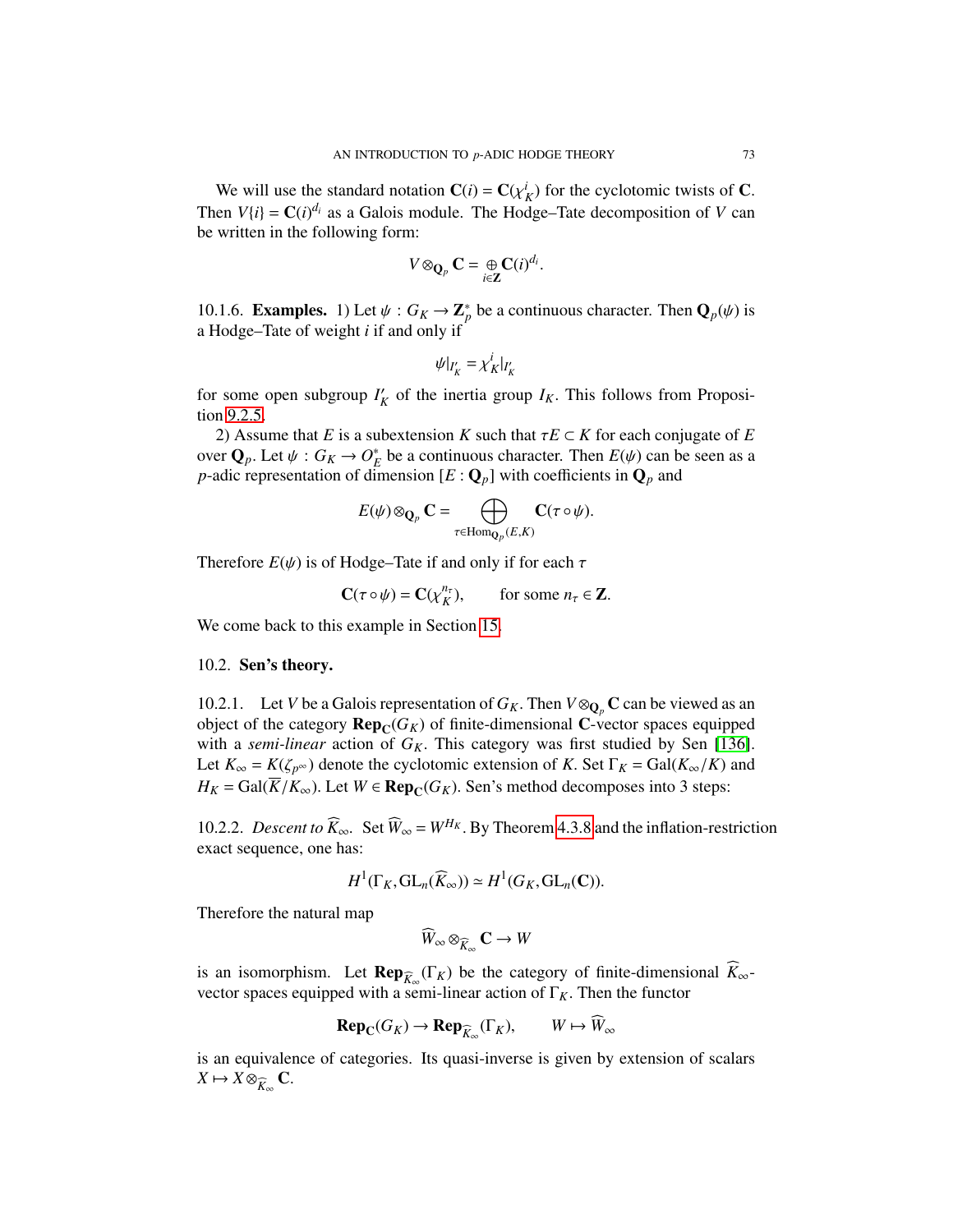We will use the standard notation $\mathbf{C}(i) = \mathbf{C}(\chi_K^i)$ for the cyclotomic twists of $\mathbf{C}$. Then $V\{i\} = \mathbf{C}(i)^{d_i}$ as a Galois module. The Hodge–Tate decomposition of $V$ can be written in the following form:

$$V \otimes_{\mathbf{Q}_p} \mathbf{C} = \underset{i\in\mathbf{Z}}{\oplus} \mathbf{C}(i)^{d_i}.$$

10.1.6. **Examples.** 1) Let $\psi : G_K \to \mathbf{Z}_p^*$ be a continuous character. Then $\mathbf{Q}_p(\psi)$ is a Hodge–Tate of weight $i$ if and only if

$$\psi|_{I'_K} = \chi_K^i|_{I'_K}$$

for some open subgroup $I'_K$ of the inertia group $I_K$. This follows from Proposition 9.2.5.

2) Assume that $E$ is a subextension $K$ such that $\tau E \subset K$ for each conjugate of $E$ over $\mathbf{Q}_p$. Let $\psi : G_K \to O_E^*$ be a continuous character. Then $E(\psi)$ can be seen as a $p$-adic representation of dimension $[E : \mathbf{Q}_p]$ with coefficients in $\mathbf{Q}_p$ and

$$E(\psi) \otimes_{\mathbf{Q}_p} \mathbf{C} = \bigoplus_{\tau \in \mathrm{Hom}_{\mathbf{Q}_p}(E,K)} \mathbf{C}(\tau \circ \psi).$$

Therefore $E(\psi)$ is of Hodge–Tate if and only if for each $\tau$

$$\mathbf{C}(\tau \circ \psi) = \mathbf{C}(\chi_K^{n_\tau}), \qquad \text{for some } n_\tau \in \mathbf{Z}.$$

We come back to this example in Section 15.

## 10.2. Sen's theory.

10.2.1. Let $V$ be a Galois representation of $G_K$. Then $V \otimes_{\mathbf{Q}_p} \mathbf{C}$ can be viewed as an object of the category $\mathbf{Rep}_{\mathbf{C}}(G_K)$ of finite-dimensional $\mathbf{C}$-vector spaces equipped with a *semi-linear* action of $G_K$. This category was first studied by Sen [136]. Let $K_\infty = K(\zeta_{p^\infty})$ denote the cyclotomic extension of $K$. Set $\Gamma_K = \mathrm{Gal}(K_\infty/K)$ and $H_K = \mathrm{Gal}(\overline{K}/K_\infty)$. Let $W \in \mathbf{Rep}_{\mathbf{C}}(G_K)$. Sen's method decomposes into 3 steps:

10.2.2. *Descent to* $\widehat{K}_\infty$. Set $\widehat{W}_\infty = W^{H_K}$. By Theorem 4.3.8 and the inflation-restriction exact sequence, one has:

$$H^1(\Gamma_K, \mathrm{GL}_n(\widehat{K}_\infty)) \simeq H^1(G_K, \mathrm{GL}_n(\mathbf{C})).$$

Therefore the natural map

$$\widehat{W}_\infty \otimes_{\widehat{K}_\infty} \mathbf{C} \to W$$

is an isomorphism. Let $\mathbf{Rep}_{\widehat{K}_\infty}(\Gamma_K)$ be the category of finite-dimensional $\widehat{K}_\infty$-vector spaces equipped with a semi-linear action of $\Gamma_K$. Then the functor

$$\mathbf{Rep}_{\mathbf{C}}(G_K) \to \mathbf{Rep}_{\widehat{K}_\infty}(\Gamma_K), \qquad W \mapsto \widehat{W}_\infty$$

is an equivalence of categories. Its quasi-inverse is given by extension of scalars $X \mapsto X \otimes_{\widehat{K}_\infty} \mathbf{C}$.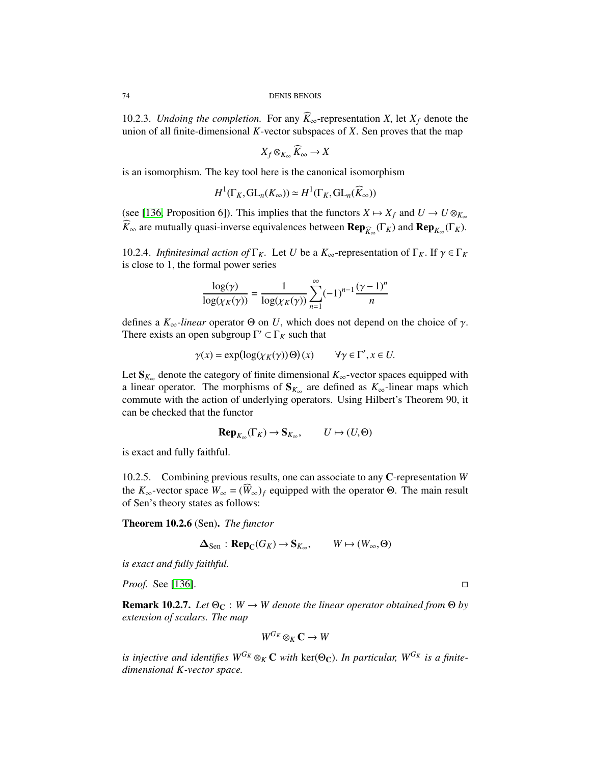10.2.3. *Undoing the completion.* For any $\widehat{K}_\infty$-representation $X$, let $X_f$ denote the union of all finite-dimensional $K$-vector subspaces of $X$. Sen proves that the map

$$X_f \otimes_{K_\infty} \widehat{K}_\infty \to X$$

is an isomorphism. The key tool here is the canonical isomorphism

$$H^1(\Gamma_K, \mathrm{GL}_n(K_\infty)) \simeq H^1(\Gamma_K, \mathrm{GL}_n(\widehat{K}_\infty))$$

(see [136, Proposition 6]). This implies that the functors $X \mapsto X_f$ and $U \to U \otimes_{K_\infty} \widehat{K}_\infty$ are mutually quasi-inverse equivalences between $\mathbf{Rep}_{\widehat{K}_\infty}(\Gamma_K)$ and $\mathbf{Rep}_{K_\infty}(\Gamma_K)$.

10.2.4. *Infinitesimal action of* $\Gamma_K$. Let $U$ be a $K_\infty$-representation of $\Gamma_K$. If $\gamma \in \Gamma_K$ is close to 1, the formal power series

$$\frac{\log(\gamma)}{\log(\chi_K(\gamma))} = \frac{1}{\log(\chi_K(\gamma))} \sum_{n=1}^{\infty} (-1)^{n-1} \frac{(\gamma-1)^n}{n}$$

defines a $K_\infty$-*linear* operator $\Theta$ on $U$, which does not depend on the choice of $\gamma$. There exists an open subgroup $\Gamma' \subset \Gamma_K$ such that

$$\gamma(x) = \exp\big(\log(\chi_K(\gamma))\,\Theta\big)(x) \qquad \forall \gamma \in \Gamma', x \in U.$$

Let $\mathbf{S}_{K_\infty}$ denote the category of finite dimensional $K_\infty$-vector spaces equipped with a linear operator. The morphisms of $\mathbf{S}_{K_\infty}$ are defined as $K_\infty$-linear maps which commute with the action of underlying operators. Using Hilbert's Theorem 90, it can be checked that the functor

$$\mathbf{Rep}_{K_\infty}(\Gamma_K) \to \mathbf{S}_{K_\infty}, \qquad U \mapsto (U, \Theta)$$

is exact and fully faithful.

10.2.5. Combining previous results, one can associate to any $\mathbf{C}$-representation $W$ the $K_\infty$-vector space $W_\infty = (\widehat{W}_\infty)_f$ equipped with the operator $\Theta$. The main result of Sen's theory states as follows:

**Theorem 10.2.6** (Sen). *The functor*

$$\mathbf{\Delta}_{\mathrm{Sen}} : \mathbf{Rep}_{\mathbf{C}}(G_K) \to \mathbf{S}_{K_\infty}, \qquad W \mapsto (W_\infty, \Theta)$$

*is exact and fully faithful.*

*Proof.* See [136]. □

**Remark 10.2.7.** *Let $\Theta_{\mathbf{C}} : W \to W$ denote the linear operator obtained from $\Theta$ by extension of scalars. The map*

$$W^{G_K} \otimes_K \mathbf{C} \to W$$

*is injective and identifies $W^{G_K} \otimes_K \mathbf{C}$ with $\ker(\Theta_{\mathbf{C}})$. In particular, $W^{G_K}$ is a finite-dimensional $K$-vector space.*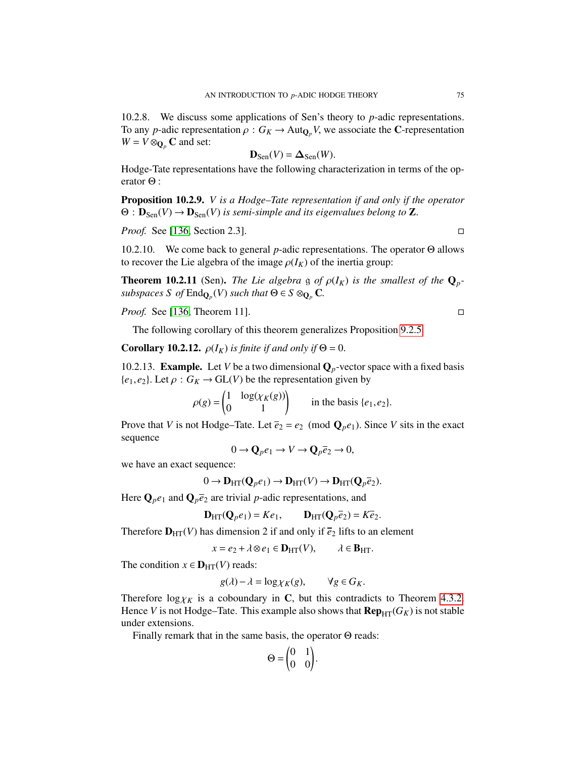10.2.8. We discuss some applications of Sen's theory to $p$-adic representations. To any $p$-adic representation $\rho : G_K \to \mathrm{Aut}_{\mathbf{Q}_p} V$, we associate the $\mathbf{C}$-representation $W = V \otimes_{\mathbf{Q}_p} \mathbf{C}$ and set:

$$\mathbf{D}_{\mathrm{Sen}}(V) = \mathbf{\Delta}_{\mathrm{Sen}}(W).$$

Hodge-Tate representations have the following characterization in terms of the operator $\Theta$ :

**Proposition 10.2.9.** *$V$ is a Hodge–Tate representation if and only if the operator $\Theta : \mathbf{D}_{\mathrm{Sen}}(V) \to \mathbf{D}_{\mathrm{Sen}}(V)$ is semi-simple and its eigenvalues belong to $\mathbf{Z}$.*

*Proof.* See [136, Section 2.3]. □

10.2.10. We come back to general $p$-adic representations. The operator $\Theta$ allows to recover the Lie algebra of the image $\rho(I_K)$ of the inertia group:

**Theorem 10.2.11** (Sen). *The Lie algebra $\mathfrak{g}$ of $\rho(I_K)$ is the smallest of the $\mathbf{Q}_p$-subspaces $S$ of $\mathrm{End}_{\mathbf{Q}_p}(V)$ such that $\Theta \in S \otimes_{\mathbf{Q}_p} \mathbf{C}$.*

*Proof.* See [136, Theorem 11]. □

The following corollary of this theorem generalizes Proposition 9.2.5.

**Corollary 10.2.12.** *$\rho(I_K)$ is finite if and only if $\Theta = 0$.*

10.2.13. **Example.** Let $V$ be a two dimensional $\mathbf{Q}_p$-vector space with a fixed basis $\{e_1, e_2\}$. Let $\rho : G_K \to \mathrm{GL}(V)$ be the representation given by

$$\rho(g) = \begin{pmatrix} 1 & \log(\chi_K(g)) \\ 0 & 1 \end{pmatrix} \qquad \text{in the basis } \{e_1, e_2\}.$$

Prove that $V$ is not Hodge–Tate. Let $\overline{e}_2 = e_2 \pmod{\mathbf{Q}_p e_1}$. Since $V$ sits in the exact sequence

$$0 \to \mathbf{Q}_p e_1 \to V \to \mathbf{Q}_p \overline{e}_2 \to 0,$$

we have an exact sequence:

$$0 \to \mathbf{D}_{\mathrm{HT}}(\mathbf{Q}_p e_1) \to \mathbf{D}_{\mathrm{HT}}(V) \to \mathbf{D}_{\mathrm{HT}}(\mathbf{Q}_p \overline{e}_2).$$

Here $\mathbf{Q}_p e_1$ and $\mathbf{Q}_p \overline{e}_2$ are trivial $p$-adic representations, and

$$\mathbf{D}_{\mathrm{HT}}(\mathbf{Q}_p e_1) = K e_1, \qquad \mathbf{D}_{\mathrm{HT}}(\mathbf{Q}_p \overline{e}_2) = K \overline{e}_2.$$

Therefore $\mathbf{D}_{\mathrm{HT}}(V)$ has dimension 2 if and only if $\overline{e}_2$ lifts to an element

$$x = e_2 + \lambda \otimes e_1 \in \mathbf{D}_{\mathrm{HT}}(V), \qquad \lambda \in \mathbf{B}_{\mathrm{HT}}.$$

The condition $x \in \mathbf{D}_{\mathrm{HT}}(V)$ reads:

$$g(\lambda) - \lambda = \log \chi_K(g), \qquad \forall g \in G_K.$$

Therefore $\log \chi_K$ is a coboundary in $\mathbf{C}$, but this contradicts to Theorem 4.3.2. Hence $V$ is not Hodge–Tate. This example also shows that $\mathbf{Rep}_{\mathrm{HT}}(G_K)$ is not stable under extensions.

Finally remark that in the same basis, the operator $\Theta$ reads:

$$\Theta = \begin{pmatrix} 0 & 1 \\ 0 & 0 \end{pmatrix}.$$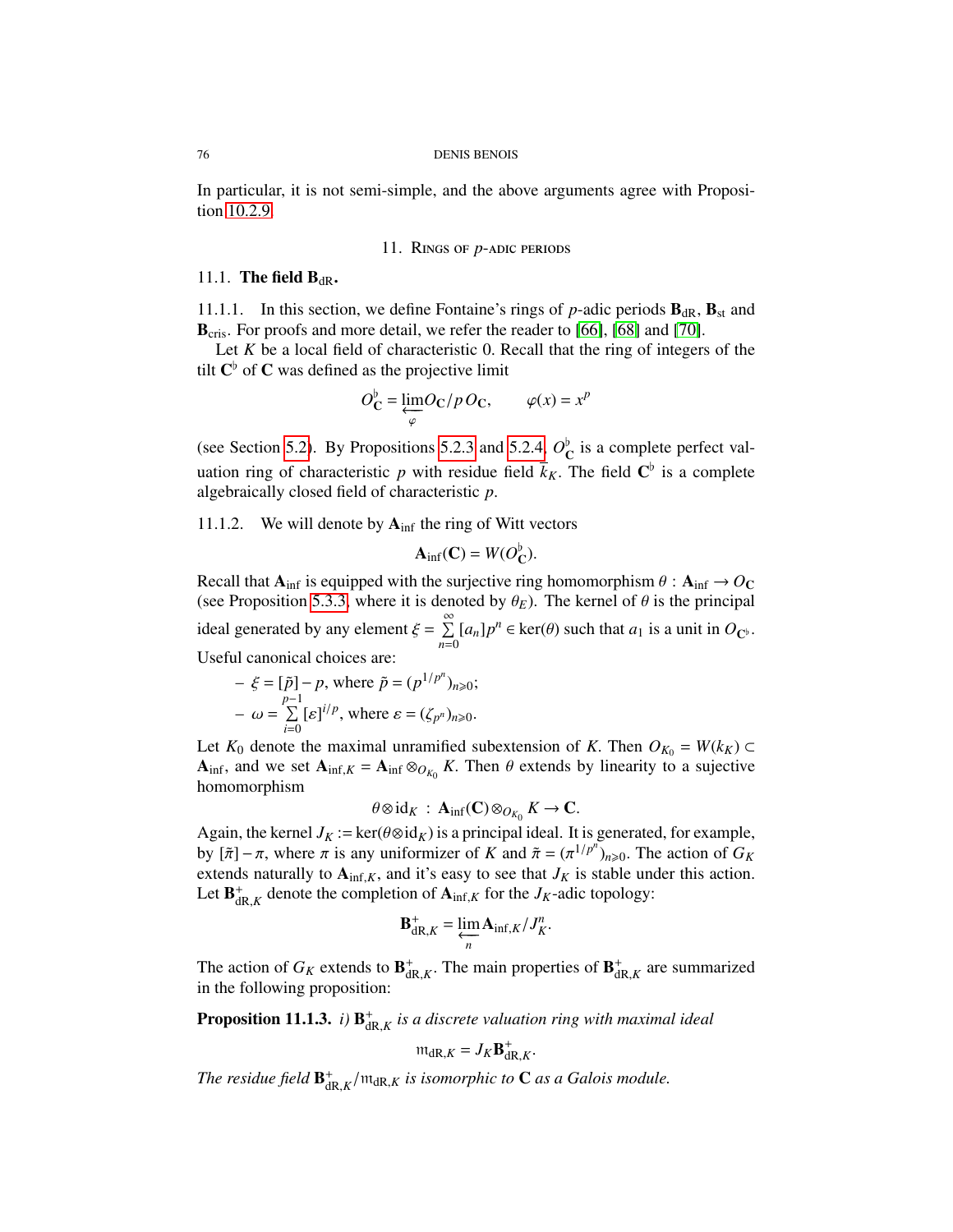In particular, it is not semi-simple, and the above arguments agree with Proposition 10.2.9.

## 11. Rings of $p$-adic periods

### 11.1. The field $\mathbf{B}_{\mathrm{dR}}$.

11.1.1. In this section, we define Fontaine's rings of $p$-adic periods $\mathbf{B}_{\mathrm{dR}}$, $\mathbf{B}_{\mathrm{st}}$ and $\mathbf{B}_{\mathrm{cris}}$. For proofs and more detail, we refer the reader to [66], [68] and [70].

Let $K$ be a local field of characteristic 0. Recall that the ring of integers of the tilt $\mathbf{C}^\flat$ of $\mathbf{C}$ was defined as the projective limit

$$O_{\mathbf{C}}^\flat = \varprojlim_{\varphi} O_{\mathbf{C}}/p\,O_{\mathbf{C}}, \qquad \varphi(x) = x^p$$

(see Section 5.2). By Propositions 5.2.3 and 5.2.4, $O_{\mathbf{C}}^\flat$ is a complete perfect valuation ring of characteristic $p$ with residue field $\bar{k}_K$. The field $\mathbf{C}^\flat$ is a complete algebraically closed field of characteristic $p$.

11.1.2. We will denote by $\mathbf{A}_{\mathrm{inf}}$ the ring of Witt vectors

$$\mathbf{A}_{\mathrm{inf}}(\mathbf{C}) = W(O_{\mathbf{C}}^\flat).$$

Recall that $\mathbf{A}_{\mathrm{inf}}$ is equipped with the surjective ring homomorphism $\theta : \mathbf{A}_{\mathrm{inf}} \to O_{\mathbf{C}}$ (see Proposition 5.3.3, where it is denoted by $\theta_E$). The kernel of $\theta$ is the principal ideal generated by any element $\xi = \sum_{n=0}^{\infty} [a_n]p^n \in \ker(\theta)$ such that $a_1$ is a unit in $O_{\mathbf{C}^\flat}$. Useful canonical choices are:

- $\xi = [\tilde{p}] - p$, where $\tilde{p} = (p^{1/p^n})_{n\geqslant 0}$;
- $\omega = \sum_{i=0}^{p-1} [\varepsilon]^{i/p}$, where $\varepsilon = (\zeta_{p^n})_{n\geqslant 0}$.

Let $K_0$ denote the maximal unramified subextension of $K$. Then $O_{K_0} = W(k_K) \subset \mathbf{A}_{\mathrm{inf}}$, and we set $\mathbf{A}_{\mathrm{inf},K} = \mathbf{A}_{\mathrm{inf}} \otimes_{O_{K_0}} K$. Then $\theta$ extends by linearity to a sujective homomorphism

$$\theta \otimes \mathrm{id}_K \;:\; \mathbf{A}_{\mathrm{inf}}(\mathbf{C}) \otimes_{O_{K_0}} K \to \mathbf{C}.$$

Again, the kernel $J_K := \ker(\theta \otimes \mathrm{id}_K)$ is a principal ideal. It is generated, for example, by $[\tilde{\pi}] - \pi$, where $\pi$ is any uniformizer of $K$ and $\tilde{\pi} = (\pi^{1/p^n})_{n\geqslant 0}$. The action of $G_K$ extends naturally to $\mathbf{A}_{\mathrm{inf},K}$, and it's easy to see that $J_K$ is stable under this action. Let $\mathbf{B}_{\mathrm{dR},K}^+$ denote the completion of $\mathbf{A}_{\mathrm{inf},K}$ for the $J_K$-adic topology:

$$\mathbf{B}_{\mathrm{dR},K}^+ = \varprojlim_{n} \mathbf{A}_{\mathrm{inf},K}/J_K^n.$$

The action of $G_K$ extends to $\mathbf{B}_{\mathrm{dR},K}^+$. The main properties of $\mathbf{B}_{\mathrm{dR},K}^+$ are summarized in the following proposition:

**Proposition 11.1.3.** *i)* $\mathbf{B}_{\mathrm{dR},K}^+$ *is a discrete valuation ring with maximal ideal*

$$\mathfrak{m}_{\mathrm{dR},K} = J_K \mathbf{B}_{\mathrm{dR},K}^+.$$

*The residue field* $\mathbf{B}_{\mathrm{dR},K}^+/\mathfrak{m}_{\mathrm{dR},K}$ *is isomorphic to* $\mathbf{C}$ *as a Galois module.*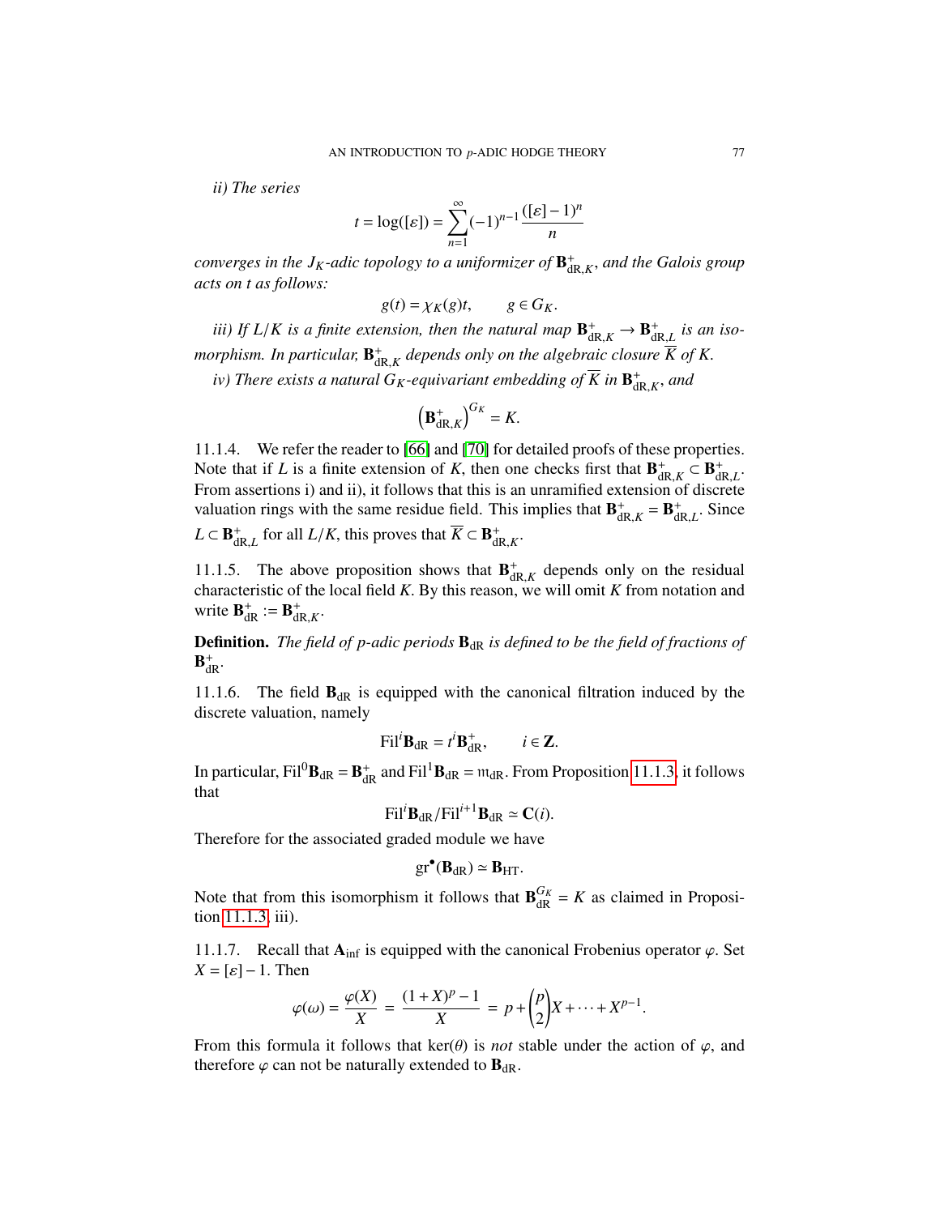*ii) The series*

$$t = \log([\varepsilon]) = \sum_{n=1}^{\infty} (-1)^{n-1} \frac{([\varepsilon]-1)^n}{n}$$

*converges in the $J_K$-adic topology to a uniformizer of $\mathbf{B}^+_{\mathrm{dR},K}$, and the Galois group acts on $t$ as follows:*

$$g(t) = \chi_K(g)t, \qquad g \in G_K.$$

*iii) If $L/K$ is a finite extension, then the natural map $\mathbf{B}^+_{\mathrm{dR},K} \to \mathbf{B}^+_{\mathrm{dR},L}$ is an isomorphism. In particular, $\mathbf{B}^+_{\mathrm{dR},K}$ depends only on the algebraic closure $\overline{K}$ of $K$.*

*iv) There exists a natural $G_K$-equivariant embedding of $\overline{K}$ in $\mathbf{B}^+_{\mathrm{dR},K}$, and*

$$\left(\mathbf{B}^+_{\mathrm{dR},K}\right)^{G_K} = K.$$

11.1.4. We refer the reader to [66] and [70] for detailed proofs of these properties. Note that if $L$ is a finite extension of $K$, then one checks first that $\mathbf{B}^+_{\mathrm{dR},K} \subset \mathbf{B}^+_{\mathrm{dR},L}$. From assertions i) and ii), it follows that this is an unramified extension of discrete valuation rings with the same residue field. This implies that $\mathbf{B}^+_{\mathrm{dR},K} = \mathbf{B}^+_{\mathrm{dR},L}$. Since $L \subset \mathbf{B}^+_{\mathrm{dR},L}$ for all $L/K$, this proves that $\overline{K} \subset \mathbf{B}^+_{\mathrm{dR},K}$.

11.1.5. The above proposition shows that $\mathbf{B}^+_{\mathrm{dR},K}$ depends only on the residual characteristic of the local field $K$. By this reason, we will omit $K$ from notation and write $\mathbf{B}^+_{\mathrm{dR}} := \mathbf{B}^+_{\mathrm{dR},K}$.

**Definition.** *The field of $p$-adic periods $\mathbf{B}_{\mathrm{dR}}$ is defined to be the field of fractions of $\mathbf{B}^+_{\mathrm{dR}}$.*

11.1.6. The field $\mathbf{B}_{\mathrm{dR}}$ is equipped with the canonical filtration induced by the discrete valuation, namely

$$\mathrm{Fil}^i\mathbf{B}_{\mathrm{dR}} = t^i\mathbf{B}^+_{\mathrm{dR}}, \qquad i \in \mathbf{Z}.$$

In particular, $\mathrm{Fil}^0\mathbf{B}_{\mathrm{dR}} = \mathbf{B}^+_{\mathrm{dR}}$ and $\mathrm{Fil}^1\mathbf{B}_{\mathrm{dR}} = \mathfrak{m}_{\mathrm{dR}}$. From Proposition 11.1.3, it follows that

$$\mathrm{Fil}^i\mathbf{B}_{\mathrm{dR}}/\mathrm{Fil}^{i+1}\mathbf{B}_{\mathrm{dR}} \simeq \mathbf{C}(i).$$

Therefore for the associated graded module we have

$$\mathrm{gr}^\bullet(\mathbf{B}_{\mathrm{dR}}) \simeq \mathbf{B}_{\mathrm{HT}}.$$

Note that from this isomorphism it follows that $\mathbf{B}_{\mathrm{dR}}^{G_K} = K$ as claimed in Proposition 11.1.3, iii).

11.1.7. Recall that $\mathbf{A}_{\mathrm{inf}}$ is equipped with the canonical Frobenius operator $\varphi$. Set $X = [\varepsilon] - 1$. Then

$$\varphi(\omega) = \frac{\varphi(X)}{X} = \frac{(1+X)^p - 1}{X} = p + \binom{p}{2}X + \cdots + X^{p-1}.$$

From this formula it follows that $\ker(\theta)$ is *not* stable under the action of $\varphi$, and therefore $\varphi$ can not be naturally extended to $\mathbf{B}_{\mathrm{dR}}$.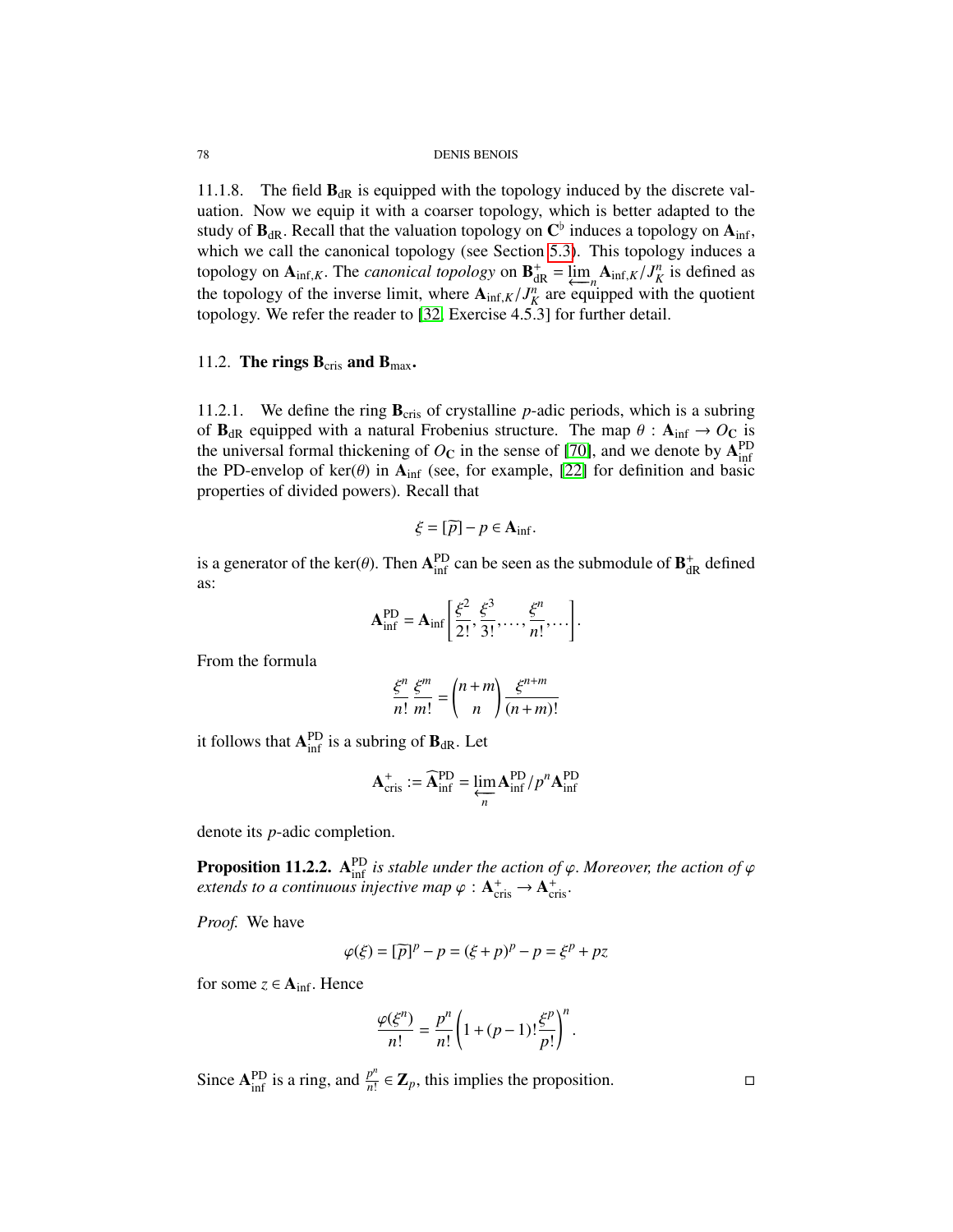11.1.8. The field $\mathbf{B}_{\mathrm{dR}}$ is equipped with the topology induced by the discrete valuation. Now we equip it with a coarser topology, which is better adapted to the study of $\mathbf{B}_{\mathrm{dR}}$. Recall that the valuation topology on $\mathbf{C}^\flat$ induces a topology on $\mathbf{A}_{\mathrm{inf}}$, which we call the canonical topology (see Section 5.3). This topology induces a topology on $\mathbf{A}_{\mathrm{inf},K}$. The *canonical topology* on $\mathbf{B}_{\mathrm{dR}}^+ = \varprojlim_n \mathbf{A}_{\mathrm{inf},K}/J_K^n$ is defined as the topology of the inverse limit, where $\mathbf{A}_{\mathrm{inf},K}/J_K^n$ are equipped with the quotient topology. We refer the reader to [32, Exercise 4.5.3] for further detail.

## 11.2. The rings $\mathbf{B}_{\mathrm{cris}}$ and $\mathbf{B}_{\mathrm{max}}$.

11.2.1. We define the ring $\mathbf{B}_{\mathrm{cris}}$ of crystalline $p$-adic periods, which is a subring of $\mathbf{B}_{\mathrm{dR}}$ equipped with a natural Frobenius structure. The map $\theta : \mathbf{A}_{\mathrm{inf}} \to O_{\mathbf{C}}$ is the universal formal thickening of $O_{\mathbf{C}}$ in the sense of [70], and we denote by $\mathbf{A}_{\mathrm{inf}}^{\mathrm{PD}}$ the PD-envelop of $\ker(\theta)$ in $\mathbf{A}_{\mathrm{inf}}$ (see, for example, [22] for definition and basic properties of divided powers). Recall that

$$\xi = [\widetilde{p}] - p \in \mathbf{A}_{\mathrm{inf}}.$$

is a generator of the $\ker(\theta)$. Then $\mathbf{A}_{\mathrm{inf}}^{\mathrm{PD}}$ can be seen as the submodule of $\mathbf{B}_{\mathrm{dR}}^+$ defined as:

$$\mathbf{A}_{\mathrm{inf}}^{\mathrm{PD}} = \mathbf{A}_{\mathrm{inf}}\left[\frac{\xi^2}{2!}, \frac{\xi^3}{3!}, \dots, \frac{\xi^n}{n!}, \dots\right].$$

From the formula

$$\frac{\xi^n}{n!}\frac{\xi^m}{m!} = \binom{n+m}{n}\frac{\xi^{n+m}}{(n+m)!}$$

it follows that $\mathbf{A}_{\mathrm{inf}}^{\mathrm{PD}}$ is a subring of $\mathbf{B}_{\mathrm{dR}}$. Let

$$\mathbf{A}_{\mathrm{cris}}^+ := \widehat{\mathbf{A}}_{\mathrm{inf}}^{\mathrm{PD}} = \varprojlim_n \mathbf{A}_{\mathrm{inf}}^{\mathrm{PD}}/p^n\mathbf{A}_{\mathrm{inf}}^{\mathrm{PD}}$$

denote its $p$-adic completion.

**Proposition 11.2.2.** *$\mathbf{A}_{\mathrm{inf}}^{\mathrm{PD}}$ is stable under the action of $\varphi$. Moreover, the action of $\varphi$ extends to a continuous injective map $\varphi : \mathbf{A}_{\mathrm{cris}}^+ \to \mathbf{A}_{\mathrm{cris}}^+$.*

*Proof.* We have

$$\varphi(\xi) = [\widetilde{p}]^p - p = (\xi + p)^p - p = \xi^p + pz$$

for some $z \in \mathbf{A}_{\mathrm{inf}}$. Hence

$$\frac{\varphi(\xi^n)}{n!} = \frac{p^n}{n!}\left(1 + (p-1)!\frac{\xi^p}{p!}\right)^n.$$

Since $\mathbf{A}_{\mathrm{inf}}^{\mathrm{PD}}$ is a ring, and $\frac{p^n}{n!} \in \mathbf{Z}_p$, this implies the proposition. $\square$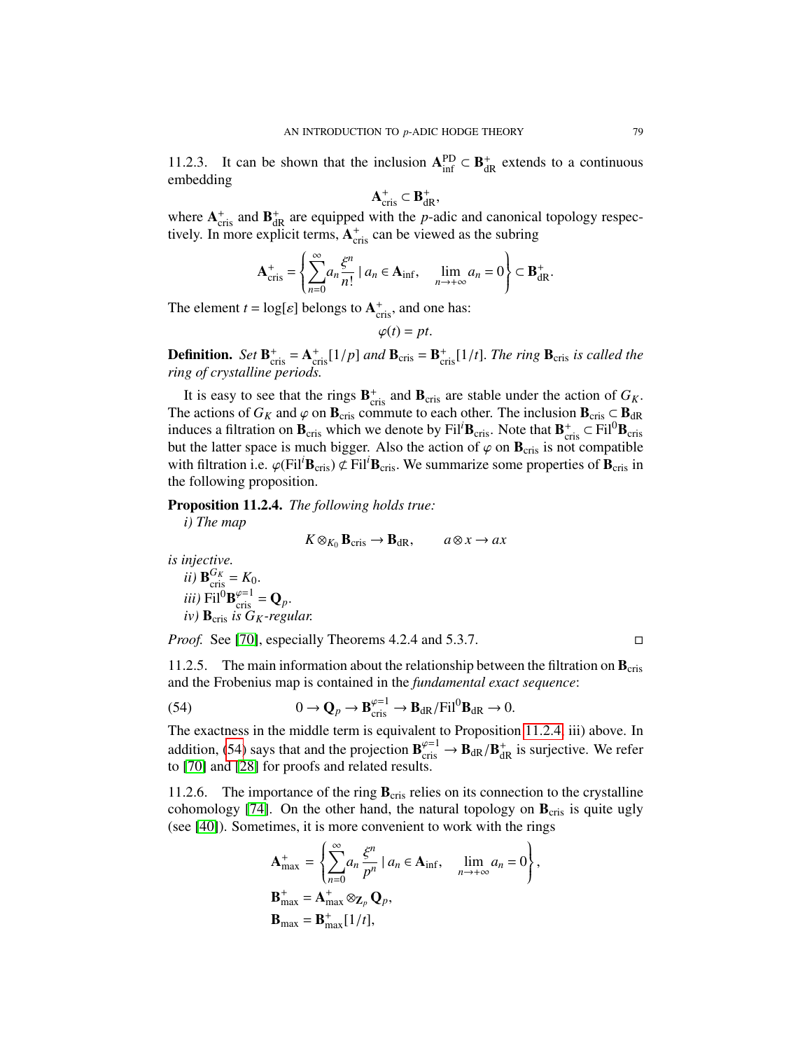11.2.3. It can be shown that the inclusion $\mathbf{A}_{\mathrm{inf}}^{\mathrm{PD}} \subset \mathbf{B}_{\mathrm{dR}}^{+}$ extends to a continuous embedding

$$\mathbf{A}_{\mathrm{cris}}^{+} \subset \mathbf{B}_{\mathrm{dR}}^{+},$$

where $\mathbf{A}_{\mathrm{cris}}^{+}$ and $\mathbf{B}_{\mathrm{dR}}^{+}$ are equipped with the $p$-adic and canonical topology respectively. In more explicit terms, $\mathbf{A}_{\mathrm{cris}}^{+}$ can be viewed as the subring

$$\mathbf{A}_{\mathrm{cris}}^{+} = \left\{ \sum_{n=0}^{\infty} a_n \frac{\xi^n}{n!} \mid a_n \in \mathbf{A}_{\mathrm{inf}}, \quad \lim_{n \to +\infty} a_n = 0 \right\} \subset \mathbf{B}_{\mathrm{dR}}^{+}.$$

The element $t = \log[\varepsilon]$ belongs to $\mathbf{A}_{\mathrm{cris}}^{+}$, and one has:

$$\varphi(t) = pt.$$

**Definition.** *Set $\mathbf{B}_{\mathrm{cris}}^{+} = \mathbf{A}_{\mathrm{cris}}^{+}[1/p]$ and $\mathbf{B}_{\mathrm{cris}} = \mathbf{B}_{\mathrm{cris}}^{+}[1/t]$. The ring $\mathbf{B}_{\mathrm{cris}}$ is called the ring of crystalline periods.*

It is easy to see that the rings $\mathbf{B}_{\mathrm{cris}}^{+}$ and $\mathbf{B}_{\mathrm{cris}}$ are stable under the action of $G_K$. The actions of $G_K$ and $\varphi$ on $\mathbf{B}_{\mathrm{cris}}$ commute to each other. The inclusion $\mathbf{B}_{\mathrm{cris}} \subset \mathbf{B}_{\mathrm{dR}}$ induces a filtration on $\mathbf{B}_{\mathrm{cris}}$ which we denote by $\mathrm{Fil}^i \mathbf{B}_{\mathrm{cris}}$. Note that $\mathbf{B}_{\mathrm{cris}}^{+} \subset \mathrm{Fil}^0 \mathbf{B}_{\mathrm{cris}}$ but the latter space is much bigger. Also the action of $\varphi$ on $\mathbf{B}_{\mathrm{cris}}$ is not compatible with filtration i.e. $\varphi(\mathrm{Fil}^i \mathbf{B}_{\mathrm{cris}}) \not\subset \mathrm{Fil}^i \mathbf{B}_{\mathrm{cris}}$. We summarize some properties of $\mathbf{B}_{\mathrm{cris}}$ in the following proposition.

**Proposition 11.2.4.** *The following holds true:*

*i) The map*

$$K \otimes_{K_0} \mathbf{B}_{\mathrm{cris}} \to \mathbf{B}_{\mathrm{dR}}, \qquad a \otimes x \to ax$$

*is injective.*

*ii)* $\mathbf{B}_{\mathrm{cris}}^{G_K} = K_0$.

*iii)* $\mathrm{Fil}^0 \mathbf{B}_{\mathrm{cris}}^{\varphi=1} = \mathbf{Q}_p$.

*iv)* $\mathbf{B}_{\mathrm{cris}}$ *is* $G_K$*-regular.*

*Proof.* See [70], especially Theorems 4.2.4 and 5.3.7. □

11.2.5. The main information about the relationship between the filtration on $\mathbf{B}_{\mathrm{cris}}$ and the Frobenius map is contained in the *fundamental exact sequence*:

$$0 \to \mathbf{Q}_p \to \mathbf{B}_{\mathrm{cris}}^{\varphi=1} \to \mathbf{B}_{\mathrm{dR}}/\mathrm{Fil}^0 \mathbf{B}_{\mathrm{dR}} \to 0. \tag{54}$$

The exactness in the middle term is equivalent to Proposition 11.2.4 iii) above. In addition, (54) says that and the projection $\mathbf{B}_{\mathrm{cris}}^{\varphi=1} \to \mathbf{B}_{\mathrm{dR}}/\mathbf{B}_{\mathrm{dR}}^{+}$ is surjective. We refer to [70] and [28] for proofs and related results.

11.2.6. The importance of the ring $\mathbf{B}_{\mathrm{cris}}$ relies on its connection to the crystalline cohomology [74]. On the other hand, the natural topology on $\mathbf{B}_{\mathrm{cris}}$ is quite ugly (see [40]). Sometimes, it is more convenient to work with the rings

$$\begin{aligned}
\mathbf{A}_{\mathrm{max}}^{+} &= \left\{ \sum_{n=0}^{\infty} a_n \frac{\xi^n}{p^n} \mid a_n \in \mathbf{A}_{\mathrm{inf}}, \quad \lim_{n \to +\infty} a_n = 0 \right\}, \\
\mathbf{B}_{\mathrm{max}}^{+} &= \mathbf{A}_{\mathrm{max}}^{+} \otimes_{\mathbf{Z}_p} \mathbf{Q}_p, \\
\mathbf{B}_{\mathrm{max}} &= \mathbf{B}_{\mathrm{max}}^{+}[1/t],
\end{aligned}$$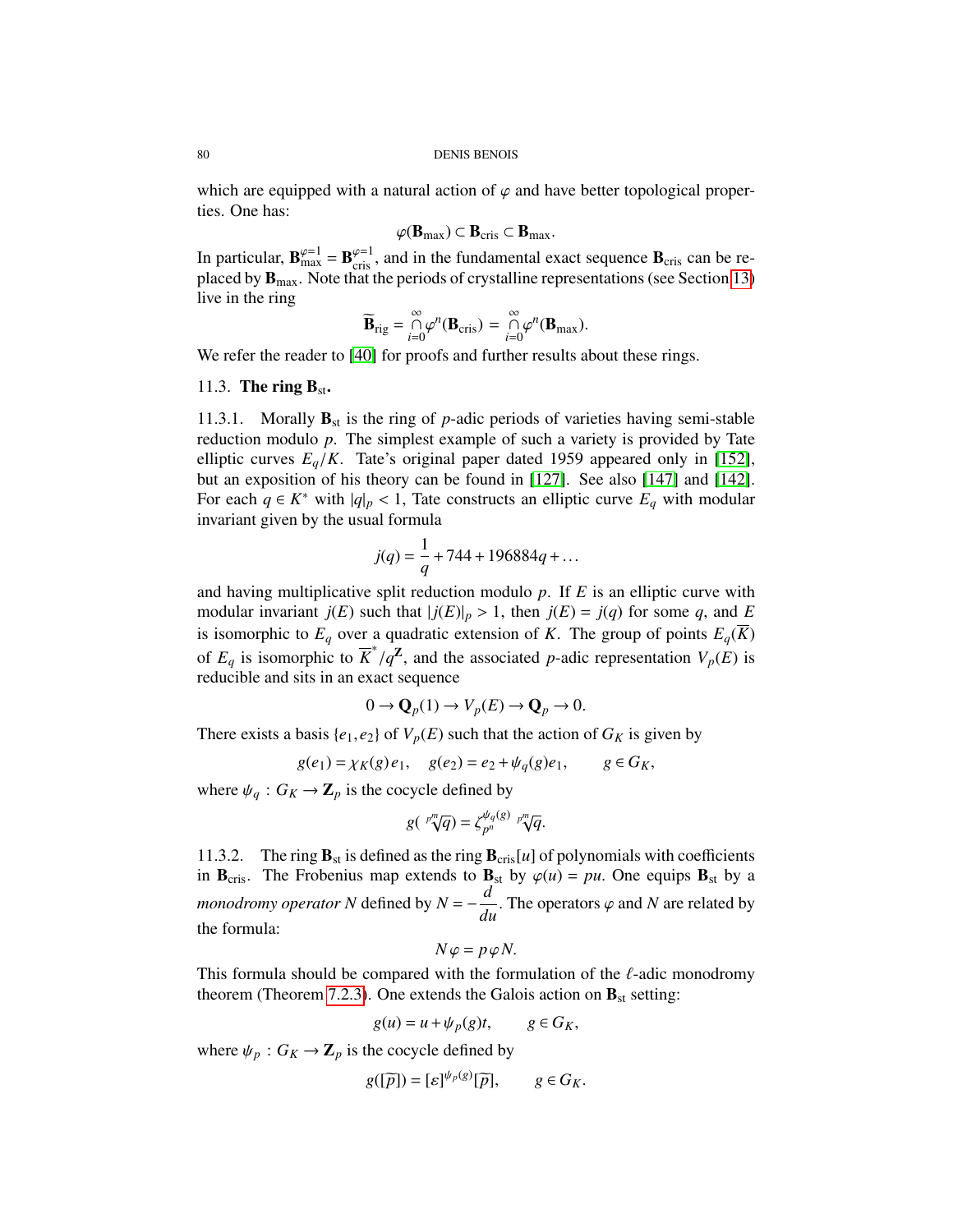which are equipped with a natural action of $\varphi$ and have better topological properties. One has:

$$\varphi(\mathbf{B}_{\max}) \subset \mathbf{B}_{\mathrm{cris}} \subset \mathbf{B}_{\max}.$$

In particular, $\mathbf{B}_{\max}^{\varphi=1} = \mathbf{B}_{\mathrm{cris}}^{\varphi=1}$, and in the fundamental exact sequence $\mathbf{B}_{\mathrm{cris}}$ can be replaced by $\mathbf{B}_{\max}$. Note that the periods of crystalline representations (see Section 13) live in the ring

$$\widetilde{\mathbf{B}}_{\mathrm{rig}} = \bigcap_{i=0}^{\infty} \varphi^n(\mathbf{B}_{\mathrm{cris}}) = \bigcap_{i=0}^{\infty} \varphi^n(\mathbf{B}_{\max}).$$

We refer the reader to [40] for proofs and further results about these rings.

### 11.3. **The ring $\mathbf{B}_{\mathrm{st}}$.**

11.3.1. Morally $\mathbf{B}_{\mathrm{st}}$ is the ring of $p$-adic periods of varieties having semi-stable reduction modulo $p$. The simplest example of such a variety is provided by Tate elliptic curves $E_q/K$. Tate's original paper dated 1959 appeared only in [152], but an exposition of his theory can be found in [127]. See also [147] and [142]. For each $q \in K^*$ with $|q|_p < 1$, Tate constructs an elliptic curve $E_q$ with modular invariant given by the usual formula

$$j(q) = \frac{1}{q} + 744 + 196884q + \dots$$

and having multiplicative split reduction modulo $p$. If $E$ is an elliptic curve with modular invariant $j(E)$ such that $|j(E)|_p > 1$, then $j(E) = j(q)$ for some $q$, and $E$ is isomorphic to $E_q$ over a quadratic extension of $K$. The group of points $E_q(\overline{K})$ of $E_q$ is isomorphic to $\overline{K}^*/q^{\mathbf{Z}}$, and the associated $p$-adic representation $V_p(E)$ is reducible and sits in an exact sequence

$$0 \to \mathbf{Q}_p(1) \to V_p(E) \to \mathbf{Q}_p \to 0.$$

There exists a basis $\{e_1, e_2\}$ of $V_p(E)$ such that the action of $G_K$ is given by

$$g(e_1) = \chi_K(g)\, e_1, \quad g(e_2) = e_2 + \psi_q(g) e_1, \qquad g \in G_K,$$

where $\psi_q : G_K \to \mathbf{Z}_p$ is the cocycle defined by

$$g(\sqrt[p^n]{q}) = \zeta_{p^n}^{\psi_q(g)} \sqrt[p^n]{q}.$$

11.3.2. The ring $\mathbf{B}_{\mathrm{st}}$ is defined as the ring $\mathbf{B}_{\mathrm{cris}}[u]$ of polynomials with coefficients in $\mathbf{B}_{\mathrm{cris}}$. The Frobenius map extends to $\mathbf{B}_{\mathrm{st}}$ by $\varphi(u) = pu$. One equips $\mathbf{B}_{\mathrm{st}}$ by a *monodromy operator* $N$ defined by $N = -\dfrac{d}{du}$. The operators $\varphi$ and $N$ are related by the formula:

$$N\varphi = p\varphi N.$$

This formula should be compared with the formulation of the $\ell$-adic monodromy theorem (Theorem 7.2.3). One extends the Galois action on $\mathbf{B}_{\mathrm{st}}$ setting:

$$g(u) = u + \psi_p(g) t, \qquad g \in G_K,$$

where $\psi_p : G_K \to \mathbf{Z}_p$ is the cocycle defined by

$$g([\widetilde{p}]) = [\varepsilon]^{\psi_p(g)}[\widetilde{p}], \qquad g \in G_K.$$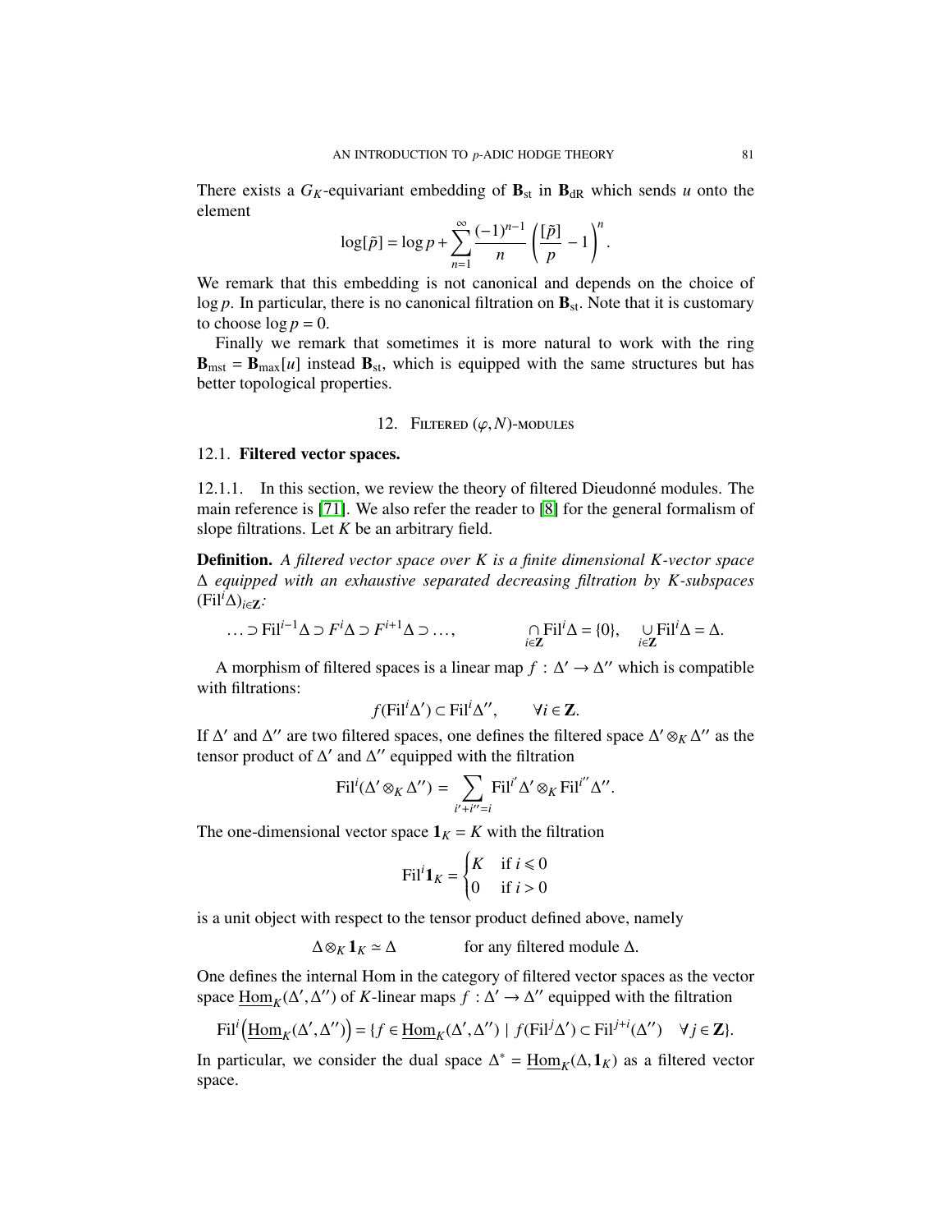There exists a $G_K$-equivariant embedding of $\mathbf{B}_{\mathrm{st}}$ in $\mathbf{B}_{\mathrm{dR}}$ which sends $u$ onto the element

$$\log[\tilde{p}] = \log p + \sum_{n=1}^{\infty} \frac{(-1)^{n-1}}{n} \left( \frac{[\tilde{p}]}{p} - 1 \right)^n.$$

We remark that this embedding is not canonical and depends on the choice of $\log p$. In particular, there is no canonical filtration on $\mathbf{B}_{\mathrm{st}}$. Note that it is customary to choose $\log p = 0$.

Finally we remark that sometimes it is more natural to work with the ring $\mathbf{B}_{\mathrm{mst}} = \mathbf{B}_{\mathrm{max}}[u]$ instead $\mathbf{B}_{\mathrm{st}}$, which is equipped with the same structures but has better topological properties.

## 12. Filtered $(\varphi, N)$-modules

### 12.1. Filtered vector spaces.

12.1.1. In this section, we review the theory of filtered Dieudonné modules. The main reference is [71]. We also refer the reader to [8] for the general formalism of slope filtrations. Let $K$ be an arbitrary field.

**Definition.** *A filtered vector space over $K$ is a finite dimensional $K$-vector space $\Delta$ equipped with an exhaustive separated decreasing filtration by $K$-subspaces $(\mathrm{Fil}^i\Delta)_{i\in\mathbf{Z}}$:*

$$\ldots \supset \mathrm{Fil}^{i-1}\Delta \supset F^i\Delta \supset F^{i+1}\Delta \supset \ldots, \qquad \underset{i\in\mathbf{Z}}{\cap} \mathrm{Fil}^i\Delta = \{0\}, \quad \underset{i\in\mathbf{Z}}{\cup} \mathrm{Fil}^i\Delta = \Delta.$$

A morphism of filtered spaces is a linear map $f : \Delta' \to \Delta''$ which is compatible with filtrations:

$$f(\mathrm{Fil}^i\Delta') \subset \mathrm{Fil}^i\Delta'', \qquad \forall i \in \mathbf{Z}.$$

If $\Delta'$ and $\Delta''$ are two filtered spaces, one defines the filtered space $\Delta' \otimes_K \Delta''$ as the tensor product of $\Delta'$ and $\Delta''$ equipped with the filtration

$$\mathrm{Fil}^i(\Delta' \otimes_K \Delta'') = \sum_{i'+i''=i} \mathrm{Fil}^{i'}\Delta' \otimes_K \mathrm{Fil}^{i''}\Delta''.$$

The one-dimensional vector space $\mathbf{1}_K = K$ with the filtration

$$\mathrm{Fil}^i\mathbf{1}_K = \begin{cases} K & \text{if } i \leqslant 0 \\ 0 & \text{if } i > 0 \end{cases}$$

is a unit object with respect to the tensor product defined above, namely

$$\Delta \otimes_K \mathbf{1}_K \simeq \Delta \qquad \text{for any filtered module } \Delta.$$

One defines the internal Hom in the category of filtered vector spaces as the vector space $\underline{\mathrm{Hom}}_K(\Delta', \Delta'')$ of $K$-linear maps $f : \Delta' \to \Delta''$ equipped with the filtration

$$\mathrm{Fil}^i\left(\underline{\mathrm{Hom}}_K(\Delta', \Delta'')\right) = \{f \in \underline{\mathrm{Hom}}_K(\Delta', \Delta'') \mid f(\mathrm{Fil}^j\Delta') \subset \mathrm{Fil}^{j+i}(\Delta'') \quad \forall j \in \mathbf{Z}\}.$$

In particular, we consider the dual space $\Delta^* = \underline{\mathrm{Hom}}_K(\Delta, \mathbf{1}_K)$ as a filtered vector space.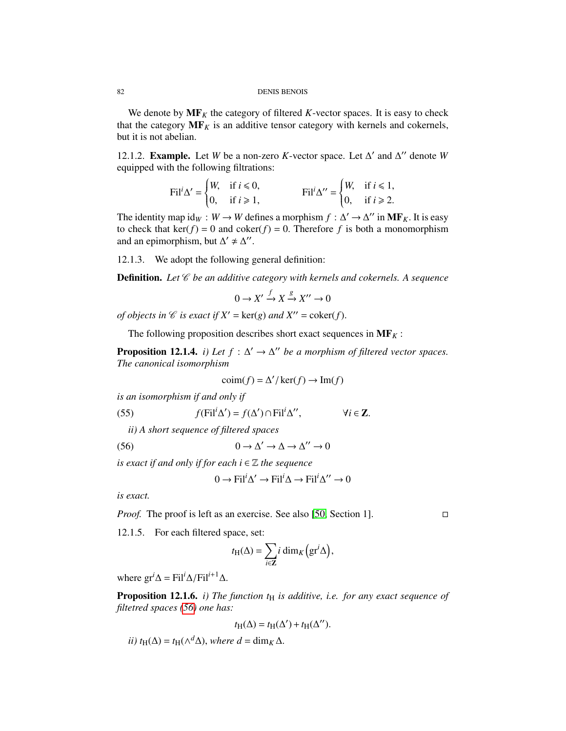We denote by $\mathbf{MF}_K$ the category of filtered $K$-vector spaces. It is easy to check that the category $\mathbf{MF}_K$ is an additive tensor category with kernels and cokernels, but it is not abelian.

12.1.2. **Example.** Let $W$ be a non-zero $K$-vector space. Let $\Delta'$ and $\Delta''$ denote $W$ equipped with the following filtrations:

$$\mathrm{Fil}^i\Delta' = \begin{cases} W, & \text{if } i \leqslant 0,\\ 0, & \text{if } i \geqslant 1, \end{cases} \qquad \mathrm{Fil}^i\Delta'' = \begin{cases} W, & \text{if } i \leqslant 1,\\ 0, & \text{if } i \geqslant 2. \end{cases}$$

The identity map $\mathrm{id}_W : W \to W$ defines a morphism $f : \Delta' \to \Delta''$ in $\mathbf{MF}_K$. It is easy to check that $\ker(f) = 0$ and $\mathrm{coker}(f) = 0$. Therefore $f$ is both a monomorphism and an epimorphism, but $\Delta' \not\simeq \Delta''$.

12.1.3. We adopt the following general definition:

**Definition.** *Let $\mathscr{C}$ be an additive category with kernels and cokernels. A sequence*

$$0 \to X' \xrightarrow{f} X \xrightarrow{g} X'' \to 0$$

*of objects in $\mathscr{C}$ is exact if $X' = \ker(g)$ and $X'' = \mathrm{coker}(f)$.*

The following proposition describes short exact sequences in $\mathbf{MF}_K$ :

**Proposition 12.1.4.** *i) Let $f : \Delta' \to \Delta''$ be a morphism of filtered vector spaces. The canonical isomorphism*

$$\mathrm{coim}(f) = \Delta'/\ker(f) \to \mathrm{Im}(f)$$

*is an isomorphism if and only if*

$$f(\mathrm{Fil}^i\Delta') = f(\Delta') \cap \mathrm{Fil}^i\Delta'', \qquad \forall i \in \mathbf{Z}. \tag{55}$$

*ii) A short sequence of filtered spaces*

$$0 \to \Delta' \to \Delta \to \Delta'' \to 0 \tag{56}$$

*is exact if and only if for each $i \in \mathbb{Z}$ the sequence*

$$0 \to \mathrm{Fil}^i\Delta' \to \mathrm{Fil}^i\Delta \to \mathrm{Fil}^i\Delta'' \to 0$$

*is exact.*

*Proof.* The proof is left as an exercise. See also [50, Section 1]. □

12.1.5. For each filtered space, set:

$$t_{\mathrm{H}}(\Delta) = \sum_{i \in \mathbf{Z}} i \dim_K\left(\mathrm{gr}^i\Delta\right),$$

where $\mathrm{gr}^i\Delta = \mathrm{Fil}^i\Delta/\mathrm{Fil}^{i+1}\Delta$.

**Proposition 12.1.6.** *i) The function $t_{\mathrm{H}}$ is additive, i.e. for any exact sequence of filtetred spaces (56) one has:*

$$t_{\mathrm{H}}(\Delta) = t_{\mathrm{H}}(\Delta') + t_{\mathrm{H}}(\Delta'').$$

*ii) $t_{\mathrm{H}}(\Delta) = t_{\mathrm{H}}(\wedge^d\Delta)$, where $d = \dim_K\Delta$.*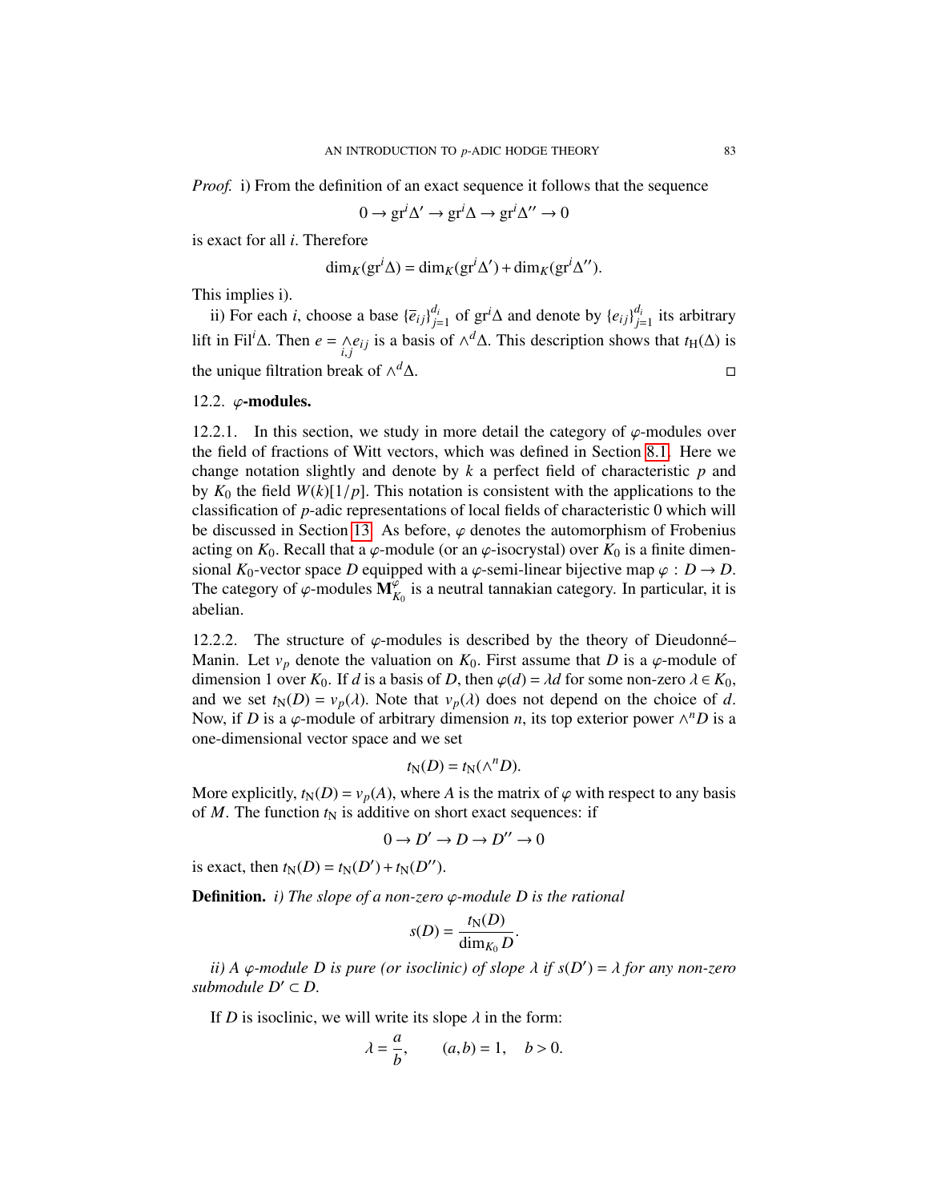*Proof.* i) From the definition of an exact sequence it follows that the sequence

$$0 \to \mathrm{gr}^i\Delta' \to \mathrm{gr}^i\Delta \to \mathrm{gr}^i\Delta'' \to 0$$

is exact for all $i$. Therefore

$$\dim_K(\mathrm{gr}^i\Delta) = \dim_K(\mathrm{gr}^i\Delta') + \dim_K(\mathrm{gr}^i\Delta'').$$

This implies i).

ii) For each $i$, choose a base $\{\overline{e}_{ij}\}_{j=1}^{d_i}$ of $\mathrm{gr}^i\Delta$ and denote by $\{e_{ij}\}_{j=1}^{d_i}$ its arbitrary lift in $\mathrm{Fil}^i\Delta$. Then $e = \underset{i,j}{\wedge} e_{ij}$ is a basis of $\wedge^d\Delta$. This description shows that $t_{\mathrm{H}}(\Delta)$ is the unique filtration break of $\wedge^d\Delta$. $\square$

## 12.2. $\varphi$-modules.

12.2.1. In this section, we study in more detail the category of $\varphi$-modules over the field of fractions of Witt vectors, which was defined in Section 8.1. Here we change notation slightly and denote by $k$ a perfect field of characteristic $p$ and by $K_0$ the field $W(k)[1/p]$. This notation is consistent with the applications to the classification of $p$-adic representations of local fields of characteristic 0 which will be discussed in Section 13. As before, $\varphi$ denotes the automorphism of Frobenius acting on $K_0$. Recall that a $\varphi$-module (or an $\varphi$-isocrystal) over $K_0$ is a finite dimensional $K_0$-vector space $D$ equipped with a $\varphi$-semi-linear bijective map $\varphi : D \to D$. The category of $\varphi$-modules $\mathbf{M}_{K_0}^{\varphi}$ is a neutral tannakian category. In particular, it is abelian.

12.2.2. The structure of $\varphi$-modules is described by the theory of Dieudonné–Manin. Let $v_p$ denote the valuation on $K_0$. First assume that $D$ is a $\varphi$-module of dimension 1 over $K_0$. If $d$ is a basis of $D$, then $\varphi(d) = \lambda d$ for some non-zero $\lambda \in K_0$, and we set $t_{\mathrm{N}}(D) = v_p(\lambda)$. Note that $v_p(\lambda)$ does not depend on the choice of $d$. Now, if $D$ is a $\varphi$-module of arbitrary dimension $n$, its top exterior power $\wedge^n D$ is a one-dimensional vector space and we set

$$t_{\mathrm{N}}(D) = t_{\mathrm{N}}(\wedge^n D).$$

More explicitly, $t_{\mathrm{N}}(D) = v_p(A)$, where $A$ is the matrix of $\varphi$ with respect to any basis of $M$. The function $t_{\mathrm{N}}$ is additive on short exact sequences: if

$$0 \to D' \to D \to D'' \to 0$$

is exact, then $t_{\mathrm{N}}(D) = t_{\mathrm{N}}(D') + t_{\mathrm{N}}(D'')$.

**Definition.** *i) The slope of a non-zero $\varphi$-module $D$ is the rational*

$$s(D) = \frac{t_{\mathrm{N}}(D)}{\dim_{K_0} D}.$$

*ii) A $\varphi$-module $D$ is pure (or isoclinic) of slope $\lambda$ if $s(D') = \lambda$ for any non-zero submodule $D' \subset D$.*

If $D$ is isoclinic, we will write its slope $\lambda$ in the form:

$$\lambda = \frac{a}{b}, \qquad (a,b) = 1, \quad b > 0.$$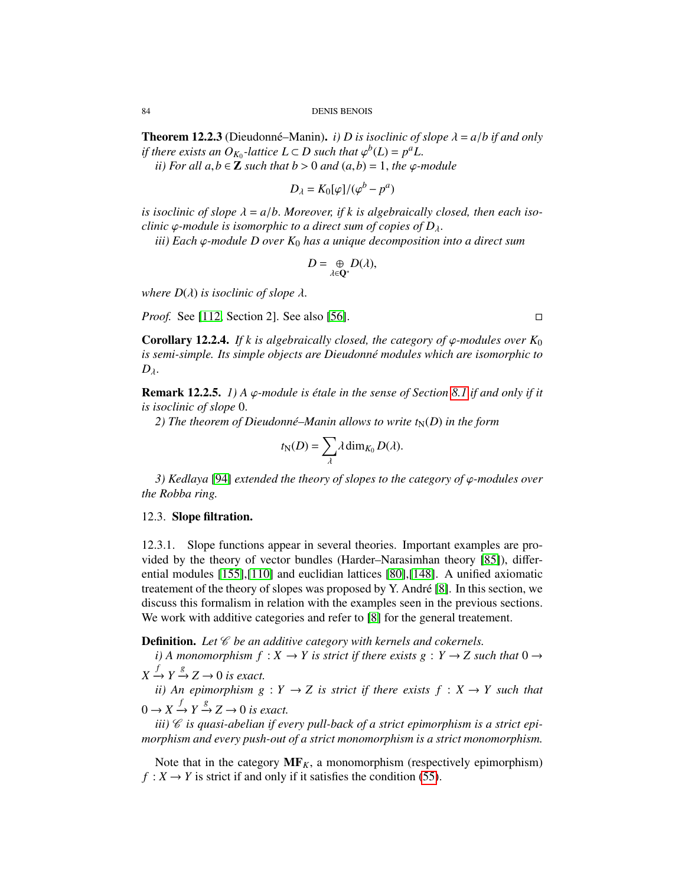**Theorem 12.2.3** (Dieudonné–Manin). *i) $D$ is isoclinic of slope $\lambda = a/b$ if and only if there exists an $O_{K_0}$-lattice $L \subset D$ such that $\varphi^b(L) = p^a L$.*

*ii) For all $a, b \in \mathbf{Z}$ such that $b > 0$ and $(a, b) = 1$, the $\varphi$-module*

$$D_\lambda = K_0[\varphi]/(\varphi^b - p^a)$$

*is isoclinic of slope $\lambda = a/b$. Moreover, if $k$ is algebraically closed, then each isoclinic $\varphi$-module is isomorphic to a direct sum of copies of $D_\lambda$.*

*iii) Each $\varphi$-module $D$ over $K_0$ has a unique decomposition into a direct sum*

$$D = \underset{\lambda \in \mathbf{Q}^*}{\oplus} D(\lambda),$$

*where $D(\lambda)$ is isoclinic of slope $\lambda$.*

*Proof.* See [112, Section 2]. See also [56]. □

**Corollary 12.2.4.** *If $k$ is algebraically closed, the category of $\varphi$-modules over $K_0$ is semi-simple. Its simple objects are Dieudonné modules which are isomorphic to $D_\lambda$.*

**Remark 12.2.5.** *1) A $\varphi$-module is étale in the sense of Section 8.1 if and only if it is isoclinic of slope 0.*

*2) The theorem of Dieudonné–Manin allows to write $t_{\mathrm{N}}(D)$ in the form*

$$t_{\mathrm{N}}(D) = \sum_\lambda \lambda \dim_{K_0} D(\lambda).$$

*3) Kedlaya [94] extended the theory of slopes to the category of $\varphi$-modules over the Robba ring.*

## 12.3. **Slope filtration.**

12.3.1. Slope functions appear in several theories. Important examples are provided by the theory of vector bundles (Harder–Narasimhan theory [85]), differential modules [155],[110] and euclidian lattices [80],[148]. A unified axiomatic treatement of the theory of slopes was proposed by Y. André [8]. In this section, we discuss this formalism in relation with the examples seen in the previous sections. We work with additive categories and refer to [8] for the general treatement.

**Definition.** *Let $\mathscr{C}$ be an additive category with kernels and cokernels.*

*i) A monomorphism $f : X \to Y$ is strict if there exists $g : Y \to Z$ such that $0 \to X \xrightarrow{f} Y \xrightarrow{g} Z \to 0$ is exact.*

*ii) An epimorphism $g : Y \to Z$ is strict if there exists $f : X \to Y$ such that $0 \to X \xrightarrow{f} Y \xrightarrow{g} Z \to 0$ is exact.*

*iii) $\mathscr{C}$ is quasi-abelian if every pull-back of a strict epimorphism is a strict epimorphism and every push-out of a strict monomorphism is a strict monomorphism.*

Note that in the category $\mathbf{MF}_K$, a monomorphism (respectively epimorphism) $f : X \to Y$ is strict if and only if it satisfies the condition (55).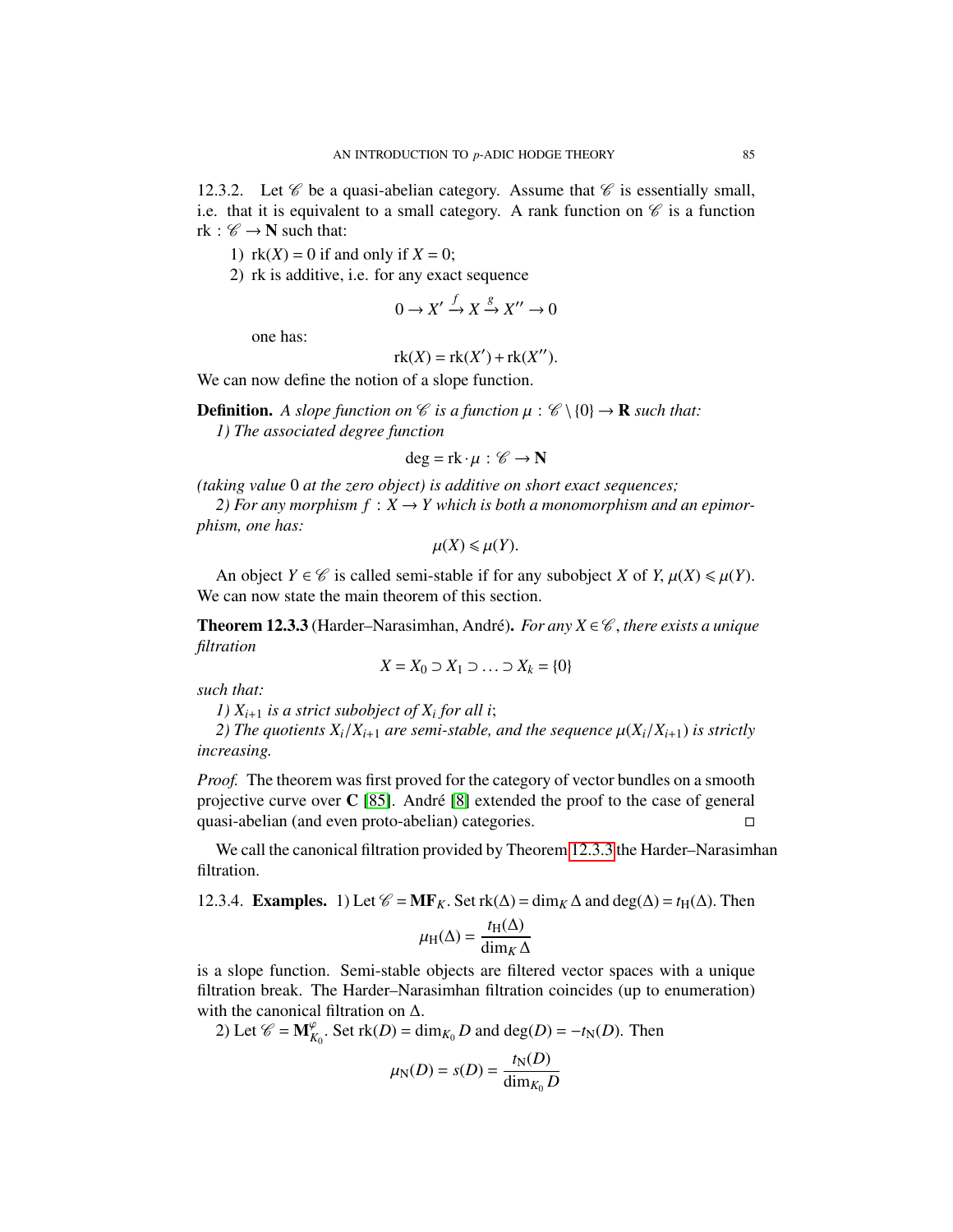12.3.2. Let $\mathscr{C}$ be a quasi-abelian category. Assume that $\mathscr{C}$ is essentially small, i.e. that it is equivalent to a small category. A rank function on $\mathscr{C}$ is a function $\mathrm{rk} : \mathscr{C} \to \mathbf{N}$ such that:

1) $\mathrm{rk}(X) = 0$ if and only if $X = 0$;
2) rk is additive, i.e. for any exact sequence

$$0 \to X' \xrightarrow{f} X \xrightarrow{g} X'' \to 0$$

one has:

$$\mathrm{rk}(X) = \mathrm{rk}(X') + \mathrm{rk}(X'').$$

We can now define the notion of a slope function.

**Definition.** *A slope function on $\mathscr{C}$ is a function $\mu : \mathscr{C} \setminus \{0\} \to \mathbf{R}$ such that:*

*1) The associated degree function*

$$\deg = \mathrm{rk} \cdot \mu : \mathscr{C} \to \mathbf{N}$$

*(taking value 0 at the zero object) is additive on short exact sequences;*

*2) For any morphism $f : X \to Y$ which is both a monomorphism and an epimorphism, one has:*

$$\mu(X) \leqslant \mu(Y).$$

An object $Y \in \mathscr{C}$ is called semi-stable if for any subobject $X$ of $Y$, $\mu(X) \leqslant \mu(Y)$. We can now state the main theorem of this section.

**Theorem 12.3.3** (Harder–Narasimhan, André)**.** *For any $X \in \mathscr{C}$, there exists a unique filtration*

$$X = X_0 \supset X_1 \supset \ldots \supset X_k = \{0\}$$

*such that:*

*1) $X_{i+1}$ is a strict subobject of $X_i$ for all $i$;*

*2) The quotients $X_i/X_{i+1}$ are semi-stable, and the sequence $\mu(X_i/X_{i+1})$ is strictly increasing.*

*Proof.* The theorem was first proved for the category of vector bundles on a smooth projective curve over $\mathbf{C}$ [85]. André [8] extended the proof to the case of general quasi-abelian (and even proto-abelian) categories. □

We call the canonical filtration provided by Theorem 12.3.3 the Harder–Narasimhan filtration.

12.3.4. **Examples.** 1) Let $\mathscr{C} = \mathbf{MF}_K$. Set $\mathrm{rk}(\Delta) = \dim_K \Delta$ and $\deg(\Delta) = t_{\mathrm{H}}(\Delta)$. Then

$$\mu_{\mathrm{H}}(\Delta) = \frac{t_{\mathrm{H}}(\Delta)}{\dim_K \Delta}$$

is a slope function. Semi-stable objects are filtered vector spaces with a unique filtration break. The Harder–Narasimhan filtration coincides (up to enumeration) with the canonical filtration on $\Delta$.

2) Let $\mathscr{C} = \mathbf{M}^{\varphi}_{K_0}$. Set $\mathrm{rk}(D) = \dim_{K_0} D$ and $\deg(D) = -t_{\mathrm{N}}(D)$. Then

$$\mu_{\mathrm{N}}(D) = s(D) = \frac{t_{\mathrm{N}}(D)}{\dim_{K_0} D}$$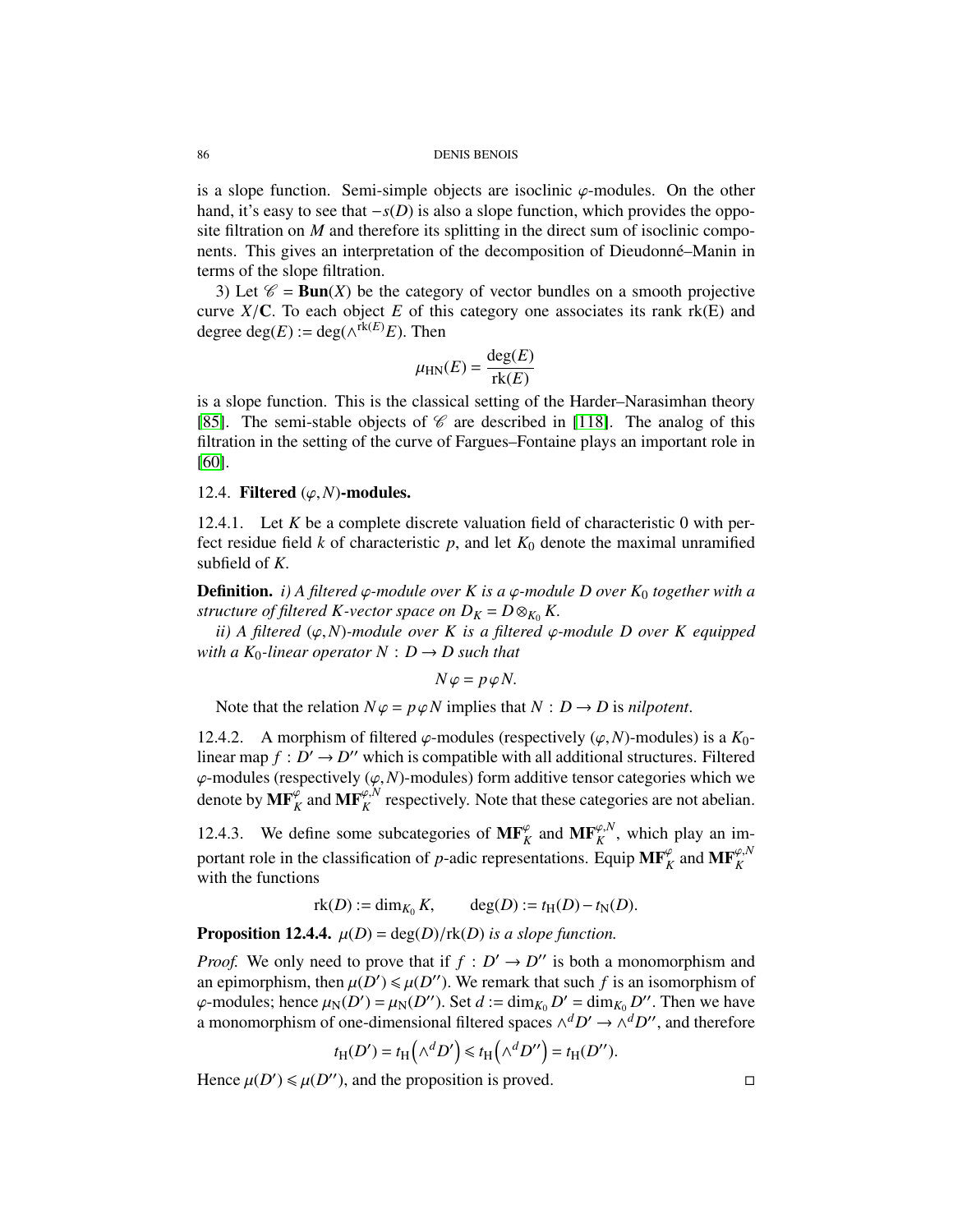is a slope function. Semi-simple objects are isoclinic $\varphi$-modules. On the other hand, it's easy to see that $-s(D)$ is also a slope function, which provides the opposite filtration on $M$ and therefore its splitting in the direct sum of isoclinic components. This gives an interpretation of the decomposition of Dieudonné–Manin in terms of the slope filtration.

3) Let $\mathscr{C} = \mathbf{Bun}(X)$ be the category of vector bundles on a smooth projective curve $X/\mathbf{C}$. To each object $E$ of this category one associates its rank rk(E) and degree $\deg(E) := \deg(\wedge^{\mathrm{rk}(E)} E)$. Then

$$\mu_{\mathrm{HN}}(E) = \frac{\deg(E)}{\mathrm{rk}(E)}$$

is a slope function. This is the classical setting of the Harder–Narasimhan theory [85]. The semi-stable objects of $\mathscr{C}$ are described in [118]. The analog of this filtration in the setting of the curve of Fargues–Fontaine plays an important role in [60].

## 12.4. Filtered $(\varphi, N)$-modules.

12.4.1. Let $K$ be a complete discrete valuation field of characteristic 0 with perfect residue field $k$ of characteristic $p$, and let $K_0$ denote the maximal unramified subfield of $K$.

**Definition.** *i) A filtered $\varphi$-module over $K$ is a $\varphi$-module $D$ over $K_0$ together with a structure of filtered $K$-vector space on $D_K = D \otimes_{K_0} K$.*

*ii) A filtered $(\varphi, N)$-module over $K$ is a filtered $\varphi$-module $D$ over $K$ equipped with a $K_0$-linear operator $N : D \to D$ such that*

$$N\varphi = p\varphi N.$$

Note that the relation $N\varphi = p\varphi N$ implies that $N : D \to D$ is *nilpotent*.

12.4.2. A morphism of filtered $\varphi$-modules (respectively $(\varphi, N)$-modules) is a $K_0$-linear map $f : D' \to D''$ which is compatible with all additional structures. Filtered $\varphi$-modules (respectively $(\varphi, N)$-modules) form additive tensor categories which we denote by $\mathbf{MF}_K^{\varphi}$ and $\mathbf{MF}_K^{\varphi,N}$ respectively. Note that these categories are not abelian.

12.4.3. We define some subcategories of $\mathbf{MF}_K^{\varphi}$ and $\mathbf{MF}_K^{\varphi,N}$, which play an important role in the classification of $p$-adic representations. Equip $\mathbf{MF}_K^{\varphi}$ and $\mathbf{MF}_K^{\varphi,N}$ with the functions

$$\mathrm{rk}(D) := \dim_{K_0} K, \qquad \deg(D) := t_{\mathrm{H}}(D) - t_{\mathrm{N}}(D).$$

**Proposition 12.4.4.** *$\mu(D) = \deg(D)/\mathrm{rk}(D)$ is a slope function.*

*Proof.* We only need to prove that if $f : D' \to D''$ is both a monomorphism and an epimorphism, then $\mu(D') \leqslant \mu(D'')$. We remark that such $f$ is an isomorphism of $\varphi$-modules; hence $\mu_{\mathrm{N}}(D') = \mu_{\mathrm{N}}(D'')$. Set $d := \dim_{K_0} D' = \dim_{K_0} D''$. Then we have a monomorphism of one-dimensional filtered spaces $\wedge^d D' \to \wedge^d D''$, and therefore

$$t_{\mathrm{H}}(D') = t_{\mathrm{H}}\left(\wedge^d D'\right) \leqslant t_{\mathrm{H}}\left(\wedge^d D''\right) = t_{\mathrm{H}}(D'').$$

Hence $\mu(D') \leqslant \mu(D'')$, and the proposition is proved. $\square$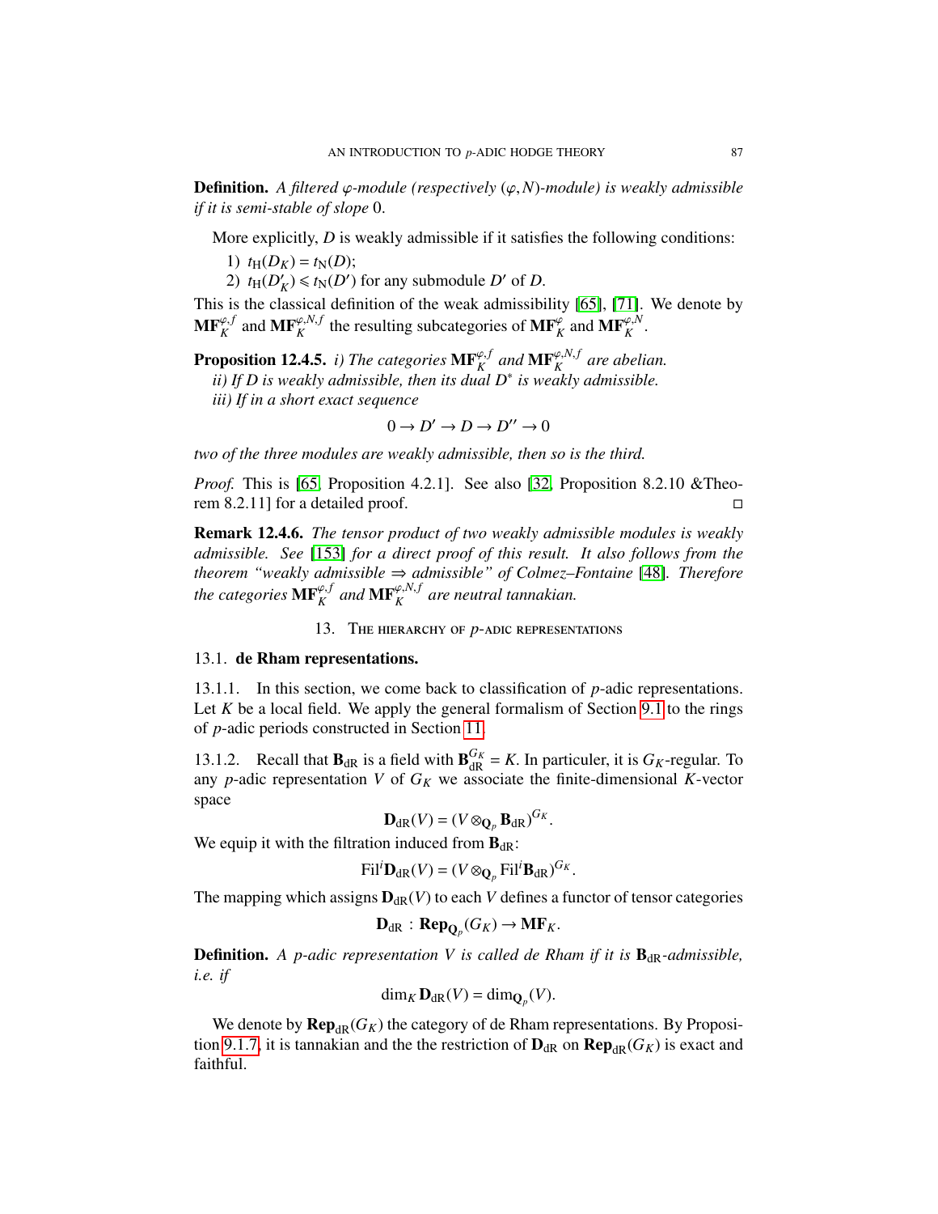**Definition.** *A filtered $\varphi$-module (respectively $(\varphi, N)$-module) is weakly admissible if it is semi-stable of slope* 0.

More explicitly, $D$ is weakly admissible if it satisfies the following conditions:

1) $t_{\mathrm{H}}(D_K) = t_{\mathrm{N}}(D)$;
2) $t_{\mathrm{H}}(D'_K) \leqslant t_{\mathrm{N}}(D')$ for any submodule $D'$ of $D$.

This is the classical definition of the weak admissibility [65], [71]. We denote by $\mathbf{MF}_K^{\varphi,f}$ and $\mathbf{MF}_K^{\varphi,N,f}$ the resulting subcategories of $\mathbf{MF}_K^{\varphi}$ and $\mathbf{MF}_K^{\varphi,N}$.

**Proposition 12.4.5.** *i) The categories $\mathbf{MF}_K^{\varphi,f}$ and $\mathbf{MF}_K^{\varphi,N,f}$ are abelian.*
*ii) If $D$ is weakly admissible, then its dual $D^*$ is weakly admissible.*
*iii) If in a short exact sequence*

$$0 \to D' \to D \to D'' \to 0$$

*two of the three modules are weakly admissible, then so is the third.*

*Proof.* This is [65, Proposition 4.2.1]. See also [32, Proposition 8.2.10 &Theorem 8.2.11] for a detailed proof. ◻

**Remark 12.4.6.** *The tensor product of two weakly admissible modules is weakly admissible. See [153] for a direct proof of this result. It also follows from the theorem "weakly admissible ⇒ admissible" of Colmez–Fontaine [48]. Therefore the categories $\mathbf{MF}_K^{\varphi,f}$ and $\mathbf{MF}_K^{\varphi,N,f}$ are neutral tannakian.*

## 13. The hierarchy of $p$-adic representations

### 13.1. de Rham representations.

13.1.1. In this section, we come back to classification of $p$-adic representations. Let $K$ be a local field. We apply the general formalism of Section 9.1 to the rings of $p$-adic periods constructed in Section 11.

13.1.2. Recall that $\mathbf{B}_{\mathrm{dR}}$ is a field with $\mathbf{B}_{\mathrm{dR}}^{G_K} = K$. In particuler, it is $G_K$-regular. To any $p$-adic representation $V$ of $G_K$ we associate the finite-dimensional $K$-vector space

$$\mathbf{D}_{\mathrm{dR}}(V) = (V \otimes_{\mathbf{Q}_p} \mathbf{B}_{\mathrm{dR}})^{G_K}.$$

We equip it with the filtration induced from $\mathbf{B}_{\mathrm{dR}}$:

$$\mathrm{Fil}^i \mathbf{D}_{\mathrm{dR}}(V) = (V \otimes_{\mathbf{Q}_p} \mathrm{Fil}^i \mathbf{B}_{\mathrm{dR}})^{G_K}.$$

The mapping which assigns $\mathbf{D}_{\mathrm{dR}}(V)$ to each $V$ defines a functor of tensor categories

$$\mathbf{D}_{\mathrm{dR}} : \mathbf{Rep}_{\mathbf{Q}_p}(G_K) \to \mathbf{MF}_K.$$

**Definition.** *A $p$-adic representation $V$ is called de Rham if it is $\mathbf{B}_{\mathrm{dR}}$-admissible, i.e. if*

$$\dim_K \mathbf{D}_{\mathrm{dR}}(V) = \dim_{\mathbf{Q}_p}(V).$$

We denote by $\mathbf{Rep}_{\mathrm{dR}}(G_K)$ the category of de Rham representations. By Proposition 9.1.7, it is tannakian and the the restriction of $\mathbf{D}_{\mathrm{dR}}$ on $\mathbf{Rep}_{\mathrm{dR}}(G_K)$ is exact and faithful.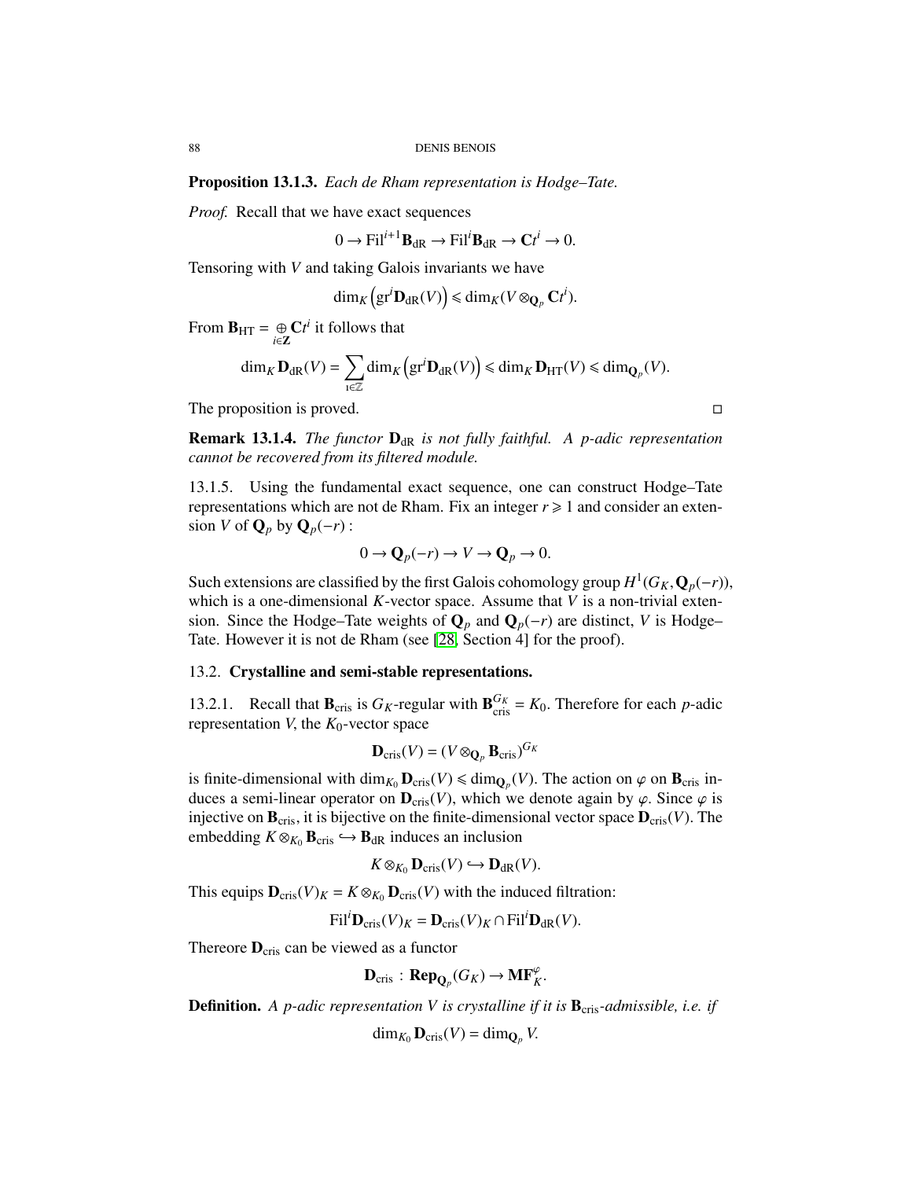**Proposition 13.1.3.** *Each de Rham representation is Hodge–Tate.*

*Proof.* Recall that we have exact sequences

$$0 \to \mathrm{Fil}^{i+1}\mathbf{B}_{\mathrm{dR}} \to \mathrm{Fil}^i\mathbf{B}_{\mathrm{dR}} \to \mathbf{C}t^i \to 0.$$

Tensoring with $V$ and taking Galois invariants we have

$$\dim_K \left(\mathrm{gr}^i\mathbf{D}_{\mathrm{dR}}(V)\right) \leqslant \dim_K(V \otimes_{\mathbf{Q}_p} \mathbf{C}t^i).$$

From $\mathbf{B}_{\mathrm{HT}} = \underset{i \in \mathbf{Z}}{\oplus} \mathbf{C}t^i$ it follows that

$$\dim_K \mathbf{D}_{\mathrm{dR}}(V) = \sum_{\imath \in \mathbb{Z}} \dim_K \left(\mathrm{gr}^i\mathbf{D}_{\mathrm{dR}}(V)\right) \leqslant \dim_K \mathbf{D}_{\mathrm{HT}}(V) \leqslant \dim_{\mathbf{Q}_p}(V).$$

The proposition is proved. □

**Remark 13.1.4.** *The functor* $\mathbf{D}_{\mathrm{dR}}$ *is not fully faithful. A p-adic representation cannot be recovered from its filtered module.*

13.1.5. Using the fundamental exact sequence, one can construct Hodge–Tate representations which are not de Rham. Fix an integer $r \geqslant 1$ and consider an extension $V$ of $\mathbf{Q}_p$ by $\mathbf{Q}_p(-r)$ :

$$0 \to \mathbf{Q}_p(-r) \to V \to \mathbf{Q}_p \to 0.$$

Such extensions are classified by the first Galois cohomology group $H^1(G_K, \mathbf{Q}_p(-r))$, which is a one-dimensional $K$-vector space. Assume that $V$ is a non-trivial extension. Since the Hodge–Tate weights of $\mathbf{Q}_p$ and $\mathbf{Q}_p(-r)$ are distinct, $V$ is Hodge–Tate. However it is not de Rham (see [28, Section 4] for the proof).

## 13.2. Crystalline and semi-stable representations.

13.2.1. Recall that $\mathbf{B}_{\mathrm{cris}}$ is $G_K$-regular with $\mathbf{B}_{\mathrm{cris}}^{G_K} = K_0$. Therefore for each $p$-adic representation $V$, the $K_0$-vector space

$$\mathbf{D}_{\mathrm{cris}}(V) = (V \otimes_{\mathbf{Q}_p} \mathbf{B}_{\mathrm{cris}})^{G_K}$$

is finite-dimensional with $\dim_{K_0} \mathbf{D}_{\mathrm{cris}}(V) \leqslant \dim_{\mathbf{Q}_p}(V)$. The action on $\varphi$ on $\mathbf{B}_{\mathrm{cris}}$ induces a semi-linear operator on $\mathbf{D}_{\mathrm{cris}}(V)$, which we denote again by $\varphi$. Since $\varphi$ is injective on $\mathbf{B}_{\mathrm{cris}}$, it is bijective on the finite-dimensional vector space $\mathbf{D}_{\mathrm{cris}}(V)$. The embedding $K \otimes_{K_0} \mathbf{B}_{\mathrm{cris}} \hookrightarrow \mathbf{B}_{\mathrm{dR}}$ induces an inclusion

$$K \otimes_{K_0} \mathbf{D}_{\mathrm{cris}}(V) \hookrightarrow \mathbf{D}_{\mathrm{dR}}(V).$$

This equips $\mathbf{D}_{\mathrm{cris}}(V)_K = K \otimes_{K_0} \mathbf{D}_{\mathrm{cris}}(V)$ with the induced filtration:

$$\mathrm{Fil}^i\mathbf{D}_{\mathrm{cris}}(V)_K = \mathbf{D}_{\mathrm{cris}}(V)_K \cap \mathrm{Fil}^i\mathbf{D}_{\mathrm{dR}}(V).$$

Thereore $\mathbf{D}_{\mathrm{cris}}$ can be viewed as a functor

$$\mathbf{D}_{\mathrm{cris}} : \mathbf{Rep}_{\mathbf{Q}_p}(G_K) \to \mathbf{MF}_K^{\varphi}.$$

**Definition.** *A p-adic representation V is crystalline if it is* $\mathbf{B}_{\mathrm{cris}}$*-admissible, i.e. if*

$$\dim_{K_0} \mathbf{D}_{\mathrm{cris}}(V) = \dim_{\mathbf{Q}_p} V.$$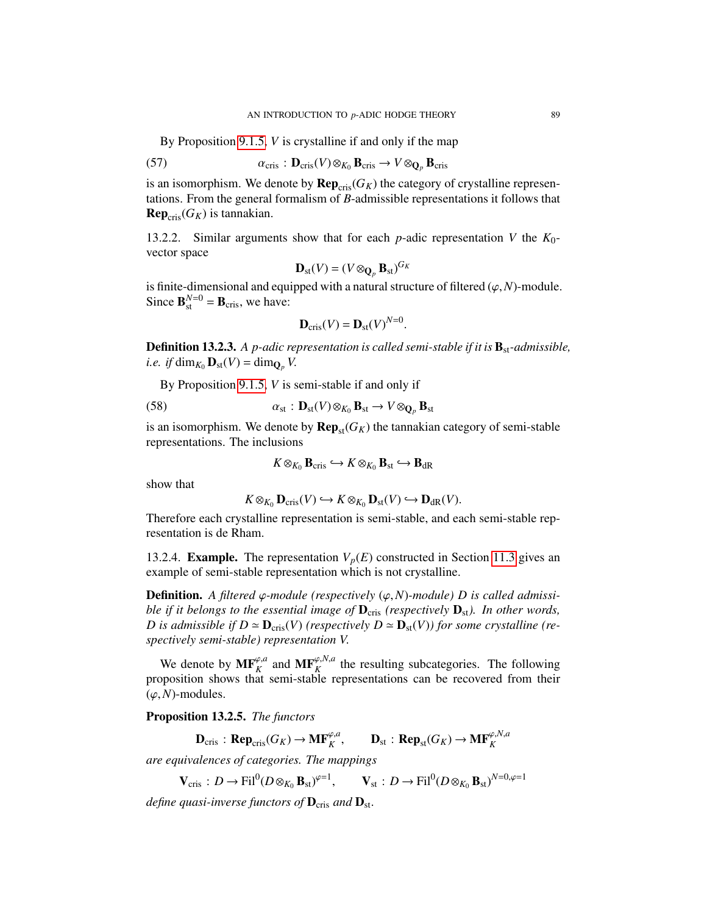By Proposition 9.1.5, $V$ is crystalline if and only if the map

$$\alpha_{\mathrm{cris}} : \mathbf{D}_{\mathrm{cris}}(V) \otimes_{K_0} \mathbf{B}_{\mathrm{cris}} \to V \otimes_{\mathbf{Q}_p} \mathbf{B}_{\mathrm{cris}} \tag{57}$$

is an isomorphism. We denote by $\mathbf{Rep}_{\mathrm{cris}}(G_K)$ the category of crystalline representations. From the general formalism of $B$-admissible representations it follows that $\mathbf{Rep}_{\mathrm{cris}}(G_K)$ is tannakian.

13.2.2. Similar arguments show that for each $p$-adic representation $V$ the $K_0$-vector space

$$\mathbf{D}_{\mathrm{st}}(V) = (V \otimes_{\mathbf{Q}_p} \mathbf{B}_{\mathrm{st}})^{G_K}$$

is finite-dimensional and equipped with a natural structure of filtered $(\varphi, N)$-module. Since $\mathbf{B}_{\mathrm{st}}^{N=0} = \mathbf{B}_{\mathrm{cris}}$, we have:

$$\mathbf{D}_{\mathrm{cris}}(V) = \mathbf{D}_{\mathrm{st}}(V)^{N=0}.$$

**Definition 13.2.3.** *A $p$-adic representation is called semi-stable if it is $\mathbf{B}_{\mathrm{st}}$-admissible, i.e. if $\dim_{K_0} \mathbf{D}_{\mathrm{st}}(V) = \dim_{\mathbf{Q}_p} V$.*

By Proposition 9.1.5, $V$ is semi-stable if and only if

$$\alpha_{\mathrm{st}} : \mathbf{D}_{\mathrm{st}}(V) \otimes_{K_0} \mathbf{B}_{\mathrm{st}} \to V \otimes_{\mathbf{Q}_p} \mathbf{B}_{\mathrm{st}} \tag{58}$$

is an isomorphism. We denote by $\mathbf{Rep}_{\mathrm{st}}(G_K)$ the tannakian category of semi-stable representations. The inclusions

$$K \otimes_{K_0} \mathbf{B}_{\mathrm{cris}} \hookrightarrow K \otimes_{K_0} \mathbf{B}_{\mathrm{st}} \hookrightarrow \mathbf{B}_{\mathrm{dR}}$$

show that

$$K \otimes_{K_0} \mathbf{D}_{\mathrm{cris}}(V) \hookrightarrow K \otimes_{K_0} \mathbf{D}_{\mathrm{st}}(V) \hookrightarrow \mathbf{D}_{\mathrm{dR}}(V).$$

Therefore each crystalline representation is semi-stable, and each semi-stable representation is de Rham.

13.2.4. **Example.** The representation $V_p(E)$ constructed in Section 11.3 gives an example of semi-stable representation which is not crystalline.

**Definition.** *A filtered $\varphi$-module (respectively $(\varphi, N)$-module) $D$ is called admissible if it belongs to the essential image of $\mathbf{D}_{\mathrm{cris}}$ (respectively $\mathbf{D}_{\mathrm{st}}$). In other words, $D$ is admissible if $D \simeq \mathbf{D}_{\mathrm{cris}}(V)$ (respectively $D \simeq \mathbf{D}_{\mathrm{st}}(V)$) for some crystalline (respectively semi-stable) representation $V$.*

We denote by $\mathbf{MF}_K^{\varphi,a}$ and $\mathbf{MF}_K^{\varphi,N,a}$ the resulting subcategories. The following proposition shows that semi-stable representations can be recovered from their $(\varphi, N)$-modules.

**Proposition 13.2.5.** *The functors*

$$\mathbf{D}_{\mathrm{cris}} : \mathbf{Rep}_{\mathrm{cris}}(G_K) \to \mathbf{MF}_K^{\varphi,a}, \qquad \mathbf{D}_{\mathrm{st}} : \mathbf{Rep}_{\mathrm{st}}(G_K) \to \mathbf{MF}_K^{\varphi,N,a}$$

*are equivalences of categories. The mappings*

$$\mathbf{V}_{\mathrm{cris}} : D \to \mathrm{Fil}^0(D \otimes_{K_0} \mathbf{B}_{\mathrm{st}})^{\varphi=1}, \qquad \mathbf{V}_{\mathrm{st}} : D \to \mathrm{Fil}^0(D \otimes_{K_0} \mathbf{B}_{\mathrm{st}})^{N=0,\varphi=1}$$

*define quasi-inverse functors of $\mathbf{D}_{\mathrm{cris}}$ and $\mathbf{D}_{\mathrm{st}}$.*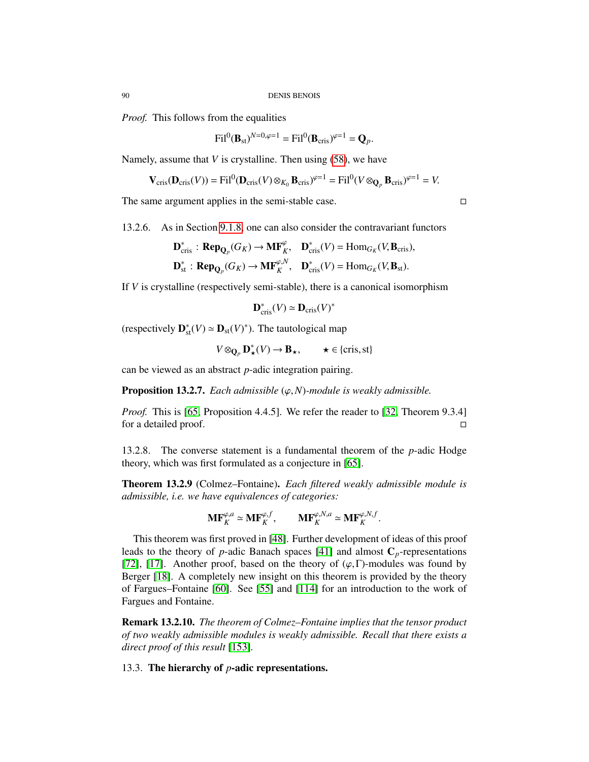*Proof.* This follows from the equalities

$$\mathrm{Fil}^0(\mathbf{B}_{\mathrm{st}})^{N=0,\varphi=1} = \mathrm{Fil}^0(\mathbf{B}_{\mathrm{cris}})^{\varphi=1} = \mathbf{Q}_p.$$

Namely, assume that $V$ is crystalline. Then using (58), we have

$$\mathbf{V}_{\mathrm{cris}}(\mathbf{D}_{\mathrm{cris}}(V)) = \mathrm{Fil}^0(\mathbf{D}_{\mathrm{cris}}(V) \otimes_{K_0} \mathbf{B}_{\mathrm{cris}})^{\varphi=1} = \mathrm{Fil}^0(V \otimes_{\mathbf{Q}_p} \mathbf{B}_{\mathrm{cris}})^{\varphi=1} = V.$$

The same argument applies in the semi-stable case. □

13.2.6. As in Section 9.1.8, one can also consider the contravariant functors

$$\mathbf{D}^*_{\mathrm{cris}} : \mathbf{Rep}_{\mathbf{Q}_p}(G_K) \to \mathbf{MF}^{\varphi}_K, \quad \mathbf{D}^*_{\mathrm{cris}}(V) = \mathrm{Hom}_{G_K}(V, \mathbf{B}_{\mathrm{cris}}),$$
$$\mathbf{D}^*_{\mathrm{st}} : \mathbf{Rep}_{\mathbf{Q}_p}(G_K) \to \mathbf{MF}^{\varphi,N}_K, \quad \mathbf{D}^*_{\mathrm{cris}}(V) = \mathrm{Hom}_{G_K}(V, \mathbf{B}_{\mathrm{st}}).$$

If $V$ is crystalline (respectively semi-stable), there is a canonical isomorphism

$$\mathbf{D}^*_{\mathrm{cris}}(V) \simeq \mathbf{D}_{\mathrm{cris}}(V)^*$$

(respectively $\mathbf{D}^*_{\mathrm{st}}(V) \simeq \mathbf{D}_{\mathrm{st}}(V)^*$). The tautological map

$$V \otimes_{\mathbf{Q}_p} \mathbf{D}^*_{\star}(V) \to \mathbf{B}_{\star}, \qquad \star \in \{\mathrm{cris}, \mathrm{st}\}$$

can be viewed as an abstract $p$-adic integration pairing.

**Proposition 13.2.7.** *Each admissible $(\varphi, N)$-module is weakly admissible.*

*Proof.* This is [65, Proposition 4.4.5]. We refer the reader to [32, Theorem 9.3.4] for a detailed proof. □

13.2.8. The converse statement is a fundamental theorem of the $p$-adic Hodge theory, which was first formulated as a conjecture in [65].

**Theorem 13.2.9** (Colmez–Fontaine)**.** *Each filtered weakly admissible module is admissible, i.e. we have equivalences of categories:*

$$\mathbf{MF}^{\varphi,a}_K \simeq \mathbf{MF}^{\varphi,f}_K, \qquad \mathbf{MF}^{\varphi,N,a}_K \simeq \mathbf{MF}^{\varphi,N,f}_K.$$

This theorem was first proved in [48]. Further development of ideas of this proof leads to the theory of $p$-adic Banach spaces [41] and almost $\mathbf{C}_p$-representations [72], [17]. Another proof, based on the theory of $(\varphi, \Gamma)$-modules was found by Berger [18]. A completely new insight on this theorem is provided by the theory of Fargues–Fontaine [60]. See [55] and [114] for an introduction to the work of Fargues and Fontaine.

**Remark 13.2.10.** *The theorem of Colmez–Fontaine implies that the tensor product of two weakly admissible modules is weakly admissible. Recall that there exists a direct proof of this result* [153].

## 13.3. **The hierarchy of $p$-adic representations.**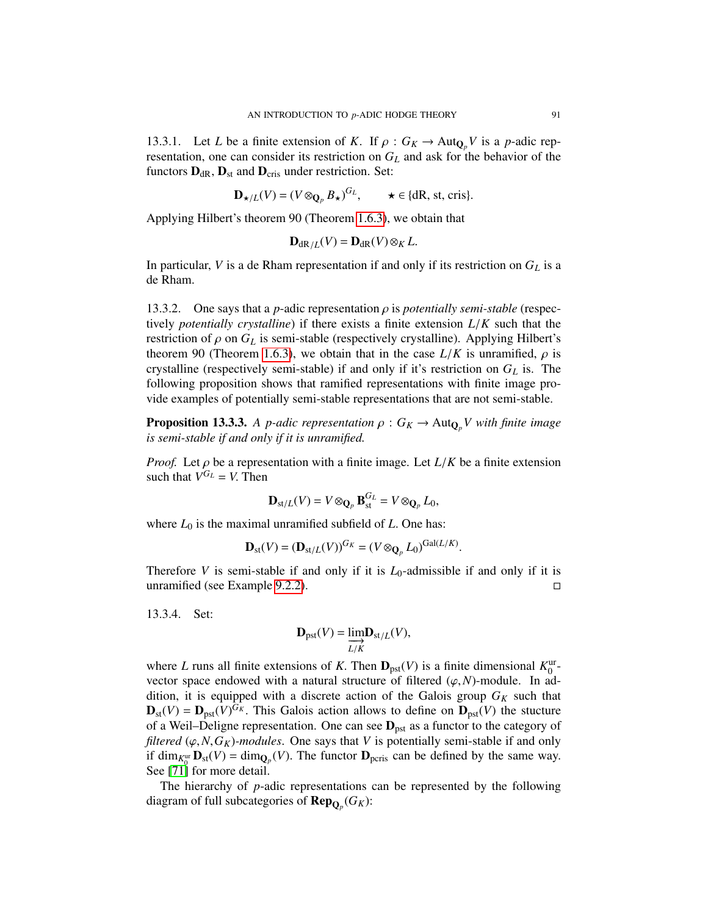13.3.1. Let $L$ be a finite extension of $K$. If $\rho : G_K \to \mathrm{Aut}_{\mathbf{Q}_p} V$ is a $p$-adic representation, one can consider its restriction on $G_L$ and ask for the behavior of the functors $\mathbf{D}_{\mathrm{dR}}$, $\mathbf{D}_{\mathrm{st}}$ and $\mathbf{D}_{\mathrm{cris}}$ under restriction. Set:

$$\mathbf{D}_{\star/L}(V) = (V \otimes_{\mathbf{Q}_p} B_\star)^{G_L}, \qquad \star \in \{\mathrm{dR}, \mathrm{st}, \mathrm{cris}\}.$$

Applying Hilbert's theorem 90 (Theorem 1.6.3), we obtain that

$$\mathbf{D}_{\mathrm{dR}/L}(V) = \mathbf{D}_{\mathrm{dR}}(V) \otimes_K L.$$

In particular, $V$ is a de Rham representation if and only if its restriction on $G_L$ is a de Rham.

13.3.2. One says that a $p$-adic representation $\rho$ is *potentially semi-stable* (respectively *potentially crystalline*) if there exists a finite extension $L/K$ such that the restriction of $\rho$ on $G_L$ is semi-stable (respectively crystalline). Applying Hilbert's theorem 90 (Theorem 1.6.3), we obtain that in the case $L/K$ is unramified, $\rho$ is crystalline (respectively semi-stable) if and only if it's restriction on $G_L$ is. The following proposition shows that ramified representations with finite image provide examples of potentially semi-stable representations that are not semi-stable.

**Proposition 13.3.3.** *A $p$-adic representation $\rho : G_K \to \mathrm{Aut}_{\mathbf{Q}_p} V$ with finite image is semi-stable if and only if it is unramified.*

*Proof.* Let $\rho$ be a representation with a finite image. Let $L/K$ be a finite extension such that $V^{G_L} = V$. Then

$$\mathbf{D}_{\mathrm{st}/L}(V) = V \otimes_{\mathbf{Q}_p} \mathbf{B}_{\mathrm{st}}^{G_L} = V \otimes_{\mathbf{Q}_p} L_0,$$

where $L_0$ is the maximal unramified subfield of $L$. One has:

$$\mathbf{D}_{\mathrm{st}}(V) = (\mathbf{D}_{\mathrm{st}/L}(V))^{G_K} = (V \otimes_{\mathbf{Q}_p} L_0)^{\mathrm{Gal}(L/K)}.$$

Therefore $V$ is semi-stable if and only if it is $L_0$-admissible if and only if it is unramified (see Example 9.2.2). □

13.3.4. Set:

$$\mathbf{D}_{\mathrm{pst}}(V) = \varinjlim_{L/K} \mathbf{D}_{\mathrm{st}/L}(V),$$

where $L$ runs all finite extensions of $K$. Then $\mathbf{D}_{\mathrm{pst}}(V)$ is a finite dimensional $K_0^{\mathrm{ur}}$-vector space endowed with a natural structure of filtered $(\varphi, N)$-module. In addition, it is equipped with a discrete action of the Galois group $G_K$ such that $\mathbf{D}_{\mathrm{st}}(V) = \mathbf{D}_{\mathrm{pst}}(V)^{G_K}$. This Galois action allows to define on $\mathbf{D}_{\mathrm{pst}}(V)$ the stucture of a Weil–Deligne representation. One can see $\mathbf{D}_{\mathrm{pst}}$ as a functor to the category of *filtered* $(\varphi, N, G_K)$*-modules*. One says that $V$ is potentially semi-stable if and only if $\dim_{K_0^{\mathrm{ur}}} \mathbf{D}_{\mathrm{st}}(V) = \dim_{\mathbf{Q}_p}(V)$. The functor $\mathbf{D}_{\mathrm{pcris}}$ can be defined by the same way. See [71] for more detail.

The hierarchy of $p$-adic representations can be represented by the following diagram of full subcategories of $\mathbf{Rep}_{\mathbf{Q}_p}(G_K)$: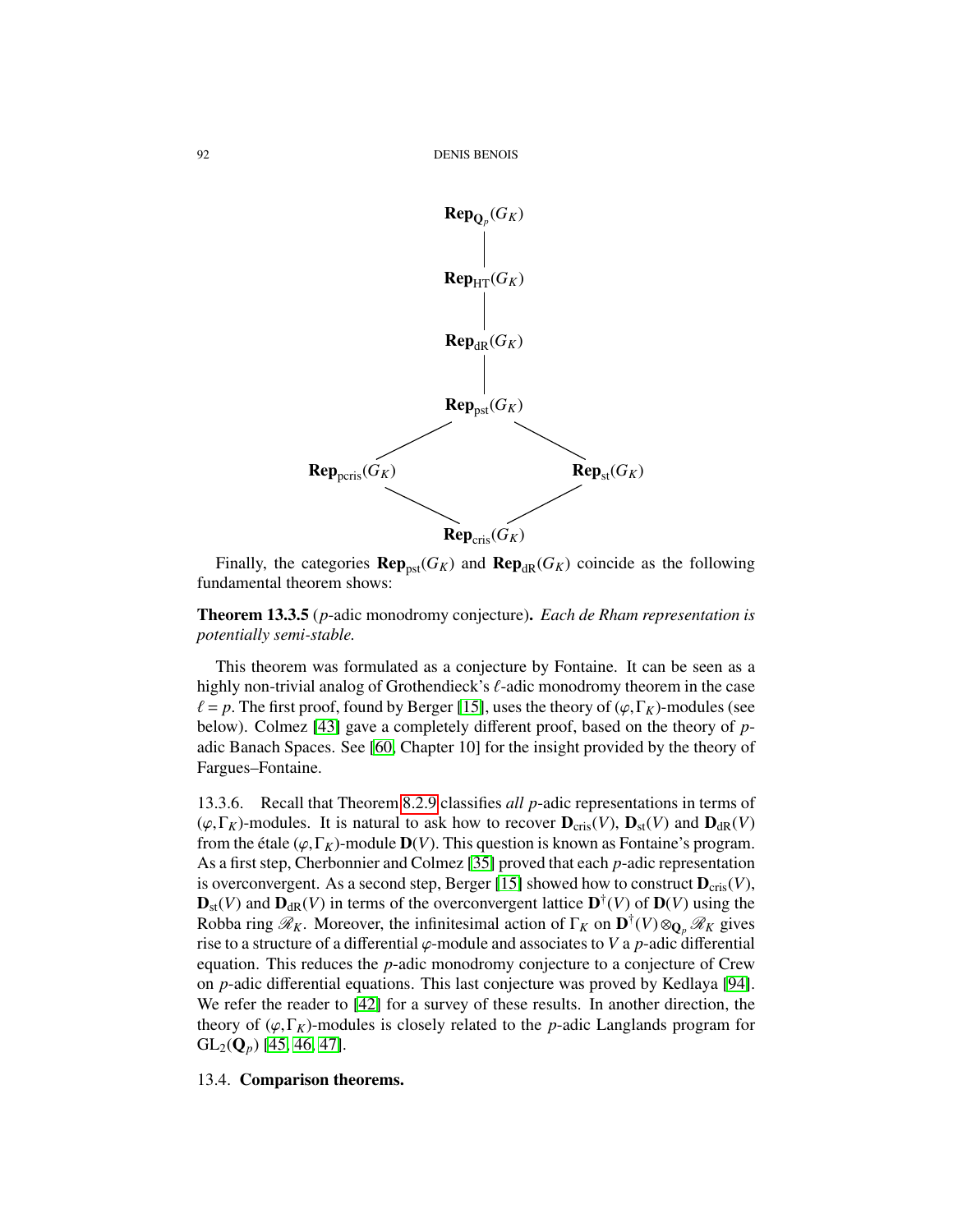$$
\begin{array}{ccc}
 & \mathbf{Rep}_{\mathbf{Q}_p}(G_K) & \\
 & | & \\
 & \mathbf{Rep}_{\mathrm{HT}}(G_K) & \\
 & | & \\
 & \mathbf{Rep}_{\mathrm{dR}}(G_K) & \\
 & | & \\
 & \mathbf{Rep}_{\mathrm{pst}}(G_K) & \\
 \diagup & & \diagdown \\
\mathbf{Rep}_{\mathrm{pcris}}(G_K) & & \mathbf{Rep}_{\mathrm{st}}(G_K) \\
 \diagdown & & \diagup \\
 & \mathbf{Rep}_{\mathrm{cris}}(G_K) &
\end{array}
$$

Finally, the categories $\mathbf{Rep}_{\mathrm{pst}}(G_K)$ and $\mathbf{Rep}_{\mathrm{dR}}(G_K)$ coincide as the following fundamental theorem shows:

**Theorem 13.3.5** ($p$-adic monodromy conjecture)**.** *Each de Rham representation is potentially semi-stable.*

This theorem was formulated as a conjecture by Fontaine. It can be seen as a highly non-trivial analog of Grothendieck's $\ell$-adic monodromy theorem in the case $\ell = p$. The first proof, found by Berger [15], uses the theory of $(\varphi, \Gamma_K)$-modules (see below). Colmez [43] gave a completely different proof, based on the theory of $p$-adic Banach Spaces. See [60, Chapter 10] for the insight provided by the theory of Fargues–Fontaine.

13.3.6. Recall that Theorem 8.2.9 classifies *all* $p$-adic representations in terms of $(\varphi, \Gamma_K)$-modules. It is natural to ask how to recover $\mathbf{D}_{\mathrm{cris}}(V)$, $\mathbf{D}_{\mathrm{st}}(V)$ and $\mathbf{D}_{\mathrm{dR}}(V)$ from the étale $(\varphi, \Gamma_K)$-module $\mathbf{D}(V)$. This question is known as Fontaine's program. As a first step, Cherbonnier and Colmez [35] proved that each $p$-adic representation is overconvergent. As a second step, Berger [15] showed how to construct $\mathbf{D}_{\mathrm{cris}}(V)$, $\mathbf{D}_{\mathrm{st}}(V)$ and $\mathbf{D}_{\mathrm{dR}}(V)$ in terms of the overconvergent lattice $\mathbf{D}^{\dagger}(V)$ of $\mathbf{D}(V)$ using the Robba ring $\mathscr{R}_K$. Moreover, the infinitesimal action of $\Gamma_K$ on $\mathbf{D}^{\dagger}(V) \otimes_{\mathbf{Q}_p} \mathscr{R}_K$ gives rise to a structure of a differential $\varphi$-module and associates to $V$ a $p$-adic differential equation. This reduces the $p$-adic monodromy conjecture to a conjecture of Crew on $p$-adic differential equations. This last conjecture was proved by Kedlaya [94]. We refer the reader to [42] for a survey of these results. In another direction, the theory of $(\varphi, \Gamma_K)$-modules is closely related to the $p$-adic Langlands program for $\mathrm{GL}_2(\mathbf{Q}_p)$ [45, 46, 47].

## 13.4. **Comparison theorems.**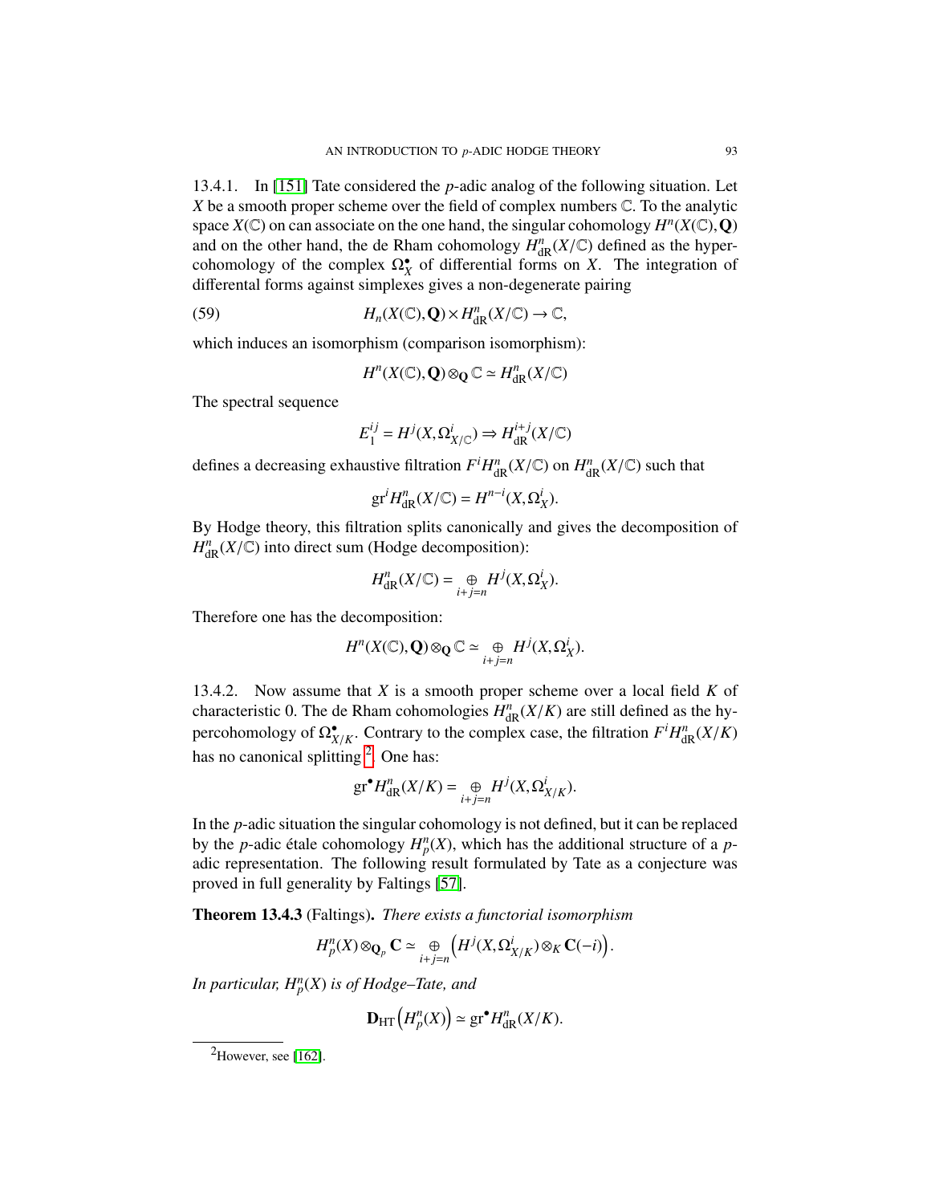13.4.1. In [151] Tate considered the $p$-adic analog of the following situation. Let $X$ be a smooth proper scheme over the field of complex numbers $\mathbb{C}$. To the analytic space $X(\mathbb{C})$ on can associate on the one hand, the singular cohomology $H^n(X(\mathbb{C}),\mathbf{Q})$ and on the other hand, the de Rham cohomology $H^n_{\mathrm{dR}}(X/\mathbb{C})$ defined as the hypercohomology of the complex $\Omega^\bullet_X$ of differential forms on $X$. The integration of differental forms against simplexes gives a non-degenerate pairing

$$H_n(X(\mathbb{C}),\mathbf{Q})\times H^n_{\mathrm{dR}}(X/\mathbb{C})\to\mathbb{C}, \tag{59}$$

which induces an isomorphism (comparison isomorphism):

$$H^n(X(\mathbb{C}),\mathbf{Q})\otimes_{\mathbf{Q}}\mathbb{C}\simeq H^n_{\mathrm{dR}}(X/\mathbb{C})$$

The spectral sequence

$$E_1^{ij}=H^j(X,\Omega^i_{X/\mathbb{C}})\Rightarrow H^{i+j}_{\mathrm{dR}}(X/\mathbb{C})$$

defines a decreasing exhaustive filtration $F^iH^n_{\mathrm{dR}}(X/\mathbb{C})$ on $H^n_{\mathrm{dR}}(X/\mathbb{C})$ such that

$$\mathrm{gr}^iH^n_{\mathrm{dR}}(X/\mathbb{C})=H^{n-i}(X,\Omega^i_X).$$

By Hodge theory, this filtration splits canonically and gives the decomposition of $H^n_{\mathrm{dR}}(X/\mathbb{C})$ into direct sum (Hodge decomposition):

$$H^n_{\mathrm{dR}}(X/\mathbb{C})=\underset{i+j=n}{\oplus}H^j(X,\Omega^i_X).$$

Therefore one has the decomposition:

$$H^n(X(\mathbb{C}),\mathbf{Q})\otimes_{\mathbf{Q}}\mathbb{C}\simeq\underset{i+j=n}{\oplus}H^j(X,\Omega^i_X).$$

13.4.2. Now assume that $X$ is a smooth proper scheme over a local field $K$ of characteristic 0. The de Rham cohomologies $H^n_{\mathrm{dR}}(X/K)$ are still defined as the hypercohomology of $\Omega^\bullet_{X/K}$. Contrary to the complex case, the filtration $F^iH^n_{\mathrm{dR}}(X/K)$ has no canonical splitting [2]. One has:

$$\mathrm{gr}^\bullet H^n_{\mathrm{dR}}(X/K)=\underset{i+j=n}{\oplus}H^j(X,\Omega^i_{X/K}).$$

In the $p$-adic situation the singular cohomology is not defined, but it can be replaced by the $p$-adic étale cohomology $H^n_p(X)$, which has the additional structure of a $p$-adic representation. The following result formulated by Tate as a conjecture was proved in full generality by Faltings [57].

**Theorem 13.4.3** (Faltings). *There exists a functorial isomorphism*

$$H^n_p(X)\otimes_{\mathbf{Q}_p}\mathbf{C}\simeq\underset{i+j=n}{\oplus}\left(H^j(X,\Omega^i_{X/K})\otimes_K\mathbf{C}(-i)\right).$$

*In particular, $H^n_p(X)$ is of Hodge–Tate, and*

$$\mathbf{D}_{\mathrm{HT}}\left(H^n_p(X)\right)\simeq\mathrm{gr}^\bullet H^n_{\mathrm{dR}}(X/K).$$

[2] However, see [162].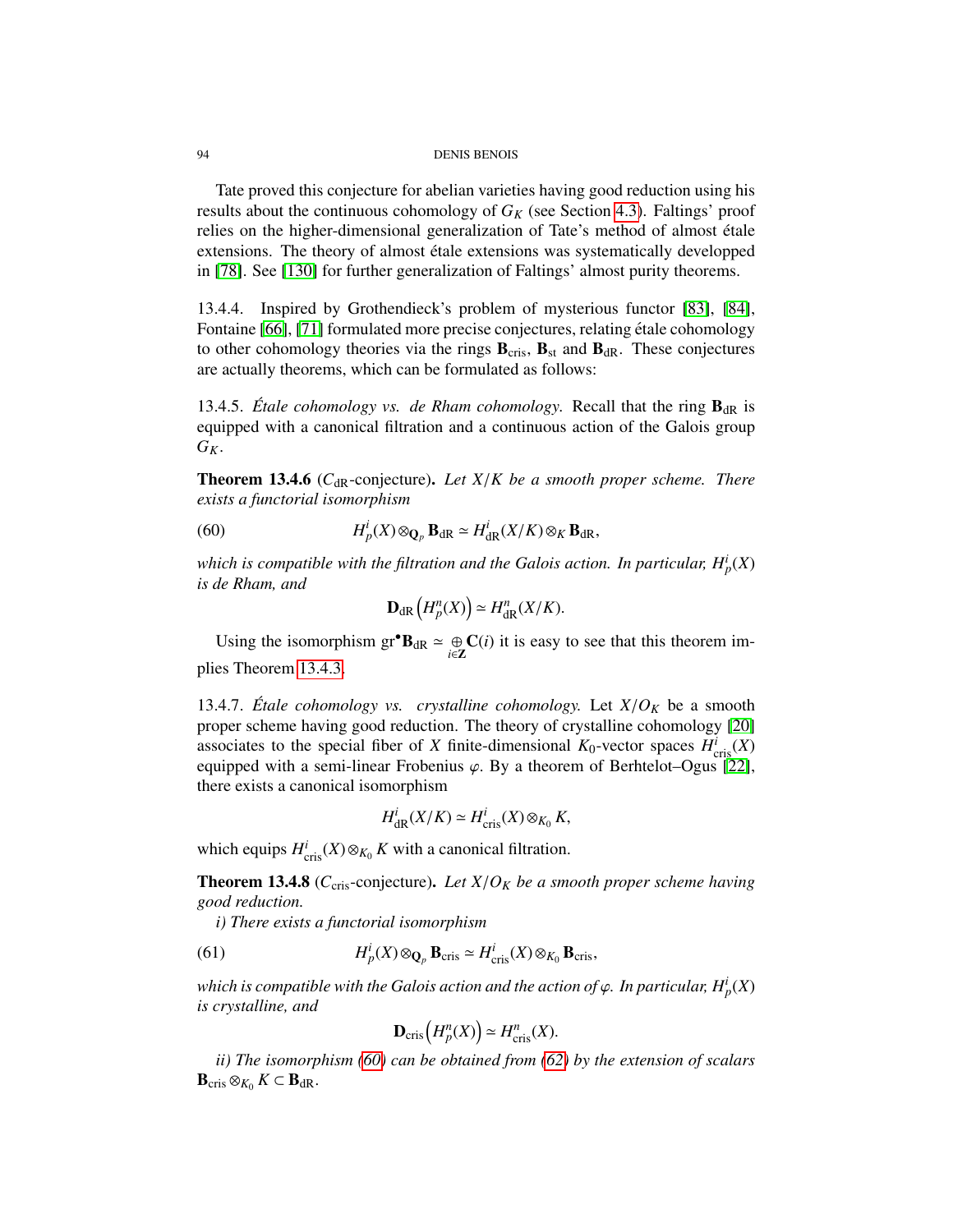Tate proved this conjecture for abelian varieties having good reduction using his results about the continuous cohomology of $G_K$ (see Section 4.3). Faltings' proof relies on the higher-dimensional generalization of Tate's method of almost étale extensions. The theory of almost étale extensions was systematically developped in [78]. See [130] for further generalization of Faltings' almost purity theorems.

13.4.4. Inspired by Grothendieck's problem of mysterious functor [83], [84], Fontaine [66], [71] formulated more precise conjectures, relating étale cohomology to other cohomology theories via the rings $\mathbf{B}_{\mathrm{cris}}$, $\mathbf{B}_{\mathrm{st}}$ and $\mathbf{B}_{\mathrm{dR}}$. These conjectures are actually theorems, which can be formulated as follows:

13.4.5. *Étale cohomology vs. de Rham cohomology.* Recall that the ring $\mathbf{B}_{\mathrm{dR}}$ is equipped with a canonical filtration and a continuous action of the Galois group $G_K$.

**Theorem 13.4.6** ($C_{\mathrm{dR}}$-conjecture). *Let $X/K$ be a smooth proper scheme. There exists a functorial isomorphism*

$$H^i_p(X)\otimes_{\mathbf{Q}_p}\mathbf{B}_{\mathrm{dR}} \simeq H^i_{\mathrm{dR}}(X/K)\otimes_K \mathbf{B}_{\mathrm{dR}}, \tag{60}$$

*which is compatible with the filtration and the Galois action. In particular, $H^i_p(X)$ is de Rham, and*

$$\mathbf{D}_{\mathrm{dR}}\left(H^n_p(X)\right)\simeq H^n_{\mathrm{dR}}(X/K).$$

Using the isomorphism $\mathrm{gr}^\bullet\mathbf{B}_{\mathrm{dR}} \simeq \underset{i\in\mathbf{Z}}{\oplus}\mathbf{C}(i)$ it is easy to see that this theorem implies Theorem 13.4.3.

13.4.7. *Étale cohomology vs. crystalline cohomology.* Let $X/O_K$ be a smooth proper scheme having good reduction. The theory of crystalline cohomology [20] associates to the special fiber of $X$ finite-dimensional $K_0$-vector spaces $H^i_{\mathrm{cris}}(X)$ equipped with a semi-linear Frobenius $\varphi$. By a theorem of Berhtelot–Ogus [22], there exists a canonical isomorphism

$$H^i_{\mathrm{dR}}(X/K)\simeq H^i_{\mathrm{cris}}(X)\otimes_{K_0}K,$$

which equips $H^i_{\mathrm{cris}}(X)\otimes_{K_0}K$ with a canonical filtration.

**Theorem 13.4.8** ($C_{\mathrm{cris}}$-conjecture). *Let $X/O_K$ be a smooth proper scheme having good reduction.*

*i) There exists a functorial isomorphism*

$$H^i_p(X)\otimes_{\mathbf{Q}_p}\mathbf{B}_{\mathrm{cris}} \simeq H^i_{\mathrm{cris}}(X)\otimes_{K_0}\mathbf{B}_{\mathrm{cris}}, \tag{61}$$

*which is compatible with the Galois action and the action of $\varphi$. In particular, $H^i_p(X)$ is crystalline, and*

$$\mathbf{D}_{\mathrm{cris}}\left(H^n_p(X)\right)\simeq H^n_{\mathrm{cris}}(X).$$

*ii) The isomorphism (60) can be obtained from (62) by the extension of scalars $\mathbf{B}_{\mathrm{cris}}\otimes_{K_0}K\subset\mathbf{B}_{\mathrm{dR}}$.*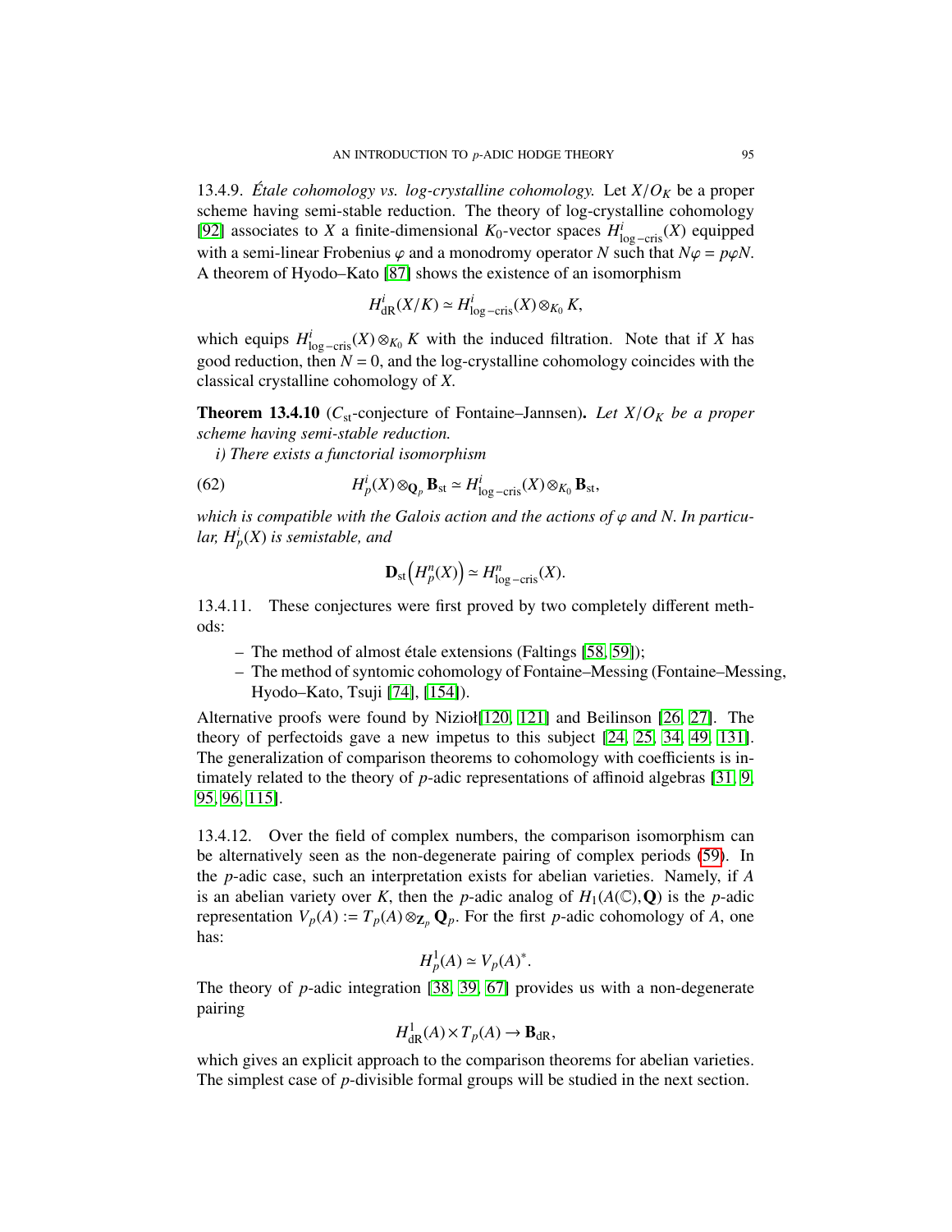13.4.9. *Étale cohomology vs. log-crystalline cohomology.* Let $X/O_K$ be a proper scheme having semi-stable reduction. The theory of log-crystalline cohomology [92] associates to $X$ a finite-dimensional $K_0$-vector spaces $H^i_{\log-\mathrm{cris}}(X)$ equipped with a semi-linear Frobenius $\varphi$ and a monodromy operator $N$ such that $N\varphi = p\varphi N$. A theorem of Hyodo–Kato [87] shows the existence of an isomorphism

$$H^i_{\mathrm{dR}}(X/K) \simeq H^i_{\log-\mathrm{cris}}(X) \otimes_{K_0} K,$$

which equips $H^i_{\log-\mathrm{cris}}(X) \otimes_{K_0} K$ with the induced filtration. Note that if $X$ has good reduction, then $N = 0$, and the log-crystalline cohomology coincides with the classical crystalline cohomology of $X$.

**Theorem 13.4.10** ($C_{\mathrm{st}}$-conjecture of Fontaine–Jannsen). *Let $X/O_K$ be a proper scheme having semi-stable reduction.*

*i) There exists a functorial isomorphism*

$$H^i_p(X) \otimes_{\mathbf{Q}_p} \mathbf{B}_{\mathrm{st}} \simeq H^i_{\log-\mathrm{cris}}(X) \otimes_{K_0} \mathbf{B}_{\mathrm{st}}, \tag{62}$$

*which is compatible with the Galois action and the actions of $\varphi$ and $N$. In particular, $H^i_p(X)$ is semistable, and*

$$\mathbf{D}_{\mathrm{st}}\left(H^n_p(X)\right) \simeq H^n_{\log-\mathrm{cris}}(X).$$

13.4.11. These conjectures were first proved by two completely different methods:

– The method of almost étale extensions (Faltings [58, 59]);
– The method of syntomic cohomology of Fontaine–Messing (Fontaine–Messing, Hyodo–Kato, Tsuji [74], [154]).

Alternative proofs were found by Nizioł[120, 121] and Beilinson [26, 27]. The theory of perfectoids gave a new impetus to this subject [24, 25, 34, 49, 131]. The generalization of comparison theorems to cohomology with coefficients is intimately related to the theory of $p$-adic representations of affinoid algebras [31, 9, 95, 96, 115].

13.4.12. Over the field of complex numbers, the comparison isomorphism can be alternatively seen as the non-degenerate pairing of complex periods (59). In the $p$-adic case, such an interpretation exists for abelian varieties. Namely, if $A$ is an abelian variety over $K$, then the $p$-adic analog of $H_1(A(\mathbb{C}), \mathbf{Q})$ is the $p$-adic representation $V_p(A) := T_p(A) \otimes_{\mathbf{Z}_p} \mathbf{Q}_p$. For the first $p$-adic cohomology of $A$, one has:

$$H^1_p(A) \simeq V_p(A)^*.$$

The theory of $p$-adic integration [38, 39, 67] provides us with a non-degenerate pairing

$$H^1_{\mathrm{dR}}(A) \times T_p(A) \to \mathbf{B}_{\mathrm{dR}},$$

which gives an explicit approach to the comparison theorems for abelian varieties. The simplest case of $p$-divisible formal groups will be studied in the next section.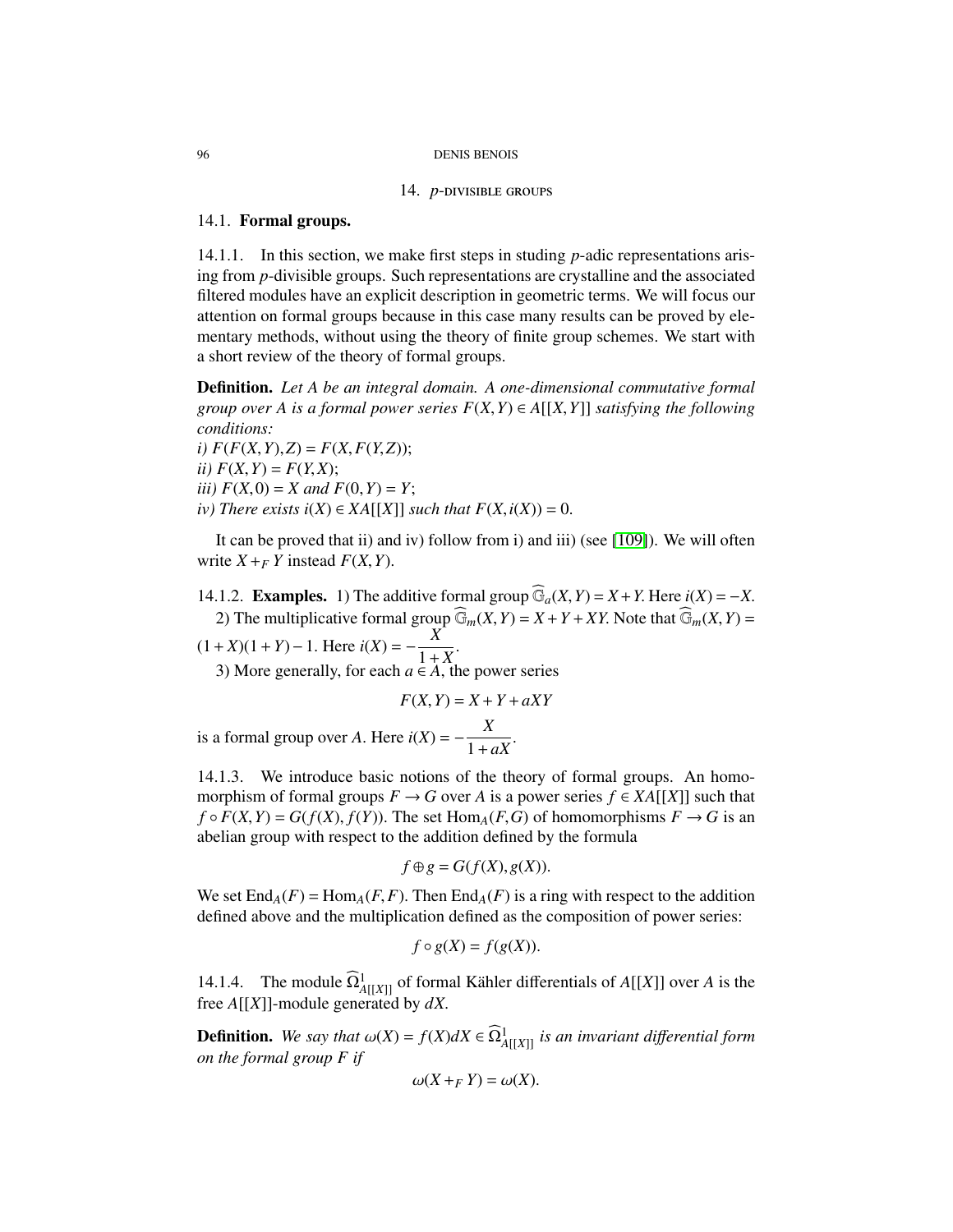## 14. $p$-divisible groups

### 14.1. **Formal groups.**

14.1.1. In this section, we make first steps in studing $p$-adic representations arising from $p$-divisible groups. Such representations are crystalline and the associated filtered modules have an explicit description in geometric terms. We will focus our attention on formal groups because in this case many results can be proved by elementary methods, without using the theory of finite group schemes. We start with a short review of the theory of formal groups.

**Definition.** *Let $A$ be an integral domain. A one-dimensional commutative formal group over $A$ is a formal power series $F(X,Y) \in A[[X,Y]]$ satisfying the following conditions:*
*i) $F(F(X,Y),Z) = F(X,F(Y,Z))$;*
*ii) $F(X,Y) = F(Y,X)$;*
*iii) $F(X,0) = X$ and $F(0,Y) = Y$;*
*iv) There exists $i(X) \in XA[[X]]$ such that $F(X,i(X)) = 0$.*

It can be proved that ii) and iv) follow from i) and iii) (see [109]). We will often write $X +_F Y$ instead $F(X,Y)$.

14.1.2. **Examples.** 1) The additive formal group $\widehat{\mathbb{G}}_a(X,Y) = X+Y$. Here $i(X) = -X$.

2) The multiplicative formal group $\widehat{\mathbb{G}}_m(X,Y) = X+Y+XY$. Note that $\widehat{\mathbb{G}}_m(X,Y) = (1+X)(1+Y)-1$. Here $i(X) = -\dfrac{X}{1+X}$.

3) More generally, for each $a \in A$, the power series

$$F(X,Y) = X+Y+aXY$$

is a formal group over $A$. Here $i(X) = -\dfrac{X}{1+aX}$.

14.1.3. We introduce basic notions of the theory of formal groups. An homomorphism of formal groups $F \to G$ over $A$ is a power series $f \in XA[[X]]$ such that $f \circ F(X,Y) = G(f(X), f(Y))$. The set $\mathrm{Hom}_A(F,G)$ of homomorphisms $F \to G$ is an abelian group with respect to the addition defined by the formula

$$f \oplus g = G(f(X), g(X)).$$

We set $\mathrm{End}_A(F) = \mathrm{Hom}_A(F,F)$. Then $\mathrm{End}_A(F)$ is a ring with respect to the addition defined above and the multiplication defined as the composition of power series:

$$f \circ g(X) = f(g(X)).$$

14.1.4. The module $\widehat{\Omega}^1_{A[[X]]}$ of formal Kähler differentials of $A[[X]]$ over $A$ is the free $A[[X]]$-module generated by $dX$.

**Definition.** *We say that $\omega(X) = f(X)dX \in \widehat{\Omega}^1_{A[[X]]}$ is an invariant differential form on the formal group $F$ if*

$$\omega(X +_F Y) = \omega(X).$$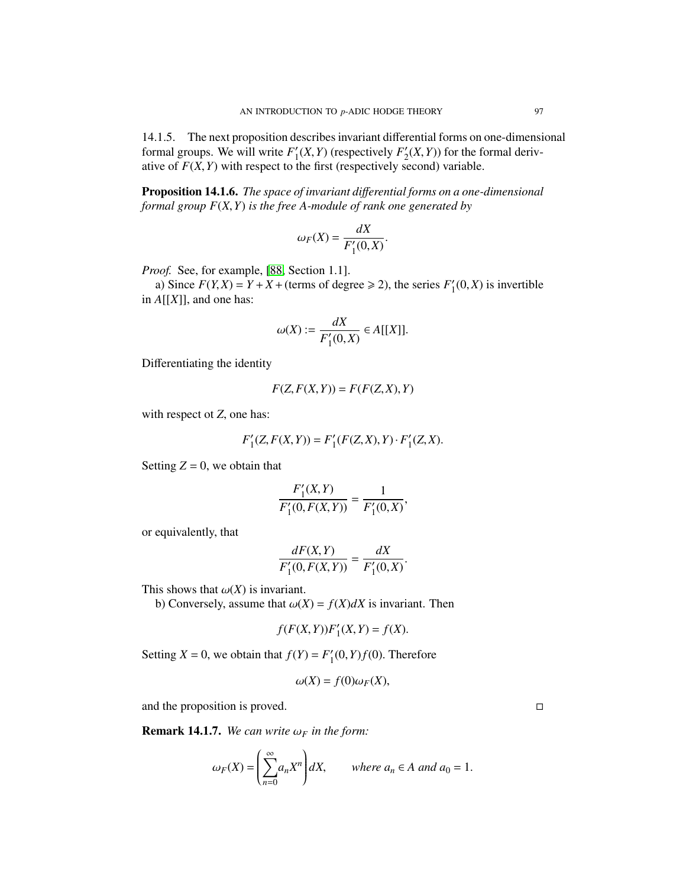14.1.5. The next proposition describes invariant differential forms on one-dimensional formal groups. We will write $F_1'(X,Y)$ (respectively $F_2'(X,Y)$) for the formal derivative of $F(X,Y)$ with respect to the first (respectively second) variable.

**Proposition 14.1.6.** *The space of invariant differential forms on a one-dimensional formal group $F(X,Y)$ is the free $A$-module of rank one generated by*

$$\omega_F(X) = \frac{dX}{F_1'(0,X)}.$$

*Proof.* See, for example, [88, Section 1.1].

a) Since $F(Y,X) = Y + X + (\text{terms of degree} \geqslant 2)$, the series $F_1'(0,X)$ is invertible in $A[[X]]$, and one has:

$$\omega(X) := \frac{dX}{F_1'(0,X)} \in A[[X]].$$

Differentiating the identity

$$F(Z,F(X,Y)) = F(F(Z,X),Y)$$

with respect ot $Z$, one has:

$$F_1'(Z,F(X,Y)) = F_1'(F(Z,X),Y) \cdot F_1'(Z,X).$$

Setting $Z = 0$, we obtain that

$$\frac{F_1'(X,Y)}{F_1'(0,F(X,Y))} = \frac{1}{F_1'(0,X)},$$

or equivalently, that

$$\frac{dF(X,Y)}{F_1'(0,F(X,Y))} = \frac{dX}{F_1'(0,X)}.$$

This shows that $\omega(X)$ is invariant.

b) Conversely, assume that $\omega(X) = f(X)dX$ is invariant. Then

$$f(F(X,Y))F_1'(X,Y) = f(X).$$

Setting $X = 0$, we obtain that $f(Y) = F_1'(0,Y)f(0)$. Therefore

$$\omega(X) = f(0)\omega_F(X),$$

and the proposition is proved. □

**Remark 14.1.7.** *We can write $\omega_F$ in the form:*

$$\omega_F(X) = \left(\sum_{n=0}^{\infty} a_n X^n\right) dX, \qquad \text{where } a_n \in A \text{ and } a_0 = 1.$$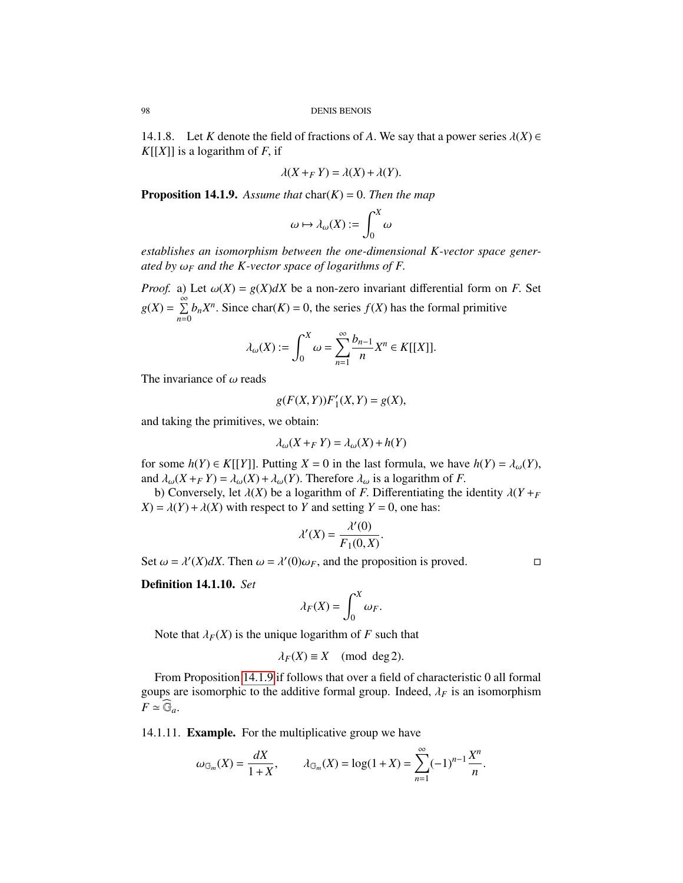14.1.8. Let $K$ denote the field of fractions of $A$. We say that a power series $\lambda(X) \in K[[X]]$ is a logarithm of $F$, if

$$\lambda(X +_F Y) = \lambda(X) + \lambda(Y).$$

**Proposition 14.1.9.** *Assume that* $\mathrm{char}(K) = 0$. *Then the map*

$$\omega \mapsto \lambda_\omega(X) := \int_0^X \omega$$

*establishes an isomorphism between the one-dimensional $K$-vector space generated by $\omega_F$ and the $K$-vector space of logarithms of $F$.*

*Proof.* a) Let $\omega(X) = g(X)dX$ be a non-zero invariant differential form on $F$. Set $g(X) = \sum_{n=0}^{\infty} b_n X^n$. Since $\mathrm{char}(K) = 0$, the series $f(X)$ has the formal primitive

$$\lambda_\omega(X) := \int_0^X \omega = \sum_{n=1}^{\infty} \frac{b_{n-1}}{n} X^n \in K[[X]].$$

The invariance of $\omega$ reads

$$g(F(X,Y))F_1'(X,Y) = g(X),$$

and taking the primitives, we obtain:

$$\lambda_\omega(X +_F Y) = \lambda_\omega(X) + h(Y)$$

for some $h(Y) \in K[[Y]]$. Putting $X = 0$ in the last formula, we have $h(Y) = \lambda_\omega(Y)$, and $\lambda_\omega(X +_F Y) = \lambda_\omega(X) + \lambda_\omega(Y)$. Therefore $\lambda_\omega$ is a logarithm of $F$.

b) Conversely, let $\lambda(X)$ be a logarithm of $F$. Differentiating the identity $\lambda(Y +_F X) = \lambda(Y) + \lambda(X)$ with respect to $Y$ and setting $Y = 0$, one has:

$$\lambda'(X) = \frac{\lambda'(0)}{F_1(0,X)}.$$

Set $\omega = \lambda'(X)dX$. Then $\omega = \lambda'(0)\omega_F$, and the proposition is proved. $\square$

**Definition 14.1.10.** *Set*

$$\lambda_F(X) = \int_0^X \omega_F.$$

Note that $\lambda_F(X)$ is the unique logarithm of $F$ such that

$$\lambda_F(X) \equiv X \pmod{\deg 2}.$$

From Proposition 14.1.9 if follows that over a field of characteristic 0 all formal goups are isomorphic to the additive formal group. Indeed, $\lambda_F$ is an isomorphism $F \simeq \widehat{\mathbb{G}}_a$.

14.1.11. **Example.** For the multiplicative group we have

$$\omega_{\mathbb{G}_m}(X) = \frac{dX}{1+X}, \qquad \lambda_{\mathbb{G}_m}(X) = \log(1+X) = \sum_{n=1}^{\infty} (-1)^{n-1} \frac{X^n}{n}.$$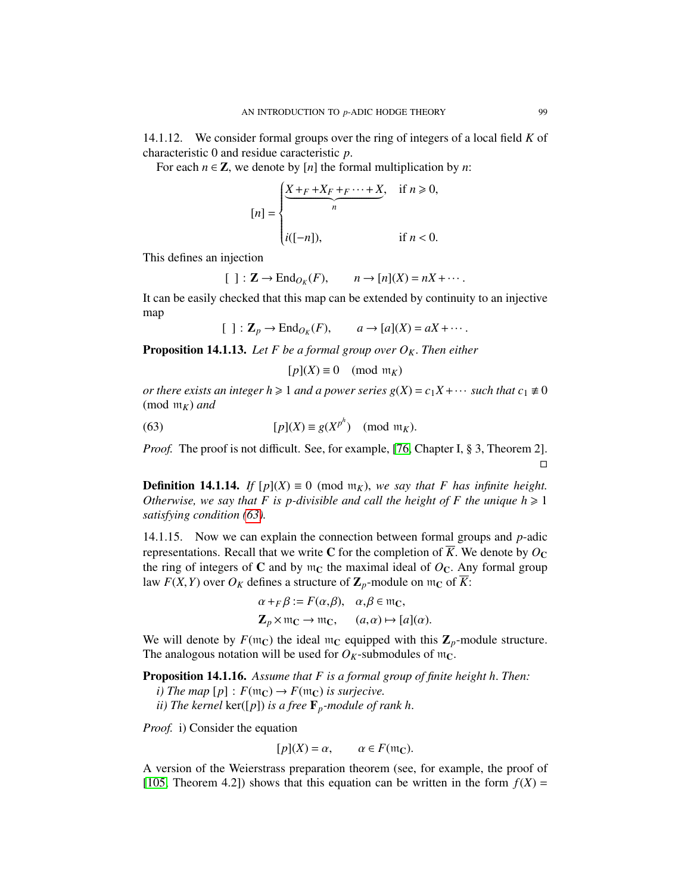14.1.12. We consider formal groups over the ring of integers of a local field $K$ of characteristic 0 and residue caracteristic $p$.

For each $n \in \mathbf{Z}$, we denote by $[n]$ the formal multiplication by $n$:

$$[n] = \begin{cases} \underbrace{X +_F + X_F +_F \cdots + X}_{n}, & \text{if } n \geqslant 0, \\ \\ i([-n]), & \text{if } n < 0. \end{cases}$$

This defines an injection

$$[\ ] : \mathbf{Z} \to \operatorname{End}_{O_K}(F), \qquad n \to [n](X) = nX + \cdots.$$

It can be easily checked that this map can be extended by continuity to an injective map

$$[\ ] : \mathbf{Z}_p \to \operatorname{End}_{O_K}(F), \qquad a \to [a](X) = aX + \cdots.$$

**Proposition 14.1.13.** *Let $F$ be a formal group over $O_K$. Then either*

$$[p](X) \equiv 0 \pmod{\mathfrak{m}_K}$$

*or there exists an integer $h \geqslant 1$ and a power series $g(X) = c_1 X + \cdots$ such that $c_1 \not\equiv 0 \pmod{\mathfrak{m}_K}$ and*

$$[p](X) \equiv g(X^{p^h}) \pmod{\mathfrak{m}_K}. \tag{63}$$

*Proof.* The proof is not difficult. See, for example, [76, Chapter I, § 3, Theorem 2]. □

**Definition 14.1.14.** *If $[p](X) \equiv 0 \pmod{\mathfrak{m}_K}$, we say that $F$ has infinite height. Otherwise, we say that $F$ is $p$-divisible and call the height of $F$ the unique $h \geqslant 1$ satisfying condition (63).*

14.1.15. Now we can explain the connection between formal groups and $p$-adic representations. Recall that we write $\mathbf{C}$ for the completion of $\overline{K}$. We denote by $O_{\mathbf{C}}$ the ring of integers of $\mathbf{C}$ and by $\mathfrak{m}_{\mathbf{C}}$ the maximal ideal of $O_{\mathbf{C}}$. Any formal group law $F(X,Y)$ over $O_K$ defines a structure of $\mathbf{Z}_p$-module on $\mathfrak{m}_{\mathbf{C}}$ of $\overline{K}$:

$$\alpha +_F \beta := F(\alpha, \beta), \quad \alpha, \beta \in \mathfrak{m}_{\mathbf{C}},$$
$$\mathbf{Z}_p \times \mathfrak{m}_{\mathbf{C}} \to \mathfrak{m}_{\mathbf{C}}, \qquad (a, \alpha) \mapsto [a](\alpha).$$

We will denote by $F(\mathfrak{m}_{\mathbf{C}})$ the ideal $\mathfrak{m}_{\mathbf{C}}$ equipped with this $\mathbf{Z}_p$-module structure. The analogous notation will be used for $O_K$-submodules of $\mathfrak{m}_{\mathbf{C}}$.

**Proposition 14.1.16.** *Assume that $F$ is a formal group of finite height $h$. Then:*

*i) The map $[p] : F(\mathfrak{m}_{\mathbf{C}}) \to F(\mathfrak{m}_{\mathbf{C}})$ is surjecive.*

*ii) The kernel $\ker([p])$ is a free $\mathbf{F}_p$-module of rank $h$.*

*Proof.* i) Consider the equation

$$[p](X) = \alpha, \qquad \alpha \in F(\mathfrak{m}_{\mathbf{C}}).$$

A version of the Weierstrass preparation theorem (see, for example, the proof of [105, Theorem 4.2]) shows that this equation can be written in the form $f(X) =$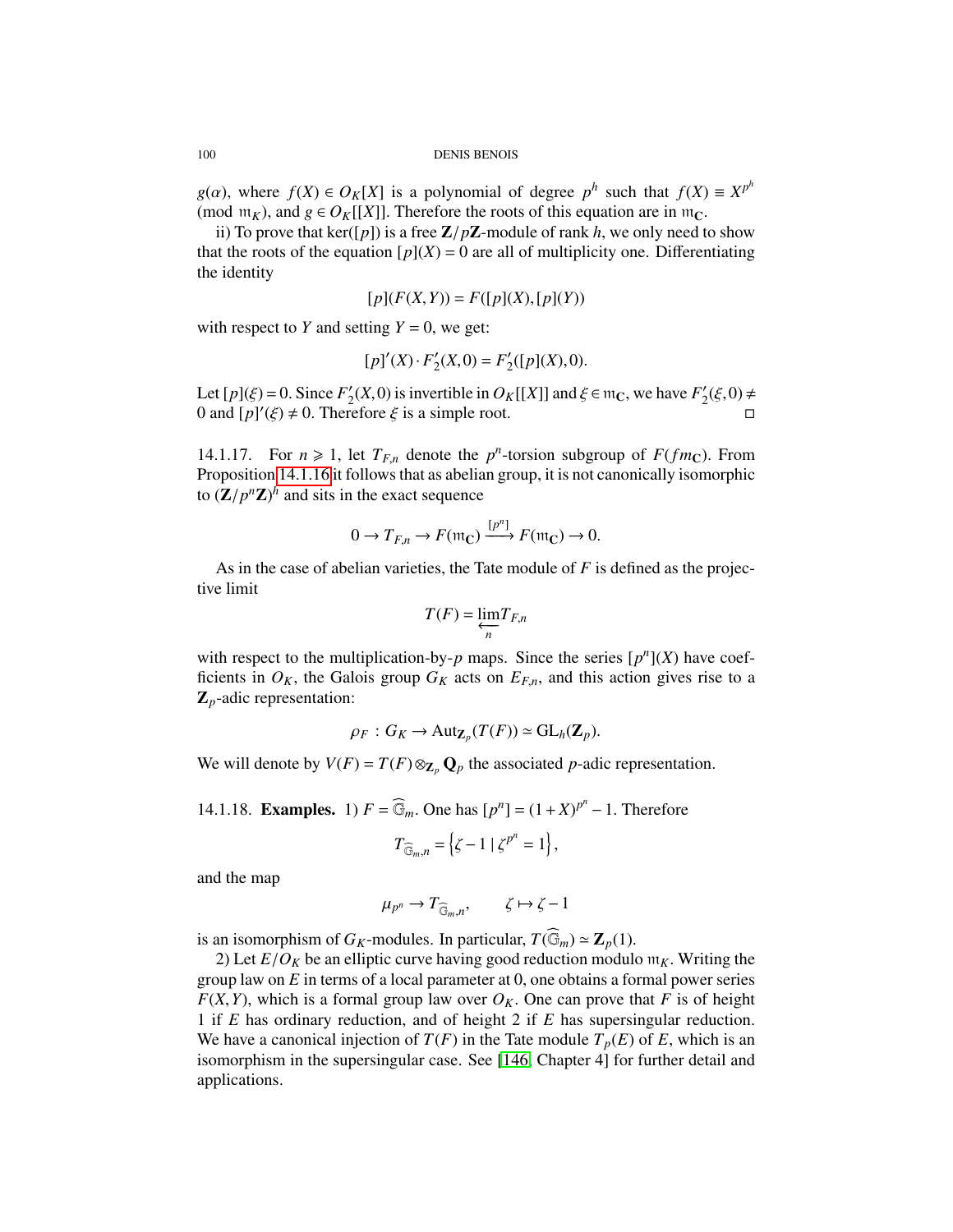$g(\alpha)$, where $f(X) \in O_K[X]$ is a polynomial of degree $p^h$ such that $f(X) \equiv X^{p^h}$ (mod $\mathfrak{m}_K$), and $g \in O_K[[X]]$. Therefore the roots of this equation are in $\mathfrak{m}_{\mathbf{C}}$.

ii) To prove that $\ker([p])$ is a free $\mathbf{Z}/p\mathbf{Z}$-module of rank $h$, we only need to show that the roots of the equation $[p](X) = 0$ are all of multiplicity one. Differentiating the identity

$$[p](F(X,Y)) = F([p](X),[p](Y))$$

with respect to $Y$ and setting $Y = 0$, we get:

$$[p]'(X) \cdot F_2'(X,0) = F_2'([p](X),0).$$

Let $[p](\xi) = 0$. Since $F_2'(X,0)$ is invertible in $O_K[[X]]$ and $\xi \in \mathfrak{m}_{\mathbf{C}}$, we have $F_2'(\xi,0) \neq 0$ and $[p]'(\xi) \neq 0$. Therefore $\xi$ is a simple root. □

14.1.17. For $n \geqslant 1$, let $T_{F,n}$ denote the $p^n$-torsion subgroup of $F(fm_{\mathbf{C}})$. From Proposition 14.1.16 it follows that as abelian group, it is not canonically isomorphic to $(\mathbf{Z}/p^n\mathbf{Z})^h$ and sits in the exact sequence

$$0 \to T_{F,n} \to F(\mathfrak{m}_{\mathbf{C}}) \xrightarrow{[p^n]} F(\mathfrak{m}_{\mathbf{C}}) \to 0.$$

As in the case of abelian varieties, the Tate module of $F$ is defined as the projective limit

$$T(F) = \varprojlim_n T_{F,n}$$

with respect to the multiplication-by-$p$ maps. Since the series $[p^n](X)$ have coefficients in $O_K$, the Galois group $G_K$ acts on $E_{F,n}$, and this action gives rise to a $\mathbf{Z}_p$-adic representation:

$$\rho_F : G_K \to \mathrm{Aut}_{\mathbf{Z}_p}(T(F)) \simeq \mathrm{GL}_h(\mathbf{Z}_p).$$

We will denote by $V(F) = T(F) \otimes_{\mathbf{Z}_p} \mathbf{Q}_p$ the associated $p$-adic representation.

14.1.18. **Examples.** 1) $F = \widehat{\mathbb{G}}_m$. One has $[p^n] = (1+X)^{p^n} - 1$. Therefore

$$T_{\widehat{\mathbb{G}}_m,n} = \left\{ \zeta - 1 \mid \zeta^{p^n} = 1 \right\},$$

and the map

$$\mu_{p^n} \to T_{\widehat{\mathbb{G}}_m,n}, \qquad \zeta \mapsto \zeta - 1$$

is an isomorphism of $G_K$-modules. In particular, $T(\widehat{\mathbb{G}}_m) \simeq \mathbf{Z}_p(1)$.

2) Let $E/O_K$ be an elliptic curve having good reduction modulo $\mathfrak{m}_K$. Writing the group law on $E$ in terms of a local parameter at 0, one obtains a formal power series $F(X,Y)$, which is a formal group law over $O_K$. One can prove that $F$ is of height 1 if $E$ has ordinary reduction, and of height 2 if $E$ has supersingular reduction. We have a canonical injection of $T(F)$ in the Tate module $T_p(E)$ of $E$, which is an isomorphism in the supersingular case. See [146, Chapter 4] for further detail and applications.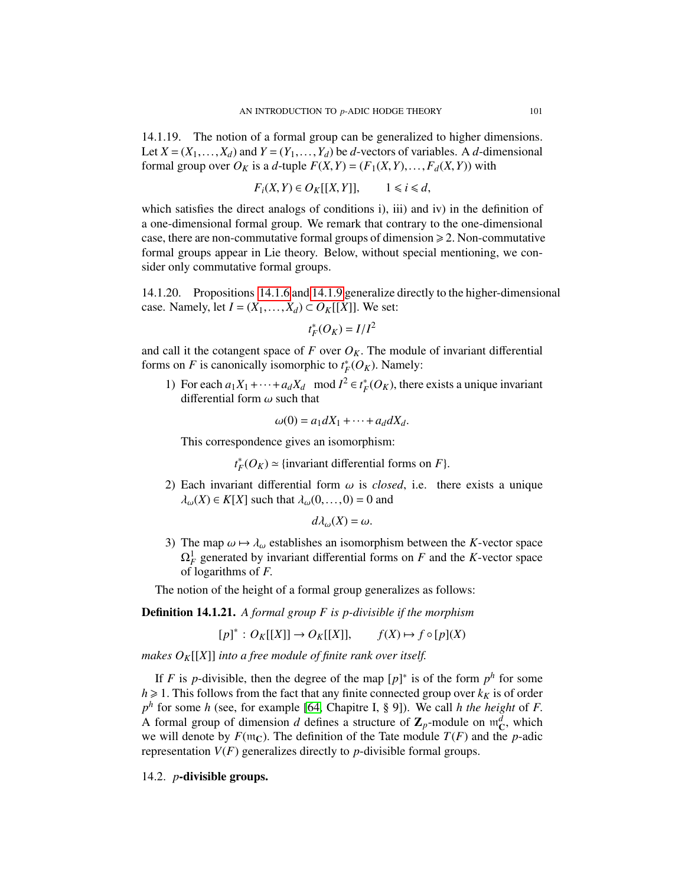14.1.19. The notion of a formal group can be generalized to higher dimensions. Let $X = (X_1, \dots, X_d)$ and $Y = (Y_1, \dots, Y_d)$ be $d$-vectors of variables. A $d$-dimensional formal group over $O_K$ is a $d$-tuple $F(X,Y) = (F_1(X,Y), \dots, F_d(X,Y))$ with

$$F_i(X,Y) \in O_K[[X,Y]], \qquad 1 \leqslant i \leqslant d,$$

which satisfies the direct analogs of conditions i), iii) and iv) in the definition of a one-dimensional formal group. We remark that contrary to the one-dimensional case, there are non-commutative formal groups of dimension $\geqslant 2$. Non-commutative formal groups appear in Lie theory. Below, without special mentioning, we consider only commutative formal groups.

14.1.20. Propositions 14.1.6 and 14.1.9 generalize directly to the higher-dimensional case. Namely, let $I = (X_1, \dots, X_d) \subset O_K[[X]]$. We set:

$$t_F^*(O_K) = I/I^2$$

and call it the cotangent space of $F$ over $O_K$. The module of invariant differential forms on $F$ is canonically isomorphic to $t_F^*(O_K)$. Namely:

1) For each $a_1X_1 + \cdots + a_dX_d \mod I^2 \in t_F^*(O_K)$, there exists a unique invariant differential form $\omega$ such that

$$\omega(0) = a_1 dX_1 + \cdots + a_d dX_d.$$

This correspondence gives an isomorphism:

$$t_F^*(O_K) \simeq \{\text{invariant differential forms on } F\}.$$

2) Each invariant differential form $\omega$ is *closed*, i.e. there exists a unique $\lambda_\omega(X) \in K[X]$ such that $\lambda_\omega(0, \dots, 0) = 0$ and

$$d\lambda_\omega(X) = \omega.$$

3) The map $\omega \mapsto \lambda_\omega$ establishes an isomorphism between the $K$-vector space $\Omega_F^1$ generated by invariant differential forms on $F$ and the $K$-vector space of logarithms of $F$.

The notion of the height of a formal group generalizes as follows:

**Definition 14.1.21.** *A formal group $F$ is $p$-divisible if the morphism*

$$[p]^* : O_K[[X]] \to O_K[[X]], \qquad f(X) \mapsto f \circ [p](X)$$

*makes $O_K[[X]]$ into a free module of finite rank over itself.*

If $F$ is $p$-divisible, then the degree of the map $[p]^*$ is of the form $p^h$ for some $h \geqslant 1$. This follows from the fact that any finite connected group over $k_K$ is of order $p^h$ for some $h$ (see, for example [64, Chapitre I, § 9]). We call $h$ *the height* of $F$. A formal group of dimension $d$ defines a structure of $\mathbf{Z}_p$-module on $\mathfrak{m}_{\mathbf{C}}^d$, which we will denote by $F(\mathfrak{m}_{\mathbf{C}})$. The definition of the Tate module $T(F)$ and the $p$-adic representation $V(F)$ generalizes directly to $p$-divisible formal groups.

## 14.2. $p$-divisible groups.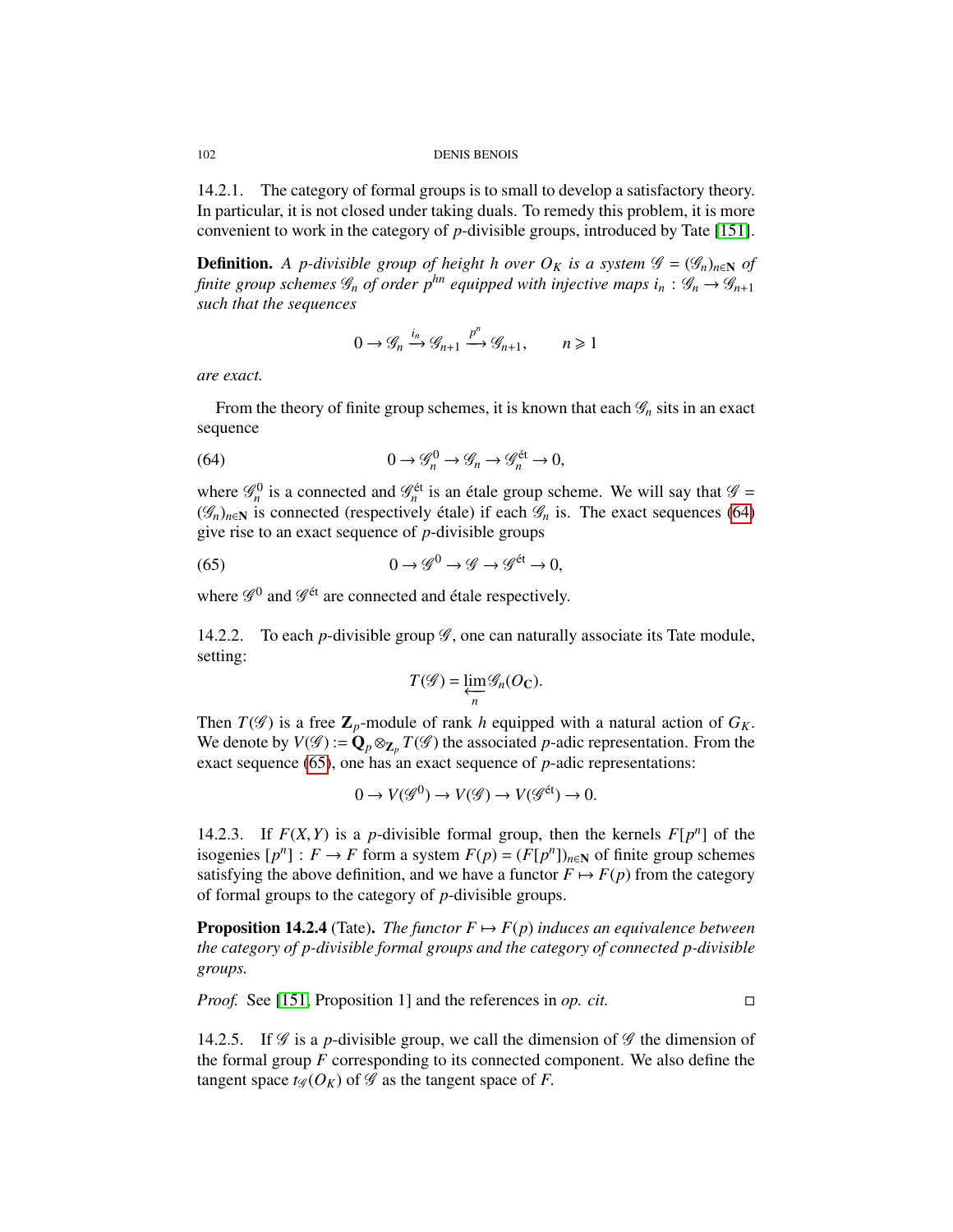14.2.1. The category of formal groups is to small to develop a satisfactory theory. In particular, it is not closed under taking duals. To remedy this problem, it is more convenient to work in the category of $p$-divisible groups, introduced by Tate [151].

**Definition.** *A $p$-divisible group of height $h$ over $O_K$ is a system $\mathscr{G} = (\mathscr{G}_n)_{n\in\mathbf{N}}$ of finite group schemes $\mathscr{G}_n$ of order $p^{hn}$ equipped with injective maps $i_n : \mathscr{G}_n \to \mathscr{G}_{n+1}$ such that the sequences*

$$0 \to \mathscr{G}_n \xrightarrow{i_n} \mathscr{G}_{n+1} \xrightarrow{p^n} \mathscr{G}_{n+1}, \qquad n \geqslant 1$$

*are exact.*

From the theory of finite group schemes, it is known that each $\mathscr{G}_n$ sits in an exact sequence

$$0 \to \mathscr{G}_n^0 \to \mathscr{G}_n \to \mathscr{G}_n^{\text{ét}} \to 0, \tag{64}$$

where $\mathscr{G}_n^0$ is a connected and $\mathscr{G}_n^{\text{ét}}$ is an étale group scheme. We will say that $\mathscr{G} = (\mathscr{G}_n)_{n\in\mathbf{N}}$ is connected (respectively étale) if each $\mathscr{G}_n$ is. The exact sequences (64) give rise to an exact sequence of $p$-divisible groups

$$0 \to \mathscr{G}^0 \to \mathscr{G} \to \mathscr{G}^{\text{ét}} \to 0, \tag{65}$$

where $\mathscr{G}^0$ and $\mathscr{G}^{\text{ét}}$ are connected and étale respectively.

14.2.2. To each $p$-divisible group $\mathscr{G}$, one can naturally associate its Tate module, setting:

$$T(\mathscr{G}) = \varprojlim_n \mathscr{G}_n(O_{\mathbf{C}}).$$

Then $T(\mathscr{G})$ is a free $\mathbf{Z}_p$-module of rank $h$ equipped with a natural action of $G_K$. We denote by $V(\mathscr{G}) := \mathbf{Q}_p \otimes_{\mathbf{Z}_p} T(\mathscr{G})$ the associated $p$-adic representation. From the exact sequence (65), one has an exact sequence of $p$-adic representations:

$$0 \to V(\mathscr{G}^0) \to V(\mathscr{G}) \to V(\mathscr{G}^{\text{ét}}) \to 0.$$

14.2.3. If $F(X,Y)$ is a $p$-divisible formal group, then the kernels $F[p^n]$ of the isogenies $[p^n] : F \to F$ form a system $F(p) = (F[p^n])_{n\in\mathbf{N}}$ of finite group schemes satisfying the above definition, and we have a functor $F \mapsto F(p)$ from the category of formal groups to the category of $p$-divisible groups.

**Proposition 14.2.4** (Tate). *The functor $F \mapsto F(p)$ induces an equivalence between the category of $p$-divisible formal groups and the category of connected $p$-divisible groups.*

*Proof.* See [151, Proposition 1] and the references in *op. cit.* □

14.2.5. If $\mathscr{G}$ is a $p$-divisible group, we call the dimension of $\mathscr{G}$ the dimension of the formal group $F$ corresponding to its connected component. We also define the tangent space $t_{\mathscr{G}}(O_K)$ of $\mathscr{G}$ as the tangent space of $F$.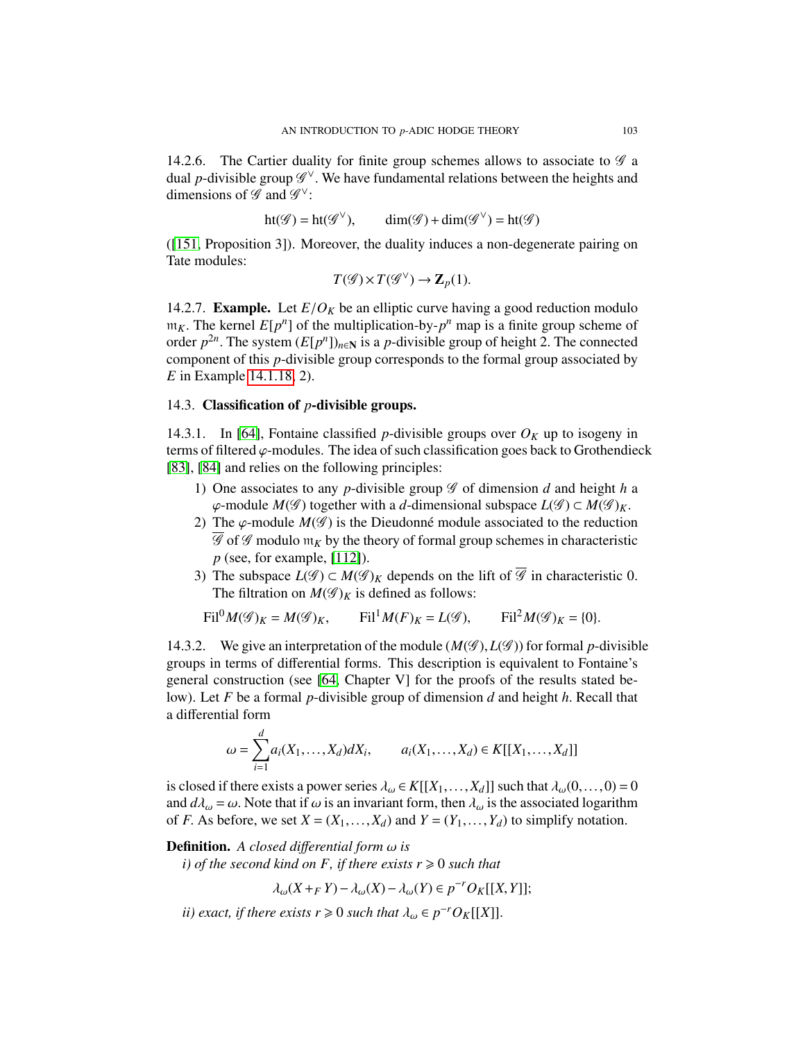14.2.6. The Cartier duality for finite group schemes allows to associate to $\mathscr{G}$ a dual $p$-divisible group $\mathscr{G}^\vee$. We have fundamental relations between the heights and dimensions of $\mathscr{G}$ and $\mathscr{G}^\vee$:

$$\mathrm{ht}(\mathscr{G}) = \mathrm{ht}(\mathscr{G}^\vee), \qquad \dim(\mathscr{G}) + \dim(\mathscr{G}^\vee) = \mathrm{ht}(\mathscr{G})$$

([151, Proposition 3]). Moreover, the duality induces a non-degenerate pairing on Tate modules:

$$T(\mathscr{G}) \times T(\mathscr{G}^\vee) \to \mathbf{Z}_p(1).$$

14.2.7. **Example.** Let $E/O_K$ be an elliptic curve having a good reduction modulo $\mathfrak{m}_K$. The kernel $E[p^n]$ of the multiplication-by-$p^n$ map is a finite group scheme of order $p^{2n}$. The system $(E[p^n])_{n\in\mathbf{N}}$ is a $p$-divisible group of height 2. The connected component of this $p$-divisible group corresponds to the formal group associated by $E$ in Example 14.1.18, 2).

## 14.3. Classification of $p$-divisible groups.

14.3.1. In [64], Fontaine classified $p$-divisible groups over $O_K$ up to isogeny in terms of filtered $\varphi$-modules. The idea of such classification goes back to Grothendieck [83], [84] and relies on the following principles:

1) One associates to any $p$-divisible group $\mathscr{G}$ of dimension $d$ and height $h$ a $\varphi$-module $M(\mathscr{G})$ together with a $d$-dimensional subspace $L(\mathscr{G}) \subset M(\mathscr{G})_K$.
2) The $\varphi$-module $M(\mathscr{G})$ is the Dieudonné module associated to the reduction $\overline{\mathscr{G}}$ of $\mathscr{G}$ modulo $\mathfrak{m}_K$ by the theory of formal group schemes in characteristic $p$ (see, for example, [112]).
3) The subspace $L(\mathscr{G}) \subset M(\mathscr{G})_K$ depends on the lift of $\overline{\mathscr{G}}$ in characteristic 0. The filtration on $M(\mathscr{G})_K$ is defined as follows:

$$\mathrm{Fil}^0 M(\mathscr{G})_K = M(\mathscr{G})_K, \qquad \mathrm{Fil}^1 M(F)_K = L(\mathscr{G}), \qquad \mathrm{Fil}^2 M(\mathscr{G})_K = \{0\}.$$

14.3.2. We give an interpretation of the module $(M(\mathscr{G}), L(\mathscr{G}))$ for formal $p$-divisible groups in terms of differential forms. This description is equivalent to Fontaine's general construction (see [64, Chapter V] for the proofs of the results stated below). Let $F$ be a formal $p$-divisible group of dimension $d$ and height $h$. Recall that a differential form

$$\omega = \sum_{i=1}^{d} a_i(X_1, \dots, X_d) dX_i, \qquad a_i(X_1, \dots, X_d) \in K[[X_1, \dots, X_d]]$$

is closed if there exists a power series $\lambda_\omega \in K[[X_1, \dots, X_d]]$ such that $\lambda_\omega(0, \dots, 0) = 0$ and $d\lambda_\omega = \omega$. Note that if $\omega$ is an invariant form, then $\lambda_\omega$ is the associated logarithm of $F$. As before, we set $X = (X_1, \dots, X_d)$ and $Y = (Y_1, \dots, Y_d)$ to simplify notation.

**Definition.** *A closed differential form $\omega$ is*

*i) of the second kind on $F$, if there exists $r \geqslant 0$ such that*

$$\lambda_\omega(X +_F Y) - \lambda_\omega(X) - \lambda_\omega(Y) \in p^{-r} O_K[[X, Y]];$$

*ii) exact, if there exists $r \geqslant 0$ such that $\lambda_\omega \in p^{-r} O_K[[X]]$.*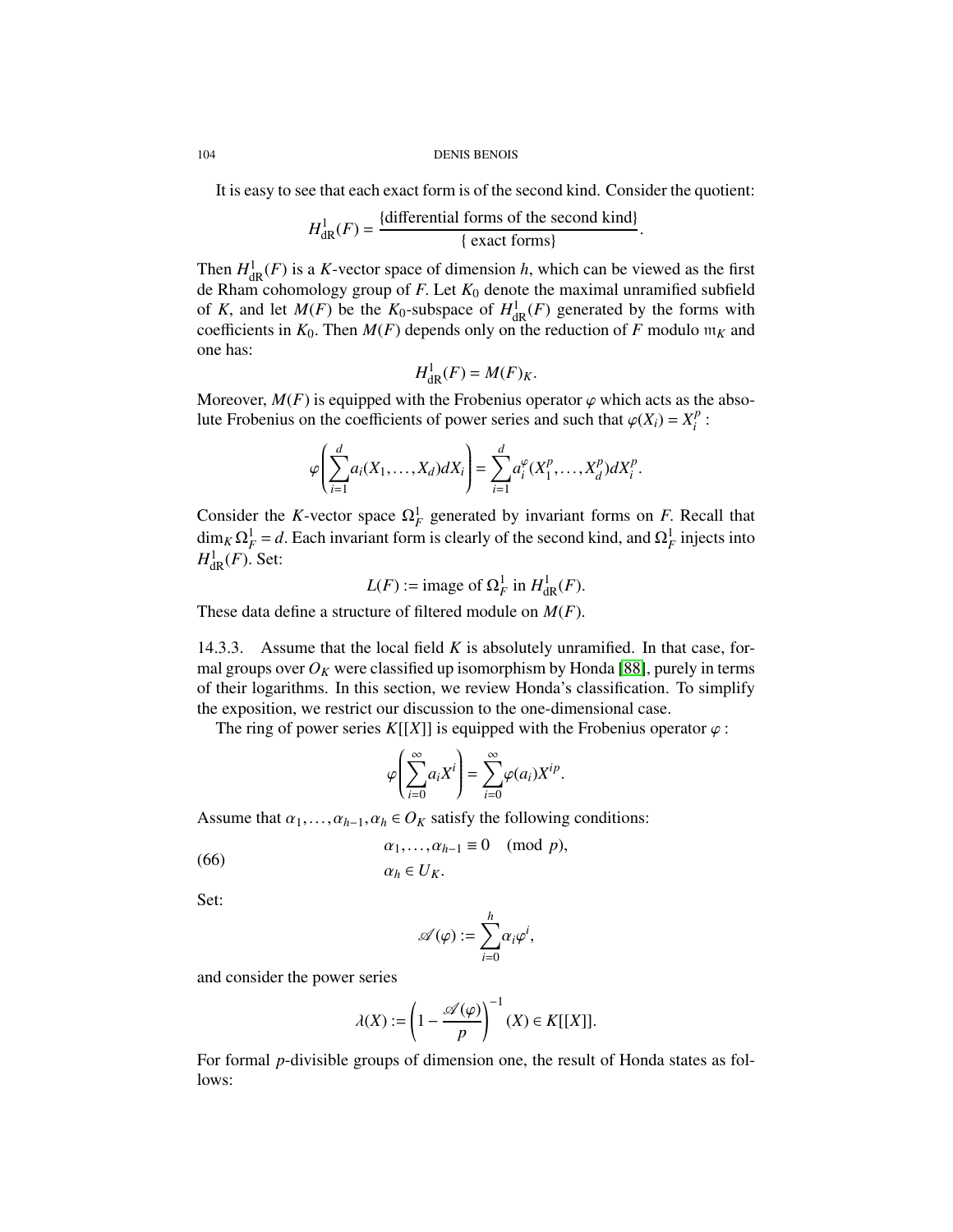It is easy to see that each exact form is of the second kind. Consider the quotient:

$$H^1_{\mathrm{dR}}(F) = \frac{\{\text{differential forms of the second kind}\}}{\{\text{ exact forms}\}}.$$

Then $H^1_{\mathrm{dR}}(F)$ is a $K$-vector space of dimension $h$, which can be viewed as the first de Rham cohomology group of $F$. Let $K_0$ denote the maximal unramified subfield of $K$, and let $M(F)$ be the $K_0$-subspace of $H^1_{\mathrm{dR}}(F)$ generated by the forms with coefficients in $K_0$. Then $M(F)$ depends only on the reduction of $F$ modulo $\mathfrak{m}_K$ and one has:

$$H^1_{\mathrm{dR}}(F) = M(F)_K.$$

Moreover, $M(F)$ is equipped with the Frobenius operator $\varphi$ which acts as the absolute Frobenius on the coefficients of power series and such that $\varphi(X_i) = X_i^p$ :

$$\varphi\left(\sum_{i=1}^{d} a_i(X_1,\dots,X_d)dX_i\right) = \sum_{i=1}^{d} a_i^{\varphi}(X_1^p,\dots,X_d^p)dX_i^p.$$

Consider the $K$-vector space $\Omega^1_F$ generated by invariant forms on $F$. Recall that $\dim_K \Omega^1_F = d$. Each invariant form is clearly of the second kind, and $\Omega^1_F$ injects into $H^1_{\mathrm{dR}}(F)$. Set:

$$L(F) := \text{image of } \Omega^1_F \text{ in } H^1_{\mathrm{dR}}(F).$$

These data define a structure of filtered module on $M(F)$.

14.3.3. Assume that the local field $K$ is absolutely unramified. In that case, formal groups over $O_K$ were classified up isomorphism by Honda [88], purely in terms of their logarithms. In this section, we review Honda's classification. To simplify the exposition, we restrict our discussion to the one-dimensional case.

The ring of power series $K[[X]]$ is equipped with the Frobenius operator $\varphi$ :

$$\varphi\left(\sum_{i=0}^{\infty} a_i X^i\right) = \sum_{i=0}^{\infty} \varphi(a_i) X^{ip}.$$

Assume that $\alpha_1,\dots,\alpha_{h-1},\alpha_h \in O_K$ satisfy the following conditions:

$$\begin{aligned} &\alpha_1,\dots,\alpha_{h-1} \equiv 0 \pmod{p},\\ &\alpha_h \in U_K. \end{aligned} \tag{66}$$

Set:

$$\mathscr{A}(\varphi) := \sum_{i=0}^{h} \alpha_i \varphi^i,$$

and consider the power series

$$\lambda(X) := \left(1 - \frac{\mathscr{A}(\varphi)}{p}\right)^{-1}(X) \in K[[X]].$$

For formal $p$-divisible groups of dimension one, the result of Honda states as follows: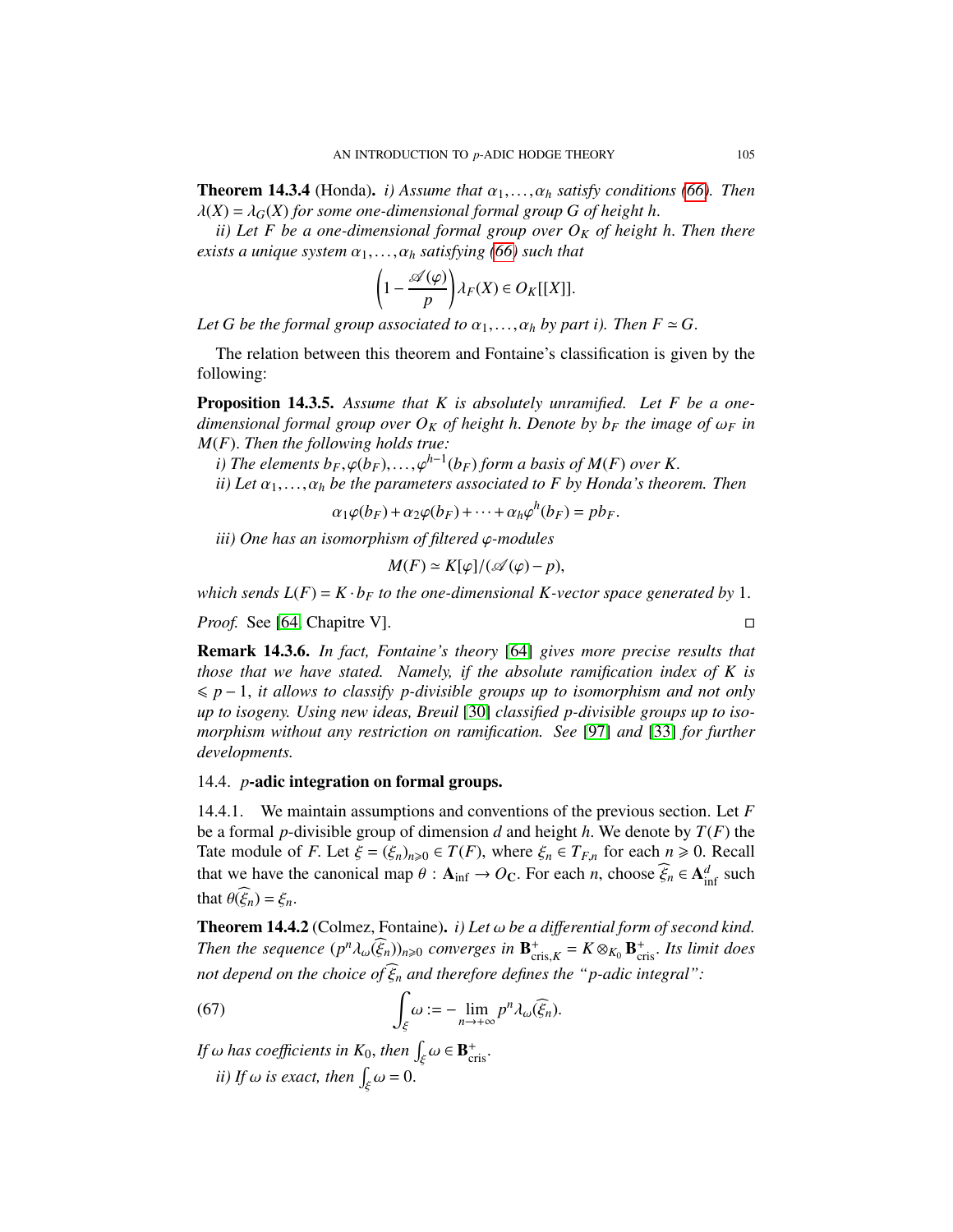**Theorem 14.3.4** (Honda). *i) Assume that $\alpha_1, \dots, \alpha_h$ satisfy conditions (66). Then $\lambda(X) = \lambda_G(X)$ for some one-dimensional formal group $G$ of height $h$.*

*ii) Let $F$ be a one-dimensional formal group over $O_K$ of height $h$. Then there exists a unique system $\alpha_1, \dots, \alpha_h$ satisfying (66) such that*

$$\left(1 - \frac{\mathscr{A}(\varphi)}{p}\right)\lambda_F(X) \in O_K[[X]].$$

*Let $G$ be the formal group associated to $\alpha_1, \dots, \alpha_h$ by part i). Then $F \simeq G$.*

The relation between this theorem and Fontaine's classification is given by the following:

**Proposition 14.3.5.** *Assume that $K$ is absolutely unramified. Let $F$ be a one-dimensional formal group over $O_K$ of height $h$. Denote by $b_F$ the image of $\omega_F$ in $M(F)$. Then the following holds true:*

*i) The elements $b_F, \varphi(b_F), \dots, \varphi^{h-1}(b_F)$ form a basis of $M(F)$ over $K$.*

*ii) Let $\alpha_1, \dots, \alpha_h$ be the parameters associated to $F$ by Honda's theorem. Then*

$$\alpha_1\varphi(b_F) + \alpha_2\varphi(b_F) + \cdots + \alpha_h\varphi^h(b_F) = pb_F.$$

*iii) One has an isomorphism of filtered $\varphi$-modules*

$$M(F) \simeq K[\varphi]/(\mathscr{A}(\varphi) - p),$$

*which sends $L(F) = K \cdot b_F$ to the one-dimensional $K$-vector space generated by 1.*

*Proof.* See [64, Chapitre V]. □

**Remark 14.3.6.** *In fact, Fontaine's theory [64] gives more precise results that those that we have stated. Namely, if the absolute ramification index of $K$ is $\leqslant p-1$, it allows to classify $p$-divisible groups up to isomorphism and not only up to isogeny. Using new ideas, Breuil [30] classified $p$-divisible groups up to isomorphism without any restriction on ramification. See [97] and [33] for further developments.*

### 14.4. $p$-adic integration on formal groups.

14.4.1. We maintain assumptions and conventions of the previous section. Let $F$ be a formal $p$-divisible group of dimension $d$ and height $h$. We denote by $T(F)$ the Tate module of $F$. Let $\xi = (\xi_n)_{n\geqslant 0} \in T(F)$, where $\xi_n \in T_{F,n}$ for each $n \geqslant 0$. Recall that we have the canonical map $\theta : \mathbf{A}_{\mathrm{inf}} \to O_{\mathbf{C}}$. For each $n$, choose $\widehat{\xi}_n \in \mathbf{A}_{\mathrm{inf}}^d$ such that $\theta(\widehat{\xi}_n) = \xi_n$.

**Theorem 14.4.2** (Colmez, Fontaine). *i) Let $\omega$ be a differential form of second kind. Then the sequence $(p^n\lambda_\omega(\widehat{\xi}_n))_{n\geqslant 0}$ converges in $\mathbf{B}^+_{\mathrm{cris},K} = K \otimes_{K_0} \mathbf{B}^+_{\mathrm{cris}}$. Its limit does not depend on the choice of $\widehat{\xi}_n$ and therefore defines the "$p$-adic integral":*

$$\int_\xi \omega := -\lim_{n\to+\infty} p^n\lambda_\omega(\widehat{\xi}_n). \tag{67}$$

*If $\omega$ has coefficients in $K_0$, then $\int_\xi \omega \in \mathbf{B}^+_{\mathrm{cris}}$.*

*ii) If $\omega$ is exact, then $\int_\xi \omega = 0$.*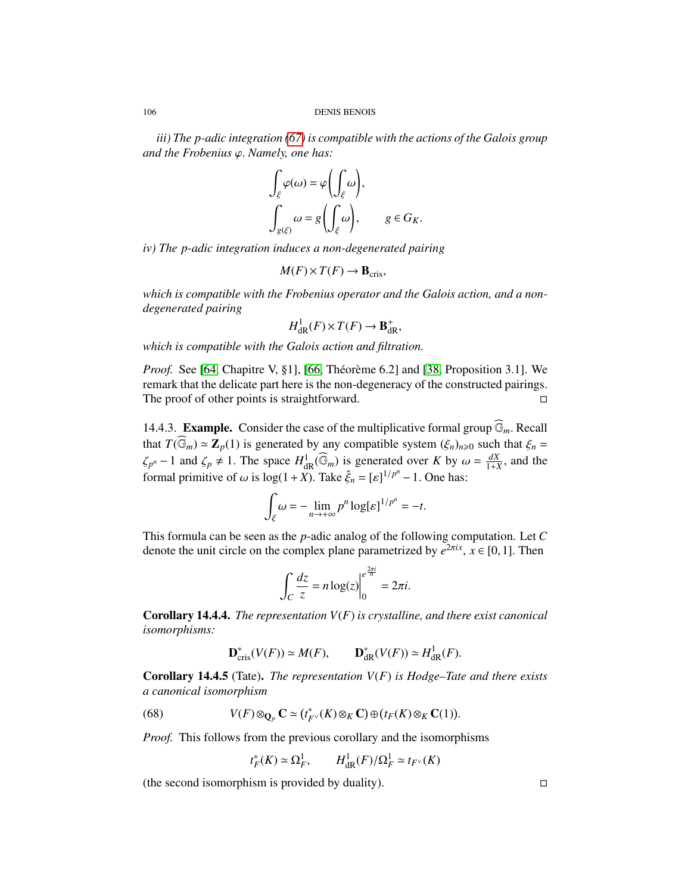*iii) The p-adic integration (67) is compatible with the actions of the Galois group and the Frobenius $\varphi$. Namely, one has:*

$$\int_\xi \varphi(\omega) = \varphi\left(\int_\xi \omega\right),$$
$$\int_{g(\xi)} \omega = g\left(\int_\xi \omega\right), \qquad g\in G_K.$$

*iv) The p-adic integration induces a non-degenerated pairing*

$$M(F)\times T(F)\to \mathbf{B}_{\mathrm{cris}},$$

*which is compatible with the Frobenius operator and the Galois action, and a non-degenerated pairing*

$$H^1_{\mathrm{dR}}(F)\times T(F)\to \mathbf{B}^+_{\mathrm{dR}},$$

*which is compatible with the Galois action and filtration.*

*Proof.* See [64, Chapitre V, §1], [66, Théorème 6.2] and [38, Proposition 3.1]. We remark that the delicate part here is the non-degeneracy of the constructed pairings. The proof of other points is straightforward. □

14.4.3. **Example.** Consider the case of the multiplicative formal group $\widehat{\mathbb{G}}_m$. Recall that $T(\widehat{\mathbb{G}}_m)\simeq \mathbf{Z}_p(1)$ is generated by any compatible system $(\xi_n)_{n\geqslant 0}$ such that $\xi_n = \zeta_{p^n}-1$ and $\zeta_p\neq 1$. The space $H^1_{\mathrm{dR}}(\widehat{\mathbb{G}}_m)$ is generated over $K$ by $\omega = \frac{dX}{1+X}$, and the formal primitive of $\omega$ is $\log(1+X)$. Take $\hat{\xi}_n = [\varepsilon]^{1/p^n}-1$. One has:

$$\int_\xi \omega = -\lim_{n\to+\infty} p^n \log[\varepsilon]^{1/p^n} = -t.$$

This formula can be seen as the $p$-adic analog of the following computation. Let $C$ denote the unit circle on the complex plane parametrized by $e^{2\pi i x}$, $x\in[0,1]$. Then

$$\int_C \frac{dz}{z} = n\log(z)\Big|_0^{e^{\frac{2\pi i}{n}}} = 2\pi i.$$

**Corollary 14.4.4.** *The representation $V(F)$ is crystalline, and there exist canonical isomorphisms:*

$$\mathbf{D}^*_{\mathrm{cris}}(V(F))\simeq M(F), \qquad \mathbf{D}^*_{\mathrm{dR}}(V(F))\simeq H^1_{\mathrm{dR}}(F).$$

**Corollary 14.4.5** (Tate). *The representation $V(F)$ is Hodge–Tate and there exists a canonical isomorphism*

$$V(F)\otimes_{\mathbf{Q}_p}\mathbf{C}\simeq \left(t^*_{F^\vee}(K)\otimes_K \mathbf{C}\right)\oplus\left(t_F(K)\otimes_K \mathbf{C}(1)\right). \tag{68}$$

*Proof.* This follows from the previous corollary and the isomorphisms

$$t^*_F(K)\simeq \Omega^1_F, \qquad H^1_{\mathrm{dR}}(F)/\Omega^1_F\simeq t_{F^\vee}(K)$$

(the second isomorphism is provided by duality). □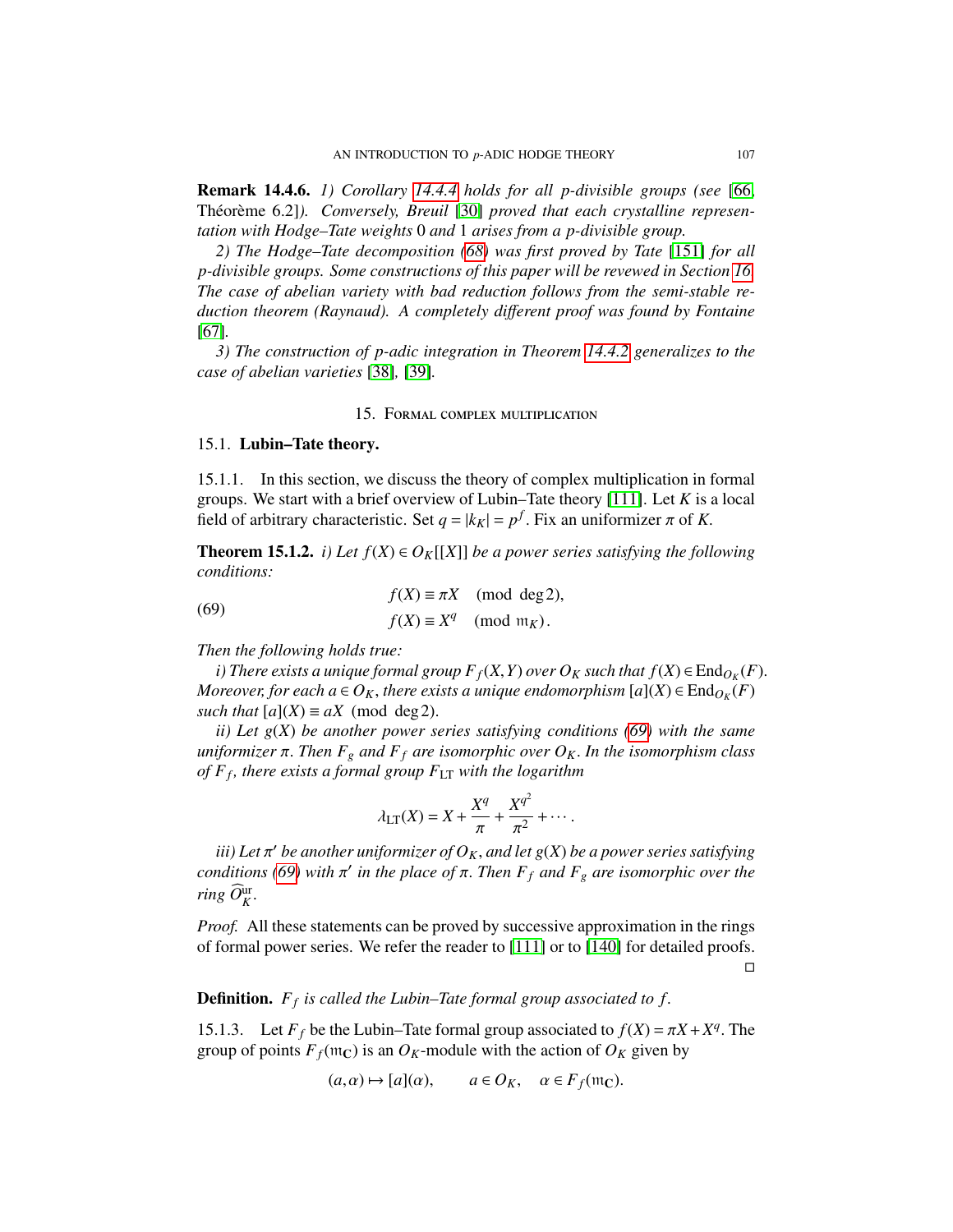**Remark 14.4.6.** *1) Corollary 14.4.4 holds for all p-divisible groups (see* [66, Théorème 6.2]*). Conversely, Breuil* [30] *proved that each crystalline representation with Hodge–Tate weights* 0 *and* 1 *arises from a p-divisible group.*

*2) The Hodge–Tate decomposition (68) was first proved by Tate* [151] *for all p-divisible groups. Some constructions of this paper will be revewed in Section 16. The case of abelian variety with bad reduction follows from the semi-stable reduction theorem (Raynaud). A completely different proof was found by Fontaine* [67].

*3) The construction of p-adic integration in Theorem 14.4.2 generalizes to the case of abelian varieties* [38], [39].

## 15. Formal complex multiplication

### 15.1. Lubin–Tate theory.

15.1.1. In this section, we discuss the theory of complex multiplication in formal groups. We start with a brief overview of Lubin–Tate theory [111]. Let $K$ is a local field of arbitrary characteristic. Set $q = |k_K| = p^f$. Fix an uniformizer $\pi$ of $K$.

**Theorem 15.1.2.** *i) Let $f(X) \in O_K[[X]]$ be a power series satisfying the following conditions:*

$$
\begin{aligned}
f(X) &\equiv \pi X \pmod{\deg 2}, \\
f(X) &\equiv X^q \pmod{\mathfrak{m}_K}.
\end{aligned}
\tag{69}
$$

*Then the following holds true:*

*i) There exists a unique formal group $F_f(X,Y)$ over $O_K$ such that $f(X) \in \operatorname{End}_{O_K}(F)$. Moreover, for each $a \in O_K$, there exists a unique endomorphism $[a](X) \in \operatorname{End}_{O_K}(F)$ such that $[a](X) \equiv aX \pmod{\deg 2}$.*

*ii) Let $g(X)$ be another power series satisfying conditions (69) with the same uniformizer $\pi$. Then $F_g$ and $F_f$ are isomorphic over $O_K$. In the isomorphism class of $F_f$, there exists a formal group $F_{\mathrm{LT}}$ with the logarithm*

$$
\lambda_{\mathrm{LT}}(X) = X + \frac{X^q}{\pi} + \frac{X^{q^2}}{\pi^2} + \cdots.
$$

*iii) Let $\pi'$ be another uniformizer of $O_K$, and let $g(X)$ be a power series satisfying conditions (69) with $\pi'$ in the place of $\pi$. Then $F_f$ and $F_g$ are isomorphic over the ring $\widehat{O}_K^{\mathrm{ur}}$.*

*Proof.* All these statements can be proved by successive approximation in the rings of formal power series. We refer the reader to [111] or to [140] for detailed proofs. □

**Definition.** *$F_f$ is called the Lubin–Tate formal group associated to $f$.*

15.1.3. Let $F_f$ be the Lubin–Tate formal group associated to $f(X) = \pi X + X^q$. The group of points $F_f(\mathfrak{m}_{\mathbf{C}})$ is an $O_K$-module with the action of $O_K$ given by

$$
(a, \alpha) \mapsto [a](\alpha), \qquad a \in O_K, \quad \alpha \in F_f(\mathfrak{m}_{\mathbf{C}}).
$$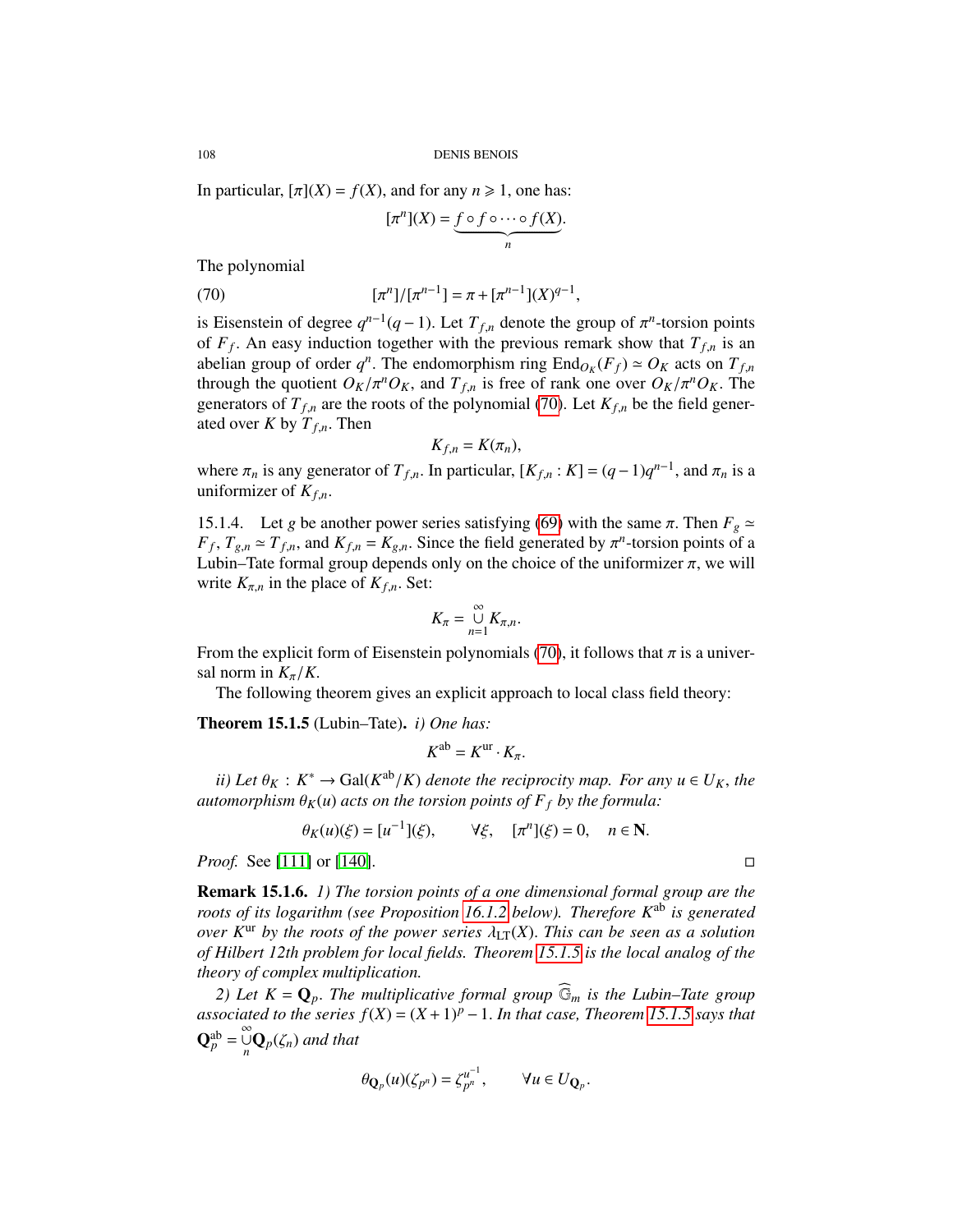In particular, $[\pi](X) = f(X)$, and for any $n \geqslant 1$, one has:

$$[\pi^n](X) = \underbrace{f \circ f \circ \cdots \circ f(X)}_{n}.$$

The polynomial

$$[\pi^n]/[\pi^{n-1}] = \pi + [\pi^{n-1}](X)^{q-1}, \tag{70}$$

is Eisenstein of degree $q^{n-1}(q-1)$. Let $T_{f,n}$ denote the group of $\pi^n$-torsion points of $F_f$. An easy induction together with the previous remark show that $T_{f,n}$ is an abelian group of order $q^n$. The endomorphism ring $\mathrm{End}_{O_K}(F_f) \simeq O_K$ acts on $T_{f,n}$ through the quotient $O_K/\pi^n O_K$, and $T_{f,n}$ is free of rank one over $O_K/\pi^n O_K$. The generators of $T_{f,n}$ are the roots of the polynomial (70). Let $K_{f,n}$ be the field generated over $K$ by $T_{f,n}$. Then

$$K_{f,n} = K(\pi_n),$$

where $\pi_n$ is any generator of $T_{f,n}$. In particular, $[K_{f,n} : K] = (q-1)q^{n-1}$, and $\pi_n$ is a uniformizer of $K_{f,n}$.

15.1.4. Let $g$ be another power series satisfying (69) with the same $\pi$. Then $F_g \simeq F_f$, $T_{g,n} \simeq T_{f,n}$, and $K_{f,n} = K_{g,n}$. Since the field generated by $\pi^n$-torsion points of a Lubin–Tate formal group depends only on the choice of the uniformizer $\pi$, we will write $K_{\pi,n}$ in the place of $K_{f,n}$. Set:

$$K_\pi = \bigcup_{n=1}^{\infty} K_{\pi,n}.$$

From the explicit form of Eisenstein polynomials (70), it follows that $\pi$ is a universal norm in $K_\pi/K$.

The following theorem gives an explicit approach to local class field theory:

**Theorem 15.1.5** (Lubin–Tate). *i) One has:*

$$K^{\mathrm{ab}} = K^{\mathrm{ur}} \cdot K_\pi.$$

*ii) Let $\theta_K : K^* \to \mathrm{Gal}(K^{\mathrm{ab}}/K)$ denote the reciprocity map. For any $u \in U_K$, the automorphism $\theta_K(u)$ acts on the torsion points of $F_f$ by the formula:*

$$\theta_K(u)(\xi) = [u^{-1}](\xi), \qquad \forall \xi, \quad [\pi^n](\xi) = 0, \quad n \in \mathbf{N}.$$

*Proof.* See [111] or [140]. $\square$

**Remark 15.1.6.** *1) The torsion points of a one dimensional formal group are the roots of its logarithm (see Proposition 16.1.2 below). Therefore $K^{\mathrm{ab}}$ is generated over $K^{\mathrm{ur}}$ by the roots of the power series $\lambda_{\mathrm{LT}}(X)$. This can be seen as a solution of Hilbert 12th problem for local fields. Theorem 15.1.5 is the local analog of the theory of complex multiplication.*

*2) Let $K = \mathbf{Q}_p$. The multiplicative formal group $\widehat{\mathbb{G}}_m$ is the Lubin–Tate group associated to the series $f(X) = (X+1)^p - 1$. In that case, Theorem 15.1.5 says that $\mathbf{Q}_p^{\mathrm{ab}} = \bigcup\limits_{n}^{\infty} \mathbf{Q}_p(\zeta_n)$ and that*

$$\theta_{\mathbf{Q}_p}(u)(\zeta_{p^n}) = \zeta_{p^n}^{u^{-1}}, \qquad \forall u \in U_{\mathbf{Q}_p}.$$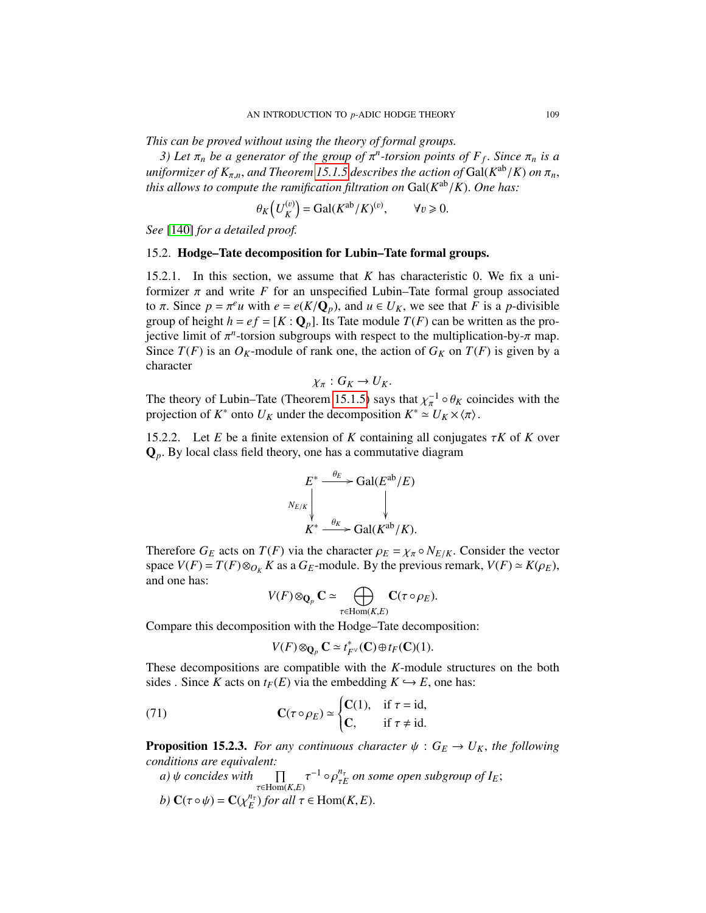*This can be proved without using the theory of formal groups.*

*3) Let $\pi_n$ be a generator of the group of $\pi^n$-torsion points of $F_f$. Since $\pi_n$ is a uniformizer of $K_{\pi,n}$, and Theorem 15.1.5 describes the action of* $\mathrm{Gal}(K^{\mathrm{ab}}/K)$ *on $\pi_n$, this allows to compute the ramification filtration on* $\mathrm{Gal}(K^{\mathrm{ab}}/K)$*. One has:*

$$\theta_K\left(U_K^{(v)}\right) = \mathrm{Gal}(K^{\mathrm{ab}}/K)^{(v)}, \qquad \forall v \geqslant 0.$$

*See* [140] *for a detailed proof.*

## 15.2. Hodge–Tate decomposition for Lubin–Tate formal groups.

15.2.1. In this section, we assume that $K$ has characteristic 0. We fix a uniformizer $\pi$ and write $F$ for an unspecified Lubin–Tate formal group associated to $\pi$. Since $p = \pi^e u$ with $e = e(K/\mathbf{Q}_p)$, and $u \in U_K$, we see that $F$ is a $p$-divisible group of height $h = ef = [K : \mathbf{Q}_p]$. Its Tate module $T(F)$ can be written as the projective limit of $\pi^n$-torsion subgroups with respect to the multiplication-by-$\pi$ map. Since $T(F)$ is an $O_K$-module of rank one, the action of $G_K$ on $T(F)$ is given by a character

$$\chi_\pi : G_K \to U_K.$$

The theory of Lubin–Tate (Theorem 15.1.5) says that $\chi_\pi^{-1} \circ \theta_K$ coincides with the projection of $K^*$ onto $U_K$ under the decomposition $K^* \simeq U_K \times \langle \pi \rangle$.

15.2.2. Let $E$ be a finite extension of $K$ containing all conjugates $\tau K$ of $K$ over $\mathbf{Q}_p$. By local class field theory, one has a commutative diagram

$$\begin{array}{ccc} E^* & \xrightarrow{\theta_E} & \mathrm{Gal}(E^{\mathrm{ab}}/E) \\ \downarrow{\scriptstyle N_{E/K}} & & \downarrow \\ K^* & \xrightarrow{\theta_K} & \mathrm{Gal}(K^{\mathrm{ab}}/K). \end{array}$$

Therefore $G_E$ acts on $T(F)$ via the character $\rho_E = \chi_\pi \circ N_{E/K}$. Consider the vector space $V(F) = T(F) \otimes_{O_K} K$ as a $G_E$-module. By the previous remark, $V(F) \simeq K(\rho_E)$, and one has:

$$V(F) \otimes_{\mathbf{Q}_p} \mathbf{C} \simeq \bigoplus_{\tau \in \mathrm{Hom}(K,E)} \mathbf{C}(\tau \circ \rho_E).$$

Compare this decomposition with the Hodge–Tate decomposition:

$$V(F) \otimes_{\mathbf{Q}_p} \mathbf{C} \simeq t^*_{F^\vee}(\mathbf{C}) \oplus t_F(\mathbf{C})(1).$$

These decompositions are compatible with the $K$-module structures on the both sides . Since $K$ acts on $t_F(E)$ via the embedding $K \hookrightarrow E$, one has:

$$\mathbf{C}(\tau \circ \rho_E) \simeq \begin{cases} \mathbf{C}(1), & \text{if } \tau = \mathrm{id}, \\ \mathbf{C}, & \text{if } \tau \neq \mathrm{id}. \end{cases} \tag{71}$$

**Proposition 15.2.3.** *For any continuous character $\psi : G_E \to U_K$, the following conditions are equivalent:*

*a) $\psi$ concides with $\prod_{\tau \in \mathrm{Hom}(K,E)} \tau^{-1} \circ \rho_{\tau E}^{n_\tau}$ on some open subgroup of $I_E$;*

*b) $\mathbf{C}(\tau \circ \psi) = \mathbf{C}(\chi_E^{n_\tau})$ for all $\tau \in \mathrm{Hom}(K, E)$.*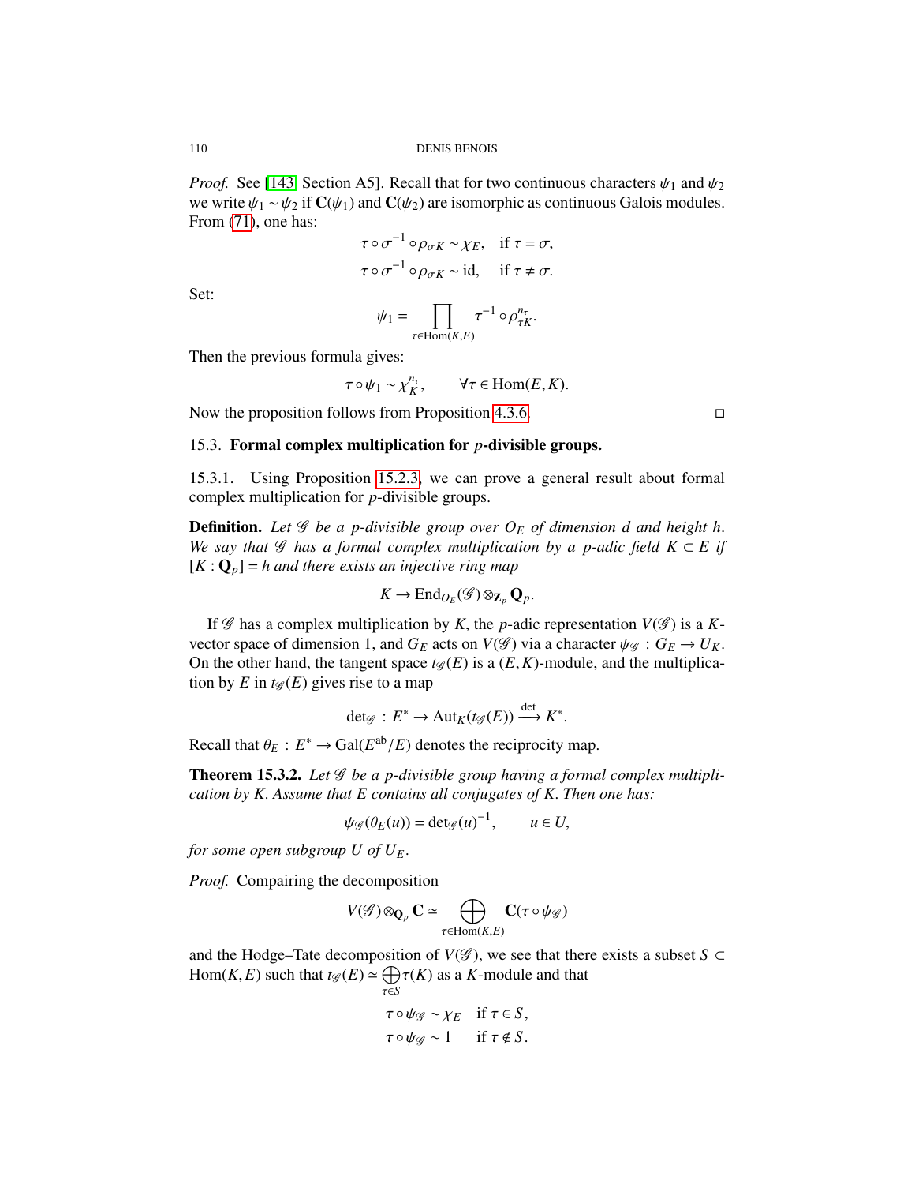*Proof.* See [143, Section A5]. Recall that for two continuous characters $\psi_1$ and $\psi_2$ we write $\psi_1 \sim \psi_2$ if $\mathbf{C}(\psi_1)$ and $\mathbf{C}(\psi_2)$ are isomorphic as continuous Galois modules. From (71), one has:

$$\tau \circ \sigma^{-1} \circ \rho_{\sigma K} \sim \chi_E, \quad \text{if } \tau = \sigma,$$
$$\tau \circ \sigma^{-1} \circ \rho_{\sigma K} \sim \mathrm{id}, \quad \text{if } \tau \neq \sigma.$$

Set:

$$\psi_1 = \prod_{\tau \in \mathrm{Hom}(K,E)} \tau^{-1} \circ \rho_{\tau K}^{n_\tau}.$$

Then the previous formula gives:

$$\tau \circ \psi_1 \sim \chi_K^{n_\tau}, \qquad \forall \tau \in \mathrm{Hom}(E,K).$$

Now the proposition follows from Proposition 4.3.6. □

## 15.3. Formal complex multiplication for $p$-divisible groups.

15.3.1. Using Proposition 15.2.3, we can prove a general result about formal complex multiplication for $p$-divisible groups.

**Definition.** *Let $\mathscr{G}$ be a $p$-divisible group over $O_E$ of dimension $d$ and height $h$. We say that $\mathscr{G}$ has a formal complex multiplication by a $p$-adic field $K \subset E$ if $[K : \mathbf{Q}_p] = h$ and there exists an injective ring map*

$$K \to \mathrm{End}_{O_E}(\mathscr{G}) \otimes_{\mathbf{Z}_p} \mathbf{Q}_p.$$

If $\mathscr{G}$ has a complex multiplication by $K$, the $p$-adic representation $V(\mathscr{G})$ is a $K$-vector space of dimension 1, and $G_E$ acts on $V(\mathscr{G})$ via a character $\psi_{\mathscr{G}} : G_E \to U_K$. On the other hand, the tangent space $t_{\mathscr{G}}(E)$ is a $(E,K)$-module, and the multiplication by $E$ in $t_{\mathscr{G}}(E)$ gives rise to a map

$$\det_{\mathscr{G}} : E^* \to \mathrm{Aut}_K(t_{\mathscr{G}}(E)) \xrightarrow{\det} K^*.$$

Recall that $\theta_E : E^* \to \mathrm{Gal}(E^{\mathrm{ab}}/E)$ denotes the reciprocity map.

**Theorem 15.3.2.** *Let $\mathscr{G}$ be a $p$-divisible group having a formal complex multiplication by $K$. Assume that $E$ contains all conjugates of $K$. Then one has:*

$$\psi_{\mathscr{G}}(\theta_E(u)) = \det_{\mathscr{G}}(u)^{-1}, \qquad u \in U,$$

*for some open subgroup $U$ of $U_E$.*

*Proof.* Compairing the decomposition

$$V(\mathscr{G}) \otimes_{\mathbf{Q}_p} \mathbf{C} \simeq \bigoplus_{\tau \in \mathrm{Hom}(K,E)} \mathbf{C}(\tau \circ \psi_{\mathscr{G}})$$

and the Hodge–Tate decomposition of $V(\mathscr{G})$, we see that there exists a subset $S \subset \mathrm{Hom}(K,E)$ such that $t_{\mathscr{G}}(E) \simeq \bigoplus_{\tau \in S} \tau(K)$ as a $K$-module and that

$$\tau \circ \psi_{\mathscr{G}} \sim \chi_E \quad \text{if } \tau \in S,$$
$$\tau \circ \psi_{\mathscr{G}} \sim 1 \quad \text{if } \tau \notin S.$$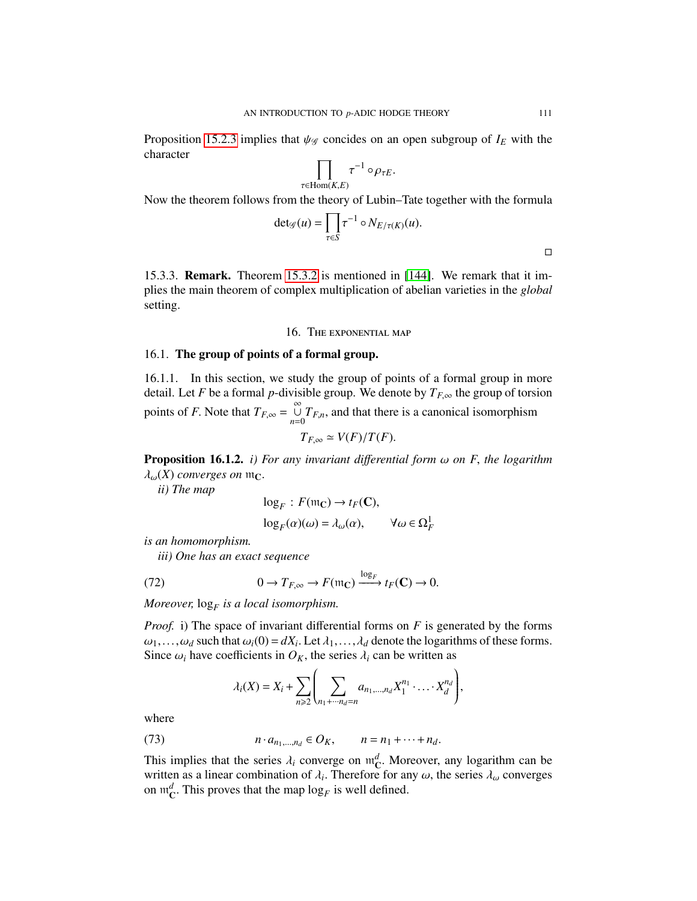Proposition 15.2.3 implies that $\psi_{\mathscr{G}}$ concides on an open subgroup of $I_E$ with the character

$$\prod_{\tau\in \mathrm{Hom}(K,E)} \tau^{-1}\circ \rho_{\tau E}.$$

Now the theorem follows from the theory of Lubin–Tate together with the formula

$$\det_{\mathscr{G}}(u) = \prod_{\tau\in S} \tau^{-1}\circ N_{E/\tau(K)}(u).$$

□

15.3.3. **Remark.** Theorem 15.3.2 is mentioned in [144]. We remark that it implies the main theorem of complex multiplication of abelian varieties in the *global* setting.

## 16. The exponential map

### 16.1. The group of points of a formal group.

16.1.1. In this section, we study the group of points of a formal group in more detail. Let $F$ be a formal $p$-divisible group. We denote by $T_{F,\infty}$ the group of torsion points of $F$. Note that $T_{F,\infty} = \overset{\infty}{\underset{n=0}{\cup}} T_{F,n}$, and that there is a canonical isomorphism

$$T_{F,\infty} \simeq V(F)/T(F).$$

**Proposition 16.1.2.** *i) For any invariant differential form $\omega$ on $F$, the logarithm $\lambda_\omega(X)$ converges on $\mathfrak{m}_{\mathbf{C}}$.*

*ii) The map*

$$\log_F : F(\mathfrak{m}_{\mathbf{C}}) \to t_F(\mathbf{C}),$$
$$\log_F(\alpha)(\omega) = \lambda_\omega(\alpha), \qquad \forall \omega\in \Omega^1_F$$

*is an homomorphism.*

*iii) One has an exact sequence*

$$0 \to T_{F,\infty} \to F(\mathfrak{m}_{\mathbf{C}}) \xrightarrow{\log_F} t_F(\mathbf{C}) \to 0. \tag{72}$$

*Moreover, $\log_F$ is a local isomorphism.*

*Proof.* i) The space of invariant differential forms on $F$ is generated by the forms $\omega_1,\dots,\omega_d$ such that $\omega_i(0)=dX_i$. Let $\lambda_1,\dots,\lambda_d$ denote the logarithms of these forms. Since $\omega_i$ have coefficients in $O_K$, the series $\lambda_i$ can be written as

$$\lambda_i(X) = X_i + \sum_{n\geqslant 2}\left(\sum_{n_1+\cdots n_d=n} a_{n_1,\dots,n_d} X_1^{n_1}\cdot\ldots\cdot X_d^{n_d}\right),$$

where

$$n\cdot a_{n_1,\dots,n_d}\in O_K, \qquad n=n_1+\cdots+n_d. \tag{73}$$

This implies that the series $\lambda_i$ converge on $\mathfrak{m}_{\mathbf{C}}^d$. Moreover, any logarithm can be written as a linear combination of $\lambda_i$. Therefore for any $\omega$, the series $\lambda_\omega$ converges on $\mathfrak{m}_{\mathbf{C}}^d$. This proves that the map $\log_F$ is well defined.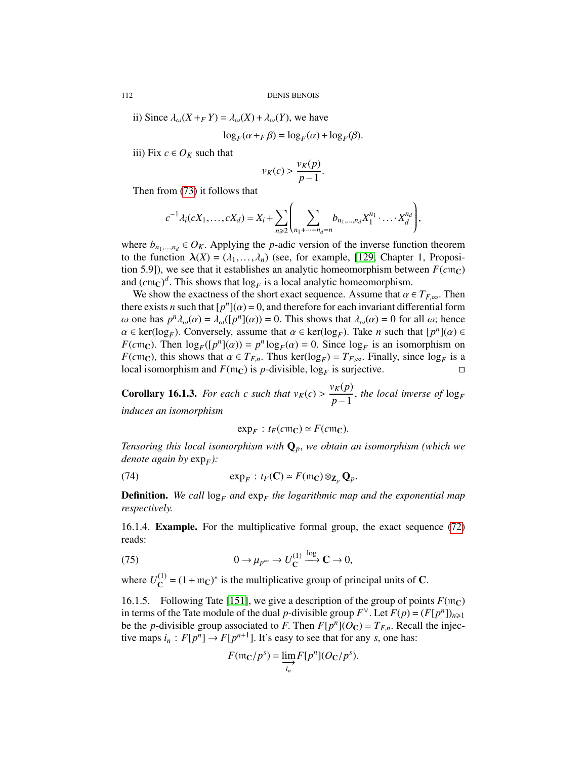ii) Since $\lambda_\omega(X +_F Y) = \lambda_\omega(X) + \lambda_\omega(Y)$, we have

$$\log_F(\alpha +_F \beta) = \log_F(\alpha) + \log_F(\beta).$$

iii) Fix $c \in O_K$ such that

$$v_K(c) > \frac{v_K(p)}{p-1}.$$

Then from (73) it follows that

$$c^{-1}\lambda_i(cX_1, \dots, cX_d) = X_i + \sum_{n \geqslant 2} \left( \sum_{n_1 + \cdots + n_d = n} b_{n_1,\dots,n_d} X_1^{n_1} \cdot \ldots \cdot X_d^{n_d} \right),$$

where $b_{n_1,\dots,n_d} \in O_K$. Applying the $p$-adic version of the inverse function theorem to the function $\boldsymbol{\lambda}(X) = (\lambda_1, \dots, \lambda_n)$ (see, for example, [129, Chapter 1, Proposition 5.9]), we see that it establishes an analytic homeomorphism between $F(c\mathfrak{m}_{\mathbf{C}})$ and $(c\mathfrak{m}_{\mathbf{C}})^d$. This shows that $\log_F$ is a local analytic homeomorphism.

We show the exactness of the short exact sequence. Assume that $\alpha \in T_{F,\infty}$. Then there exists $n$ such that $[p^n](\alpha) = 0$, and therefore for each invariant differential form $\omega$ one has $p^n \lambda_\omega(\alpha) = \lambda_\omega([p^n](\alpha)) = 0$. This shows that $\lambda_\omega(\alpha) = 0$ for all $\omega$; hence $\alpha \in \ker(\log_F)$. Conversely, assume that $\alpha \in \ker(\log_F)$. Take $n$ such that $[p^n](\alpha) \in F(c\mathfrak{m}_{\mathbf{C}})$. Then $\log_F([p^n](\alpha)) = p^n \log_F(\alpha) = 0$. Since $\log_F$ is an isomorphism on $F(c\mathfrak{m}_{\mathbf{C}})$, this shows that $\alpha \in T_{F,n}$. Thus $\ker(\log_F) = T_{F,\infty}$. Finally, since $\log_F$ is a local isomorphism and $F(\mathfrak{m}_{\mathbf{C}})$ is $p$-divisible, $\log_F$ is surjective. □

**Corollary 16.1.3.** *For each $c$ such that $v_K(c) > \dfrac{v_K(p)}{p-1}$, the local inverse of $\log_F$ induces an isomorphism*

$$\exp_F : t_F(c\mathfrak{m}_{\mathbf{C}}) \simeq F(c\mathfrak{m}_{\mathbf{C}}).$$

*Tensoring this local isomorphism with $\mathbf{Q}_p$, we obtain an isomorphism (which we denote again by $\exp_F$):*

$$\exp_F : t_F(\mathbf{C}) \simeq F(\mathfrak{m}_{\mathbf{C}}) \otimes_{\mathbf{Z}_p} \mathbf{Q}_p. \tag{74}$$

**Definition.** *We call $\log_F$ and $\exp_F$ the logarithmic map and the exponential map respectively.*

16.1.4. **Example.** For the multiplicative formal group, the exact sequence (72) reads:

$$0 \to \mu_{p^\infty} \to U_{\mathbf{C}}^{(1)} \xrightarrow{\log} \mathbf{C} \to 0, \tag{75}$$

where $U_{\mathbf{C}}^{(1)} = (1 + \mathfrak{m}_{\mathbf{C}})^*$ is the multiplicative group of principal units of $\mathbf{C}$.

16.1.5. Following Tate [151], we give a description of the group of points $F(\mathfrak{m}_{\mathbf{C}})$ in terms of the Tate module of the dual $p$-divisible group $F^\vee$. Let $F(p) = (F[p^n])_{n \geqslant 1}$ be the $p$-divisible group associated to $F$. Then $F[p^n](O_{\mathbf{C}}) = T_{F,n}$. Recall the injective maps $i_n : F[p^n] \to F[p^{n+1}]$. It's easy to see that for any $s$, one has:

$$F(\mathfrak{m}_{\mathbf{C}}/p^s) = \varinjlim_{i_n} F[p^n](O_{\mathbf{C}}/p^s).$$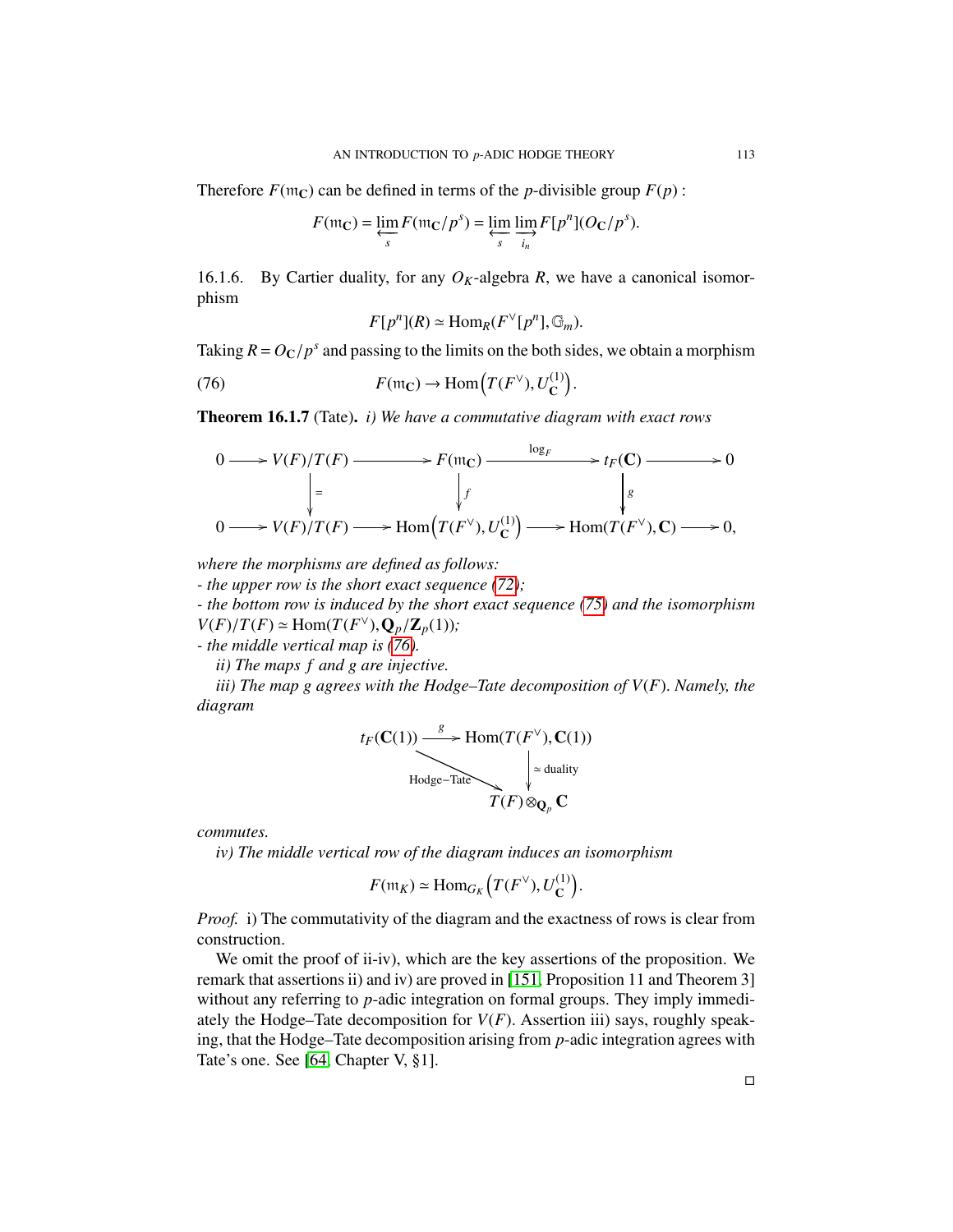Therefore $F(\mathfrak{m}_{\mathbf{C}})$ can be defined in terms of the $p$-divisible group $F(p)$ :

$$F(\mathfrak{m}_{\mathbf{C}}) = \varprojlim_s F(\mathfrak{m}_{\mathbf{C}}/p^s) = \varprojlim_s \varinjlim_{i_n} F[p^n](O_{\mathbf{C}}/p^s).$$

16.1.6. By Cartier duality, for any $O_K$-algebra $R$, we have a canonical isomorphism

$$F[p^n](R) \simeq \mathrm{Hom}_R(F^\vee[p^n], \mathbb{G}_m).$$

Taking $R = O_{\mathbf{C}}/p^s$ and passing to the limits on the both sides, we obtain a morphism

$$F(\mathfrak{m}_{\mathbf{C}}) \to \mathrm{Hom}\left(T(F^\vee), U_{\mathbf{C}}^{(1)}\right). \tag{76}$$

**Theorem 16.1.7** (Tate). *i) We have a commutative diagram with exact rows*

$$\begin{array}{ccccccccc}
0 & \to & V(F)/T(F) & \to & F(\mathfrak{m}_{\mathbf{C}}) & \xrightarrow{\log_F} & t_F(\mathbf{C}) & \to & 0 \\
 & & \big\downarrow{=} & & \big\downarrow{f} & & \big\downarrow{g} & & \\
0 & \to & V(F)/T(F) & \to & \mathrm{Hom}\left(T(F^\vee), U_{\mathbf{C}}^{(1)}\right) & \to & \mathrm{Hom}(T(F^\vee), \mathbf{C}) & \to & 0,
\end{array}$$

*where the morphisms are defined as follows:*

*- the upper row is the short exact sequence (72);*

*- the bottom row is induced by the short exact sequence (75) and the isomorphism $V(F)/T(F) \simeq \mathrm{Hom}(T(F^\vee), \mathbf{Q}_p/\mathbf{Z}_p(1))$;*

*- the middle vertical map is (76).*

*ii) The maps $f$ and $g$ are injective.*

*iii) The map $g$ agrees with the Hodge–Tate decomposition of $V(F)$. Namely, the diagram*

$$\begin{array}{ccc}
t_F(\mathbf{C}(1)) & \xrightarrow{g} & \mathrm{Hom}(T(F^\vee), \mathbf{C}(1)) \\
 & \searrow^{\text{Hodge–Tate}} & \big\downarrow{\simeq \text{ duality}} \\
 & & T(F) \otimes_{\mathbf{Q}_p} \mathbf{C}
\end{array}$$

*commutes.*

*iv) The middle vertical row of the diagram induces an isomorphism*

$$F(\mathfrak{m}_K) \simeq \mathrm{Hom}_{G_K}\left(T(F^\vee), U_{\mathbf{C}}^{(1)}\right).$$

*Proof.* i) The commutativity of the diagram and the exactness of rows is clear from construction.

We omit the proof of ii-iv), which are the key assertions of the proposition. We remark that assertions ii) and iv) are proved in [151, Proposition 11 and Theorem 3] without any referring to $p$-adic integration on formal groups. They imply immediately the Hodge–Tate decomposition for $V(F)$. Assertion iii) says, roughly speaking, that the Hodge–Tate decomposition arising from $p$-adic integration agrees with Tate's one. See [64, Chapter V, §1].

□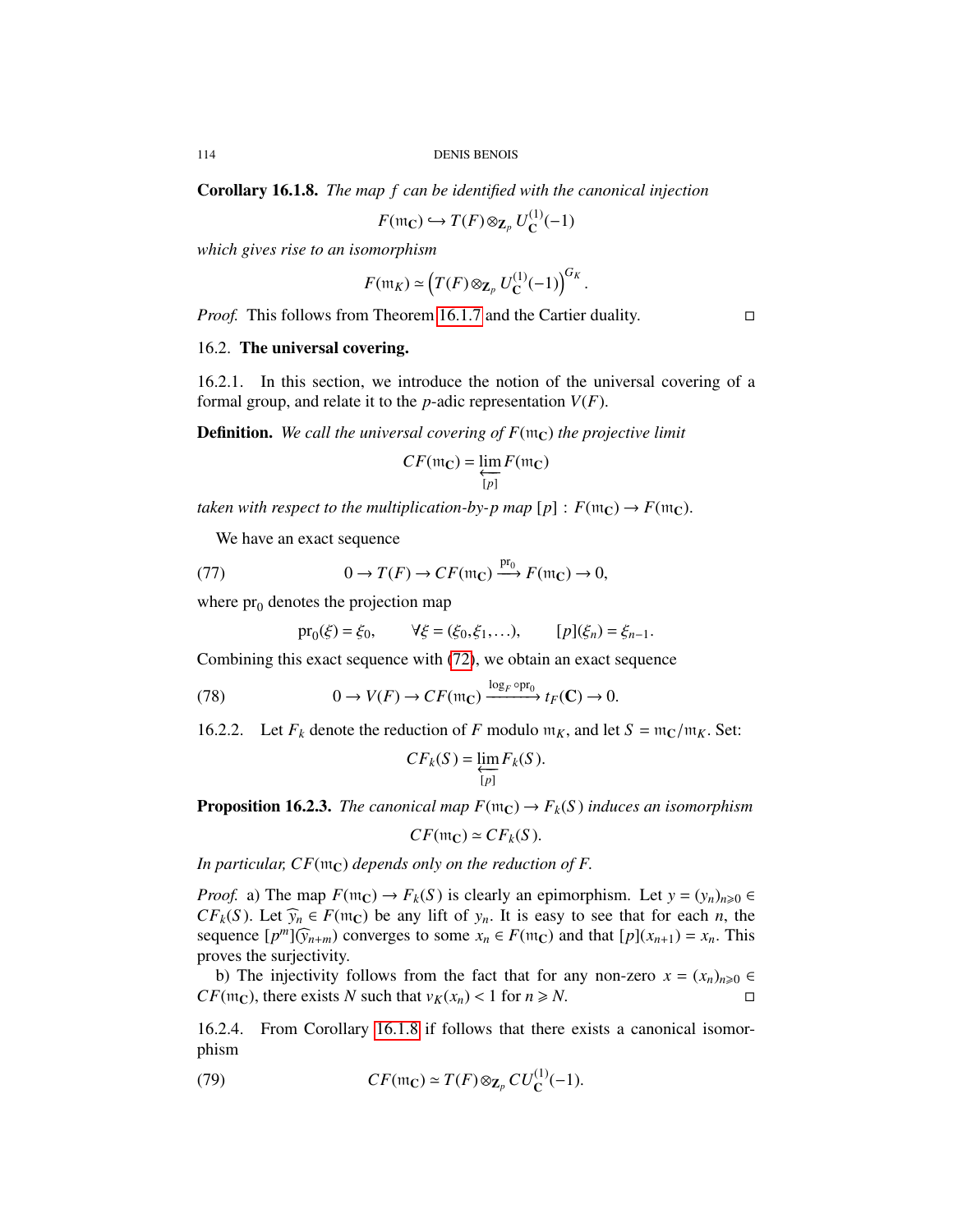**Corollary 16.1.8.** *The map $f$ can be identified with the canonical injection*

$$F(\mathfrak{m}_{\mathbf{C}}) \hookrightarrow T(F) \otimes_{\mathbf{Z}_p} U_{\mathbf{C}}^{(1)}(-1)$$

*which gives rise to an isomorphism*

$$F(\mathfrak{m}_K) \simeq \left(T(F) \otimes_{\mathbf{Z}_p} U_{\mathbf{C}}^{(1)}(-1)\right)^{G_K}.$$

*Proof.* This follows from Theorem 16.1.7 and the Cartier duality. $\square$

## 16.2. **The universal covering.**

16.2.1. In this section, we introduce the notion of the universal covering of a formal group, and relate it to the $p$-adic representation $V(F)$.

**Definition.** *We call the universal covering of $F(\mathfrak{m}_{\mathbf{C}})$ the projective limit*

$$CF(\mathfrak{m}_{\mathbf{C}}) = \varprojlim_{[p]} F(\mathfrak{m}_{\mathbf{C}})$$

*taken with respect to the multiplication-by-$p$ map $[p] : F(\mathfrak{m}_{\mathbf{C}}) \to F(\mathfrak{m}_{\mathbf{C}})$.*

We have an exact sequence

$$0 \to T(F) \to CF(\mathfrak{m}_{\mathbf{C}}) \xrightarrow{\mathrm{pr}_0} F(\mathfrak{m}_{\mathbf{C}}) \to 0, \tag{77}$$

where $\mathrm{pr}_0$ denotes the projection map

$$\mathrm{pr}_0(\xi) = \xi_0, \qquad \forall \xi = (\xi_0, \xi_1, \dots), \qquad [p](\xi_n) = \xi_{n-1}.$$

Combining this exact sequence with (72), we obtain an exact sequence

$$0 \to V(F) \to CF(\mathfrak{m}_{\mathbf{C}}) \xrightarrow{\log_F \circ \mathrm{pr}_0} t_F(\mathbf{C}) \to 0. \tag{78}$$

16.2.2. Let $F_k$ denote the reduction of $F$ modulo $\mathfrak{m}_K$, and let $S = \mathfrak{m}_{\mathbf{C}}/\mathfrak{m}_K$. Set:

$$CF_k(S) = \varprojlim_{[p]} F_k(S).$$

**Proposition 16.2.3.** *The canonical map $F(\mathfrak{m}_{\mathbf{C}}) \to F_k(S)$ induces an isomorphism*

$$CF(\mathfrak{m}_{\mathbf{C}}) \simeq CF_k(S).$$

*In particular, $CF(\mathfrak{m}_{\mathbf{C}})$ depends only on the reduction of $F$.*

*Proof.* a) The map $F(\mathfrak{m}_{\mathbf{C}}) \to F_k(S)$ is clearly an epimorphism. Let $y = (y_n)_{n \geqslant 0} \in CF_k(S)$. Let $\widehat{y}_n \in F(\mathfrak{m}_{\mathbf{C}})$ be any lift of $y_n$. It is easy to see that for each $n$, the sequence $[p^m](\widehat{y}_{n+m})$ converges to some $x_n \in F(\mathfrak{m}_{\mathbf{C}})$ and that $[p](x_{n+1}) = x_n$. This proves the surjectivity.

b) The injectivity follows from the fact that for any non-zero $x = (x_n)_{n \geqslant 0} \in CF(\mathfrak{m}_{\mathbf{C}})$, there exists $N$ such that $v_K(x_n) < 1$ for $n \geqslant N$. $\square$

16.2.4. From Corollary 16.1.8 if follows that there exists a canonical isomorphism

$$CF(\mathfrak{m}_{\mathbf{C}}) \simeq T(F) \otimes_{\mathbf{Z}_p} CU_{\mathbf{C}}^{(1)}(-1). \tag{79}$$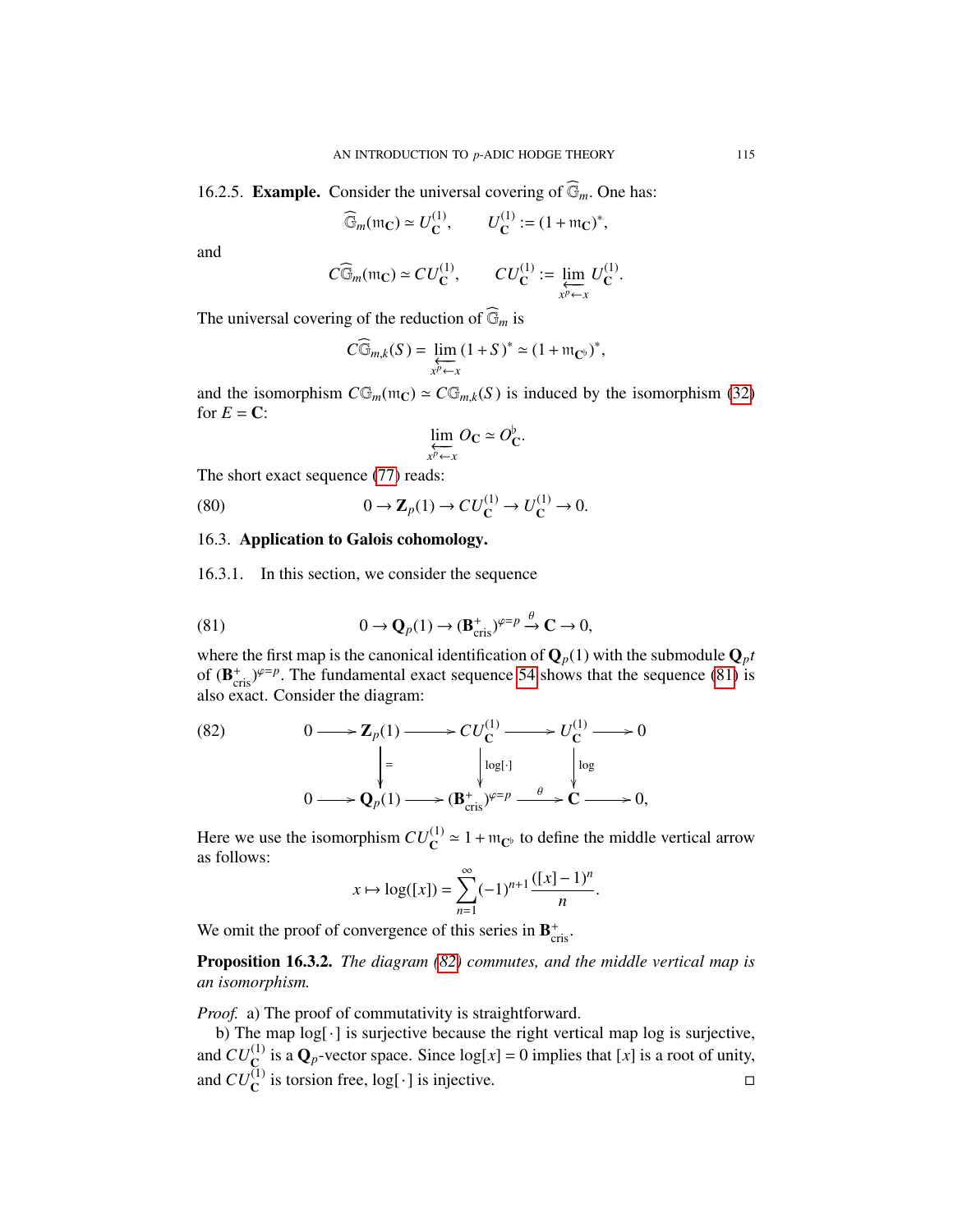16.2.5. **Example.** Consider the universal covering of $\widehat{\mathbb{G}}_m$. One has:

$$\widehat{\mathbb{G}}_m(\mathfrak{m}_{\mathbf{C}}) \simeq U_{\mathbf{C}}^{(1)}, \qquad U_{\mathbf{C}}^{(1)} := (1+\mathfrak{m}_{\mathbf{C}})^*,$$

and

$$C\widehat{\mathbb{G}}_m(\mathfrak{m}_{\mathbf{C}}) \simeq CU_{\mathbf{C}}^{(1)}, \qquad CU_{\mathbf{C}}^{(1)} := \varprojlim_{x^p \leftarrow x} U_{\mathbf{C}}^{(1)}.$$

The universal covering of the reduction of $\widehat{\mathbb{G}}_m$ is

$$C\widehat{\mathbb{G}}_{m,k}(S) = \varprojlim_{x^p \leftarrow x} (1+S)^* \simeq (1+\mathfrak{m}_{\mathbf{C}^\flat})^*,$$

and the isomorphism $C\mathbb{G}_m(\mathfrak{m}_{\mathbf{C}}) \simeq C\mathbb{G}_{m,k}(S)$ is induced by the isomorphism (32) for $E = \mathbf{C}$:

$$\varprojlim_{x^p \leftarrow x} O_{\mathbf{C}} \simeq O_{\mathbf{C}}^\flat.$$

The short exact sequence (77) reads:

$$0 \to \mathbf{Z}_p(1) \to CU_{\mathbf{C}}^{(1)} \to U_{\mathbf{C}}^{(1)} \to 0. \tag{80}$$

## 16.3. Application to Galois cohomology.

16.3.1. In this section, we consider the sequence

$$0 \to \mathbf{Q}_p(1) \to (\mathbf{B}_{\mathrm{cris}}^+)^{\varphi=p} \xrightarrow{\theta} \mathbf{C} \to 0, \tag{81}$$

where the first map is the canonical identification of $\mathbf{Q}_p(1)$ with the submodule $\mathbf{Q}_p t$ of $(\mathbf{B}_{\mathrm{cris}}^+)^{\varphi=p}$. The fundamental exact sequence 54 shows that the sequence (81) is also exact. Consider the diagram:

$$\begin{array}{ccccccccc}
0 & \longrightarrow & \mathbf{Z}_p(1) & \longrightarrow & CU_{\mathbf{C}}^{(1)} & \longrightarrow & U_{\mathbf{C}}^{(1)} & \longrightarrow & 0 \\
 & & \big\downarrow{=} & & \big\downarrow{\log[\cdot]} & & \big\downarrow{\log} & & \\
0 & \longrightarrow & \mathbf{Q}_p(1) & \longrightarrow & (\mathbf{B}_{\mathrm{cris}}^+)^{\varphi=p} & \xrightarrow{\theta} & \mathbf{C} & \longrightarrow & 0,
\end{array} \tag{82}$$

Here we use the isomorphism $CU_{\mathbf{C}}^{(1)} \simeq 1+\mathfrak{m}_{\mathbf{C}^\flat}$ to define the middle vertical arrow as follows:

$$x \mapsto \log([x]) = \sum_{n=1}^{\infty} (-1)^{n+1} \frac{([x]-1)^n}{n}.$$

We omit the proof of convergence of this series in $\mathbf{B}_{\mathrm{cris}}^+$.

**Proposition 16.3.2.** *The diagram (82) commutes, and the middle vertical map is an isomorphism.*

*Proof.* a) The proof of commutativity is straightforward.

b) The map $\log[\cdot]$ is surjective because the right vertical map log is surjective, and $CU_{\mathbf{C}}^{(1)}$ is a $\mathbf{Q}_p$-vector space. Since $\log[x] = 0$ implies that $[x]$ is a root of unity, and $CU_{\mathbf{C}}^{(1)}$ is torsion free, $\log[\cdot]$ is injective. $\square$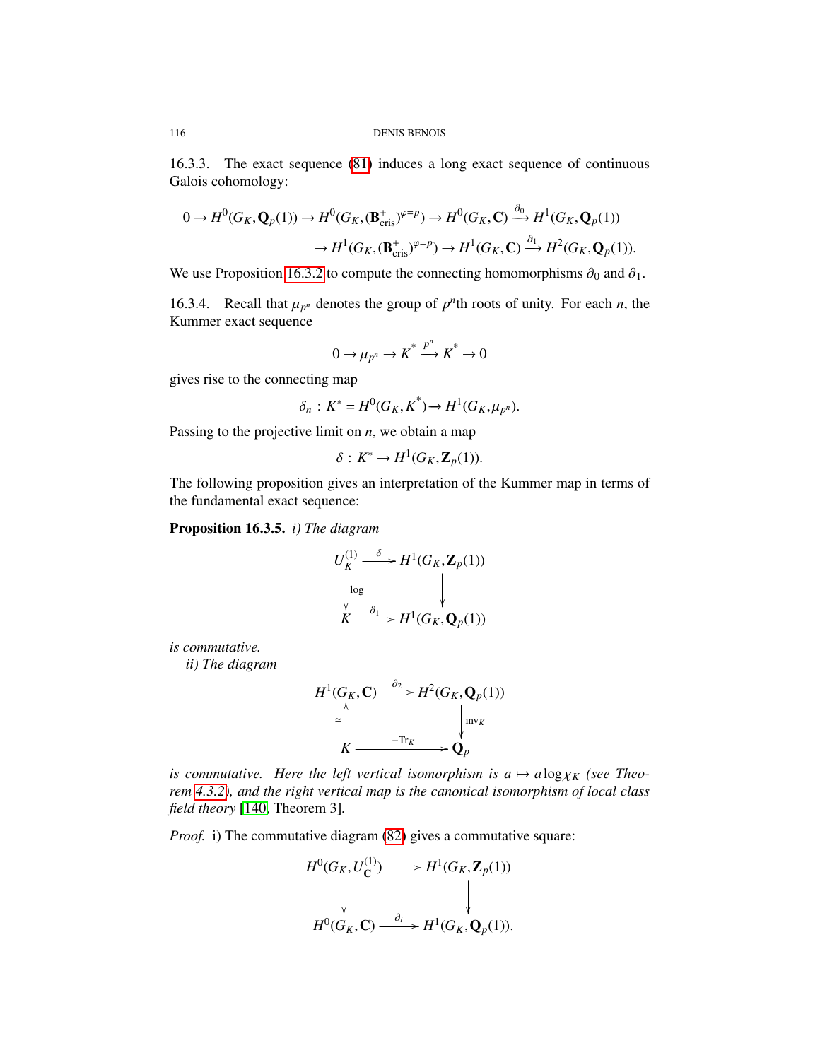16.3.3. The exact sequence (81) induces a long exact sequence of continuous Galois cohomology:

$$0 \to H^0(G_K, \mathbf{Q}_p(1)) \to H^0(G_K, (\mathbf{B}^+_{\mathrm{cris}})^{\varphi=p}) \to H^0(G_K, \mathbf{C}) \xrightarrow{\partial_0} H^1(G_K, \mathbf{Q}_p(1))$$
$$\to H^1(G_K, (\mathbf{B}^+_{\mathrm{cris}})^{\varphi=p}) \to H^1(G_K, \mathbf{C}) \xrightarrow{\partial_1} H^2(G_K, \mathbf{Q}_p(1)).$$

We use Proposition 16.3.2 to compute the connecting homomorphisms $\partial_0$ and $\partial_1$.

16.3.4. Recall that $\mu_{p^n}$ denotes the group of $p^n$th roots of unity. For each $n$, the Kummer exact sequence

$$0 \to \mu_{p^n} \to \overline{K}^* \xrightarrow{p^n} \overline{K}^* \to 0$$

gives rise to the connecting map

$$\delta_n \,:\, K^* = H^0(G_K, \overline{K}^*) \to H^1(G_K, \mu_{p^n}).$$

Passing to the projective limit on $n$, we obtain a map

$$\delta \,:\, K^* \to H^1(G_K, \mathbf{Z}_p(1)).$$

The following proposition gives an interpretation of the Kummer map in terms of the fundamental exact sequence:

**Proposition 16.3.5.** *i) The diagram*

$$\begin{array}{ccc} U_K^{(1)} & \xrightarrow{\delta} & H^1(G_K, \mathbf{Z}_p(1)) \\ \Big\downarrow{\scriptstyle \log} & & \Big\downarrow \\ K & \xrightarrow{\partial_1} & H^1(G_K, \mathbf{Q}_p(1)) \end{array}$$

*is commutative.*

*ii) The diagram*

$$\begin{array}{ccc} H^1(G_K, \mathbf{C}) & \xrightarrow{\partial_2} & H^2(G_K, \mathbf{Q}_p(1)) \\ \Big\uparrow{\scriptstyle \simeq} & & \Big\downarrow{\scriptstyle \mathrm{inv}_K} \\ K & \xrightarrow{-\mathrm{Tr}_K} & \mathbf{Q}_p \end{array}$$

*is commutative. Here the left vertical isomorphism is $a \mapsto a \log \chi_K$ (see Theorem 4.3.2), and the right vertical map is the canonical isomorphism of local class field theory* [140, Theorem 3].

*Proof.* i) The commutative diagram (82) gives a commutative square:

$$\begin{array}{ccc} H^0(G_K, U_{\mathbf{C}}^{(1)}) & \longrightarrow & H^1(G_K, \mathbf{Z}_p(1)) \\ \Big\downarrow & & \Big\downarrow \\ H^0(G_K, \mathbf{C}) & \xrightarrow{\partial_i} & H^1(G_K, \mathbf{Q}_p(1)). \end{array}$$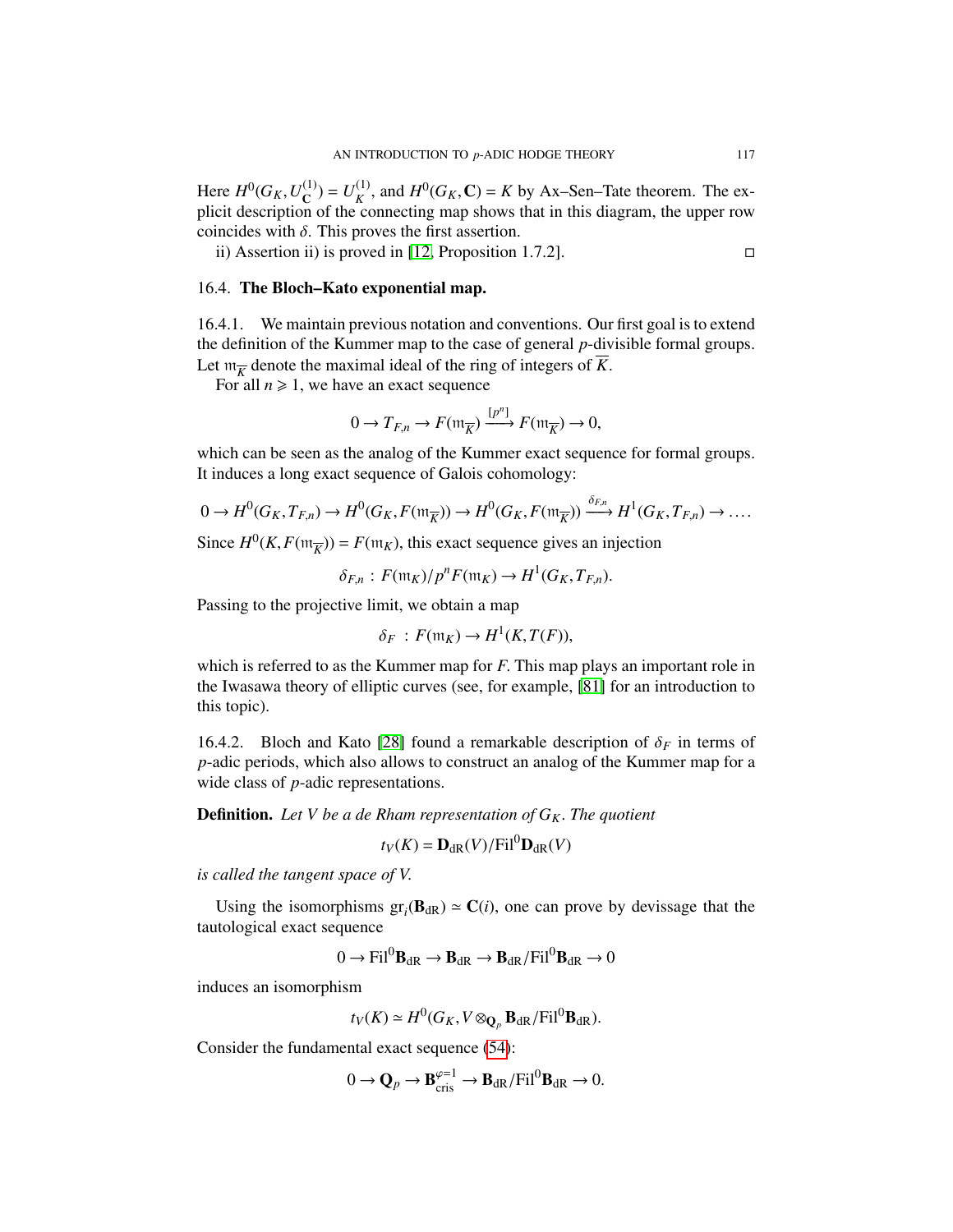Here $H^0(G_K, U_{\mathbf{C}}^{(1)}) = U_K^{(1)}$, and $H^0(G_K, \mathbf{C}) = K$ by Ax–Sen–Tate theorem. The explicit description of the connecting map shows that in this diagram, the upper row coincides with $\delta$. This proves the first assertion.

ii) Assertion ii) is proved in [12, Proposition 1.7.2]. □

## 16.4. **The Bloch–Kato exponential map.**

16.4.1. We maintain previous notation and conventions. Our first goal is to extend the definition of the Kummer map to the case of general $p$-divisible formal groups. Let $\mathfrak{m}_{\overline{K}}$ denote the maximal ideal of the ring of integers of $\overline{K}$.

For all $n \geqslant 1$, we have an exact sequence

$$0 \to T_{F,n} \to F(\mathfrak{m}_{\overline{K}}) \xrightarrow{[p^n]} F(\mathfrak{m}_{\overline{K}}) \to 0,$$

which can be seen as the analog of the Kummer exact sequence for formal groups. It induces a long exact sequence of Galois cohomology:

$$0 \to H^0(G_K, T_{F,n}) \to H^0(G_K, F(\mathfrak{m}_{\overline{K}})) \to H^0(G_K, F(\mathfrak{m}_{\overline{K}})) \xrightarrow{\delta_{F,n}} H^1(G_K, T_{F,n}) \to \dots.$$

Since $H^0(K, F(\mathfrak{m}_{\overline{K}})) = F(\mathfrak{m}_K)$, this exact sequence gives an injection

$$\delta_{F,n} \,:\, F(\mathfrak{m}_K)/p^n F(\mathfrak{m}_K) \to H^1(G_K, T_{F,n}).$$

Passing to the projective limit, we obtain a map

$$\delta_F \,:\, F(\mathfrak{m}_K) \to H^1(K, T(F)),$$

which is referred to as the Kummer map for $F$. This map plays an important role in the Iwasawa theory of elliptic curves (see, for example, [81] for an introduction to this topic).

16.4.2. Bloch and Kato [28] found a remarkable description of $\delta_F$ in terms of $p$-adic periods, which also allows to construct an analog of the Kummer map for a wide class of $p$-adic representations.

**Definition.** *Let $V$ be a de Rham representation of $G_K$. The quotient*

$$t_V(K) = \mathbf{D}_{\mathrm{dR}}(V)/\mathrm{Fil}^0\mathbf{D}_{\mathrm{dR}}(V)$$

*is called the tangent space of $V$.*

Using the isomorphisms $\mathrm{gr}_i(\mathbf{B}_{\mathrm{dR}}) \simeq \mathbf{C}(i)$, one can prove by devissage that the tautological exact sequence

$$0 \to \mathrm{Fil}^0\mathbf{B}_{\mathrm{dR}} \to \mathbf{B}_{\mathrm{dR}} \to \mathbf{B}_{\mathrm{dR}}/\mathrm{Fil}^0\mathbf{B}_{\mathrm{dR}} \to 0$$

induces an isomorphism

$$t_V(K) \simeq H^0(G_K, V \otimes_{\mathbf{Q}_p} \mathbf{B}_{\mathrm{dR}}/\mathrm{Fil}^0\mathbf{B}_{\mathrm{dR}}).$$

Consider the fundamental exact sequence (54):

$$0 \to \mathbf{Q}_p \to \mathbf{B}_{\mathrm{cris}}^{\varphi=1} \to \mathbf{B}_{\mathrm{dR}}/\mathrm{Fil}^0\mathbf{B}_{\mathrm{dR}} \to 0.$$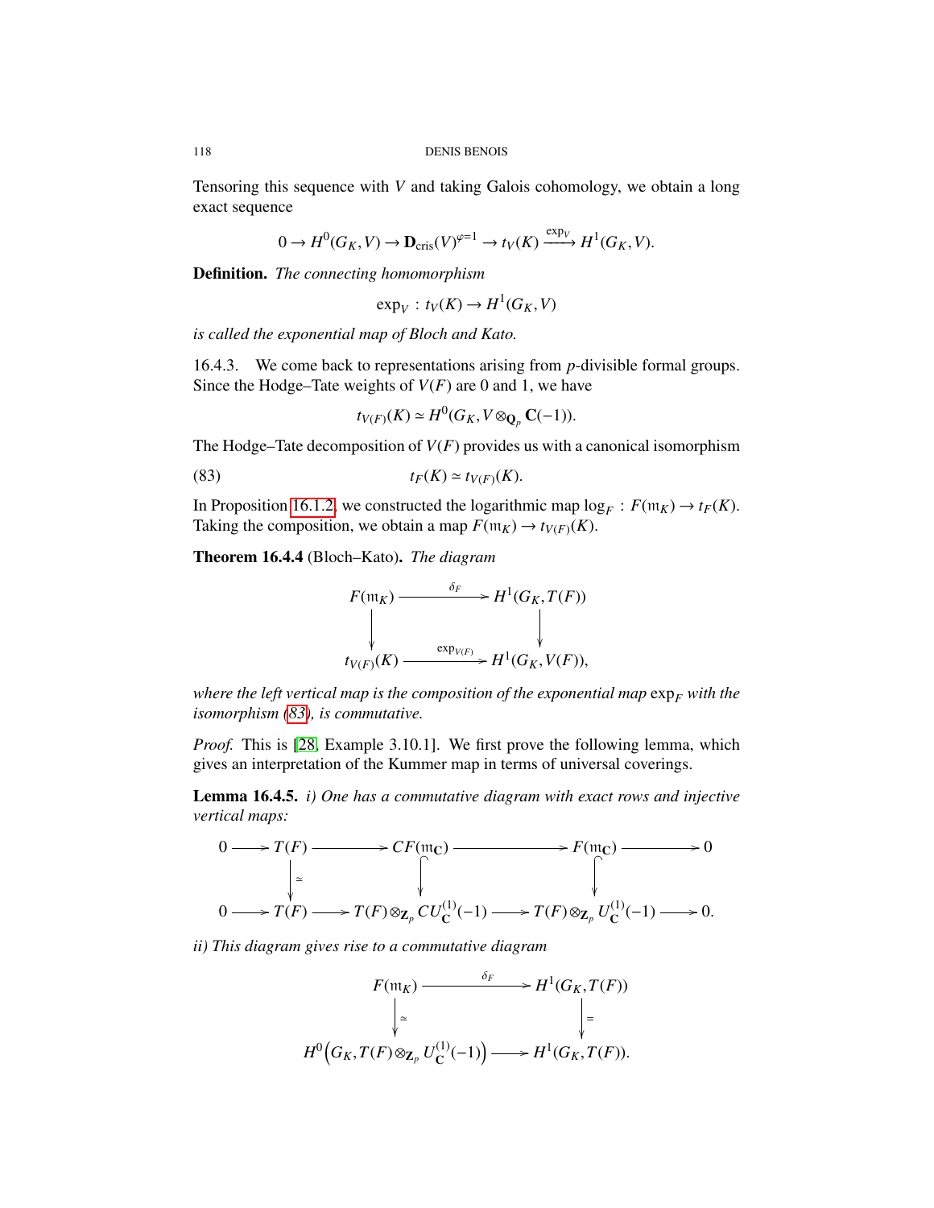Tensoring this sequence with $V$ and taking Galois cohomology, we obtain a long exact sequence

$$0 \to H^0(G_K, V) \to \mathbf{D}_{\mathrm{cris}}(V)^{\varphi=1} \to t_V(K) \xrightarrow{\exp_V} H^1(G_K, V).$$

**Definition.** *The connecting homomorphism*

$$\exp_V : t_V(K) \to H^1(G_K, V)$$

*is called the exponential map of Bloch and Kato.*

16.4.3. We come back to representations arising from $p$-divisible formal groups. Since the Hodge–Tate weights of $V(F)$ are 0 and 1, we have

$$t_{V(F)}(K) \simeq H^0(G_K, V \otimes_{\mathbf{Q}_p} \mathbf{C}(-1)).$$

The Hodge–Tate decomposition of $V(F)$ provides us with a canonical isomorphism

$$t_F(K) \simeq t_{V(F)}(K). \tag{83}$$

In Proposition 16.1.2, we constructed the logarithmic map $\log_F : F(\mathfrak{m}_K) \to t_F(K)$. Taking the composition, we obtain a map $F(\mathfrak{m}_K) \to t_{V(F)}(K)$.

**Theorem 16.4.4** (Bloch–Kato)**.** *The diagram*

$$\begin{array}{ccc}
F(\mathfrak{m}_K) & \xrightarrow{\delta_F} & H^1(G_K, T(F)) \\
\downarrow & & \downarrow \\
t_{V(F)}(K) & \xrightarrow{\exp_{V(F)}} & H^1(G_K, V(F)),
\end{array}$$

*where the left vertical map is the composition of the exponential map $\exp_F$ with the isomorphism (83), is commutative.*

*Proof.* This is [28, Example 3.10.1]. We first prove the following lemma, which gives an interpretation of the Kummer map in terms of universal coverings.

**Lemma 16.4.5.** *i) One has a commutative diagram with exact rows and injective vertical maps:*

$$\begin{array}{ccccccccc}
0 & \to & T(F) & \to & CF(\mathfrak{m}_{\mathbf{C}}) & \to & F(\mathfrak{m}_{\mathbf{C}}) & \to & 0 \\
 & & \downarrow \simeq & & \downarrow & & \downarrow & & \\
0 & \to & T(F) & \to & T(F) \otimes_{\mathbf{Z}_p} CU_{\mathbf{C}}^{(1)}(-1) & \to & T(F) \otimes_{\mathbf{Z}_p} U_{\mathbf{C}}^{(1)}(-1) & \to & 0.
\end{array}$$

*ii) This diagram gives rise to a commutative diagram*

$$\begin{array}{ccc}
F(\mathfrak{m}_K) & \xrightarrow{\delta_F} & H^1(G_K, T(F)) \\
\downarrow \simeq & & \downarrow = \\
H^0\left(G_K, T(F) \otimes_{\mathbf{Z}_p} U_{\mathbf{C}}^{(1)}(-1)\right) & \to & H^1(G_K, T(F)).
\end{array}$$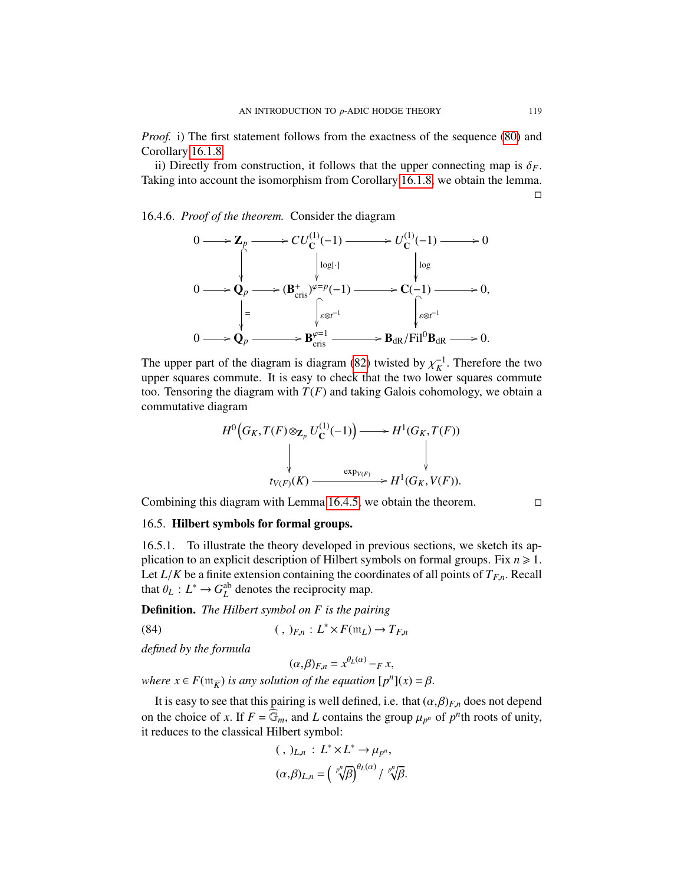*Proof.* i) The first statement follows from the exactness of the sequence (80) and Corollary 16.1.8.

ii) Directly from construction, it follows that the upper connecting map is $\delta_F$. Taking into account the isomorphism from Corollary 16.1.8, we obtain the lemma. $\square$

16.4.6. *Proof of the theorem.* Consider the diagram

$$\begin{array}{ccccccccc}
0 & \longrightarrow & \mathbf{Z}_p & \longrightarrow & CU_{\mathbf{C}}^{(1)}(-1) & \longrightarrow & U_{\mathbf{C}}^{(1)}(-1) & \longrightarrow & 0 \\
 & & \downarrow & & \downarrow{\scriptstyle \log[\cdot]} & & \downarrow{\scriptstyle \log} & & \\
0 & \longrightarrow & \mathbf{Q}_p & \longrightarrow & (\mathbf{B}_{\mathrm{cris}}^{+})^{\varphi=p}(-1) & \longrightarrow & \mathbf{C}(-1) & \longrightarrow & 0, \\
 & & \downarrow{\scriptstyle =} & & \downarrow{\scriptstyle \varepsilon\otimes t^{-1}} & & \downarrow{\scriptstyle \varepsilon\otimes t^{-1}} & & \\
0 & \longrightarrow & \mathbf{Q}_p & \longrightarrow & \mathbf{B}_{\mathrm{cris}}^{\varphi=1} & \longrightarrow & \mathbf{B}_{\mathrm{dR}}/\mathrm{Fil}^0\mathbf{B}_{\mathrm{dR}} & \longrightarrow & 0.
\end{array}$$

The upper part of the diagram is diagram (82) twisted by $\chi_K^{-1}$. Therefore the two upper squares commute. It is easy to check that the two lower squares commute too. Tensoring the diagram with $T(F)$ and taking Galois cohomology, we obtain a commutative diagram

$$\begin{array}{ccc}
H^0\left(G_K, T(F)\otimes_{\mathbf{Z}_p} U_{\mathbf{C}}^{(1)}(-1)\right) & \longrightarrow & H^1(G_K, T(F)) \\
\downarrow & & \downarrow \\
t_{V(F)}(K) & \xrightarrow{\exp_{V(F)}} & H^1(G_K, V(F)).
\end{array}$$

Combining this diagram with Lemma 16.4.5, we obtain the theorem. $\square$

## 16.5. Hilbert symbols for formal groups.

16.5.1. To illustrate the theory developed in previous sections, we sketch its application to an explicit description of Hilbert symbols on formal groups. Fix $n \geqslant 1$. Let $L/K$ be a finite extension containing the coordinates of all points of $T_{F,n}$. Recall that $\theta_L : L^* \to G_L^{\mathrm{ab}}$ denotes the reciprocity map.

**Definition.** *The Hilbert symbol on $F$ is the pairing*

$$( \, , \, )_{F,n} : L^* \times F(\mathfrak{m}_L) \to T_{F,n} \tag{84}$$

*defined by the formula*

$$(\alpha,\beta)_{F,n} = x^{\theta_L(\alpha)} -_F x,$$

*where $x \in F(\mathfrak{m}_{\overline{K}})$ is any solution of the equation $[p^n](x) = \beta$.*

It is easy to see that this pairing is well defined, i.e. that $(\alpha,\beta)_{F,n}$ does not depend on the choice of $x$. If $F = \widehat{\mathbb{G}}_m$, and $L$ contains the group $\mu_{p^n}$ of $p^n$th roots of unity, it reduces to the classical Hilbert symbol:

$$( \, , \, )_{L,n} : L^* \times L^* \to \mu_{p^n},$$
$$(\alpha,\beta)_{L,n} = \left(\sqrt[p^n]{\beta}\right)^{\theta_L(\alpha)} / \sqrt[p^n]{\beta}.$$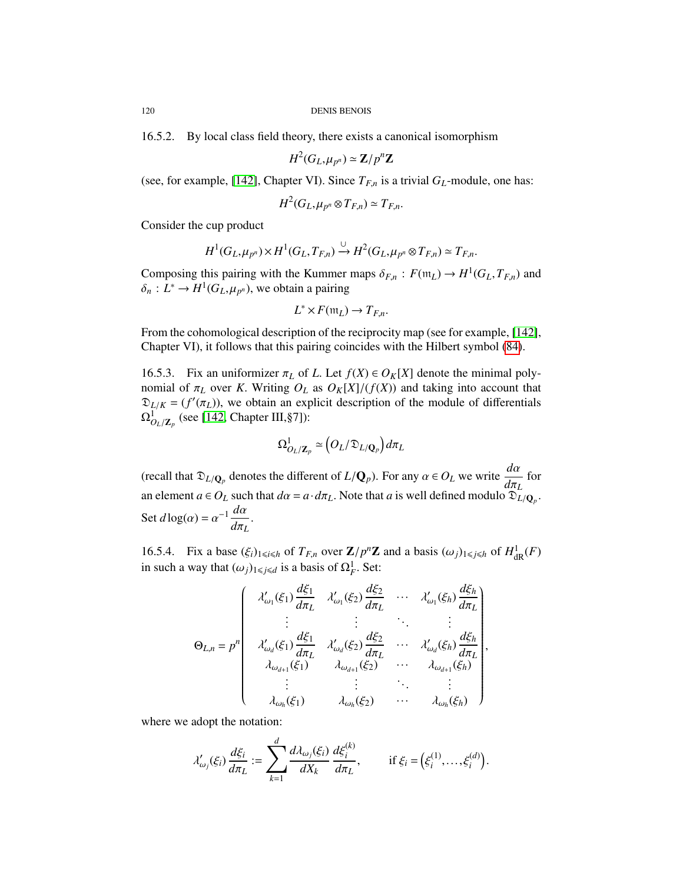16.5.2. By local class field theory, there exists a canonical isomorphism

$$H^2(G_L, \mu_{p^n}) \simeq \mathbf{Z}/p^n\mathbf{Z}$$

(see, for example, [142], Chapter VI). Since $T_{F,n}$ is a trivial $G_L$-module, one has:

$$H^2(G_L, \mu_{p^n} \otimes T_{F,n}) \simeq T_{F,n}.$$

Consider the cup product

$$H^1(G_L, \mu_{p^n}) \times H^1(G_L, T_{F,n}) \xrightarrow{\cup} H^2(G_L, \mu_{p^n} \otimes T_{F,n}) \simeq T_{F,n}.$$

Composing this pairing with the Kummer maps $\delta_{F,n} : F(\mathfrak{m}_L) \to H^1(G_L, T_{F,n})$ and $\delta_n : L^* \to H^1(G_L, \mu_{p^n})$, we obtain a pairing

$$L^* \times F(\mathfrak{m}_L) \to T_{F,n}.$$

From the cohomological description of the reciprocity map (see for example, [142], Chapter VI), it follows that this pairing coincides with the Hilbert symbol (84).

16.5.3. Fix an uniformizer $\pi_L$ of $L$. Let $f(X) \in O_K[X]$ denote the minimal polynomial of $\pi_L$ over $K$. Writing $O_L$ as $O_K[X]/(f(X))$ and taking into account that $\mathfrak{D}_{L/K} = (f'(\pi_L))$, we obtain an explicit description of the module of differentials $\Omega^1_{O_L/\mathbf{Z}_p}$ (see [142, Chapter III,§7]):

$$\Omega^1_{O_L/\mathbf{Z}_p} \simeq \left(O_L/\mathfrak{D}_{L/\mathbf{Q}_p}\right) d\pi_L$$

(recall that $\mathfrak{D}_{L/\mathbf{Q}_p}$ denotes the different of $L/\mathbf{Q}_p$). For any $\alpha \in O_L$ we write $\dfrac{d\alpha}{d\pi_L}$ for an element $a \in O_L$ such that $d\alpha = a \cdot d\pi_L$. Note that $a$ is well defined modulo $\mathfrak{D}_{L/\mathbf{Q}_p}$. Set $d\log(\alpha) = \alpha^{-1} \dfrac{d\alpha}{d\pi_L}$.

16.5.4. Fix a base $(\xi_i)_{1\leqslant i\leqslant h}$ of $T_{F,n}$ over $\mathbf{Z}/p^n\mathbf{Z}$ and a basis $(\omega_j)_{1\leqslant j\leqslant h}$ of $H^1_{\mathrm{dR}}(F)$ in such a way that $(\omega_j)_{1\leqslant j\leqslant d}$ is a basis of $\Omega^1_F$. Set:

$$\Theta_{L,n} = p^n \begin{pmatrix} \lambda'_{\omega_1}(\xi_1)\dfrac{d\xi_1}{d\pi_L} & \lambda'_{\omega_1}(\xi_2)\dfrac{d\xi_2}{d\pi_L} & \cdots & \lambda'_{\omega_1}(\xi_h)\dfrac{d\xi_h}{d\pi_L} \\ \vdots & \vdots & \ddots & \vdots \\ \lambda'_{\omega_d}(\xi_1)\dfrac{d\xi_1}{d\pi_L} & \lambda'_{\omega_d}(\xi_2)\dfrac{d\xi_2}{d\pi_L} & \cdots & \lambda'_{\omega_d}(\xi_h)\dfrac{d\xi_h}{d\pi_L} \\ \lambda_{\omega_{d+1}}(\xi_1) & \lambda_{\omega_{d+1}}(\xi_2) & \cdots & \lambda_{\omega_{d+1}}(\xi_h) \\ \vdots & \vdots & \ddots & \vdots \\ \lambda_{\omega_h}(\xi_1) & \lambda_{\omega_h}(\xi_2) & \cdots & \lambda_{\omega_h}(\xi_h) \end{pmatrix},$$

where we adopt the notation:

$$\lambda'_{\omega_j}(\xi_i)\frac{d\xi_i}{d\pi_L} := \sum_{k=1}^{d} \frac{d\lambda_{\omega_j}(\xi_i)}{dX_k}\frac{d\xi_i^{(k)}}{d\pi_L}, \qquad \text{if } \xi_i = \left(\xi_i^{(1)}, \dots, \xi_i^{(d)}\right).$$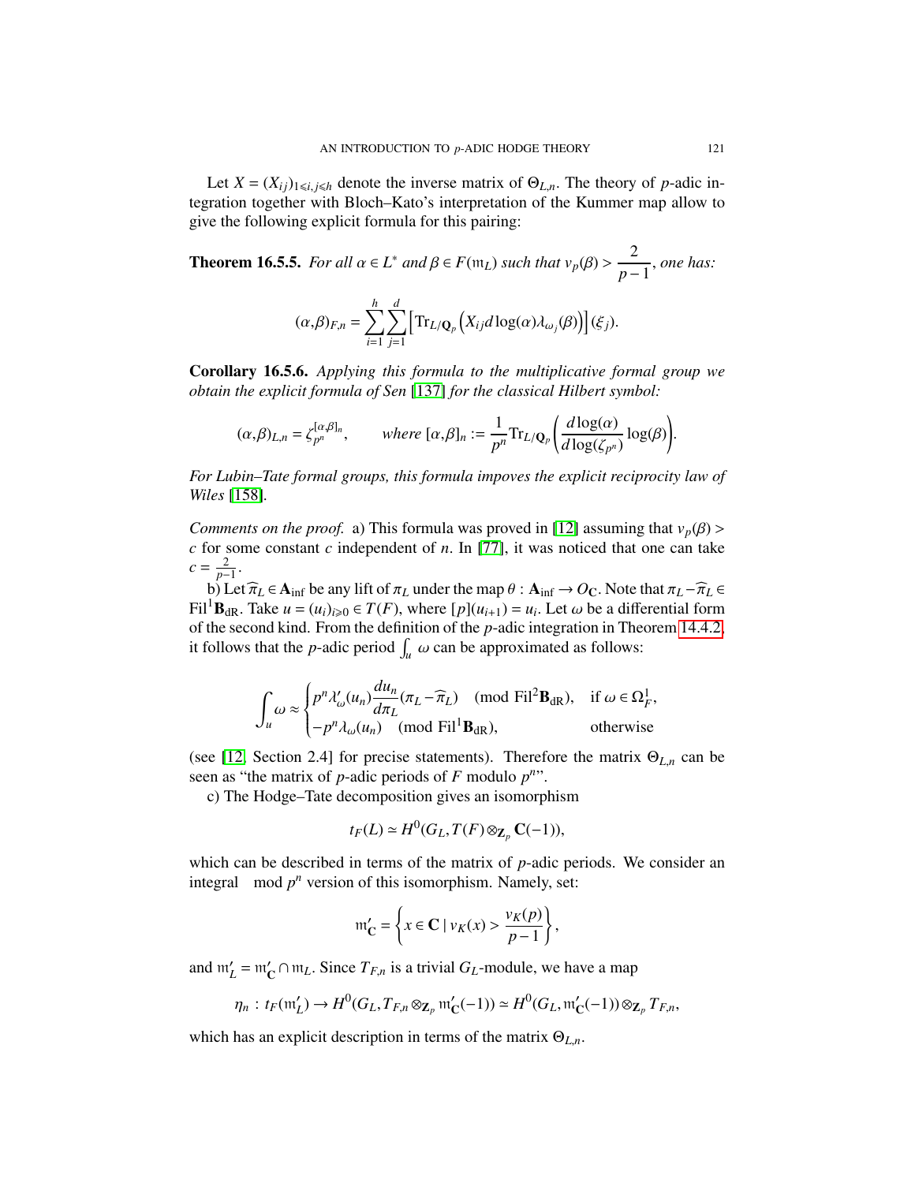Let $X = (X_{ij})_{1\leqslant i,j\leqslant h}$ denote the inverse matrix of $\Theta_{L,n}$. The theory of $p$-adic integration together with Bloch–Kato's interpretation of the Kummer map allow to give the following explicit formula for this pairing:

**Theorem 16.5.5.** *For all $\alpha \in L^*$ and $\beta \in F(\mathfrak{m}_L)$ such that $v_p(\beta) > \dfrac{2}{p-1}$, one has:*

$$(\alpha,\beta)_{F,n} = \sum_{i=1}^{h}\sum_{j=1}^{d}\left[\mathrm{Tr}_{L/\mathbf{Q}_p}\left(X_{ij}d\log(\alpha)\lambda_{\omega_j}(\beta)\right)\right](\xi_j).$$

**Corollary 16.5.6.** *Applying this formula to the multiplicative formal group we obtain the explicit formula of Sen [137] for the classical Hilbert symbol:*

$$(\alpha,\beta)_{L,n} = \zeta_{p^n}^{[\alpha,\beta]_n}, \qquad \text{where } [\alpha,\beta]_n := \frac{1}{p^n}\mathrm{Tr}_{L/\mathbf{Q}_p}\left(\frac{d\log(\alpha)}{d\log(\zeta_{p^n})}\log(\beta)\right).$$

*For Lubin–Tate formal groups, this formula impoves the explicit reciprocity law of Wiles [158].*

*Comments on the proof.* a) This formula was proved in [12] assuming that $v_p(\beta) > c$ for some constant $c$ independent of $n$. In [77], it was noticed that one can take $c = \frac{2}{p-1}$.

b) Let $\widehat{\pi}_L \in \mathbf{A}_{\mathrm{inf}}$ be any lift of $\pi_L$ under the map $\theta : \mathbf{A}_{\mathrm{inf}} \to O_{\mathbf{C}}$. Note that $\pi_L - \widehat{\pi}_L \in \mathrm{Fil}^1\mathbf{B}_{\mathrm{dR}}$. Take $u = (u_i)_{i\geqslant 0} \in T(F)$, where $[p](u_{i+1}) = u_i$. Let $\omega$ be a differential form of the second kind. From the definition of the $p$-adic integration in Theorem 14.4.2, it follows that the $p$-adic period $\int_u \omega$ can be approximated as follows:

$$\int_u \omega \approx \begin{cases} p^n\lambda'_\omega(u_n)\dfrac{du_n}{d\pi_L}(\pi_L - \widehat{\pi}_L) \pmod{\mathrm{Fil}^2\mathbf{B}_{\mathrm{dR}}}, & \text{if } \omega \in \Omega_F^1, \\ -p^n\lambda_\omega(u_n) \pmod{\mathrm{Fil}^1\mathbf{B}_{\mathrm{dR}}}, & \text{otherwise} \end{cases}$$

(see [12, Section 2.4] for precise statements). Therefore the matrix $\Theta_{L,n}$ can be seen as "the matrix of $p$-adic periods of $F$ modulo $p^n$".

c) The Hodge–Tate decomposition gives an isomorphism

$$t_F(L) \simeq H^0(G_L, T(F)\otimes_{\mathbf{Z}_p}\mathbf{C}(-1)),$$

which can be described in terms of the matrix of $p$-adic periods. We consider an integral mod $p^n$ version of this isomorphism. Namely, set:

$$\mathfrak{m}'_{\mathbf{C}} = \left\{x \in \mathbf{C} \mid v_K(x) > \frac{v_K(p)}{p-1}\right\},$$

and $\mathfrak{m}'_L = \mathfrak{m}'_{\mathbf{C}} \cap \mathfrak{m}_L$. Since $T_{F,n}$ is a trivial $G_L$-module, we have a map

$$\eta_n : t_F(\mathfrak{m}'_L) \to H^0(G_L, T_{F,n}\otimes_{\mathbf{Z}_p}\mathfrak{m}'_{\mathbf{C}}(-1)) \simeq H^0(G_L,\mathfrak{m}'_{\mathbf{C}}(-1))\otimes_{\mathbf{Z}_p} T_{F,n},$$

which has an explicit description in terms of the matrix $\Theta_{L,n}$.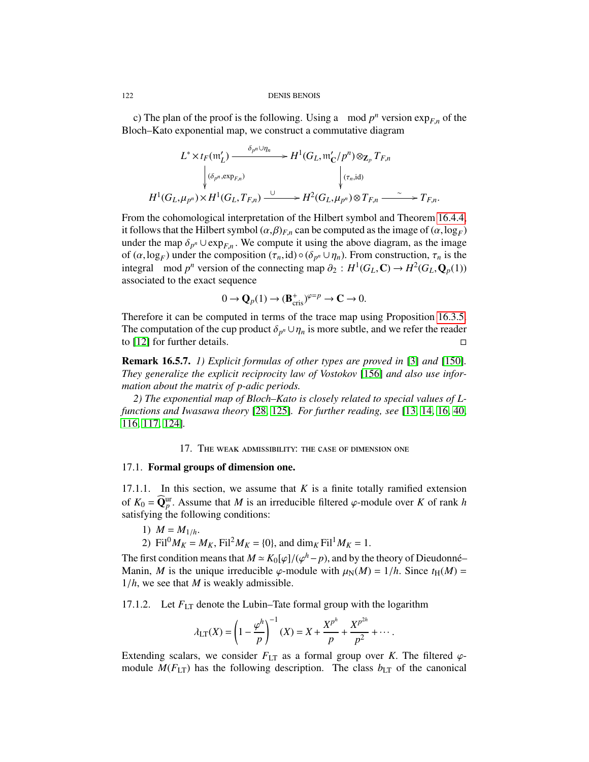c) The plan of the proof is the following. Using a $\mod p^n$ version $\exp_{F,n}$ of the Bloch–Kato exponential map, we construct a commutative diagram

$$\begin{array}{ccccc}
L^* \times t_F(\mathfrak{m}'_L) & \xrightarrow{\delta_{p^n} \cup \eta_n} & H^1(G_L, \mathfrak{m}'_{\mathbf{C}}/p^n) \otimes_{\mathbf{Z}_p} T_{F,n} & & \\
\Big\downarrow {\scriptstyle (\delta_{p^n}, \exp_{F,n})} & & \Big\downarrow {\scriptstyle (\tau_n, \mathrm{id})} & & \\
H^1(G_L, \mu_{p^n}) \times H^1(G_L, T_{F,n}) & \xrightarrow{\cup} & H^2(G_L, \mu_{p^n}) \otimes T_{F,n} & \xrightarrow{\sim} & T_{F,n}.
\end{array}$$

From the cohomological interpretation of the Hilbert symbol and Theorem 16.4.4, it follows that the Hilbert symbol $(\alpha,\beta)_{F,n}$ can be computed as the image of $(\alpha, \log_F)$ under the map $\delta_{p^n} \cup \exp_{F,n}$. We compute it using the above diagram, as the image of $(\alpha, \log_F)$ under the composition $(\tau_n, \mathrm{id}) \circ (\delta_{p^n} \cup \eta_n)$. From construction, $\tau_n$ is the integral $\mod p^n$ version of the connecting map $\partial_2 : H^1(G_L, \mathbf{C}) \to H^2(G_L, \mathbf{Q}_p(1))$ associated to the exact sequence

$$0 \to \mathbf{Q}_p(1) \to (\mathbf{B}^+_{\mathrm{cris}})^{\varphi = p} \to \mathbf{C} \to 0.$$

Therefore it can be computed in terms of the trace map using Proposition 16.3.5. The computation of the cup product $\delta_{p^n} \cup \eta_n$ is more subtle, and we refer the reader to [12] for further details. □

**Remark 16.5.7.** *1) Explicit formulas of other types are proved in* [3] *and* [150]. *They generalize the explicit reciprocity law of Vostokov* [156] *and also use information about the matrix of p-adic periods.*

*2) The exponential map of Bloch–Kato is closely related to special values of L-functions and Iwasawa theory* [28, 125]. *For further reading, see* [13, 14, 16, 40, 116, 117, 124].

## 17. The weak admissibility: the case of dimension one

### 17.1. Formal groups of dimension one.

17.1.1. In this section, we assume that $K$ is a finite totally ramified extension of $K_0 = \widehat{\mathbf{Q}}_p^{\mathrm{ur}}$. Assume that $M$ is an irreducible filtered $\varphi$-module over $K$ of rank $h$ satisfying the following conditions:

1) $M = M_{1/h}$.
2) $\mathrm{Fil}^0 M_K = M_K$, $\mathrm{Fil}^2 M_K = \{0\}$, and $\dim_K \mathrm{Fil}^1 M_K = 1$.

The first condition means that $M \simeq K_0[\varphi]/(\varphi^h - p)$, and by the theory of Dieudonné–Manin, $M$ is the unique irreducible $\varphi$-module with $\mu_{\mathrm{N}}(M) = 1/h$. Since $t_{\mathrm{H}}(M) = 1/h$, we see that $M$ is weakly admissible.

17.1.2. Let $F_{\mathrm{LT}}$ denote the Lubin–Tate formal group with the logarithm

$$\lambda_{\mathrm{LT}}(X) = \left(1 - \frac{\varphi^h}{p}\right)^{-1}(X) = X + \frac{X^{p^h}}{p} + \frac{X^{p^{2h}}}{p^2} + \cdots.$$

Extending scalars, we consider $F_{\mathrm{LT}}$ as a formal group over $K$. The filtered $\varphi$-module $M(F_{\mathrm{LT}})$ has the following description. The class $b_{\mathrm{LT}}$ of the canonical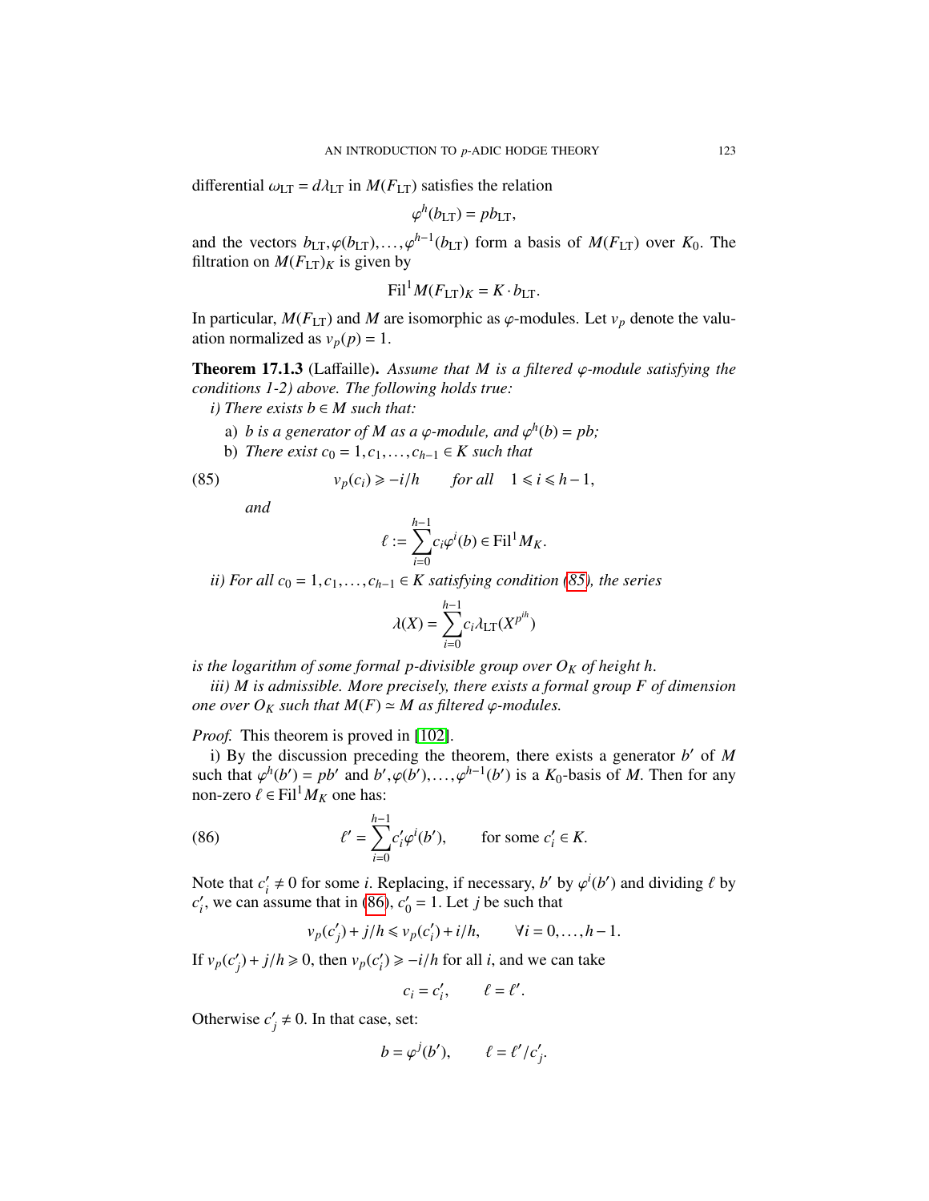differential $\omega_{\mathrm{LT}} = d\lambda_{\mathrm{LT}}$ in $M(F_{\mathrm{LT}})$ satisfies the relation

$$\varphi^h(b_{\mathrm{LT}}) = pb_{\mathrm{LT}},$$

and the vectors $b_{\mathrm{LT}}, \varphi(b_{\mathrm{LT}}), \dots, \varphi^{h-1}(b_{\mathrm{LT}})$ form a basis of $M(F_{\mathrm{LT}})$ over $K_0$. The filtration on $M(F_{\mathrm{LT}})_K$ is given by

$$\mathrm{Fil}^1 M(F_{\mathrm{LT}})_K = K \cdot b_{\mathrm{LT}}.$$

In particular, $M(F_{\mathrm{LT}})$ and $M$ are isomorphic as $\varphi$-modules. Let $v_p$ denote the valuation normalized as $v_p(p) = 1$.

**Theorem 17.1.3** (Laffaille). *Assume that $M$ is a filtered $\varphi$-module satisfying the conditions 1-2) above. The following holds true:*

*i) There exists $b \in M$ such that:*

a) *$b$ is a generator of $M$ as a $\varphi$-module, and $\varphi^h(b) = pb$;*

b) *There exist $c_0 = 1, c_1, \dots, c_{h-1} \in K$ such that*

$$v_p(c_i) \geqslant -i/h \qquad \text{for all} \quad 1 \leqslant i \leqslant h-1, \tag{85}$$

*and*

$$\ell := \sum_{i=0}^{h-1} c_i \varphi^i(b) \in \mathrm{Fil}^1 M_K.$$

*ii) For all $c_0 = 1, c_1, \dots, c_{h-1} \in K$ satisfying condition (85), the series*

$$\lambda(X) = \sum_{i=0}^{h-1} c_i \lambda_{\mathrm{LT}}(X^{p^{ih}})$$

*is the logarithm of some formal $p$-divisible group over $O_K$ of height $h$.*

*iii) $M$ is admissible. More precisely, there exists a formal group $F$ of dimension one over $O_K$ such that $M(F) \simeq M$ as filtered $\varphi$-modules.*

*Proof.* This theorem is proved in [102].

i) By the discussion preceding the theorem, there exists a generator $b'$ of $M$ such that $\varphi^h(b') = pb'$ and $b', \varphi(b'), \dots, \varphi^{h-1}(b')$ is a $K_0$-basis of $M$. Then for any non-zero $\ell \in \mathrm{Fil}^1 M_K$ one has:

$$\ell' = \sum_{i=0}^{h-1} c'_i \varphi^i(b'), \qquad \text{for some } c'_i \in K. \tag{86}$$

Note that $c'_i \neq 0$ for some $i$. Replacing, if necessary, $b'$ by $\varphi^i(b')$ and dividing $\ell$ by $c'_i$, we can assume that in (86), $c'_0 = 1$. Let $j$ be such that

$$v_p(c'_j) + j/h \leqslant v_p(c'_i) + i/h, \qquad \forall i = 0, \dots, h-1.$$

If $v_p(c'_j) + j/h \geqslant 0$, then $v_p(c'_i) \geqslant -i/h$ for all $i$, and we can take

$$c_i = c'_i, \qquad \ell = \ell'.$$

Otherwise $c'_j \neq 0$. In that case, set:

$$b = \varphi^j(b'), \qquad \ell = \ell'/c'_j.$$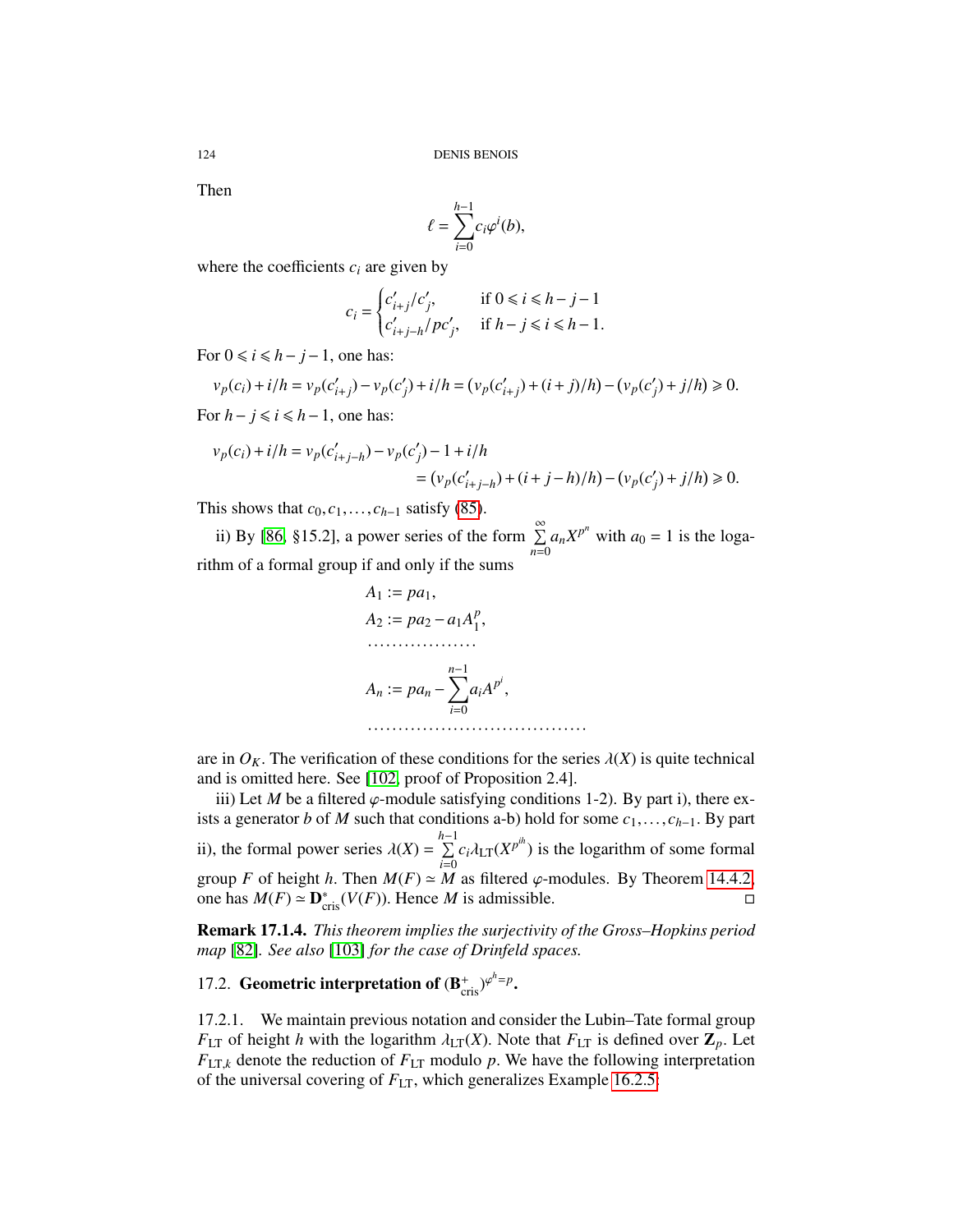Then

$$\ell = \sum_{i=0}^{h-1} c_i \varphi^i(b),$$

where the coefficients $c_i$ are given by

$$c_i = \begin{cases} c'_{i+j}/c'_j, & \text{if } 0 \leqslant i \leqslant h-j-1 \\ c'_{i+j-h}/pc'_j, & \text{if } h-j \leqslant i \leqslant h-1. \end{cases}$$

For $0 \leqslant i \leqslant h-j-1$, one has:

$$v_p(c_i) + i/h = v_p(c'_{i+j}) - v_p(c'_j) + i/h = \left(v_p(c'_{i+j}) + (i+j)/h\right) - \left(v_p(c'_j) + j/h\right) \geqslant 0.$$

For $h-j \leqslant i \leqslant h-1$, one has:

$$\begin{aligned} v_p(c_i) + i/h &= v_p(c'_{i+j-h}) - v_p(c'_j) - 1 + i/h \\ &= \left(v_p(c'_{i+j-h}) + (i+j-h)/h\right) - \left(v_p(c'_j) + j/h\right) \geqslant 0. \end{aligned}$$

This shows that $c_0, c_1, \dots, c_{h-1}$ satisfy (85).

ii) By [86, §15.2], a power series of the form $\sum_{n=0}^{\infty} a_n X^{p^n}$ with $a_0 = 1$ is the logarithm of a formal group if and only if the sums

$$\begin{aligned} &A_1 := pa_1, \\ &A_2 := pa_2 - a_1 A_1^p, \\ &\dots\dots\dots\dots\dots\dots \\ &A_n := pa_n - \sum_{i=0}^{n-1} a_i A^{p^i}, \\ &\dots\dots\dots\dots\dots\dots\dots\dots\dots\dots\dots \end{aligned}$$

are in $O_K$. The verification of these conditions for the series $\lambda(X)$ is quite technical and is omitted here. See [102, proof of Proposition 2.4].

iii) Let $M$ be a filtered $\varphi$-module satisfying conditions 1-2). By part i), there exists a generator $b$ of $M$ such that conditions a-b) hold for some $c_1, \dots, c_{h-1}$. By part ii), the formal power series $\lambda(X) = \sum_{i=0}^{h-1} c_i \lambda_{\mathrm{LT}}(X^{p^{ih}})$ is the logarithm of some formal group $F$ of height $h$. Then $M(F) \simeq M$ as filtered $\varphi$-modules. By Theorem 14.4.2, one has $M(F) \simeq \mathbf{D}^*_{\mathrm{cris}}(V(F))$. Hence $M$ is admissible. □

**Remark 17.1.4.** *This theorem implies the surjectivity of the Gross–Hopkins period map [82]. See also [103] for the case of Drinfeld spaces.*

## 17.2. Geometric interpretation of $(\mathbf{B}^+_{\mathrm{cris}})^{\varphi^h = p}$.

17.2.1. We maintain previous notation and consider the Lubin–Tate formal group $F_{\mathrm{LT}}$ of height $h$ with the logarithm $\lambda_{\mathrm{LT}}(X)$. Note that $F_{\mathrm{LT}}$ is defined over $\mathbf{Z}_p$. Let $F_{\mathrm{LT},k}$ denote the reduction of $F_{\mathrm{LT}}$ modulo $p$. We have the following interpretation of the universal covering of $F_{\mathrm{LT}}$, which generalizes Example 16.2.5: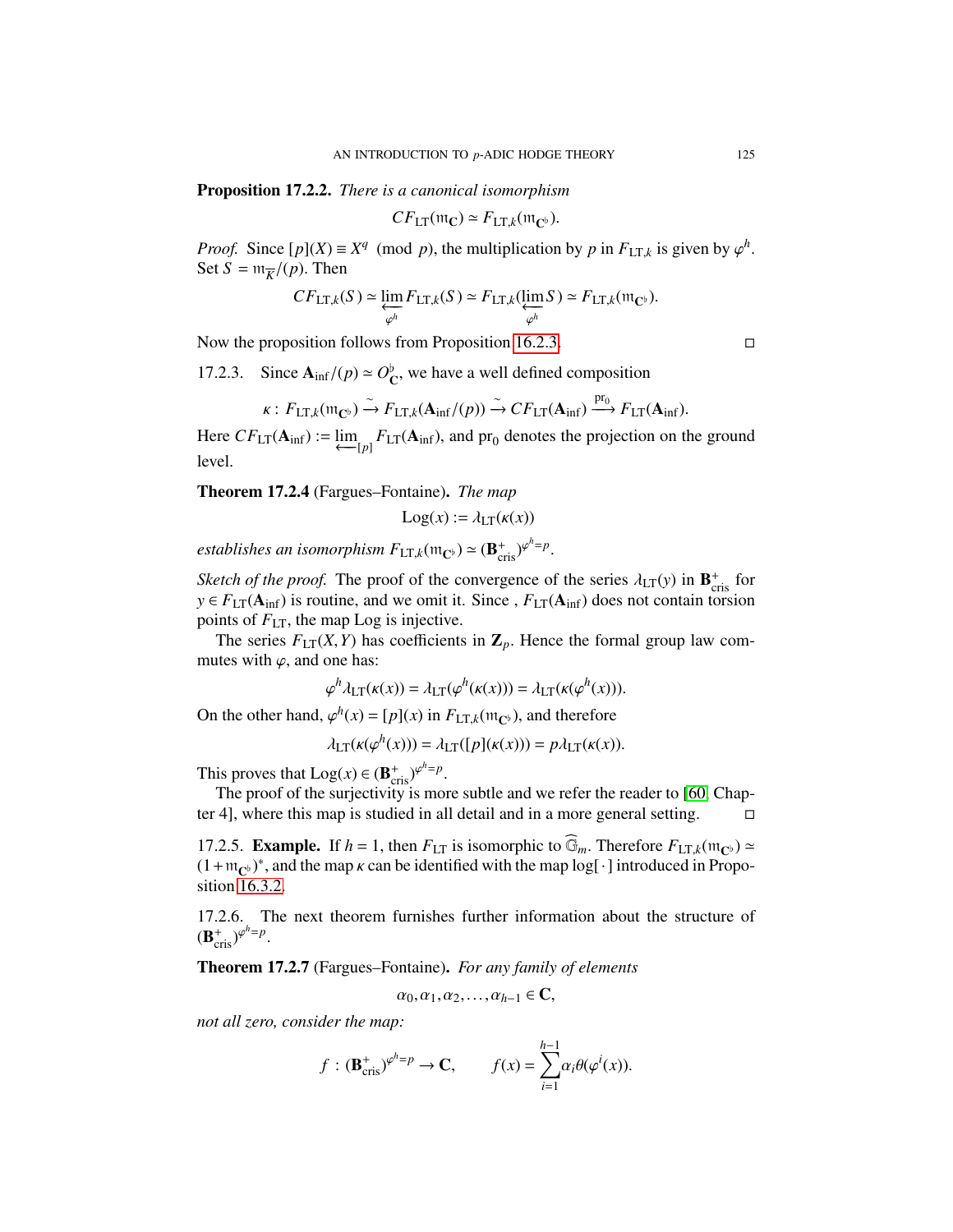**Proposition 17.2.2.** *There is a canonical isomorphism*

$$CF_{\mathrm{LT}}(\mathfrak{m}_{\mathbf{C}}) \simeq F_{\mathrm{LT},k}(\mathfrak{m}_{\mathbf{C}^\flat}).$$

*Proof.* Since $[p](X) \equiv X^q \pmod{p}$, the multiplication by $p$ in $F_{\mathrm{LT},k}$ is given by $\varphi^h$. Set $S = \mathfrak{m}_{\overline{K}}/(p)$. Then

$$CF_{\mathrm{LT},k}(S) \simeq \varprojlim_{\varphi^h} F_{\mathrm{LT},k}(S) \simeq F_{\mathrm{LT},k}(\varprojlim_{\varphi^h} S) \simeq F_{\mathrm{LT},k}(\mathfrak{m}_{\mathbf{C}^\flat}).$$

Now the proposition follows from Proposition 16.2.3. $\square$

17.2.3. Since $\mathbf{A}_{\mathrm{inf}}/(p) \simeq O_{\mathbf{C}}^\flat$, we have a well defined composition

$$\kappa : F_{\mathrm{LT},k}(\mathfrak{m}_{\mathbf{C}^\flat}) \xrightarrow{\sim} F_{\mathrm{LT},k}(\mathbf{A}_{\mathrm{inf}}/(p)) \xrightarrow{\sim} CF_{\mathrm{LT}}(\mathbf{A}_{\mathrm{inf}}) \xrightarrow{\mathrm{pr}_0} F_{\mathrm{LT}}(\mathbf{A}_{\mathrm{inf}}).$$

Here $CF_{\mathrm{LT}}(\mathbf{A}_{\mathrm{inf}}) := \varprojlim_{[p]} F_{\mathrm{LT}}(\mathbf{A}_{\mathrm{inf}})$, and $\mathrm{pr}_0$ denotes the projection on the ground level.

**Theorem 17.2.4** (Fargues–Fontaine). *The map*

$$\mathrm{Log}(x) := \lambda_{\mathrm{LT}}(\kappa(x))$$

*establishes an isomorphism $F_{\mathrm{LT},k}(\mathfrak{m}_{\mathbf{C}^\flat}) \simeq (\mathbf{B}^+_{\mathrm{cris}})^{\varphi^h=p}$.*

*Sketch of the proof.* The proof of the convergence of the series $\lambda_{\mathrm{LT}}(y)$ in $\mathbf{B}^+_{\mathrm{cris}}$ for $y \in F_{\mathrm{LT}}(\mathbf{A}_{\mathrm{inf}})$ is routine, and we omit it. Since , $F_{\mathrm{LT}}(\mathbf{A}_{\mathrm{inf}})$ does not contain torsion points of $F_{\mathrm{LT}}$, the map Log is injective.

The series $F_{\mathrm{LT}}(X, Y)$ has coefficients in $\mathbf{Z}_p$. Hence the formal group law commutes with $\varphi$, and one has:

$$\varphi^h \lambda_{\mathrm{LT}}(\kappa(x)) = \lambda_{\mathrm{LT}}(\varphi^h(\kappa(x))) = \lambda_{\mathrm{LT}}(\kappa(\varphi^h(x))).$$

On the other hand, $\varphi^h(x) = [p](x)$ in $F_{\mathrm{LT},k}(\mathfrak{m}_{\mathbf{C}^\flat})$, and therefore

$$\lambda_{\mathrm{LT}}(\kappa(\varphi^h(x))) = \lambda_{\mathrm{LT}}([p](\kappa(x))) = p\lambda_{\mathrm{LT}}(\kappa(x)).$$

This proves that $\mathrm{Log}(x) \in (\mathbf{B}^+_{\mathrm{cris}})^{\varphi^h=p}$.

The proof of the surjectivity is more subtle and we refer the reader to [60, Chapter 4], where this map is studied in all detail and in a more general setting. $\square$

17.2.5. **Example.** If $h = 1$, then $F_{\mathrm{LT}}$ is isomorphic to $\widehat{\mathbb{G}}_m$. Therefore $F_{\mathrm{LT},k}(\mathfrak{m}_{\mathbf{C}^\flat}) \simeq (1 + \mathfrak{m}_{\mathbf{C}^\flat})^*$, and the map $\kappa$ can be identified with the map $\log[\,\cdot\,]$ introduced in Proposition 16.3.2.

17.2.6. The next theorem furnishes further information about the structure of $(\mathbf{B}^+_{\mathrm{cris}})^{\varphi^h=p}$.

**Theorem 17.2.7** (Fargues–Fontaine). *For any family of elements*

$$\alpha_0, \alpha_1, \alpha_2, \dots, \alpha_{h-1} \in \mathbf{C},$$

*not all zero, consider the map:*

$$f : (\mathbf{B}^+_{\mathrm{cris}})^{\varphi^h=p} \to \mathbf{C}, \qquad f(x) = \sum_{i=1}^{h-1} \alpha_i \theta(\varphi^i(x)).$$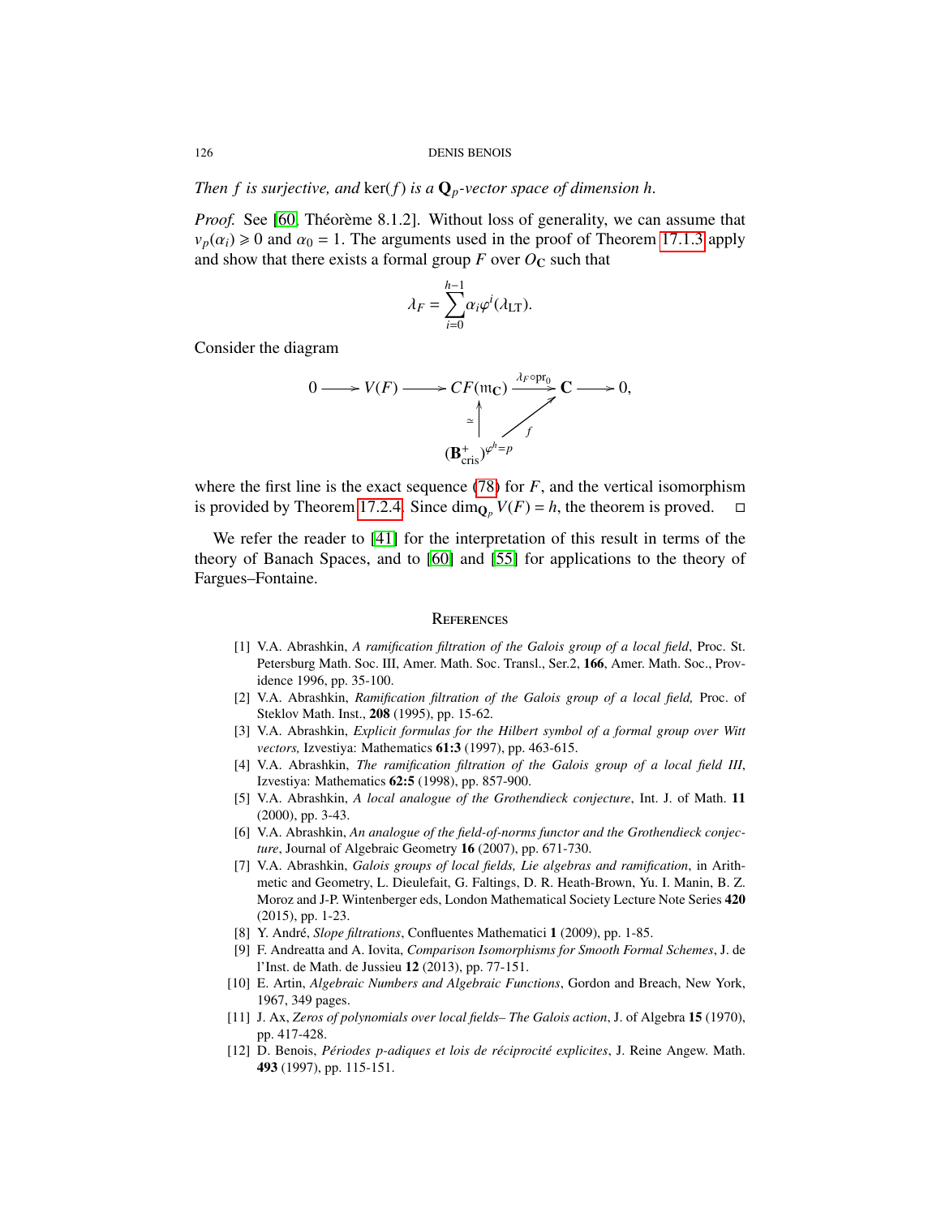*Then $f$ is surjective, and $\ker(f)$ is a $\mathbf{Q}_p$-vector space of dimension $h$.*

*Proof.* See [60, Théorème 8.1.2]. Without loss of generality, we can assume that $v_p(\alpha_i) \geqslant 0$ and $\alpha_0 = 1$. The arguments used in the proof of Theorem 17.1.3 apply and show that there exists a formal group $F$ over $O_{\mathbf{C}}$ such that

$$\lambda_F = \sum_{i=0}^{h-1} \alpha_i \varphi^i(\lambda_{\mathrm{LT}}).$$

Consider the diagram

$$\begin{array}{ccccccccc}
0 & \longrightarrow & V(F) & \longrightarrow & CF(\mathfrak{m}_{\mathbf{C}}) & \xrightarrow{\lambda_F \circ \mathrm{pr}_0} & \mathbf{C} & \longrightarrow & 0, \\
 & & & & \uparrow \simeq & \nearrow f & & & \\
 & & & & (\mathbf{B}^+_{\mathrm{cris}})^{\varphi^h = p} & & & &
\end{array}$$

where the first line is the exact sequence (78) for $F$, and the vertical isomorphism is provided by Theorem 17.2.4. Since $\dim_{\mathbf{Q}_p} V(F) = h$, the theorem is proved. $\square$

We refer the reader to [41] for the interpretation of this result in terms of the theory of Banach Spaces, and to [60] and [55] for applications to the theory of Fargues–Fontaine.

## References

[1] V.A. Abrashkin, *A ramification filtration of the Galois group of a local field*, Proc. St. Petersburg Math. Soc. III, Amer. Math. Soc. Transl., Ser.2, **166**, Amer. Math. Soc., Providence 1996, pp. 35-100.

[2] V.A. Abrashkin, *Ramification filtration of the Galois group of a local field,* Proc. of Steklov Math. Inst., **208** (1995), pp. 15-62.

[3] V.A. Abrashkin, *Explicit formulas for the Hilbert symbol of a formal group over Witt vectors,* Izvestiya: Mathematics **61:3** (1997), pp. 463-615.

[4] V.A. Abrashkin, *The ramification filtration of the Galois group of a local field III*, Izvestiya: Mathematics **62:5** (1998), pp. 857-900.

[5] V.A. Abrashkin, *A local analogue of the Grothendieck conjecture*, Int. J. of Math. **11** (2000), pp. 3-43.

[6] V.A. Abrashkin, *An analogue of the field-of-norms functor and the Grothendieck conjecture*, Journal of Algebraic Geometry **16** (2007), pp. 671-730.

[7] V.A. Abrashkin, *Galois groups of local fields, Lie algebras and ramification*, in Arithmetic and Geometry, L. Dieulefait, G. Faltings, D. R. Heath-Brown, Yu. I. Manin, B. Z. Moroz and J-P. Wintenberger eds, London Mathematical Society Lecture Note Series **420** (2015), pp. 1-23.

[8] Y. André, *Slope filtrations*, Confluentes Mathematici **1** (2009), pp. 1-85.

[9] F. Andreatta and A. Iovita, *Comparison Isomorphisms for Smooth Formal Schemes*, J. de l'Inst. de Math. de Jussieu **12** (2013), pp. 77-151.

[10] E. Artin, *Algebraic Numbers and Algebraic Functions*, Gordon and Breach, New York, 1967, 349 pages.

[11] J. Ax, *Zeros of polynomials over local fields– The Galois action*, J. of Algebra **15** (1970), pp. 417-428.

[12] D. Benois, *Périodes p-adiques et lois de réciprocité explicites*, J. Reine Angew. Math. **493** (1997), pp. 115-151.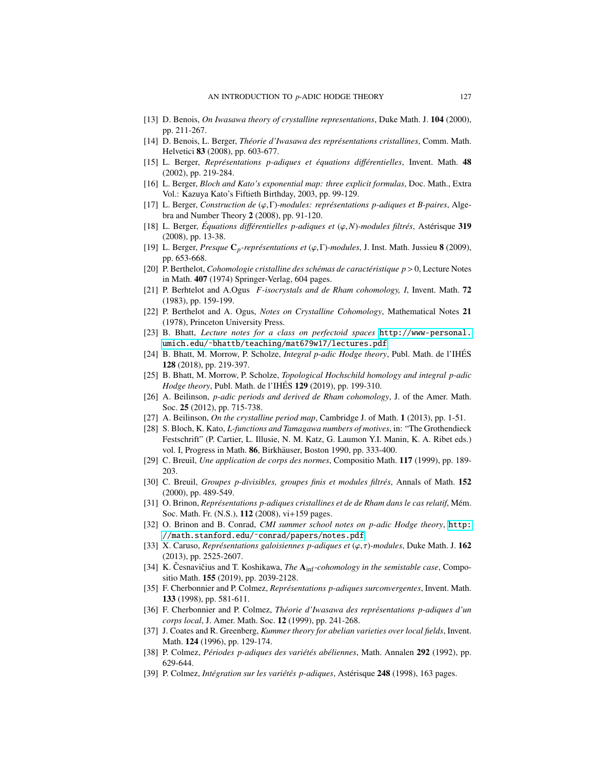[13] D. Benois, *On Iwasawa theory of crystalline representations*, Duke Math. J. **104** (2000), pp. 211-267.

[14] D. Benois, L. Berger, *Théorie d'Iwasawa des représentations cristallines*, Comm. Math. Helvetici **83** (2008), pp. 603-677.

[15] L. Berger, *Représentations p-adiques et équations différentielles*, Invent. Math. **48** (2002), pp. 219-284.

[16] L. Berger, *Bloch and Kato's exponential map: three explicit formulas*, Doc. Math., Extra Vol.: Kazuya Kato's Fiftieth Birthday, 2003, pp. 99-129.

[17] L. Berger, *Construction de $(\varphi,\Gamma)$-modules: représentations p-adiques et B-paires*, Algebra and Number Theory **2** (2008), pp. 91-120.

[18] L. Berger, *Équations différentielles p-adiques et $(\varphi,N)$-modules filtrés*, Astérisque **319** (2008), pp. 13-38.

[19] L. Berger, *Presque $\mathbf{C}_p$-représentations et $(\varphi,\Gamma)$-modules*, J. Inst. Math. Jussieu **8** (2009), pp. 653-668.

[20] P. Berthelot, *Cohomologie cristalline des schémas de caractéristique $p > 0$*, Lecture Notes in Math. **407** (1974) Springer-Verlag, 604 pages.

[21] P. Berhtelot and A.Ogus *F-isocrystals and de Rham cohomology, I*, Invent. Math. **72** (1983), pp. 159-199.

[22] P. Berthelot and A. Ogus, *Notes on Crystalline Cohomology*, Mathematical Notes **21** (1978), Princeton University Press.

[23] B. Bhatt, *Lecture notes for a class on perfectoid spaces* http://www-personal.umich.edu/~bhattb/teaching/mat679w17/lectures.pdf

[24] B. Bhatt, M. Morrow, P. Scholze, *Integral p-adic Hodge theory*, Publ. Math. de l'IHÉS **128** (2018), pp. 219-397.

[25] B. Bhatt, M. Morrow, P. Scholze, *Topological Hochschild homology and integral p-adic Hodge theory*, Publ. Math. de l'IHÉS **129** (2019), pp. 199-310.

[26] A. Beilinson, *p-adic periods and derived de Rham cohomology*, J. of the Amer. Math. Soc. **25** (2012), pp. 715-738.

[27] A. Beilinson, *On the crystalline period map*, Cambridge J. of Math. **1** (2013), pp. 1-51.

[28] S. Bloch, K. Kato, *L-functions and Tamagawa numbers of motives*, in: "The Grothendieck Festschrift" (P. Cartier, L. Illusie, N. M. Katz, G. Laumon Y.I. Manin, K. A. Ribet eds.) vol. I, Progress in Math. **86**, Birkhäuser, Boston 1990, pp. 333-400.

[29] C. Breuil, *Une application de corps des normes*, Compositio Math. **117** (1999), pp. 189-203.

[30] C. Breuil, *Groupes p-divisibles, groupes finis et modules filtrés*, Annals of Math. **152** (2000), pp. 489-549.

[31] O. Brinon, *Représentations p-adiques cristallines et de de Rham dans le cas relatif*, Mém. Soc. Math. Fr. (N.S.), **112** (2008), vi+159 pages.

[32] O. Brinon and B. Conrad, *CMI summer school notes on p-adic Hodge theory*, http://math.stanford.edu/~conrad/papers/notes.pdf

[33] X. Caruso, *Représentations galoisiennes p-adiques et $(\varphi,\tau)$-modules*, Duke Math. J. **162** (2013), pp. 2525-2607.

[34] K. Česnavičius and T. Koshikawa, *The $\mathbf{A}_{\rm inf}$-cohomology in the semistable case*, Compositio Math. **155** (2019), pp. 2039-2128.

[35] F. Cherbonnier and P. Colmez, *Représentations p-adiques surconvergentes*, Invent. Math. **133** (1998), pp. 581-611.

[36] F. Cherbonnier and P. Colmez, *Théorie d'Iwasawa des représentations p-adiques d'un corps local*, J. Amer. Math. Soc. **12** (1999), pp. 241-268.

[37] J. Coates and R. Greenberg, *Kummer theory for abelian varieties over local fields*, Invent. Math. **124** (1996), pp. 129-174.

[38] P. Colmez, *Périodes p-adiques des variétés abéliennes*, Math. Annalen **292** (1992), pp. 629-644.

[39] P. Colmez, *Intégration sur les variétés p-adiques*, Astérisque **248** (1998), 163 pages.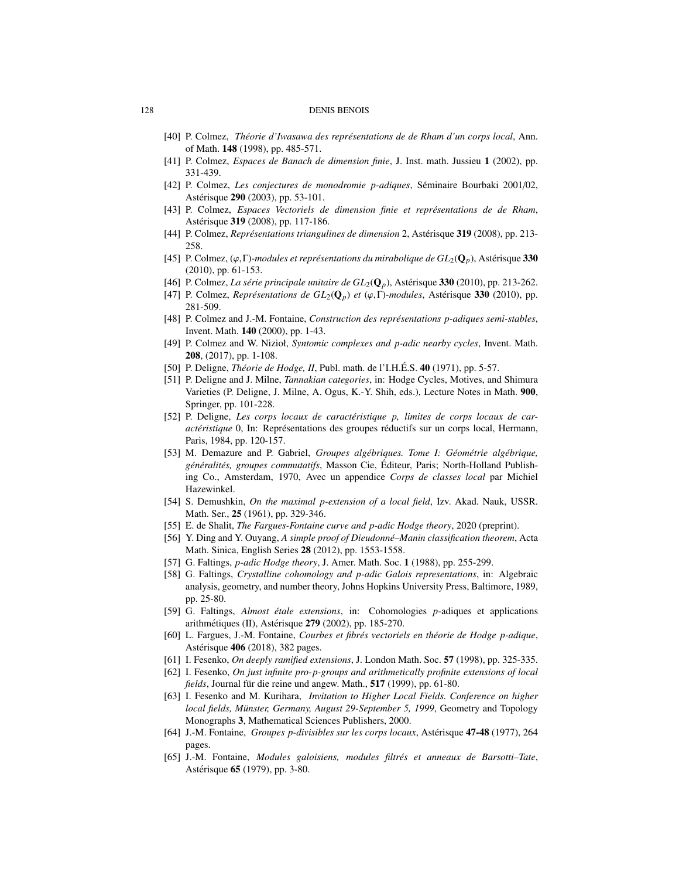[40] P. Colmez, *Théorie d'Iwasawa des représentations de de Rham d'un corps local*, Ann. of Math. **148** (1998), pp. 485-571.

[41] P. Colmez, *Espaces de Banach de dimension finie*, J. Inst. math. Jussieu **1** (2002), pp. 331-439.

[42] P. Colmez, *Les conjectures de monodromie p-adiques*, Séminaire Bourbaki 2001/02, Astérisque **290** (2003), pp. 53-101.

[43] P. Colmez, *Espaces Vectoriels de dimension finie et représentations de de Rham*, Astérisque **319** (2008), pp. 117-186.

[44] P. Colmez, *Représentations triangulines de dimension* 2, Astérisque **319** (2008), pp. 213-258.

[45] P. Colmez, $(\varphi,\Gamma)$*-modules et représentations du mirabolique de* $GL_2(\mathbf{Q}_p)$, Astérisque **330** (2010), pp. 61-153.

[46] P. Colmez, *La série principale unitaire de* $GL_2(\mathbf{Q}_p)$, Astérisque **330** (2010), pp. 213-262.

[47] P. Colmez, *Représentations de* $GL_2(\mathbf{Q}_p)$ *et* $(\varphi,\Gamma)$*-modules*, Astérisque **330** (2010), pp. 281-509.

[48] P. Colmez and J.-M. Fontaine, *Construction des représentations p-adiques semi-stables*, Invent. Math. **140** (2000), pp. 1-43.

[49] P. Colmez and W. Nizioł, *Syntomic complexes and p-adic nearby cycles*, Invent. Math. **208**, (2017), pp. 1-108.

[50] P. Deligne, *Théorie de Hodge, II*, Publ. math. de l'I.H.É.S. **40** (1971), pp. 5-57.

[51] P. Deligne and J. Milne, *Tannakian categories*, in: Hodge Cycles, Motives, and Shimura Varieties (P. Deligne, J. Milne, A. Ogus, K.-Y. Shih, eds.), Lecture Notes in Math. **900**, Springer, pp. 101-228.

[52] P. Deligne, *Les corps locaux de caractéristique p, limites de corps locaux de caractéristique* 0, In: Représentations des groupes réductifs sur un corps local, Hermann, Paris, 1984, pp. 120-157.

[53] M. Demazure and P. Gabriel, *Groupes algébriques. Tome I: Géométrie algébrique, généralités, groupes commutatifs*, Masson Cie, Éditeur, Paris; North-Holland Publishing Co., Amsterdam, 1970, Avec un appendice *Corps de classes local* par Michiel Hazewinkel.

[54] S. Demushkin, *On the maximal p-extension of a local field*, Izv. Akad. Nauk, USSR. Math. Ser., **25** (1961), pp. 329-346.

[55] E. de Shalit, *The Fargues-Fontaine curve and p-adic Hodge theory*, 2020 (preprint).

[56] Y. Ding and Y. Ouyang, *A simple proof of Dieudonné–Manin classification theorem*, Acta Math. Sinica, English Series **28** (2012), pp. 1553-1558.

[57] G. Faltings, *p-adic Hodge theory*, J. Amer. Math. Soc. **1** (1988), pp. 255-299.

[58] G. Faltings, *Crystalline cohomology and p-adic Galois representations*, in: Algebraic analysis, geometry, and number theory, Johns Hopkins University Press, Baltimore, 1989, pp. 25-80.

[59] G. Faltings, *Almost étale extensions*, in: Cohomologies *p*-adiques et applications arithmétiques (II), Astérisque **279** (2002), pp. 185-270.

[60] L. Fargues, J.-M. Fontaine, *Courbes et fibrés vectoriels en théorie de Hodge p-adique*, Astérisque **406** (2018), 382 pages.

[61] I. Fesenko, *On deeply ramified extensions*, J. London Math. Soc. **57** (1998), pp. 325-335.

[62] I. Fesenko, *On just infinite pro-p-groups and arithmetically profinite extensions of local fields*, Journal für die reine und angew. Math., **517** (1999), pp. 61-80.

[63] I. Fesenko and M. Kurihara, *Invitation to Higher Local Fields. Conference on higher local fields, Münster, Germany, August 29-September 5, 1999*, Geometry and Topology Monographs **3**, Mathematical Sciences Publishers, 2000.

[64] J.-M. Fontaine, *Groupes p-divisibles sur les corps locaux*, Astérisque **47-48** (1977), 264 pages.

[65] J.-M. Fontaine, *Modules galoisiens, modules filtrés et anneaux de Barsotti–Tate*, Astérisque **65** (1979), pp. 3-80.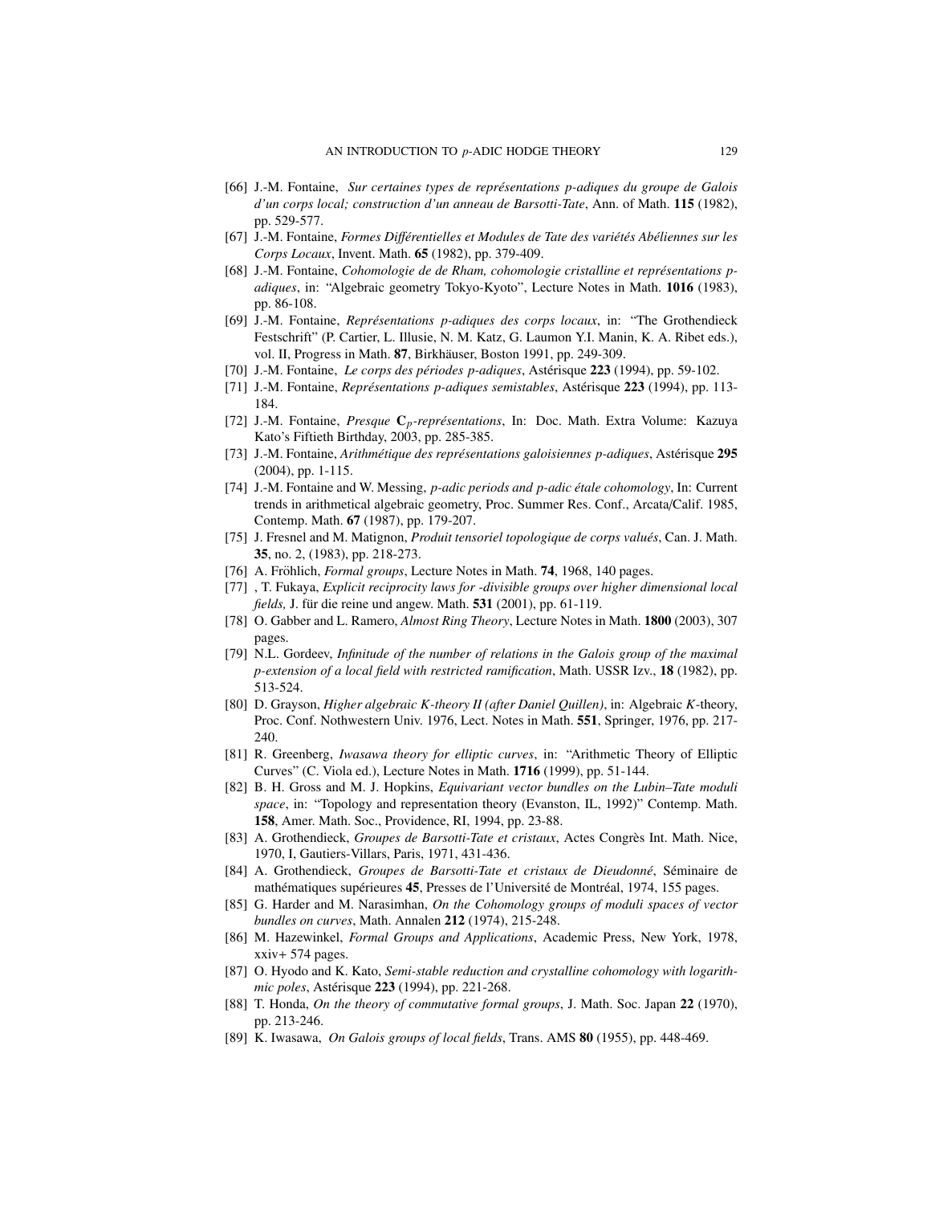[66] J.-M. Fontaine, *Sur certaines types de représentations p-adiques du groupe de Galois d'un corps local; construction d'un anneau de Barsotti-Tate*, Ann. of Math. **115** (1982), pp. 529-577.

[67] J.-M. Fontaine, *Formes Différentielles et Modules de Tate des variétés Abéliennes sur les Corps Locaux*, Invent. Math. **65** (1982), pp. 379-409.

[68] J.-M. Fontaine, *Cohomologie de de Rham, cohomologie cristalline et représentations p-adiques*, in: "Algebraic geometry Tokyo-Kyoto", Lecture Notes in Math. **1016** (1983), pp. 86-108.

[69] J.-M. Fontaine, *Représentations p-adiques des corps locaux*, in: "The Grothendieck Festschrift" (P. Cartier, L. Illusie, N. M. Katz, G. Laumon Y.I. Manin, K. A. Ribet eds.), vol. II, Progress in Math. **87**, Birkhäuser, Boston 1991, pp. 249-309.

[70] J.-M. Fontaine, *Le corps des périodes p-adiques*, Astérisque **223** (1994), pp. 59-102.

[71] J.-M. Fontaine, *Représentations p-adiques semistables*, Astérisque **223** (1994), pp. 113-184.

[72] J.-M. Fontaine, *Presque* $\mathbf{C}_p$*-représentations*, In: Doc. Math. Extra Volume: Kazuya Kato's Fiftieth Birthday, 2003, pp. 285-385.

[73] J.-M. Fontaine, *Arithmétique des représentations galoisiennes p-adiques*, Astérisque **295** (2004), pp. 1-115.

[74] J.-M. Fontaine and W. Messing, *p-adic periods and p-adic étale cohomology*, In: Current trends in arithmetical algebraic geometry, Proc. Summer Res. Conf., Arcata/Calif. 1985, Contemp. Math. **67** (1987), pp. 179-207.

[75] J. Fresnel and M. Matignon, *Produit tensoriel topologique de corps valués*, Can. J. Math. **35**, no. 2, (1983), pp. 218-273.

[76] A. Fröhlich, *Formal groups*, Lecture Notes in Math. **74**, 1968, 140 pages.

[77] , T. Fukaya, *Explicit reciprocity laws for -divisible groups over higher dimensional local fields,* J. für die reine und angew. Math. **531** (2001), pp. 61-119.

[78] O. Gabber and L. Ramero, *Almost Ring Theory*, Lecture Notes in Math. **1800** (2003), 307 pages.

[79] N.L. Gordeev, *Infinitude of the number of relations in the Galois group of the maximal p-extension of a local field with restricted ramification*, Math. USSR Izv., **18** (1982), pp. 513-524.

[80] D. Grayson, *Higher algebraic K-theory II (after Daniel Quillen)*, in: Algebraic *K*-theory, Proc. Conf. Nothwestern Univ. 1976, Lect. Notes in Math. **551**, Springer, 1976, pp. 217-240.

[81] R. Greenberg, *Iwasawa theory for elliptic curves*, in: "Arithmetic Theory of Elliptic Curves" (C. Viola ed.), Lecture Notes in Math. **1716** (1999), pp. 51-144.

[82] B. H. Gross and M. J. Hopkins, *Equivariant vector bundles on the Lubin–Tate moduli space*, in: "Topology and representation theory (Evanston, IL, 1992)" Contemp. Math. **158**, Amer. Math. Soc., Providence, RI, 1994, pp. 23-88.

[83] A. Grothendieck, *Groupes de Barsotti-Tate et cristaux*, Actes Congrès Int. Math. Nice, 1970, I, Gautiers-Villars, Paris, 1971, 431-436.

[84] A. Grothendieck, *Groupes de Barsotti-Tate et cristaux de Dieudonné*, Séminaire de mathématiques supérieures **45**, Presses de l'Université de Montréal, 1974, 155 pages.

[85] G. Harder and M. Narasimhan, *On the Cohomology groups of moduli spaces of vector bundles on curves*, Math. Annalen **212** (1974), 215-248.

[86] M. Hazewinkel, *Formal Groups and Applications*, Academic Press, New York, 1978, xxiv+ 574 pages.

[87] O. Hyodo and K. Kato, *Semi-stable reduction and crystalline cohomology with logarithmic poles*, Astérisque **223** (1994), pp. 221-268.

[88] T. Honda, *On the theory of commutative formal groups*, J. Math. Soc. Japan **22** (1970), pp. 213-246.

[89] K. Iwasawa, *On Galois groups of local fields*, Trans. AMS **80** (1955), pp. 448-469.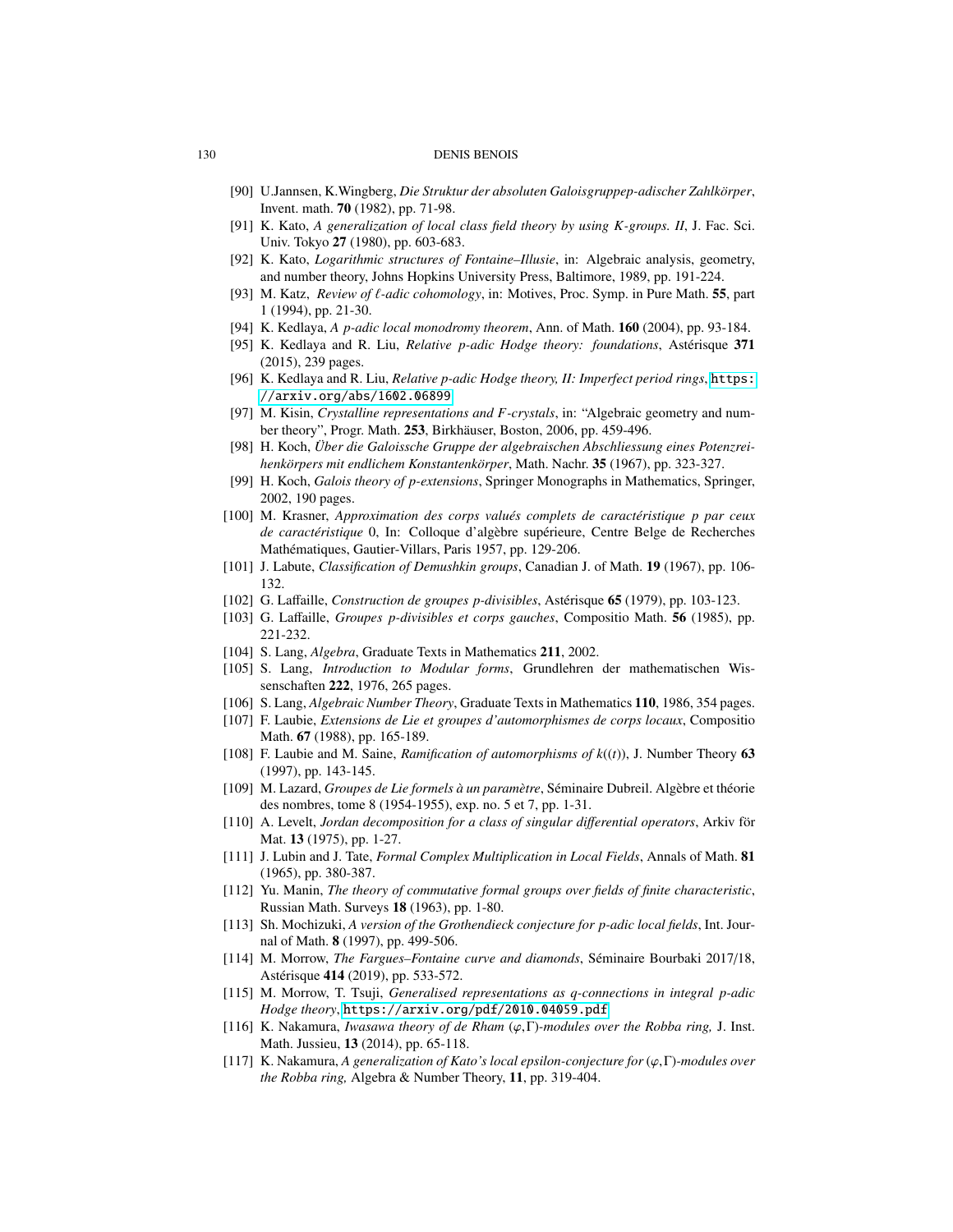- [90] U.Jannsen, K.Wingberg, *Die Struktur der absoluten Galoisgruppep-adischer Zahlkörper*, Invent. math. **70** (1982), pp. 71-98.
- [91] K. Kato, *A generalization of local class field theory by using K-groups. II*, J. Fac. Sci. Univ. Tokyo **27** (1980), pp. 603-683.
- [92] K. Kato, *Logarithmic structures of Fontaine–Illusie*, in: Algebraic analysis, geometry, and number theory, Johns Hopkins University Press, Baltimore, 1989, pp. 191-224.
- [93] M. Katz, *Review of $\ell$-adic cohomology*, in: Motives, Proc. Symp. in Pure Math. **55**, part 1 (1994), pp. 21-30.
- [94] K. Kedlaya, *A p-adic local monodromy theorem*, Ann. of Math. **160** (2004), pp. 93-184.
- [95] K. Kedlaya and R. Liu, *Relative p-adic Hodge theory: foundations*, Astérisque **371** (2015), 239 pages.
- [96] K. Kedlaya and R. Liu, *Relative p-adic Hodge theory, II: Imperfect period rings*, https://arxiv.org/abs/1602.06899
- [97] M. Kisin, *Crystalline representations and F-crystals*, in: "Algebraic geometry and number theory", Progr. Math. **253**, Birkhäuser, Boston, 2006, pp. 459-496.
- [98] H. Koch, *Über die Galoissche Gruppe der algebraischen Abschliessung eines Potenzreihenkörpers mit endlichem Konstantenkörper*, Math. Nachr. **35** (1967), pp. 323-327.
- [99] H. Koch, *Galois theory of p-extensions*, Springer Monographs in Mathematics, Springer, 2002, 190 pages.
- [100] M. Krasner, *Approximation des corps valués complets de caractéristique p par ceux de caractéristique* 0, In: Colloque d'algèbre supérieure, Centre Belge de Recherches Mathématiques, Gautier-Villars, Paris 1957, pp. 129-206.
- [101] J. Labute, *Classification of Demushkin groups*, Canadian J. of Math. **19** (1967), pp. 106-132.
- [102] G. Laffaille, *Construction de groupes p-divisibles*, Astérisque **65** (1979), pp. 103-123.
- [103] G. Laffaille, *Groupes p-divisibles et corps gauches*, Compositio Math. **56** (1985), pp. 221-232.
- [104] S. Lang, *Algebra*, Graduate Texts in Mathematics **211**, 2002.
- [105] S. Lang, *Introduction to Modular forms*, Grundlehren der mathematischen Wissenschaften **222**, 1976, 265 pages.
- [106] S. Lang, *Algebraic Number Theory*, Graduate Texts in Mathematics **110**, 1986, 354 pages.
- [107] F. Laubie, *Extensions de Lie et groupes d'automorphismes de corps locaux*, Compositio Math. **67** (1988), pp. 165-189.
- [108] F. Laubie and M. Saine, *Ramification of automorphisms of $k((t))$*, J. Number Theory **63** (1997), pp. 143-145.
- [109] M. Lazard, *Groupes de Lie formels à un paramètre*, Séminaire Dubreil. Algèbre et théorie des nombres, tome 8 (1954-1955), exp. no. 5 et 7, pp. 1-31.
- [110] A. Levelt, *Jordan decomposition for a class of singular differential operators*, Arkiv för Mat. **13** (1975), pp. 1-27.
- [111] J. Lubin and J. Tate, *Formal Complex Multiplication in Local Fields*, Annals of Math. **81** (1965), pp. 380-387.
- [112] Yu. Manin, *The theory of commutative formal groups over fields of finite characteristic*, Russian Math. Surveys **18** (1963), pp. 1-80.
- [113] Sh. Mochizuki, *A version of the Grothendieck conjecture for p-adic local fields*, Int. Journal of Math. **8** (1997), pp. 499-506.
- [114] M. Morrow, *The Fargues–Fontaine curve and diamonds*, Séminaire Bourbaki 2017/18, Astérisque **414** (2019), pp. 533-572.
- [115] M. Morrow, T. Tsuji, *Generalised representations as q-connections in integral p-adic Hodge theory*, https://arxiv.org/pdf/2010.04059.pdf
- [116] K. Nakamura, *Iwasawa theory of de Rham $(\varphi,\Gamma)$-modules over the Robba ring,* J. Inst. Math. Jussieu, **13** (2014), pp. 65-118.
- [117] K. Nakamura, *A generalization of Kato's local epsilon-conjecture for $(\varphi,\Gamma)$-modules over the Robba ring,* Algebra & Number Theory, **11**, pp. 319-404.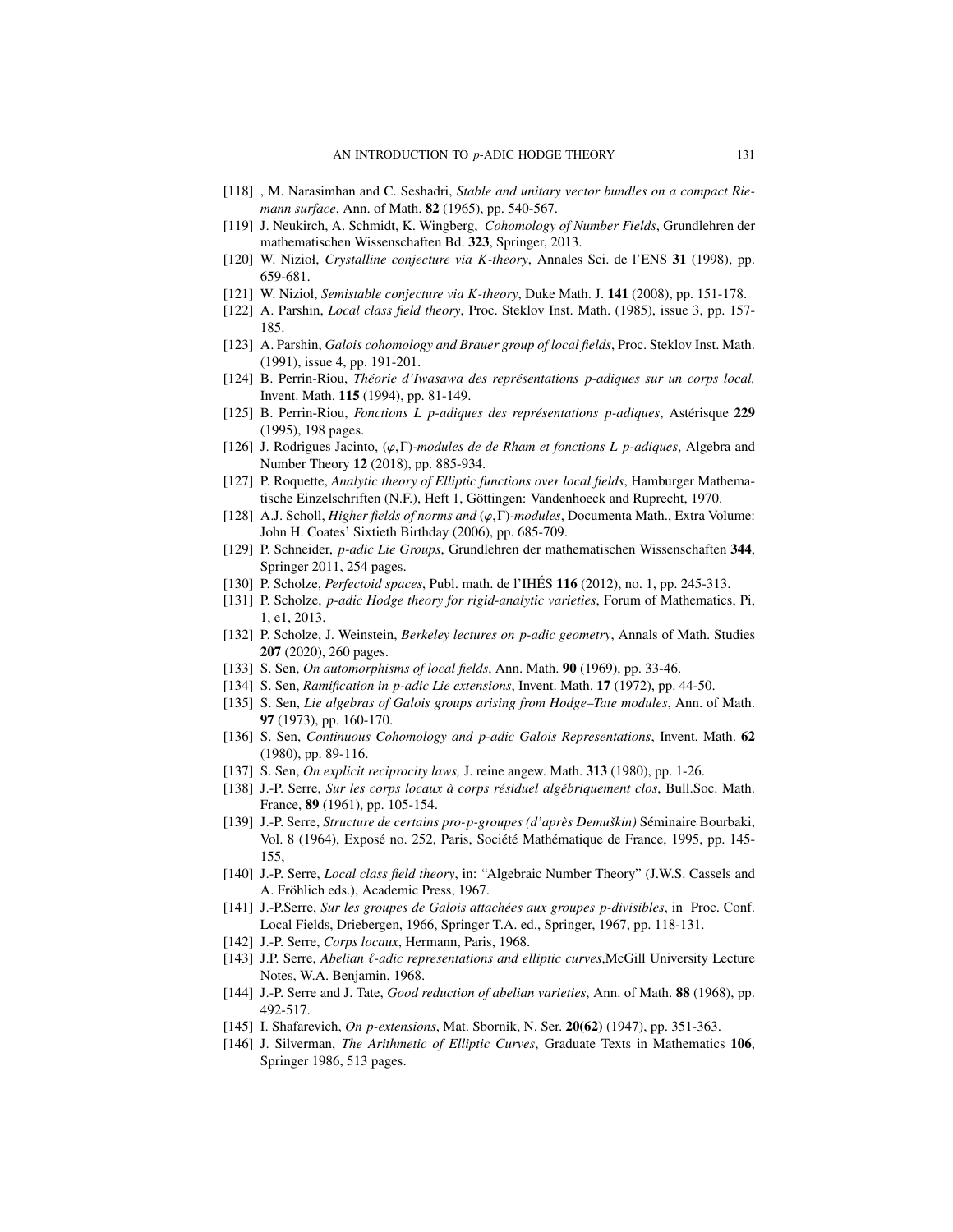- [118] , M. Narasimhan and C. Seshadri, *Stable and unitary vector bundles on a compact Riemann surface*, Ann. of Math. **82** (1965), pp. 540-567.
- [119] J. Neukirch, A. Schmidt, K. Wingberg, *Cohomology of Number Fields*, Grundlehren der mathematischen Wissenschaften Bd. **323**, Springer, 2013.
- [120] W. Nizioł, *Crystalline conjecture via K-theory*, Annales Sci. de l'ENS **31** (1998), pp. 659-681.
- [121] W. Nizioł, *Semistable conjecture via K-theory*, Duke Math. J. **141** (2008), pp. 151-178.
- [122] A. Parshin, *Local class field theory*, Proc. Steklov Inst. Math. (1985), issue 3, pp. 157-185.
- [123] A. Parshin, *Galois cohomology and Brauer group of local fields*, Proc. Steklov Inst. Math. (1991), issue 4, pp. 191-201.
- [124] B. Perrin-Riou, *Théorie d'Iwasawa des représentations p-adiques sur un corps local,* Invent. Math. **115** (1994), pp. 81-149.
- [125] B. Perrin-Riou, *Fonctions L p-adiques des représentations p-adiques*, Astérisque **229** (1995), 198 pages.
- [126] J. Rodrigues Jacinto, *$(\varphi,\Gamma)$-modules de de Rham et fonctions L p-adiques*, Algebra and Number Theory **12** (2018), pp. 885-934.
- [127] P. Roquette, *Analytic theory of Elliptic functions over local fields*, Hamburger Mathematische Einzelschriften (N.F.), Heft 1, Göttingen: Vandenhoeck and Ruprecht, 1970.
- [128] A.J. Scholl, *Higher fields of norms and $(\varphi,\Gamma)$-modules*, Documenta Math., Extra Volume: John H. Coates' Sixtieth Birthday (2006), pp. 685-709.
- [129] P. Schneider, *p-adic Lie Groups*, Grundlehren der mathematischen Wissenschaften **344**, Springer 2011, 254 pages.
- [130] P. Scholze, *Perfectoid spaces*, Publ. math. de l'IHÉS **116** (2012), no. 1, pp. 245-313.
- [131] P. Scholze, *p-adic Hodge theory for rigid-analytic varieties*, Forum of Mathematics, Pi, 1, e1, 2013.
- [132] P. Scholze, J. Weinstein, *Berkeley lectures on p-adic geometry*, Annals of Math. Studies **207** (2020), 260 pages.
- [133] S. Sen, *On automorphisms of local fields*, Ann. Math. **90** (1969), pp. 33-46.
- [134] S. Sen, *Ramification in p-adic Lie extensions*, Invent. Math. **17** (1972), pp. 44-50.
- [135] S. Sen, *Lie algebras of Galois groups arising from Hodge–Tate modules*, Ann. of Math. **97** (1973), pp. 160-170.
- [136] S. Sen, *Continuous Cohomology and p-adic Galois Representations*, Invent. Math. **62** (1980), pp. 89-116.
- [137] S. Sen, *On explicit reciprocity laws,* J. reine angew. Math. **313** (1980), pp. 1-26.
- [138] J.-P. Serre, *Sur les corps locaux à corps résiduel algébriquement clos*, Bull.Soc. Math. France, **89** (1961), pp. 105-154.
- [139] J.-P. Serre, *Structure de certains pro-p-groupes (d'après Demuškin)* Séminaire Bourbaki, Vol. 8 (1964), Exposé no. 252, Paris, Société Mathématique de France, 1995, pp. 145-155,
- [140] J.-P. Serre, *Local class field theory*, in: "Algebraic Number Theory" (J.W.S. Cassels and A. Fröhlich eds.), Academic Press, 1967.
- [141] J.-P.Serre, *Sur les groupes de Galois attachées aux groupes p-divisibles*, in Proc. Conf. Local Fields, Driebergen, 1966, Springer T.A. ed., Springer, 1967, pp. 118-131.
- [142] J.-P. Serre, *Corps locaux*, Hermann, Paris, 1968.
- [143] J.P. Serre, *Abelian $\ell$-adic representations and elliptic curves*,McGill University Lecture Notes, W.A. Benjamin, 1968.
- [144] J.-P. Serre and J. Tate, *Good reduction of abelian varieties*, Ann. of Math. **88** (1968), pp. 492-517.
- [145] I. Shafarevich, *On p-extensions*, Mat. Sbornik, N. Ser. **20(62)** (1947), pp. 351-363.
- [146] J. Silverman, *The Arithmetic of Elliptic Curves*, Graduate Texts in Mathematics **106**, Springer 1986, 513 pages.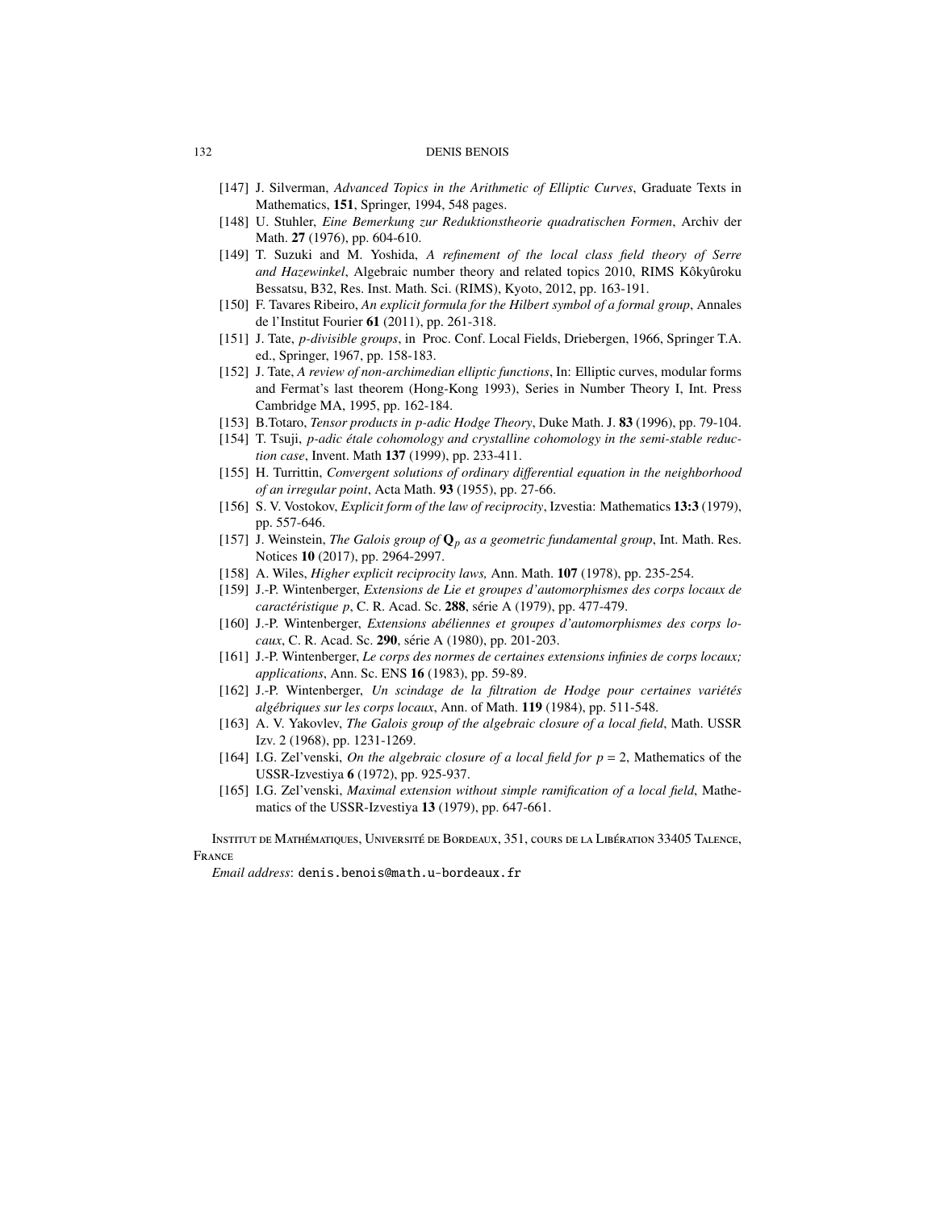[147] J. Silverman, *Advanced Topics in the Arithmetic of Elliptic Curves*, Graduate Texts in Mathematics, **151**, Springer, 1994, 548 pages.

[148] U. Stuhler, *Eine Bemerkung zur Reduktionstheorie quadratischen Formen*, Archiv der Math. **27** (1976), pp. 604-610.

[149] T. Suzuki and M. Yoshida, *A refinement of the local class field theory of Serre and Hazewinkel*, Algebraic number theory and related topics 2010, RIMS Kôkyûroku Bessatsu, B32, Res. Inst. Math. Sci. (RIMS), Kyoto, 2012, pp. 163-191.

[150] F. Tavares Ribeiro, *An explicit formula for the Hilbert symbol of a formal group*, Annales de l'Institut Fourier **61** (2011), pp. 261-318.

[151] J. Tate, *p-divisible groups*, in Proc. Conf. Local Fields, Driebergen, 1966, Springer T.A. ed., Springer, 1967, pp. 158-183.

[152] J. Tate, *A review of non-archimedian elliptic functions*, In: Elliptic curves, modular forms and Fermat's last theorem (Hong-Kong 1993), Series in Number Theory I, Int. Press Cambridge MA, 1995, pp. 162-184.

[153] B.Totaro, *Tensor products in p-adic Hodge Theory*, Duke Math. J. **83** (1996), pp. 79-104.

[154] T. Tsuji, *p-adic étale cohomology and crystalline cohomology in the semi-stable reduction case*, Invent. Math **137** (1999), pp. 233-411.

[155] H. Turrittin, *Convergent solutions of ordinary differential equation in the neighborhood of an irregular point*, Acta Math. **93** (1955), pp. 27-66.

[156] S. V. Vostokov, *Explicit form of the law of reciprocity*, Izvestia: Mathematics **13:3** (1979), pp. 557-646.

[157] J. Weinstein, *The Galois group of $\mathbf{Q}_p$ as a geometric fundamental group*, Int. Math. Res. Notices **10** (2017), pp. 2964-2997.

[158] A. Wiles, *Higher explicit reciprocity laws,* Ann. Math. **107** (1978), pp. 235-254.

[159] J.-P. Wintenberger, *Extensions de Lie et groupes d'automorphismes des corps locaux de caractéristique p*, C. R. Acad. Sc. **288**, série A (1979), pp. 477-479.

[160] J.-P. Wintenberger, *Extensions abéliennes et groupes d'automorphismes des corps locaux*, C. R. Acad. Sc. **290**, série A (1980), pp. 201-203.

[161] J.-P. Wintenberger, *Le corps des normes de certaines extensions infinies de corps locaux; applications*, Ann. Sc. ENS **16** (1983), pp. 59-89.

[162] J.-P. Wintenberger, *Un scindage de la filtration de Hodge pour certaines variétés algébriques sur les corps locaux*, Ann. of Math. **119** (1984), pp. 511-548.

[163] A. V. Yakovlev, *The Galois group of the algebraic closure of a local field*, Math. USSR Izv. 2 (1968), pp. 1231-1269.

[164] I.G. Zel'venski, *On the algebraic closure of a local field for $p = 2$*, Mathematics of the USSR-Izvestiya **6** (1972), pp. 925-937.

[165] I.G. Zel'venski, *Maximal extension without simple ramification of a local field*, Mathematics of the USSR-Izvestiya **13** (1979), pp. 647-661.

Institut de Mathématiques, Université de Bordeaux, 351, cours de la Libération 33405 Talence, France

*Email address*: denis.benois@math.u-bordeaux.fr